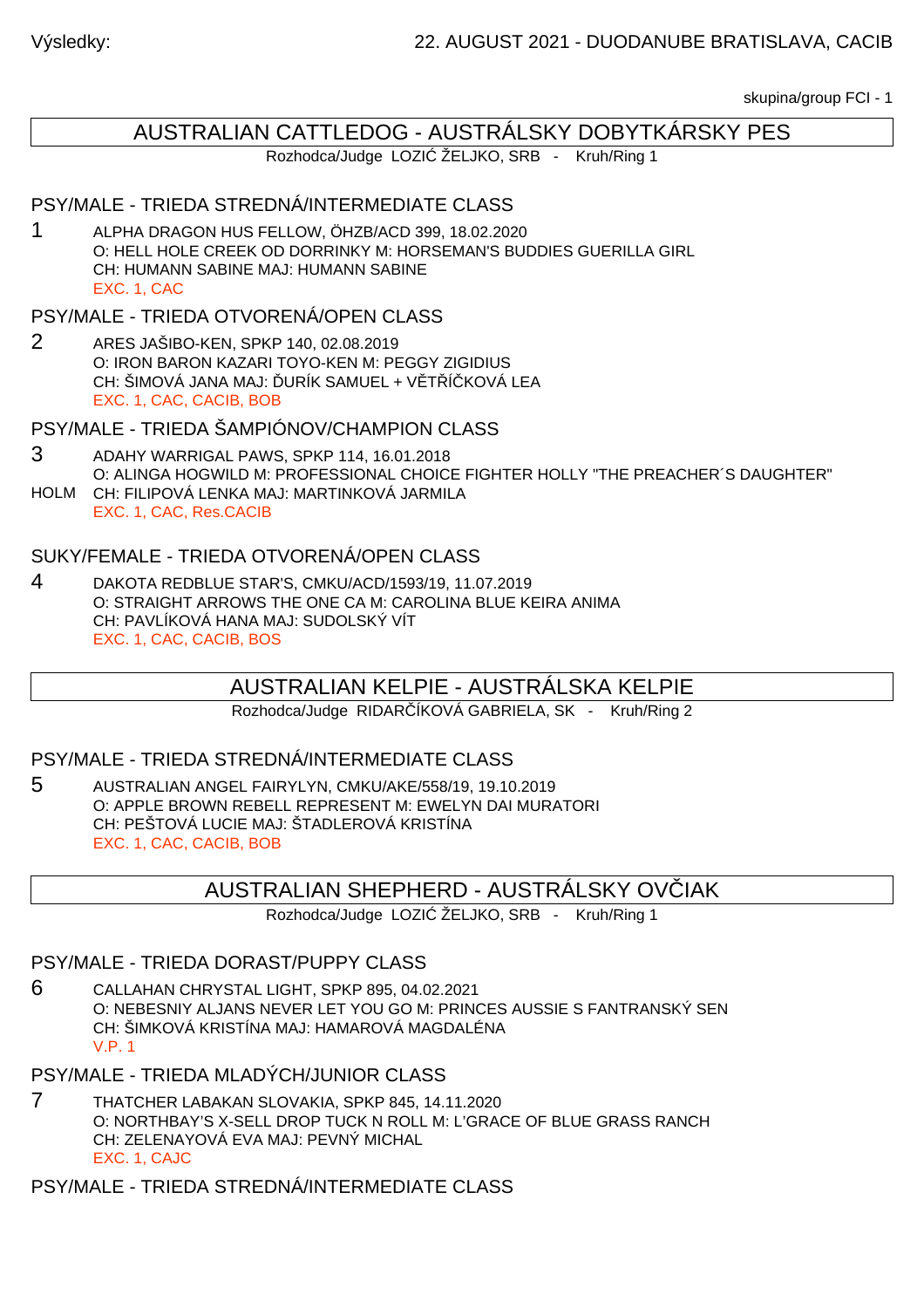Výsledky: 22. AUGUST 2021 - DUODANUBE BRATISLAVA, CACIB

skupina/group FCI - 1

## AUSTRALIAN CATTLEDOG - AUSTRÁLSKY DOBYTKÁRSKY PES

Rozhodca/Judge LOZIĆ ŽELJKO, SRB - Kruh/Ring 1

### PSY/MALE - TRIEDA STREDNÁ/INTERMEDIATE CLASS

1 ALPHA DRAGON HUS FELLOW, ÖHZB/ACD 399, 18.02.2020
O: HELL HOLE CREEK OD DORRINKY M: HORSEMAN'S BUDDIES GUERILLA GIRL
CH: HUMANN SABINE MAJ: HUMANN SABINE
EXC. 1, CAC

### PSY/MALE - TRIEDA OTVORENÁ/OPEN CLASS

2 ARES JAŠIBO-KEN, SPKP 140, 02.08.2019
O: IRON BARON KAZARI TOYO-KEN M: PEGGY ZIGIDIUS
CH: ŠIMOVÁ JANA MAJ: ĎURÍK SAMUEL + VĚTŘÍČKOVÁ LEA
EXC. 1, CAC, CACIB, BOB

### PSY/MALE - TRIEDA ŠAMPIÓNOV/CHAMPION CLASS

3 ADAHY WARRIGAL PAWS, SPKP 114, 16.01.2018
O: ALINGA HOGWILD M: PROFESSIONAL CHOICE FIGHTER HOLLY "THE PREACHER´S DAUGHTER"
HOLM CH: FILIPOVÁ LENKA MAJ: MARTINKOVÁ JARMILA
EXC. 1, CAC, Res.CACIB

### SUKY/FEMALE - TRIEDA OTVORENÁ/OPEN CLASS

4 DAKOTA REDBLUE STAR'S, CMKU/ACD/1593/19, 11.07.2019
O: STRAIGHT ARROWS THE ONE CA M: CAROLINA BLUE KEIRA ANIMA
CH: PAVLÍKOVÁ HANA MAJ: SUDOLSKÝ VÍT
EXC. 1, CAC, CACIB, BOS

## AUSTRALIAN KELPIE - AUSTRÁLSKA KELPIE

Rozhodca/Judge RIDARČÍKOVÁ GABRIELA, SK - Kruh/Ring 2

### PSY/MALE - TRIEDA STREDNÁ/INTERMEDIATE CLASS

5 AUSTRALIAN ANGEL FAIRYLYN, CMKU/AKE/558/19, 19.10.2019
O: APPLE BROWN REBELL REPRESENT M: EWELYN DAI MURATORI
CH: PEŠTOVÁ LUCIE MAJ: ŠTADLEROVÁ KRISTÍNA
EXC. 1, CAC, CACIB, BOB

## AUSTRALIAN SHEPHERD - AUSTRÁLSKY OVČIAK

Rozhodca/Judge LOZIĆ ŽELJKO, SRB - Kruh/Ring 1

### PSY/MALE - TRIEDA DORAST/PUPPY CLASS

6 CALLAHAN CHRYSTAL LIGHT, SPKP 895, 04.02.2021
O: NEBESNIY ALJANS NEVER LET YOU GO M: PRINCES AUSSIE S FANTRANSKÝ SEN
CH: ŠIMKOVÁ KRISTÍNA MAJ: HAMAROVÁ MAGDALÉNA
V.P. 1

### PSY/MALE - TRIEDA MLADÝCH/JUNIOR CLASS

7 THATCHER LABAKAN SLOVAKIA, SPKP 845, 14.11.2020
O: NORTHBAY'S X-SELL DROP TUCK N ROLL M: L'GRACE OF BLUE GRASS RANCH
CH: ZELENAYOVÁ EVA MAJ: PEVNÝ MICHAL
EXC. 1, CAJC

### PSY/MALE - TRIEDA STREDNÁ/INTERMEDIATE CLASS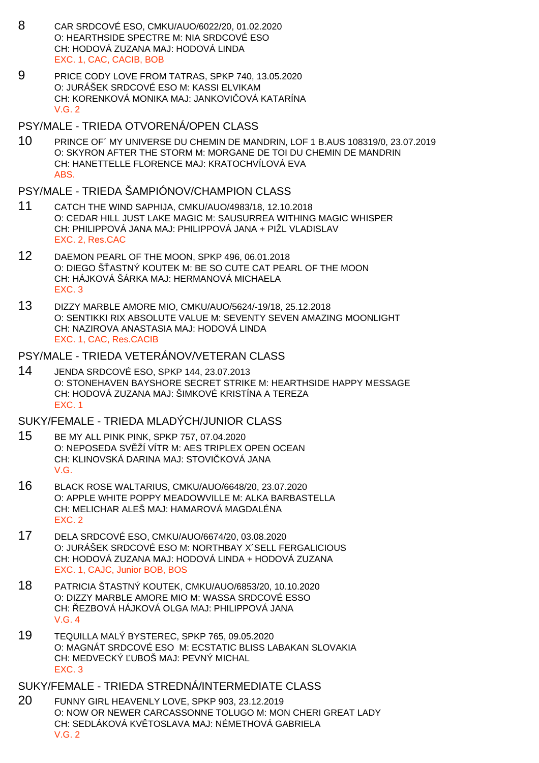8 CAR SRDCOVÉ ESO, CMKU/AUO/6022/20, 01.02.2020
O: HEARTHSIDE SPECTRE M: NIA SRDCOVÉ ESO
CH: HODOVÁ ZUZANA MAJ: HODOVÁ LINDA
EXC. 1, CAC, CACIB, BOB

9 PRICE CODY LOVE FROM TATRAS, SPKP 740, 13.05.2020
O: JURÁŠEK SRDCOVÉ ESO M: KASSI ELVIKAM
CH: KORENKOVÁ MONIKA MAJ: JANKOVIČOVÁ KATARÍNA
V.G. 2

## PSY/MALE - TRIEDA OTVORENÁ/OPEN CLASS

10 PRINCE OF´ MY UNIVERSE DU CHEMIN DE MANDRIN, LOF 1 B.AUS 108319/0, 23.07.2019
O: SKYRON AFTER THE STORM M: MORGANE DE TOI DU CHEMIN DE MANDRIN
CH: HANETTELLE FLORENCE MAJ: KRATOCHVÍLOVÁ EVA
ABS.

## PSY/MALE - TRIEDA ŠAMPIÓNOV/CHAMPION CLASS

11 CATCH THE WIND SAPHIJA, CMKU/AUO/4983/18, 12.10.2018
O: CEDAR HILL JUST LAKE MAGIC M: SAUSURREA WITHING MAGIC WHISPER
CH: PHILIPPOVÁ JANA MAJ: PHILIPPOVÁ JANA + PIŽL VLADISLAV
EXC. 2, Res.CAC

12 DAEMON PEARL OF THE MOON, SPKP 496, 06.01.2018
O: DIEGO ŠŤASTNÝ KOUTEK M: BE SO CUTE CAT PEARL OF THE MOON
CH: HÁJKOVÁ ŠÁRKA MAJ: HERMANOVÁ MICHAELA
EXC. 3

13 DIZZY MARBLE AMORE MIO, CMKU/AUO/5624/-19/18, 25.12.2018
O: SENTIKKI RIX ABSOLUTE VALUE M: SEVENTY SEVEN AMAZING MOONLIGHT
CH: NAZIROVA ANASTASIA MAJ: HODOVÁ LINDA
EXC. 1, CAC, Res.CACIB

## PSY/MALE - TRIEDA VETERÁNOV/VETERAN CLASS

14 JENDA SRDCOVÉ ESO, SPKP 144, 23.07.2013
O: STONEHAVEN BAYSHORE SECRET STRIKE M: HEARTHSIDE HAPPY MESSAGE
CH: HODOVÁ ZUZANA MAJ: ŠIMKOVÉ KRISTÍNA A TEREZA
EXC. 1

## SUKY/FEMALE - TRIEDA MLADÝCH/JUNIOR CLASS

15 BE MY ALL PINK PINK, SPKP 757, 07.04.2020
O: NEPOSEDA SVĚŽÍ VÍTR M: AES TRIPLEX OPEN OCEAN
CH: KLINOVSKÁ DARINA MAJ: STOVIČKOVÁ JANA
V.G.

16 BLACK ROSE WALTARIUS, CMKU/AUO/6648/20, 23.07.2020
O: APPLE WHITE POPPY MEADOWVILLE M: ALKA BARBASTELLA
CH: MELICHAR ALEŠ MAJ: HAMAROVÁ MAGDALÉNA
EXC. 2

17 DELA SRDCOVÉ ESO, CMKU/AUO/6674/20, 03.08.2020
O: JURÁŠEK SRDCOVÉ ESO M: NORTHBAY X´SELL FERGALICIOUS
CH: HODOVÁ ZUZANA MAJ: HODOVÁ LINDA + HODOVÁ ZUZANA
EXC. 1, CAJC, Junior BOB, BOS

18 PATRICIA ŠTASTNÝ KOUTEK, CMKU/AUO/6853/20, 10.10.2020
O: DIZZY MARBLE AMORE MIO M: WASSA SRDCOVÉ ESSO
CH: ŘEZBOVÁ HÁJKOVÁ OLGA MAJ: PHILIPPOVÁ JANA
V.G. 4

19 TEQUILLA MALÝ BYSTEREC, SPKP 765, 09.05.2020
O: MAGNÁT SRDCOVÉ ESO M: ECSTATIC BLISS LABAKAN SLOVAKIA
CH: MEDVECKÝ ĽUBOŠ MAJ: PEVNÝ MICHAL
EXC. 3

## SUKY/FEMALE - TRIEDA STREDNÁ/INTERMEDIATE CLASS

20 FUNNY GIRL HEAVENLY LOVE, SPKP 903, 23.12.2019
O: NOW OR NEWER CARCASSONNE TOLUGO M: MON CHERI GREAT LADY
CH: SEDLÁKOVÁ KVĚTOSLAVA MAJ: NÉMETHOVÁ GABRIELA
V.G. 2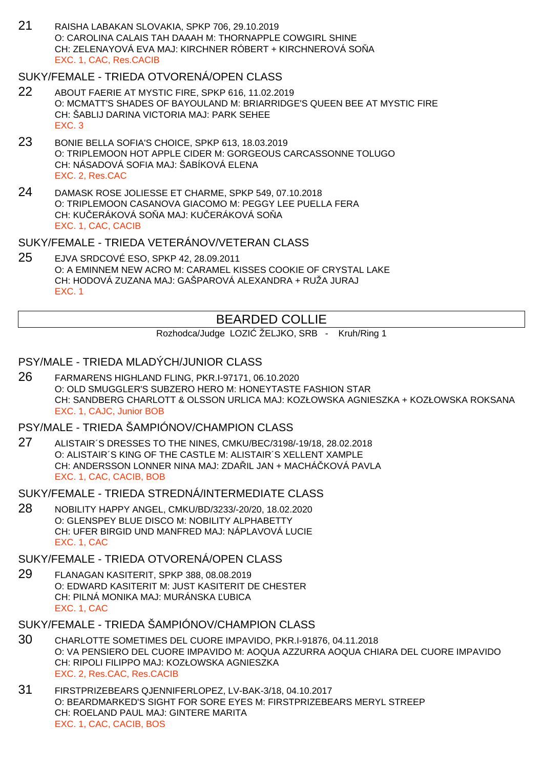21 RAISHA LABAKAN SLOVAKIA, SPKP 706, 29.10.2019
O: CAROLINA CALAIS TAH DAAAH M: THORNAPPLE COWGIRL SHINE
CH: ZELENAYOVÁ EVA MAJ: KIRCHNER RÓBERT + KIRCHNEROVÁ SOŇA
EXC. 1, CAC, Res.CACIB

## SUKY/FEMALE - TRIEDA OTVORENÁ/OPEN CLASS

22 ABOUT FAERIE AT MYSTIC FIRE, SPKP 616, 11.02.2019
O: MCMATT'S SHADES OF BAYOULAND M: BRIARRIDGE'S QUEEN BEE AT MYSTIC FIRE
CH: ŠABLIJ DARINA VICTORIA MAJ: PARK SEHEE
EXC. 3

23 BONIE BELLA SOFIA'S CHOICE, SPKP 613, 18.03.2019
O: TRIPLEMOON HOT APPLE CIDER M: GORGEOUS CARCASSONNE TOLUGO
CH: NÁSADOVÁ SOFIA MAJ: ŠABÍKOVÁ ELENA
EXC. 2, Res.CAC

24 DAMASK ROSE JOLIESSE ET CHARME, SPKP 549, 07.10.2018
O: TRIPLEMOON CASANOVA GIACOMO M: PEGGY LEE PUELLA FERA
CH: KUČERÁKOVÁ SOŇA MAJ: KUČERÁKOVÁ SOŇA
EXC. 1, CAC, CACIB

## SUKY/FEMALE - TRIEDA VETERÁNOV/VETERAN CLASS

25 EJVA SRDCOVÉ ESO, SPKP 42, 28.09.2011
O: A EMINNEM NEW ACRO M: CARAMEL KISSES COOKIE OF CRYSTAL LAKE
CH: HODOVÁ ZUZANA MAJ: GAŠPAROVÁ ALEXANDRA + RUŽA JURAJ
EXC. 1

# BEARDED COLLIE

Rozhodca/Judge LOZIĆ ŽELJKO, SRB - Kruh/Ring 1

## PSY/MALE - TRIEDA MLADÝCH/JUNIOR CLASS

26 FARMARENS HIGHLAND FLING, PKR.I-97171, 06.10.2020
O: OLD SMUGGLER'S SUBZERO HERO M: HONEYTASTE FASHION STAR
CH: SANDBERG CHARLOTT & OLSSON URLICA MAJ: KOZŁOWSKA AGNIESZKA + KOZŁOWSKA ROKSANA
EXC. 1, CAJC, Junior BOB

## PSY/MALE - TRIEDA ŠAMPIÓNOV/CHAMPION CLASS

27 ALISTAIR´S DRESSES TO THE NINES, CMKU/BEC/3198/-19/18, 28.02.2018
O: ALISTAIR´S KING OF THE CASTLE M: ALISTAIR´S XELLENT XAMPLE
CH: ANDERSSON LONNER NINA MAJ: ZDAŘIL JAN + MACHÁČKOVÁ PAVLA
EXC. 1, CAC, CACIB, BOB

## SUKY/FEMALE - TRIEDA STREDNÁ/INTERMEDIATE CLASS

28 NOBILITY HAPPY ANGEL, CMKU/BD/3233/-20/20, 18.02.2020
O: GLENSPEY BLUE DISCO M: NOBILITY ALPHABETTY
CH: UFER BIRGID UND MANFRED MAJ: NÁPLAVOVÁ LUCIE
EXC. 1, CAC

## SUKY/FEMALE - TRIEDA OTVORENÁ/OPEN CLASS

29 FLANAGAN KASITERIT, SPKP 388, 08.08.2019
O: EDWARD KASITERIT M: JUST KASITERIT DE CHESTER
CH: PILNÁ MONIKA MAJ: MURÁNSKA ĽUBICA
EXC. 1, CAC

## SUKY/FEMALE - TRIEDA ŠAMPIÓNOV/CHAMPION CLASS

30 CHARLOTTE SOMETIMES DEL CUORE IMPAVIDO, PKR.I-91876, 04.11.2018
O: VA PENSIERO DEL CUORE IMPAVIDO M: AOQUA AZZURRA AOQUA CHIARA DEL CUORE IMPAVIDO
CH: RIPOLI FILIPPO MAJ: KOZŁOWSKA AGNIESZKA
EXC. 2, Res.CAC, Res.CACIB

31 FIRSTPRIZEBEARS QJENNIFERLOPEZ, LV-BAK-3/18, 04.10.2017
O: BEARDMARKED'S SIGHT FOR SORE EYES M: FIRSTPRIZEBEARS MERYL STREEP
CH: ROELAND PAUL MAJ: GINTERE MARITA
EXC. 1, CAC, CACIB, BOS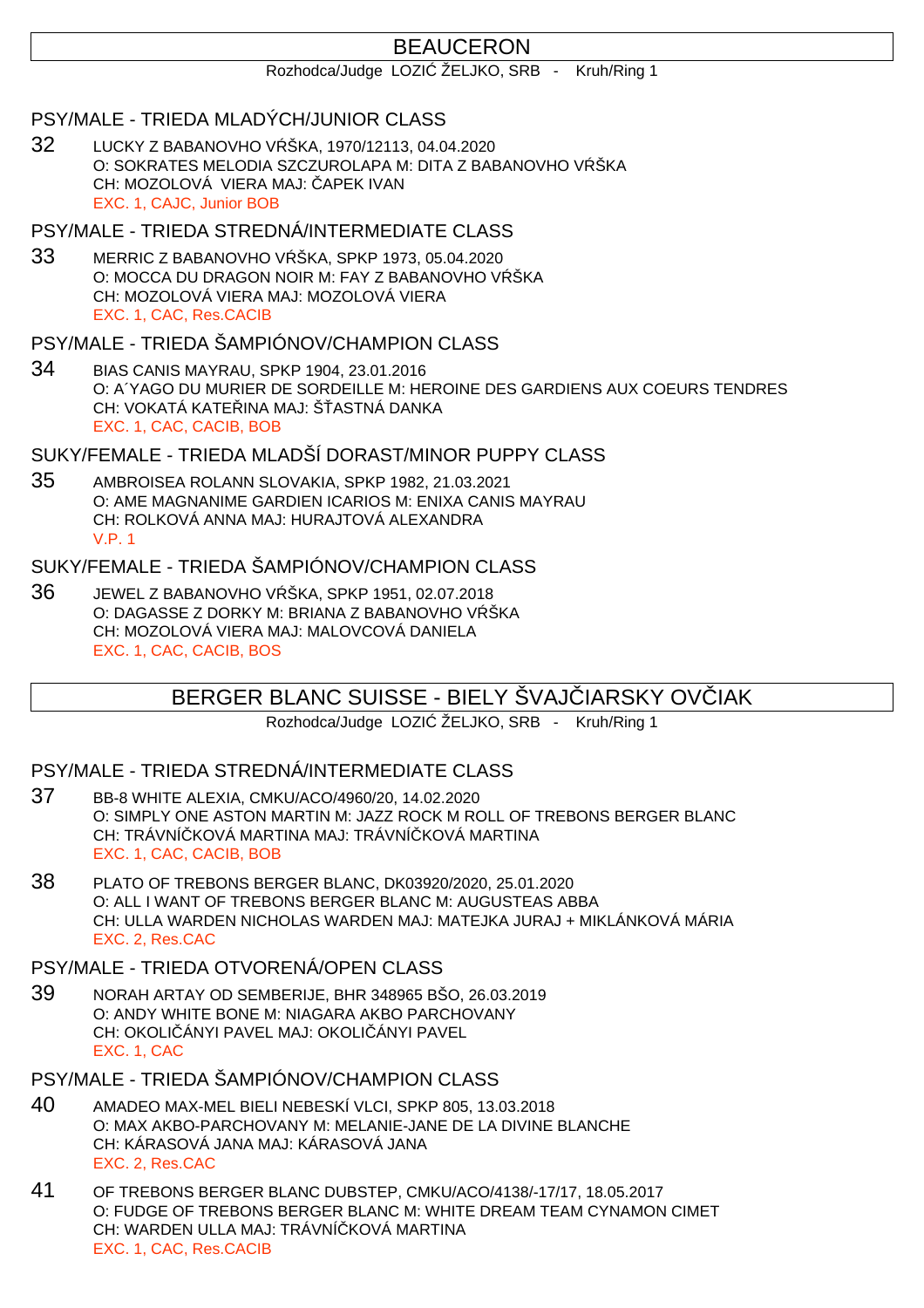# BEAUCERON

Rozhodca/Judge LOZIĆ ŽELJKO, SRB - Kruh/Ring 1

### PSY/MALE - TRIEDA MLADÝCH/JUNIOR CLASS

32 LUCKY Z BABANOVHO VŔŠKA, 1970/12113, 04.04.2020
O: SOKRATES MELODIA SZCZUROLAPA M: DITA Z BABANOVHO VŔŠKA
CH: MOZOLOVÁ VIERA MAJ: ČAPEK IVAN
EXC. 1, CAJC, Junior BOB

### PSY/MALE - TRIEDA STREDNÁ/INTERMEDIATE CLASS

33 MERRIC Z BABANOVHO VŔŠKA, SPKP 1973, 05.04.2020
O: MOCCA DU DRAGON NOIR M: FAY Z BABANOVHO VŔŠKA
CH: MOZOLOVÁ VIERA MAJ: MOZOLOVÁ VIERA
EXC. 1, CAC, Res.CACIB

### PSY/MALE - TRIEDA ŠAMPIÓNOV/CHAMPION CLASS

34 BIAS CANIS MAYRAU, SPKP 1904, 23.01.2016
O: A´YAGO DU MURIER DE SORDEILLE M: HEROINE DES GARDIENS AUX COEURS TENDRES
CH: VOKATÁ KATEŘINA MAJ: ŠŤASTNÁ DANKA
EXC. 1, CAC, CACIB, BOB

### SUKY/FEMALE - TRIEDA MLADŠÍ DORAST/MINOR PUPPY CLASS

35 AMBROISEA ROLANN SLOVAKIA, SPKP 1982, 21.03.2021
O: AME MAGNANIME GARDIEN ICARIOS M: ENIXA CANIS MAYRAU
CH: ROLKOVÁ ANNA MAJ: HURAJTOVÁ ALEXANDRA
V.P. 1

### SUKY/FEMALE - TRIEDA ŠAMPIÓNOV/CHAMPION CLASS

36 JEWEL Z BABANOVHO VŔŠKA, SPKP 1951, 02.07.2018
O: DAGASSE Z DORKY M: BRIANA Z BABANOVHO VŔŠKA
CH: MOZOLOVÁ VIERA MAJ: MALOVCOVÁ DANIELA
EXC. 1, CAC, CACIB, BOS

# BERGER BLANC SUISSE - BIELY ŠVAJČIARSKY OVČIAK

Rozhodca/Judge LOZIĆ ŽELJKO, SRB - Kruh/Ring 1

### PSY/MALE - TRIEDA STREDNÁ/INTERMEDIATE CLASS

37 BB-8 WHITE ALEXIA, CMKU/ACO/4960/20, 14.02.2020
O: SIMPLY ONE ASTON MARTIN M: JAZZ ROCK M ROLL OF TREBONS BERGER BLANC
CH: TRÁVNÍČKOVÁ MARTINA MAJ: TRÁVNÍČKOVÁ MARTINA
EXC. 1, CAC, CACIB, BOB

38 PLATO OF TREBONS BERGER BLANC, DK03920/2020, 25.01.2020
O: ALL I WANT OF TREBONS BERGER BLANC M: AUGUSTEAS ABBA
CH: ULLA WARDEN NICHOLAS WARDEN MAJ: MATEJKA JURAJ + MIKLÁNKOVÁ MÁRIA
EXC. 2, Res.CAC

### PSY/MALE - TRIEDA OTVORENÁ/OPEN CLASS

39 NORAH ARTAY OD SEMBERIJE, BHR 348965 BŠO, 26.03.2019
O: ANDY WHITE BONE M: NIAGARA AKBO PARCHOVANY
CH: OKOLIČÁNYI PAVEL MAJ: OKOLIČÁNYI PAVEL
EXC. 1, CAC

### PSY/MALE - TRIEDA ŠAMPIÓNOV/CHAMPION CLASS

40 AMADEO MAX-MEL BIELI NEBESKÍ VLCI, SPKP 805, 13.03.2018
O: MAX AKBO-PARCHOVANY M: MELANIE-JANE DE LA DIVINE BLANCHE
CH: KÁRASOVÁ JANA MAJ: KÁRASOVÁ JANA
EXC. 2, Res.CAC

41 OF TREBONS BERGER BLANC DUBSTEP, CMKU/ACO/4138/-17/17, 18.05.2017
O: FUDGE OF TREBONS BERGER BLANC M: WHITE DREAM TEAM CYNAMON CIMET
CH: WARDEN ULLA MAJ: TRÁVNÍČKOVÁ MARTINA
EXC. 1, CAC, Res.CACIB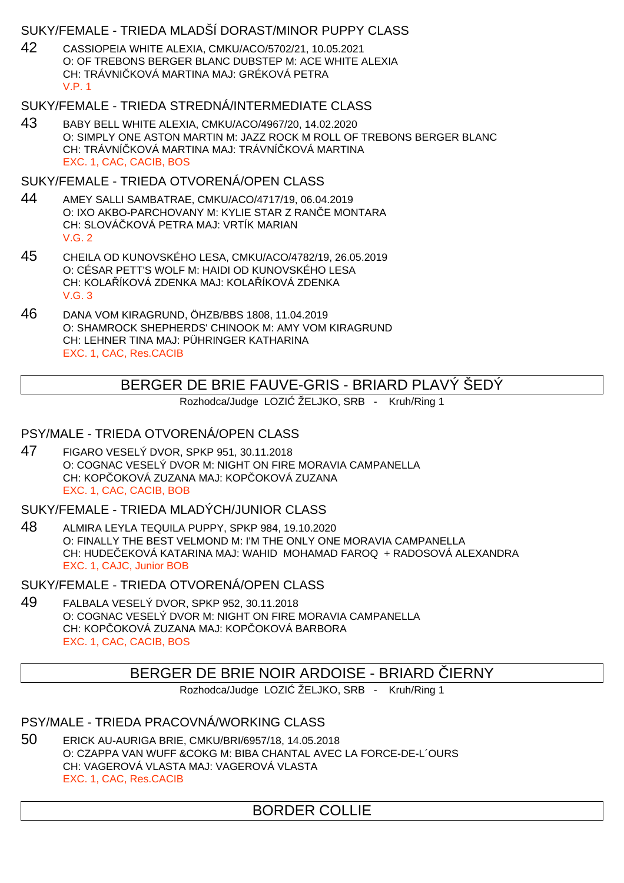### SUKY/FEMALE - TRIEDA MLADŠÍ DORAST/MINOR PUPPY CLASS

42 CASSIOPEIA WHITE ALEXIA, CMKU/ACO/5702/21, 10.05.2021
O: OF TREBONS BERGER BLANC DUBSTEP M: ACE WHITE ALEXIA
CH: TRÁVNIČKOVÁ MARTINA MAJ: GRÉKOVÁ PETRA
V.P. 1

### SUKY/FEMALE - TRIEDA STREDNÁ/INTERMEDIATE CLASS

43 BABY BELL WHITE ALEXIA, CMKU/ACO/4967/20, 14.02.2020
O: SIMPLY ONE ASTON MARTIN M: JAZZ ROCK M ROLL OF TREBONS BERGER BLANC
CH: TRÁVNÍČKOVÁ MARTINA MAJ: TRÁVNÍČKOVÁ MARTINA
EXC. 1, CAC, CACIB, BOS

### SUKY/FEMALE - TRIEDA OTVORENÁ/OPEN CLASS

44 AMEY SALLI SAMBATRAE, CMKU/ACO/4717/19, 06.04.2019
O: IXO AKBO-PARCHOVANY M: KYLIE STAR Z RANČE MONTARA
CH: SLOVÁČKOVÁ PETRA MAJ: VRTÍK MARIAN
V.G. 2

45 CHEILA OD KUNOVSKÉHO LESA, CMKU/ACO/4782/19, 26.05.2019
O: CÉSAR PETT'S WOLF M: HAIDI OD KUNOVSKÉHO LESA
CH: KOLAŘÍKOVÁ ZDENKA MAJ: KOLAŘÍKOVÁ ZDENKA
V.G. 3

46 DANA VOM KIRAGRUND, ÖHZB/BBS 1808, 11.04.2019
O: SHAMROCK SHEPHERDS' CHINOOK M: AMY VOM KIRAGRUND
CH: LEHNER TINA MAJ: PÜHRINGER KATHARINA
EXC. 1, CAC, Res.CACIB

## BERGER DE BRIE FAUVE-GRIS - BRIARD PLAVÝ ŠEDÝ

Rozhodca/Judge LOZIĆ ŽELJKO, SRB - Kruh/Ring 1

### PSY/MALE - TRIEDA OTVORENÁ/OPEN CLASS

47 FIGARO VESELÝ DVOR, SPKP 951, 30.11.2018
O: COGNAC VESELÝ DVOR M: NIGHT ON FIRE MORAVIA CAMPANELLA
CH: KOPČOKOVÁ ZUZANA MAJ: KOPČOKOVÁ ZUZANA
EXC. 1, CAC, CACIB, BOB

### SUKY/FEMALE - TRIEDA MLADÝCH/JUNIOR CLASS

48 ALMIRA LEYLA TEQUILA PUPPY, SPKP 984, 19.10.2020
O: FINALLY THE BEST VELMOND M: I'M THE ONLY ONE MORAVIA CAMPANELLA
CH: HUDEČEKOVÁ KATARINA MAJ: WAHID MOHAMAD FAROQ + RADOSOVÁ ALEXANDRA
EXC. 1, CAJC, Junior BOB

### SUKY/FEMALE - TRIEDA OTVORENÁ/OPEN CLASS

49 FALBALA VESELÝ DVOR, SPKP 952, 30.11.2018
O: COGNAC VESELÝ DVOR M: NIGHT ON FIRE MORAVIA CAMPANELLA
CH: KOPČOKOVÁ ZUZANA MAJ: KOPČOKOVÁ BARBORA
EXC. 1, CAC, CACIB, BOS

## BERGER DE BRIE NOIR ARDOISE - BRIARD ČIERNY

Rozhodca/Judge LOZIĆ ŽELJKO, SRB - Kruh/Ring 1

### PSY/MALE - TRIEDA PRACOVNÁ/WORKING CLASS

50 ERICK AU-AURIGA BRIE, CMKU/BRI/6957/18, 14.05.2018
O: CZAPPA VAN WUFF &COKG M: BIBA CHANTAL AVEC LA FORCE-DE-L´OURS
CH: VAGEROVÁ VLASTA MAJ: VAGEROVÁ VLASTA
EXC. 1, CAC, Res.CACIB

## BORDER COLLIE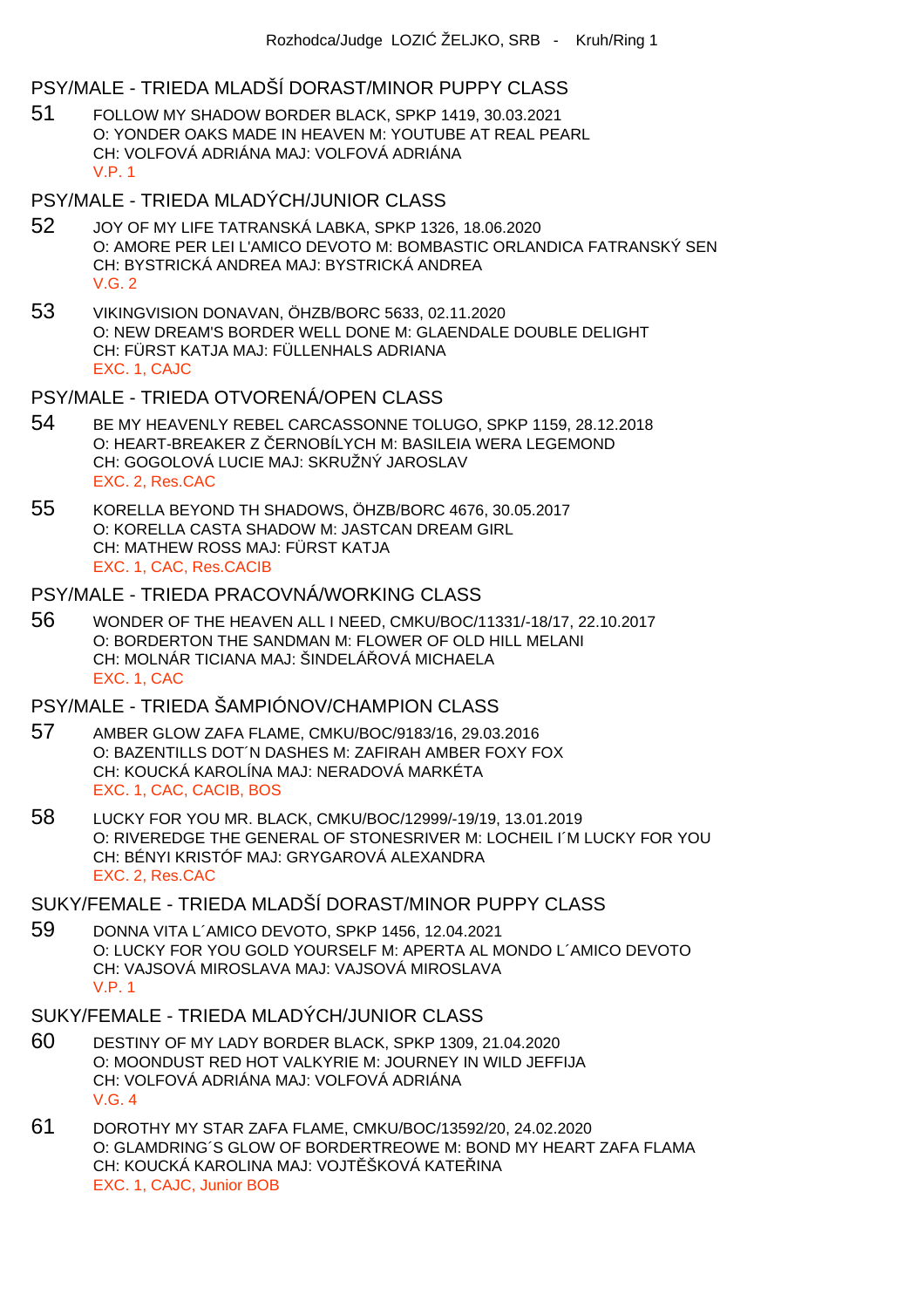Rozhodca/Judge LOZIĆ ŽELJKO, SRB - Kruh/Ring 1

## PSY/MALE - TRIEDA MLADŠÍ DORAST/MINOR PUPPY CLASS

51 FOLLOW MY SHADOW BORDER BLACK, SPKP 1419, 30.03.2021
O: YONDER OAKS MADE IN HEAVEN M: YOUTUBE AT REAL PEARL
CH: VOLFOVÁ ADRIÁNA MAJ: VOLFOVÁ ADRIÁNA
V.P. 1

## PSY/MALE - TRIEDA MLADÝCH/JUNIOR CLASS

52 JOY OF MY LIFE TATRANSKÁ LABKA, SPKP 1326, 18.06.2020
O: AMORE PER LEI L'AMICO DEVOTO M: BOMBASTIC ORLANDICA FATRANSKÝ SEN
CH: BYSTRICKÁ ANDREA MAJ: BYSTRICKÁ ANDREA
V.G. 2

53 VIKINGVISION DONAVAN, ÖHZB/BORC 5633, 02.11.2020
O: NEW DREAM'S BORDER WELL DONE M: GLAENDALE DOUBLE DELIGHT
CH: FÜRST KATJA MAJ: FÜLLENHALS ADRIANA
EXC. 1, CAJC

## PSY/MALE - TRIEDA OTVORENÁ/OPEN CLASS

54 BE MY HEAVENLY REBEL CARCASSONNE TOLUGO, SPKP 1159, 28.12.2018
O: HEART-BREAKER Z ČERNOBÍLYCH M: BASILEIA WERA LEGEMOND
CH: GOGOLOVÁ LUCIE MAJ: SKRUŽNÝ JAROSLAV
EXC. 2, Res.CAC

55 KORELLA BEYOND TH SHADOWS, ÖHZB/BORC 4676, 30.05.2017
O: KORELLA CASTA SHADOW M: JASTCAN DREAM GIRL
CH: MATHEW ROSS MAJ: FÜRST KATJA
EXC. 1, CAC, Res.CACIB

## PSY/MALE - TRIEDA PRACOVNÁ/WORKING CLASS

56 WONDER OF THE HEAVEN ALL I NEED, CMKU/BOC/11331/-18/17, 22.10.2017
O: BORDERTON THE SANDMAN M: FLOWER OF OLD HILL MELANI
CH: MOLNÁR TICIANA MAJ: ŠINDELÁŘOVÁ MICHAELA
EXC. 1, CAC

## PSY/MALE - TRIEDA ŠAMPIÓNOV/CHAMPION CLASS

57 AMBER GLOW ZAFA FLAME, CMKU/BOC/9183/16, 29.03.2016
O: BAZENTILLS DOT´N DASHES M: ZAFIRAH AMBER FOXY FOX
CH: KOUCKÁ KAROLÍNA MAJ: NERADOVÁ MARKÉTA
EXC. 1, CAC, CACIB, BOS

58 LUCKY FOR YOU MR. BLACK, CMKU/BOC/12999/-19/19, 13.01.2019
O: RIVEREDGE THE GENERAL OF STONESRIVER M: LOCHEIL I´M LUCKY FOR YOU
CH: BÉNYI KRISTÓF MAJ: GRYGAROVÁ ALEXANDRA
EXC. 2, Res.CAC

## SUKY/FEMALE - TRIEDA MLADŠÍ DORAST/MINOR PUPPY CLASS

59 DONNA VITA L´AMICO DEVOTO, SPKP 1456, 12.04.2021
O: LUCKY FOR YOU GOLD YOURSELF M: APERTA AL MONDO L´AMICO DEVOTO
CH: VAJSOVÁ MIROSLAVA MAJ: VAJSOVÁ MIROSLAVA
V.P. 1

## SUKY/FEMALE - TRIEDA MLADÝCH/JUNIOR CLASS

60 DESTINY OF MY LADY BORDER BLACK, SPKP 1309, 21.04.2020
O: MOONDUST RED HOT VALKYRIE M: JOURNEY IN WILD JEFFIJA
CH: VOLFOVÁ ADRIÁNA MAJ: VOLFOVÁ ADRIÁNA
V.G. 4

61 DOROTHY MY STAR ZAFA FLAME, CMKU/BOC/13592/20, 24.02.2020
O: GLAMDRING´S GLOW OF BORDERTREOWE M: BOND MY HEART ZAFA FLAMA
CH: KOUCKÁ KAROLINA MAJ: VOJTĚŠKOVÁ KATEŘINA
EXC. 1, CAJC, Junior BOB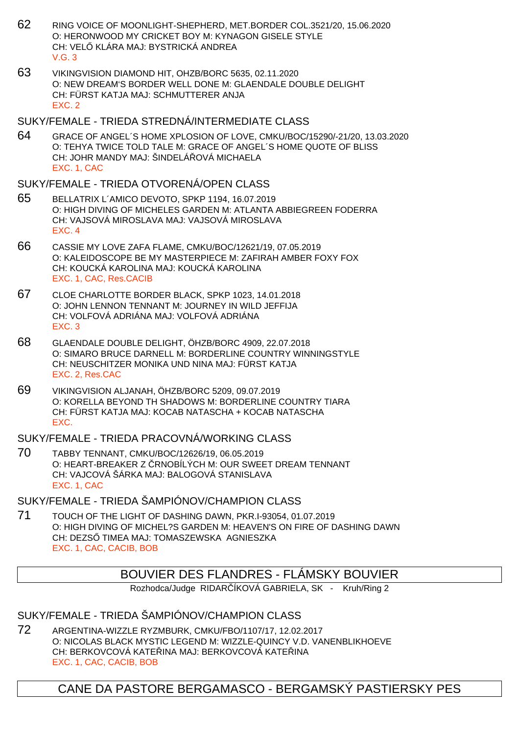62 RING VOICE OF MOONLIGHT-SHEPHERD, MET.BORDER COL.3521/20, 15.06.2020
O: HERONWOOD MY CRICKET BOY M: KYNAGON GISELE STYLE
CH: VELŐ KLÁRA MAJ: BYSTRICKÁ ANDREA
V.G. 3

63 VIKINGVISION DIAMOND HIT, OHZB/BORC 5635, 02.11.2020
O: NEW DREAM'S BORDER WELL DONE M: GLAENDALE DOUBLE DELIGHT
CH: FÜRST KATJA MAJ: SCHMUTTERER ANJA
EXC. 2

## SUKY/FEMALE - TRIEDA STREDNÁ/INTERMEDIATE CLASS

64 GRACE OF ANGEL´S HOME XPLOSION OF LOVE, CMKU/BOC/15290/-21/20, 13.03.2020
O: TEHYA TWICE TOLD TALE M: GRACE OF ANGEL´S HOME QUOTE OF BLISS
CH: JOHR MANDY MAJ: ŠINDELÁŘOVÁ MICHAELA
EXC. 1, CAC

## SUKY/FEMALE - TRIEDA OTVORENÁ/OPEN CLASS

65 BELLATRIX L´AMICO DEVOTO, SPKP 1194, 16.07.2019
O: HIGH DIVING OF MICHELES GARDEN M: ATLANTA ABBIEGREEN FODERRA
CH: VAJSOVÁ MIROSLAVA MAJ: VAJSOVÁ MIROSLAVA
EXC. 4

66 CASSIE MY LOVE ZAFA FLAME, CMKU/BOC/12621/19, 07.05.2019
O: KALEIDOSCOPE BE MY MASTERPIECE M: ZAFIRAH AMBER FOXY FOX
CH: KOUCKÁ KAROLINA MAJ: KOUCKÁ KAROLINA
EXC. 1, CAC, Res.CACIB

67 CLOE CHARLOTTE BORDER BLACK, SPKP 1023, 14.01.2018
O: JOHN LENNON TENNANT M: JOURNEY IN WILD JEFFIJA
CH: VOLFOVÁ ADRIÁNA MAJ: VOLFOVÁ ADRIÁNA
EXC. 3

68 GLAENDALE DOUBLE DELIGHT, ÖHZB/BORC 4909, 22.07.2018
O: SIMARO BRUCE DARNELL M: BORDERLINE COUNTRY WINNINGSTYLE
CH: NEUSCHITZER MONIKA UND NINA MAJ: FÜRST KATJA
EXC. 2, Res.CAC

69 VIKINGVISION ALJANAH, ÖHZB/BORC 5209, 09.07.2019
O: KORELLA BEYOND TH SHADOWS M: BORDERLINE COUNTRY TIARA
CH: FÜRST KATJA MAJ: KOCAB NATASCHA + KOCAB NATASCHA
EXC.

## SUKY/FEMALE - TRIEDA PRACOVNÁ/WORKING CLASS

70 TABBY TENNANT, CMKU/BOC/12626/19, 06.05.2019
O: HEART-BREAKER Z ČRNOBÍLÝCH M: OUR SWEET DREAM TENNANT
CH: VAJCOVÁ ŠÁRKA MAJ: BALOGOVÁ STANISLAVA
EXC. 1, CAC

## SUKY/FEMALE - TRIEDA ŠAMPIÓNOV/CHAMPION CLASS

71 TOUCH OF THE LIGHT OF DASHING DAWN, PKR.I-93054, 01.07.2019
O: HIGH DIVING OF MICHEL?S GARDEN M: HEAVEN'S ON FIRE OF DASHING DAWN
CH: DEZSŐ TIMEA MAJ: TOMASZEWSKA AGNIESZKA
EXC. 1, CAC, CACIB, BOB

# BOUVIER DES FLANDRES - FLÁMSKY BOUVIER

Rozhodca/Judge RIDARČÍKOVÁ GABRIELA, SK - Kruh/Ring 2

## SUKY/FEMALE - TRIEDA ŠAMPIÓNOV/CHAMPION CLASS

72 ARGENTINA-WIZZLE RYZMBURK, CMKU/FBO/1107/17, 12.02.2017
O: NICOLAS BLACK MYSTIC LEGEND M: WIZZLE-QUINCY V.D. VANENBLIKHOEVE
CH: BERKOVCOVÁ KATEŘINA MAJ: BERKOVCOVÁ KATEŘINA
EXC. 1, CAC, CACIB, BOB

# CANE DA PASTORE BERGAMASCO - BERGAMSKÝ PASTIERSKY PES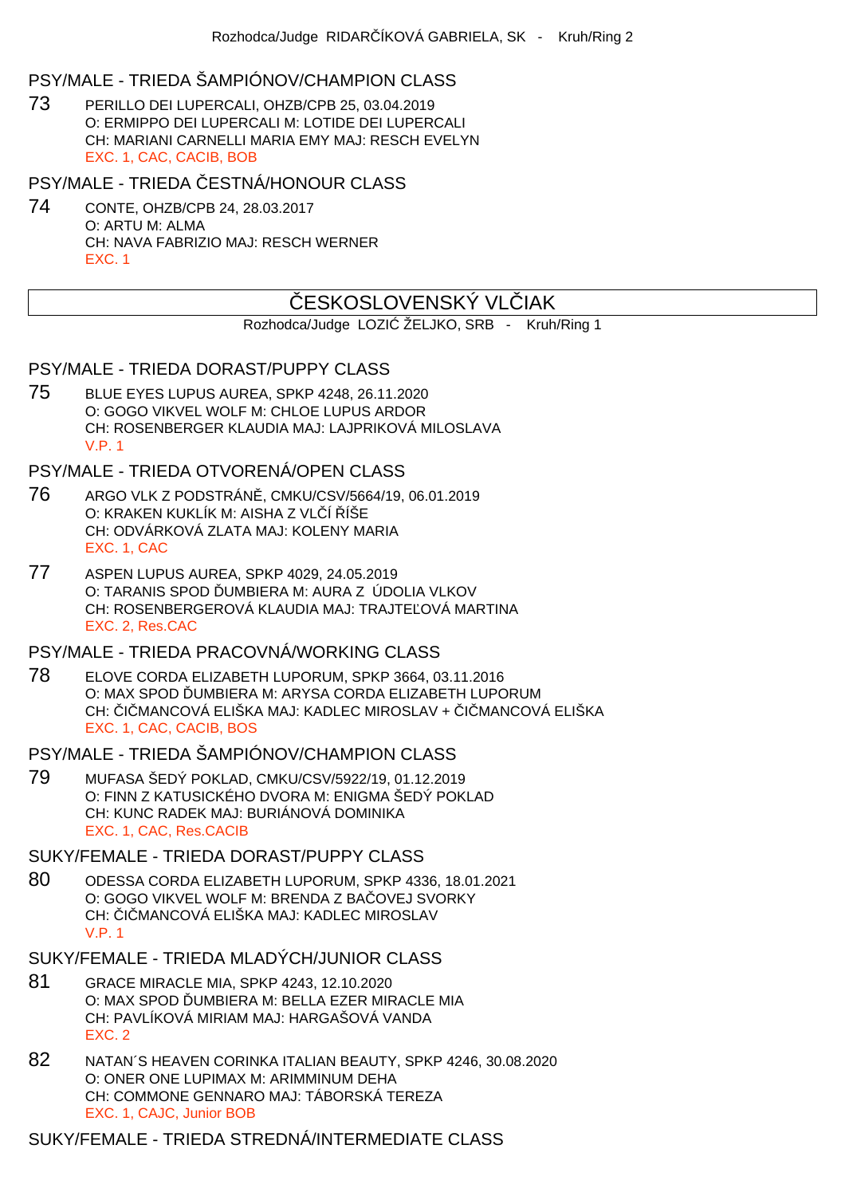Rozhodca/Judge RIDARČÍKOVÁ GABRIELA, SK - Kruh/Ring 2

### PSY/MALE - TRIEDA ŠAMPIÓNOV/CHAMPION CLASS

73 PERILLO DEI LUPERCALI, OHZB/CPB 25, 03.04.2019
O: ERMIPPO DEI LUPERCALI M: LOTIDE DEI LUPERCALI
CH: MARIANI CARNELLI MARIA EMY MAJ: RESCH EVELYN
EXC. 1, CAC, CACIB, BOB

### PSY/MALE - TRIEDA ČESTNÁ/HONOUR CLASS

74 CONTE, OHZB/CPB 24, 28.03.2017
O: ARTU M: ALMA
CH: NAVA FABRIZIO MAJ: RESCH WERNER
EXC. 1

## ČESKOSLOVENSKÝ VLČIAK

Rozhodca/Judge LOZIĆ ŽELJKO, SRB - Kruh/Ring 1

### PSY/MALE - TRIEDA DORAST/PUPPY CLASS

75 BLUE EYES LUPUS AUREA, SPKP 4248, 26.11.2020
O: GOGO VIKVEL WOLF M: CHLOE LUPUS ARDOR
CH: ROSENBERGER KLAUDIA MAJ: LAJPRIKOVÁ MILOSLAVA
V.P. 1

### PSY/MALE - TRIEDA OTVORENÁ/OPEN CLASS

76 ARGO VLK Z PODSTRÁNĚ, CMKU/CSV/5664/19, 06.01.2019
O: KRAKEN KUKLÍK M: AISHA Z VLČÍ ŘÍŠE
CH: ODVÁRKOVÁ ZLATA MAJ: KOLENY MARIA
EXC. 1, CAC

77 ASPEN LUPUS AUREA, SPKP 4029, 24.05.2019
O: TARANIS SPOD ĎUMBIERA M: AURA Z ÚDOLIA VLKOV
CH: ROSENBERGEROVÁ KLAUDIA MAJ: TRAJTEĽOVÁ MARTINA
EXC. 2, Res.CAC

### PSY/MALE - TRIEDA PRACOVNÁ/WORKING CLASS

78 ELOVE CORDA ELIZABETH LUPORUM, SPKP 3664, 03.11.2016
O: MAX SPOD ĎUMBIERA M: ARYSA CORDA ELIZABETH LUPORUM
CH: ČIČMANCOVÁ ELIŠKA MAJ: KADLEC MIROSLAV + ČIČMANCOVÁ ELIŠKA
EXC. 1, CAC, CACIB, BOS

### PSY/MALE - TRIEDA ŠAMPIÓNOV/CHAMPION CLASS

79 MUFASA ŠEDÝ POKLAD, CMKU/CSV/5922/19, 01.12.2019
O: FINN Z KATUSICKÉHO DVORA M: ENIGMA ŠEDÝ POKLAD
CH: KUNC RADEK MAJ: BURIÁNOVÁ DOMINIKA
EXC. 1, CAC, Res.CACIB

### SUKY/FEMALE - TRIEDA DORAST/PUPPY CLASS

80 ODESSA CORDA ELIZABETH LUPORUM, SPKP 4336, 18.01.2021
O: GOGO VIKVEL WOLF M: BRENDA Z BAČOVEJ SVORKY
CH: ČIČMANCOVÁ ELIŠKA MAJ: KADLEC MIROSLAV
V.P. 1

### SUKY/FEMALE - TRIEDA MLADÝCH/JUNIOR CLASS

81 GRACE MIRACLE MIA, SPKP 4243, 12.10.2020
O: MAX SPOD ĎUMBIERA M: BELLA EZER MIRACLE MIA
CH: PAVLÍKOVÁ MIRIAM MAJ: HARGAŠOVÁ VANDA
EXC. 2

82 NATAN´S HEAVEN CORINKA ITALIAN BEAUTY, SPKP 4246, 30.08.2020
O: ONER ONE LUPIMAX M: ARIMMINUM DEHA
CH: COMMONE GENNARO MAJ: TÁBORSKÁ TEREZA
EXC. 1, CAJC, Junior BOB

### SUKY/FEMALE - TRIEDA STREDNÁ/INTERMEDIATE CLASS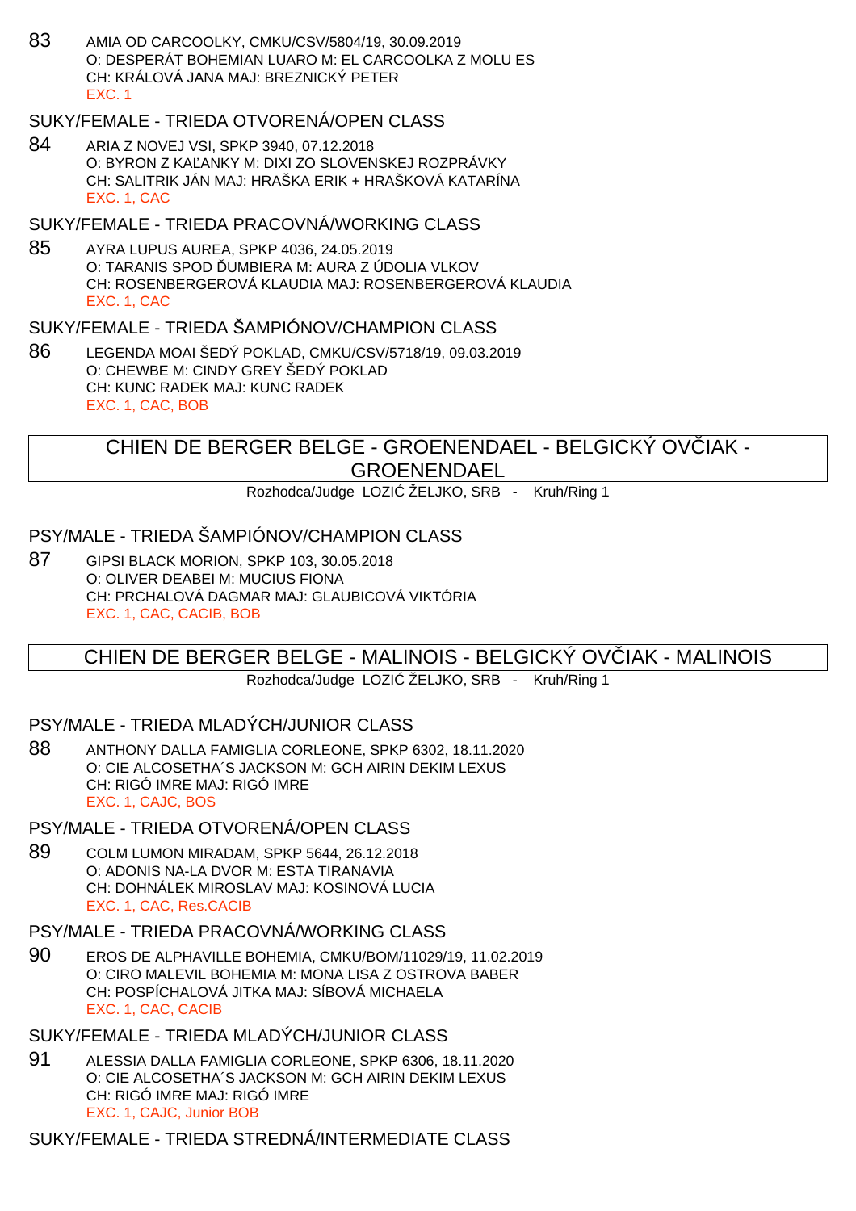83 AMIA OD CARCOOLKY, CMKU/CSV/5804/19, 30.09.2019
O: DESPERÁT BOHEMIAN LUARO M: EL CARCOOLKA Z MOLU ES
CH: KRÁLOVÁ JANA MAJ: BREZNICKÝ PETER
EXC. 1

### SUKY/FEMALE - TRIEDA OTVORENÁ/OPEN CLASS

84 ARIA Z NOVEJ VSI, SPKP 3940, 07.12.2018
O: BYRON Z KAĽANKY M: DIXI ZO SLOVENSKEJ ROZPRÁVKY
CH: SALITRIK JÁN MAJ: HRAŠKA ERIK + HRAŠKOVÁ KATARÍNA
EXC. 1, CAC

### SUKY/FEMALE - TRIEDA PRACOVNÁ/WORKING CLASS

85 AYRA LUPUS AUREA, SPKP 4036, 24.05.2019
O: TARANIS SPOD ĎUMBIERA M: AURA Z ÚDOLIA VLKOV
CH: ROSENBERGEROVÁ KLAUDIA MAJ: ROSENBERGEROVÁ KLAUDIA
EXC. 1, CAC

### SUKY/FEMALE - TRIEDA ŠAMPIÓNOV/CHAMPION CLASS

86 LEGENDA MOAI ŠEDÝ POKLAD, CMKU/CSV/5718/19, 09.03.2019
O: CHEWBE M: CINDY GREY ŠEDÝ POKLAD
CH: KUNC RADEK MAJ: KUNC RADEK
EXC. 1, CAC, BOB

## CHIEN DE BERGER BELGE - GROENENDAEL - BELGICKÝ OVČIAK - GROENENDAEL

Rozhodca/Judge LOZIĆ ŽELJKO, SRB - Kruh/Ring 1

### PSY/MALE - TRIEDA ŠAMPIÓNOV/CHAMPION CLASS

87 GIPSI BLACK MORION, SPKP 103, 30.05.2018
O: OLIVER DEABEI M: MUCIUS FIONA
CH: PRCHALOVÁ DAGMAR MAJ: GLAUBICOVÁ VIKTÓRIA
EXC. 1, CAC, CACIB, BOB

## CHIEN DE BERGER BELGE - MALINOIS - BELGICKÝ OVČIAK - MALINOIS

Rozhodca/Judge LOZIĆ ŽELJKO, SRB - Kruh/Ring 1

### PSY/MALE - TRIEDA MLADÝCH/JUNIOR CLASS

88 ANTHONY DALLA FAMIGLIA CORLEONE, SPKP 6302, 18.11.2020
O: CIE ALCOSETHA´S JACKSON M: GCH AIRIN DEKIM LEXUS
CH: RIGÓ IMRE MAJ: RIGÓ IMRE
EXC. 1, CAJC, BOS

### PSY/MALE - TRIEDA OTVORENÁ/OPEN CLASS

89 COLM LUMON MIRADAM, SPKP 5644, 26.12.2018
O: ADONIS NA-LA DVOR M: ESTA TIRANAVIA
CH: DOHNÁLEK MIROSLAV MAJ: KOSINOVÁ LUCIA
EXC. 1, CAC, Res.CACIB

### PSY/MALE - TRIEDA PRACOVNÁ/WORKING CLASS

90 EROS DE ALPHAVILLE BOHEMIA, CMKU/BOM/11029/19, 11.02.2019
O: CIRO MALEVIL BOHEMIA M: MONA LISA Z OSTROVA BABER
CH: POSPÍCHALOVÁ JITKA MAJ: SÍBOVÁ MICHAELA
EXC. 1, CAC, CACIB

### SUKY/FEMALE - TRIEDA MLADÝCH/JUNIOR CLASS

91 ALESSIA DALLA FAMIGLIA CORLEONE, SPKP 6306, 18.11.2020
O: CIE ALCOSETHA´S JACKSON M: GCH AIRIN DEKIM LEXUS
CH: RIGÓ IMRE MAJ: RIGÓ IMRE
EXC. 1, CAJC, Junior BOB

### SUKY/FEMALE - TRIEDA STREDNÁ/INTERMEDIATE CLASS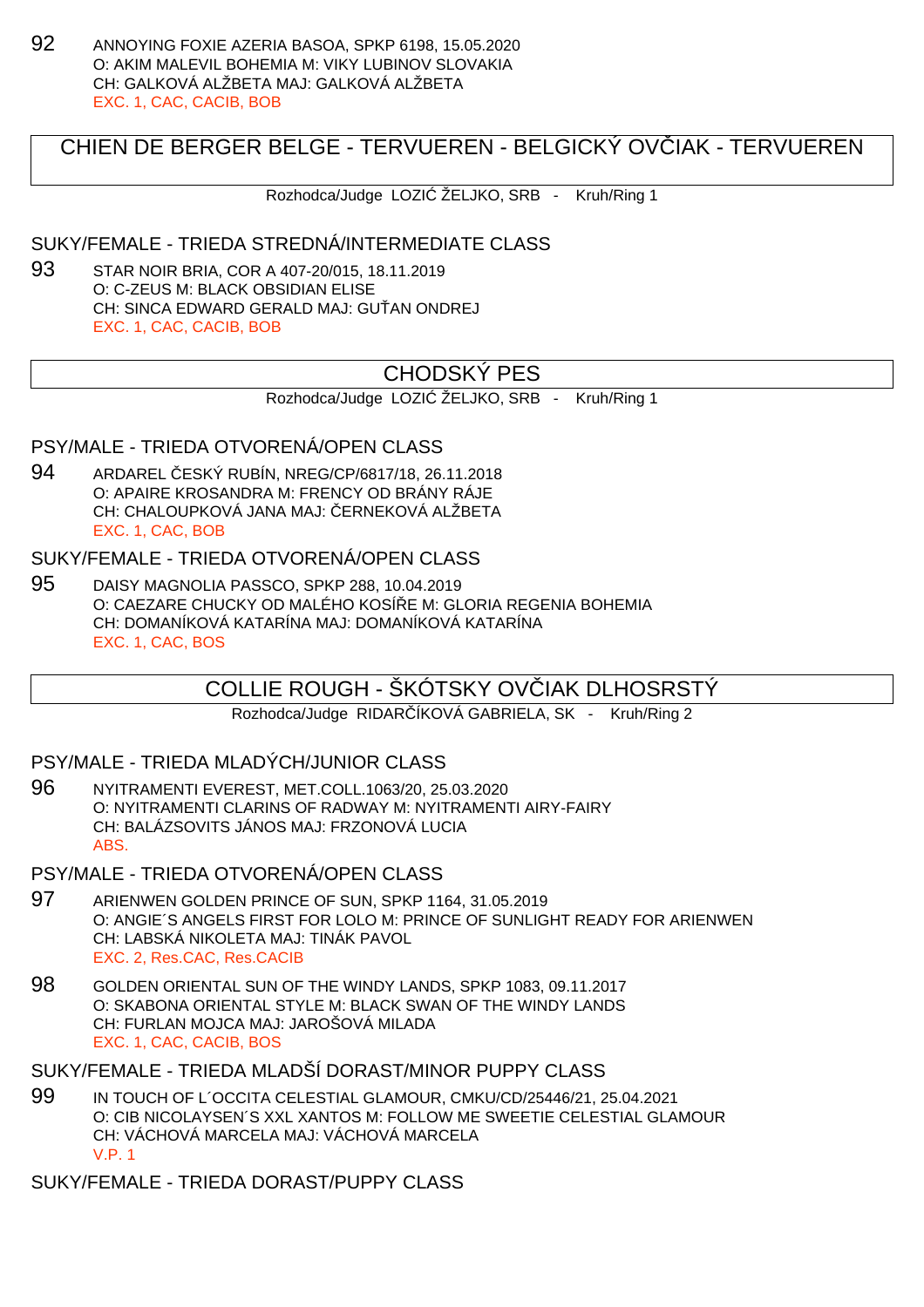92 ANNOYING FOXIE AZERIA BASOA, SPKP 6198, 15.05.2020
O: AKIM MALEVIL BOHEMIA M: VIKY LUBINOV SLOVAKIA
CH: GALKOVÁ ALŽBETA MAJ: GALKOVÁ ALŽBETA
EXC. 1, CAC, CACIB, BOB

## CHIEN DE BERGER BELGE - TERVUEREN - BELGICKÝ OVČIAK - TERVUEREN

Rozhodca/Judge LOZIĆ ŽELJKO, SRB - Kruh/Ring 1

### SUKY/FEMALE - TRIEDA STREDNÁ/INTERMEDIATE CLASS

93 STAR NOIR BRIA, COR A 407-20/015, 18.11.2019
O: C-ZEUS M: BLACK OBSIDIAN ELISE
CH: SINCA EDWARD GERALD MAJ: GUŤAN ONDREJ
EXC. 1, CAC, CACIB, BOB

## CHODSKÝ PES

Rozhodca/Judge LOZIĆ ŽELJKO, SRB - Kruh/Ring 1

### PSY/MALE - TRIEDA OTVORENÁ/OPEN CLASS

94 ARDAREL ČESKÝ RUBÍN, NREG/CP/6817/18, 26.11.2018
O: APAIRE KROSANDRA M: FRENCY OD BRÁNY RÁJE
CH: CHALOUPKOVÁ JANA MAJ: ČERNEKOVÁ ALŽBETA
EXC. 1, CAC, BOB

### SUKY/FEMALE - TRIEDA OTVORENÁ/OPEN CLASS

95 DAISY MAGNOLIA PASSCO, SPKP 288, 10.04.2019
O: CAEZARE CHUCKY OD MALÉHO KOSÍŘE M: GLORIA REGENIA BOHEMIA
CH: DOMANÍKOVÁ KATARÍNA MAJ: DOMANÍKOVÁ KATARÍNA
EXC. 1, CAC, BOS

## COLLIE ROUGH - ŠKÓTSKY OVČIAK DLHOSRSTÝ

Rozhodca/Judge RIDARČÍKOVÁ GABRIELA, SK - Kruh/Ring 2

### PSY/MALE - TRIEDA MLADÝCH/JUNIOR CLASS

96 NYITRAMENTI EVEREST, MET.COLL.1063/20, 25.03.2020
O: NYITRAMENTI CLARINS OF RADWAY M: NYITRAMENTI AIRY-FAIRY
CH: BALÁZSOVITS JÁNOS MAJ: FRZONOVÁ LUCIA
ABS.

### PSY/MALE - TRIEDA OTVORENÁ/OPEN CLASS

97 ARIENWEN GOLDEN PRINCE OF SUN, SPKP 1164, 31.05.2019
O: ANGIE´S ANGELS FIRST FOR LOLO M: PRINCE OF SUNLIGHT READY FOR ARIENWEN
CH: LABSKÁ NIKOLETA MAJ: TINÁK PAVOL
EXC. 2, Res.CAC, Res.CACIB

98 GOLDEN ORIENTAL SUN OF THE WINDY LANDS, SPKP 1083, 09.11.2017
O: SKABONA ORIENTAL STYLE M: BLACK SWAN OF THE WINDY LANDS
CH: FURLAN MOJCA MAJ: JAROŠOVÁ MILADA
EXC. 1, CAC, CACIB, BOS

### SUKY/FEMALE - TRIEDA MLADŠÍ DORAST/MINOR PUPPY CLASS

99 IN TOUCH OF L´OCCITA CELESTIAL GLAMOUR, CMKU/CD/25446/21, 25.04.2021
O: CIB NICOLAYSEN´S XXL XANTOS M: FOLLOW ME SWEETIE CELESTIAL GLAMOUR
CH: VÁCHOVÁ MARCELA MAJ: VÁCHOVÁ MARCELA
V.P. 1

### SUKY/FEMALE - TRIEDA DORAST/PUPPY CLASS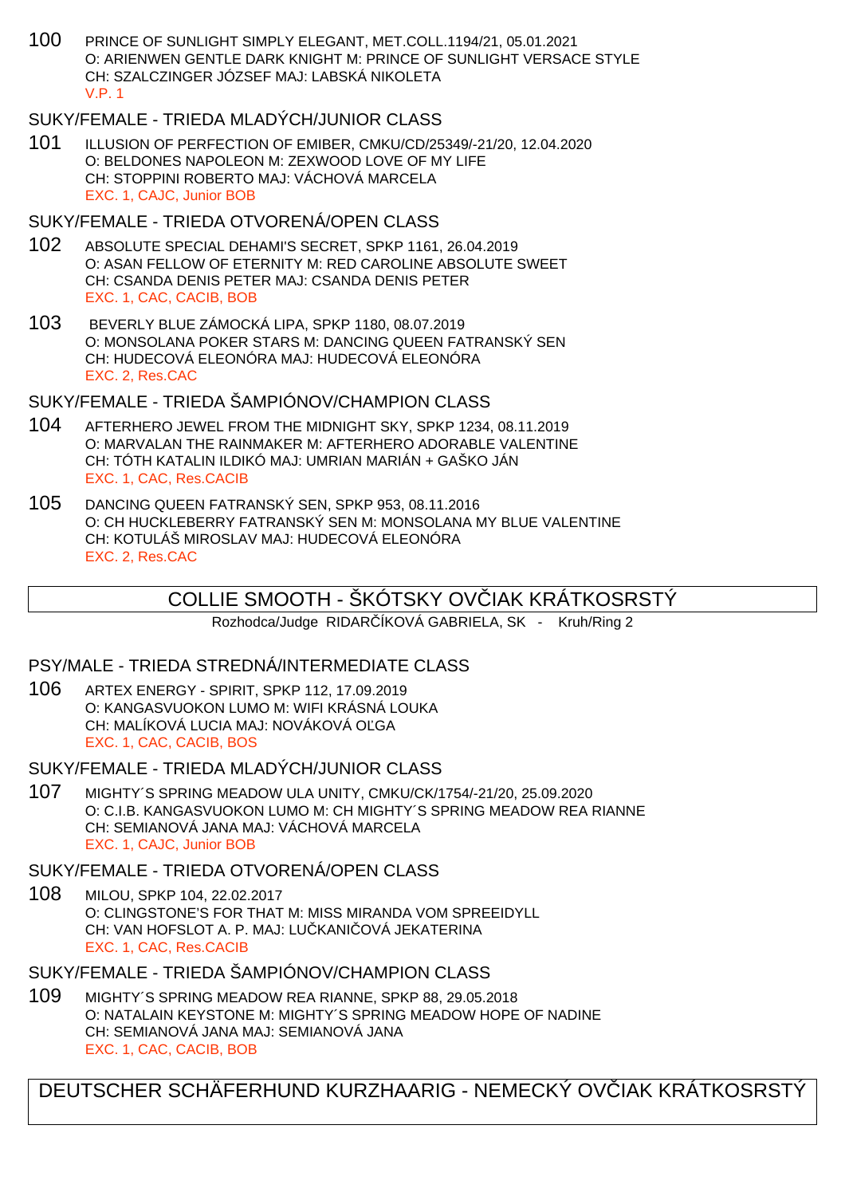100 PRINCE OF SUNLIGHT SIMPLY ELEGANT, MET.COLL.1194/21, 05.01.2021
O: ARIENWEN GENTLE DARK KNIGHT M: PRINCE OF SUNLIGHT VERSACE STYLE
CH: SZALCZINGER JÓZSEF MAJ: LABSKÁ NIKOLETA
V.P. 1

### SUKY/FEMALE - TRIEDA MLADÝCH/JUNIOR CLASS

101 ILLUSION OF PERFECTION OF EMIBER, CMKU/CD/25349/-21/20, 12.04.2020
O: BELDONES NAPOLEON M: ZEXWOOD LOVE OF MY LIFE
CH: STOPPINI ROBERTO MAJ: VÁCHOVÁ MARCELA
EXC. 1, CAJC, Junior BOB

### SUKY/FEMALE - TRIEDA OTVORENÁ/OPEN CLASS

102 ABSOLUTE SPECIAL DEHAMI'S SECRET, SPKP 1161, 26.04.2019
O: ASAN FELLOW OF ETERNITY M: RED CAROLINE ABSOLUTE SWEET
CH: CSANDA DENIS PETER MAJ: CSANDA DENIS PETER
EXC. 1, CAC, CACIB, BOB

103 BEVERLY BLUE ZÁMOCKÁ LIPA, SPKP 1180, 08.07.2019
O: MONSOLANA POKER STARS M: DANCING QUEEN FATRANSKÝ SEN
CH: HUDECOVÁ ELEONÓRA MAJ: HUDECOVÁ ELEONÓRA
EXC. 2, Res.CAC

### SUKY/FEMALE - TRIEDA ŠAMPIÓNOV/CHAMPION CLASS

104 AFTERHERO JEWEL FROM THE MIDNIGHT SKY, SPKP 1234, 08.11.2019
O: MARVALAN THE RAINMAKER M: AFTERHERO ADORABLE VALENTINE
CH: TÓTH KATALIN ILDIKÓ MAJ: UMRIAN MARIÁN + GAŠKO JÁN
EXC. 1, CAC, Res.CACIB

105 DANCING QUEEN FATRANSKÝ SEN, SPKP 953, 08.11.2016
O: CH HUCKLEBERRY FATRANSKÝ SEN M: MONSOLANA MY BLUE VALENTINE
CH: KOTULÁŠ MIROSLAV MAJ: HUDECOVÁ ELEONÓRA
EXC. 2, Res.CAC

## COLLIE SMOOTH - ŠKÓTSKY OVČIAK KRÁTKOSRSTÝ

Rozhodca/Judge RIDARČÍKOVÁ GABRIELA, SK - Kruh/Ring 2

### PSY/MALE - TRIEDA STREDNÁ/INTERMEDIATE CLASS

106 ARTEX ENERGY - SPIRIT, SPKP 112, 17.09.2019
O: KANGASVUOKON LUMO M: WIFI KRÁSNÁ LOUKA
CH: MALÍKOVÁ LUCIA MAJ: NOVÁKOVÁ OĽGA
EXC. 1, CAC, CACIB, BOS

### SUKY/FEMALE - TRIEDA MLADÝCH/JUNIOR CLASS

107 MIGHTY´S SPRING MEADOW ULA UNITY, CMKU/CK/1754/-21/20, 25.09.2020
O: C.I.B. KANGASVUOKON LUMO M: CH MIGHTY´S SPRING MEADOW REA RIANNE
CH: SEMIANOVÁ JANA MAJ: VÁCHOVÁ MARCELA
EXC. 1, CAJC, Junior BOB

### SUKY/FEMALE - TRIEDA OTVORENÁ/OPEN CLASS

108 MILOU, SPKP 104, 22.02.2017
O: CLINGSTONE'S FOR THAT M: MISS MIRANDA VOM SPREEIDYLL
CH: VAN HOFSLOT A. P. MAJ: LUČKANIČOVÁ JEKATERINA
EXC. 1, CAC, Res.CACIB

### SUKY/FEMALE - TRIEDA ŠAMPIÓNOV/CHAMPION CLASS

109 MIGHTY´S SPRING MEADOW REA RIANNE, SPKP 88, 29.05.2018
O: NATALAIN KEYSTONE M: MIGHTY´S SPRING MEADOW HOPE OF NADINE
CH: SEMIANOVÁ JANA MAJ: SEMIANOVÁ JANA
EXC. 1, CAC, CACIB, BOB

## DEUTSCHER SCHÄFERHUND KURZHAARIG - NEMECKÝ OVČIAK KRÁTKOSRSTÝ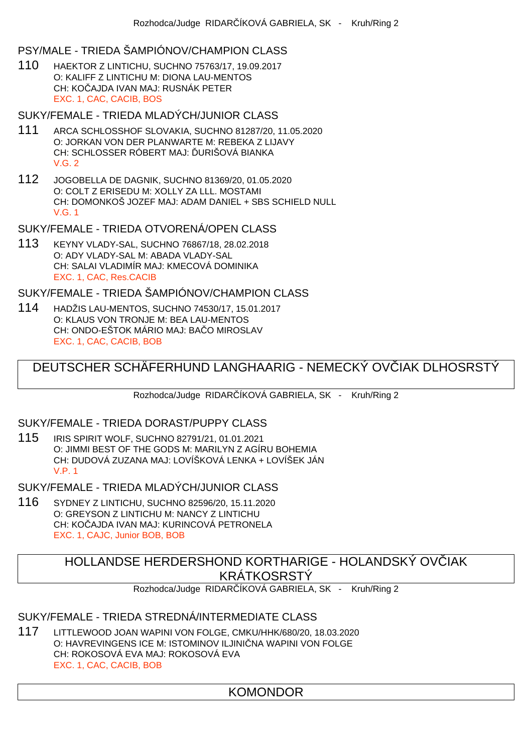Rozhodca/Judge RIDARČÍKOVÁ GABRIELA, SK - Kruh/Ring 2

### PSY/MALE - TRIEDA ŠAMPIÓNOV/CHAMPION CLASS

110 HAEKTOR Z LINTICHU, SUCHNO 75763/17, 19.09.2017
O: KALIFF Z LINTICHU M: DIONA LAU-MENTOS
CH: KOČAJDA IVAN MAJ: RUSNÁK PETER
EXC. 1, CAC, CACIB, BOS

### SUKY/FEMALE - TRIEDA MLADÝCH/JUNIOR CLASS

111 ARCA SCHLOSSHOF SLOVAKIA, SUCHNO 81287/20, 11.05.2020
O: JORKAN VON DER PLANWARTE M: REBEKA Z LIJAVY
CH: SCHLOSSER RÓBERT MAJ: ĎURIŠOVÁ BIANKA
V.G. 2

112 JOGOBELLA DE DAGNIK, SUCHNO 81369/20, 01.05.2020
O: COLT Z ERISEDU M: XOLLY ZA LLL. MOSTAMI
CH: DOMONKOŠ JOZEF MAJ: ADAM DANIEL + SBS SCHIELD NULL
V.G. 1

### SUKY/FEMALE - TRIEDA OTVORENÁ/OPEN CLASS

113 KEYNY VLADY-SAL, SUCHNO 76867/18, 28.02.2018
O: ADY VLADY-SAL M: ABADA VLADY-SAL
CH: SALAI VLADIMÍR MAJ: KMECOVÁ DOMINIKA
EXC. 1, CAC, Res.CACIB

### SUKY/FEMALE - TRIEDA ŠAMPIÓNOV/CHAMPION CLASS

114 HADŽIS LAU-MENTOS, SUCHNO 74530/17, 15.01.2017
O: KLAUS VON TRONJE M: BEA LAU-MENTOS
CH: ONDO-EŠTOK MÁRIO MAJ: BAČO MIROSLAV
EXC. 1, CAC, CACIB, BOB

## DEUTSCHER SCHÄFERHUND LANGHAARIG - NEMECKÝ OVČIAK DLHOSRSTÝ

Rozhodca/Judge RIDARČÍKOVÁ GABRIELA, SK - Kruh/Ring 2

### SUKY/FEMALE - TRIEDA DORAST/PUPPY CLASS

115 IRIS SPIRIT WOLF, SUCHNO 82791/21, 01.01.2021
O: JIMMI BEST OF THE GODS M: MARILYN Z AGÍRU BOHEMIA
CH: DUDOVÁ ZUZANA MAJ: LOVÍŠKOVÁ LENKA + LOVÍŠEK JÁN
V.P. 1

### SUKY/FEMALE - TRIEDA MLADÝCH/JUNIOR CLASS

116 SYDNEY Z LINTICHU, SUCHNO 82596/20, 15.11.2020
O: GREYSON Z LINTICHU M: NANCY Z LINTICHU
CH: KOČAJDA IVAN MAJ: KURINCOVÁ PETRONELA
EXC. 1, CAJC, Junior BOB, BOB

## HOLLANDSE HERDERSHOND KORTHARIGE - HOLANDSKÝ OVČIAK KRÁTKOSRSTÝ

Rozhodca/Judge RIDARČÍKOVÁ GABRIELA, SK - Kruh/Ring 2

### SUKY/FEMALE - TRIEDA STREDNÁ/INTERMEDIATE CLASS

117 LITTLEWOOD JOAN WAPINI VON FOLGE, CMKU/HHK/680/20, 18.03.2020
O: HAVREVINGENS ICE M: ISTOMINOV ILJINIČNA WAPINI VON FOLGE
CH: ROKOSOVÁ EVA MAJ: ROKOSOVÁ EVA
EXC. 1, CAC, CACIB, BOB

## KOMONDOR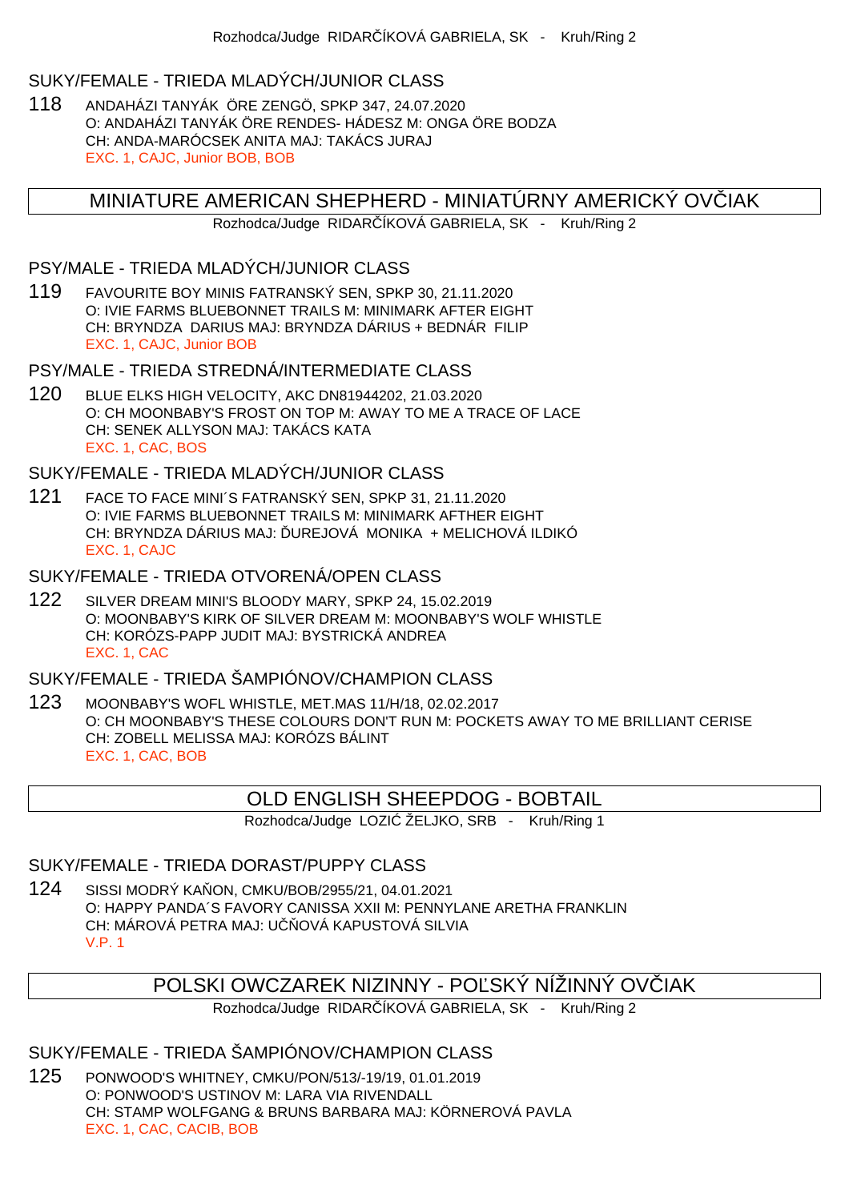Rozhodca/Judge RIDARČÍKOVÁ GABRIELA, SK - Kruh/Ring 2

### SUKY/FEMALE - TRIEDA MLADÝCH/JUNIOR CLASS

118 ANDAHÁZI TANYÁK ÖRE ZENGÖ, SPKP 347, 24.07.2020
O: ANDAHÁZI TANYÁK ÖRE RENDES- HÁDESZ M: ONGA ÖRE BODZA
CH: ANDA-MARÓCSEK ANITA MAJ: TAKÁCS JURAJ
EXC. 1, CAJC, Junior BOB, BOB

## MINIATURE AMERICAN SHEPHERD - MINIATÚRNY AMERICKÝ OVČIAK

Rozhodca/Judge RIDARČÍKOVÁ GABRIELA, SK - Kruh/Ring 2

### PSY/MALE - TRIEDA MLADÝCH/JUNIOR CLASS

119 FAVOURITE BOY MINIS FATRANSKÝ SEN, SPKP 30, 21.11.2020
O: IVIE FARMS BLUEBONNET TRAILS M: MINIMARK AFTER EIGHT
CH: BRYNDZA DARIUS MAJ: BRYNDZA DÁRIUS + BEDNÁR FILIP
EXC. 1, CAJC, Junior BOB

### PSY/MALE - TRIEDA STREDNÁ/INTERMEDIATE CLASS

120 BLUE ELKS HIGH VELOCITY, AKC DN81944202, 21.03.2020
O: CH MOONBABY'S FROST ON TOP M: AWAY TO ME A TRACE OF LACE
CH: SENEK ALLYSON MAJ: TAKÁCS KATA
EXC. 1, CAC, BOS

### SUKY/FEMALE - TRIEDA MLADÝCH/JUNIOR CLASS

121 FACE TO FACE MINI´S FATRANSKÝ SEN, SPKP 31, 21.11.2020
O: IVIE FARMS BLUEBONNET TRAILS M: MINIMARK AFTHER EIGHT
CH: BRYNDZA DÁRIUS MAJ: ĎUREJOVÁ MONIKA + MELICHOVÁ ILDIKÓ
EXC. 1, CAJC

### SUKY/FEMALE - TRIEDA OTVORENÁ/OPEN CLASS

122 SILVER DREAM MINI'S BLOODY MARY, SPKP 24, 15.02.2019
O: MOONBABY'S KIRK OF SILVER DREAM M: MOONBABY'S WOLF WHISTLE
CH: KORÓZS-PAPP JUDIT MAJ: BYSTRICKÁ ANDREA
EXC. 1, CAC

### SUKY/FEMALE - TRIEDA ŠAMPIÓNOV/CHAMPION CLASS

123 MOONBABY'S WOFL WHISTLE, MET.MAS 11/H/18, 02.02.2017
O: CH MOONBABY'S THESE COLOURS DON'T RUN M: POCKETS AWAY TO ME BRILLIANT CERISE
CH: ZOBELL MELISSA MAJ: KORÓZS BÁLINT
EXC. 1, CAC, BOB

## OLD ENGLISH SHEEPDOG - BOBTAIL

Rozhodca/Judge LOZIĆ ŽELJKO, SRB - Kruh/Ring 1

### SUKY/FEMALE - TRIEDA DORAST/PUPPY CLASS

124 SISSI MODRÝ KAŇON, CMKU/BOB/2955/21, 04.01.2021
O: HAPPY PANDA´S FAVORY CANISSA XXII M: PENNYLANE ARETHA FRANKLIN
CH: MÁROVÁ PETRA MAJ: UČŇOVÁ KAPUSTOVÁ SILVIA
V.P. 1

## POLSKI OWCZAREK NIZINNY - POĽSKÝ NÍŽINNÝ OVČIAK

Rozhodca/Judge RIDARČÍKOVÁ GABRIELA, SK - Kruh/Ring 2

### SUKY/FEMALE - TRIEDA ŠAMPIÓNOV/CHAMPION CLASS

125 PONWOOD'S WHITNEY, CMKU/PON/513/-19/19, 01.01.2019
O: PONWOOD'S USTINOV M: LARA VIA RIVENDALL
CH: STAMP WOLFGANG & BRUNS BARBARA MAJ: KÖRNEROVÁ PAVLA
EXC. 1, CAC, CACIB, BOB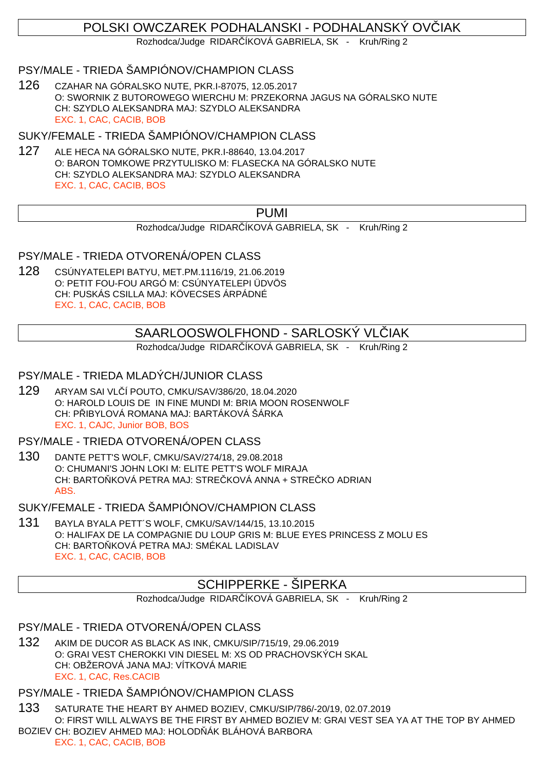# POLSKI OWCZAREK PODHALANSKI - PODHALANSKÝ OVČIAK

Rozhodca/Judge RIDARČÍKOVÁ GABRIELA, SK - Kruh/Ring 2

## PSY/MALE - TRIEDA ŠAMPIÓNOV/CHAMPION CLASS

126 CZAHAR NA GÓRALSKO NUTE, PKR.I-87075, 12.05.2017
O: SWORNIK Z BUTOROWEGO WIERCHU M: PRZEKORNA JAGUS NA GÓRALSKO NUTE
CH: SZYDLO ALEKSANDRA MAJ: SZYDLO ALEKSANDRA
EXC. 1, CAC, CACIB, BOB

## SUKY/FEMALE - TRIEDA ŠAMPIÓNOV/CHAMPION CLASS

127 ALE HECA NA GÓRALSKO NUTE, PKR.I-88640, 13.04.2017
O: BARON TOMKOWE PRZYTULISKO M: FLASECKA NA GÓRALSKO NUTE
CH: SZYDLO ALEKSANDRA MAJ: SZYDLO ALEKSANDRA
EXC. 1, CAC, CACIB, BOS

# PUMI

Rozhodca/Judge RIDARČÍKOVÁ GABRIELA, SK - Kruh/Ring 2

## PSY/MALE - TRIEDA OTVORENÁ/OPEN CLASS

128 CSÚNYATELEPI BATYU, MET.PM.1116/19, 21.06.2019
O: PETIT FOU-FOU ARGÓ M: CSÚNYATELEPI ÜDVÖS
CH: PUSKÁS CSILLA MAJ: KÖVECSES ÁRPÁDNÉ
EXC. 1, CAC, CACIB, BOB

# SAARLOOSWOLFHOND - SARLOSKÝ VLČIAK

Rozhodca/Judge RIDARČÍKOVÁ GABRIELA, SK - Kruh/Ring 2

## PSY/MALE - TRIEDA MLADÝCH/JUNIOR CLASS

129 ARYAM SAI VLČÍ POUTO, CMKU/SAV/386/20, 18.04.2020
O: HAROLD LOUIS DE IN FINE MUNDI M: BRIA MOON ROSENWOLF
CH: PŘIBYLOVÁ ROMANA MAJ: BARTÁKOVÁ ŠÁRKA
EXC. 1, CAJC, Junior BOB, BOS

## PSY/MALE - TRIEDA OTVORENÁ/OPEN CLASS

130 DANTE PETT'S WOLF, CMKU/SAV/274/18, 29.08.2018
O: CHUMANI'S JOHN LOKI M: ELITE PETT'S WOLF MIRAJA
CH: BARTOŇKOVÁ PETRA MAJ: STREČKOVÁ ANNA + STREČKO ADRIAN
ABS.

## SUKY/FEMALE - TRIEDA ŠAMPIÓNOV/CHAMPION CLASS

131 BAYLA BYALA PETT´S WOLF, CMKU/SAV/144/15, 13.10.2015
O: HALIFAX DE LA COMPAGNIE DU LOUP GRIS M: BLUE EYES PRINCESS Z MOLU ES
CH: BARTOŇKOVÁ PETRA MAJ: SMÉKAL LADISLAV
EXC. 1, CAC, CACIB, BOB

# SCHIPPERKE - ŠIPERKA

Rozhodca/Judge RIDARČÍKOVÁ GABRIELA, SK - Kruh/Ring 2

## PSY/MALE - TRIEDA OTVORENÁ/OPEN CLASS

132 AKIM DE DUCOR AS BLACK AS INK, CMKU/SIP/715/19, 29.06.2019
O: GRAI VEST CHEROKKI VIN DIESEL M: XS OD PRACHOVSKÝCH SKAL
CH: OBŽEROVÁ JANA MAJ: VÍTKOVÁ MARIE
EXC. 1, CAC, Res.CACIB

## PSY/MALE - TRIEDA ŠAMPIÓNOV/CHAMPION CLASS

133 SATURATE THE HEART BY AHMED BOZIEV, CMKU/SIP/786/-20/19, 02.07.2019
O: FIRST WILL ALWAYS BE THE FIRST BY AHMED BOZIEV M: GRAI VEST SEA YA AT THE TOP BY AHMED BOZIEV CH: BOZIEV AHMED MAJ: HOLODŇÁK BLÁHOVÁ BARBORA
EXC. 1, CAC, CACIB, BOB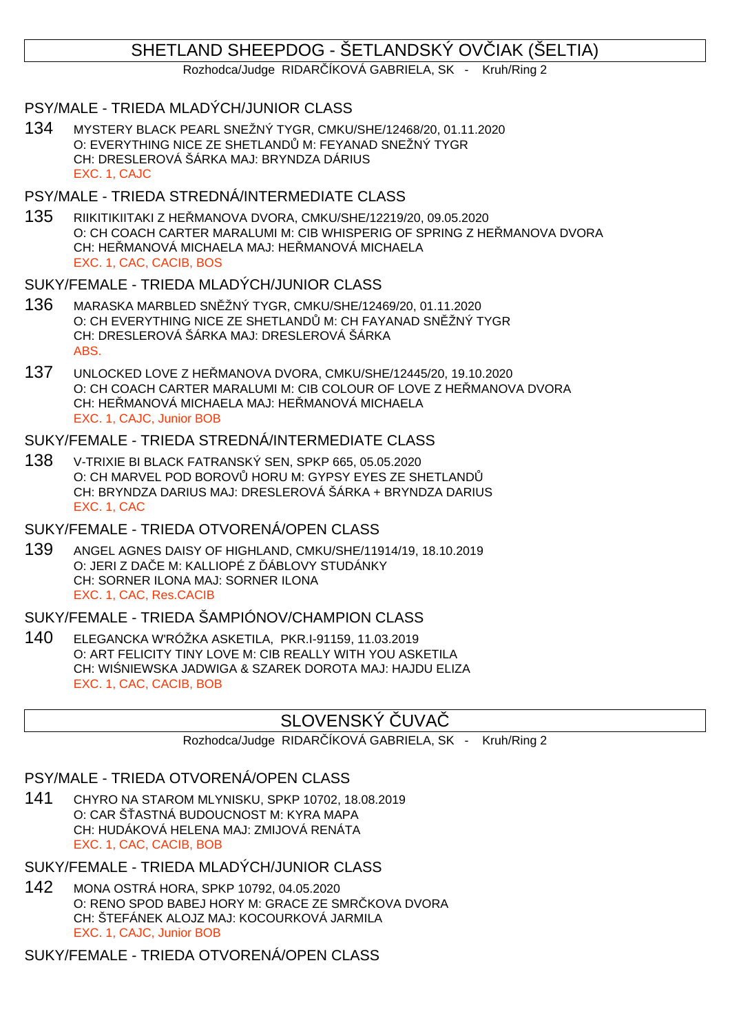# SHETLAND SHEEPDOG - ŠETLANDSKÝ OVČIAK (ŠELTIA)

Rozhodca/Judge RIDARČÍKOVÁ GABRIELA, SK - Kruh/Ring 2

## PSY/MALE - TRIEDA MLADÝCH/JUNIOR CLASS

134 MYSTERY BLACK PEARL SNEŽNÝ TYGR, CMKU/SHE/12468/20, 01.11.2020
O: EVERYTHING NICE ZE SHETLANDŮ M: FEYANAD SNEŽNÝ TYGR
CH: DRESLEROVÁ ŠÁRKA MAJ: BRYNDZA DÁRIUS
EXC. 1, CAJC

## PSY/MALE - TRIEDA STREDNÁ/INTERMEDIATE CLASS

135 RIIKITIKIITAKI Z HEŘMANOVA DVORA, CMKU/SHE/12219/20, 09.05.2020
O: CH COACH CARTER MARALUMI M: CIB WHISPERIG OF SPRING Z HEŘMANOVA DVORA
CH: HEŘMANOVÁ MICHAELA MAJ: HEŘMANOVÁ MICHAELA
EXC. 1, CAC, CACIB, BOS

## SUKY/FEMALE - TRIEDA MLADÝCH/JUNIOR CLASS

136 MARASKA MARBLED SNĚŽNÝ TYGR, CMKU/SHE/12469/20, 01.11.2020
O: CH EVERYTHING NICE ZE SHETLANDŮ M: CH FAYANAD SNĚŽNÝ TYGR
CH: DRESLEROVÁ ŠÁRKA MAJ: DRESLEROVÁ ŠÁRKA
ABS.

137 UNLOCKED LOVE Z HEŘMANOVA DVORA, CMKU/SHE/12445/20, 19.10.2020
O: CH COACH CARTER MARALUMI M: CIB COLOUR OF LOVE Z HEŘMANOVA DVORA
CH: HEŘMANOVÁ MICHAELA MAJ: HEŘMANOVÁ MICHAELA
EXC. 1, CAJC, Junior BOB

## SUKY/FEMALE - TRIEDA STREDNÁ/INTERMEDIATE CLASS

138 V-TRIXIE BI BLACK FATRANSKÝ SEN, SPKP 665, 05.05.2020
O: CH MARVEL POD BOROVŮ HORU M: GYPSY EYES ZE SHETLANDŮ
CH: BRYNDZA DARIUS MAJ: DRESLEROVÁ ŠÁRKA + BRYNDZA DARIUS
EXC. 1, CAC

## SUKY/FEMALE - TRIEDA OTVORENÁ/OPEN CLASS

139 ANGEL AGNES DAISY OF HIGHLAND, CMKU/SHE/11914/19, 18.10.2019
O: JERI Z DAČE M: KALLIOPÉ Z ĎÁBLOVY STUDÁNKY
CH: SORNER ILONA MAJ: SORNER ILONA
EXC. 1, CAC, Res.CACIB

## SUKY/FEMALE - TRIEDA ŠAMPIÓNOV/CHAMPION CLASS

140 ELEGANCKA W'RÓŽKA ASKETILA, PKR.I-91159, 11.03.2019
O: ART FELICITY TINY LOVE M: CIB REALLY WITH YOU ASKETILA
CH: WIŚNIEWSKA JADWIGA & SZAREK DOROTA MAJ: HAJDU ELIZA
EXC. 1, CAC, CACIB, BOB

# SLOVENSKÝ ČUVAČ

Rozhodca/Judge RIDARČÍKOVÁ GABRIELA, SK - Kruh/Ring 2

## PSY/MALE - TRIEDA OTVORENÁ/OPEN CLASS

141 CHYRO NA STAROM MLYNISKU, SPKP 10702, 18.08.2019
O: CAR ŠŤASTNÁ BUDOUCNOST M: KYRA MAPA
CH: HUDÁKOVÁ HELENA MAJ: ZMIJOVÁ RENÁTA
EXC. 1, CAC, CACIB, BOB

## SUKY/FEMALE - TRIEDA MLADÝCH/JUNIOR CLASS

142 MONA OSTRÁ HORA, SPKP 10792, 04.05.2020
O: RENO SPOD BABEJ HORY M: GRACE ZE SMRČKOVA DVORA
CH: ŠTEFÁNEK ALOJZ MAJ: KOCOURKOVÁ JARMILA
EXC. 1, CAJC, Junior BOB

## SUKY/FEMALE - TRIEDA OTVORENÁ/OPEN CLASS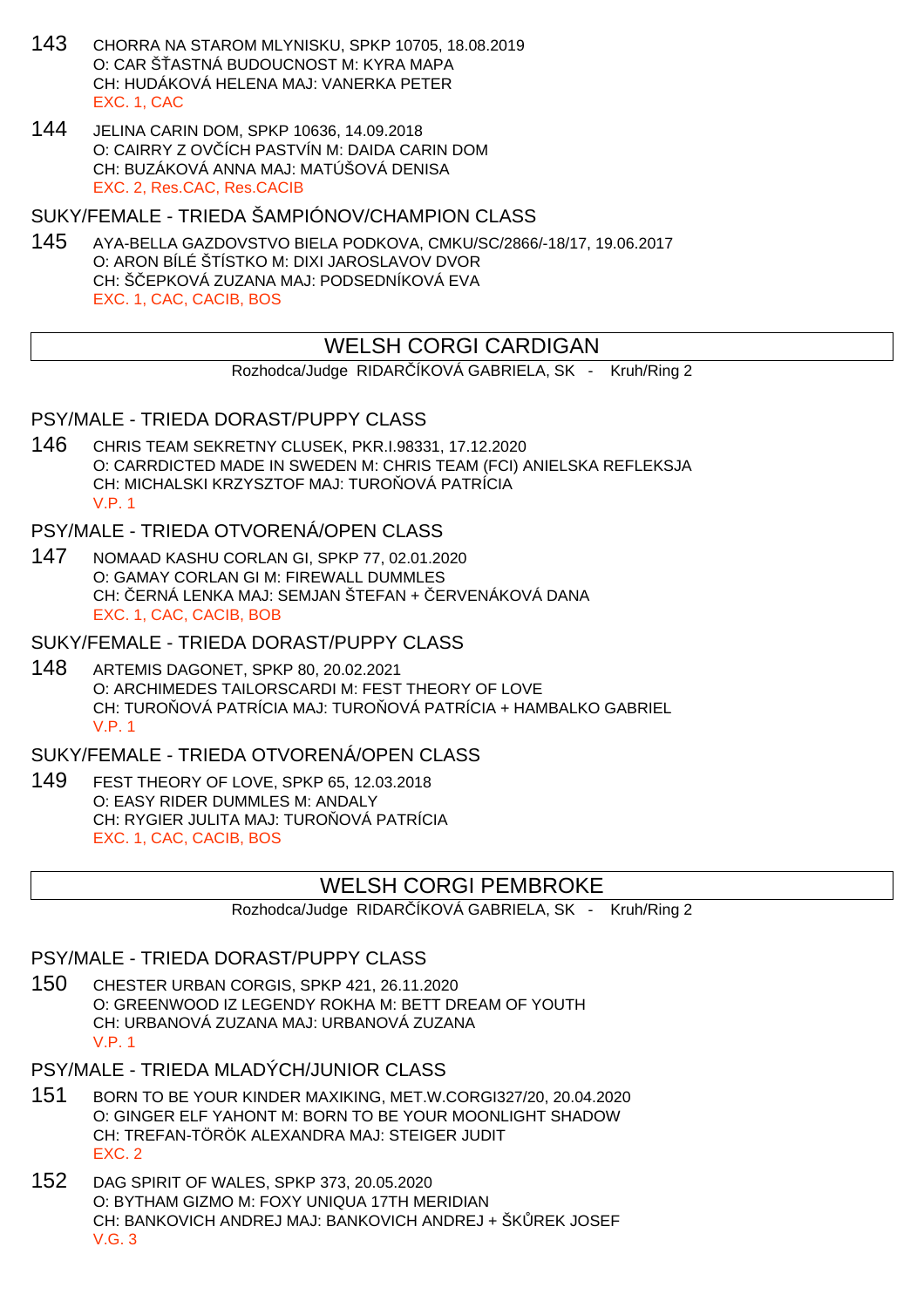143 CHORRA NA STAROM MLYNISKU, SPKP 10705, 18.08.2019
O: CAR ŠŤASTNÁ BUDOUCNOST M: KYRA MAPA
CH: HUDÁKOVÁ HELENA MAJ: VANERKA PETER
EXC. 1, CAC

144 JELINA CARIN DOM, SPKP 10636, 14.09.2018
O: CAIRRY Z OVČÍCH PASTVÍN M: DAIDA CARIN DOM
CH: BUZÁKOVÁ ANNA MAJ: MATÚŠOVÁ DENISA
EXC. 2, Res.CAC, Res.CACIB

### SUKY/FEMALE - TRIEDA ŠAMPIÓNOV/CHAMPION CLASS

145 AYA-BELLA GAZDOVSTVO BIELA PODKOVA, CMKU/SC/2866/-18/17, 19.06.2017
O: ARON BÍLÉ ŠTÍSTKO M: DIXI JAROSLAVOV DVOR
CH: ŠČEPKOVÁ ZUZANA MAJ: PODSEDNÍKOVÁ EVA
EXC. 1, CAC, CACIB, BOS

## WELSH CORGI CARDIGAN

Rozhodca/Judge RIDARČÍKOVÁ GABRIELA, SK - Kruh/Ring 2

### PSY/MALE - TRIEDA DORAST/PUPPY CLASS

146 CHRIS TEAM SEKRETNY CLUSEK, PKR.I.98331, 17.12.2020
O: CARRDICTED MADE IN SWEDEN M: CHRIS TEAM (FCI) ANIELSKA REFLEKSJA
CH: MICHALSKI KRZYSZTOF MAJ: TUROŇOVÁ PATRÍCIA
V.P. 1

### PSY/MALE - TRIEDA OTVORENÁ/OPEN CLASS

147 NOMAAD KASHU CORLAN GI, SPKP 77, 02.01.2020
O: GAMAY CORLAN GI M: FIREWALL DUMMLES
CH: ČERNÁ LENKA MAJ: SEMJAN ŠTEFAN + ČERVENÁKOVÁ DANA
EXC. 1, CAC, CACIB, BOB

### SUKY/FEMALE - TRIEDA DORAST/PUPPY CLASS

148 ARTEMIS DAGONET, SPKP 80, 20.02.2021
O: ARCHIMEDES TAILORSCARDI M: FEST THEORY OF LOVE
CH: TUROŇOVÁ PATRÍCIA MAJ: TUROŇOVÁ PATRÍCIA + HAMBALKO GABRIEL
V.P. 1

### SUKY/FEMALE - TRIEDA OTVORENÁ/OPEN CLASS

149 FEST THEORY OF LOVE, SPKP 65, 12.03.2018
O: EASY RIDER DUMMLES M: ANDALY
CH: RYGIER JULITA MAJ: TUROŇOVÁ PATRÍCIA
EXC. 1, CAC, CACIB, BOS

## WELSH CORGI PEMBROKE

Rozhodca/Judge RIDARČÍKOVÁ GABRIELA, SK - Kruh/Ring 2

### PSY/MALE - TRIEDA DORAST/PUPPY CLASS

150 CHESTER URBAN CORGIS, SPKP 421, 26.11.2020
O: GREENWOOD IZ LEGENDY ROKHA M: BETT DREAM OF YOUTH
CH: URBANOVÁ ZUZANA MAJ: URBANOVÁ ZUZANA
V.P. 1

### PSY/MALE - TRIEDA MLADÝCH/JUNIOR CLASS

151 BORN TO BE YOUR KINDER MAXIKING, MET.W.CORGI327/20, 20.04.2020
O: GINGER ELF YAHONT M: BORN TO BE YOUR MOONLIGHT SHADOW
CH: TREFAN-TÖRÖK ALEXANDRA MAJ: STEIGER JUDIT
EXC. 2

152 DAG SPIRIT OF WALES, SPKP 373, 20.05.2020
O: BYTHAM GIZMO M: FOXY UNIQUA 17TH MERIDIAN
CH: BANKOVICH ANDREJ MAJ: BANKOVICH ANDREJ + ŠKŮREK JOSEF
V.G. 3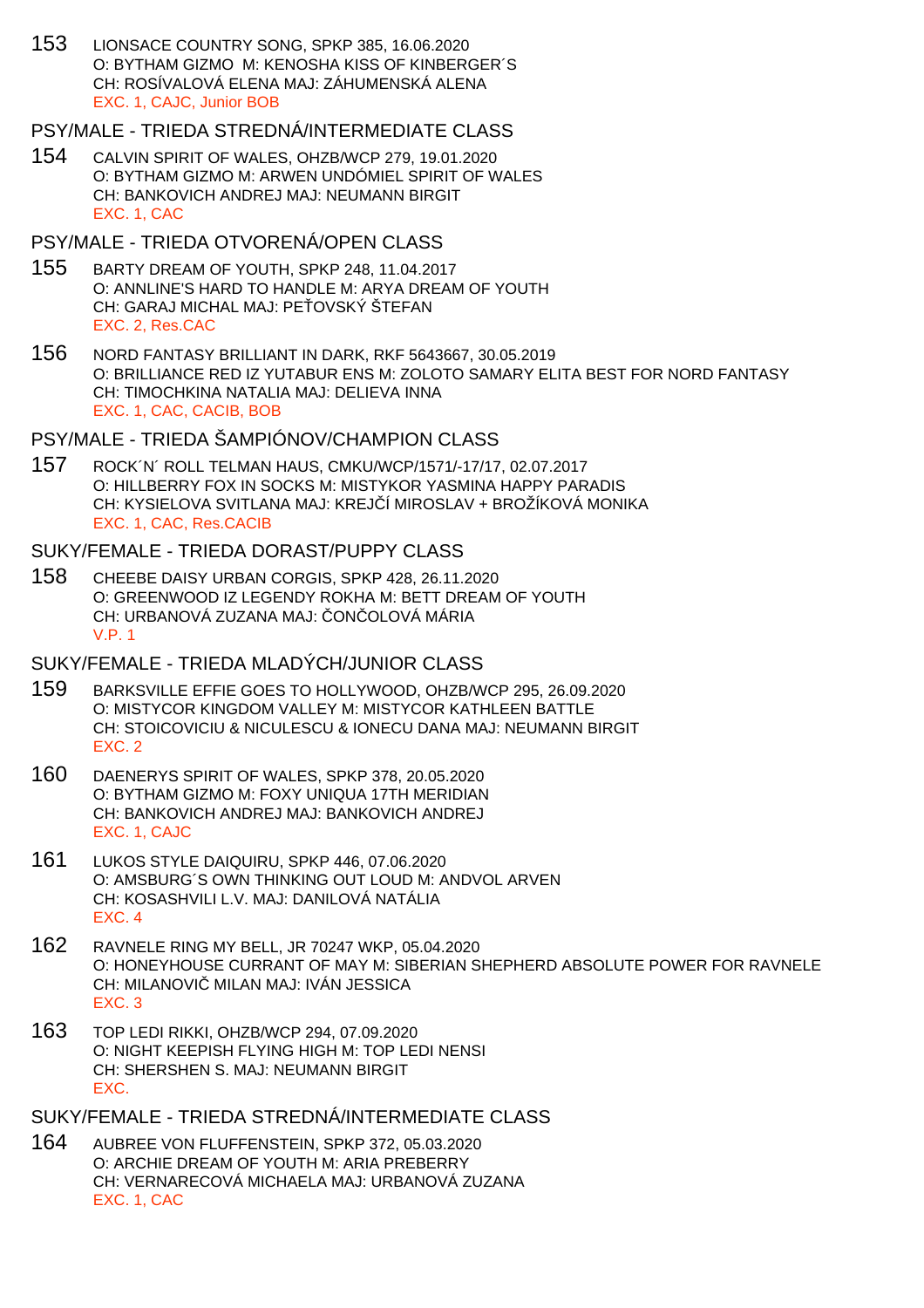153 LIONSACE COUNTRY SONG, SPKP 385, 16.06.2020
O: BYTHAM GIZMO M: KENOSHA KISS OF KINBERGER´S
CH: ROSÍVALOVÁ ELENA MAJ: ZÁHUMENSKÁ ALENA
EXC. 1, CAJC, Junior BOB

## PSY/MALE - TRIEDA STREDNÁ/INTERMEDIATE CLASS

154 CALVIN SPIRIT OF WALES, OHZB/WCP 279, 19.01.2020
O: BYTHAM GIZMO M: ARWEN UNDÓMIEL SPIRIT OF WALES
CH: BANKOVICH ANDREJ MAJ: NEUMANN BIRGIT
EXC. 1, CAC

## PSY/MALE - TRIEDA OTVORENÁ/OPEN CLASS

155 BARTY DREAM OF YOUTH, SPKP 248, 11.04.2017
O: ANNLINE'S HARD TO HANDLE M: ARYA DREAM OF YOUTH
CH: GARAJ MICHAL MAJ: PEŤOVSKÝ ŠTEFAN
EXC. 2, Res.CAC

156 NORD FANTASY BRILLIANT IN DARK, RKF 5643667, 30.05.2019
O: BRILLIANCE RED IZ YUTABUR ENS M: ZOLOTO SAMARY ELITA BEST FOR NORD FANTASY
CH: TIMOCHKINA NATALIA MAJ: DELIEVA INNA
EXC. 1, CAC, CACIB, BOB

## PSY/MALE - TRIEDA ŠAMPIÓNOV/CHAMPION CLASS

157 ROCK´N´ ROLL TELMAN HAUS, CMKU/WCP/1571/-17/17, 02.07.2017
O: HILLBERRY FOX IN SOCKS M: MISTYKOR YASMINA HAPPY PARADIS
CH: KYSIELOVA SVITLANA MAJ: KREJČÍ MIROSLAV + BROŽÍKOVÁ MONIKA
EXC. 1, CAC, Res.CACIB

## SUKY/FEMALE - TRIEDA DORAST/PUPPY CLASS

158 CHEEBE DAISY URBAN CORGIS, SPKP 428, 26.11.2020
O: GREENWOOD IZ LEGENDY ROKHA M: BETT DREAM OF YOUTH
CH: URBANOVÁ ZUZANA MAJ: ČONČOLOVÁ MÁRIA
V.P. 1

## SUKY/FEMALE - TRIEDA MLADÝCH/JUNIOR CLASS

159 BARKSVILLE EFFIE GOES TO HOLLYWOOD, OHZB/WCP 295, 26.09.2020
O: MISTYCOR KINGDOM VALLEY M: MISTYCOR KATHLEEN BATTLE
CH: STOICOVICIU & NICULESCU & IONECU DANA MAJ: NEUMANN BIRGIT
EXC. 2

160 DAENERYS SPIRIT OF WALES, SPKP 378, 20.05.2020
O: BYTHAM GIZMO M: FOXY UNIQUA 17TH MERIDIAN
CH: BANKOVICH ANDREJ MAJ: BANKOVICH ANDREJ
EXC. 1, CAJC

161 LUKOS STYLE DAIQUIRU, SPKP 446, 07.06.2020
O: AMSBURG´S OWN THINKING OUT LOUD M: ANDVOL ARVEN
CH: KOSASHVILI L.V. MAJ: DANILOVÁ NATÁLIA
EXC. 4

162 RAVNELE RING MY BELL, JR 70247 WKP, 05.04.2020
O: HONEYHOUSE CURRANT OF MAY M: SIBERIAN SHEPHERD ABSOLUTE POWER FOR RAVNELE
CH: MILANOVIČ MILAN MAJ: IVÁN JESSICA
EXC. 3

163 TOP LEDI RIKKI, OHZB/WCP 294, 07.09.2020
O: NIGHT KEEPISH FLYING HIGH M: TOP LEDI NENSI
CH: SHERSHEN S. MAJ: NEUMANN BIRGIT
EXC.

## SUKY/FEMALE - TRIEDA STREDNÁ/INTERMEDIATE CLASS

164 AUBREE VON FLUFFENSTEIN, SPKP 372, 05.03.2020
O: ARCHIE DREAM OF YOUTH M: ARIA PREBERRY
CH: VERNARECOVÁ MICHAELA MAJ: URBANOVÁ ZUZANA
EXC. 1, CAC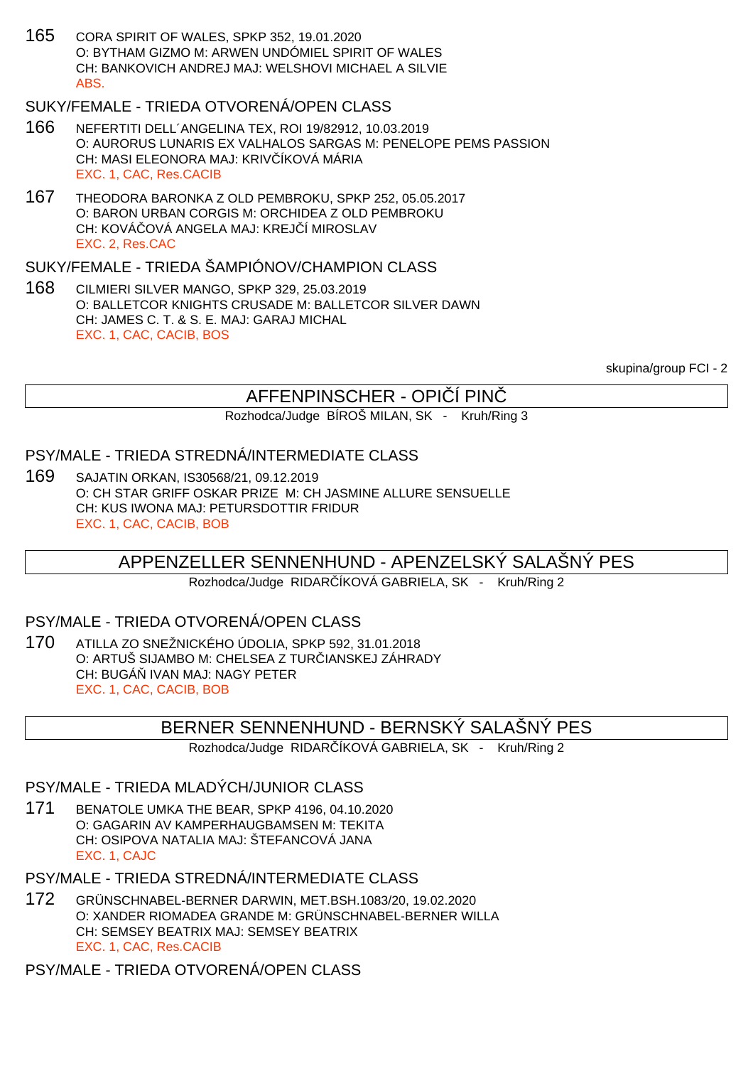165 CORA SPIRIT OF WALES, SPKP 352, 19.01.2020
O: BYTHAM GIZMO M: ARWEN UNDÓMIEL SPIRIT OF WALES
CH: BANKOVICH ANDREJ MAJ: WELSHOVI MICHAEL A SILVIE
ABS.

SUKY/FEMALE - TRIEDA OTVORENÁ/OPEN CLASS

166 NEFERTITI DELL´ANGELINA TEX, ROI 19/82912, 10.03.2019
O: AURORUS LUNARIS EX VALHALOS SARGAS M: PENELOPE PEMS PASSION
CH: MASI ELEONORA MAJ: KRIVČÍKOVÁ MÁRIA
EXC. 1, CAC, Res.CACIB

167 THEODORA BARONKA Z OLD PEMBROKU, SPKP 252, 05.05.2017
O: BARON URBAN CORGIS M: ORCHIDEA Z OLD PEMBROKU
CH: KOVÁČOVÁ ANGELA MAJ: KREJČÍ MIROSLAV
EXC. 2, Res.CAC

SUKY/FEMALE - TRIEDA ŠAMPIÓNOV/CHAMPION CLASS

168 CILMIERI SILVER MANGO, SPKP 329, 25.03.2019
O: BALLETCOR KNIGHTS CRUSADE M: BALLETCOR SILVER DAWN
CH: JAMES C. T. & S. E. MAJ: GARAJ MICHAL
EXC. 1, CAC, CACIB, BOS

skupina/group FCI - 2

## AFFENPINSCHER - OPIČÍ PINČ

Rozhodca/Judge BÍROŠ MILAN, SK - Kruh/Ring 3

PSY/MALE - TRIEDA STREDNÁ/INTERMEDIATE CLASS

169 SAJATIN ORKAN, IS30568/21, 09.12.2019
O: CH STAR GRIFF OSKAR PRIZE M: CH JASMINE ALLURE SENSUELLE
CH: KUS IWONA MAJ: PETURSDOTTIR FRIDUR
EXC. 1, CAC, CACIB, BOB

## APPENZELLER SENNENHUND - APENZELSKÝ SALAŠNÝ PES

Rozhodca/Judge RIDARČÍKOVÁ GABRIELA, SK - Kruh/Ring 2

PSY/MALE - TRIEDA OTVORENÁ/OPEN CLASS

170 ATILLA ZO SNEŽNICKÉHO ÚDOLIA, SPKP 592, 31.01.2018
O: ARTUŠ SIJAMBO M: CHELSEA Z TURČIANSKEJ ZÁHRADY
CH: BUGÁŇ IVAN MAJ: NAGY PETER
EXC. 1, CAC, CACIB, BOB

## BERNER SENNENHUND - BERNSKÝ SALAŠNÝ PES

Rozhodca/Judge RIDARČÍKOVÁ GABRIELA, SK - Kruh/Ring 2

PSY/MALE - TRIEDA MLADÝCH/JUNIOR CLASS

171 BENATOLE UMKA THE BEAR, SPKP 4196, 04.10.2020
O: GAGARIN AV KAMPERHAUGBAMSEN M: TEKITA
CH: OSIPOVA NATALIA MAJ: ŠTEFANCOVÁ JANA
EXC. 1, CAJC

PSY/MALE - TRIEDA STREDNÁ/INTERMEDIATE CLASS

172 GRÜNSCHNABEL-BERNER DARWIN, MET.BSH.1083/20, 19.02.2020
O: XANDER RIOMADEA GRANDE M: GRÜNSCHNABEL-BERNER WILLA
CH: SEMSEY BEATRIX MAJ: SEMSEY BEATRIX
EXC. 1, CAC, Res.CACIB

PSY/MALE - TRIEDA OTVORENÁ/OPEN CLASS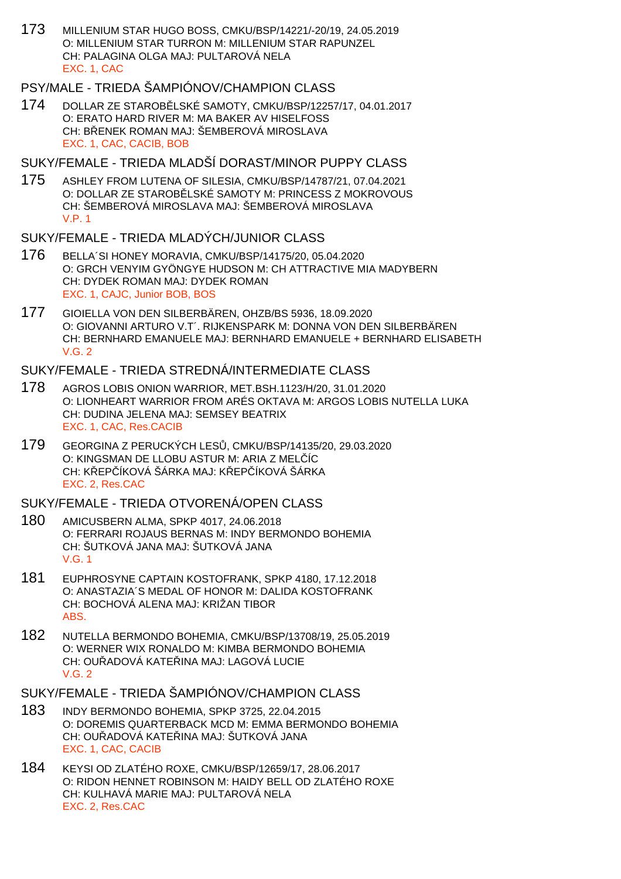173 MILLENIUM STAR HUGO BOSS, CMKU/BSP/14221/-20/19, 24.05.2019
O: MILLENIUM STAR TURRON M: MILLENIUM STAR RAPUNZEL
CH: PALAGINA OLGA MAJ: PULTAROVÁ NELA
EXC. 1, CAC

## PSY/MALE - TRIEDA ŠAMPIÓNOV/CHAMPION CLASS

174 DOLLAR ZE STAROBĚLSKÉ SAMOTY, CMKU/BSP/12257/17, 04.01.2017
O: ERATO HARD RIVER M: MA BAKER AV HISELFOSS
CH: BŘENEK ROMAN MAJ: ŠEMBEROVÁ MIROSLAVA
EXC. 1, CAC, CACIB, BOB

## SUKY/FEMALE - TRIEDA MLADŠÍ DORAST/MINOR PUPPY CLASS

175 ASHLEY FROM LUTENA OF SILESIA, CMKU/BSP/14787/21, 07.04.2021
O: DOLLAR ZE STAROBĚLSKÉ SAMOTY M: PRINCESS Z MOKROVOUS
CH: ŠEMBEROVÁ MIROSLAVA MAJ: ŠEMBEROVÁ MIROSLAVA
V.P. 1

## SUKY/FEMALE - TRIEDA MLADÝCH/JUNIOR CLASS

176 BELLA´SI HONEY MORAVIA, CMKU/BSP/14175/20, 05.04.2020
O: GRCH VENYIM GYÖNGYE HUDSON M: CH ATTRACTIVE MIA MADYBERN
CH: DYDEK ROMAN MAJ: DYDEK ROMAN
EXC. 1, CAJC, Junior BOB, BOS

177 GIOIELLA VON DEN SILBERBÄREN, OHZB/BS 5936, 18.09.2020
O: GIOVANNI ARTURO V.T´. RIJKENSPARK M: DONNA VON DEN SILBERBÄREN
CH: BERNHARD EMANUELE MAJ: BERNHARD EMANUELE + BERNHARD ELISABETH
V.G. 2

## SUKY/FEMALE - TRIEDA STREDNÁ/INTERMEDIATE CLASS

178 AGROS LOBIS ONION WARRIOR, MET.BSH.1123/H/20, 31.01.2020
O: LIONHEART WARRIOR FROM ARÉS OKTAVA M: ARGOS LOBIS NUTELLA LUKA
CH: DUDINA JELENA MAJ: SEMSEY BEATRIX
EXC. 1, CAC, Res.CACIB

179 GEORGINA Z PERUCKÝCH LESŮ, CMKU/BSP/14135/20, 29.03.2020
O: KINGSMAN DE LLOBU ASTUR M: ARIA Z MELČÍC
CH: KŘEPČÍKOVÁ ŠÁRKA MAJ: KŘEPČÍKOVÁ ŠÁRKA
EXC. 2, Res.CAC

## SUKY/FEMALE - TRIEDA OTVORENÁ/OPEN CLASS

180 AMICUSBERN ALMA, SPKP 4017, 24.06.2018
O: FERRARI ROJAUS BERNAS M: INDY BERMONDO BOHEMIA
CH: ŠUTKOVÁ JANA MAJ: ŠUTKOVÁ JANA
V.G. 1

181 EUPHROSYNE CAPTAIN KOSTOFRANK, SPKP 4180, 17.12.2018
O: ANASTAZIA´S MEDAL OF HONOR M: DALIDA KOSTOFRANK
CH: BOCHOVÁ ALENA MAJ: KRIŽAN TIBOR
ABS.

182 NUTELLA BERMONDO BOHEMIA, CMKU/BSP/13708/19, 25.05.2019
O: WERNER WIX RONALDO M: KIMBA BERMONDO BOHEMIA
CH: OUŘADOVÁ KATEŘINA MAJ: LAGOVÁ LUCIE
V.G. 2

## SUKY/FEMALE - TRIEDA ŠAMPIÓNOV/CHAMPION CLASS

183 INDY BERMONDO BOHEMIA, SPKP 3725, 22.04.2015
O: DOREMIS QUARTERBACK MCD M: EMMA BERMONDO BOHEMIA
CH: OUŘADOVÁ KATEŘINA MAJ: ŠUTKOVÁ JANA
EXC. 1, CAC, CACIB

184 KEYSI OD ZLATÉHO ROXE, CMKU/BSP/12659/17, 28.06.2017
O: RIDON HENNET ROBINSON M: HAIDY BELL OD ZLATÉHO ROXE
CH: KULHAVÁ MARIE MAJ: PULTAROVÁ NELA
EXC. 2, Res.CAC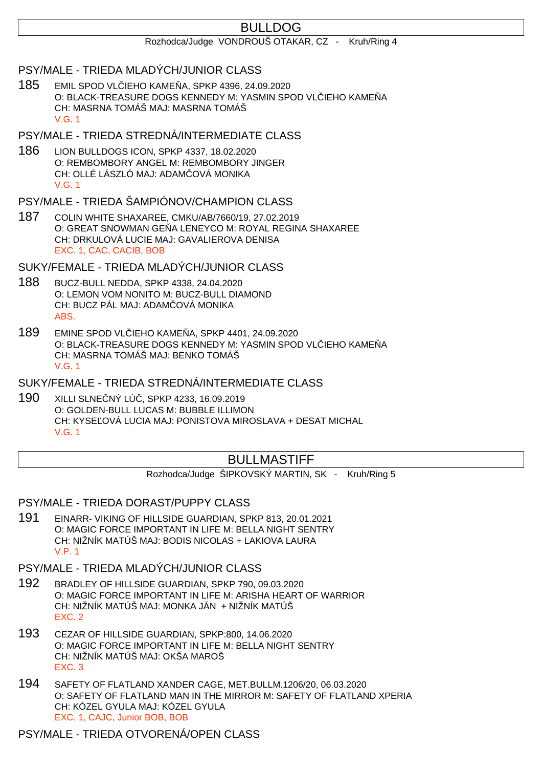# BULLDOG

Rozhodca/Judge VONDROUŠ OTAKAR, CZ - Kruh/Ring 4

## PSY/MALE - TRIEDA MLADÝCH/JUNIOR CLASS

185 EMIL SPOD VLČIEHO KAMEŇA, SPKP 4396, 24.09.2020
O: BLACK-TREASURE DOGS KENNEDY M: YASMIN SPOD VLČIEHO KAMEŇA
CH: MASRNA TOMÁŠ MAJ: MASRNA TOMÁŠ
V.G. 1

## PSY/MALE - TRIEDA STREDNÁ/INTERMEDIATE CLASS

186 LION BULLDOGS ICON, SPKP 4337, 18.02.2020
O: REMBOMBORY ANGEL M: REMBOMBORY JINGER
CH: OLLÉ LÁSZLÓ MAJ: ADAMČOVÁ MONIKA
V.G. 1

## PSY/MALE - TRIEDA ŠAMPIÓNOV/CHAMPION CLASS

187 COLIN WHITE SHAXAREE, CMKU/AB/7660/19, 27.02.2019
O: GREAT SNOWMAN GEŇA LENEYCO M: ROYAL REGINA SHAXAREE
CH: DRKULOVÁ LUCIE MAJ: GAVALIEROVA DENISA
EXC. 1, CAC, CACIB, BOB

## SUKY/FEMALE - TRIEDA MLADÝCH/JUNIOR CLASS

188 BUCZ-BULL NEDDA, SPKP 4338, 24.04.2020
O: LEMON VOM NONITO M: BUCZ-BULL DIAMOND
CH: BUCZ PÁL MAJ: ADAMČOVÁ MONIKA
ABS.

189 EMINE SPOD VLČIEHO KAMEŇA, SPKP 4401, 24.09.2020
O: BLACK-TREASURE DOGS KENNEDY M: YASMIN SPOD VLČIEHO KAMEŇA
CH: MASRNA TOMÁŠ MAJ: BENKO TOMÁŠ
V.G. 1

## SUKY/FEMALE - TRIEDA STREDNÁ/INTERMEDIATE CLASS

190 XILLI SLNEČNÝ LÚČ, SPKP 4233, 16.09.2019
O: GOLDEN-BULL LUCAS M: BUBBLE ILLIMON
CH: KYSEĽOVÁ LUCIA MAJ: PONISTOVA MIROSLAVA + DESAT MICHAL
V.G. 1

# BULLMASTIFF

Rozhodca/Judge ŠIPKOVSKÝ MARTIN, SK - Kruh/Ring 5

## PSY/MALE - TRIEDA DORAST/PUPPY CLASS

191 EINARR- VIKING OF HILLSIDE GUARDIAN, SPKP 813, 20.01.2021
O: MAGIC FORCE IMPORTANT IN LIFE M: BELLA NIGHT SENTRY
CH: NIŽNÍK MATÚŠ MAJ: BODIS NICOLAS + LAKIOVA LAURA
V.P. 1

## PSY/MALE - TRIEDA MLADÝCH/JUNIOR CLASS

192 BRADLEY OF HILLSIDE GUARDIAN, SPKP 790, 09.03.2020
O: MAGIC FORCE IMPORTANT IN LIFE M: ARISHA HEART OF WARRIOR
CH: NIŽNÍK MATÚŠ MAJ: MONKA JÁN + NIŽNÍK MATÚŠ
EXC. 2

193 CEZAR OF HILLSIDE GUARDIAN, SPKP:800, 14.06.2020
O: MAGIC FORCE IMPORTANT IN LIFE M: BELLA NIGHT SENTRY
CH: NIŽNÍK MATÚŠ MAJ: OKŠA MAROŠ
EXC. 3

194 SAFETY OF FLATLAND XANDER CAGE, MET.BULLM.1206/20, 06.03.2020
O: SAFETY OF FLATLAND MAN IN THE MIRROR M: SAFETY OF FLATLAND XPERIA
CH: KÓZEL GYULA MAJ: KÓZEL GYULA
EXC. 1, CAJC, Junior BOB, BOB

## PSY/MALE - TRIEDA OTVORENÁ/OPEN CLASS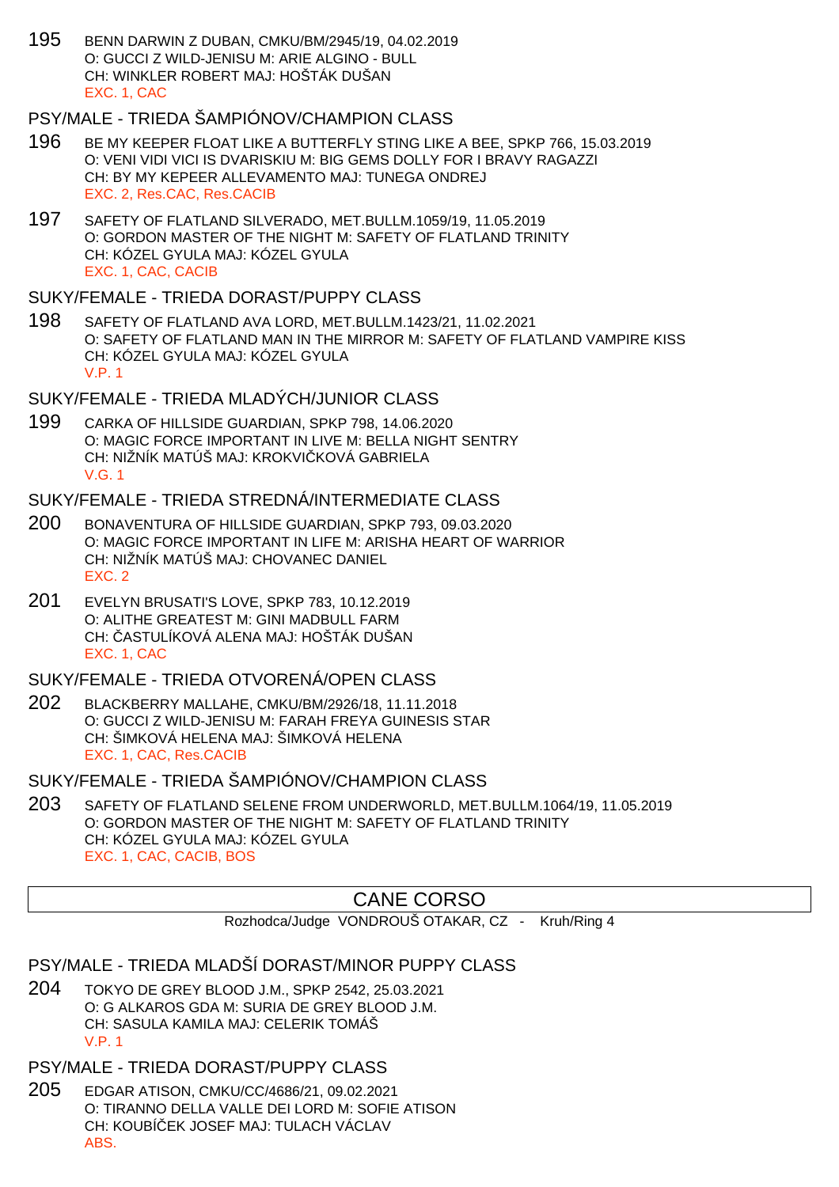195 BENN DARWIN Z DUBAN, CMKU/BM/2945/19, 04.02.2019
O: GUCCI Z WILD-JENISU M: ARIE ALGINO - BULL
CH: WINKLER ROBERT MAJ: HOŠTÁK DUŠAN
EXC. 1, CAC

### PSY/MALE - TRIEDA ŠAMPIÓNOV/CHAMPION CLASS

196 BE MY KEEPER FLOAT LIKE A BUTTERFLY STING LIKE A BEE, SPKP 766, 15.03.2019
O: VENI VIDI VICI IS DVARISKIU M: BIG GEMS DOLLY FOR I BRAVY RAGAZZI
CH: BY MY KEPEER ALLEVAMENTO MAJ: TUNEGA ONDREJ
EXC. 2, Res.CAC, Res.CACIB

197 SAFETY OF FLATLAND SILVERADO, MET.BULLM.1059/19, 11.05.2019
O: GORDON MASTER OF THE NIGHT M: SAFETY OF FLATLAND TRINITY
CH: KÓZEL GYULA MAJ: KÓZEL GYULA
EXC. 1, CAC, CACIB

### SUKY/FEMALE - TRIEDA DORAST/PUPPY CLASS

198 SAFETY OF FLATLAND AVA LORD, MET.BULLM.1423/21, 11.02.2021
O: SAFETY OF FLATLAND MAN IN THE MIRROR M: SAFETY OF FLATLAND VAMPIRE KISS
CH: KÓZEL GYULA MAJ: KÓZEL GYULA
V.P. 1

### SUKY/FEMALE - TRIEDA MLADÝCH/JUNIOR CLASS

199 CARKA OF HILLSIDE GUARDIAN, SPKP 798, 14.06.2020
O: MAGIC FORCE IMPORTANT IN LIVE M: BELLA NIGHT SENTRY
CH: NIŽNÍK MATÚŠ MAJ: KROKVIČKOVÁ GABRIELA
V.G. 1

### SUKY/FEMALE - TRIEDA STREDNÁ/INTERMEDIATE CLASS

200 BONAVENTURA OF HILLSIDE GUARDIAN, SPKP 793, 09.03.2020
O: MAGIC FORCE IMPORTANT IN LIFE M: ARISHA HEART OF WARRIOR
CH: NIŽNÍK MATÚŠ MAJ: CHOVANEC DANIEL
EXC. 2

201 EVELYN BRUSATI'S LOVE, SPKP 783, 10.12.2019
O: ALITHE GREATEST M: GINI MADBULL FARM
CH: ČASTULÍKOVÁ ALENA MAJ: HOŠTÁK DUŠAN
EXC. 1, CAC

### SUKY/FEMALE - TRIEDA OTVORENÁ/OPEN CLASS

202 BLACKBERRY MALLAHE, CMKU/BM/2926/18, 11.11.2018
O: GUCCI Z WILD-JENISU M: FARAH FREYA GUINESIS STAR
CH: ŠIMKOVÁ HELENA MAJ: ŠIMKOVÁ HELENA
EXC. 1, CAC, Res.CACIB

### SUKY/FEMALE - TRIEDA ŠAMPIÓNOV/CHAMPION CLASS

203 SAFETY OF FLATLAND SELENE FROM UNDERWORLD, MET.BULLM.1064/19, 11.05.2019
O: GORDON MASTER OF THE NIGHT M: SAFETY OF FLATLAND TRINITY
CH: KÓZEL GYULA MAJ: KÓZEL GYULA
EXC. 1, CAC, CACIB, BOS

## CANE CORSO

Rozhodca/Judge VONDROUŠ OTAKAR, CZ - Kruh/Ring 4

### PSY/MALE - TRIEDA MLADŠÍ DORAST/MINOR PUPPY CLASS

204 TOKYO DE GREY BLOOD J.M., SPKP 2542, 25.03.2021
O: G ALKAROS GDA M: SURIA DE GREY BLOOD J.M.
CH: SASULA KAMILA MAJ: CELERIK TOMÁŠ
V.P. 1

### PSY/MALE - TRIEDA DORAST/PUPPY CLASS

205 EDGAR ATISON, CMKU/CC/4686/21, 09.02.2021
O: TIRANNO DELLA VALLE DEI LORD M: SOFIE ATISON
CH: KOUBÍČEK JOSEF MAJ: TULACH VÁCLAV
ABS.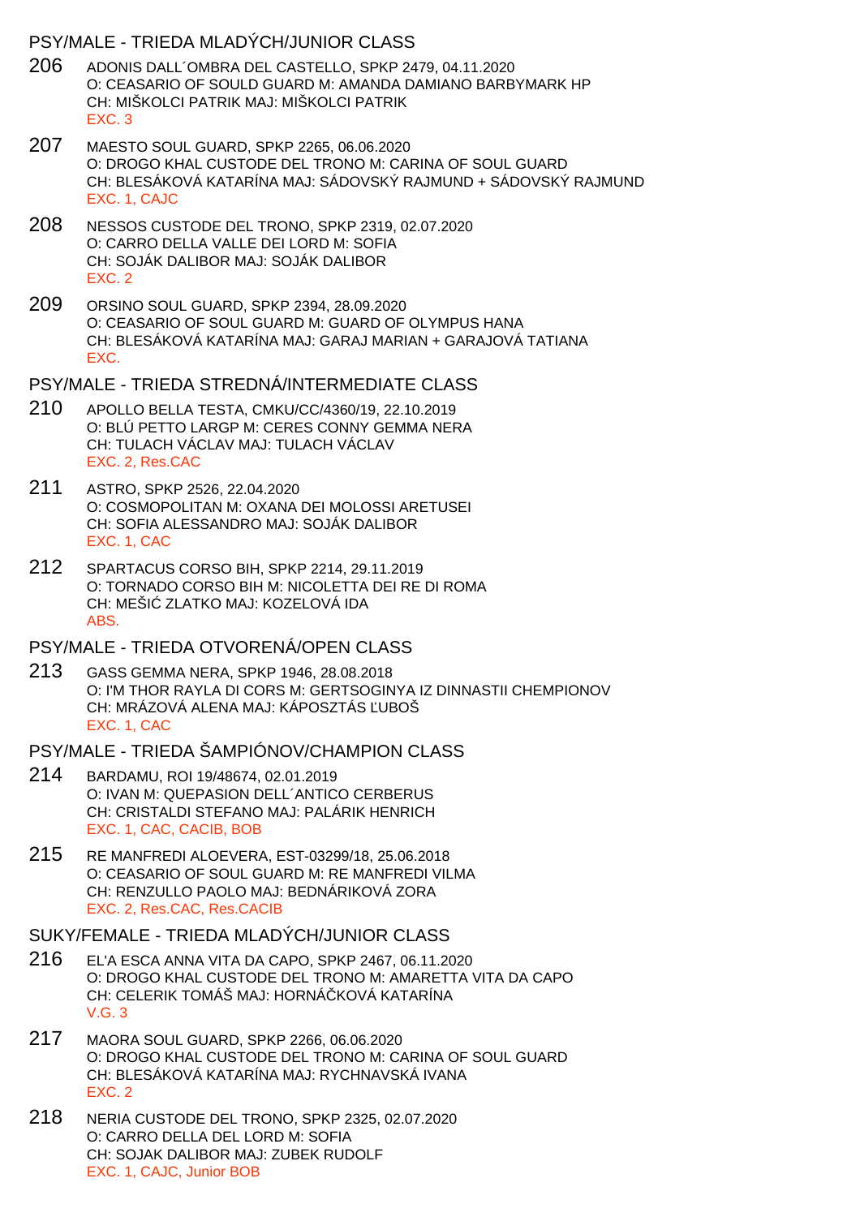## PSY/MALE - TRIEDA MLADÝCH/JUNIOR CLASS

206 ADONIS DALL´OMBRA DEL CASTELLO, SPKP 2479, 04.11.2020
O: CEASARIO OF SOULD GUARD M: AMANDA DAMIANO BARBYMARK HP
CH: MIŠKOLCI PATRIK MAJ: MIŠKOLCI PATRIK
EXC. 3

207 MAESTO SOUL GUARD, SPKP 2265, 06.06.2020
O: DROGO KHAL CUSTODE DEL TRONO M: CARINA OF SOUL GUARD
CH: BLESÁKOVÁ KATARÍNA MAJ: SÁDOVSKÝ RAJMUND + SÁDOVSKÝ RAJMUND
EXC. 1, CAJC

208 NESSOS CUSTODE DEL TRONO, SPKP 2319, 02.07.2020
O: CARRO DELLA VALLE DEI LORD M: SOFIA
CH: SOJÁK DALIBOR MAJ: SOJÁK DALIBOR
EXC. 2

209 ORSINO SOUL GUARD, SPKP 2394, 28.09.2020
O: CEASARIO OF SOUL GUARD M: GUARD OF OLYMPUS HANA
CH: BLESÁKOVÁ KATARÍNA MAJ: GARAJ MARIAN + GARAJOVÁ TATIANA
EXC.

## PSY/MALE - TRIEDA STREDNÁ/INTERMEDIATE CLASS

210 APOLLO BELLA TESTA, CMKU/CC/4360/19, 22.10.2019
O: BLÚ PETTO LARGP M: CERES CONNY GEMMA NERA
CH: TULACH VÁCLAV MAJ: TULACH VÁCLAV
EXC. 2, Res.CAC

211 ASTRO, SPKP 2526, 22.04.2020
O: COSMOPOLITAN M: OXANA DEI MOLOSSI ARETUSEI
CH: SOFIA ALESSANDRO MAJ: SOJÁK DALIBOR
EXC. 1, CAC

212 SPARTACUS CORSO BIH, SPKP 2214, 29.11.2019
O: TORNADO CORSO BIH M: NICOLETTA DEI RE DI ROMA
CH: MEŠIĆ ZLATKO MAJ: KOZELOVÁ IDA
ABS.

## PSY/MALE - TRIEDA OTVORENÁ/OPEN CLASS

213 GASS GEMMA NERA, SPKP 1946, 28.08.2018
O: I'M THOR RAYLA DI CORS M: GERTSOGINYA IZ DINNASTII CHEMPIONOV
CH: MRÁZOVÁ ALENA MAJ: KÁPOSZTÁS ĽUBOŠ
EXC. 1, CAC

## PSY/MALE - TRIEDA ŠAMPIÓNOV/CHAMPION CLASS

214 BARDAMU, ROI 19/48674, 02.01.2019
O: IVAN M: QUEPASION DELL´ANTICO CERBERUS
CH: CRISTALDI STEFANO MAJ: PALÁRIK HENRICH
EXC. 1, CAC, CACIB, BOB

215 RE MANFREDI ALOEVERA, EST-03299/18, 25.06.2018
O: CEASARIO OF SOUL GUARD M: RE MANFREDI VILMA
CH: RENZULLO PAOLO MAJ: BEDNÁRIKOVÁ ZORA
EXC. 2, Res.CAC, Res.CACIB

## SUKY/FEMALE - TRIEDA MLADÝCH/JUNIOR CLASS

216 EL'A ESCA ANNA VITA DA CAPO, SPKP 2467, 06.11.2020
O: DROGO KHAL CUSTODE DEL TRONO M: AMARETTA VITA DA CAPO
CH: CELERIK TOMÁŠ MAJ: HORNÁČKOVÁ KATARÍNA
V.G. 3

217 MAORA SOUL GUARD, SPKP 2266, 06.06.2020
O: DROGO KHAL CUSTODE DEL TRONO M: CARINA OF SOUL GUARD
CH: BLESÁKOVÁ KATARÍNA MAJ: RYCHNAVSKÁ IVANA
EXC. 2

218 NERIA CUSTODE DEL TRONO, SPKP 2325, 02.07.2020
O: CARRO DELLA DEL LORD M: SOFIA
CH: SOJAK DALIBOR MAJ: ZUBEK RUDOLF
EXC. 1, CAJC, Junior BOB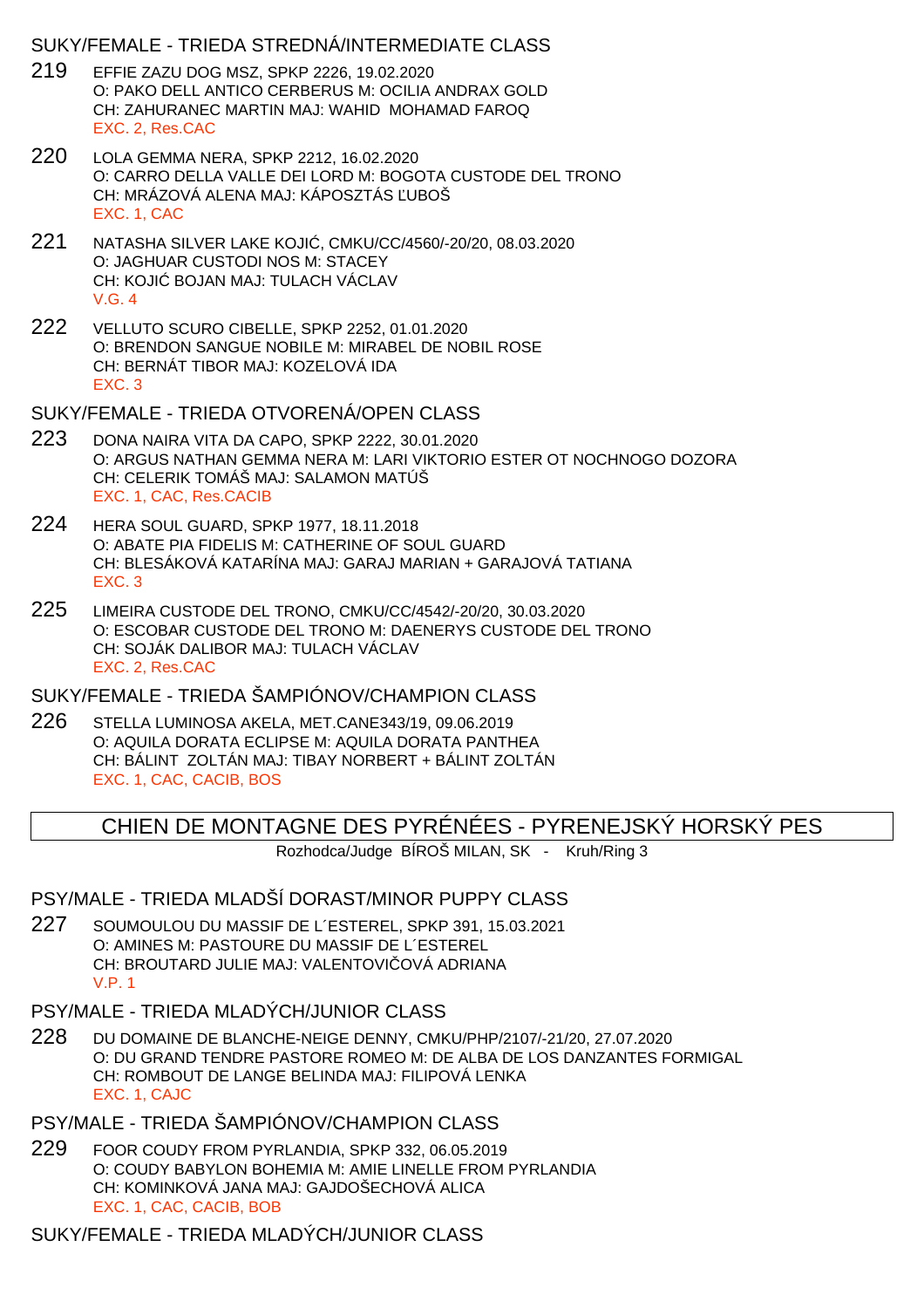### SUKY/FEMALE - TRIEDA STREDNÁ/INTERMEDIATE CLASS

219 EFFIE ZAZU DOG MSZ, SPKP 2226, 19.02.2020
O: PAKO DELL ANTICO CERBERUS M: OCILIA ANDRAX GOLD
CH: ZAHURANEC MARTIN MAJ: WAHID MOHAMAD FAROQ
EXC. 2, Res.CAC

220 LOLA GEMMA NERA, SPKP 2212, 16.02.2020
O: CARRO DELLA VALLE DEI LORD M: BOGOTA CUSTODE DEL TRONO
CH: MRÁZOVÁ ALENA MAJ: KÁPOSZTÁS ĽUBOŠ
EXC. 1, CAC

221 NATASHA SILVER LAKE KOJIĆ, CMKU/CC/4560/-20/20, 08.03.2020
O: JAGHUAR CUSTODI NOS M: STACEY
CH: KOJIĆ BOJAN MAJ: TULACH VÁCLAV
V.G. 4

222 VELLUTO SCURO CIBELLE, SPKP 2252, 01.01.2020
O: BRENDON SANGUE NOBILE M: MIRABEL DE NOBIL ROSE
CH: BERNÁT TIBOR MAJ: KOZELOVÁ IDA
EXC. 3

### SUKY/FEMALE - TRIEDA OTVORENÁ/OPEN CLASS

223 DONA NAIRA VITA DA CAPO, SPKP 2222, 30.01.2020
O: ARGUS NATHAN GEMMA NERA M: LARI VIKTORIO ESTER OT NOCHNOGO DOZORA
CH: CELERIK TOMÁŠ MAJ: SALAMON MATÚŠ
EXC. 1, CAC, Res.CACIB

224 HERA SOUL GUARD, SPKP 1977, 18.11.2018
O: ABATE PIA FIDELIS M: CATHERINE OF SOUL GUARD
CH: BLESÁKOVÁ KATARÍNA MAJ: GARAJ MARIAN + GARAJOVÁ TATIANA
EXC. 3

225 LIMEIRA CUSTODE DEL TRONO, CMKU/CC/4542/-20/20, 30.03.2020
O: ESCOBAR CUSTODE DEL TRONO M: DAENERYS CUSTODE DEL TRONO
CH: SOJÁK DALIBOR MAJ: TULACH VÁCLAV
EXC. 2, Res.CAC

### SUKY/FEMALE - TRIEDA ŠAMPIÓNOV/CHAMPION CLASS

226 STELLA LUMINOSA AKELA, MET.CANE343/19, 09.06.2019
O: AQUILA DORATA ECLIPSE M: AQUILA DORATA PANTHEA
CH: BÁLINT ZOLTÁN MAJ: TIBAY NORBERT + BÁLINT ZOLTÁN
EXC. 1, CAC, CACIB, BOS

## CHIEN DE MONTAGNE DES PYRÉNÉES - PYRENEJSKÝ HORSKÝ PES

Rozhodca/Judge BÍROŠ MILAN, SK - Kruh/Ring 3

### PSY/MALE - TRIEDA MLADŠÍ DORAST/MINOR PUPPY CLASS

227 SOUMOULOU DU MASSIF DE L´ESTEREL, SPKP 391, 15.03.2021
O: AMINES M: PASTOURE DU MASSIF DE L´ESTEREL
CH: BROUTARD JULIE MAJ: VALENTOVIČOVÁ ADRIANA
V.P. 1

### PSY/MALE - TRIEDA MLADÝCH/JUNIOR CLASS

228 DU DOMAINE DE BLANCHE-NEIGE DENNY, CMKU/PHP/2107/-21/20, 27.07.2020
O: DU GRAND TENDRE PASTORE ROMEO M: DE ALBA DE LOS DANZANTES FORMIGAL
CH: ROMBOUT DE LANGE BELINDA MAJ: FILIPOVÁ LENKA
EXC. 1, CAJC

### PSY/MALE - TRIEDA ŠAMPIÓNOV/CHAMPION CLASS

229 FOOR COUDY FROM PYRLANDIA, SPKP 332, 06.05.2019
O: COUDY BABYLON BOHEMIA M: AMIE LINELLE FROM PYRLANDIA
CH: KOMINKOVÁ JANA MAJ: GAJDOŠECHOVÁ ALICA
EXC. 1, CAC, CACIB, BOB

### SUKY/FEMALE - TRIEDA MLADÝCH/JUNIOR CLASS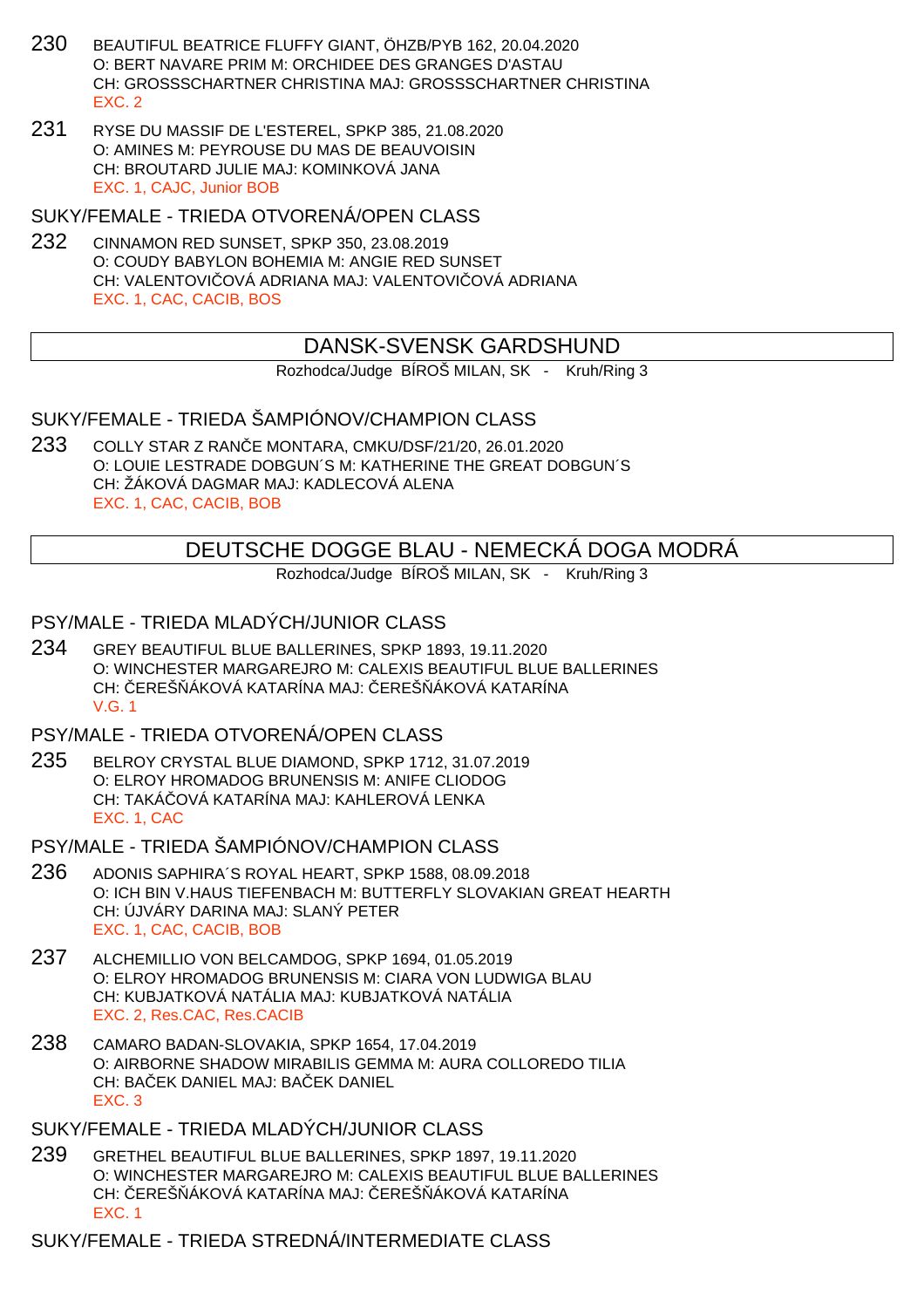230 BEAUTIFUL BEATRICE FLUFFY GIANT, ÖHZB/PYB 162, 20.04.2020
O: BERT NAVARE PRIM M: ORCHIDEE DES GRANGES D'ASTAU
CH: GROSSSCHARTNER CHRISTINA MAJ: GROSSSCHARTNER CHRISTINA
EXC. 2

231 RYSE DU MASSIF DE L'ESTEREL, SPKP 385, 21.08.2020
O: AMINES M: PEYROUSE DU MAS DE BEAUVOISIN
CH: BROUTARD JULIE MAJ: KOMINKOVÁ JANA
EXC. 1, CAJC, Junior BOB

### SUKY/FEMALE - TRIEDA OTVORENÁ/OPEN CLASS

232 CINNAMON RED SUNSET, SPKP 350, 23.08.2019
O: COUDY BABYLON BOHEMIA M: ANGIE RED SUNSET
CH: VALENTOVIČOVÁ ADRIANA MAJ: VALENTOVIČOVÁ ADRIANA
EXC. 1, CAC, CACIB, BOS

## DANSK-SVENSK GARDSHUND

Rozhodca/Judge BÍROŠ MILAN, SK - Kruh/Ring 3

### SUKY/FEMALE - TRIEDA ŠAMPIÓNOV/CHAMPION CLASS

233 COLLY STAR Z RANČE MONTARA, CMKU/DSF/21/20, 26.01.2020
O: LOUIE LESTRADE DOBGUN´S M: KATHERINE THE GREAT DOBGUN´S
CH: ŽÁKOVÁ DAGMAR MAJ: KADLECOVÁ ALENA
EXC. 1, CAC, CACIB, BOB

## DEUTSCHE DOGGE BLAU - NEMECKÁ DOGA MODRÁ

Rozhodca/Judge BÍROŠ MILAN, SK - Kruh/Ring 3

### PSY/MALE - TRIEDA MLADÝCH/JUNIOR CLASS

234 GREY BEAUTIFUL BLUE BALLERINES, SPKP 1893, 19.11.2020
O: WINCHESTER MARGAREJRO M: CALEXIS BEAUTIFUL BLUE BALLERINES
CH: ČEREŠŇÁKOVÁ KATARÍNA MAJ: ČEREŠŇÁKOVÁ KATARÍNA
V.G. 1

### PSY/MALE - TRIEDA OTVORENÁ/OPEN CLASS

235 BELROY CRYSTAL BLUE DIAMOND, SPKP 1712, 31.07.2019
O: ELROY HROMADOG BRUNENSIS M: ANIFE CLIODOG
CH: TAKÁČOVÁ KATARÍNA MAJ: KAHLEROVÁ LENKA
EXC. 1, CAC

### PSY/MALE - TRIEDA ŠAMPIÓNOV/CHAMPION CLASS

236 ADONIS SAPHIRA´S ROYAL HEART, SPKP 1588, 08.09.2018
O: ICH BIN V.HAUS TIEFENBACH M: BUTTERFLY SLOVAKIAN GREAT HEARTH
CH: ÚJVÁRY DARINA MAJ: SLANÝ PETER
EXC. 1, CAC, CACIB, BOB

237 ALCHEMILLIO VON BELCAMDOG, SPKP 1694, 01.05.2019
O: ELROY HROMADOG BRUNENSIS M: CIARA VON LUDWIGA BLAU
CH: KUBJATKOVÁ NATÁLIA MAJ: KUBJATKOVÁ NATÁLIA
EXC. 2, Res.CAC, Res.CACIB

238 CAMARO BADAN-SLOVAKIA, SPKP 1654, 17.04.2019
O: AIRBORNE SHADOW MIRABILIS GEMMA M: AURA COLLOREDO TILIA
CH: BAČEK DANIEL MAJ: BAČEK DANIEL
EXC. 3

### SUKY/FEMALE - TRIEDA MLADÝCH/JUNIOR CLASS

239 GRETHEL BEAUTIFUL BLUE BALLERINES, SPKP 1897, 19.11.2020
O: WINCHESTER MARGAREJRO M: CALEXIS BEAUTIFUL BLUE BALLERINES
CH: ČEREŠŇÁKOVÁ KATARÍNA MAJ: ČEREŠŇÁKOVÁ KATARÍNA
EXC. 1

### SUKY/FEMALE - TRIEDA STREDNÁ/INTERMEDIATE CLASS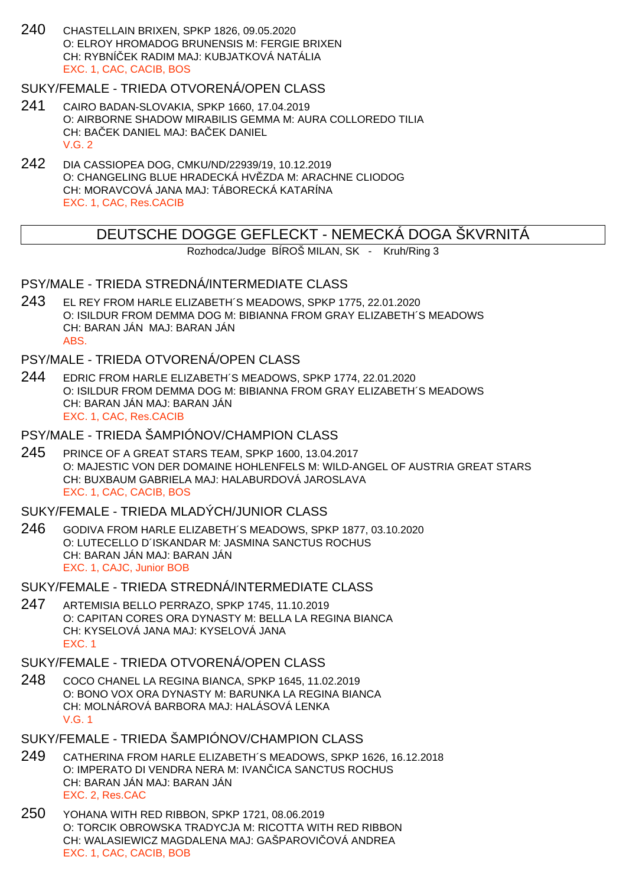240 CHASTELLAIN BRIXEN, SPKP 1826, 09.05.2020
O: ELROY HROMADOG BRUNENSIS M: FERGIE BRIXEN
CH: RYBNÍČEK RADIM MAJ: KUBJATKOVÁ NATÁLIA
EXC. 1, CAC, CACIB, BOS

### SUKY/FEMALE - TRIEDA OTVORENÁ/OPEN CLASS

241 CAIRO BADAN-SLOVAKIA, SPKP 1660, 17.04.2019
O: AIRBORNE SHADOW MIRABILIS GEMMA M: AURA COLLOREDO TILIA
CH: BAČEK DANIEL MAJ: BAČEK DANIEL
V.G. 2

242 DIA CASSIOPEA DOG, CMKU/ND/22939/19, 10.12.2019
O: CHANGELING BLUE HRADECKÁ HVĚZDA M: ARACHNE CLIODOG
CH: MORAVCOVÁ JANA MAJ: TÁBORECKÁ KATARÍNA
EXC. 1, CAC, Res.CACIB

## DEUTSCHE DOGGE GEFLECKT - NEMECKÁ DOGA ŠKVRNITÁ

Rozhodca/Judge BÍROŠ MILAN, SK - Kruh/Ring 3

### PSY/MALE - TRIEDA STREDNÁ/INTERMEDIATE CLASS

243 EL REY FROM HARLE ELIZABETH´S MEADOWS, SPKP 1775, 22.01.2020
O: ISILDUR FROM DEMMA DOG M: BIBIANNA FROM GRAY ELIZABETH´S MEADOWS
CH: BARAN JÁN MAJ: BARAN JÁN
ABS.

### PSY/MALE - TRIEDA OTVORENÁ/OPEN CLASS

244 EDRIC FROM HARLE ELIZABETH´S MEADOWS, SPKP 1774, 22.01.2020
O: ISILDUR FROM DEMMA DOG M: BIBIANNA FROM GRAY ELIZABETH´S MEADOWS
CH: BARAN JÁN MAJ: BARAN JÁN
EXC. 1, CAC, Res.CACIB

### PSY/MALE - TRIEDA ŠAMPIÓNOV/CHAMPION CLASS

245 PRINCE OF A GREAT STARS TEAM, SPKP 1600, 13.04.2017
O: MAJESTIC VON DER DOMAINE HOHLENFELS M: WILD-ANGEL OF AUSTRIA GREAT STARS
CH: BUXBAUM GABRIELA MAJ: HALABURDOVÁ JAROSLAVA
EXC. 1, CAC, CACIB, BOS

### SUKY/FEMALE - TRIEDA MLADÝCH/JUNIOR CLASS

246 GODIVA FROM HARLE ELIZABETH´S MEADOWS, SPKP 1877, 03.10.2020
O: LUTECELLO D´ISKANDAR M: JASMINA SANCTUS ROCHUS
CH: BARAN JÁN MAJ: BARAN JÁN
EXC. 1, CAJC, Junior BOB

### SUKY/FEMALE - TRIEDA STREDNÁ/INTERMEDIATE CLASS

247 ARTEMISIA BELLO PERRAZO, SPKP 1745, 11.10.2019
O: CAPITAN CORES ORA DYNASTY M: BELLA LA REGINA BIANCA
CH: KYSELOVÁ JANA MAJ: KYSELOVÁ JANA
EXC. 1

### SUKY/FEMALE - TRIEDA OTVORENÁ/OPEN CLASS

248 COCO CHANEL LA REGINA BIANCA, SPKP 1645, 11.02.2019
O: BONO VOX ORA DYNASTY M: BARUNKA LA REGINA BIANCA
CH: MOLNÁROVÁ BARBORA MAJ: HALÁSOVÁ LENKA
V.G. 1

### SUKY/FEMALE - TRIEDA ŠAMPIÓNOV/CHAMPION CLASS

249 CATHERINA FROM HARLE ELIZABETH´S MEADOWS, SPKP 1626, 16.12.2018
O: IMPERATO DI VENDRA NERA M: IVANČICA SANCTUS ROCHUS
CH: BARAN JÁN MAJ: BARAN JÁN
EXC. 2, Res.CAC

250 YOHANA WITH RED RIBBON, SPKP 1721, 08.06.2019
O: TORCIK OBROWSKA TRADYCJA M: RICOTTA WITH RED RIBBON
CH: WALASIEWICZ MAGDALENA MAJ: GAŠPAROVIČOVÁ ANDREA
EXC. 1, CAC, CACIB, BOB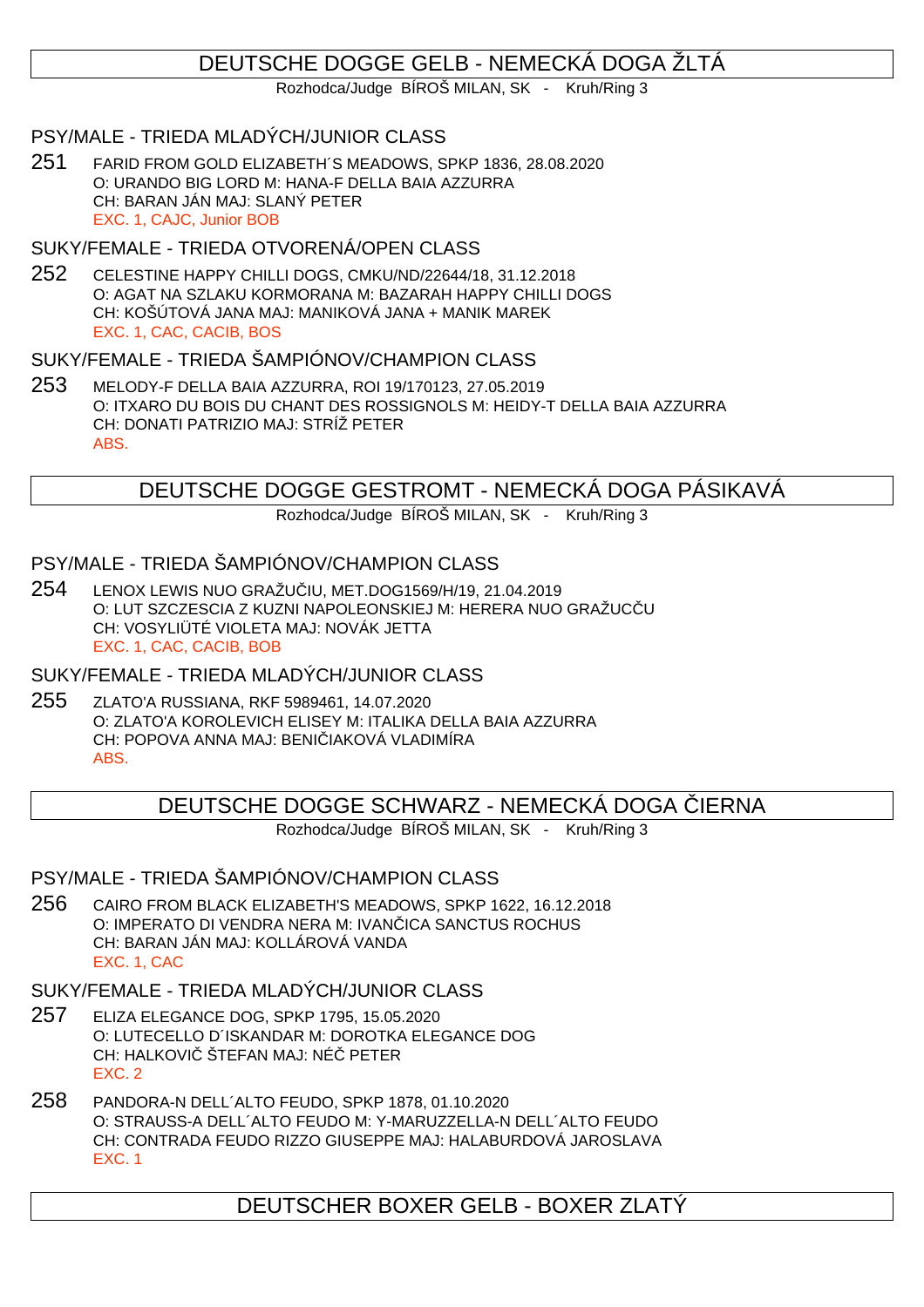## DEUTSCHE DOGGE GELB - NEMECKÁ DOGA ŽLTÁ

Rozhodca/Judge BÍROŠ MILAN, SK - Kruh/Ring 3

### PSY/MALE - TRIEDA MLADÝCH/JUNIOR CLASS

251 FARID FROM GOLD ELIZABETH´S MEADOWS, SPKP 1836, 28.08.2020
O: URANDO BIG LORD M: HANA-F DELLA BAIA AZZURRA
CH: BARAN JÁN MAJ: SLANÝ PETER
EXC. 1, CAJC, Junior BOB

### SUKY/FEMALE - TRIEDA OTVORENÁ/OPEN CLASS

252 CELESTINE HAPPY CHILLI DOGS, CMKU/ND/22644/18, 31.12.2018
O: AGAT NA SZLAKU KORMORANA M: BAZARAH HAPPY CHILLI DOGS
CH: KOŠÚTOVÁ JANA MAJ: MANIKOVÁ JANA + MANIK MAREK
EXC. 1, CAC, CACIB, BOS

### SUKY/FEMALE - TRIEDA ŠAMPIÓNOV/CHAMPION CLASS

253 MELODY-F DELLA BAIA AZZURRA, ROI 19/170123, 27.05.2019
O: ITXARO DU BOIS DU CHANT DES ROSSIGNOLS M: HEIDY-T DELLA BAIA AZZURRA
CH: DONATI PATRIZIO MAJ: STRÍŽ PETER
ABS.

## DEUTSCHE DOGGE GESTROMT - NEMECKÁ DOGA PÁSIKAVÁ

Rozhodca/Judge BÍROŠ MILAN, SK - Kruh/Ring 3

### PSY/MALE - TRIEDA ŠAMPIÓNOV/CHAMPION CLASS

254 LENOX LEWIS NUO GRAŽUČIU, MET.DOG1569/H/19, 21.04.2019
O: LUT SZCZESCIA Z KUZNI NAPOLEONSKIEJ M: HERERA NUO GRAŽUCČU
CH: VOSYLIÜTÉ VIOLETA MAJ: NOVÁK JETTA
EXC. 1, CAC, CACIB, BOB

### SUKY/FEMALE - TRIEDA MLADÝCH/JUNIOR CLASS

255 ZLATO'A RUSSIANA, RKF 5989461, 14.07.2020
O: ZLATO'A KOROLEVICH ELISEY M: ITALIKA DELLA BAIA AZZURRA
CH: POPOVA ANNA MAJ: BENIČIAKOVÁ VLADIMÍRA
ABS.

## DEUTSCHE DOGGE SCHWARZ - NEMECKÁ DOGA ČIERNA

Rozhodca/Judge BÍROŠ MILAN, SK - Kruh/Ring 3

### PSY/MALE - TRIEDA ŠAMPIÓNOV/CHAMPION CLASS

256 CAIRO FROM BLACK ELIZABETH'S MEADOWS, SPKP 1622, 16.12.2018
O: IMPERATO DI VENDRA NERA M: IVANČICA SANCTUS ROCHUS
CH: BARAN JÁN MAJ: KOLLÁROVÁ VANDA
EXC. 1, CAC

### SUKY/FEMALE - TRIEDA MLADÝCH/JUNIOR CLASS

257 ELIZA ELEGANCE DOG, SPKP 1795, 15.05.2020
O: LUTECELLO D´ISKANDAR M: DOROTKA ELEGANCE DOG
CH: HALKOVIČ ŠTEFAN MAJ: NÉČ PETER
EXC. 2

258 PANDORA-N DELL´ALTO FEUDO, SPKP 1878, 01.10.2020
O: STRAUSS-A DELL´ALTO FEUDO M: Y-MARUZZELLA-N DELL´ALTO FEUDO
CH: CONTRADA FEUDO RIZZO GIUSEPPE MAJ: HALABURDOVÁ JAROSLAVA
EXC. 1

## DEUTSCHER BOXER GELB - BOXER ZLATÝ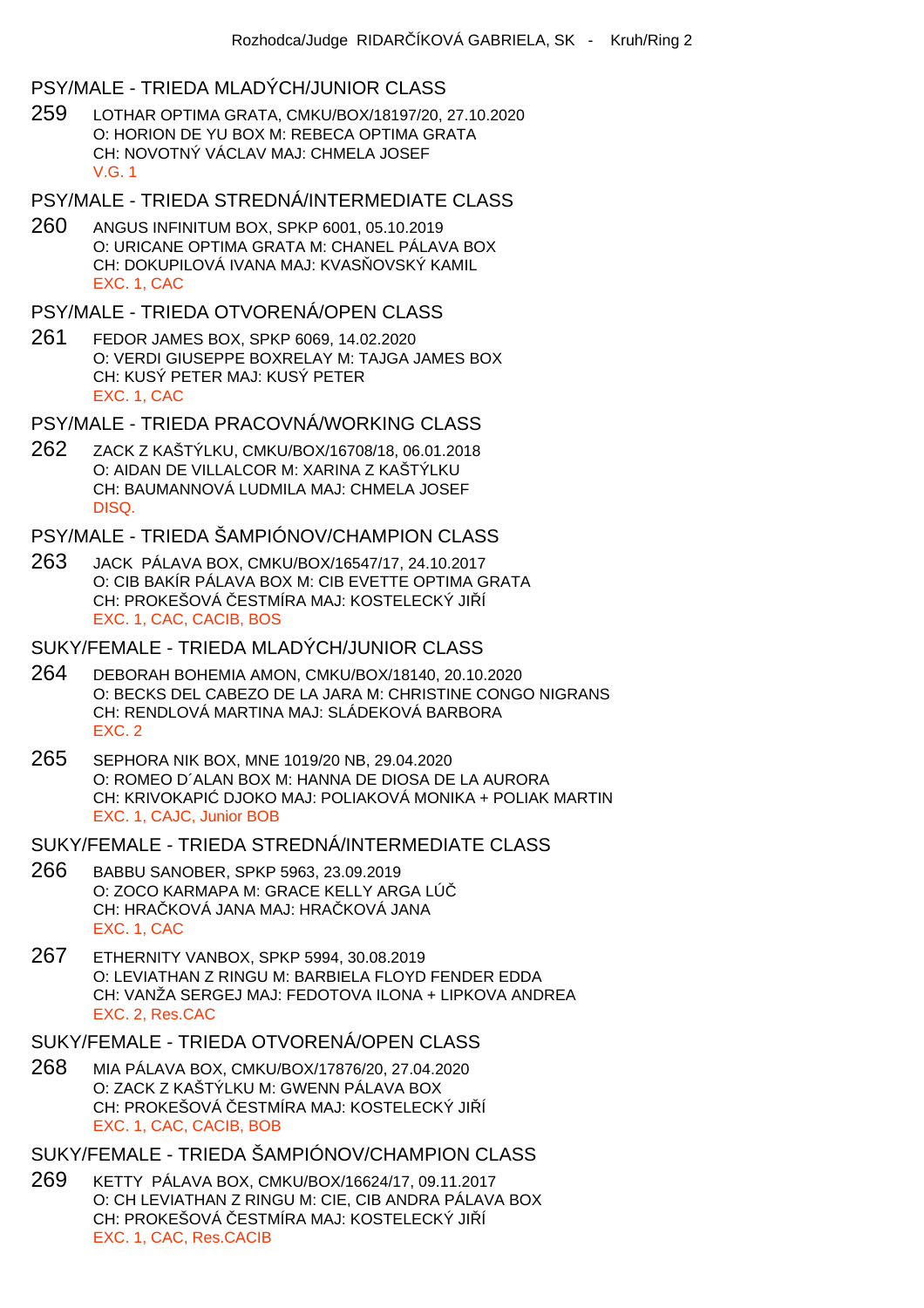Rozhodca/Judge RIDARČÍKOVÁ GABRIELA, SK - Kruh/Ring 2

## PSY/MALE - TRIEDA MLADÝCH/JUNIOR CLASS

259 LOTHAR OPTIMA GRATA, CMKU/BOX/18197/20, 27.10.2020
O: HORION DE YU BOX M: REBECA OPTIMA GRATA
CH: NOVOTNÝ VÁCLAV MAJ: CHMELA JOSEF
V.G. 1

## PSY/MALE - TRIEDA STREDNÁ/INTERMEDIATE CLASS

260 ANGUS INFINITUM BOX, SPKP 6001, 05.10.2019
O: URICANE OPTIMA GRATA M: CHANEL PÁLAVA BOX
CH: DOKUPILOVÁ IVANA MAJ: KVASŇOVSKÝ KAMIL
EXC. 1, CAC

## PSY/MALE - TRIEDA OTVORENÁ/OPEN CLASS

261 FEDOR JAMES BOX, SPKP 6069, 14.02.2020
O: VERDI GIUSEPPE BOXRELAY M: TAJGA JAMES BOX
CH: KUSÝ PETER MAJ: KUSÝ PETER
EXC. 1, CAC

## PSY/MALE - TRIEDA PRACOVNÁ/WORKING CLASS

262 ZACK Z KAŠTÝLKU, CMKU/BOX/16708/18, 06.01.2018
O: AIDAN DE VILLALCOR M: XARINA Z KAŠTÝLKU
CH: BAUMANNOVÁ LUDMILA MAJ: CHMELA JOSEF
DISQ.

## PSY/MALE - TRIEDA ŠAMPIÓNOV/CHAMPION CLASS

263 JACK PÁLAVA BOX, CMKU/BOX/16547/17, 24.10.2017
O: CIB BAKÍR PÁLAVA BOX M: CIB EVETTE OPTIMA GRATA
CH: PROKEŠOVÁ ČESTMÍRA MAJ: KOSTELECKÝ JIŘÍ
EXC. 1, CAC, CACIB, BOS

## SUKY/FEMALE - TRIEDA MLADÝCH/JUNIOR CLASS

264 DEBORAH BOHEMIA AMON, CMKU/BOX/18140, 20.10.2020
O: BECKS DEL CABEZO DE LA JARA M: CHRISTINE CONGO NIGRANS
CH: RENDLOVÁ MARTINA MAJ: SLÁDEKOVÁ BARBORA
EXC. 2

265 SEPHORA NIK BOX, MNE 1019/20 NB, 29.04.2020
O: ROMEO D´ALAN BOX M: HANNA DE DIOSA DE LA AURORA
CH: KRIVOKAPIĆ DJOKO MAJ: POLIAKOVÁ MONIKA + POLIAK MARTIN
EXC. 1, CAJC, Junior BOB

## SUKY/FEMALE - TRIEDA STREDNÁ/INTERMEDIATE CLASS

266 BABBU SANOBER, SPKP 5963, 23.09.2019
O: ZOCO KARMAPA M: GRACE KELLY ARGA LÚČ
CH: HRAČKOVÁ JANA MAJ: HRAČKOVÁ JANA
EXC. 1, CAC

267 ETHERNITY VANBOX, SPKP 5994, 30.08.2019
O: LEVIATHAN Z RINGU M: BARBIELA FLOYD FENDER EDDA
CH: VANŽA SERGEJ MAJ: FEDOTOVA ILONA + LIPKOVA ANDREA
EXC. 2, Res.CAC

## SUKY/FEMALE - TRIEDA OTVORENÁ/OPEN CLASS

268 MIA PÁLAVA BOX, CMKU/BOX/17876/20, 27.04.2020
O: ZACK Z KAŠTÝLKU M: GWENN PÁLAVA BOX
CH: PROKEŠOVÁ ČESTMÍRA MAJ: KOSTELECKÝ JIŘÍ
EXC. 1, CAC, CACIB, BOB

## SUKY/FEMALE - TRIEDA ŠAMPIÓNOV/CHAMPION CLASS

269 KETTY PÁLAVA BOX, CMKU/BOX/16624/17, 09.11.2017
O: CH LEVIATHAN Z RINGU M: CIE, CIB ANDRA PÁLAVA BOX
CH: PROKEŠOVÁ ČESTMÍRA MAJ: KOSTELECKÝ JIŘÍ
EXC. 1, CAC, Res.CACIB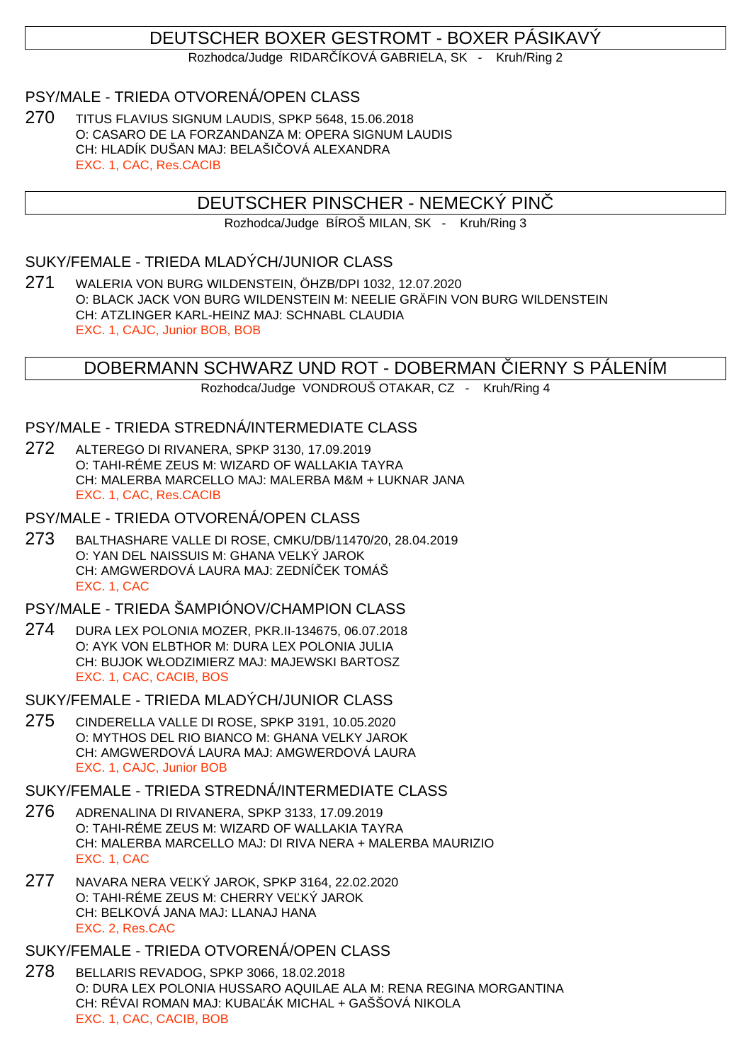## DEUTSCHER BOXER GESTROMT - BOXER PÁSIKAVÝ

Rozhodca/Judge RIDARČÍKOVÁ GABRIELA, SK - Kruh/Ring 2

### PSY/MALE - TRIEDA OTVORENÁ/OPEN CLASS

270 TITUS FLAVIUS SIGNUM LAUDIS, SPKP 5648, 15.06.2018
O: CASARO DE LA FORZANDANZA M: OPERA SIGNUM LAUDIS
CH: HLADÍK DUŠAN MAJ: BELAŠIČOVÁ ALEXANDRA
EXC. 1, CAC, Res.CACIB

## DEUTSCHER PINSCHER - NEMECKÝ PINČ

Rozhodca/Judge BÍROŠ MILAN, SK - Kruh/Ring 3

### SUKY/FEMALE - TRIEDA MLADÝCH/JUNIOR CLASS

271 WALERIA VON BURG WILDENSTEIN, ÖHZB/DPI 1032, 12.07.2020
O: BLACK JACK VON BURG WILDENSTEIN M: NEELIE GRÄFIN VON BURG WILDENSTEIN
CH: ATZLINGER KARL-HEINZ MAJ: SCHNABL CLAUDIA
EXC. 1, CAJC, Junior BOB, BOB

## DOBERMANN SCHWARZ UND ROT - DOBERMAN ČIERNY S PÁLENÍM

Rozhodca/Judge VONDROUŠ OTAKAR, CZ - Kruh/Ring 4

### PSY/MALE - TRIEDA STREDNÁ/INTERMEDIATE CLASS

272 ALTEREGO DI RIVANERA, SPKP 3130, 17.09.2019
O: TAHI-RÉME ZEUS M: WIZARD OF WALLAKIA TAYRA
CH: MALERBA MARCELLO MAJ: MALERBA M&M + LUKNAR JANA
EXC. 1, CAC, Res.CACIB

### PSY/MALE - TRIEDA OTVORENÁ/OPEN CLASS

273 BALTHASHARE VALLE DI ROSE, CMKU/DB/11470/20, 28.04.2019
O: YAN DEL NAISSUIS M: GHANA VELKÝ JAROK
CH: AMGWERDOVÁ LAURA MAJ: ZEDNÍČEK TOMÁŠ
EXC. 1, CAC

### PSY/MALE - TRIEDA ŠAMPIÓNOV/CHAMPION CLASS

274 DURA LEX POLONIA MOZER, PKR.II-134675, 06.07.2018
O: AYK VON ELBTHOR M: DURA LEX POLONIA JULIA
CH: BUJOK WŁODZIMIERZ MAJ: MAJEWSKI BARTOSZ
EXC. 1, CAC, CACIB, BOS

### SUKY/FEMALE - TRIEDA MLADÝCH/JUNIOR CLASS

275 CINDERELLA VALLE DI ROSE, SPKP 3191, 10.05.2020
O: MYTHOS DEL RIO BIANCO M: GHANA VELKY JAROK
CH: AMGWERDOVÁ LAURA MAJ: AMGWERDOVÁ LAURA
EXC. 1, CAJC, Junior BOB

### SUKY/FEMALE - TRIEDA STREDNÁ/INTERMEDIATE CLASS

276 ADRENALINA DI RIVANERA, SPKP 3133, 17.09.2019
O: TAHI-RÉME ZEUS M: WIZARD OF WALLAKIA TAYRA
CH: MALERBA MARCELLO MAJ: DI RIVA NERA + MALERBA MAURIZIO
EXC. 1, CAC

277 NAVARA NERA VEĽKÝ JAROK, SPKP 3164, 22.02.2020
O: TAHI-RÉME ZEUS M: CHERRY VEĽKÝ JAROK
CH: BELKOVÁ JANA MAJ: LLANAJ HANA
EXC. 2, Res.CAC

### SUKY/FEMALE - TRIEDA OTVORENÁ/OPEN CLASS

278 BELLARIS REVADOG, SPKP 3066, 18.02.2018
O: DURA LEX POLONIA HUSSARO AQUILAE ALA M: RENA REGINA MORGANTINA
CH: RÉVAI ROMAN MAJ: KUBAĽÁK MICHAL + GAŠŠOVÁ NIKOLA
EXC. 1, CAC, CACIB, BOB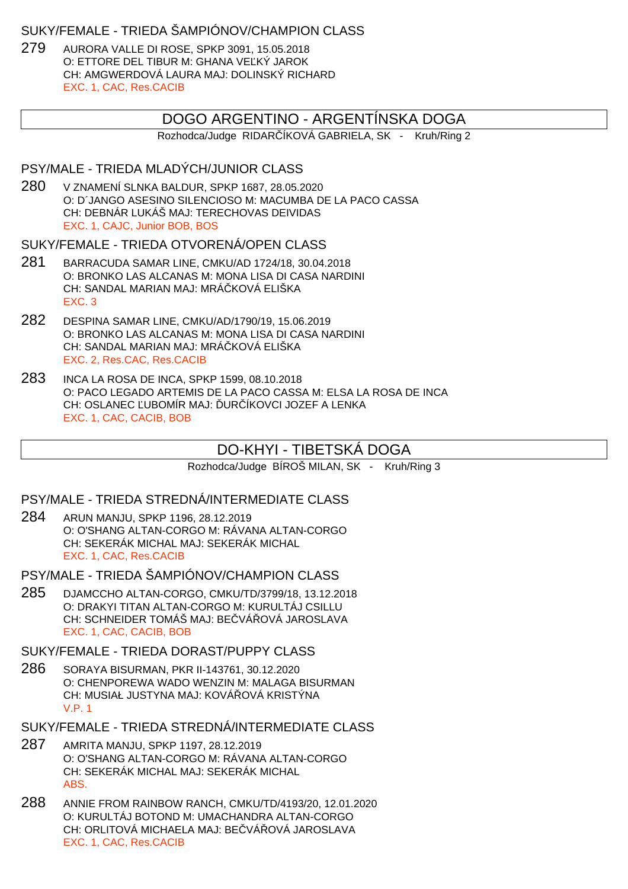### SUKY/FEMALE - TRIEDA ŠAMPIÓNOV/CHAMPION CLASS

279 AURORA VALLE DI ROSE, SPKP 3091, 15.05.2018
O: ETTORE DEL TIBUR M: GHANA VEĽKÝ JAROK
CH: AMGWERDOVÁ LAURA MAJ: DOLINSKÝ RICHARD
EXC. 1, CAC, Res.CACIB

## DOGO ARGENTINO - ARGENTÍNSKA DOGA

Rozhodca/Judge RIDARČÍKOVÁ GABRIELA, SK - Kruh/Ring 2

### PSY/MALE - TRIEDA MLADÝCH/JUNIOR CLASS

280 V ZNAMENÍ SLNKA BALDUR, SPKP 1687, 28.05.2020
O: D´JANGO ASESINO SILENCIOSO M: MACUMBA DE LA PACO CASSA
CH: DEBNÁR LUKÁŠ MAJ: TERECHOVAS DEIVIDAS
EXC. 1, CAJC, Junior BOB, BOS

### SUKY/FEMALE - TRIEDA OTVORENÁ/OPEN CLASS

281 BARRACUDA SAMAR LINE, CMKU/AD 1724/18, 30.04.2018
O: BRONKO LAS ALCANAS M: MONA LISA DI CASA NARDINI
CH: SANDAL MARIAN MAJ: MRÁČKOVÁ ELIŠKA
EXC. 3

282 DESPINA SAMAR LINE, CMKU/AD/1790/19, 15.06.2019
O: BRONKO LAS ALCANAS M: MONA LISA DI CASA NARDINI
CH: SANDAL MARIAN MAJ: MRÁČKOVÁ ELIŠKA
EXC. 2, Res.CAC, Res.CACIB

283 INCA LA ROSA DE INCA, SPKP 1599, 08.10.2018
O: PACO LEGADO ARTEMIS DE LA PACO CASSA M: ELSA LA ROSA DE INCA
CH: OSLANEC ĽUBOMÍR MAJ: ĎURČÍKOVCI JOZEF A LENKA
EXC. 1, CAC, CACIB, BOB

## DO-KHYI - TIBETSKÁ DOGA

Rozhodca/Judge BÍROŠ MILAN, SK - Kruh/Ring 3

### PSY/MALE - TRIEDA STREDNÁ/INTERMEDIATE CLASS

284 ARUN MANJU, SPKP 1196, 28.12.2019
O: O'SHANG ALTAN-CORGO M: RÁVANA ALTAN-CORGO
CH: SEKERÁK MICHAL MAJ: SEKERÁK MICHAL
EXC. 1, CAC, Res.CACIB

### PSY/MALE - TRIEDA ŠAMPIÓNOV/CHAMPION CLASS

285 DJAMCCHO ALTAN-CORGO, CMKU/TD/3799/18, 13.12.2018
O: DRAKYI TITAN ALTAN-CORGO M: KURULTÁJ CSILLU
CH: SCHNEIDER TOMÁŠ MAJ: BEČVÁŘOVÁ JAROSLAVA
EXC. 1, CAC, CACIB, BOB

### SUKY/FEMALE - TRIEDA DORAST/PUPPY CLASS

286 SORAYA BISURMAN, PKR II-143761, 30.12.2020
O: CHENPOREWA WADO WENZIN M: MALAGA BISURMAN
CH: MUSIAŁ JUSTYNA MAJ: KOVÁŘOVÁ KRISTÝNA
V.P. 1

### SUKY/FEMALE - TRIEDA STREDNÁ/INTERMEDIATE CLASS

287 AMRITA MANJU, SPKP 1197, 28.12.2019
O: O'SHANG ALTAN-CORGO M: RÁVANA ALTAN-CORGO
CH: SEKERÁK MICHAL MAJ: SEKERÁK MICHAL
ABS.

288 ANNIE FROM RAINBOW RANCH, CMKU/TD/4193/20, 12.01.2020
O: KURULTÁJ BOTOND M: UMACHANDRA ALTAN-CORGO
CH: ORLITOVÁ MICHAELA MAJ: BEČVÁŘOVÁ JAROSLAVA
EXC. 1, CAC, Res.CACIB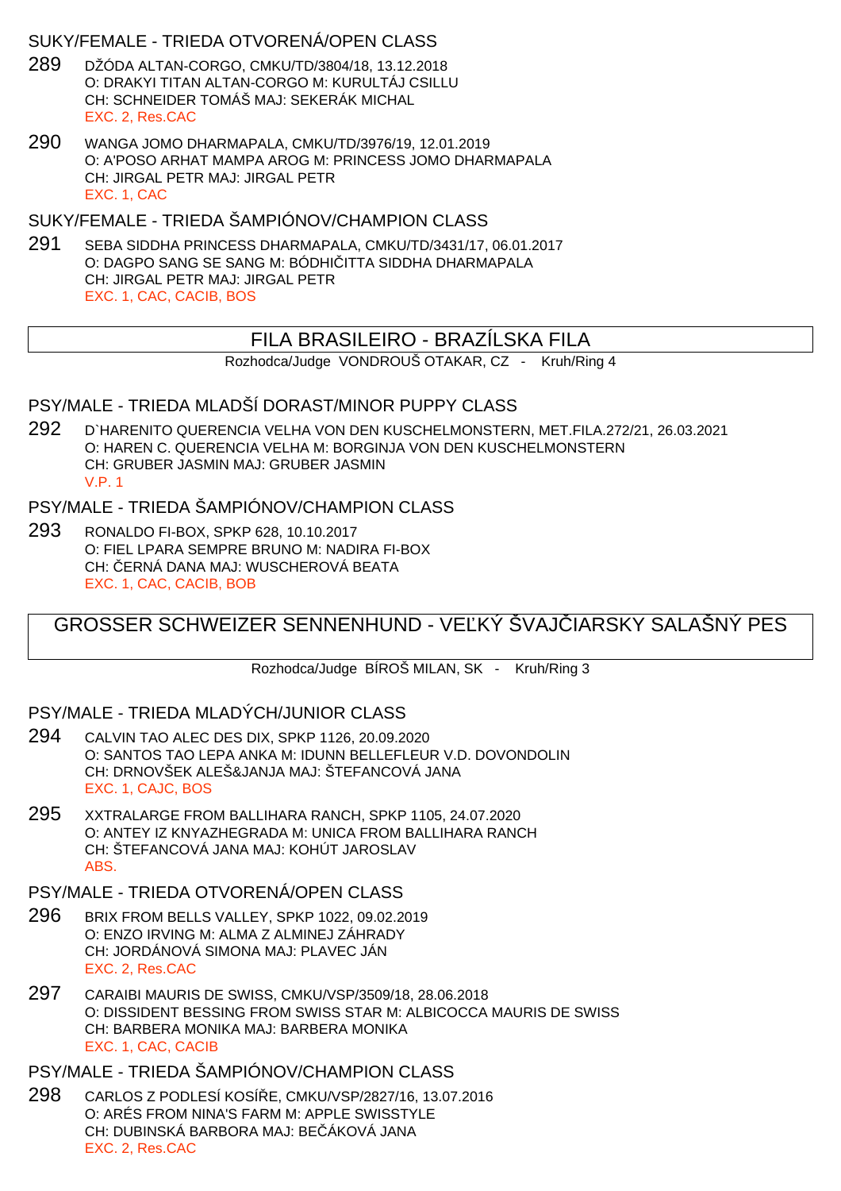### SUKY/FEMALE - TRIEDA OTVORENÁ/OPEN CLASS

289 DŽÓDA ALTAN-CORGO, CMKU/TD/3804/18, 13.12.2018
O: DRAKYI TITAN ALTAN-CORGO M: KURULTÁJ CSILLU
CH: SCHNEIDER TOMÁŠ MAJ: SEKERÁK MICHAL
EXC. 2, Res.CAC

290 WANGA JOMO DHARMAPALA, CMKU/TD/3976/19, 12.01.2019
O: A'POSO ARHAT MAMPA AROG M: PRINCESS JOMO DHARMAPALA
CH: JIRGAL PETR MAJ: JIRGAL PETR
EXC. 1, CAC

### SUKY/FEMALE - TRIEDA ŠAMPIÓNOV/CHAMPION CLASS

291 SEBA SIDDHA PRINCESS DHARMAPALA, CMKU/TD/3431/17, 06.01.2017
O: DAGPO SANG SE SANG M: BÓDHIČITTA SIDDHA DHARMAPALA
CH: JIRGAL PETR MAJ: JIRGAL PETR
EXC. 1, CAC, CACIB, BOS

## FILA BRASILEIRO - BRAZÍLSKA FILA

Rozhodca/Judge VONDROUŠ OTAKAR, CZ - Kruh/Ring 4

### PSY/MALE - TRIEDA MLADŠÍ DORAST/MINOR PUPPY CLASS

292 D`HARENITO QUERENCIA VELHA VON DEN KUSCHELMONSTERN, MET.FILA.272/21, 26.03.2021
O: HAREN C. QUERENCIA VELHA M: BORGINJA VON DEN KUSCHELMONSTERN
CH: GRUBER JASMIN MAJ: GRUBER JASMIN
V.P. 1

### PSY/MALE - TRIEDA ŠAMPIÓNOV/CHAMPION CLASS

293 RONALDO FI-BOX, SPKP 628, 10.10.2017
O: FIEL LPARA SEMPRE BRUNO M: NADIRA FI-BOX
CH: ČERNÁ DANA MAJ: WUSCHEROVÁ BEATA
EXC. 1, CAC, CACIB, BOB

## GROSSER SCHWEIZER SENNENHUND - VEĽKÝ ŠVAJČIARSKY SALAŠNÝ PES

Rozhodca/Judge BÍROŠ MILAN, SK - Kruh/Ring 3

### PSY/MALE - TRIEDA MLADÝCH/JUNIOR CLASS

294 CALVIN TAO ALEC DES DIX, SPKP 1126, 20.09.2020
O: SANTOS TAO LEPA ANKA M: IDUNN BELLEFLEUR V.D. DOVONDOLIN
CH: DRNOVŠEK ALEŠ&JANJA MAJ: ŠTEFANCOVÁ JANA
EXC. 1, CAJC, BOS

295 XXTRALARGE FROM BALLIHARA RANCH, SPKP 1105, 24.07.2020
O: ANTEY IZ KNYAZHEGRADA M: UNICA FROM BALLIHARA RANCH
CH: ŠTEFANCOVÁ JANA MAJ: KOHÚT JAROSLAV
ABS.

### PSY/MALE - TRIEDA OTVORENÁ/OPEN CLASS

296 BRIX FROM BELLS VALLEY, SPKP 1022, 09.02.2019
O: ENZO IRVING M: ALMA Z ALMINEJ ZÁHRADY
CH: JORDÁNOVÁ SIMONA MAJ: PLAVEC JÁN
EXC. 2, Res.CAC

297 CARAIBI MAURIS DE SWISS, CMKU/VSP/3509/18, 28.06.2018
O: DISSIDENT BESSING FROM SWISS STAR M: ALBICOCCA MAURIS DE SWISS
CH: BARBERA MONIKA MAJ: BARBERA MONIKA
EXC. 1, CAC, CACIB

### PSY/MALE - TRIEDA ŠAMPIÓNOV/CHAMPION CLASS

298 CARLOS Z PODLESÍ KOSÍŘE, CMKU/VSP/2827/16, 13.07.2016
O: ARÉS FROM NINA'S FARM M: APPLE SWISSTYLE
CH: DUBINSKÁ BARBORA MAJ: BEČÁKOVÁ JANA
EXC. 2, Res.CAC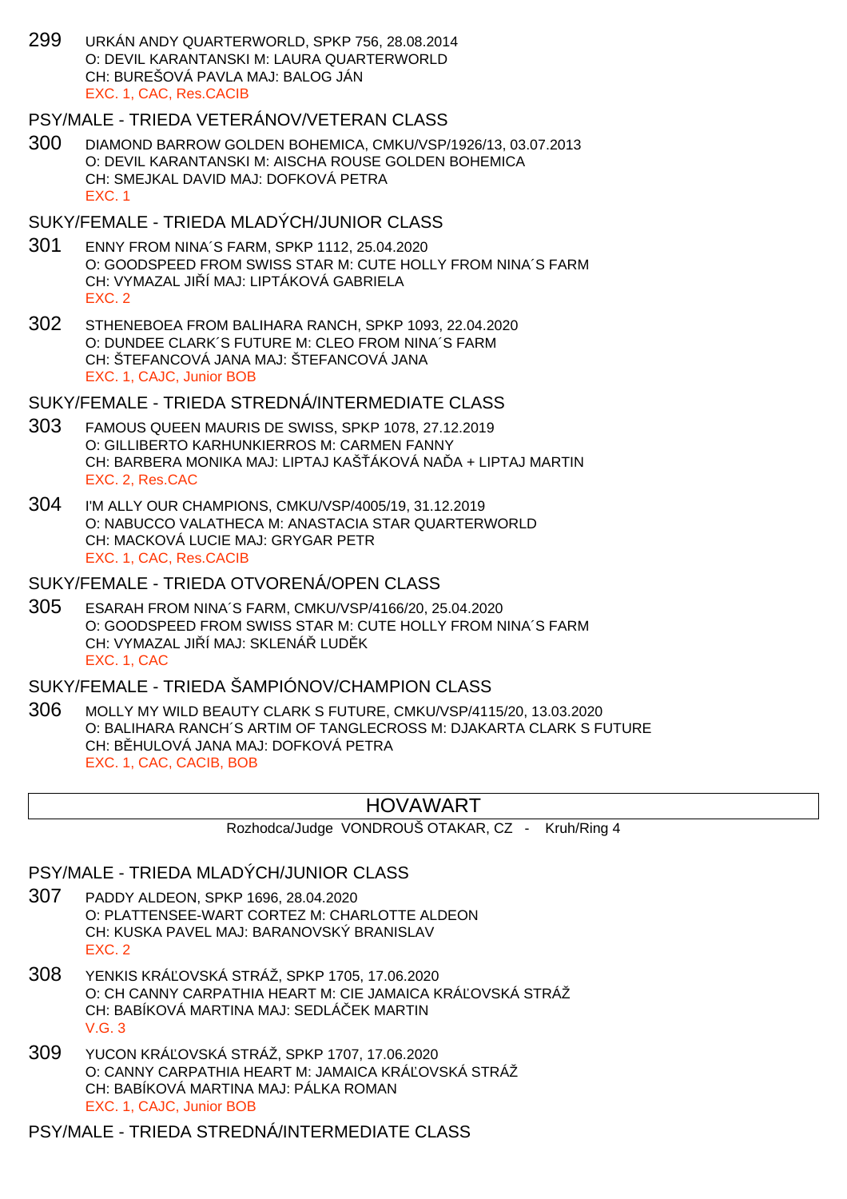299 URKÁN ANDY QUARTERWORLD, SPKP 756, 28.08.2014
O: DEVIL KARANTANSKI M: LAURA QUARTERWORLD
CH: BUREŠOVÁ PAVLA MAJ: BALOG JÁN
EXC. 1, CAC, Res.CACIB

### PSY/MALE - TRIEDA VETERÁNOV/VETERAN CLASS

300 DIAMOND BARROW GOLDEN BOHEMICA, CMKU/VSP/1926/13, 03.07.2013
O: DEVIL KARANTANSKI M: AISCHA ROUSE GOLDEN BOHEMICA
CH: SMEJKAL DAVID MAJ: DOFKOVÁ PETRA
EXC. 1

### SUKY/FEMALE - TRIEDA MLADÝCH/JUNIOR CLASS

301 ENNY FROM NINA´S FARM, SPKP 1112, 25.04.2020
O: GOODSPEED FROM SWISS STAR M: CUTE HOLLY FROM NINA´S FARM
CH: VYMAZAL JIŘÍ MAJ: LIPTÁKOVÁ GABRIELA
EXC. 2

302 STHENEBOEA FROM BALIHARA RANCH, SPKP 1093, 22.04.2020
O: DUNDEE CLARK´S FUTURE M: CLEO FROM NINA´S FARM
CH: ŠTEFANCOVÁ JANA MAJ: ŠTEFANCOVÁ JANA
EXC. 1, CAJC, Junior BOB

### SUKY/FEMALE - TRIEDA STREDNÁ/INTERMEDIATE CLASS

303 FAMOUS QUEEN MAURIS DE SWISS, SPKP 1078, 27.12.2019
O: GILLIBERTO KARHUNKIERROS M: CARMEN FANNY
CH: BARBERA MONIKA MAJ: LIPTAJ KAŠŤÁKOVÁ NAĎA + LIPTAJ MARTIN
EXC. 2, Res.CAC

304 I'M ALLY OUR CHAMPIONS, CMKU/VSP/4005/19, 31.12.2019
O: NABUCCO VALATHECA M: ANASTACIA STAR QUARTERWORLD
CH: MACKOVÁ LUCIE MAJ: GRYGAR PETR
EXC. 1, CAC, Res.CACIB

### SUKY/FEMALE - TRIEDA OTVORENÁ/OPEN CLASS

305 ESARAH FROM NINA´S FARM, CMKU/VSP/4166/20, 25.04.2020
O: GOODSPEED FROM SWISS STAR M: CUTE HOLLY FROM NINA´S FARM
CH: VYMAZAL JIŘÍ MAJ: SKLENÁŘ LUDĚK
EXC. 1, CAC

### SUKY/FEMALE - TRIEDA ŠAMPIÓNOV/CHAMPION CLASS

306 MOLLY MY WILD BEAUTY CLARK S FUTURE, CMKU/VSP/4115/20, 13.03.2020
O: BALIHARA RANCH´S ARTIM OF TANGLECROSS M: DJAKARTA CLARK S FUTURE
CH: BĚHULOVÁ JANA MAJ: DOFKOVÁ PETRA
EXC. 1, CAC, CACIB, BOB

## HOVAWART

Rozhodca/Judge VONDROUŠ OTAKAR, CZ - Kruh/Ring 4

### PSY/MALE - TRIEDA MLADÝCH/JUNIOR CLASS

307 PADDY ALDEON, SPKP 1696, 28.04.2020
O: PLATTENSEE-WART CORTEZ M: CHARLOTTE ALDEON
CH: KUSKA PAVEL MAJ: BARANOVSKÝ BRANISLAV
EXC. 2

308 YENKIS KRÁĽOVSKÁ STRÁŽ, SPKP 1705, 17.06.2020
O: CH CANNY CARPATHIA HEART M: CIE JAMAICA KRÁĽOVSKÁ STRÁŽ
CH: BABÍKOVÁ MARTINA MAJ: SEDLÁČEK MARTIN
V.G. 3

309 YUCON KRÁĽOVSKÁ STRÁŽ, SPKP 1707, 17.06.2020
O: CANNY CARPATHIA HEART M: JAMAICA KRÁĽOVSKÁ STRÁŽ
CH: BABÍKOVÁ MARTINA MAJ: PÁLKA ROMAN
EXC. 1, CAJC, Junior BOB

### PSY/MALE - TRIEDA STREDNÁ/INTERMEDIATE CLASS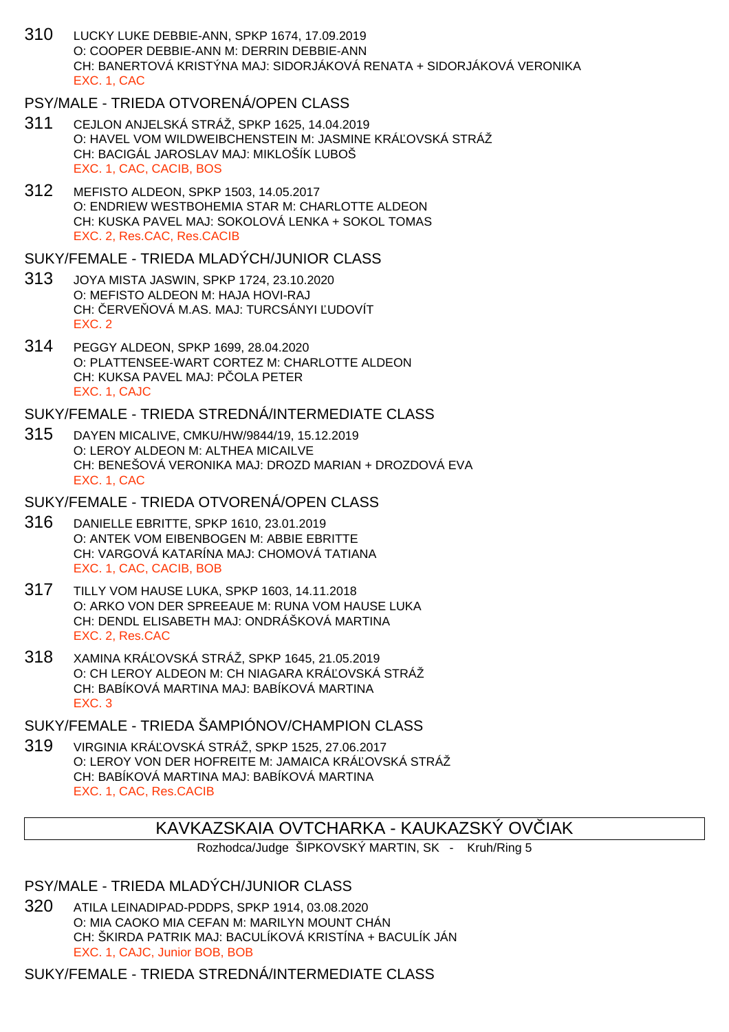310 LUCKY LUKE DEBBIE-ANN, SPKP 1674, 17.09.2019
O: COOPER DEBBIE-ANN M: DERRIN DEBBIE-ANN
CH: BANERTOVÁ KRISTÝNA MAJ: SIDORJÁKOVÁ RENATA + SIDORJÁKOVÁ VERONIKA
EXC. 1, CAC

## PSY/MALE - TRIEDA OTVORENÁ/OPEN CLASS

311 CEJLON ANJELSKÁ STRÁŽ, SPKP 1625, 14.04.2019
O: HAVEL VOM WILDWEIBCHENSTEIN M: JASMINE KRÁĽOVSKÁ STRÁŽ
CH: BACIGÁL JAROSLAV MAJ: MIKLOŠÍK LUBOŠ
EXC. 1, CAC, CACIB, BOS

312 MEFISTO ALDEON, SPKP 1503, 14.05.2017
O: ENDRIEW WESTBOHEMIA STAR M: CHARLOTTE ALDEON
CH: KUSKA PAVEL MAJ: SOKOLOVÁ LENKA + SOKOL TOMAS
EXC. 2, Res.CAC, Res.CACIB

## SUKY/FEMALE - TRIEDA MLADÝCH/JUNIOR CLASS

313 JOYA MISTA JASWIN, SPKP 1724, 23.10.2020
O: MEFISTO ALDEON M: HAJA HOVI-RAJ
CH: ČERVEŇOVÁ M.AS. MAJ: TURCSÁNYI ĽUDOVÍT
EXC. 2

314 PEGGY ALDEON, SPKP 1699, 28.04.2020
O: PLATTENSEE-WART CORTEZ M: CHARLOTTE ALDEON
CH: KUKSA PAVEL MAJ: PČOLA PETER
EXC. 1, CAJC

## SUKY/FEMALE - TRIEDA STREDNÁ/INTERMEDIATE CLASS

315 DAYEN MICALIVE, CMKU/HW/9844/19, 15.12.2019
O: LEROY ALDEON M: ALTHEA MICAILVE
CH: BENEŠOVÁ VERONIKA MAJ: DROZD MARIAN + DROZDOVÁ EVA
EXC. 1, CAC

## SUKY/FEMALE - TRIEDA OTVORENÁ/OPEN CLASS

316 DANIELLE EBRITTE, SPKP 1610, 23.01.2019
O: ANTEK VOM EIBENBOGEN M: ABBIE EBRITTE
CH: VARGOVÁ KATARÍNA MAJ: CHOMOVÁ TATIANA
EXC. 1, CAC, CACIB, BOB

317 TILLY VOM HAUSE LUKA, SPKP 1603, 14.11.2018
O: ARKO VON DER SPREEAUE M: RUNA VOM HAUSE LUKA
CH: DENDL ELISABETH MAJ: ONDRÁŠKOVÁ MARTINA
EXC. 2, Res.CAC

318 XAMINA KRÁĽOVSKÁ STRÁŽ, SPKP 1645, 21.05.2019
O: CH LEROY ALDEON M: CH NIAGARA KRÁĽOVSKÁ STRÁŽ
CH: BABÍKOVÁ MARTINA MAJ: BABÍKOVÁ MARTINA
EXC. 3

## SUKY/FEMALE - TRIEDA ŠAMPIÓNOV/CHAMPION CLASS

319 VIRGINIA KRÁĽOVSKÁ STRÁŽ, SPKP 1525, 27.06.2017
O: LEROY VON DER HOFREITE M: JAMAICA KRÁĽOVSKÁ STRÁŽ
CH: BABÍKOVÁ MARTINA MAJ: BABÍKOVÁ MARTINA
EXC. 1, CAC, Res.CACIB

# KAVKAZSKAIA OVTCHARKA - KAUKAZSKÝ OVČIAK

Rozhodca/Judge ŠIPKOVSKÝ MARTIN, SK - Kruh/Ring 5

## PSY/MALE - TRIEDA MLADÝCH/JUNIOR CLASS

320 ATILA LEINADIPAD-PDDPS, SPKP 1914, 03.08.2020
O: MIA CAOKO MIA CEFAN M: MARILYN MOUNT CHÁN
CH: ŠKIRDA PATRIK MAJ: BACULÍKOVÁ KRISTÍNA + BACULÍK JÁN
EXC. 1, CAJC, Junior BOB, BOB

## SUKY/FEMALE - TRIEDA STREDNÁ/INTERMEDIATE CLASS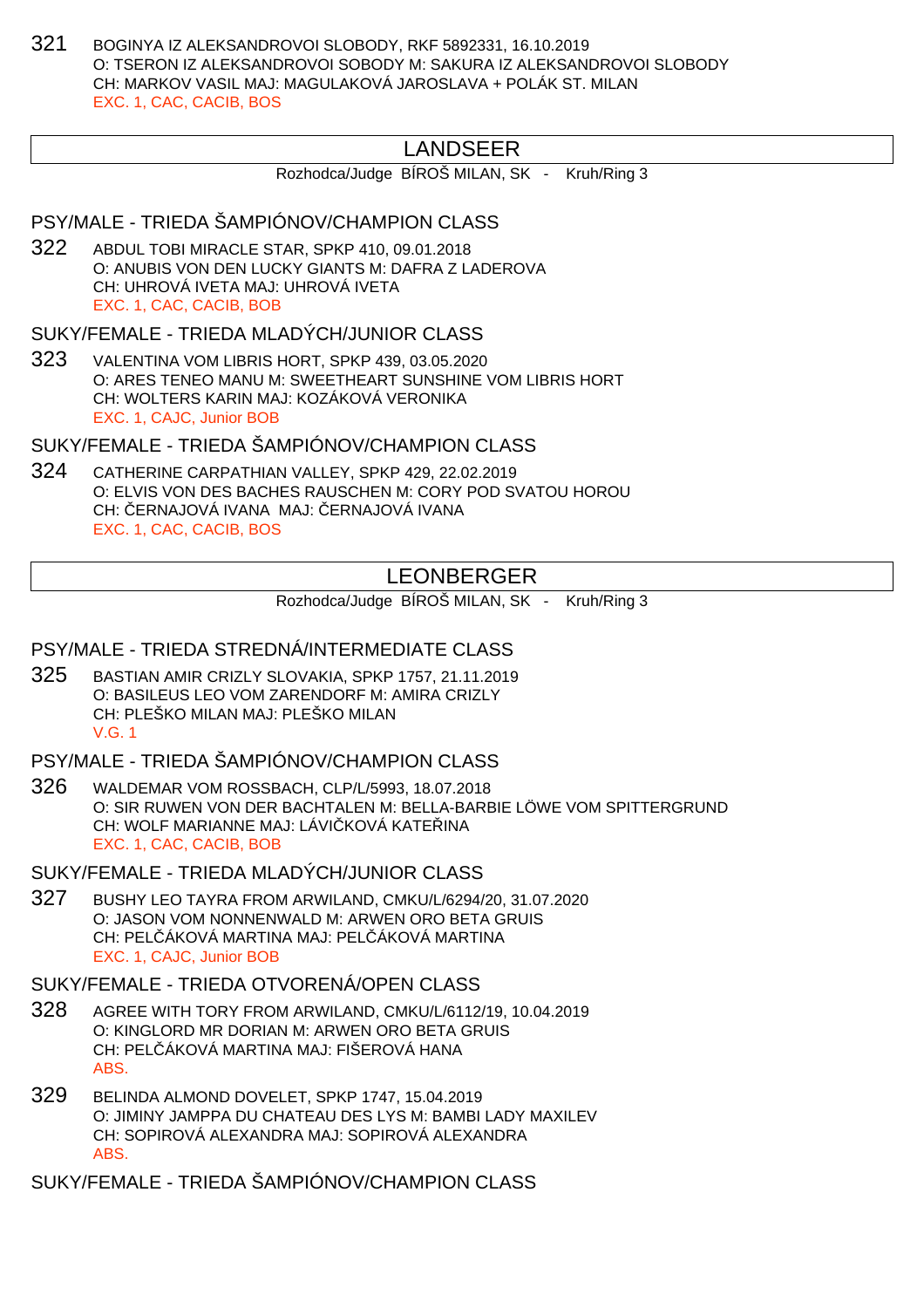321 BOGINYA IZ ALEKSANDROVOI SLOBODY, RKF 5892331, 16.10.2019
O: TSERON IZ ALEKSANDROVOI SOBODY M: SAKURA IZ ALEKSANDROVOI SLOBODY
CH: MARKOV VASIL MAJ: MAGULAKOVÁ JAROSLAVA + POLÁK ST. MILAN
EXC. 1, CAC, CACIB, BOS

## LANDSEER

Rozhodca/Judge BÍROŠ MILAN, SK - Kruh/Ring 3

### PSY/MALE - TRIEDA ŠAMPIÓNOV/CHAMPION CLASS

322 ABDUL TOBI MIRACLE STAR, SPKP 410, 09.01.2018
O: ANUBIS VON DEN LUCKY GIANTS M: DAFRA Z LADEROVA
CH: UHROVÁ IVETA MAJ: UHROVÁ IVETA
EXC. 1, CAC, CACIB, BOB

### SUKY/FEMALE - TRIEDA MLADÝCH/JUNIOR CLASS

323 VALENTINA VOM LIBRIS HORT, SPKP 439, 03.05.2020
O: ARES TENEO MANU M: SWEETHEART SUNSHINE VOM LIBRIS HORT
CH: WOLTERS KARIN MAJ: KOZÁKOVÁ VERONIKA
EXC. 1, CAJC, Junior BOB

### SUKY/FEMALE - TRIEDA ŠAMPIÓNOV/CHAMPION CLASS

324 CATHERINE CARPATHIAN VALLEY, SPKP 429, 22.02.2019
O: ELVIS VON DES BACHES RAUSCHEN M: CORY POD SVATOU HOROU
CH: ČERNAJOVÁ IVANA MAJ: ČERNAJOVÁ IVANA
EXC. 1, CAC, CACIB, BOS

## LEONBERGER

Rozhodca/Judge BÍROŠ MILAN, SK - Kruh/Ring 3

### PSY/MALE - TRIEDA STREDNÁ/INTERMEDIATE CLASS

325 BASTIAN AMIR CRIZLY SLOVAKIA, SPKP 1757, 21.11.2019
O: BASILEUS LEO VOM ZARENDORF M: AMIRA CRIZLY
CH: PLEŠKO MILAN MAJ: PLEŠKO MILAN
V.G. 1

### PSY/MALE - TRIEDA ŠAMPIÓNOV/CHAMPION CLASS

326 WALDEMAR VOM ROSSBACH, CLP/L/5993, 18.07.2018
O: SIR RUWEN VON DER BACHTALEN M: BELLA-BARBIE LÖWE VOM SPITTERGRUND
CH: WOLF MARIANNE MAJ: LÁVIČKOVÁ KATEŘINA
EXC. 1, CAC, CACIB, BOB

### SUKY/FEMALE - TRIEDA MLADÝCH/JUNIOR CLASS

327 BUSHY LEO TAYRA FROM ARWILAND, CMKU/L/6294/20, 31.07.2020
O: JASON VOM NONNENWALD M: ARWEN ORO BETA GRUIS
CH: PELČÁKOVÁ MARTINA MAJ: PELČÁKOVÁ MARTINA
EXC. 1, CAJC, Junior BOB

### SUKY/FEMALE - TRIEDA OTVORENÁ/OPEN CLASS

328 AGREE WITH TORY FROM ARWILAND, CMKU/L/6112/19, 10.04.2019
O: KINGLORD MR DORIAN M: ARWEN ORO BETA GRUIS
CH: PELČÁKOVÁ MARTINA MAJ: FIŠEROVÁ HANA
ABS.

329 BELINDA ALMOND DOVELET, SPKP 1747, 15.04.2019
O: JIMINY JAMPPA DU CHATEAU DES LYS M: BAMBI LADY MAXILEV
CH: SOPIROVÁ ALEXANDRA MAJ: SOPIROVÁ ALEXANDRA
ABS.

### SUKY/FEMALE - TRIEDA ŠAMPIÓNOV/CHAMPION CLASS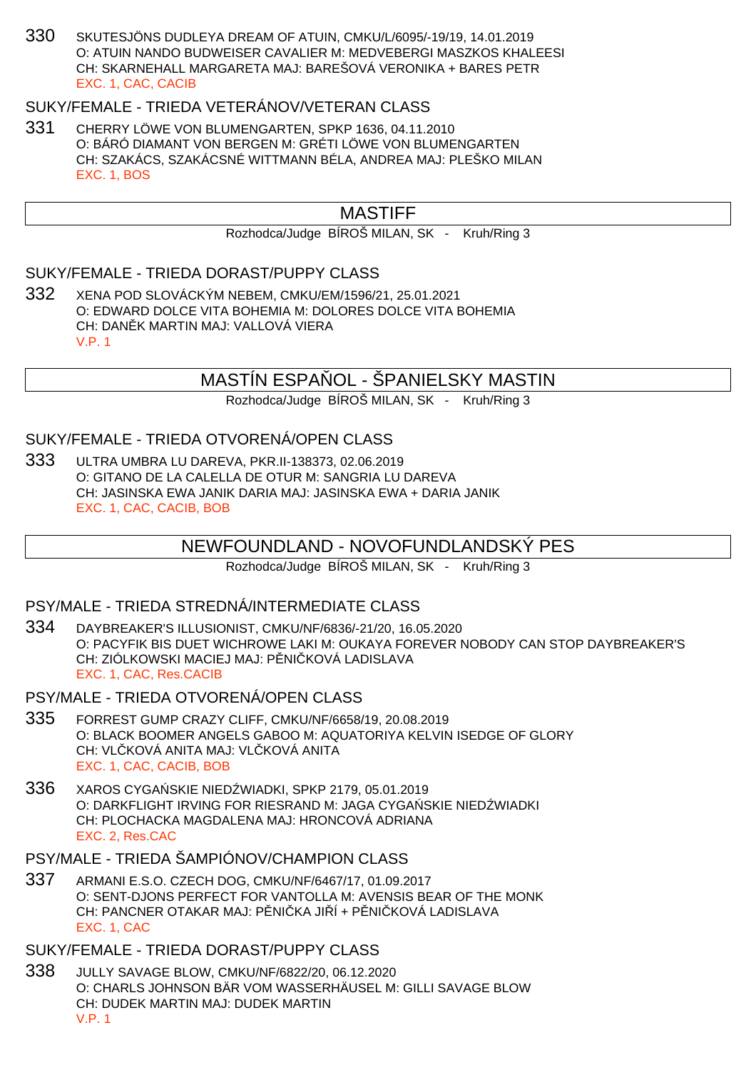330 SKUTESJÖNS DUDLEYA DREAM OF ATUIN, CMKU/L/6095/-19/19, 14.01.2019
O: ATUIN NANDO BUDWEISER CAVALIER M: MEDVEBERGI MASZKOS KHALEESI
CH: SKARNEHALL MARGARETA MAJ: BAREŠOVÁ VERONIKA + BARES PETR
EXC. 1, CAC, CACIB

### SUKY/FEMALE - TRIEDA VETERÁNOV/VETERAN CLASS

331 CHERRY LÖWE VON BLUMENGARTEN, SPKP 1636, 04.11.2010
O: BÁRÓ DIAMANT VON BERGEN M: GRÉTI LÖWE VON BLUMENGARTEN
CH: SZAKÁCS, SZAKÁCSNÉ WITTMANN BÉLA, ANDREA MAJ: PLEŠKO MILAN
EXC. 1, BOS

## MASTIFF

Rozhodca/Judge BÍROŠ MILAN, SK - Kruh/Ring 3

### SUKY/FEMALE - TRIEDA DORAST/PUPPY CLASS

332 XENA POD SLOVÁCKÝM NEBEM, CMKU/EM/1596/21, 25.01.2021
O: EDWARD DOLCE VITA BOHEMIA M: DOLORES DOLCE VITA BOHEMIA
CH: DANĚK MARTIN MAJ: VALLOVÁ VIERA
V.P. 1

## MASTÍN ESPAÑOL - ŠPANIELSKY MASTIN

Rozhodca/Judge BÍROŠ MILAN, SK - Kruh/Ring 3

### SUKY/FEMALE - TRIEDA OTVORENÁ/OPEN CLASS

333 ULTRA UMBRA LU DAREVA, PKR.II-138373, 02.06.2019
O: GITANO DE LA CALELLA DE OTUR M: SANGRIA LU DAREVA
CH: JASINSKA EWA JANIK DARIA MAJ: JASINSKA EWA + DARIA JANIK
EXC. 1, CAC, CACIB, BOB

## NEWFOUNDLAND - NOVOFUNDLANDSKÝ PES

Rozhodca/Judge BÍROŠ MILAN, SK - Kruh/Ring 3

### PSY/MALE - TRIEDA STREDNÁ/INTERMEDIATE CLASS

334 DAYBREAKER'S ILLUSIONIST, CMKU/NF/6836/-21/20, 16.05.2020
O: PACYFIK BIS DUET WICHROWE LAKI M: OUKAYA FOREVER NOBODY CAN STOP DAYBREAKER'S
CH: ZIÓLKOWSKI MACIEJ MAJ: PĚNIČKOVÁ LADISLAVA
EXC. 1, CAC, Res.CACIB

### PSY/MALE - TRIEDA OTVORENÁ/OPEN CLASS

335 FORREST GUMP CRAZY CLIFF, CMKU/NF/6658/19, 20.08.2019
O: BLACK BOOMER ANGELS GABOO M: AQUATORIYA KELVIN ISEDGE OF GLORY
CH: VLČKOVÁ ANITA MAJ: VLČKOVÁ ANITA
EXC. 1, CAC, CACIB, BOB

336 XAROS CYGAŃSKIE NIEDŹWIADKI, SPKP 2179, 05.01.2019
O: DARKFLIGHT IRVING FOR RIESRAND M: JAGA CYGAŃSKIE NIEDŹWIADKI
CH: PLOCHACKA MAGDALENA MAJ: HRONCOVÁ ADRIANA
EXC. 2, Res.CAC

### PSY/MALE - TRIEDA ŠAMPIÓNOV/CHAMPION CLASS

337 ARMANI E.S.O. CZECH DOG, CMKU/NF/6467/17, 01.09.2017
O: SENT-DJONS PERFECT FOR VANTOLLA M: AVENSIS BEAR OF THE MONK
CH: PANCNER OTAKAR MAJ: PĚNIČKA JIŘÍ + PĚNIČKOVÁ LADISLAVA
EXC. 1, CAC

### SUKY/FEMALE - TRIEDA DORAST/PUPPY CLASS

338 JULLY SAVAGE BLOW, CMKU/NF/6822/20, 06.12.2020
O: CHARLS JOHNSON BÄR VOM WASSERHÄUSEL M: GILLI SAVAGE BLOW
CH: DUDEK MARTIN MAJ: DUDEK MARTIN
V.P. 1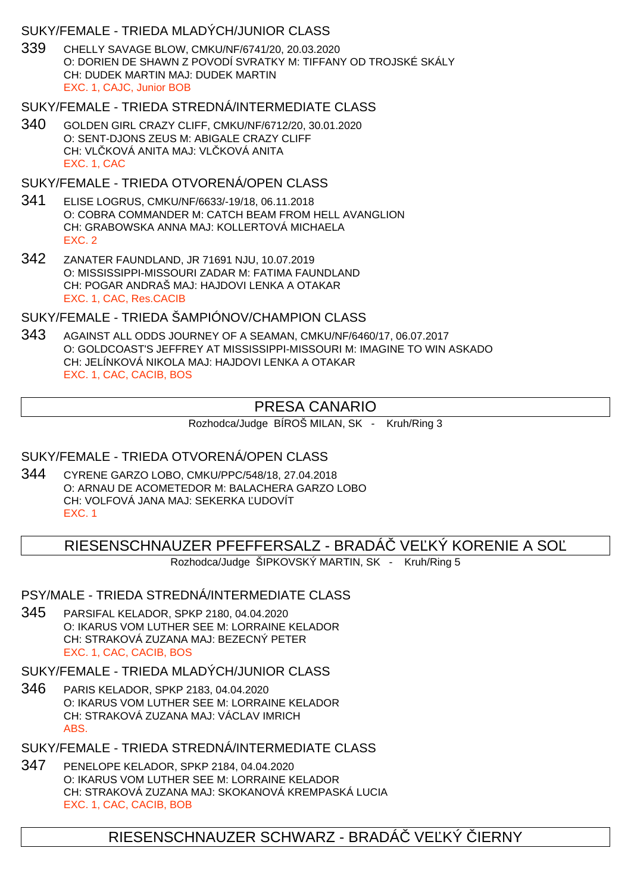### SUKY/FEMALE - TRIEDA MLADÝCH/JUNIOR CLASS

339 CHELLY SAVAGE BLOW, CMKU/NF/6741/20, 20.03.2020
O: DORIEN DE SHAWN Z POVODÍ SVRATKY M: TIFFANY OD TROJSKÉ SKÁLY
CH: DUDEK MARTIN MAJ: DUDEK MARTIN
EXC. 1, CAJC, Junior BOB

### SUKY/FEMALE - TRIEDA STREDNÁ/INTERMEDIATE CLASS

340 GOLDEN GIRL CRAZY CLIFF, CMKU/NF/6712/20, 30.01.2020
O: SENT-DJONS ZEUS M: ABIGALE CRAZY CLIFF
CH: VLČKOVÁ ANITA MAJ: VLČKOVÁ ANITA
EXC. 1, CAC

### SUKY/FEMALE - TRIEDA OTVORENÁ/OPEN CLASS

341 ELISE LOGRUS, CMKU/NF/6633/-19/18, 06.11.2018
O: COBRA COMMANDER M: CATCH BEAM FROM HELL AVANGLION
CH: GRABOWSKA ANNA MAJ: KOLLERTOVÁ MICHAELA
EXC. 2

342 ZANATER FAUNDLAND, JR 71691 NJU, 10.07.2019
O: MISSISSIPPI-MISSOURI ZADAR M: FATIMA FAUNDLAND
CH: POGAR ANDRAŠ MAJ: HAJDOVI LENKA A OTAKAR
EXC. 1, CAC, Res.CACIB

### SUKY/FEMALE - TRIEDA ŠAMPIÓNOV/CHAMPION CLASS

343 AGAINST ALL ODDS JOURNEY OF A SEAMAN, CMKU/NF/6460/17, 06.07.2017
O: GOLDCOAST'S JEFFREY AT MISSISSIPPI-MISSOURI M: IMAGINE TO WIN ASKADO
CH: JELÍNKOVÁ NIKOLA MAJ: HAJDOVI LENKA A OTAKAR
EXC. 1, CAC, CACIB, BOS

## PRESA CANARIO

Rozhodca/Judge BÍROŠ MILAN, SK - Kruh/Ring 3

### SUKY/FEMALE - TRIEDA OTVORENÁ/OPEN CLASS

344 CYRENE GARZO LOBO, CMKU/PPC/548/18, 27.04.2018
O: ARNAU DE ACOMETEDOR M: BALACHERA GARZO LOBO
CH: VOLFOVÁ JANA MAJ: SEKERKA ĽUDOVÍT
EXC. 1

## RIESENSCHNAUZER PFEFFERSALZ - BRADÁČ VEĽKÝ KORENIE A SOĽ

Rozhodca/Judge ŠIPKOVSKÝ MARTIN, SK - Kruh/Ring 5

### PSY/MALE - TRIEDA STREDNÁ/INTERMEDIATE CLASS

345 PARSIFAL KELADOR, SPKP 2180, 04.04.2020
O: IKARUS VOM LUTHER SEE M: LORRAINE KELADOR
CH: STRAKOVÁ ZUZANA MAJ: BEZECNÝ PETER
EXC. 1, CAC, CACIB, BOS

### SUKY/FEMALE - TRIEDA MLADÝCH/JUNIOR CLASS

346 PARIS KELADOR, SPKP 2183, 04.04.2020
O: IKARUS VOM LUTHER SEE M: LORRAINE KELADOR
CH: STRAKOVÁ ZUZANA MAJ: VÁCLAV IMRICH
ABS.

### SUKY/FEMALE - TRIEDA STREDNÁ/INTERMEDIATE CLASS

347 PENELOPE KELADOR, SPKP 2184, 04.04.2020
O: IKARUS VOM LUTHER SEE M: LORRAINE KELADOR
CH: STRAKOVÁ ZUZANA MAJ: SKOKANOVÁ KREMPASKÁ LUCIA
EXC. 1, CAC, CACIB, BOB

## RIESENSCHNAUZER SCHWARZ - BRADÁČ VEĽKÝ ČIERNY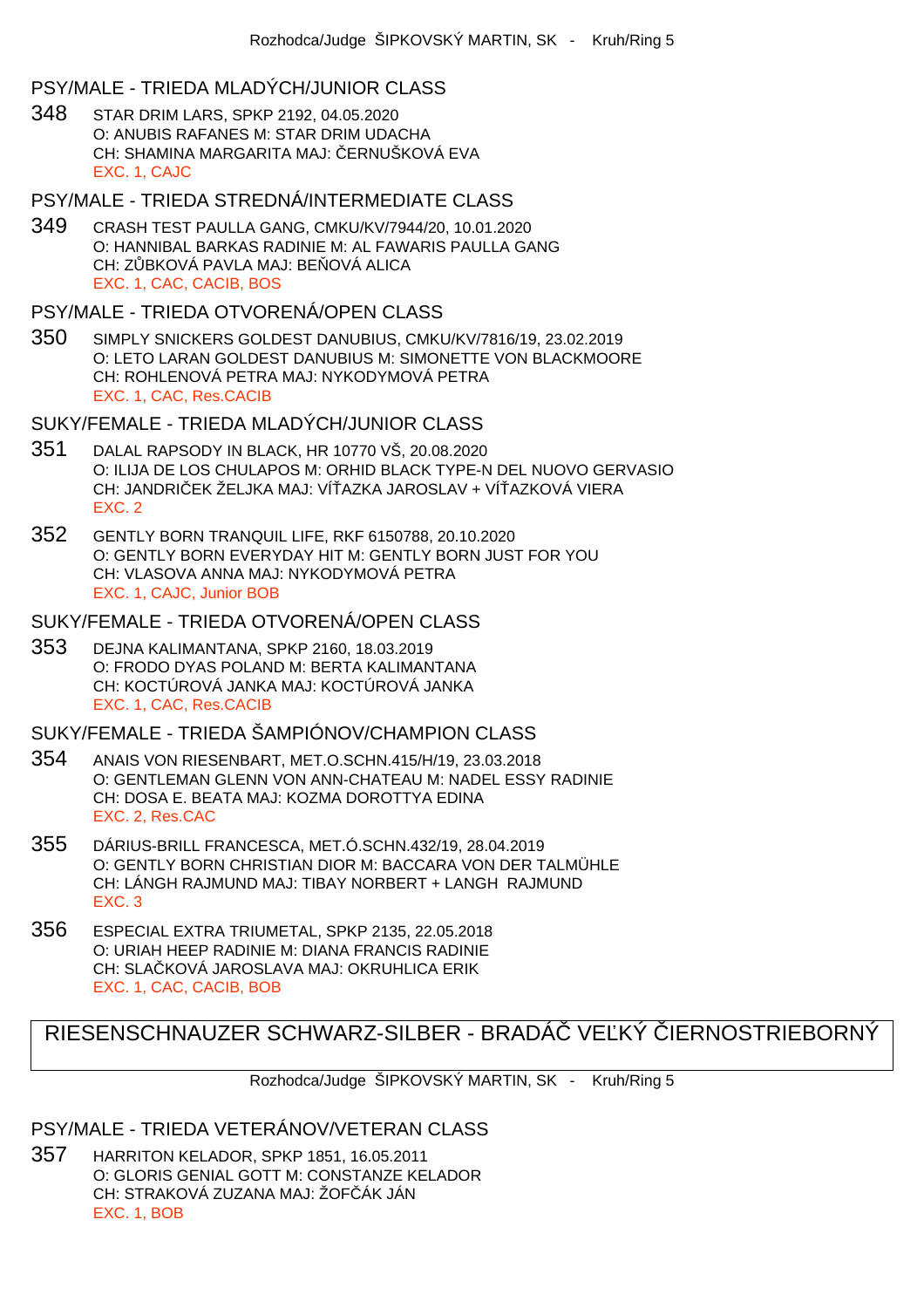## PSY/MALE - TRIEDA MLADÝCH/JUNIOR CLASS

348 STAR DRIM LARS, SPKP 2192, 04.05.2020
O: ANUBIS RAFANES M: STAR DRIM UDACHA
CH: SHAMINA MARGARITA MAJ: ČERNUŠKOVÁ EVA
EXC. 1, CAJC

## PSY/MALE - TRIEDA STREDNÁ/INTERMEDIATE CLASS

349 CRASH TEST PAULLA GANG, CMKU/KV/7944/20, 10.01.2020
O: HANNIBAL BARKAS RADINIE M: AL FAWARIS PAULLA GANG
CH: ZŮBKOVÁ PAVLA MAJ: BEŇOVÁ ALICA
EXC. 1, CAC, CACIB, BOS

## PSY/MALE - TRIEDA OTVORENÁ/OPEN CLASS

350 SIMPLY SNICKERS GOLDEST DANUBIUS, CMKU/KV/7816/19, 23.02.2019
O: LETO LARAN GOLDEST DANUBIUS M: SIMONETTE VON BLACKMOORE
CH: ROHLENOVÁ PETRA MAJ: NYKODYMOVÁ PETRA
EXC. 1, CAC, Res.CACIB

## SUKY/FEMALE - TRIEDA MLADÝCH/JUNIOR CLASS

351 DALAL RAPSODY IN BLACK, HR 10770 VŠ, 20.08.2020
O: ILIJA DE LOS CHULAPOS M: ORHID BLACK TYPE-N DEL NUOVO GERVASIO
CH: JANDRIČEK ŽELJKA MAJ: VÍŤAZKA JAROSLAV + VÍŤAZKOVÁ VIERA
EXC. 2

352 GENTLY BORN TRANQUIL LIFE, RKF 6150788, 20.10.2020
O: GENTLY BORN EVERYDAY HIT M: GENTLY BORN JUST FOR YOU
CH: VLASOVA ANNA MAJ: NYKODYMOVÁ PETRA
EXC. 1, CAJC, Junior BOB

## SUKY/FEMALE - TRIEDA OTVORENÁ/OPEN CLASS

353 DEJNA KALIMANTANA, SPKP 2160, 18.03.2019
O: FRODO DYAS POLAND M: BERTA KALIMANTANA
CH: KOCTÚROVÁ JANKA MAJ: KOCTÚROVÁ JANKA
EXC. 1, CAC, Res.CACIB

## SUKY/FEMALE - TRIEDA ŠAMPIÓNOV/CHAMPION CLASS

354 ANAIS VON RIESENBART, MET.O.SCHN.415/H/19, 23.03.2018
O: GENTLEMAN GLENN VON ANN-CHATEAU M: NADEL ESSY RADINIE
CH: DOSA E. BEATA MAJ: KOZMA DOROTTYA EDINA
EXC. 2, Res.CAC

355 DÁRIUS-BRILL FRANCESCA, MET.Ó.SCHN.432/19, 28.04.2019
O: GENTLY BORN CHRISTIAN DIOR M: BACCARA VON DER TALMÜHLE
CH: LÁNGH RAJMUND MAJ: TIBAY NORBERT + LANGH RAJMUND
EXC. 3

356 ESPECIAL EXTRA TRIUMETAL, SPKP 2135, 22.05.2018
O: URIAH HEEP RADINIE M: DIANA FRANCIS RADINIE
CH: SLAČKOVÁ JAROSLAVA MAJ: OKRUHLICA ERIK
EXC. 1, CAC, CACIB, BOB

# RIESENSCHNAUZER SCHWARZ-SILBER - BRADÁČ VEĽKÝ ČIERNOSTRIEBORNÝ

Rozhodca/Judge ŠIPKOVSKÝ MARTIN, SK - Kruh/Ring 5

## PSY/MALE - TRIEDA VETERÁNOV/VETERAN CLASS

357 HARRITON KELADOR, SPKP 1851, 16.05.2011
O: GLORIS GENIAL GOTT M: CONSTANZE KELADOR
CH: STRAKOVÁ ZUZANA MAJ: ŽOFČÁK JÁN
EXC. 1, BOB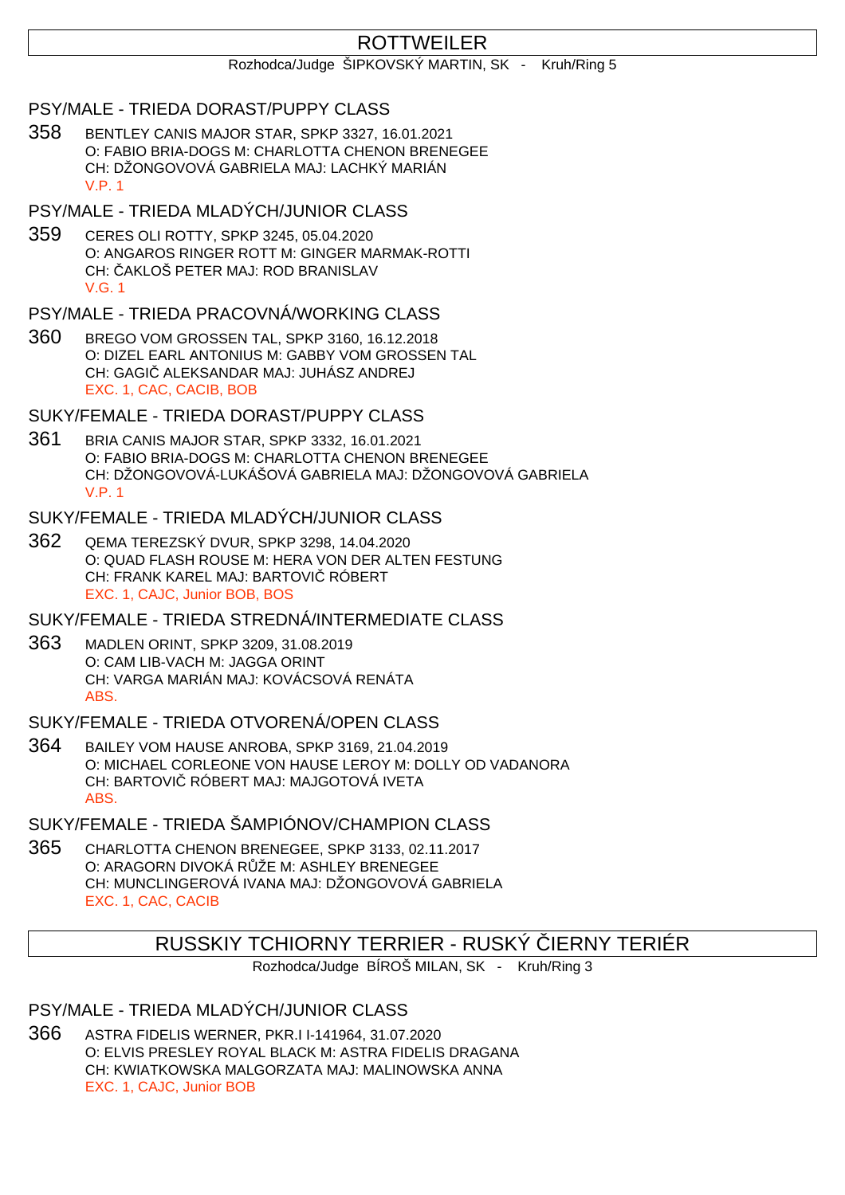# ROTTWEILER

Rozhodca/Judge ŠIPKOVSKÝ MARTIN, SK - Kruh/Ring 5

## PSY/MALE - TRIEDA DORAST/PUPPY CLASS

358 BENTLEY CANIS MAJOR STAR, SPKP 3327, 16.01.2021
O: FABIO BRIA-DOGS M: CHARLOTTA CHENON BRENEGEE
CH: DŽONGOVOVÁ GABRIELA MAJ: LACHKÝ MARIÁN
V.P. 1

## PSY/MALE - TRIEDA MLADÝCH/JUNIOR CLASS

359 CERES OLI ROTTY, SPKP 3245, 05.04.2020
O: ANGAROS RINGER ROTT M: GINGER MARMAK-ROTTI
CH: ČAKLOŠ PETER MAJ: ROD BRANISLAV
V.G. 1

## PSY/MALE - TRIEDA PRACOVNÁ/WORKING CLASS

360 BREGO VOM GROSSEN TAL, SPKP 3160, 16.12.2018
O: DIZEL EARL ANTONIUS M: GABBY VOM GROSSEN TAL
CH: GAGIČ ALEKSANDAR MAJ: JUHÁSZ ANDREJ
EXC. 1, CAC, CACIB, BOB

## SUKY/FEMALE - TRIEDA DORAST/PUPPY CLASS

361 BRIA CANIS MAJOR STAR, SPKP 3332, 16.01.2021
O: FABIO BRIA-DOGS M: CHARLOTTA CHENON BRENEGEE
CH: DŽONGOVOVÁ-LUKÁŠOVÁ GABRIELA MAJ: DŽONGOVOVÁ GABRIELA
V.P. 1

## SUKY/FEMALE - TRIEDA MLADÝCH/JUNIOR CLASS

362 QEMA TEREZSKÝ DVUR, SPKP 3298, 14.04.2020
O: QUAD FLASH ROUSE M: HERA VON DER ALTEN FESTUNG
CH: FRANK KAREL MAJ: BARTOVIČ RÓBERT
EXC. 1, CAJC, Junior BOB, BOS

## SUKY/FEMALE - TRIEDA STREDNÁ/INTERMEDIATE CLASS

363 MADLEN ORINT, SPKP 3209, 31.08.2019
O: CAM LIB-VACH M: JAGGA ORINT
CH: VARGA MARIÁN MAJ: KOVÁCSOVÁ RENÁTA
ABS.

## SUKY/FEMALE - TRIEDA OTVORENÁ/OPEN CLASS

364 BAILEY VOM HAUSE ANROBA, SPKP 3169, 21.04.2019
O: MICHAEL CORLEONE VON HAUSE LEROY M: DOLLY OD VADANORA
CH: BARTOVIČ RÓBERT MAJ: MAJGOTOVÁ IVETA
ABS.

## SUKY/FEMALE - TRIEDA ŠAMPIÓNOV/CHAMPION CLASS

365 CHARLOTTA CHENON BRENEGEE, SPKP 3133, 02.11.2017
O: ARAGORN DIVOKÁ RŮŽE M: ASHLEY BRENEGEE
CH: MUNCLINGEROVÁ IVANA MAJ: DŽONGOVOVÁ GABRIELA
EXC. 1, CAC, CACIB

# RUSSKIY TCHIORNY TERRIER - RUSKÝ ČIERNY TERIÉR

Rozhodca/Judge BÍROŠ MILAN, SK - Kruh/Ring 3

## PSY/MALE - TRIEDA MLADÝCH/JUNIOR CLASS

366 ASTRA FIDELIS WERNER, PKR.I I-141964, 31.07.2020
O: ELVIS PRESLEY ROYAL BLACK M: ASTRA FIDELIS DRAGANA
CH: KWIATKOWSKA MALGORZATA MAJ: MALINOWSKA ANNA
EXC. 1, CAJC, Junior BOB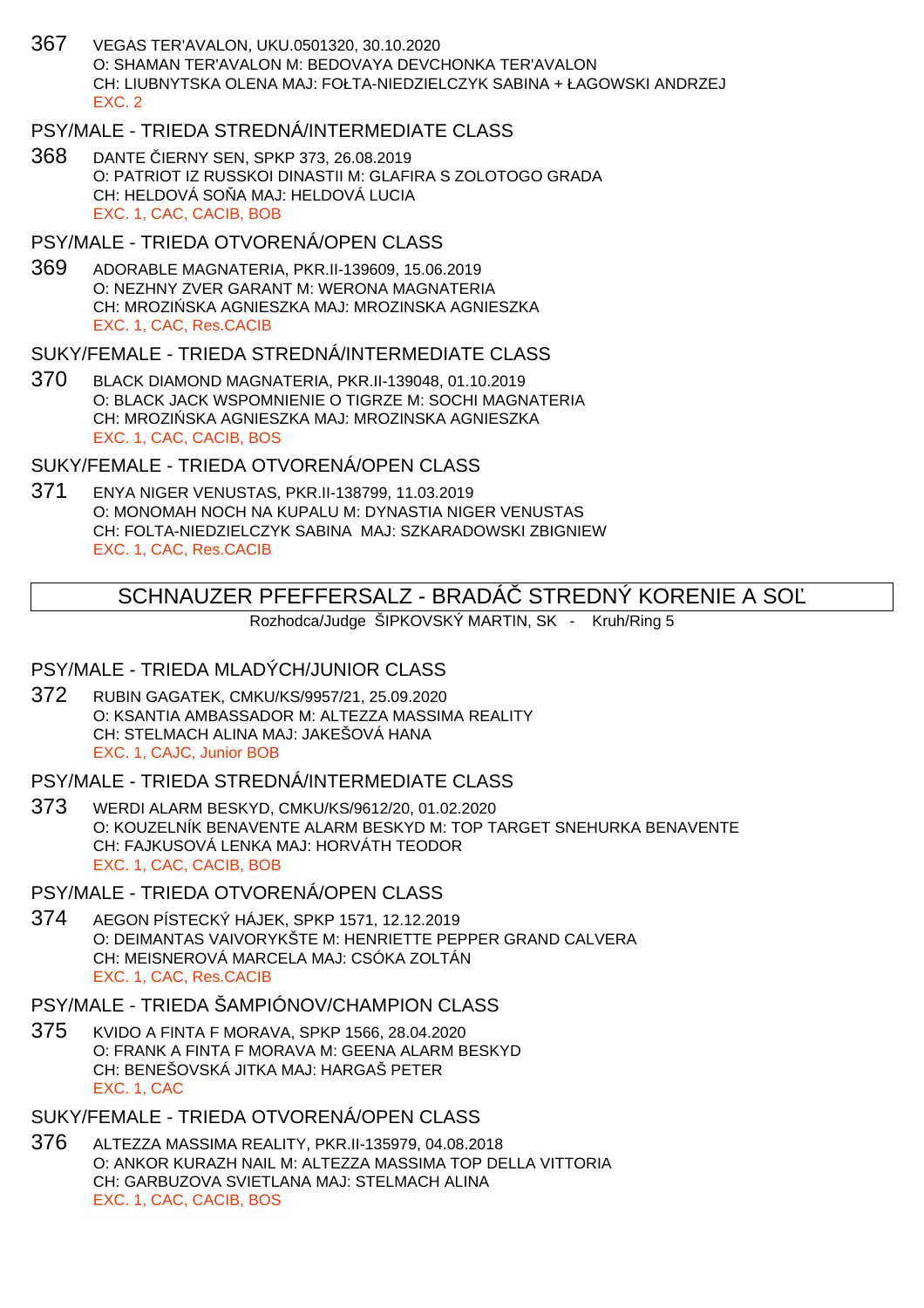367 VEGAS TER'AVALON, UKU.0501320, 30.10.2020
O: SHAMAN TER'AVALON M: BEDOVAYA DEVCHONKA TER'AVALON
CH: LIUBNYTSKA OLENA MAJ: FOŁTA-NIEDZIELCZYK SABINA + ŁAGOWSKI ANDRZEJ
EXC. 2

### PSY/MALE - TRIEDA STREDNÁ/INTERMEDIATE CLASS

368 DANTE ČIERNY SEN, SPKP 373, 26.08.2019
O: PATRIOT IZ RUSSKOI DINASTII M: GLAFIRA S ZOLOTOGO GRADA
CH: HELDOVÁ SOŇA MAJ: HELDOVÁ LUCIA
EXC. 1, CAC, CACIB, BOB

### PSY/MALE - TRIEDA OTVORENÁ/OPEN CLASS

369 ADORABLE MAGNATERIA, PKR.II-139609, 15.06.2019
O: NEZHNY ZVER GARANT M: WERONA MAGNATERIA
CH: MROZIŃSKA AGNIESZKA MAJ: MROZINSKA AGNIESZKA
EXC. 1, CAC, Res.CACIB

### SUKY/FEMALE - TRIEDA STREDNÁ/INTERMEDIATE CLASS

370 BLACK DIAMOND MAGNATERIA, PKR.II-139048, 01.10.2019
O: BLACK JACK WSPOMNIENIE O TIGRZE M: SOCHI MAGNATERIA
CH: MROZIŃSKA AGNIESZKA MAJ: MROZINSKA AGNIESZKA
EXC. 1, CAC, CACIB, BOS

### SUKY/FEMALE - TRIEDA OTVORENÁ/OPEN CLASS

371 ENYA NIGER VENUSTAS, PKR.II-138799, 11.03.2019
O: MONOMAH NOCH NA KUPALU M: DYNASTIA NIGER VENUSTAS
CH: FOLTA-NIEDZIELCZYK SABINA MAJ: SZKARADOWSKI ZBIGNIEW
EXC. 1, CAC, Res.CACIB

## SCHNAUZER PFEFFERSALZ - BRADÁČ STREDNÝ KORENIE A SOĽ

Rozhodca/Judge ŠIPKOVSKÝ MARTIN, SK - Kruh/Ring 5

### PSY/MALE - TRIEDA MLADÝCH/JUNIOR CLASS

372 RUBIN GAGATEK, CMKU/KS/9957/21, 25.09.2020
O: KSANTIA AMBASSADOR M: ALTEZZA MASSIMA REALITY
CH: STELMACH ALINA MAJ: JAKEŠOVÁ HANA
EXC. 1, CAJC, Junior BOB

### PSY/MALE - TRIEDA STREDNÁ/INTERMEDIATE CLASS

373 WERDI ALARM BESKYD, CMKU/KS/9612/20, 01.02.2020
O: KOUZELNÍK BENAVENTE ALARM BESKYD M: TOP TARGET SNEHURKA BENAVENTE
CH: FAJKUSOVÁ LENKA MAJ: HORVÁTH TEODOR
EXC. 1, CAC, CACIB, BOB

### PSY/MALE - TRIEDA OTVORENÁ/OPEN CLASS

374 AEGON PÍSTECKÝ HÁJEK, SPKP 1571, 12.12.2019
O: DEIMANTAS VAIVORYKŠTE M: HENRIETTE PEPPER GRAND CALVERA
CH: MEISNEROVÁ MARCELA MAJ: CSÓKA ZOLTÁN
EXC. 1, CAC, Res.CACIB

### PSY/MALE - TRIEDA ŠAMPIÓNOV/CHAMPION CLASS

375 KVIDO A FINTA F MORAVA, SPKP 1566, 28.04.2020
O: FRANK A FINTA F MORAVA M: GEENA ALARM BESKYD
CH: BENEŠOVSKÁ JITKA MAJ: HARGAŠ PETER
EXC. 1, CAC

### SUKY/FEMALE - TRIEDA OTVORENÁ/OPEN CLASS

376 ALTEZZA MASSIMA REALITY, PKR.II-135979, 04.08.2018
O: ANKOR KURAZH NAIL M: ALTEZZA MASSIMA TOP DELLA VITTORIA
CH: GARBUZOVA SVIETLANA MAJ: STELMACH ALINA
EXC. 1, CAC, CACIB, BOS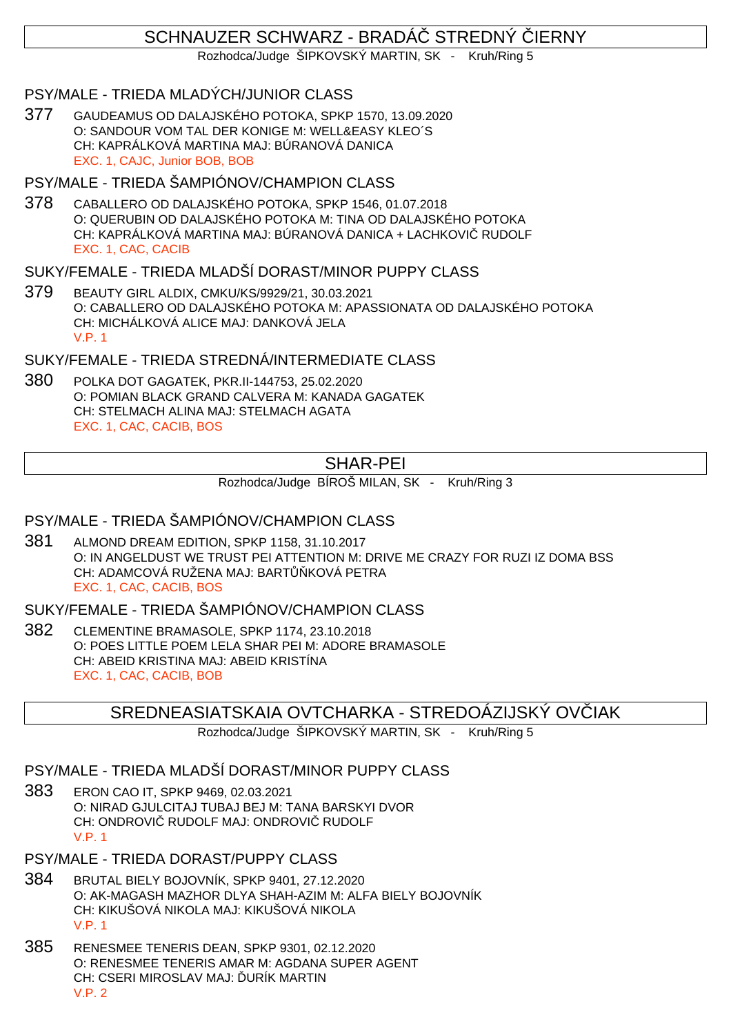## SCHNAUZER SCHWARZ - BRADÁČ STREDNÝ ČIERNY

Rozhodca/Judge ŠIPKOVSKÝ MARTIN, SK - Kruh/Ring 5

### PSY/MALE - TRIEDA MLADÝCH/JUNIOR CLASS

377 GAUDEAMUS OD DALAJSKÉHO POTOKA, SPKP 1570, 13.09.2020
O: SANDOUR VOM TAL DER KONIGE M: WELL&EASY KLEO´S
CH: KAPRÁLKOVÁ MARTINA MAJ: BÚRANOVÁ DANICA
EXC. 1, CAJC, Junior BOB, BOB

### PSY/MALE - TRIEDA ŠAMPIÓNOV/CHAMPION CLASS

378 CABALLERO OD DALAJSKÉHO POTOKA, SPKP 1546, 01.07.2018
O: QUERUBIN OD DALAJSKÉHO POTOKA M: TINA OD DALAJSKÉHO POTOKA
CH: KAPRÁLKOVÁ MARTINA MAJ: BÚRANOVÁ DANICA + LACHKOVIČ RUDOLF
EXC. 1, CAC, CACIB

### SUKY/FEMALE - TRIEDA MLADŠÍ DORAST/MINOR PUPPY CLASS

379 BEAUTY GIRL ALDIX, CMKU/KS/9929/21, 30.03.2021
O: CABALLERO OD DALAJSKÉHO POTOKA M: APASSIONATA OD DALAJSKÉHO POTOKA
CH: MICHÁLKOVÁ ALICE MAJ: DANKOVÁ JELA
V.P. 1

### SUKY/FEMALE - TRIEDA STREDNÁ/INTERMEDIATE CLASS

380 POLKA DOT GAGATEK, PKR.II-144753, 25.02.2020
O: POMIAN BLACK GRAND CALVERA M: KANADA GAGATEK
CH: STELMACH ALINA MAJ: STELMACH AGATA
EXC. 1, CAC, CACIB, BOS

## SHAR-PEI

Rozhodca/Judge BÍROŠ MILAN, SK - Kruh/Ring 3

### PSY/MALE - TRIEDA ŠAMPIÓNOV/CHAMPION CLASS

381 ALMOND DREAM EDITION, SPKP 1158, 31.10.2017
O: IN ANGELDUST WE TRUST PEI ATTENTION M: DRIVE ME CRAZY FOR RUZI IZ DOMA BSS
CH: ADAMCOVÁ RUŽENA MAJ: BARTŮŇKOVÁ PETRA
EXC. 1, CAC, CACIB, BOS

### SUKY/FEMALE - TRIEDA ŠAMPIÓNOV/CHAMPION CLASS

382 CLEMENTINE BRAMASOLE, SPKP 1174, 23.10.2018
O: POES LITTLE POEM LELA SHAR PEI M: ADORE BRAMASOLE
CH: ABEID KRISTINA MAJ: ABEID KRISTÍNA
EXC. 1, CAC, CACIB, BOB

## SREDNEASIATSKAIA OVTCHARKA - STREDOÁZIJSKÝ OVČIAK

Rozhodca/Judge ŠIPKOVSKÝ MARTIN, SK - Kruh/Ring 5

### PSY/MALE - TRIEDA MLADŠÍ DORAST/MINOR PUPPY CLASS

383 ERON CAO IT, SPKP 9469, 02.03.2021
O: NIRAD GJULCITAJ TUBAJ BEJ M: TANA BARSKYI DVOR
CH: ONDROVIČ RUDOLF MAJ: ONDROVIČ RUDOLF
V.P. 1

### PSY/MALE - TRIEDA DORAST/PUPPY CLASS

384 BRUTAL BIELY BOJOVNÍK, SPKP 9401, 27.12.2020
O: AK-MAGASH MAZHOR DLYA SHAH-AZIM M: ALFA BIELY BOJOVNÍK
CH: KIKUŠOVÁ NIKOLA MAJ: KIKUŠOVÁ NIKOLA
V.P. 1

385 RENESMEE TENERIS DEAN, SPKP 9301, 02.12.2020
O: RENESMEE TENERIS AMAR M: AGDANA SUPER AGENT
CH: CSERI MIROSLAV MAJ: ĎURÍK MARTIN
V.P. 2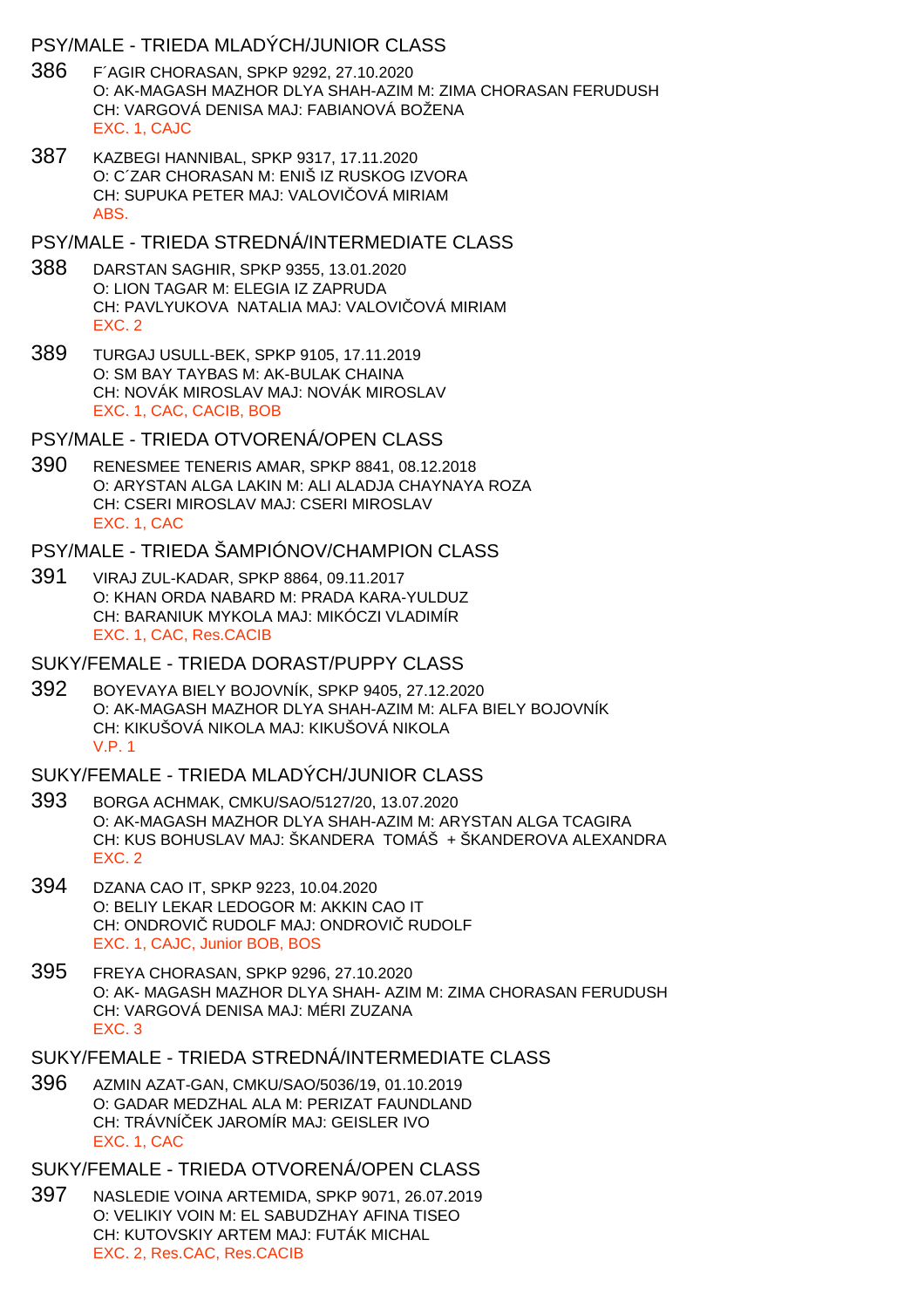## PSY/MALE - TRIEDA MLADÝCH/JUNIOR CLASS

386 F´AGIR CHORASAN, SPKP 9292, 27.10.2020
O: AK-MAGASH MAZHOR DLYA SHAH-AZIM M: ZIMA CHORASAN FERUDUSH
CH: VARGOVÁ DENISA MAJ: FABIANOVÁ BOŽENA
EXC. 1, CAJC

387 KAZBEGI HANNIBAL, SPKP 9317, 17.11.2020
O: C´ZAR CHORASAN M: ENIŠ IZ RUSKOG IZVORA
CH: SUPUKA PETER MAJ: VALOVIČOVÁ MIRIAM
ABS.

## PSY/MALE - TRIEDA STREDNÁ/INTERMEDIATE CLASS

388 DARSTAN SAGHIR, SPKP 9355, 13.01.2020
O: LION TAGAR M: ELEGIA IZ ZAPRUDA
CH: PAVLYUKOVA NATALIA MAJ: VALOVIČOVÁ MIRIAM
EXC. 2

389 TURGAJ USULL-BEK, SPKP 9105, 17.11.2019
O: SM BAY TAYBAS M: AK-BULAK CHAINA
CH: NOVÁK MIROSLAV MAJ: NOVÁK MIROSLAV
EXC. 1, CAC, CACIB, BOB

## PSY/MALE - TRIEDA OTVORENÁ/OPEN CLASS

390 RENESMEE TENERIS AMAR, SPKP 8841, 08.12.2018
O: ARYSTAN ALGA LAKIN M: ALI ALADJA CHAYNAYA ROZA
CH: CSERI MIROSLAV MAJ: CSERI MIROSLAV
EXC. 1, CAC

## PSY/MALE - TRIEDA ŠAMPIÓNOV/CHAMPION CLASS

391 VIRAJ ZUL-KADAR, SPKP 8864, 09.11.2017
O: KHAN ORDA NABARD M: PRADA KARA-YULDUZ
CH: BARANIUK MYKOLA MAJ: MIKÓCZI VLADIMÍR
EXC. 1, CAC, Res.CACIB

## SUKY/FEMALE - TRIEDA DORAST/PUPPY CLASS

392 BOYEVAYA BIELY BOJOVNÍK, SPKP 9405, 27.12.2020
O: AK-MAGASH MAZHOR DLYA SHAH-AZIM M: ALFA BIELY BOJOVNÍK
CH: KIKUŠOVÁ NIKOLA MAJ: KIKUŠOVÁ NIKOLA
V.P. 1

## SUKY/FEMALE - TRIEDA MLADÝCH/JUNIOR CLASS

393 BORGA ACHMAK, CMKU/SAO/5127/20, 13.07.2020
O: AK-MAGASH MAZHOR DLYA SHAH-AZIM M: ARYSTAN ALGA TCAGIRA
CH: KUS BOHUSLAV MAJ: ŠKANDERA TOMÁŠ + ŠKANDEROVA ALEXANDRA
EXC. 2

394 DZANA CAO IT, SPKP 9223, 10.04.2020
O: BELIY LEKAR LEDOGOR M: AKKIN CAO IT
CH: ONDROVIČ RUDOLF MAJ: ONDROVIČ RUDOLF
EXC. 1, CAJC, Junior BOB, BOS

395 FREYA CHORASAN, SPKP 9296, 27.10.2020
O: AK- MAGASH MAZHOR DLYA SHAH- AZIM M: ZIMA CHORASAN FERUDUSH
CH: VARGOVÁ DENISA MAJ: MÉRI ZUZANA
EXC. 3

## SUKY/FEMALE - TRIEDA STREDNÁ/INTERMEDIATE CLASS

396 AZMIN AZAT-GAN, CMKU/SAO/5036/19, 01.10.2019
O: GADAR MEDZHAL ALA M: PERIZAT FAUNDLAND
CH: TRÁVNÍČEK JAROMÍR MAJ: GEISLER IVO
EXC. 1, CAC

## SUKY/FEMALE - TRIEDA OTVORENÁ/OPEN CLASS

397 NASLEDIE VOINA ARTEMIDA, SPKP 9071, 26.07.2019
O: VELIKIY VOIN M: EL SABUDZHAY AFINA TISEO
CH: KUTOVSKIY ARTEM MAJ: FUTÁK MICHAL
EXC. 2, Res.CAC, Res.CACIB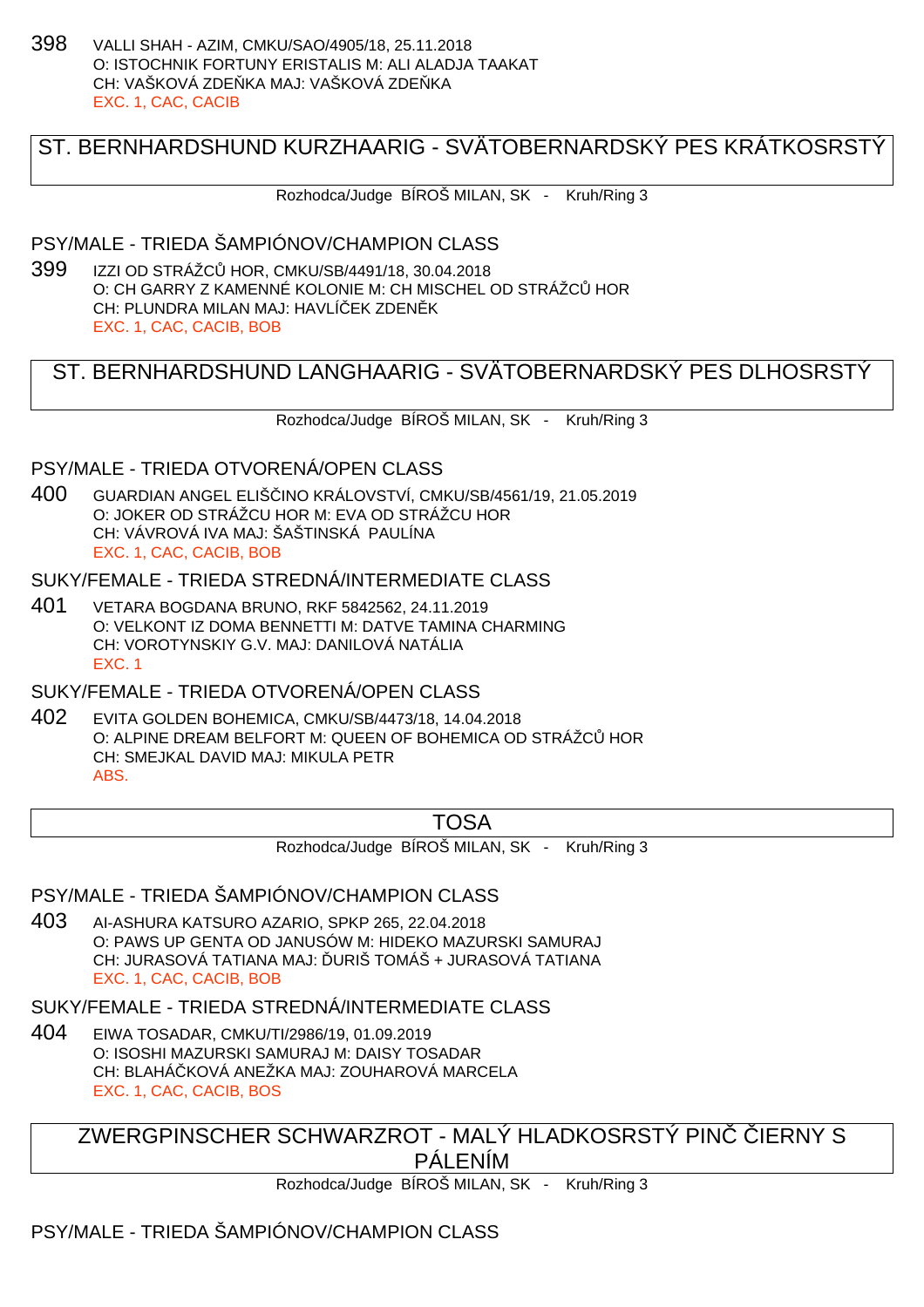398 VALLI SHAH - AZIM, CMKU/SAO/4905/18, 25.11.2018
O: ISTOCHNIK FORTUNY ERISTALIS M: ALI ALADJA TAAKAT
CH: VAŠKOVÁ ZDEŇKA MAJ: VAŠKOVÁ ZDEŇKA
EXC. 1, CAC, CACIB

## ST. BERNHARDSHUND KURZHAARIG - SVÄTOBERNARDSKÝ PES KRÁTKOSRSTÝ

Rozhodca/Judge BÍROŠ MILAN, SK - Kruh/Ring 3

### PSY/MALE - TRIEDA ŠAMPIÓNOV/CHAMPION CLASS

399 IZZI OD STRÁŽCŮ HOR, CMKU/SB/4491/18, 30.04.2018
O: CH GARRY Z KAMENNÉ KOLONIE M: CH MISCHEL OD STRÁŽCŮ HOR
CH: PLUNDRA MILAN MAJ: HAVLÍČEK ZDENĚK
EXC. 1, CAC, CACIB, BOB

## ST. BERNHARDSHUND LANGHAARIG - SVÄTOBERNARDSKÝ PES DLHOSRSTÝ

Rozhodca/Judge BÍROŠ MILAN, SK - Kruh/Ring 3

### PSY/MALE - TRIEDA OTVORENÁ/OPEN CLASS

400 GUARDIAN ANGEL ELIŠČINO KRÁLOVSTVÍ, CMKU/SB/4561/19, 21.05.2019
O: JOKER OD STRÁŽCU HOR M: EVA OD STRÁŽCU HOR
CH: VÁVROVÁ IVA MAJ: ŠAŠTINSKÁ PAULÍNA
EXC. 1, CAC, CACIB, BOB

### SUKY/FEMALE - TRIEDA STREDNÁ/INTERMEDIATE CLASS

401 VETARA BOGDANA BRUNO, RKF 5842562, 24.11.2019
O: VELKONT IZ DOMA BENNETTI M: DATVE TAMINA CHARMING
CH: VOROTYNSKIY G.V. MAJ: DANILOVÁ NATÁLIA
EXC. 1

### SUKY/FEMALE - TRIEDA OTVORENÁ/OPEN CLASS

402 EVITA GOLDEN BOHEMICA, CMKU/SB/4473/18, 14.04.2018
O: ALPINE DREAM BELFORT M: QUEEN OF BOHEMICA OD STRÁŽCŮ HOR
CH: SMEJKAL DAVID MAJ: MIKULA PETR
ABS.

## TOSA

Rozhodca/Judge BÍROŠ MILAN, SK - Kruh/Ring 3

### PSY/MALE - TRIEDA ŠAMPIÓNOV/CHAMPION CLASS

403 AI-ASHURA KATSURO AZARIO, SPKP 265, 22.04.2018
O: PAWS UP GENTA OD JANUSÓW M: HIDEKO MAZURSKI SAMURAJ
CH: JURASOVÁ TATIANA MAJ: ĎURIŠ TOMÁŠ + JURASOVÁ TATIANA
EXC. 1, CAC, CACIB, BOB

### SUKY/FEMALE - TRIEDA STREDNÁ/INTERMEDIATE CLASS

404 EIWA TOSADAR, CMKU/TI/2986/19, 01.09.2019
O: ISOSHI MAZURSKI SAMURAJ M: DAISY TOSADAR
CH: BLAHÁČKOVÁ ANEŽKA MAJ: ZOUHAROVÁ MARCELA
EXC. 1, CAC, CACIB, BOS

## ZWERGPINSCHER SCHWARZROT - MALÝ HLADKOSRSTÝ PINČ ČIERNY S PÁLENÍM

Rozhodca/Judge BÍROŠ MILAN, SK - Kruh/Ring 3

### PSY/MALE - TRIEDA ŠAMPIÓNOV/CHAMPION CLASS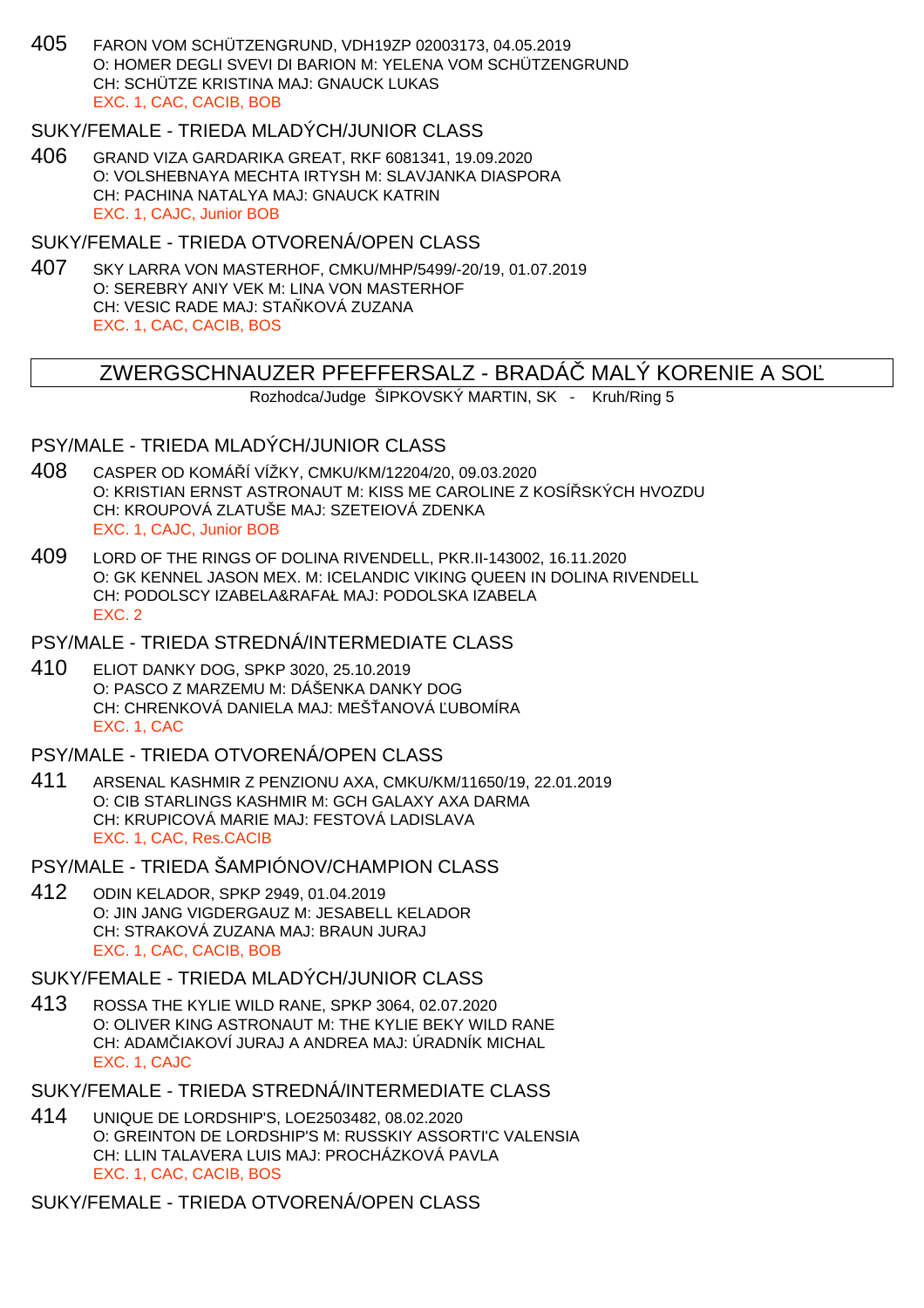405 FARON VOM SCHÜTZENGRUND, VDH19ZP 02003173, 04.05.2019
O: HOMER DEGLI SVEVI DI BARION M: YELENA VOM SCHÜTZENGRUND
CH: SCHÜTZE KRISTINA MAJ: GNAUCK LUKAS
EXC. 1, CAC, CACIB, BOB

### SUKY/FEMALE - TRIEDA MLADÝCH/JUNIOR CLASS

406 GRAND VIZA GARDARIKA GREAT, RKF 6081341, 19.09.2020
O: VOLSHEBNAYA MECHTA IRTYSH M: SLAVJANKA DIASPORA
CH: PACHINA NATALYA MAJ: GNAUCK KATRIN
EXC. 1, CAJC, Junior BOB

### SUKY/FEMALE - TRIEDA OTVORENÁ/OPEN CLASS

407 SKY LARRA VON MASTERHOF, CMKU/MHP/5499/-20/19, 01.07.2019
O: SEREBRY ANIY VEK M: LINA VON MASTERHOF
CH: VESIC RADE MAJ: STAŇKOVÁ ZUZANA
EXC. 1, CAC, CACIB, BOS

## ZWERGSCHNAUZER PFEFFERSALZ - BRADÁČ MALÝ KORENIE A SOĽ

Rozhodca/Judge ŠIPKOVSKÝ MARTIN, SK - Kruh/Ring 5

### PSY/MALE - TRIEDA MLADÝCH/JUNIOR CLASS

408 CASPER OD KOMÁŘÍ VÍŽKY, CMKU/KM/12204/20, 09.03.2020
O: KRISTIAN ERNST ASTRONAUT M: KISS ME CAROLINE Z KOSÍŘSKÝCH HVOZDU
CH: KROUPOVÁ ZLATUŠE MAJ: SZETEIOVÁ ZDENKA
EXC. 1, CAJC, Junior BOB

409 LORD OF THE RINGS OF DOLINA RIVENDELL, PKR.II-143002, 16.11.2020
O: GK KENNEL JASON MEX. M: ICELANDIC VIKING QUEEN IN DOLINA RIVENDELL
CH: PODOLSCY IZABELA&RAFAŁ MAJ: PODOLSKA IZABELA
EXC. 2

### PSY/MALE - TRIEDA STREDNÁ/INTERMEDIATE CLASS

410 ELIOT DANKY DOG, SPKP 3020, 25.10.2019
O: PASCO Z MARZEMU M: DÁŠENKA DANKY DOG
CH: CHRENKOVÁ DANIELA MAJ: MEŠŤANOVÁ ĽUBOMÍRA
EXC. 1, CAC

### PSY/MALE - TRIEDA OTVORENÁ/OPEN CLASS

411 ARSENAL KASHMIR Z PENZIONU AXA, CMKU/KM/11650/19, 22.01.2019
O: CIB STARLINGS KASHMIR M: GCH GALAXY AXA DARMA
CH: KRUPICOVÁ MARIE MAJ: FESTOVÁ LADISLAVA
EXC. 1, CAC, Res.CACIB

### PSY/MALE - TRIEDA ŠAMPIÓNOV/CHAMPION CLASS

412 ODIN KELADOR, SPKP 2949, 01.04.2019
O: JIN JANG VIGDERGAUZ M: JESABELL KELADOR
CH: STRAKOVÁ ZUZANA MAJ: BRAUN JURAJ
EXC. 1, CAC, CACIB, BOB

### SUKY/FEMALE - TRIEDA MLADÝCH/JUNIOR CLASS

413 ROSSA THE KYLIE WILD RANE, SPKP 3064, 02.07.2020
O: OLIVER KING ASTRONAUT M: THE KYLIE BEKY WILD RANE
CH: ADAMČIAKOVÍ JURAJ A ANDREA MAJ: ÚRADNÍK MICHAL
EXC. 1, CAJC

### SUKY/FEMALE - TRIEDA STREDNÁ/INTERMEDIATE CLASS

414 UNIQUE DE LORDSHIP'S, LOE2503482, 08.02.2020
O: GREINTON DE LORDSHIP'S M: RUSSKIY ASSORTI'C VALENSIA
CH: LLIN TALAVERA LUIS MAJ: PROCHÁZKOVÁ PAVLA
EXC. 1, CAC, CACIB, BOS

### SUKY/FEMALE - TRIEDA OTVORENÁ/OPEN CLASS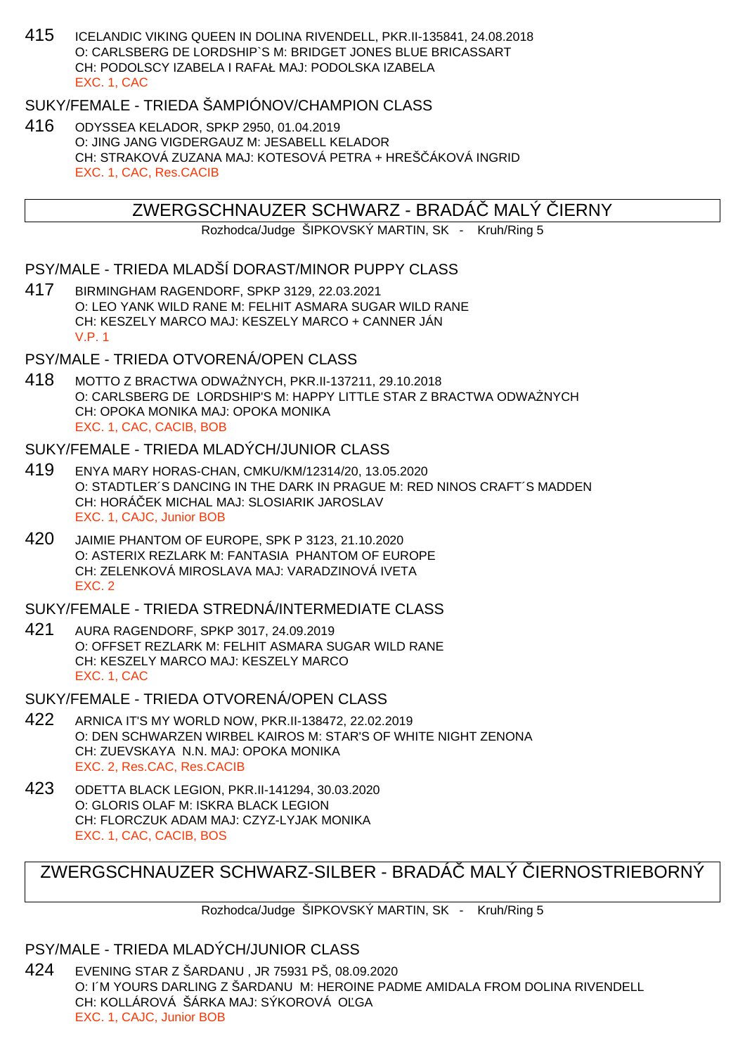415 ICELANDIC VIKING QUEEN IN DOLINA RIVENDELL, PKR.II-135841, 24.08.2018
O: CARLSBERG DE LORDSHIP`S M: BRIDGET JONES BLUE BRICASSART
CH: PODOLSCY IZABELA I RAFAŁ MAJ: PODOLSKA IZABELA
EXC. 1, CAC

### SUKY/FEMALE - TRIEDA ŠAMPIÓNOV/CHAMPION CLASS

416 ODYSSEA KELADOR, SPKP 2950, 01.04.2019
O: JING JANG VIGDERGAUZ M: JESABELL KELADOR
CH: STRAKOVÁ ZUZANA MAJ: KOTESOVÁ PETRA + HREŠČÁKOVÁ INGRID
EXC. 1, CAC, Res.CACIB

## ZWERGSCHNAUZER SCHWARZ - BRADÁČ MALÝ ČIERNY

Rozhodca/Judge ŠIPKOVSKÝ MARTIN, SK - Kruh/Ring 5

### PSY/MALE - TRIEDA MLADŠÍ DORAST/MINOR PUPPY CLASS

417 BIRMINGHAM RAGENDORF, SPKP 3129, 22.03.2021
O: LEO YANK WILD RANE M: FELHIT ASMARA SUGAR WILD RANE
CH: KESZELY MARCO MAJ: KESZELY MARCO + CANNER JÁN
V.P. 1

### PSY/MALE - TRIEDA OTVORENÁ/OPEN CLASS

418 MOTTO Z BRACTWA ODWAŻNYCH, PKR.II-137211, 29.10.2018
O: CARLSBERG DE LORDSHIP'S M: HAPPY LITTLE STAR Z BRACTWA ODWAŻNYCH
CH: OPOKA MONIKA MAJ: OPOKA MONIKA
EXC. 1, CAC, CACIB, BOB

### SUKY/FEMALE - TRIEDA MLADÝCH/JUNIOR CLASS

419 ENYA MARY HORAS-CHAN, CMKU/KM/12314/20, 13.05.2020
O: STADTLER´S DANCING IN THE DARK IN PRAGUE M: RED NINOS CRAFT´S MADDEN
CH: HORÁČEK MICHAL MAJ: SLOSIARIK JAROSLAV
EXC. 1, CAJC, Junior BOB

420 JAIMIE PHANTOM OF EUROPE, SPK P 3123, 21.10.2020
O: ASTERIX REZLARK M: FANTASIA PHANTOM OF EUROPE
CH: ZELENKOVÁ MIROSLAVA MAJ: VARADZINOVÁ IVETA
EXC. 2

### SUKY/FEMALE - TRIEDA STREDNÁ/INTERMEDIATE CLASS

421 AURA RAGENDORF, SPKP 3017, 24.09.2019
O: OFFSET REZLARK M: FELHIT ASMARA SUGAR WILD RANE
CH: KESZELY MARCO MAJ: KESZELY MARCO
EXC. 1, CAC

### SUKY/FEMALE - TRIEDA OTVORENÁ/OPEN CLASS

422 ARNICA IT'S MY WORLD NOW, PKR.II-138472, 22.02.2019
O: DEN SCHWARZEN WIRBEL KAIROS M: STAR'S OF WHITE NIGHT ZENONA
CH: ZUEVSKAYA N.N. MAJ: OPOKA MONIKA
EXC. 2, Res.CAC, Res.CACIB

423 ODETTA BLACK LEGION, PKR.II-141294, 30.03.2020
O: GLORIS OLAF M: ISKRA BLACK LEGION
CH: FLORCZUK ADAM MAJ: CZYZ-LYJAK MONIKA
EXC. 1, CAC, CACIB, BOS

## ZWERGSCHNAUZER SCHWARZ-SILBER - BRADÁČ MALÝ ČIERNOSTRIEBORNÝ

Rozhodca/Judge ŠIPKOVSKÝ MARTIN, SK - Kruh/Ring 5

### PSY/MALE - TRIEDA MLADÝCH/JUNIOR CLASS

424 EVENING STAR Z ŠARDANU , JR 75931 PŠ, 08.09.2020
O: I´M YOURS DARLING Z ŠARDANU M: HEROINE PADME AMIDALA FROM DOLINA RIVENDELL
CH: KOLLÁROVÁ ŠÁRKA MAJ: SÝKOROVÁ OĽGA
EXC. 1, CAJC, Junior BOB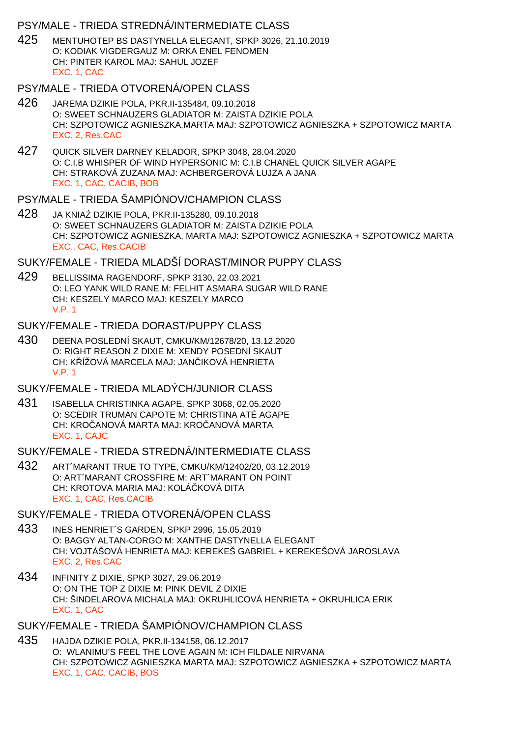## PSY/MALE - TRIEDA STREDNÁ/INTERMEDIATE CLASS

425 MENTUHOTEP BS DASTYNELLA ELEGANT, SPKP 3026, 21.10.2019
O: KODIAK VIGDERGAUZ M: ORKA ENEL FENOMEN
CH: PINTER KAROL MAJ: SAHUL JOZEF
EXC. 1, CAC

## PSY/MALE - TRIEDA OTVORENÁ/OPEN CLASS

426 JAREMA DZIKIE POLA, PKR.II-135484, 09.10.2018
O: SWEET SCHNAUZERS GLADIATOR M: ZAISTA DZIKIE POLA
CH: SZPOTOWICZ AGNIESZKA,MARTA MAJ: SZPOTOWICZ AGNIESZKA + SZPOTOWICZ MARTA
EXC. 2, Res.CAC

427 QUICK SILVER DARNEY KELADOR, SPKP 3048, 28.04.2020
O: C.I.B WHISPER OF WIND HYPERSONIC M: C.I.B CHANEL QUICK SILVER AGAPE
CH: STRAKOVÁ ZUZANA MAJ: ACHBERGEROVÁ LUJZA A JANA
EXC. 1, CAC, CACIB, BOB

## PSY/MALE - TRIEDA ŠAMPIÓNOV/CHAMPION CLASS

428 JA KNIAŹ DZIKIE POLA, PKR.II-135280, 09.10.2018
O: SWEET SCHNAUZERS GLADIATOR M: ZAISTA DZIKIE POLA
CH: SZPOTOWICZ AGNIESZKA, MARTA MAJ: SZPOTOWICZ AGNIESZKA + SZPOTOWICZ MARTA
EXC., CAC, Res.CACIB

## SUKY/FEMALE - TRIEDA MLADŠÍ DORAST/MINOR PUPPY CLASS

429 BELLISSIMA RAGENDORF, SPKP 3130, 22.03.2021
O: LEO YANK WILD RANE M: FELHIT ASMARA SUGAR WILD RANE
CH: KESZELY MARCO MAJ: KESZELY MARCO
V.P. 1

## SUKY/FEMALE - TRIEDA DORAST/PUPPY CLASS

430 DEENA POSLEDNÍ SKAUT, CMKU/KM/12678/20, 13.12.2020
O: RIGHT REASON Z DIXIE M: XENDY POSEDNÍ SKAUT
CH: KŘÍŽOVÁ MARCELA MAJ: JANČIKOVÁ HENRIETA
V.P. 1

## SUKY/FEMALE - TRIEDA MLADÝCH/JUNIOR CLASS

431 ISABELLA CHRISTINKA AGAPE, SPKP 3068, 02.05.2020
O: SCEDIR TRUMAN CAPOTE M: CHRISTINA ATÉ AGAPE
CH: KROČANOVÁ MARTA MAJ: KROČANOVÁ MARTA
EXC. 1, CAJC

## SUKY/FEMALE - TRIEDA STREDNÁ/INTERMEDIATE CLASS

432 ART´MARANT TRUE TO TYPE, CMKU/KM/12402/20, 03.12.2019
O: ART´MARANT CROSSFIRE M: ART´MARANT ON POINT
CH: KROTOVA MARIA MAJ: KOLÁČKOVÁ DITA
EXC. 1, CAC, Res.CACIB

## SUKY/FEMALE - TRIEDA OTVORENÁ/OPEN CLASS

433 INES HENRIET´S GARDEN, SPKP 2996, 15.05.2019
O: BAGGY ALTAN-CORGO M: XANTHE DASTYNELLA ELEGANT
CH: VOJTÁŠOVÁ HENRIETA MAJ: KEREKEŠ GABRIEL + KEREKEŠOVÁ JAROSLAVA
EXC. 2, Res.CAC

434 INFINITY Z DIXIE, SPKP 3027, 29.06.2019
O: ON THE TOP Z DIXIE M: PINK DEVIL Z DIXIE
CH: ŠINDELAROVA MICHALA MAJ: OKRUHLICOVÁ HENRIETA + OKRUHLICA ERIK
EXC. 1, CAC

## SUKY/FEMALE - TRIEDA ŠAMPIÓNOV/CHAMPION CLASS

435 HAJDA DZIKIE POLA, PKR.II-134158, 06.12.2017
O: WLANIMU'S FEEL THE LOVE AGAIN M: ICH FILDALE NIRVANA
CH: SZPOTOWICZ AGNIESZKA MARTA MAJ: SZPOTOWICZ AGNIESZKA + SZPOTOWICZ MARTA
EXC. 1, CAC, CACIB, BOS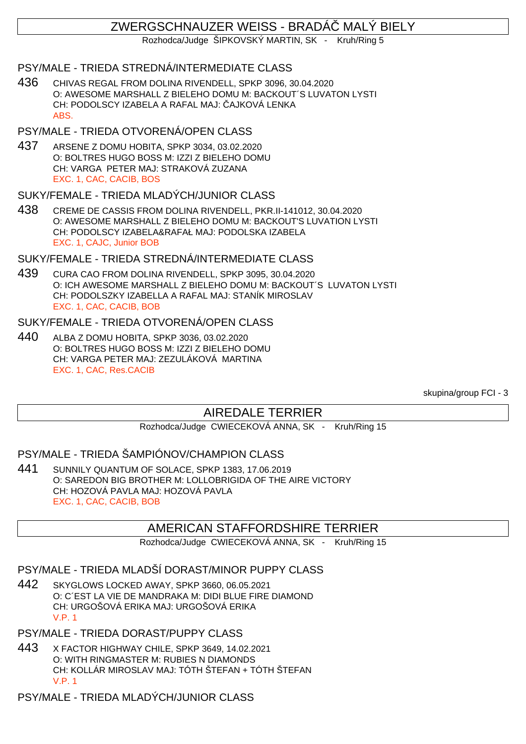## ZWERGSCHNAUZER WEISS - BRADÁČ MALÝ BIELY

Rozhodca/Judge ŠIPKOVSKÝ MARTIN, SK - Kruh/Ring 5

### PSY/MALE - TRIEDA STREDNÁ/INTERMEDIATE CLASS

436 CHIVAS REGAL FROM DOLINA RIVENDELL, SPKP 3096, 30.04.2020
O: AWESOME MARSHALL Z BIELEHO DOMU M: BACKOUT´S LUVATON LYSTI
CH: PODOLSCY IZABELA A RAFAL MAJ: ČAJKOVÁ LENKA
ABS.

### PSY/MALE - TRIEDA OTVORENÁ/OPEN CLASS

437 ARSENE Z DOMU HOBITA, SPKP 3034, 03.02.2020
O: BOLTRES HUGO BOSS M: IZZI Z BIELEHO DOMU
CH: VARGA PETER MAJ: STRAKOVÁ ZUZANA
EXC. 1, CAC, CACIB, BOS

### SUKY/FEMALE - TRIEDA MLADÝCH/JUNIOR CLASS

438 CREME DE CASSIS FROM DOLINA RIVENDELL, PKR.II-141012, 30.04.2020
O: AWESOME MARSHALL Z BIELEHO DOMU M: BACKOUT'S LUVATION LYSTI
CH: PODOLSCY IZABELA&RAFAŁ MAJ: PODOLSKA IZABELA
EXC. 1, CAJC, Junior BOB

### SUKY/FEMALE - TRIEDA STREDNÁ/INTERMEDIATE CLASS

439 CURA CAO FROM DOLINA RIVENDELL, SPKP 3095, 30.04.2020
O: ICH AWESOME MARSHALL Z BIELEHO DOMU M: BACKOUT´S LUVATON LYSTI
CH: PODOLSZKY IZABELLA A RAFAL MAJ: STANÍK MIROSLAV
EXC. 1, CAC, CACIB, BOB

### SUKY/FEMALE - TRIEDA OTVORENÁ/OPEN CLASS

440 ALBA Z DOMU HOBITA, SPKP 3036, 03.02.2020
O: BOLTRES HUGO BOSS M: IZZI Z BIELEHO DOMU
CH: VARGA PETER MAJ: ZEZULÁKOVÁ MARTINA
EXC. 1, CAC, Res.CACIB

skupina/group FCI - 3

## AIREDALE TERRIER

Rozhodca/Judge CWIECEKOVÁ ANNA, SK - Kruh/Ring 15

### PSY/MALE - TRIEDA ŠAMPIÓNOV/CHAMPION CLASS

441 SUNNILY QUANTUM OF SOLACE, SPKP 1383, 17.06.2019
O: SAREDON BIG BROTHER M: LOLLOBRIGIDA OF THE AIRE VICTORY
CH: HOZOVÁ PAVLA MAJ: HOZOVÁ PAVLA
EXC. 1, CAC, CACIB, BOB

## AMERICAN STAFFORDSHIRE TERRIER

Rozhodca/Judge CWIECEKOVÁ ANNA, SK - Kruh/Ring 15

### PSY/MALE - TRIEDA MLADŠÍ DORAST/MINOR PUPPY CLASS

442 SKYGLOWS LOCKED AWAY, SPKP 3660, 06.05.2021
O: C´EST LA VIE DE MANDRAKA M: DIDI BLUE FIRE DIAMOND
CH: URGOŠOVÁ ERIKA MAJ: URGOŠOVÁ ERIKA
V.P. 1

### PSY/MALE - TRIEDA DORAST/PUPPY CLASS

443 X FACTOR HIGHWAY CHILE, SPKP 3649, 14.02.2021
O: WITH RINGMASTER M: RUBIES N DIAMONDS
CH: KOLLÁR MIROSLAV MAJ: TÓTH ŠTEFAN + TÓTH ŠTEFAN
V.P. 1

### PSY/MALE - TRIEDA MLADÝCH/JUNIOR CLASS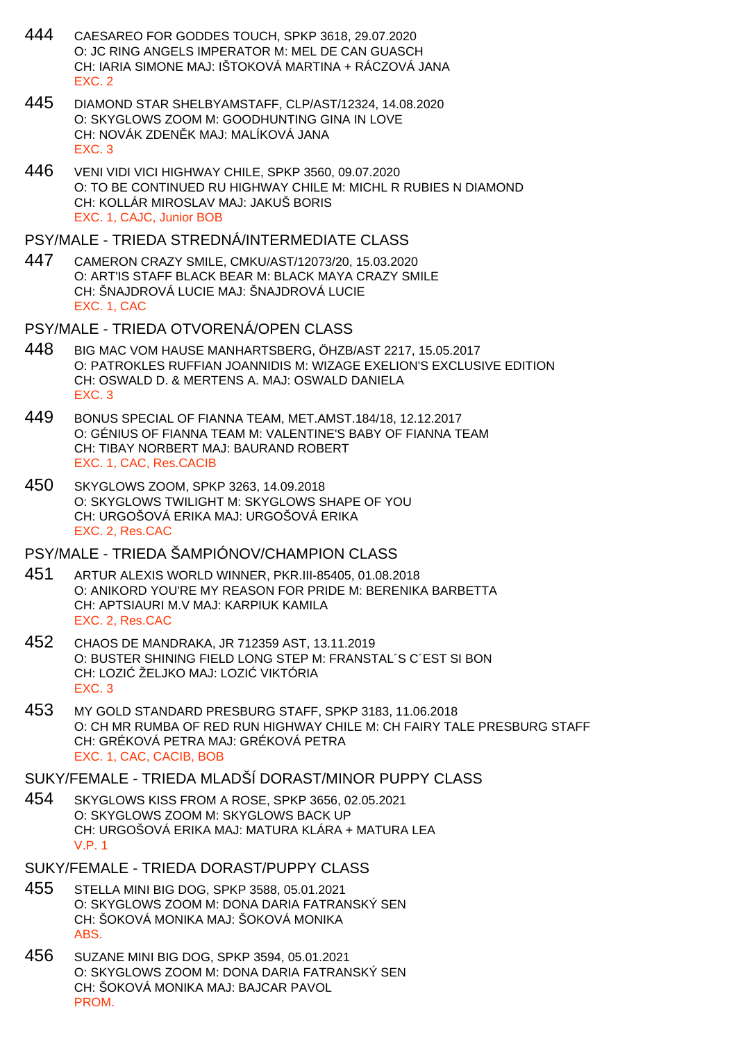444 CAESAREO FOR GODDES TOUCH, SPKP 3618, 29.07.2020
O: JC RING ANGELS IMPERATOR M: MEL DE CAN GUASCH
CH: IARIA SIMONE MAJ: IŠTOKOVÁ MARTINA + RÁCZOVÁ JANA
EXC. 2

445 DIAMOND STAR SHELBYAMSTAFF, CLP/AST/12324, 14.08.2020
O: SKYGLOWS ZOOM M: GOODHUNTING GINA IN LOVE
CH: NOVÁK ZDENĚK MAJ: MALÍKOVÁ JANA
EXC. 3

446 VENI VIDI VICI HIGHWAY CHILE, SPKP 3560, 09.07.2020
O: TO BE CONTINUED RU HIGHWAY CHILE M: MICHL R RUBIES N DIAMOND
CH: KOLLÁR MIROSLAV MAJ: JAKUŠ BORIS
EXC. 1, CAJC, Junior BOB

## PSY/MALE - TRIEDA STREDNÁ/INTERMEDIATE CLASS

447 CAMERON CRAZY SMILE, CMKU/AST/12073/20, 15.03.2020
O: ART'IS STAFF BLACK BEAR M: BLACK MAYA CRAZY SMILE
CH: ŠNAJDROVÁ LUCIE MAJ: ŠNAJDROVÁ LUCIE
EXC. 1, CAC

## PSY/MALE - TRIEDA OTVORENÁ/OPEN CLASS

448 BIG MAC VOM HAUSE MANHARTSBERG, ÖHZB/AST 2217, 15.05.2017
O: PATROKLES RUFFIAN JOANNIDIS M: WIZAGE EXELION'S EXCLUSIVE EDITION
CH: OSWALD D. & MERTENS A. MAJ: OSWALD DANIELA
EXC. 3

449 BONUS SPECIAL OF FIANNA TEAM, MET.AMST.184/18, 12.12.2017
O: GÉNIUS OF FIANNA TEAM M: VALENTINE'S BABY OF FIANNA TEAM
CH: TIBAY NORBERT MAJ: BAURAND ROBERT
EXC. 1, CAC, Res.CACIB

450 SKYGLOWS ZOOM, SPKP 3263, 14.09.2018
O: SKYGLOWS TWILIGHT M: SKYGLOWS SHAPE OF YOU
CH: URGOŠOVÁ ERIKA MAJ: URGOŠOVÁ ERIKA
EXC. 2, Res.CAC

## PSY/MALE - TRIEDA ŠAMPIÓNOV/CHAMPION CLASS

451 ARTUR ALEXIS WORLD WINNER, PKR.III-85405, 01.08.2018
O: ANIKORD YOU'RE MY REASON FOR PRIDE M: BERENIKA BARBETTA
CH: APTSIAURI M.V MAJ: KARPIUK KAMILA
EXC. 2, Res.CAC

452 CHAOS DE MANDRAKA, JR 712359 AST, 13.11.2019
O: BUSTER SHINING FIELD LONG STEP M: FRANSTAL´S C´EST SI BON
CH: LOZIĆ ŽELJKO MAJ: LOZIĆ VIKTÓRIA
EXC. 3

453 MY GOLD STANDARD PRESBURG STAFF, SPKP 3183, 11.06.2018
O: CH MR RUMBA OF RED RUN HIGHWAY CHILE M: CH FAIRY TALE PRESBURG STAFF
CH: GRÉKOVÁ PETRA MAJ: GRÉKOVÁ PETRA
EXC. 1, CAC, CACIB, BOB

## SUKY/FEMALE - TRIEDA MLADŠÍ DORAST/MINOR PUPPY CLASS

454 SKYGLOWS KISS FROM A ROSE, SPKP 3656, 02.05.2021
O: SKYGLOWS ZOOM M: SKYGLOWS BACK UP
CH: URGOŠOVÁ ERIKA MAJ: MATURA KLÁRA + MATURA LEA
V.P. 1

## SUKY/FEMALE - TRIEDA DORAST/PUPPY CLASS

455 STELLA MINI BIG DOG, SPKP 3588, 05.01.2021
O: SKYGLOWS ZOOM M: DONA DARIA FATRANSKÝ SEN
CH: ŠOKOVÁ MONIKA MAJ: ŠOKOVÁ MONIKA
ABS.

456 SUZANE MINI BIG DOG, SPKP 3594, 05.01.2021
O: SKYGLOWS ZOOM M: DONA DARIA FATRANSKÝ SEN
CH: ŠOKOVÁ MONIKA MAJ: BAJCAR PAVOL
PROM.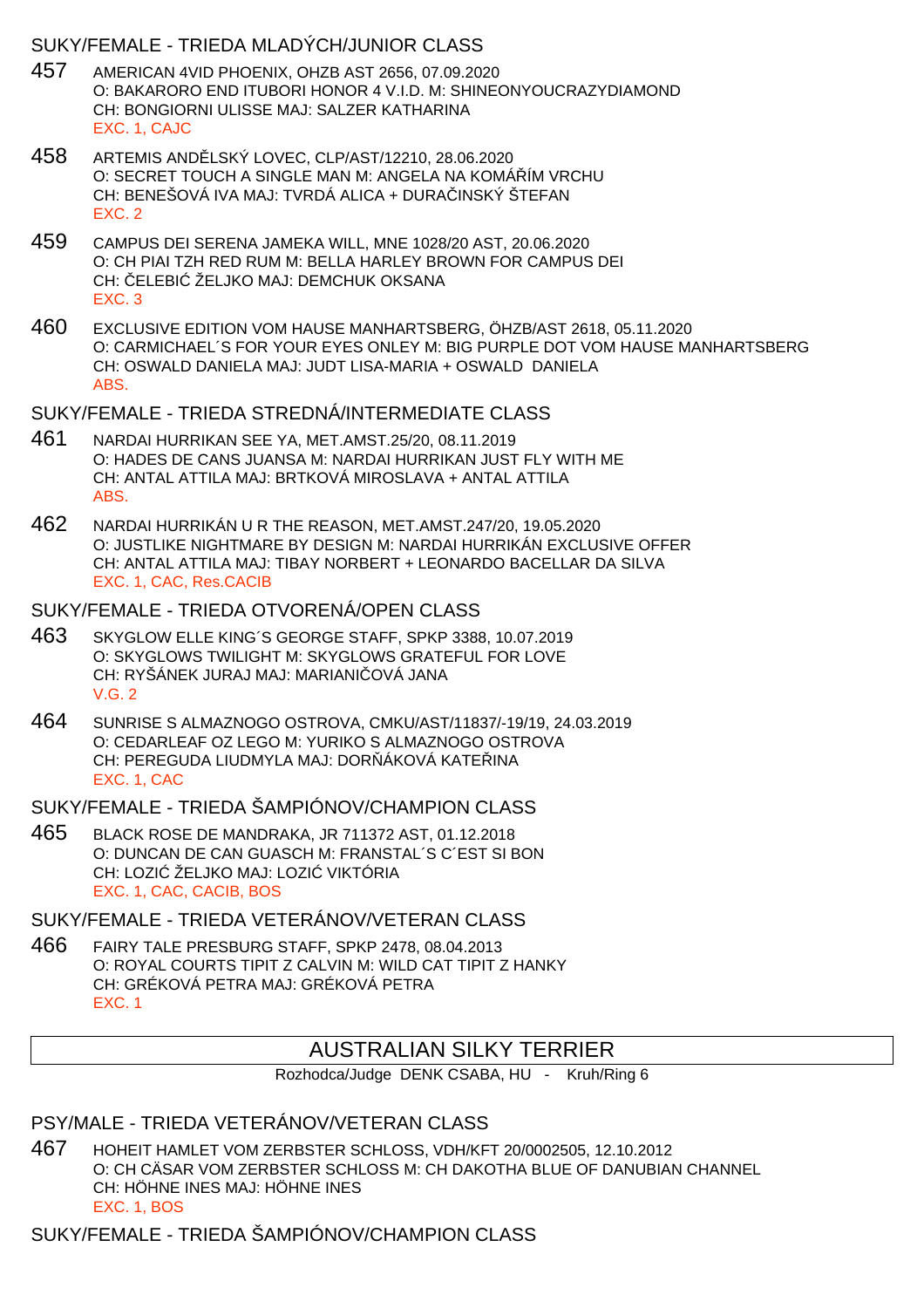## SUKY/FEMALE - TRIEDA MLADÝCH/JUNIOR CLASS

457 AMERICAN 4VID PHOENIX, OHZB AST 2656, 07.09.2020
O: BAKARORO END ITUBORI HONOR 4 V.I.D. M: SHINEONYOUCRAZYDIAMOND
CH: BONGIORNI ULISSE MAJ: SALZER KATHARINA
EXC. 1, CAJC

458 ARTEMIS ANDĚLSKÝ LOVEC, CLP/AST/12210, 28.06.2020
O: SECRET TOUCH A SINGLE MAN M: ANGELA NA KOMÁŘÍM VRCHU
CH: BENEŠOVÁ IVA MAJ: TVRDÁ ALICA + DURAČINSKÝ ŠTEFAN
EXC. 2

459 CAMPUS DEI SERENA JAMEKA WILL, MNE 1028/20 AST, 20.06.2020
O: CH PIAI TZH RED RUM M: BELLA HARLEY BROWN FOR CAMPUS DEI
CH: ČELEBIĆ ŽELJKO MAJ: DEMCHUK OKSANA
EXC. 3

460 EXCLUSIVE EDITION VOM HAUSE MANHARTSBERG, ÖHZB/AST 2618, 05.11.2020
O: CARMICHAEL´S FOR YOUR EYES ONLEY M: BIG PURPLE DOT VOM HAUSE MANHARTSBERG
CH: OSWALD DANIELA MAJ: JUDT LISA-MARIA + OSWALD DANIELA
ABS.

## SUKY/FEMALE - TRIEDA STREDNÁ/INTERMEDIATE CLASS

461 NARDAI HURRIKAN SEE YA, MET.AMST.25/20, 08.11.2019
O: HADES DE CANS JUANSA M: NARDAI HURRIKAN JUST FLY WITH ME
CH: ANTAL ATTILA MAJ: BRTKOVÁ MIROSLAVA + ANTAL ATTILA
ABS.

462 NARDAI HURRIKÁN U R THE REASON, MET.AMST.247/20, 19.05.2020
O: JUSTLIKE NIGHTMARE BY DESIGN M: NARDAI HURRIKÁN EXCLUSIVE OFFER
CH: ANTAL ATTILA MAJ: TIBAY NORBERT + LEONARDO BACELLAR DA SILVA
EXC. 1, CAC, Res.CACIB

## SUKY/FEMALE - TRIEDA OTVORENÁ/OPEN CLASS

463 SKYGLOW ELLE KING´S GEORGE STAFF, SPKP 3388, 10.07.2019
O: SKYGLOWS TWILIGHT M: SKYGLOWS GRATEFUL FOR LOVE
CH: RYŠÁNEK JURAJ MAJ: MARIANIČOVÁ JANA
V.G. 2

464 SUNRISE S ALMAZNOGO OSTROVA, CMKU/AST/11837/-19/19, 24.03.2019
O: CEDARLEAF OZ LEGO M: YURIKO S ALMAZNOGO OSTROVA
CH: PEREGUDA LIUDMYLA MAJ: DORŇÁKOVÁ KATEŘINA
EXC. 1, CAC

## SUKY/FEMALE - TRIEDA ŠAMPIÓNOV/CHAMPION CLASS

465 BLACK ROSE DE MANDRAKA, JR 711372 AST, 01.12.2018
O: DUNCAN DE CAN GUASCH M: FRANSTAL´S C´EST SI BON
CH: LOZIĆ ŽELJKO MAJ: LOZIĆ VIKTÓRIA
EXC. 1, CAC, CACIB, BOS

## SUKY/FEMALE - TRIEDA VETERÁNOV/VETERAN CLASS

466 FAIRY TALE PRESBURG STAFF, SPKP 2478, 08.04.2013
O: ROYAL COURTS TIPIT Z CALVIN M: WILD CAT TIPIT Z HANKY
CH: GRÉKOVÁ PETRA MAJ: GRÉKOVÁ PETRA
EXC. 1

# AUSTRALIAN SILKY TERRIER

Rozhodca/Judge DENK CSABA, HU - Kruh/Ring 6

## PSY/MALE - TRIEDA VETERÁNOV/VETERAN CLASS

467 HOHEIT HAMLET VOM ZERBSTER SCHLOSS, VDH/KFT 20/0002505, 12.10.2012
O: CH CÄSAR VOM ZERBSTER SCHLOSS M: CH DAKOTHA BLUE OF DANUBIAN CHANNEL
CH: HÖHNE INES MAJ: HÖHNE INES
EXC. 1, BOS

## SUKY/FEMALE - TRIEDA ŠAMPIÓNOV/CHAMPION CLASS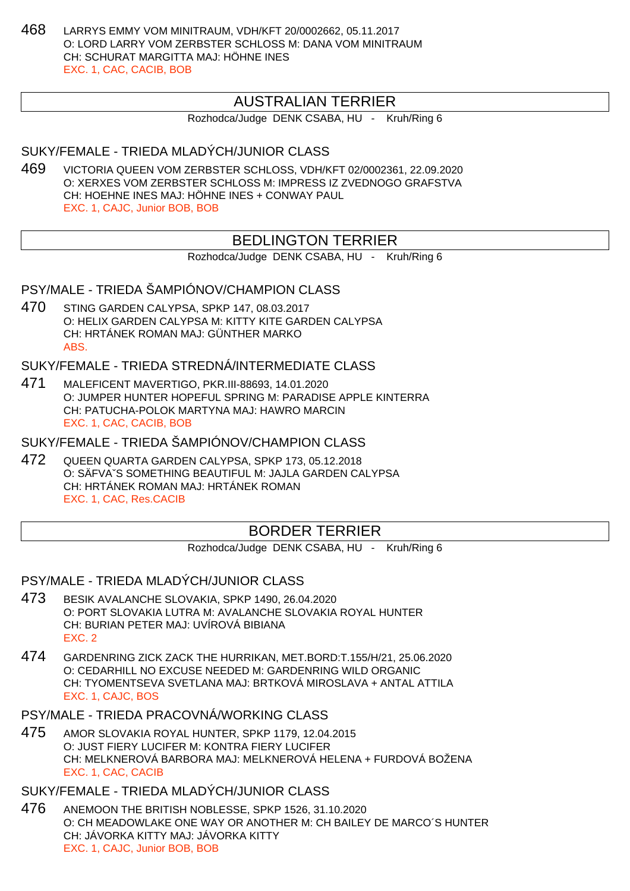468 LARRYS EMMY VOM MINITRAUM, VDH/KFT 20/0002662, 05.11.2017
O: LORD LARRY VOM ZERBSTER SCHLOSS M: DANA VOM MINITRAUM
CH: SCHURAT MARGITTA MAJ: HÖHNE INES
EXC. 1, CAC, CACIB, BOB

## AUSTRALIAN TERRIER

Rozhodca/Judge DENK CSABA, HU - Kruh/Ring 6

### SUKY/FEMALE - TRIEDA MLADÝCH/JUNIOR CLASS

469 VICTORIA QUEEN VOM ZERBSTER SCHLOSS, VDH/KFT 02/0002361, 22.09.2020
O: XERXES VOM ZERBSTER SCHLOSS M: IMPRESS IZ ZVEDNOGO GRAFSTVA
CH: HOEHNE INES MAJ: HÖHNE INES + CONWAY PAUL
EXC. 1, CAJC, Junior BOB, BOB

## BEDLINGTON TERRIER

Rozhodca/Judge DENK CSABA, HU - Kruh/Ring 6

### PSY/MALE - TRIEDA ŠAMPIÓNOV/CHAMPION CLASS

470 STING GARDEN CALYPSA, SPKP 147, 08.03.2017
O: HELIX GARDEN CALYPSA M: KITTY KITE GARDEN CALYPSA
CH: HRTÁNEK ROMAN MAJ: GÜNTHER MARKO
ABS.

### SUKY/FEMALE - TRIEDA STREDNÁ/INTERMEDIATE CLASS

471 MALEFICENT MAVERTIGO, PKR.III-88693, 14.01.2020
O: JUMPER HUNTER HOPEFUL SPRING M: PARADISE APPLE KINTERRA
CH: PATUCHA-POLOK MARTYNA MAJ: HAWRO MARCIN
EXC. 1, CAC, CACIB, BOB

### SUKY/FEMALE - TRIEDA ŠAMPIÓNOV/CHAMPION CLASS

472 QUEEN QUARTA GARDEN CALYPSA, SPKP 173, 05.12.2018
O: SÄFVA˘S SOMETHING BEAUTIFUL M: JAJLA GARDEN CALYPSA
CH: HRTÁNEK ROMAN MAJ: HRTÁNEK ROMAN
EXC. 1, CAC, Res.CACIB

## BORDER TERRIER

Rozhodca/Judge DENK CSABA, HU - Kruh/Ring 6

### PSY/MALE - TRIEDA MLADÝCH/JUNIOR CLASS

473 BESIK AVALANCHE SLOVAKIA, SPKP 1490, 26.04.2020
O: PORT SLOVAKIA LUTRA M: AVALANCHE SLOVAKIA ROYAL HUNTER
CH: BURIAN PETER MAJ: UVÍROVÁ BIBIANA
EXC. 2

474 GARDENRING ZICK ZACK THE HURRIKAN, MET.BORD:T.155/H/21, 25.06.2020
O: CEDARHILL NO EXCUSE NEEDED M: GARDENRING WILD ORGANIC
CH: TYOMENTSEVA SVETLANA MAJ: BRTKOVÁ MIROSLAVA + ANTAL ATTILA
EXC. 1, CAJC, BOS

### PSY/MALE - TRIEDA PRACOVNÁ/WORKING CLASS

475 AMOR SLOVAKIA ROYAL HUNTER, SPKP 1179, 12.04.2015
O: JUST FIERY LUCIFER M: KONTRA FIERY LUCIFER
CH: MELKNEROVÁ BARBORA MAJ: MELKNEROVÁ HELENA + FURDOVÁ BOŽENA
EXC. 1, CAC, CACIB

### SUKY/FEMALE - TRIEDA MLADÝCH/JUNIOR CLASS

476 ANEMOON THE BRITISH NOBLESSE, SPKP 1526, 31.10.2020
O: CH MEADOWLAKE ONE WAY OR ANOTHER M: CH BAILEY DE MARCO´S HUNTER
CH: JÁVORKA KITTY MAJ: JÁVORKA KITTY
EXC. 1, CAJC, Junior BOB, BOB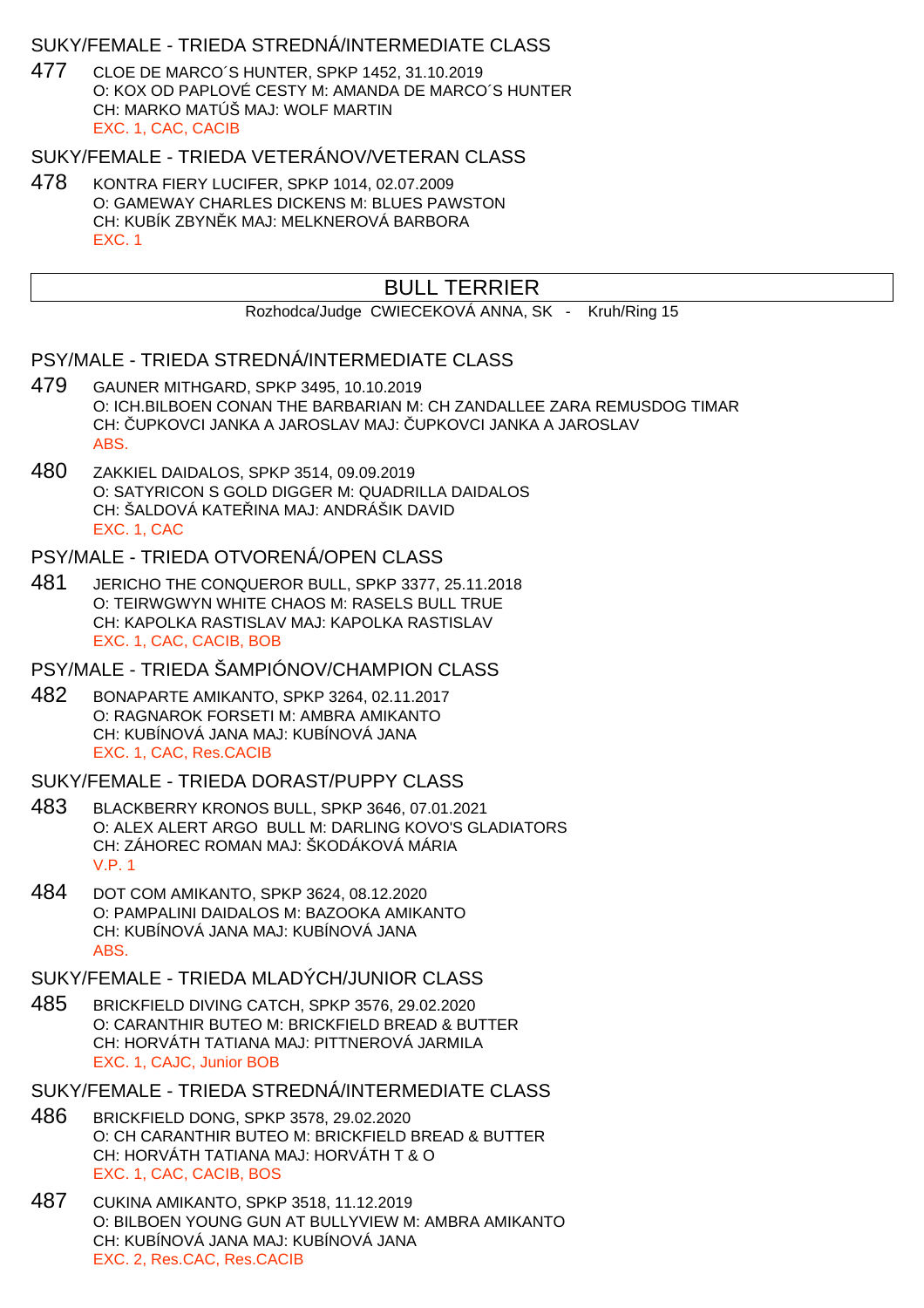### SUKY/FEMALE - TRIEDA STREDNÁ/INTERMEDIATE CLASS

477 CLOE DE MARCO´S HUNTER, SPKP 1452, 31.10.2019
O: KOX OD PAPLOVÉ CESTY M: AMANDA DE MARCO´S HUNTER
CH: MARKO MATÚŠ MAJ: WOLF MARTIN
EXC. 1, CAC, CACIB

### SUKY/FEMALE - TRIEDA VETERÁNOV/VETERAN CLASS

478 KONTRA FIERY LUCIFER, SPKP 1014, 02.07.2009
O: GAMEWAY CHARLES DICKENS M: BLUES PAWSTON
CH: KUBÍK ZBYNĚK MAJ: MELKNEROVÁ BARBORA
EXC. 1

## BULL TERRIER

Rozhodca/Judge CWIECEKOVÁ ANNA, SK - Kruh/Ring 15

### PSY/MALE - TRIEDA STREDNÁ/INTERMEDIATE CLASS

479 GAUNER MITHGARD, SPKP 3495, 10.10.2019
O: ICH.BILBOEN CONAN THE BARBARIAN M: CH ZANDALLEE ZARA REMUSDOG TIMAR
CH: ČUPKOVCI JANKA A JAROSLAV MAJ: ČUPKOVCI JANKA A JAROSLAV
ABS.

480 ZAKKIEL DAIDALOS, SPKP 3514, 09.09.2019
O: SATYRICON S GOLD DIGGER M: QUADRILLA DAIDALOS
CH: ŠALDOVÁ KATEŘINA MAJ: ANDRÁŠIK DAVID
EXC. 1, CAC

### PSY/MALE - TRIEDA OTVORENÁ/OPEN CLASS

481 JERICHO THE CONQUEROR BULL, SPKP 3377, 25.11.2018
O: TEIRWGWYN WHITE CHAOS M: RASELS BULL TRUE
CH: KAPOLKA RASTISLAV MAJ: KAPOLKA RASTISLAV
EXC. 1, CAC, CACIB, BOB

### PSY/MALE - TRIEDA ŠAMPIÓNOV/CHAMPION CLASS

482 BONAPARTE AMIKANTO, SPKP 3264, 02.11.2017
O: RAGNAROK FORSETI M: AMBRA AMIKANTO
CH: KUBÍNOVÁ JANA MAJ: KUBÍNOVÁ JANA
EXC. 1, CAC, Res.CACIB

### SUKY/FEMALE - TRIEDA DORAST/PUPPY CLASS

483 BLACKBERRY KRONOS BULL, SPKP 3646, 07.01.2021
O: ALEX ALERT ARGO BULL M: DARLING KOVO'S GLADIATORS
CH: ZÁHOREC ROMAN MAJ: ŠKODÁKOVÁ MÁRIA
V.P. 1

484 DOT COM AMIKANTO, SPKP 3624, 08.12.2020
O: PAMPALINI DAIDALOS M: BAZOOKA AMIKANTO
CH: KUBÍNOVÁ JANA MAJ: KUBÍNOVÁ JANA
ABS.

### SUKY/FEMALE - TRIEDA MLADÝCH/JUNIOR CLASS

485 BRICKFIELD DIVING CATCH, SPKP 3576, 29.02.2020
O: CARANTHIR BUTEO M: BRICKFIELD BREAD & BUTTER
CH: HORVÁTH TATIANA MAJ: PITTNEROVÁ JARMILA
EXC. 1, CAJC, Junior BOB

### SUKY/FEMALE - TRIEDA STREDNÁ/INTERMEDIATE CLASS

486 BRICKFIELD DONG, SPKP 3578, 29.02.2020
O: CH CARANTHIR BUTEO M: BRICKFIELD BREAD & BUTTER
CH: HORVÁTH TATIANA MAJ: HORVÁTH T & O
EXC. 1, CAC, CACIB, BOS

487 CUKINA AMIKANTO, SPKP 3518, 11.12.2019
O: BILBOEN YOUNG GUN AT BULLYVIEW M: AMBRA AMIKANTO
CH: KUBÍNOVÁ JANA MAJ: KUBÍNOVÁ JANA
EXC. 2, Res.CAC, Res.CACIB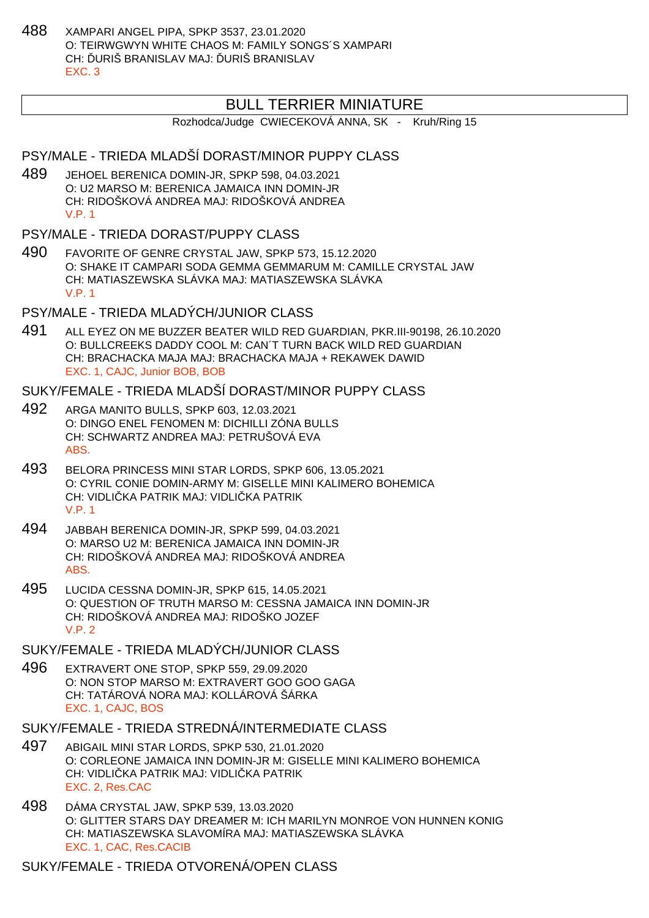488 XAMPARI ANGEL PIPA, SPKP 3537, 23.01.2020
O: TEIRWGWYN WHITE CHAOS M: FAMILY SONGS´S XAMPARI
CH: ĎURIŠ BRANISLAV MAJ: ĎURIŠ BRANISLAV
EXC. 3

## BULL TERRIER MINIATURE

Rozhodca/Judge CWIECEKOVÁ ANNA, SK - Kruh/Ring 15

### PSY/MALE - TRIEDA MLADŠÍ DORAST/MINOR PUPPY CLASS

489 JEHOEL BERENICA DOMIN-JR, SPKP 598, 04.03.2021
O: U2 MARSO M: BERENICA JAMAICA INN DOMIN-JR
CH: RIDOŠKOVÁ ANDREA MAJ: RIDOŠKOVÁ ANDREA
V.P. 1

### PSY/MALE - TRIEDA DORAST/PUPPY CLASS

490 FAVORITE OF GENRE CRYSTAL JAW, SPKP 573, 15.12.2020
O: SHAKE IT CAMPARI SODA GEMMA GEMMARUM M: CAMILLE CRYSTAL JAW
CH: MATIASZEWSKA SLÁVKA MAJ: MATIASZEWSKA SLÁVKA
V.P. 1

### PSY/MALE - TRIEDA MLADÝCH/JUNIOR CLASS

491 ALL EYEZ ON ME BUZZER BEATER WILD RED GUARDIAN, PKR.III-90198, 26.10.2020
O: BULLCREEKS DADDY COOL M: CAN´T TURN BACK WILD RED GUARDIAN
CH: BRACHACKA MAJA MAJ: BRACHACKA MAJA + REKAWEK DAWID
EXC. 1, CAJC, Junior BOB, BOB

### SUKY/FEMALE - TRIEDA MLADŠÍ DORAST/MINOR PUPPY CLASS

492 ARGA MANITO BULLS, SPKP 603, 12.03.2021
O: DINGO ENEL FENOMEN M: DICHILLI ZÓNA BULLS
CH: SCHWARTZ ANDREA MAJ: PETRUŠOVÁ EVA
ABS.

493 BELORA PRINCESS MINI STAR LORDS, SPKP 606, 13.05.2021
O: CYRIL CONIE DOMIN-ARMY M: GISELLE MINI KALIMERO BOHEMICA
CH: VIDLIČKA PATRIK MAJ: VIDLIČKA PATRIK
V.P. 1

494 JABBAH BERENICA DOMIN-JR, SPKP 599, 04.03.2021
O: MARSO U2 M: BERENICA JAMAICA INN DOMIN-JR
CH: RIDOŠKOVÁ ANDREA MAJ: RIDOŠKOVÁ ANDREA
ABS.

495 LUCIDA CESSNA DOMIN-JR, SPKP 615, 14.05.2021
O: QUESTION OF TRUTH MARSO M: CESSNA JAMAICA INN DOMIN-JR
CH: RIDOŠKOVÁ ANDREA MAJ: RIDOŠKO JOZEF
V.P. 2

### SUKY/FEMALE - TRIEDA MLADÝCH/JUNIOR CLASS

496 EXTRAVERT ONE STOP, SPKP 559, 29.09.2020
O: NON STOP MARSO M: EXTRAVERT GOO GOO GAGA
CH: TATÁROVÁ NORA MAJ: KOLLÁROVÁ ŠÁRKA
EXC. 1, CAJC, BOS

### SUKY/FEMALE - TRIEDA STREDNÁ/INTERMEDIATE CLASS

497 ABIGAIL MINI STAR LORDS, SPKP 530, 21.01.2020
O: CORLEONE JAMAICA INN DOMIN-JR M: GISELLE MINI KALIMERO BOHEMICA
CH: VIDLIČKA PATRIK MAJ: VIDLIČKA PATRIK
EXC. 2, Res.CAC

498 DÁMA CRYSTAL JAW, SPKP 539, 13.03.2020
O: GLITTER STARS DAY DREAMER M: ICH MARILYN MONROE VON HUNNEN KONIG
CH: MATIASZEWSKA SLAVOMÍRA MAJ: MATIASZEWSKA SLÁVKA
EXC. 1, CAC, Res.CACIB

### SUKY/FEMALE - TRIEDA OTVORENÁ/OPEN CLASS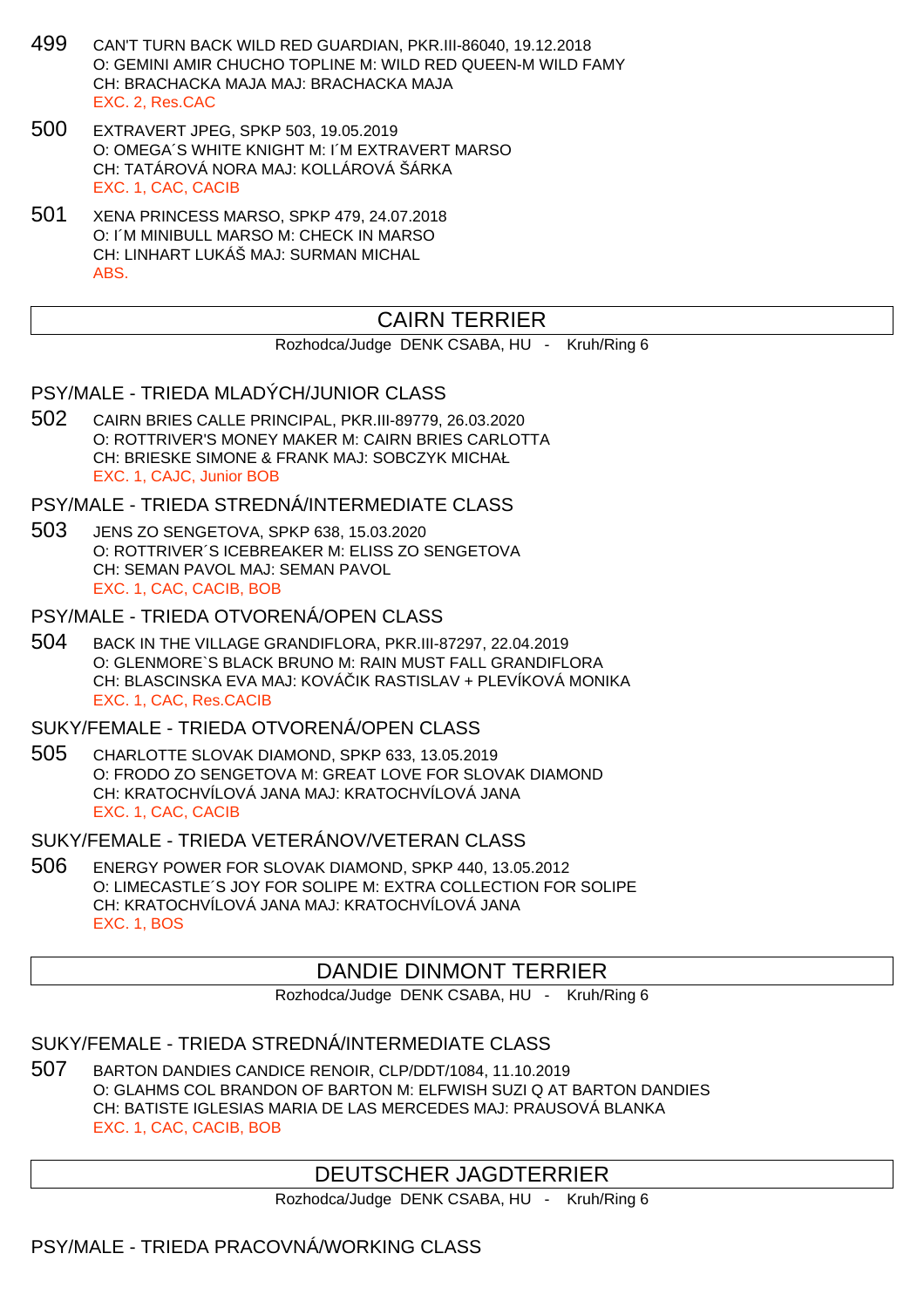499 CAN'T TURN BACK WILD RED GUARDIAN, PKR.III-86040, 19.12.2018
O: GEMINI AMIR CHUCHO TOPLINE M: WILD RED QUEEN-M WILD FAMY
CH: BRACHACKA MAJA MAJ: BRACHACKA MAJA
EXC. 2, Res.CAC

500 EXTRAVERT JPEG, SPKP 503, 19.05.2019
O: OMEGA´S WHITE KNIGHT M: I´M EXTRAVERT MARSO
CH: TATÁROVÁ NORA MAJ: KOLLÁROVÁ ŠÁRKA
EXC. 1, CAC, CACIB

501 XENA PRINCESS MARSO, SPKP 479, 24.07.2018
O: I´M MINIBULL MARSO M: CHECK IN MARSO
CH: LINHART LUKÁŠ MAJ: SURMAN MICHAL
ABS.

## CAIRN TERRIER

Rozhodca/Judge DENK CSABA, HU - Kruh/Ring 6

### PSY/MALE - TRIEDA MLADÝCH/JUNIOR CLASS

502 CAIRN BRIES CALLE PRINCIPAL, PKR.III-89779, 26.03.2020
O: ROTTRIVER'S MONEY MAKER M: CAIRN BRIES CARLOTTA
CH: BRIESKE SIMONE & FRANK MAJ: SOBCZYK MICHAŁ
EXC. 1, CAJC, Junior BOB

### PSY/MALE - TRIEDA STREDNÁ/INTERMEDIATE CLASS

503 JENS ZO SENGETOVA, SPKP 638, 15.03.2020
O: ROTTRIVER´S ICEBREAKER M: ELISS ZO SENGETOVA
CH: SEMAN PAVOL MAJ: SEMAN PAVOL
EXC. 1, CAC, CACIB, BOB

### PSY/MALE - TRIEDA OTVORENÁ/OPEN CLASS

504 BACK IN THE VILLAGE GRANDIFLORA, PKR.III-87297, 22.04.2019
O: GLENMORE`S BLACK BRUNO M: RAIN MUST FALL GRANDIFLORA
CH: BLASCINSKA EVA MAJ: KOVÁČIK RASTISLAV + PLEVÍKOVÁ MONIKA
EXC. 1, CAC, Res.CACIB

### SUKY/FEMALE - TRIEDA OTVORENÁ/OPEN CLASS

505 CHARLOTTE SLOVAK DIAMOND, SPKP 633, 13.05.2019
O: FRODO ZO SENGETOVA M: GREAT LOVE FOR SLOVAK DIAMOND
CH: KRATOCHVÍLOVÁ JANA MAJ: KRATOCHVÍLOVÁ JANA
EXC. 1, CAC, CACIB

### SUKY/FEMALE - TRIEDA VETERÁNOV/VETERAN CLASS

506 ENERGY POWER FOR SLOVAK DIAMOND, SPKP 440, 13.05.2012
O: LIMECASTLE`S JOY FOR SOLIPE M: EXTRA COLLECTION FOR SOLIPE
CH: KRATOCHVÍLOVÁ JANA MAJ: KRATOCHVÍLOVÁ JANA
EXC. 1, BOS

## DANDIE DINMONT TERRIER

Rozhodca/Judge DENK CSABA, HU - Kruh/Ring 6

### SUKY/FEMALE - TRIEDA STREDNÁ/INTERMEDIATE CLASS

507 BARTON DANDIES CANDICE RENOIR, CLP/DDT/1084, 11.10.2019
O: GLAHMS COL BRANDON OF BARTON M: ELFWISH SUZI Q AT BARTON DANDIES
CH: BATISTE IGLESIAS MARIA DE LAS MERCEDES MAJ: PRAUSOVÁ BLANKA
EXC. 1, CAC, CACIB, BOB

## DEUTSCHER JAGDTERRIER

Rozhodca/Judge DENK CSABA, HU - Kruh/Ring 6

### PSY/MALE - TRIEDA PRACOVNÁ/WORKING CLASS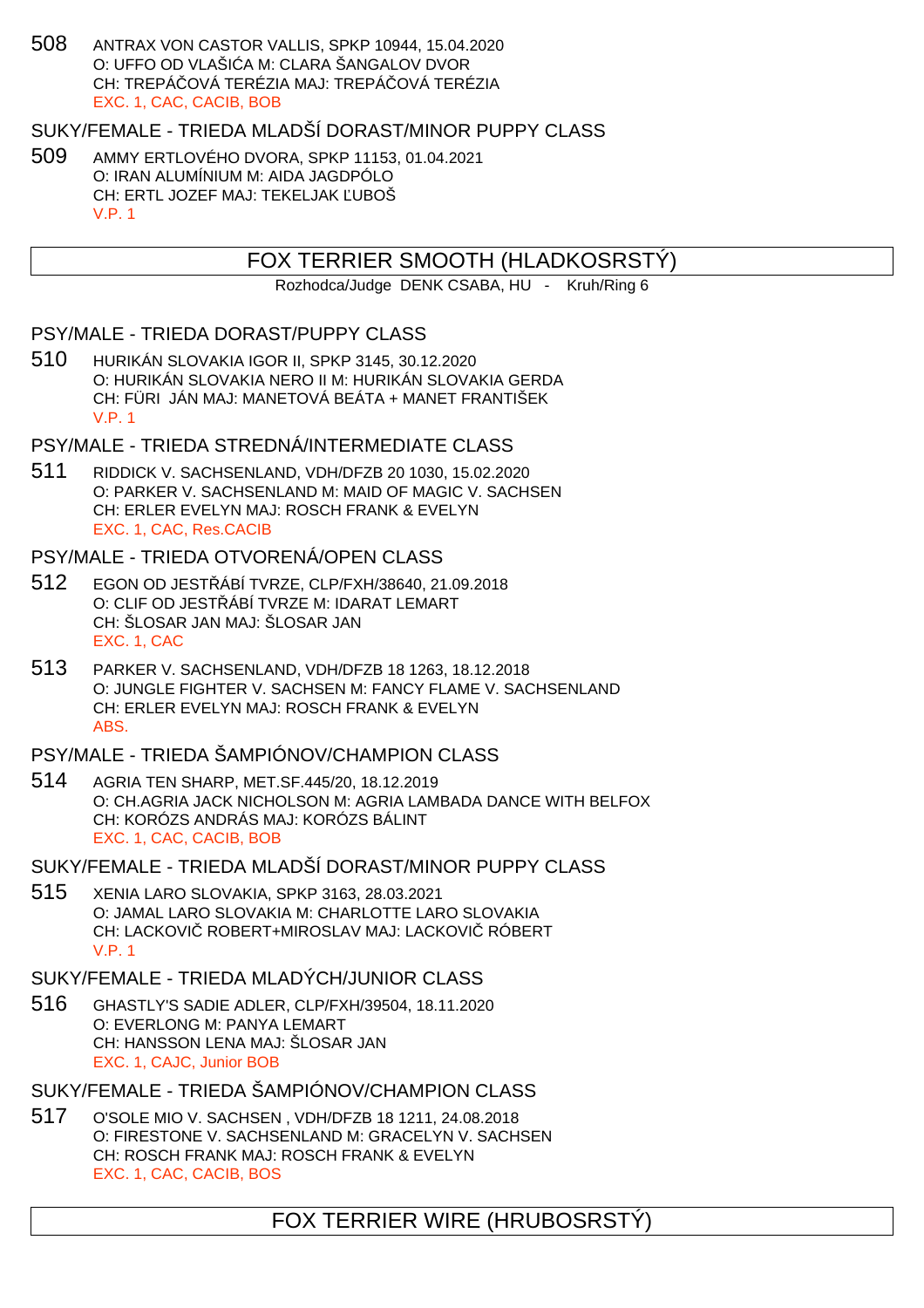508 ANTRAX VON CASTOR VALLIS, SPKP 10944, 15.04.2020
O: UFFO OD VLAŠIĆA M: CLARA ŠANGALOV DVOR
CH: TREPÁČOVÁ TERÉZIA MAJ: TREPÁČOVÁ TERÉZIA
EXC. 1, CAC, CACIB, BOB

### SUKY/FEMALE - TRIEDA MLADŠÍ DORAST/MINOR PUPPY CLASS

509 AMMY ERTLOVÉHO DVORA, SPKP 11153, 01.04.2021
O: IRAN ALUMÍNIUM M: AIDA JAGDPÓLO
CH: ERTL JOZEF MAJ: TEKELJAK ĽUBOŠ
V.P. 1

## FOX TERRIER SMOOTH (HLADKOSRSTÝ)

Rozhodca/Judge DENK CSABA, HU - Kruh/Ring 6

### PSY/MALE - TRIEDA DORAST/PUPPY CLASS

510 HURIKÁN SLOVAKIA IGOR II, SPKP 3145, 30.12.2020
O: HURIKÁN SLOVAKIA NERO II M: HURIKÁN SLOVAKIA GERDA
CH: FÜRI JÁN MAJ: MANETOVÁ BEÁTA + MANET FRANTIŠEK
V.P. 1

### PSY/MALE - TRIEDA STREDNÁ/INTERMEDIATE CLASS

511 RIDDICK V. SACHSENLAND, VDH/DFZB 20 1030, 15.02.2020
O: PARKER V. SACHSENLAND M: MAID OF MAGIC V. SACHSEN
CH: ERLER EVELYN MAJ: ROSCH FRANK & EVELYN
EXC. 1, CAC, Res.CACIB

### PSY/MALE - TRIEDA OTVORENÁ/OPEN CLASS

512 EGON OD JESTŘÁBÍ TVRZE, CLP/FXH/38640, 21.09.2018
O: CLIF OD JESTŘÁBÍ TVRZE M: IDARAT LEMART
CH: ŠLOSAR JAN MAJ: ŠLOSAR JAN
EXC. 1, CAC

513 PARKER V. SACHSENLAND, VDH/DFZB 18 1263, 18.12.2018
O: JUNGLE FIGHTER V. SACHSEN M: FANCY FLAME V. SACHSENLAND
CH: ERLER EVELYN MAJ: ROSCH FRANK & EVELYN
ABS.

### PSY/MALE - TRIEDA ŠAMPIÓNOV/CHAMPION CLASS

514 AGRIA TEN SHARP, MET.SF.445/20, 18.12.2019
O: CH.AGRIA JACK NICHOLSON M: AGRIA LAMBADA DANCE WITH BELFOX
CH: KORÓZS ANDRÁS MAJ: KORÓZS BÁLINT
EXC. 1, CAC, CACIB, BOB

### SUKY/FEMALE - TRIEDA MLADŠÍ DORAST/MINOR PUPPY CLASS

515 XENIA LARO SLOVAKIA, SPKP 3163, 28.03.2021
O: JAMAL LARO SLOVAKIA M: CHARLOTTE LARO SLOVAKIA
CH: LACKOVIČ ROBERT+MIROSLAV MAJ: LACKOVIČ RÓBERT
V.P. 1

### SUKY/FEMALE - TRIEDA MLADÝCH/JUNIOR CLASS

516 GHASTLY'S SADIE ADLER, CLP/FXH/39504, 18.11.2020
O: EVERLONG M: PANYA LEMART
CH: HANSSON LENA MAJ: ŠLOSAR JAN
EXC. 1, CAJC, Junior BOB

### SUKY/FEMALE - TRIEDA ŠAMPIÓNOV/CHAMPION CLASS

517 O'SOLE MIO V. SACHSEN , VDH/DFZB 18 1211, 24.08.2018
O: FIRESTONE V. SACHSENLAND M: GRACELYN V. SACHSEN
CH: ROSCH FRANK MAJ: ROSCH FRANK & EVELYN
EXC. 1, CAC, CACIB, BOS

## FOX TERRIER WIRE (HRUBOSRSTÝ)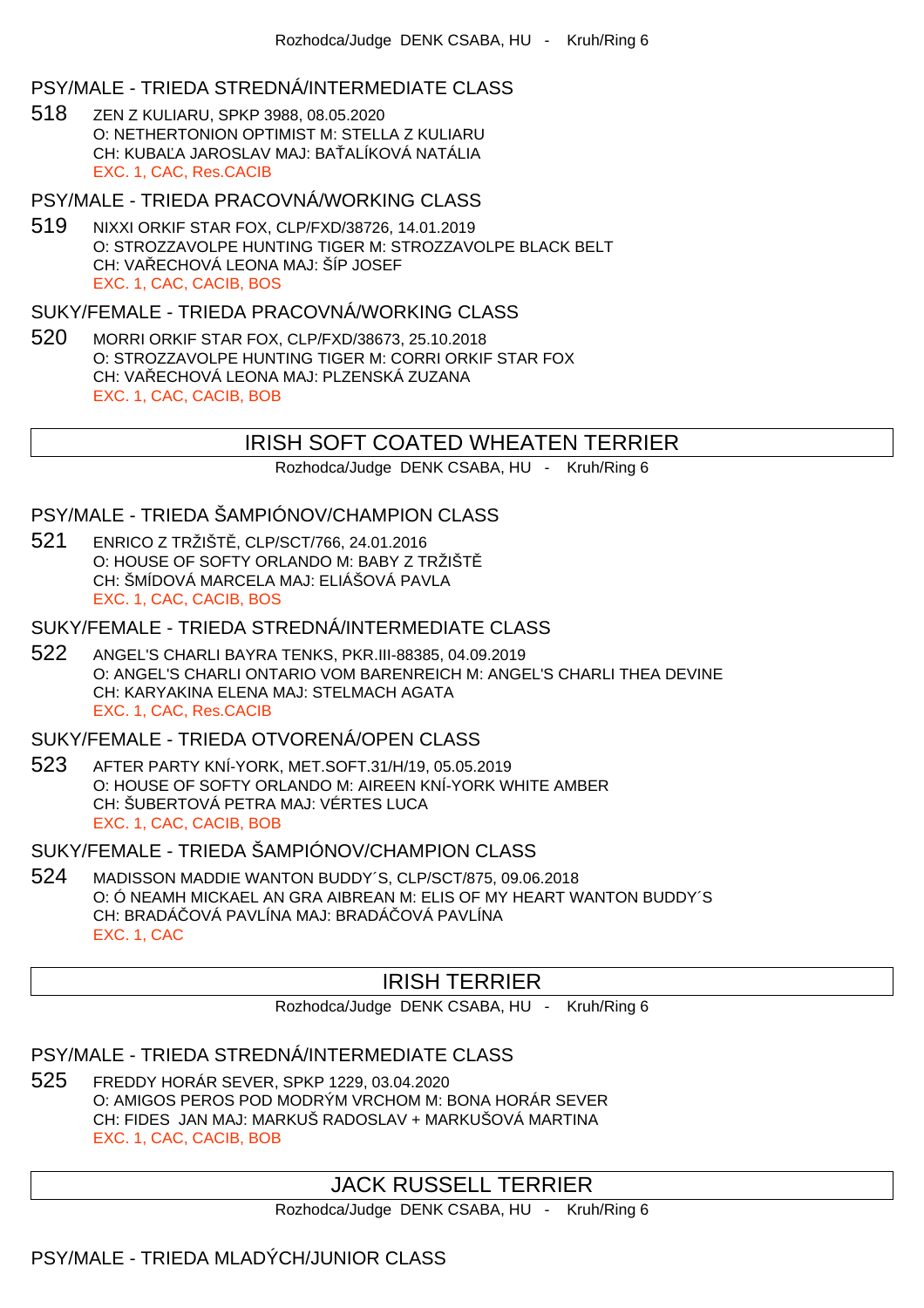Rozhodca/Judge DENK CSABA, HU - Kruh/Ring 6

### PSY/MALE - TRIEDA STREDNÁ/INTERMEDIATE CLASS

518 ZEN Z KULIARU, SPKP 3988, 08.05.2020
O: NETHERTONION OPTIMIST M: STELLA Z KULIARU
CH: KUBAĽA JAROSLAV MAJ: BAŤALÍKOVÁ NATÁLIA
EXC. 1, CAC, Res.CACIB

### PSY/MALE - TRIEDA PRACOVNÁ/WORKING CLASS

519 NIXXI ORKIF STAR FOX, CLP/FXD/38726, 14.01.2019
O: STROZZAVOLPE HUNTING TIGER M: STROZZAVOLPE BLACK BELT
CH: VAŘECHOVÁ LEONA MAJ: ŠÍP JOSEF
EXC. 1, CAC, CACIB, BOS

### SUKY/FEMALE - TRIEDA PRACOVNÁ/WORKING CLASS

520 MORRI ORKIF STAR FOX, CLP/FXD/38673, 25.10.2018
O: STROZZAVOLPE HUNTING TIGER M: CORRI ORKIF STAR FOX
CH: VAŘECHOVÁ LEONA MAJ: PLZENSKÁ ZUZANA
EXC. 1, CAC, CACIB, BOB

## IRISH SOFT COATED WHEATEN TERRIER

Rozhodca/Judge DENK CSABA, HU - Kruh/Ring 6

### PSY/MALE - TRIEDA ŠAMPIÓNOV/CHAMPION CLASS

521 ENRICO Z TRŽIŠTĚ, CLP/SCT/766, 24.01.2016
O: HOUSE OF SOFTY ORLANDO M: BABY Z TRŽIŠTĚ
CH: ŠMÍDOVÁ MARCELA MAJ: ELIÁŠOVÁ PAVLA
EXC. 1, CAC, CACIB, BOS

### SUKY/FEMALE - TRIEDA STREDNÁ/INTERMEDIATE CLASS

522 ANGEL'S CHARLI BAYRA TENKS, PKR.III-88385, 04.09.2019
O: ANGEL'S CHARLI ONTARIO VOM BARENREICH M: ANGEL'S CHARLI THEA DEVINE
CH: KARYAKINA ELENA MAJ: STELMACH AGATA
EXC. 1, CAC, Res.CACIB

### SUKY/FEMALE - TRIEDA OTVORENÁ/OPEN CLASS

523 AFTER PARTY KNÍ-YORK, MET.SOFT.31/H/19, 05.05.2019
O: HOUSE OF SOFTY ORLANDO M: AIREEN KNÍ-YORK WHITE AMBER
CH: ŠUBERTOVÁ PETRA MAJ: VÉRTES LUCA
EXC. 1, CAC, CACIB, BOB

### SUKY/FEMALE - TRIEDA ŠAMPIÓNOV/CHAMPION CLASS

524 MADISSON MADDIE WANTON BUDDY´S, CLP/SCT/875, 09.06.2018
O: Ó NEAMH MICKAEL AN GRA AIBREAN M: ELIS OF MY HEART WANTON BUDDY´S
CH: BRADÁČOVÁ PAVLÍNA MAJ: BRADÁČOVÁ PAVLÍNA
EXC. 1, CAC

## IRISH TERRIER

Rozhodca/Judge DENK CSABA, HU - Kruh/Ring 6

### PSY/MALE - TRIEDA STREDNÁ/INTERMEDIATE CLASS

525 FREDDY HORÁR SEVER, SPKP 1229, 03.04.2020
O: AMIGOS PEROS POD MODRÝM VRCHOM M: BONA HORÁR SEVER
CH: FIDES JAN MAJ: MARKUŠ RADOSLAV + MARKUŠOVÁ MARTINA
EXC. 1, CAC, CACIB, BOB

## JACK RUSSELL TERRIER

Rozhodca/Judge DENK CSABA, HU - Kruh/Ring 6

### PSY/MALE - TRIEDA MLADÝCH/JUNIOR CLASS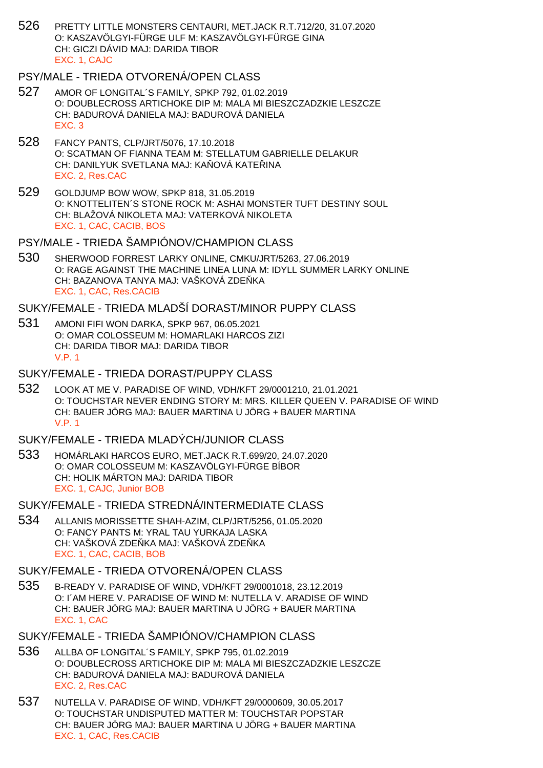526 PRETTY LITTLE MONSTERS CENTAURI, MET.JACK R.T.712/20, 31.07.2020
O: KASZAVÖLGYI-FÜRGE ULF M: KASZAVÖLGYI-FÜRGE GINA
CH: GICZI DÁVID MAJ: DARIDA TIBOR
EXC. 1, CAJC

## PSY/MALE - TRIEDA OTVORENÁ/OPEN CLASS

527 AMOR OF LONGITAL´S FAMILY, SPKP 792, 01.02.2019
O: DOUBLECROSS ARTICHOKE DIP M: MALA MI BIESZCZADZKIE LESZCZE
CH: BADUROVÁ DANIELA MAJ: BADUROVÁ DANIELA
EXC. 3

528 FANCY PANTS, CLP/JRT/5076, 17.10.2018
O: SCATMAN OF FIANNA TEAM M: STELLATUM GABRIELLE DELAKUR
CH: DANILYUK SVETLANA MAJ: KAŇOVÁ KATEŘINA
EXC. 2, Res.CAC

529 GOLDJUMP BOW WOW, SPKP 818, 31.05.2019
O: KNOTTELITEN´S STONE ROCK M: ASHAI MONSTER TUFT DESTINY SOUL
CH: BLAŽOVÁ NIKOLETA MAJ: VATERKOVÁ NIKOLETA
EXC. 1, CAC, CACIB, BOS

## PSY/MALE - TRIEDA ŠAMPIÓNOV/CHAMPION CLASS

530 SHERWOOD FORREST LARKY ONLINE, CMKU/JRT/5263, 27.06.2019
O: RAGE AGAINST THE MACHINE LINEA LUNA M: IDYLL SUMMER LARKY ONLINE
CH: BAZANOVA TANYA MAJ: VAŠKOVÁ ZDEŇKA
EXC. 1, CAC, Res.CACIB

## SUKY/FEMALE - TRIEDA MLADŠÍ DORAST/MINOR PUPPY CLASS

531 AMONI FIFI WON DARKA, SPKP 967, 06.05.2021
O: OMAR COLOSSEUM M: HOMARLAKI HARCOS ZIZI
CH: DARIDA TIBOR MAJ: DARIDA TIBOR
V.P. 1

## SUKY/FEMALE - TRIEDA DORAST/PUPPY CLASS

532 LOOK AT ME V. PARADISE OF WIND, VDH/KFT 29/0001210, 21.01.2021
O: TOUCHSTAR NEVER ENDING STORY M: MRS. KILLER QUEEN V. PARADISE OF WIND
CH: BAUER JÖRG MAJ: BAUER MARTINA U JÖRG + BAUER MARTINA
V.P. 1

## SUKY/FEMALE - TRIEDA MLADÝCH/JUNIOR CLASS

533 HOMÁRLAKI HARCOS EURO, MET.JACK R.T.699/20, 24.07.2020
O: OMAR COLOSSEUM M: KASZAVÖLGYI-FÜRGE BÍBOR
CH: HOLIK MÁRTON MAJ: DARIDA TIBOR
EXC. 1, CAJC, Junior BOB

## SUKY/FEMALE - TRIEDA STREDNÁ/INTERMEDIATE CLASS

534 ALLANIS MORISSETTE SHAH-AZIM, CLP/JRT/5256, 01.05.2020
O: FANCY PANTS M: YRAL TAU YURKAJA LASKA
CH: VAŠKOVÁ ZDEŇKA MAJ: VAŠKOVÁ ZDEŇKA
EXC. 1, CAC, CACIB, BOB

## SUKY/FEMALE - TRIEDA OTVORENÁ/OPEN CLASS

535 B-READY V. PARADISE OF WIND, VDH/KFT 29/0001018, 23.12.2019
O: I´AM HERE V. PARADISE OF WIND M: NUTELLA V. ARADISE OF WIND
CH: BAUER JÖRG MAJ: BAUER MARTINA U JÖRG + BAUER MARTINA
EXC. 1, CAC

## SUKY/FEMALE - TRIEDA ŠAMPIÓNOV/CHAMPION CLASS

536 ALLBA OF LONGITAL´S FAMILY, SPKP 795, 01.02.2019
O: DOUBLECROSS ARTICHOKE DIP M: MALA MI BIESZCZADZKIE LESZCZE
CH: BADUROVÁ DANIELA MAJ: BADUROVÁ DANIELA
EXC. 2, Res.CAC

537 NUTELLA V. PARADISE OF WIND, VDH/KFT 29/0000609, 30.05.2017
O: TOUCHSTAR UNDISPUTED MATTER M: TOUCHSTAR POPSTAR
CH: BAUER JÖRG MAJ: BAUER MARTINA U JÖRG + BAUER MARTINA
EXC. 1, CAC, Res.CACIB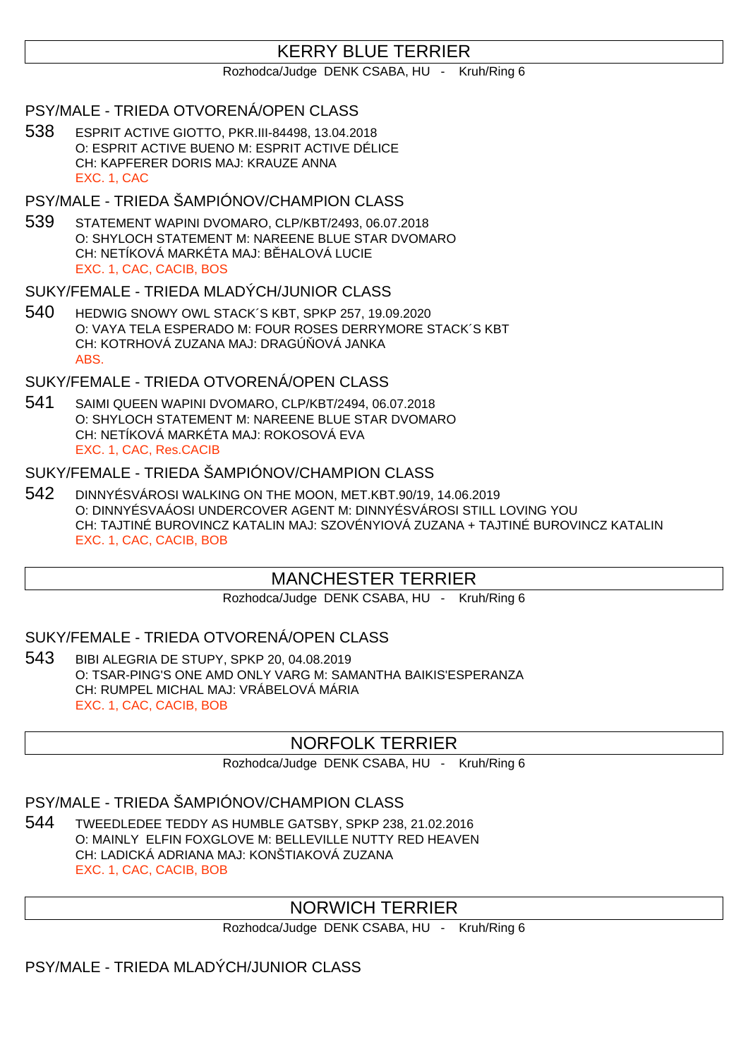## KERRY BLUE TERRIER

Rozhodca/Judge DENK CSABA, HU - Kruh/Ring 6

### PSY/MALE - TRIEDA OTVORENÁ/OPEN CLASS

538 ESPRIT ACTIVE GIOTTO, PKR.III-84498, 13.04.2018
O: ESPRIT ACTIVE BUENO M: ESPRIT ACTIVE DÉLICE
CH: KAPFERER DORIS MAJ: KRAUZE ANNA
EXC. 1, CAC

### PSY/MALE - TRIEDA ŠAMPIÓNOV/CHAMPION CLASS

539 STATEMENT WAPINI DVOMARO, CLP/KBT/2493, 06.07.2018
O: SHYLOCH STATEMENT M: NAREENE BLUE STAR DVOMARO
CH: NETÍKOVÁ MARKÉTA MAJ: BĚHALOVÁ LUCIE
EXC. 1, CAC, CACIB, BOS

### SUKY/FEMALE - TRIEDA MLADÝCH/JUNIOR CLASS

540 HEDWIG SNOWY OWL STACK´S KBT, SPKP 257, 19.09.2020
O: VAYA TELA ESPERADO M: FOUR ROSES DERRYMORE STACK´S KBT
CH: KOTRHOVÁ ZUZANA MAJ: DRAGÚŇOVÁ JANKA
ABS.

### SUKY/FEMALE - TRIEDA OTVORENÁ/OPEN CLASS

541 SAIMI QUEEN WAPINI DVOMARO, CLP/KBT/2494, 06.07.2018
O: SHYLOCH STATEMENT M: NAREENE BLUE STAR DVOMARO
CH: NETÍKOVÁ MARKÉTA MAJ: ROKOSOVÁ EVA
EXC. 1, CAC, Res.CACIB

### SUKY/FEMALE - TRIEDA ŠAMPIÓNOV/CHAMPION CLASS

542 DINNYÉSVÁROSI WALKING ON THE MOON, MET.KBT.90/19, 14.06.2019
O: DINNYÉSVAÁOSI UNDERCOVER AGENT M: DINNYÉSVÁROSI STILL LOVING YOU
CH: TAJTINÉ BUROVINCZ KATALIN MAJ: SZOVÉNYIOVÁ ZUZANA + TAJTINÉ BUROVINCZ KATALIN
EXC. 1, CAC, CACIB, BOB

## MANCHESTER TERRIER

Rozhodca/Judge DENK CSABA, HU - Kruh/Ring 6

### SUKY/FEMALE - TRIEDA OTVORENÁ/OPEN CLASS

543 BIBI ALEGRIA DE STUPY, SPKP 20, 04.08.2019
O: TSAR-PING'S ONE AMD ONLY VARG M: SAMANTHA BAIKIS'ESPERANZA
CH: RUMPEL MICHAL MAJ: VRÁBELOVÁ MÁRIA
EXC. 1, CAC, CACIB, BOB

## NORFOLK TERRIER

Rozhodca/Judge DENK CSABA, HU - Kruh/Ring 6

### PSY/MALE - TRIEDA ŠAMPIÓNOV/CHAMPION CLASS

544 TWEEDLEDEE TEDDY AS HUMBLE GATSBY, SPKP 238, 21.02.2016
O: MAINLY ELFIN FOXGLOVE M: BELLEVILLE NUTTY RED HEAVEN
CH: LADICKÁ ADRIANA MAJ: KONŠTIAKOVÁ ZUZANA
EXC. 1, CAC, CACIB, BOB

## NORWICH TERRIER

Rozhodca/Judge DENK CSABA, HU - Kruh/Ring 6

### PSY/MALE - TRIEDA MLADÝCH/JUNIOR CLASS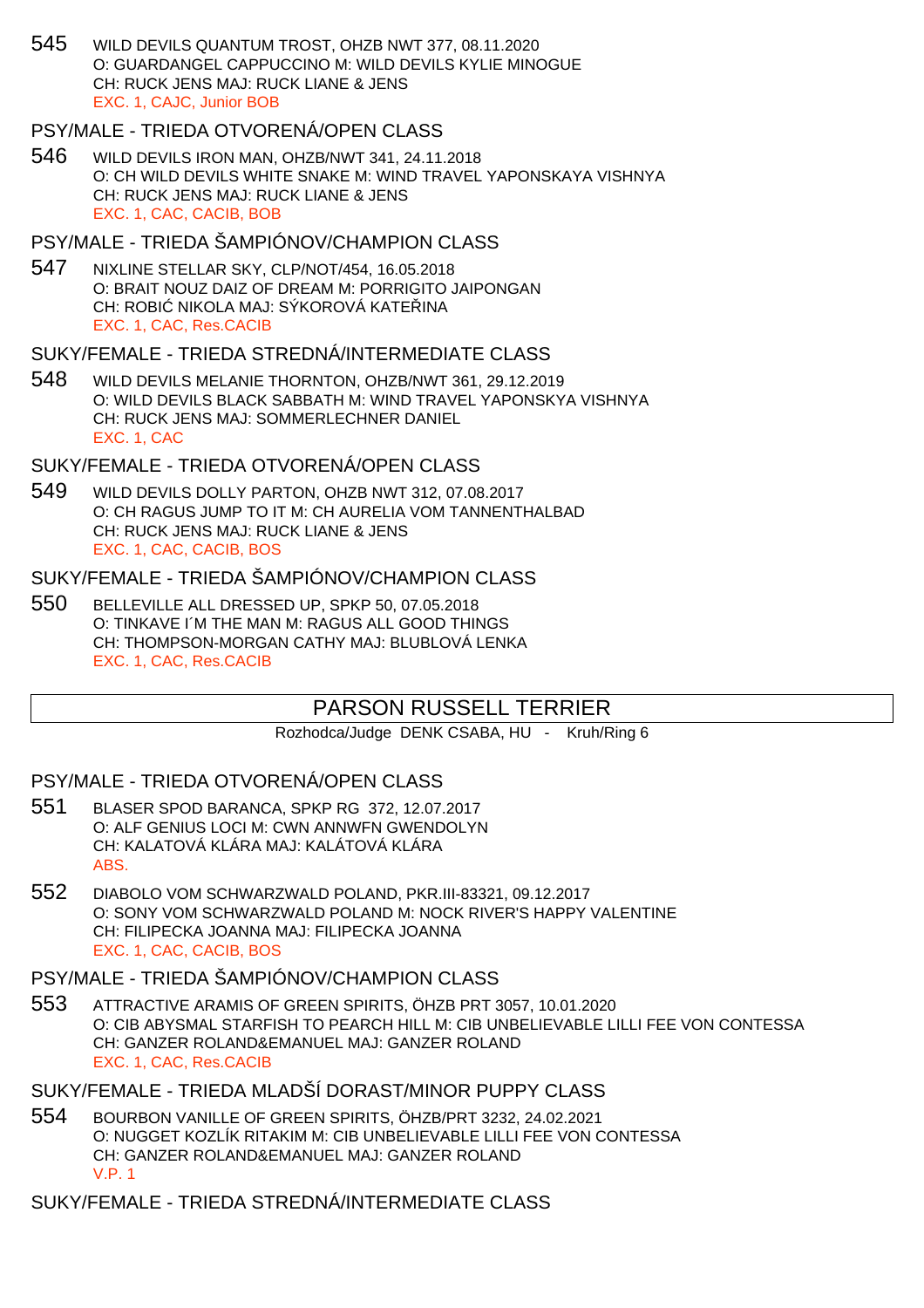545 WILD DEVILS QUANTUM TROST, OHZB NWT 377, 08.11.2020
O: GUARDANGEL CAPPUCCINO M: WILD DEVILS KYLIE MINOGUE
CH: RUCK JENS MAJ: RUCK LIANE & JENS
EXC. 1, CAJC, Junior BOB

### PSY/MALE - TRIEDA OTVORENÁ/OPEN CLASS

546 WILD DEVILS IRON MAN, OHZB/NWT 341, 24.11.2018
O: CH WILD DEVILS WHITE SNAKE M: WIND TRAVEL YAPONSKAYA VISHNYA
CH: RUCK JENS MAJ: RUCK LIANE & JENS
EXC. 1, CAC, CACIB, BOB

### PSY/MALE - TRIEDA ŠAMPIÓNOV/CHAMPION CLASS

547 NIXLINE STELLAR SKY, CLP/NOT/454, 16.05.2018
O: BRAIT NOUZ DAIZ OF DREAM M: PORRIGITO JAIPONGAN
CH: ROBIĆ NIKOLA MAJ: SÝKOROVÁ KATEŘINA
EXC. 1, CAC, Res.CACIB

### SUKY/FEMALE - TRIEDA STREDNÁ/INTERMEDIATE CLASS

548 WILD DEVILS MELANIE THORNTON, OHZB/NWT 361, 29.12.2019
O: WILD DEVILS BLACK SABBATH M: WIND TRAVEL YAPONSKYA VISHNYA
CH: RUCK JENS MAJ: SOMMERLECHNER DANIEL
EXC. 1, CAC

### SUKY/FEMALE - TRIEDA OTVORENÁ/OPEN CLASS

549 WILD DEVILS DOLLY PARTON, OHZB NWT 312, 07.08.2017
O: CH RAGUS JUMP TO IT M: CH AURELIA VOM TANNENTHALBAD
CH: RUCK JENS MAJ: RUCK LIANE & JENS
EXC. 1, CAC, CACIB, BOS

### SUKY/FEMALE - TRIEDA ŠAMPIÓNOV/CHAMPION CLASS

550 BELLEVILLE ALL DRESSED UP, SPKP 50, 07.05.2018
O: TINKAVE I´M THE MAN M: RAGUS ALL GOOD THINGS
CH: THOMPSON-MORGAN CATHY MAJ: BLUBLOVÁ LENKA
EXC. 1, CAC, Res.CACIB

## PARSON RUSSELL TERRIER

Rozhodca/Judge DENK CSABA, HU - Kruh/Ring 6

### PSY/MALE - TRIEDA OTVORENÁ/OPEN CLASS

551 BLASER SPOD BARANCA, SPKP RG 372, 12.07.2017
O: ALF GENIUS LOCI M: CWN ANNWFN GWENDOLYN
CH: KALATOVÁ KLÁRA MAJ: KALÁTOVÁ KLÁRA
ABS.

552 DIABOLO VOM SCHWARZWALD POLAND, PKR.III-83321, 09.12.2017
O: SONY VOM SCHWARZWALD POLAND M: NOCK RIVER'S HAPPY VALENTINE
CH: FILIPECKA JOANNA MAJ: FILIPECKA JOANNA
EXC. 1, CAC, CACIB, BOS

### PSY/MALE - TRIEDA ŠAMPIÓNOV/CHAMPION CLASS

553 ATTRACTIVE ARAMIS OF GREEN SPIRITS, ÖHZB PRT 3057, 10.01.2020
O: CIB ABYSMAL STARFISH TO PEARCH HILL M: CIB UNBELIEVABLE LILLI FEE VON CONTESSA
CH: GANZER ROLAND&EMANUEL MAJ: GANZER ROLAND
EXC. 1, CAC, Res.CACIB

### SUKY/FEMALE - TRIEDA MLADŠÍ DORAST/MINOR PUPPY CLASS

554 BOURBON VANILLE OF GREEN SPIRITS, ÖHZB/PRT 3232, 24.02.2021
O: NUGGET KOZLÍK RITAKIM M: CIB UNBELIEVABLE LILLI FEE VON CONTESSA
CH: GANZER ROLAND&EMANUEL MAJ: GANZER ROLAND
V.P. 1

### SUKY/FEMALE - TRIEDA STREDNÁ/INTERMEDIATE CLASS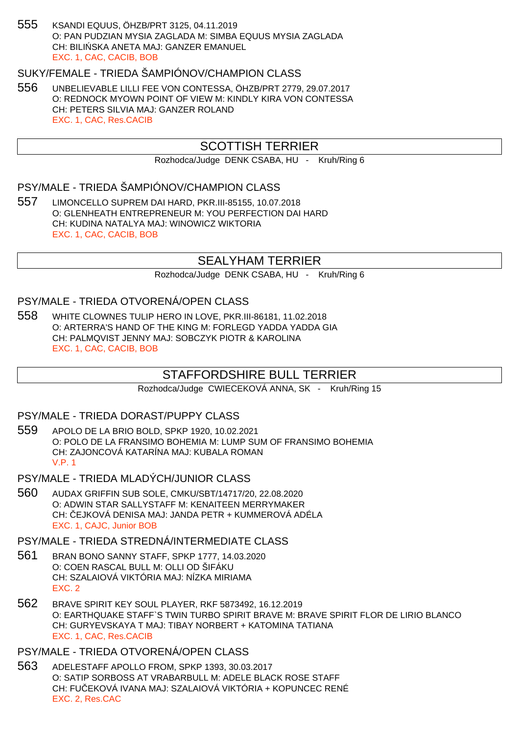555 KSANDI EQUUS, ÖHZB/PRT 3125, 04.11.2019
O: PAN PUDZIAN MYSIA ZAGLADA M: SIMBA EQUUS MYSIA ZAGLADA
CH: BILIŃSKA ANETA MAJ: GANZER EMANUEL
EXC. 1, CAC, CACIB, BOB

### SUKY/FEMALE - TRIEDA ŠAMPIÓNOV/CHAMPION CLASS

556 UNBELIEVABLE LILLI FEE VON CONTESSA, ÖHZB/PRT 2779, 29.07.2017
O: REDNOCK MYOWN POINT OF VIEW M: KINDLY KIRA VON CONTESSA
CH: PETERS SILVIA MAJ: GANZER ROLAND
EXC. 1, CAC, Res.CACIB

## SCOTTISH TERRIER

Rozhodca/Judge DENK CSABA, HU - Kruh/Ring 6

### PSY/MALE - TRIEDA ŠAMPIÓNOV/CHAMPION CLASS

557 LIMONCELLO SUPREM DAI HARD, PKR.III-85155, 10.07.2018
O: GLENHEATH ENTREPRENEUR M: YOU PERFECTION DAI HARD
CH: KUDINA NATALYA MAJ: WINOWICZ WIKTORIA
EXC. 1, CAC, CACIB, BOB

## SEALYHAM TERRIER

Rozhodca/Judge DENK CSABA, HU - Kruh/Ring 6

### PSY/MALE - TRIEDA OTVORENÁ/OPEN CLASS

558 WHITE CLOWNES TULIP HERO IN LOVE, PKR.III-86181, 11.02.2018
O: ARTERRA'S HAND OF THE KING M: FORLEGD YADDA YADDA GIA
CH: PALMQVIST JENNY MAJ: SOBCZYK PIOTR & KAROLINA
EXC. 1, CAC, CACIB, BOB

## STAFFORDSHIRE BULL TERRIER

Rozhodca/Judge CWIECEKOVÁ ANNA, SK - Kruh/Ring 15

### PSY/MALE - TRIEDA DORAST/PUPPY CLASS

559 APOLO DE LA BRIO BOLD, SPKP 1920, 10.02.2021
O: POLO DE LA FRANSIMO BOHEMIA M: LUMP SUM OF FRANSIMO BOHEMIA
CH: ZAJONCOVÁ KATARÍNA MAJ: KUBALA ROMAN
V.P. 1

### PSY/MALE - TRIEDA MLADÝCH/JUNIOR CLASS

560 AUDAX GRIFFIN SUB SOLE, CMKU/SBT/14717/20, 22.08.2020
O: ADWIN STAR SALLYSTAFF M: KENAITEEN MERRYMAKER
CH: ČEJKOVÁ DENISA MAJ: JANDA PETR + KUMMEROVÁ ADÉLA
EXC. 1, CAJC, Junior BOB

### PSY/MALE - TRIEDA STREDNÁ/INTERMEDIATE CLASS

561 BRAN BONO SANNY STAFF, SPKP 1777, 14.03.2020
O: COEN RASCAL BULL M: OLLI OD ŠIFÁKU
CH: SZALAIOVÁ VIKTÓRIA MAJ: NÍZKA MIRIAMA
EXC. 2

562 BRAVE SPIRIT KEY SOUL PLAYER, RKF 5873492, 16.12.2019
O: EARTHQUAKE STAFF`S TWIN TURBO SPIRIT BRAVE M: BRAVE SPIRIT FLOR DE LIRIO BLANCO
CH: GURYEVSKAYA T MAJ: TIBAY NORBERT + KATOMINA TATIANA
EXC. 1, CAC, Res.CACIB

### PSY/MALE - TRIEDA OTVORENÁ/OPEN CLASS

563 ADELESTAFF APOLLO FROM, SPKP 1393, 30.03.2017
O: SATIP SORBOSS AT VRABARBULL M: ADELE BLACK ROSE STAFF
CH: FUČEKOVÁ IVANA MAJ: SZALAIOVÁ VIKTÓRIA + KOPUNCEC RENÉ
EXC. 2, Res.CAC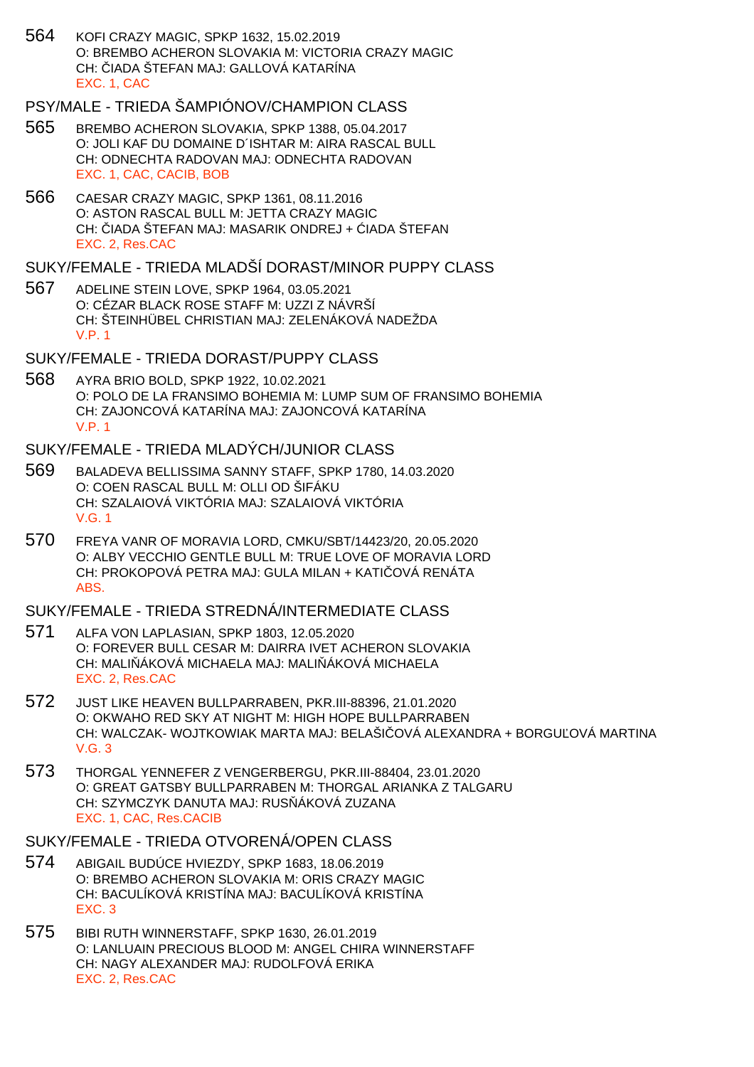564 KOFI CRAZY MAGIC, SPKP 1632, 15.02.2019
O: BREMBO ACHERON SLOVAKIA M: VICTORIA CRAZY MAGIC
CH: ČIADA ŠTEFAN MAJ: GALLOVÁ KATARÍNA
EXC. 1, CAC

## PSY/MALE - TRIEDA ŠAMPIÓNOV/CHAMPION CLASS

565 BREMBO ACHERON SLOVAKIA, SPKP 1388, 05.04.2017
O: JOLI KAF DU DOMAINE D´ISHTAR M: AIRA RASCAL BULL
CH: ODNECHTA RADOVAN MAJ: ODNECHTA RADOVAN
EXC. 1, CAC, CACIB, BOB

566 CAESAR CRAZY MAGIC, SPKP 1361, 08.11.2016
O: ASTON RASCAL BULL M: JETTA CRAZY MAGIC
CH: ČIADA ŠTEFAN MAJ: MASARIK ONDREJ + ĆIADA ŠTEFAN
EXC. 2, Res.CAC

## SUKY/FEMALE - TRIEDA MLADŠÍ DORAST/MINOR PUPPY CLASS

567 ADELINE STEIN LOVE, SPKP 1964, 03.05.2021
O: CÉZAR BLACK ROSE STAFF M: UZZI Z NÁVRŠÍ
CH: ŠTEINHÜBEL CHRISTIAN MAJ: ZELENÁKOVÁ NADEŽDA
V.P. 1

## SUKY/FEMALE - TRIEDA DORAST/PUPPY CLASS

568 AYRA BRIO BOLD, SPKP 1922, 10.02.2021
O: POLO DE LA FRANSIMO BOHEMIA M: LUMP SUM OF FRANSIMO BOHEMIA
CH: ZAJONCOVÁ KATARÍNA MAJ: ZAJONCOVÁ KATARÍNA
V.P. 1

## SUKY/FEMALE - TRIEDA MLADÝCH/JUNIOR CLASS

569 BALADEVA BELLISSIMA SANNY STAFF, SPKP 1780, 14.03.2020
O: COEN RASCAL BULL M: OLLI OD ŠIFÁKU
CH: SZALAIOVÁ VIKTÓRIA MAJ: SZALAIOVÁ VIKTÓRIA
V.G. 1

570 FREYA VANR OF MORAVIA LORD, CMKU/SBT/14423/20, 20.05.2020
O: ALBY VECCHIO GENTLE BULL M: TRUE LOVE OF MORAVIA LORD
CH: PROKOPOVÁ PETRA MAJ: GULA MILAN + KATIČOVÁ RENÁTA
ABS.

## SUKY/FEMALE - TRIEDA STREDNÁ/INTERMEDIATE CLASS

571 ALFA VON LAPLASIAN, SPKP 1803, 12.05.2020
O: FOREVER BULL CESAR M: DAIRRA IVET ACHERON SLOVAKIA
CH: MALIŇÁKOVÁ MICHAELA MAJ: MALIŇÁKOVÁ MICHAELA
EXC. 2, Res.CAC

572 JUST LIKE HEAVEN BULLPARRABEN, PKR.III-88396, 21.01.2020
O: OKWAHO RED SKY AT NIGHT M: HIGH HOPE BULLPARRABEN
CH: WALCZAK- WOJTKOWIAK MARTA MAJ: BELAŠIČOVÁ ALEXANDRA + BORGUĽOVÁ MARTINA
V.G. 3

573 THORGAL YENNEFER Z VENGERBERGU, PKR.III-88404, 23.01.2020
O: GREAT GATSBY BULLPARRABEN M: THORGAL ARIANKA Z TALGARU
CH: SZYMCZYK DANUTA MAJ: RUSŇÁKOVÁ ZUZANA
EXC. 1, CAC, Res.CACIB

## SUKY/FEMALE - TRIEDA OTVORENÁ/OPEN CLASS

574 ABIGAIL BUDÚCE HVIEZDY, SPKP 1683, 18.06.2019
O: BREMBO ACHERON SLOVAKIA M: ORIS CRAZY MAGIC
CH: BACULÍKOVÁ KRISTÍNA MAJ: BACULÍKOVÁ KRISTÍNA
EXC. 3

575 BIBI RUTH WINNERSTAFF, SPKP 1630, 26.01.2019
O: LANLUAIN PRECIOUS BLOOD M: ANGEL CHIRA WINNERSTAFF
CH: NAGY ALEXANDER MAJ: RUDOLFOVÁ ERIKA
EXC. 2, Res.CAC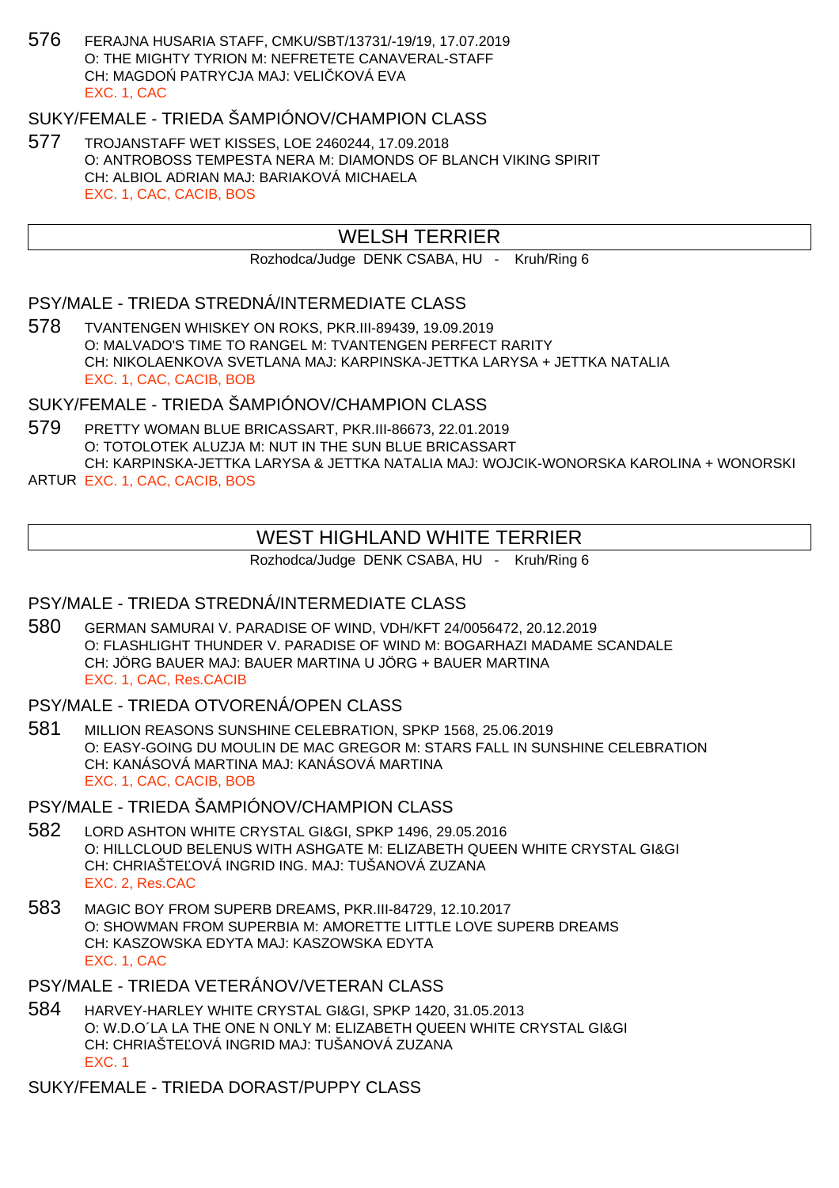576 FERAJNA HUSARIA STAFF, CMKU/SBT/13731/-19/19, 17.07.2019
O: THE MIGHTY TYRION M: NEFRETETE CANAVERAL-STAFF
CH: MAGDOŃ PATRYCJA MAJ: VELIČKOVÁ EVA
EXC. 1, CAC

### SUKY/FEMALE - TRIEDA ŠAMPIÓNOV/CHAMPION CLASS

577 TROJANSTAFF WET KISSES, LOE 2460244, 17.09.2018
O: ANTROBOSS TEMPESTA NERA M: DIAMONDS OF BLANCH VIKING SPIRIT
CH: ALBIOL ADRIAN MAJ: BARIAKOVÁ MICHAELA
EXC. 1, CAC, CACIB, BOS

## WELSH TERRIER

Rozhodca/Judge DENK CSABA, HU - Kruh/Ring 6

### PSY/MALE - TRIEDA STREDNÁ/INTERMEDIATE CLASS

578 TVANTENGEN WHISKEY ON ROKS, PKR.III-89439, 19.09.2019
O: MALVADO'S TIME TO RANGEL M: TVANTENGEN PERFECT RARITY
CH: NIKOLAENKOVA SVETLANA MAJ: KARPINSKA-JETTKA LARYSA + JETTKA NATALIA
EXC. 1, CAC, CACIB, BOB

### SUKY/FEMALE - TRIEDA ŠAMPIÓNOV/CHAMPION CLASS

579 PRETTY WOMAN BLUE BRICASSART, PKR.III-86673, 22.01.2019
O: TOTOLOTEK ALUZJA M: NUT IN THE SUN BLUE BRICASSART
CH: KARPINSKA-JETTKA LARYSA & JETTKA NATALIA MAJ: WOJCIK-WONORSKA KAROLINA + WONORSKI ARTUR EXC. 1, CAC, CACIB, BOS

## WEST HIGHLAND WHITE TERRIER

Rozhodca/Judge DENK CSABA, HU - Kruh/Ring 6

### PSY/MALE - TRIEDA STREDNÁ/INTERMEDIATE CLASS

580 GERMAN SAMURAI V. PARADISE OF WIND, VDH/KFT 24/0056472, 20.12.2019
O: FLASHLIGHT THUNDER V. PARADISE OF WIND M: BOGARHAZI MADAME SCANDALE
CH: JÖRG BAUER MAJ: BAUER MARTINA U JÖRG + BAUER MARTINA
EXC. 1, CAC, Res.CACIB

### PSY/MALE - TRIEDA OTVORENÁ/OPEN CLASS

581 MILLION REASONS SUNSHINE CELEBRATION, SPKP 1568, 25.06.2019
O: EASY-GOING DU MOULIN DE MAC GREGOR M: STARS FALL IN SUNSHINE CELEBRATION
CH: KANÁSOVÁ MARTINA MAJ: KANÁSOVÁ MARTINA
EXC. 1, CAC, CACIB, BOB

### PSY/MALE - TRIEDA ŠAMPIÓNOV/CHAMPION CLASS

582 LORD ASHTON WHITE CRYSTAL GI&GI, SPKP 1496, 29.05.2016
O: HILLCLOUD BELENUS WITH ASHGATE M: ELIZABETH QUEEN WHITE CRYSTAL GI&GI
CH: CHRIAŠTEĽOVÁ INGRID ING. MAJ: TUŠANOVÁ ZUZANA
EXC. 2, Res.CAC

583 MAGIC BOY FROM SUPERB DREAMS, PKR.III-84729, 12.10.2017
O: SHOWMAN FROM SUPERBIA M: AMORETTE LITTLE LOVE SUPERB DREAMS
CH: KASZOWSKA EDYTA MAJ: KASZOWSKA EDYTA
EXC. 1, CAC

### PSY/MALE - TRIEDA VETERÁNOV/VETERAN CLASS

584 HARVEY-HARLEY WHITE CRYSTAL GI&GI, SPKP 1420, 31.05.2013
O: W.D.O´LA LA THE ONE N ONLY M: ELIZABETH QUEEN WHITE CRYSTAL GI&GI
CH: CHRIAŠTEĽOVÁ INGRID MAJ: TUŠANOVÁ ZUZANA
EXC. 1

### SUKY/FEMALE - TRIEDA DORAST/PUPPY CLASS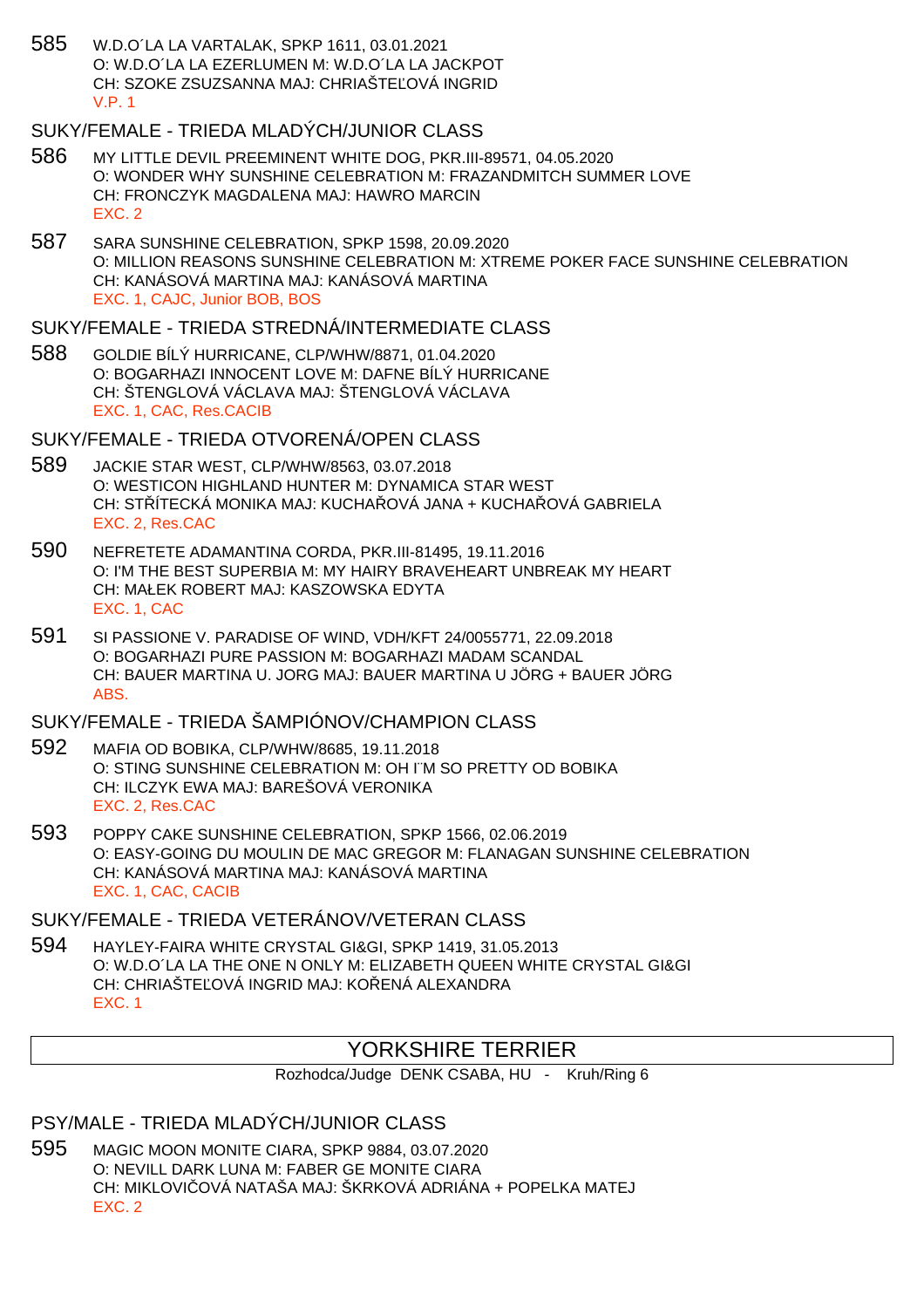585 W.D.O´LA LA VARTALAK, SPKP 1611, 03.01.2021
O: W.D.O´LA LA EZERLUMEN M: W.D.O´LA LA JACKPOT
CH: SZOKE ZSUZSANNA MAJ: CHRIAŠTEĽOVÁ INGRID
V.P. 1

## SUKY/FEMALE - TRIEDA MLADÝCH/JUNIOR CLASS

586 MY LITTLE DEVIL PREEMINENT WHITE DOG, PKR.III-89571, 04.05.2020
O: WONDER WHY SUNSHINE CELEBRATION M: FRAZANDMITCH SUMMER LOVE
CH: FRONCZYK MAGDALENA MAJ: HAWRO MARCIN
EXC. 2

587 SARA SUNSHINE CELEBRATION, SPKP 1598, 20.09.2020
O: MILLION REASONS SUNSHINE CELEBRATION M: XTREME POKER FACE SUNSHINE CELEBRATION
CH: KANÁSOVÁ MARTINA MAJ: KANÁSOVÁ MARTINA
EXC. 1, CAJC, Junior BOB, BOS

## SUKY/FEMALE - TRIEDA STREDNÁ/INTERMEDIATE CLASS

588 GOLDIE BÍLÝ HURRICANE, CLP/WHW/8871, 01.04.2020
O: BOGARHAZI INNOCENT LOVE M: DAFNE BÍLÝ HURRICANE
CH: ŠTENGLOVÁ VÁCLAVA MAJ: ŠTENGLOVÁ VÁCLAVA
EXC. 1, CAC, Res.CACIB

## SUKY/FEMALE - TRIEDA OTVORENÁ/OPEN CLASS

589 JACKIE STAR WEST, CLP/WHW/8563, 03.07.2018
O: WESTICON HIGHLAND HUNTER M: DYNAMICA STAR WEST
CH: STŘÍTECKÁ MONIKA MAJ: KUCHAŘOVÁ JANA + KUCHAŘOVÁ GABRIELA
EXC. 2, Res.CAC

590 NEFRETETE ADAMANTINA CORDA, PKR.III-81495, 19.11.2016
O: I'M THE BEST SUPERBIA M: MY HAIRY BRAVEHEART UNBREAK MY HEART
CH: MAŁEK ROBERT MAJ: KASZOWSKA EDYTA
EXC. 1, CAC

591 SI PASSIONE V. PARADISE OF WIND, VDH/KFT 24/0055771, 22.09.2018
O: BOGARHAZI PURE PASSION M: BOGARHAZI MADAM SCANDAL
CH: BAUER MARTINA U. JORG MAJ: BAUER MARTINA U JÖRG + BAUER JÖRG
ABS.

## SUKY/FEMALE - TRIEDA ŠAMPIÓNOV/CHAMPION CLASS

592 MAFIA OD BOBIKA, CLP/WHW/8685, 19.11.2018
O: STING SUNSHINE CELEBRATION M: OH I¨M SO PRETTY OD BOBIKA
CH: ILCZYK EWA MAJ: BAREŠOVÁ VERONIKA
EXC. 2, Res.CAC

593 POPPY CAKE SUNSHINE CELEBRATION, SPKP 1566, 02.06.2019
O: EASY-GOING DU MOULIN DE MAC GREGOR M: FLANAGAN SUNSHINE CELEBRATION
CH: KANÁSOVÁ MARTINA MAJ: KANÁSOVÁ MARTINA
EXC. 1, CAC, CACIB

## SUKY/FEMALE - TRIEDA VETERÁNOV/VETERAN CLASS

594 HAYLEY-FAIRA WHITE CRYSTAL GI&GI, SPKP 1419, 31.05.2013
O: W.D.O´LA LA THE ONE N ONLY M: ELIZABETH QUEEN WHITE CRYSTAL GI&GI
CH: CHRIAŠTEĽOVÁ INGRID MAJ: KOŘENÁ ALEXANDRA
EXC. 1

# YORKSHIRE TERRIER

Rozhodca/Judge DENK CSABA, HU - Kruh/Ring 6

## PSY/MALE - TRIEDA MLADÝCH/JUNIOR CLASS

595 MAGIC MOON MONITE CIARA, SPKP 9884, 03.07.2020
O: NEVILL DARK LUNA M: FABER GE MONITE CIARA
CH: MIKLOVIČOVÁ NATAŠA MAJ: ŠKRKOVÁ ADRIÁNA + POPELKA MATEJ
EXC. 2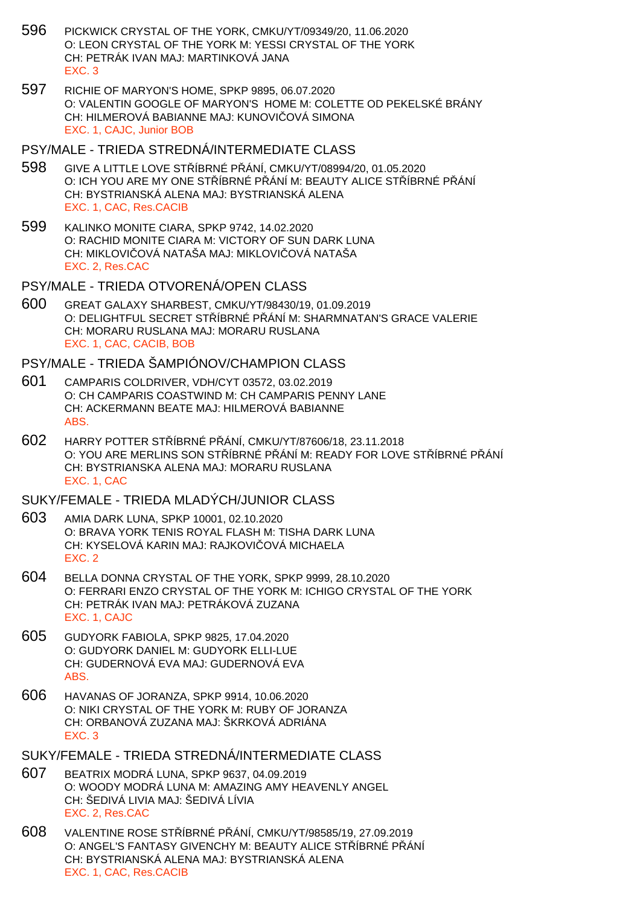596 PICKWICK CRYSTAL OF THE YORK, CMKU/YT/09349/20, 11.06.2020
O: LEON CRYSTAL OF THE YORK M: YESSI CRYSTAL OF THE YORK
CH: PETRÁK IVAN MAJ: MARTINKOVÁ JANA
EXC. 3

597 RICHIE OF MARYON'S HOME, SPKP 9895, 06.07.2020
O: VALENTIN GOOGLE OF MARYON'S HOME M: COLETTE OD PEKELSKÉ BRÁNY
CH: HILMEROVÁ BABIANNE MAJ: KUNOVIČOVÁ SIMONA
EXC. 1, CAJC, Junior BOB

## PSY/MALE - TRIEDA STREDNÁ/INTERMEDIATE CLASS

598 GIVE A LITTLE LOVE STŘÍBRNÉ PŘÁNÍ, CMKU/YT/08994/20, 01.05.2020
O: ICH YOU ARE MY ONE STŘÍBRNÉ PŘÁNÍ M: BEAUTY ALICE STŘÍBRNÉ PŘÁNÍ
CH: BYSTRIANSKÁ ALENA MAJ: BYSTRIANSKÁ ALENA
EXC. 1, CAC, Res.CACIB

599 KALINKO MONITE CIARA, SPKP 9742, 14.02.2020
O: RACHID MONITE CIARA M: VICTORY OF SUN DARK LUNA
CH: MIKLOVIČOVÁ NATAŠA MAJ: MIKLOVIČOVÁ NATAŠA
EXC. 2, Res.CAC

## PSY/MALE - TRIEDA OTVORENÁ/OPEN CLASS

600 GREAT GALAXY SHARBEST, CMKU/YT/98430/19, 01.09.2019
O: DELIGHTFUL SECRET STŘÍBRNÉ PŘÁNÍ M: SHARMNATAN'S GRACE VALERIE
CH: MORARU RUSLANA MAJ: MORARU RUSLANA
EXC. 1, CAC, CACIB, BOB

## PSY/MALE - TRIEDA ŠAMPIÓNOV/CHAMPION CLASS

601 CAMPARIS COLDRIVER, VDH/CYT 03572, 03.02.2019
O: CH CAMPARIS COASTWIND M: CH CAMPARIS PENNY LANE
CH: ACKERMANN BEATE MAJ: HILMEROVÁ BABIANNE
ABS.

602 HARRY POTTER STŘÍBRNÉ PŘÁNÍ, CMKU/YT/87606/18, 23.11.2018
O: YOU ARE MERLINS SON STŘÍBRNÉ PŘÁNÍ M: READY FOR LOVE STŘÍBRNÉ PŘÁNÍ
CH: BYSTRIANSKA ALENA MAJ: MORARU RUSLANA
EXC. 1, CAC

## SUKY/FEMALE - TRIEDA MLADÝCH/JUNIOR CLASS

603 AMIA DARK LUNA, SPKP 10001, 02.10.2020
O: BRAVA YORK TENIS ROYAL FLASH M: TISHA DARK LUNA
CH: KYSELOVÁ KARIN MAJ: RAJKOVIČOVÁ MICHAELA
EXC. 2

604 BELLA DONNA CRYSTAL OF THE YORK, SPKP 9999, 28.10.2020
O: FERRARI ENZO CRYSTAL OF THE YORK M: ICHIGO CRYSTAL OF THE YORK
CH: PETRÁK IVAN MAJ: PETRÁKOVÁ ZUZANA
EXC. 1, CAJC

605 GUDYORK FABIOLA, SPKP 9825, 17.04.2020
O: GUDYORK DANIEL M: GUDYORK ELLI-LUE
CH: GUDERNOVÁ EVA MAJ: GUDERNOVÁ EVA
ABS.

606 HAVANAS OF JORANZA, SPKP 9914, 10.06.2020
O: NIKI CRYSTAL OF THE YORK M: RUBY OF JORANZA
CH: ORBANOVÁ ZUZANA MAJ: ŠKRKOVÁ ADRIÁNA
EXC. 3

## SUKY/FEMALE - TRIEDA STREDNÁ/INTERMEDIATE CLASS

607 BEATRIX MODRÁ LUNA, SPKP 9637, 04.09.2019
O: WOODY MODRÁ LUNA M: AMAZING AMY HEAVENLY ANGEL
CH: ŠEDIVÁ LIVIA MAJ: ŠEDIVÁ LÍVIA
EXC. 2, Res.CAC

608 VALENTINE ROSE STŘÍBRNÉ PŘÁNÍ, CMKU/YT/98585/19, 27.09.2019
O: ANGEL'S FANTASY GIVENCHY M: BEAUTY ALICE STŘÍBRNÉ PŘÁNÍ
CH: BYSTRIANSKÁ ALENA MAJ: BYSTRIANSKÁ ALENA
EXC. 1, CAC, Res.CACIB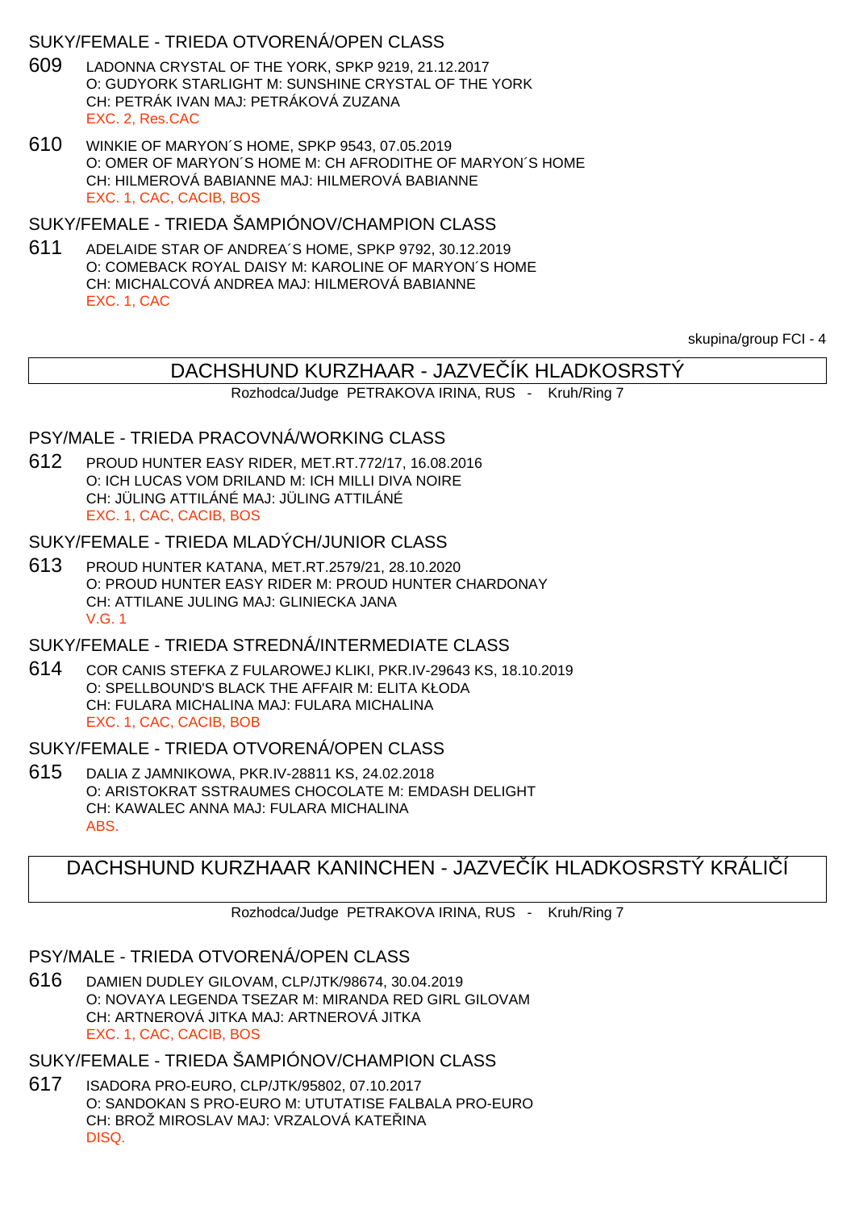### SUKY/FEMALE - TRIEDA OTVORENÁ/OPEN CLASS

609 LADONNA CRYSTAL OF THE YORK, SPKP 9219, 21.12.2017
O: GUDYORK STARLIGHT M: SUNSHINE CRYSTAL OF THE YORK
CH: PETRÁK IVAN MAJ: PETRÁKOVÁ ZUZANA
EXC. 2, Res.CAC

610 WINKIE OF MARYON´S HOME, SPKP 9543, 07.05.2019
O: OMER OF MARYON´S HOME M: CH AFRODITHE OF MARYON´S HOME
CH: HILMEROVÁ BABIANNE MAJ: HILMEROVÁ BABIANNE
EXC. 1, CAC, CACIB, BOS

### SUKY/FEMALE - TRIEDA ŠAMPIÓNOV/CHAMPION CLASS

611 ADELAIDE STAR OF ANDREA´S HOME, SPKP 9792, 30.12.2019
O: COMEBACK ROYAL DAISY M: KAROLINE OF MARYON´S HOME
CH: MICHALCOVÁ ANDREA MAJ: HILMEROVÁ BABIANNE
EXC. 1, CAC

skupina/group FCI - 4

## DACHSHUND KURZHAAR - JAZVEČÍK HLADKOSRSTÝ

Rozhodca/Judge PETRAKOVA IRINA, RUS - Kruh/Ring 7

### PSY/MALE - TRIEDA PRACOVNÁ/WORKING CLASS

612 PROUD HUNTER EASY RIDER, MET.RT.772/17, 16.08.2016
O: ICH LUCAS VOM DRILAND M: ICH MILLI DIVA NOIRE
CH: JÜLING ATTILÁNÉ MAJ: JÜLING ATTILÁNÉ
EXC. 1, CAC, CACIB, BOS

### SUKY/FEMALE - TRIEDA MLADÝCH/JUNIOR CLASS

613 PROUD HUNTER KATANA, MET.RT.2579/21, 28.10.2020
O: PROUD HUNTER EASY RIDER M: PROUD HUNTER CHARDONAY
CH: ATTILANE JULING MAJ: GLINIECKA JANA
V.G. 1

### SUKY/FEMALE - TRIEDA STREDNÁ/INTERMEDIATE CLASS

614 COR CANIS STEFKA Z FULAROWEJ KLIKI, PKR.IV-29643 KS, 18.10.2019
O: SPELLBOUND'S BLACK THE AFFAIR M: ELITA KŁODA
CH: FULARA MICHALINA MAJ: FULARA MICHALINA
EXC. 1, CAC, CACIB, BOB

### SUKY/FEMALE - TRIEDA OTVORENÁ/OPEN CLASS

615 DALIA Z JAMNIKOWA, PKR.IV-28811 KS, 24.02.2018
O: ARISTOKRAT SSTRAUMES CHOCOLATE M: EMDASH DELIGHT
CH: KAWALEC ANNA MAJ: FULARA MICHALINA
ABS.

## DACHSHUND KURZHAAR KANINCHEN - JAZVEČÍK HLADKOSRSTÝ KRÁLIČÍ

Rozhodca/Judge PETRAKOVA IRINA, RUS - Kruh/Ring 7

### PSY/MALE - TRIEDA OTVORENÁ/OPEN CLASS

616 DAMIEN DUDLEY GILOVAM, CLP/JTK/98674, 30.04.2019
O: NOVAYA LEGENDA TSEZAR M: MIRANDA RED GIRL GILOVAM
CH: ARTNEROVÁ JITKA MAJ: ARTNEROVÁ JITKA
EXC. 1, CAC, CACIB, BOS

### SUKY/FEMALE - TRIEDA ŠAMPIÓNOV/CHAMPION CLASS

617 ISADORA PRO-EURO, CLP/JTK/95802, 07.10.2017
O: SANDOKAN S PRO-EURO M: UTUTATISE FALBALA PRO-EURO
CH: BROŽ MIROSLAV MAJ: VRZALOVÁ KATEŘINA
DISQ.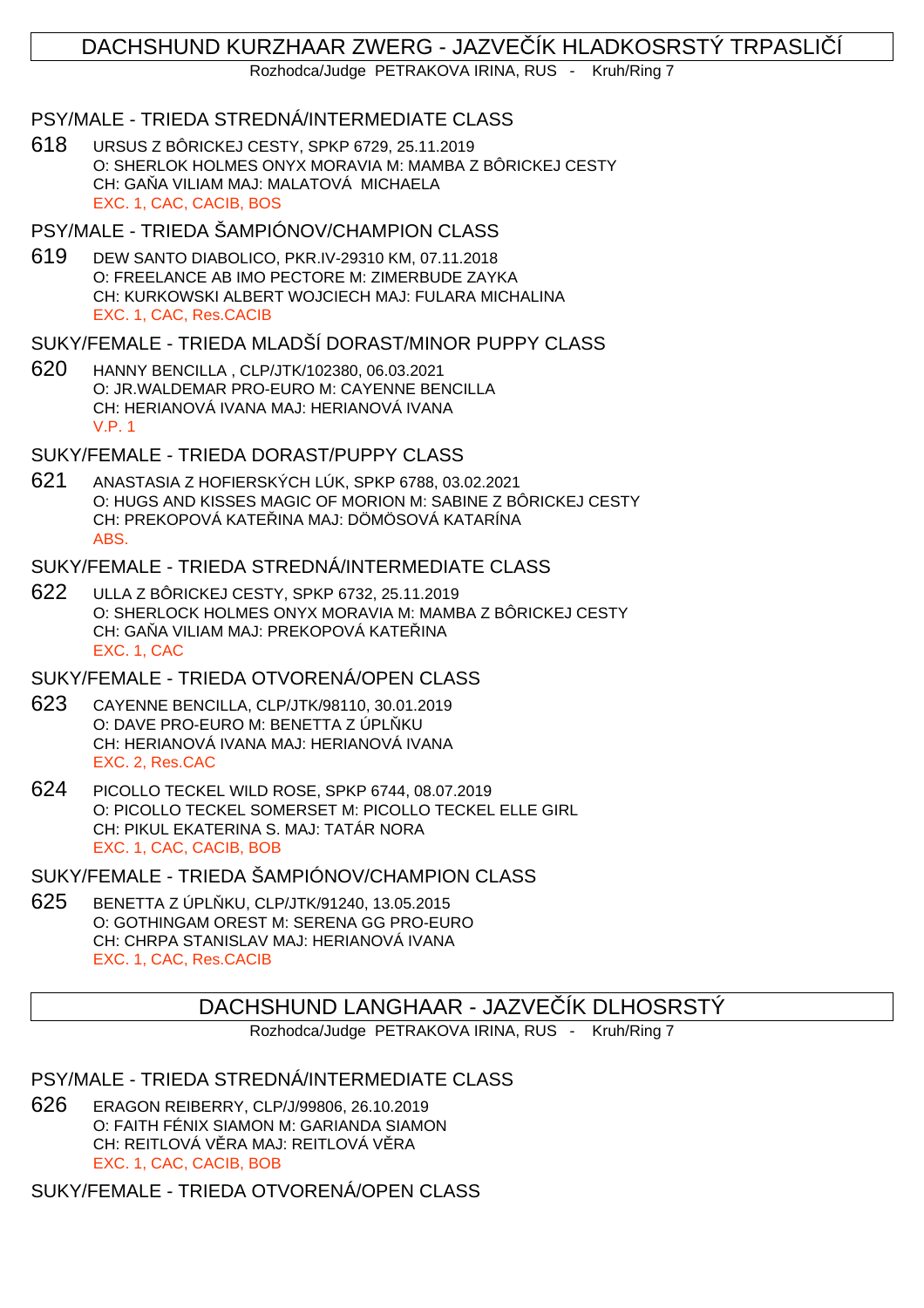## DACHSHUND KURZHAAR ZWERG - JAZVEČÍK HLADKOSRSTÝ TRPASLIČÍ

Rozhodca/Judge PETRAKOVA IRINA, RUS - Kruh/Ring 7

### PSY/MALE - TRIEDA STREDNÁ/INTERMEDIATE CLASS

618 URSUS Z BÔRICKEJ CESTY, SPKP 6729, 25.11.2019
O: SHERLOK HOLMES ONYX MORAVIA M: MAMBA Z BÔRICKEJ CESTY
CH: GAŇA VILIAM MAJ: MALATOVÁ MICHAELA
EXC. 1, CAC, CACIB, BOS

### PSY/MALE - TRIEDA ŠAMPIÓNOV/CHAMPION CLASS

619 DEW SANTO DIABOLICO, PKR.IV-29310 KM, 07.11.2018
O: FREELANCE AB IMO PECTORE M: ZIMERBUDE ZAYKA
CH: KURKOWSKI ALBERT WOJCIECH MAJ: FULARA MICHALINA
EXC. 1, CAC, Res.CACIB

### SUKY/FEMALE - TRIEDA MLADŠÍ DORAST/MINOR PUPPY CLASS

620 HANNY BENCILLA , CLP/JTK/102380, 06.03.2021
O: JR.WALDEMAR PRO-EURO M: CAYENNE BENCILLA
CH: HERIANOVÁ IVANA MAJ: HERIANOVÁ IVANA
V.P. 1

### SUKY/FEMALE - TRIEDA DORAST/PUPPY CLASS

621 ANASTASIA Z HOFIERSKÝCH LÚK, SPKP 6788, 03.02.2021
O: HUGS AND KISSES MAGIC OF MORION M: SABINE Z BÔRICKEJ CESTY
CH: PREKOPOVÁ KATEŘINA MAJ: DÖMÖSOVÁ KATARÍNA
ABS.

### SUKY/FEMALE - TRIEDA STREDNÁ/INTERMEDIATE CLASS

622 ULLA Z BÔRICKEJ CESTY, SPKP 6732, 25.11.2019
O: SHERLOCK HOLMES ONYX MORAVIA M: MAMBA Z BÔRICKEJ CESTY
CH: GAŇA VILIAM MAJ: PREKOPOVÁ KATEŘINA
EXC. 1, CAC

### SUKY/FEMALE - TRIEDA OTVORENÁ/OPEN CLASS

623 CAYENNE BENCILLA, CLP/JTK/98110, 30.01.2019
O: DAVE PRO-EURO M: BENETTA Z ÚPLŇKU
CH: HERIANOVÁ IVANA MAJ: HERIANOVÁ IVANA
EXC. 2, Res.CAC

624 PICOLLO TECKEL WILD ROSE, SPKP 6744, 08.07.2019
O: PICOLLO TECKEL SOMERSET M: PICOLLO TECKEL ELLE GIRL
CH: PIKUL EKATERINA S. MAJ: TATÁR NORA
EXC. 1, CAC, CACIB, BOB

### SUKY/FEMALE - TRIEDA ŠAMPIÓNOV/CHAMPION CLASS

625 BENETTA Z ÚPLŇKU, CLP/JTK/91240, 13.05.2015
O: GOTHINGAM OREST M: SERENA GG PRO-EURO
CH: CHRPA STANISLAV MAJ: HERIANOVÁ IVANA
EXC. 1, CAC, Res.CACIB

## DACHSHUND LANGHAAR - JAZVEČÍK DLHOSRSTÝ

Rozhodca/Judge PETRAKOVA IRINA, RUS - Kruh/Ring 7

### PSY/MALE - TRIEDA STREDNÁ/INTERMEDIATE CLASS

626 ERAGON REIBERRY, CLP/J/99806, 26.10.2019
O: FAITH FÉNIX SIAMON M: GARIANDA SIAMON
CH: REITLOVÁ VĚRA MAJ: REITLOVÁ VĚRA
EXC. 1, CAC, CACIB, BOB

### SUKY/FEMALE - TRIEDA OTVORENÁ/OPEN CLASS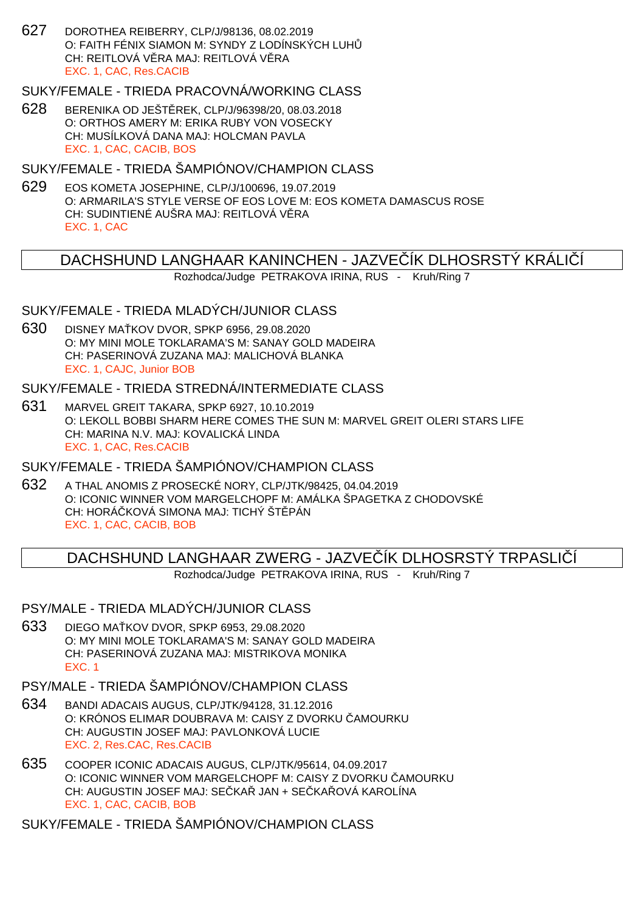627 DOROTHEA REIBERRY, CLP/J/98136, 08.02.2019
O: FAITH FÉNIX SIAMON M: SYNDY Z LODÍNSKÝCH LUHŮ
CH: REITLOVÁ VĚRA MAJ: REITLOVÁ VĚRA
EXC. 1, CAC, Res.CACIB

### SUKY/FEMALE - TRIEDA PRACOVNÁ/WORKING CLASS

628 BERENIKA OD JEŠTĚREK, CLP/J/96398/20, 08.03.2018
O: ORTHOS AMERY M: ERIKA RUBY VON VOSECKY
CH: MUSÍLKOVÁ DANA MAJ: HOLCMAN PAVLA
EXC. 1, CAC, CACIB, BOS

### SUKY/FEMALE - TRIEDA ŠAMPIÓNOV/CHAMPION CLASS

629 EOS KOMETA JOSEPHINE, CLP/J/100696, 19.07.2019
O: ARMARILA'S STYLE VERSE OF EOS LOVE M: EOS KOMETA DAMASCUS ROSE
CH: SUDINTIENÉ AUŠRA MAJ: REITLOVÁ VĚRA
EXC. 1, CAC

## DACHSHUND LANGHAAR KANINCHEN - JAZVEČÍK DLHOSRSTÝ KRÁLIČÍ

Rozhodca/Judge PETRAKOVA IRINA, RUS - Kruh/Ring 7

### SUKY/FEMALE - TRIEDA MLADÝCH/JUNIOR CLASS

630 DISNEY MAŤKOV DVOR, SPKP 6956, 29.08.2020
O: MY MINI MOLE TOKLARAMA'S M: SANAY GOLD MADEIRA
CH: PASERINOVÁ ZUZANA MAJ: MALICHOVÁ BLANKA
EXC. 1, CAJC, Junior BOB

### SUKY/FEMALE - TRIEDA STREDNÁ/INTERMEDIATE CLASS

631 MARVEL GREIT TAKARA, SPKP 6927, 10.10.2019
O: LEKOLL BOBBI SHARM HERE COMES THE SUN M: MARVEL GREIT OLERI STARS LIFE
CH: MARINA N.V. MAJ: KOVALICKÁ LINDA
EXC. 1, CAC, Res.CACIB

### SUKY/FEMALE - TRIEDA ŠAMPIÓNOV/CHAMPION CLASS

632 A THAL ANOMIS Z PROSECKÉ NORY, CLP/JTK/98425, 04.04.2019
O: ICONIC WINNER VOM MARGELCHOPF M: AMÁLKA ŠPAGETKA Z CHODOVSKÉ
CH: HORÁČKOVÁ SIMONA MAJ: TICHÝ ŠTĚPÁN
EXC. 1, CAC, CACIB, BOB

## DACHSHUND LANGHAAR ZWERG - JAZVEČÍK DLHOSRSTÝ TRPASLIČÍ

Rozhodca/Judge PETRAKOVA IRINA, RUS - Kruh/Ring 7

### PSY/MALE - TRIEDA MLADÝCH/JUNIOR CLASS

633 DIEGO MAŤKOV DVOR, SPKP 6953, 29.08.2020
O: MY MINI MOLE TOKLARAMA'S M: SANAY GOLD MADEIRA
CH: PASERINOVÁ ZUZANA MAJ: MISTRIKOVA MONIKA
EXC. 1

### PSY/MALE - TRIEDA ŠAMPIÓNOV/CHAMPION CLASS

634 BANDI ADACAIS AUGUS, CLP/JTK/94128, 31.12.2016
O: KRÓNOS ELIMAR DOUBRAVA M: CAISY Z DVORKU ČAMOURKU
CH: AUGUSTIN JOSEF MAJ: PAVLONKOVÁ LUCIE
EXC. 2, Res.CAC, Res.CACIB

635 COOPER ICONIC ADACAIS AUGUS, CLP/JTK/95614, 04.09.2017
O: ICONIC WINNER VOM MARGELCHOPF M: CAISY Z DVORKU ČAMOURKU
CH: AUGUSTIN JOSEF MAJ: SEČKAŘ JAN + SEČKAŘOVÁ KAROLÍNA
EXC. 1, CAC, CACIB, BOB

### SUKY/FEMALE - TRIEDA ŠAMPIÓNOV/CHAMPION CLASS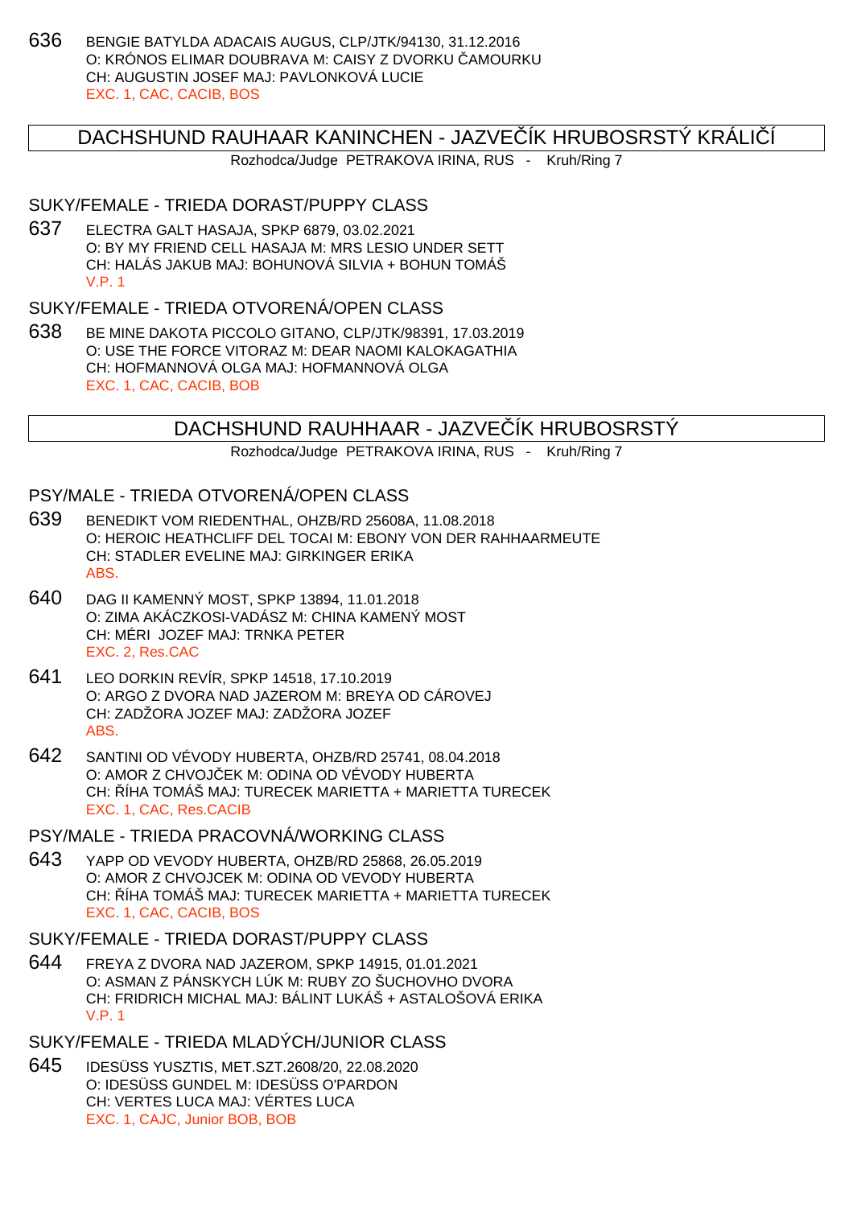636 BENGIE BATYLDA ADACAIS AUGUS, CLP/JTK/94130, 31.12.2016
O: KRÓNOS ELIMAR DOUBRAVA M: CAISY Z DVORKU ČAMOURKU
CH: AUGUSTIN JOSEF MAJ: PAVLONKOVÁ LUCIE
EXC. 1, CAC, CACIB, BOS

## DACHSHUND RAUHAAR KANINCHEN - JAZVEČÍK HRUBOSRSTÝ KRÁLIČÍ

Rozhodca/Judge PETRAKOVA IRINA, RUS - Kruh/Ring 7

### SUKY/FEMALE - TRIEDA DORAST/PUPPY CLASS

637 ELECTRA GALT HASAJA, SPKP 6879, 03.02.2021
O: BY MY FRIEND CELL HASAJA M: MRS LESIO UNDER SETT
CH: HALÁS JAKUB MAJ: BOHUNOVÁ SILVIA + BOHUN TOMÁŠ
V.P. 1

### SUKY/FEMALE - TRIEDA OTVORENÁ/OPEN CLASS

638 BE MINE DAKOTA PICCOLO GITANO, CLP/JTK/98391, 17.03.2019
O: USE THE FORCE VITORAZ M: DEAR NAOMI KALOKAGATHIA
CH: HOFMANNOVÁ OLGA MAJ: HOFMANNOVÁ OLGA
EXC. 1, CAC, CACIB, BOB

## DACHSHUND RAUHHAAR - JAZVEČÍK HRUBOSRSTÝ

Rozhodca/Judge PETRAKOVA IRINA, RUS - Kruh/Ring 7

### PSY/MALE - TRIEDA OTVORENÁ/OPEN CLASS

639 BENEDIKT VOM RIEDENTHAL, OHZB/RD 25608A, 11.08.2018
O: HEROIC HEATHCLIFF DEL TOCAI M: EBONY VON DER RAHHAARMEUTE
CH: STADLER EVELINE MAJ: GIRKINGER ERIKA
ABS.

640 DAG II KAMENNÝ MOST, SPKP 13894, 11.01.2018
O: ZIMA AKÁCZKOSI-VADÁSZ M: CHINA KAMENÝ MOST
CH: MÉRI JOZEF MAJ: TRNKA PETER
EXC. 2, Res.CAC

641 LEO DORKIN REVÍR, SPKP 14518, 17.10.2019
O: ARGO Z DVORA NAD JAZEROM M: BREYA OD CÁROVEJ
CH: ZADŽORA JOZEF MAJ: ZADŽORA JOZEF
ABS.

642 SANTINI OD VÉVODY HUBERTA, OHZB/RD 25741, 08.04.2018
O: AMOR Z CHVOJČEK M: ODINA OD VÉVODY HUBERTA
CH: ŘÍHA TOMÁŠ MAJ: TURECEK MARIETTA + MARIETTA TURECEK
EXC. 1, CAC, Res.CACIB

### PSY/MALE - TRIEDA PRACOVNÁ/WORKING CLASS

643 YAPP OD VEVODY HUBERTA, OHZB/RD 25868, 26.05.2019
O: AMOR Z CHVOJCEK M: ODINA OD VEVODY HUBERTA
CH: ŘÍHA TOMÁŠ MAJ: TURECEK MARIETTA + MARIETTA TURECEK
EXC. 1, CAC, CACIB, BOS

### SUKY/FEMALE - TRIEDA DORAST/PUPPY CLASS

644 FREYA Z DVORA NAD JAZEROM, SPKP 14915, 01.01.2021
O: ASMAN Z PÁNSKYCH LÚK M: RUBY ZO ŠUCHOVHO DVORA
CH: FRIDRICH MICHAL MAJ: BÁLINT LUKÁŠ + ASTALOŠOVÁ ERIKA
V.P. 1

### SUKY/FEMALE - TRIEDA MLADÝCH/JUNIOR CLASS

645 IDESÜSS YUSZTIS, MET.SZT.2608/20, 22.08.2020
O: IDESÜSS GUNDEL M: IDESÜSS O'PARDON
CH: VERTES LUCA MAJ: VÉRTES LUCA
EXC. 1, CAJC, Junior BOB, BOB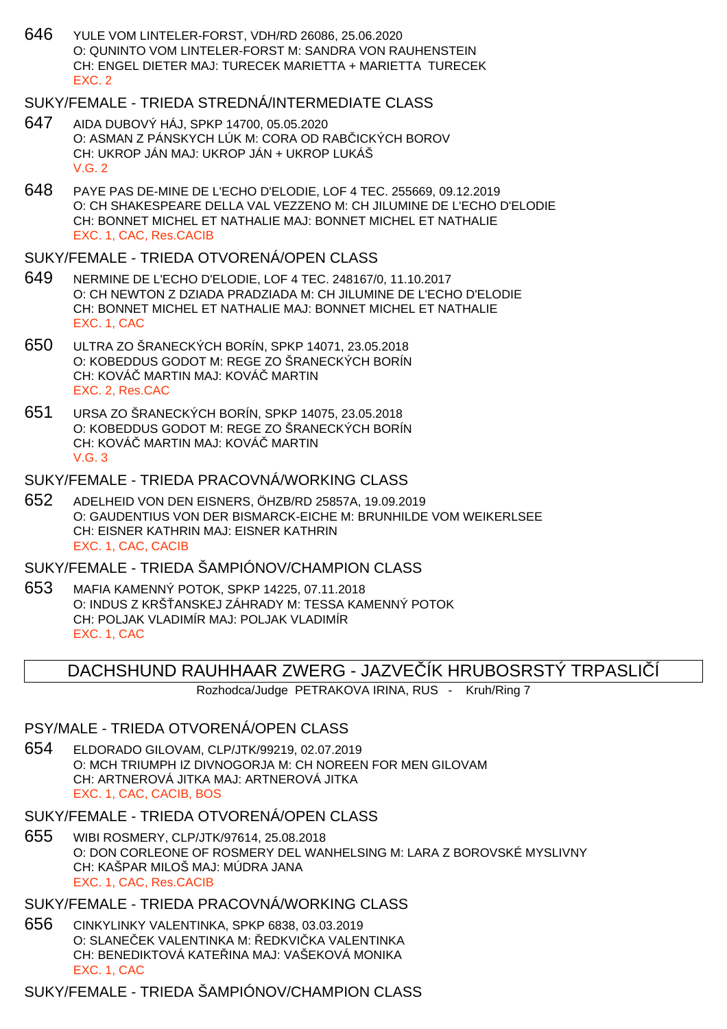646 YULE VOM LINTELER-FORST, VDH/RD 26086, 25.06.2020
O: QUNINTO VOM LINTELER-FORST M: SANDRA VON RAUHENSTEIN
CH: ENGEL DIETER MAJ: TURECEK MARIETTA + MARIETTA TURECEK
EXC. 2

### SUKY/FEMALE - TRIEDA STREDNÁ/INTERMEDIATE CLASS

647 AIDA DUBOVÝ HÁJ, SPKP 14700, 05.05.2020
O: ASMAN Z PÁNSKYCH LÚK M: CORA OD RABČICKÝCH BOROV
CH: UKROP JÁN MAJ: UKROP JÁN + UKROP LUKÁŠ
V.G. 2

648 PAYE PAS DE-MINE DE L'ECHO D'ELODIE, LOF 4 TEC. 255669, 09.12.2019
O: CH SHAKESPEARE DELLA VAL VEZZENO M: CH JILUMINE DE L'ECHO D'ELODIE
CH: BONNET MICHEL ET NATHALIE MAJ: BONNET MICHEL ET NATHALIE
EXC. 1, CAC, Res.CACIB

### SUKY/FEMALE - TRIEDA OTVORENÁ/OPEN CLASS

649 NERMINE DE L'ECHO D'ELODIE, LOF 4 TEC. 248167/0, 11.10.2017
O: CH NEWTON Z DZIADA PRADZIADA M: CH JILUMINE DE L'ECHO D'ELODIE
CH: BONNET MICHEL ET NATHALIE MAJ: BONNET MICHEL ET NATHALIE
EXC. 1, CAC

650 ULTRA ZO ŠRANECKÝCH BORÍN, SPKP 14071, 23.05.2018
O: KOBEDDUS GODOT M: REGE ZO ŠRANECKÝCH BORÍN
CH: KOVÁČ MARTIN MAJ: KOVÁČ MARTIN
EXC. 2, Res.CAC

651 URSA ZO ŠRANECKÝCH BORÍN, SPKP 14075, 23.05.2018
O: KOBEDDUS GODOT M: REGE ZO ŠRANECKÝCH BORÍN
CH: KOVÁČ MARTIN MAJ: KOVÁČ MARTIN
V.G. 3

### SUKY/FEMALE - TRIEDA PRACOVNÁ/WORKING CLASS

652 ADELHEID VON DEN EISNERS, ÖHZB/RD 25857A, 19.09.2019
O: GAUDENTIUS VON DER BISMARCK-EICHE M: BRUNHILDE VOM WEIKERLSEE
CH: EISNER KATHRIN MAJ: EISNER KATHRIN
EXC. 1, CAC, CACIB

### SUKY/FEMALE - TRIEDA ŠAMPIÓNOV/CHAMPION CLASS

653 MAFIA KAMENNÝ POTOK, SPKP 14225, 07.11.2018
O: INDUS Z KRŠŤANSKEJ ZÁHRADY M: TESSA KAMENNÝ POTOK
CH: POLJAK VLADIMÍR MAJ: POLJAK VLADIMÍR
EXC. 1, CAC

## DACHSHUND RAUHHAAR ZWERG - JAZVEČÍK HRUBOSRSTÝ TRPASLIČÍ

Rozhodca/Judge PETRAKOVA IRINA, RUS - Kruh/Ring 7

### PSY/MALE - TRIEDA OTVORENÁ/OPEN CLASS

654 ELDORADO GILOVAM, CLP/JTK/99219, 02.07.2019
O: MCH TRIUMPH IZ DIVNOGORJA M: CH NOREEN FOR MEN GILOVAM
CH: ARTNEROVÁ JITKA MAJ: ARTNEROVÁ JITKA
EXC. 1, CAC, CACIB, BOS

### SUKY/FEMALE - TRIEDA OTVORENÁ/OPEN CLASS

655 WIBI ROSMERY, CLP/JTK/97614, 25.08.2018
O: DON CORLEONE OF ROSMERY DEL WANHELSING M: LARA Z BOROVSKÉ MYSLIVNY
CH: KAŠPAR MILOŠ MAJ: MÚDRA JANA
EXC. 1, CAC, Res.CACIB

### SUKY/FEMALE - TRIEDA PRACOVNÁ/WORKING CLASS

656 CINKYLINKY VALENTINKA, SPKP 6838, 03.03.2019
O: SLANEČEK VALENTINKA M: ŘEDKVIČKA VALENTINKA
CH: BENEDIKTOVÁ KATEŘINA MAJ: VAŠEKOVÁ MONIKA
EXC. 1, CAC

### SUKY/FEMALE - TRIEDA ŠAMPIÓNOV/CHAMPION CLASS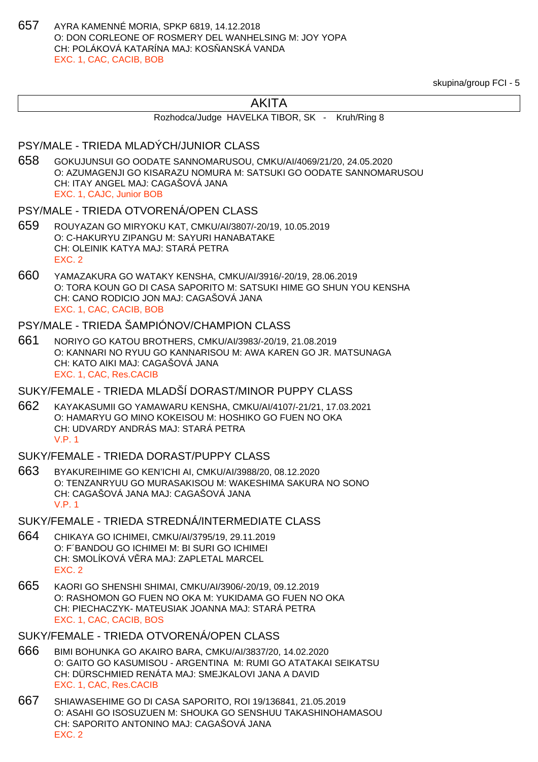657 AYRA KAMENNÉ MORIA, SPKP 6819, 14.12.2018
O: DON CORLEONE OF ROSMERY DEL WANHELSING M: JOY YOPA
CH: POLÁKOVÁ KATARÍNA MAJ: KOSŇANSKÁ VANDA
EXC. 1, CAC, CACIB, BOB

skupina/group FCI - 5

## AKITA

Rozhodca/Judge HAVELKA TIBOR, SK - Kruh/Ring 8

### PSY/MALE - TRIEDA MLADÝCH/JUNIOR CLASS

658 GOKUJUNSUI GO OODATE SANNOMARUSOU, CMKU/AI/4069/21/20, 24.05.2020
O: AZUMAGENJI GO KISARAZU NOMURA M: SATSUKI GO OODATE SANNOMARUSOU
CH: ITAY ANGEL MAJ: CAGAŠOVÁ JANA
EXC. 1, CAJC, Junior BOB

### PSY/MALE - TRIEDA OTVORENÁ/OPEN CLASS

659 ROUYAZAN GO MIRYOKU KAT, CMKU/AI/3807/-20/19, 10.05.2019
O: C-HAKURYU ZIPANGU M: SAYURI HANABATAKE
CH: OLEINIK KATYA MAJ: STARÁ PETRA
EXC. 2

660 YAMAZAKURA GO WATAKY KENSHA, CMKU/AI/3916/-20/19, 28.06.2019
O: TORA KOUN GO DI CASA SAPORITO M: SATSUKI HIME GO SHUN YOU KENSHA
CH: CANO RODICIO JON MAJ: CAGAŠOVÁ JANA
EXC. 1, CAC, CACIB, BOB

### PSY/MALE - TRIEDA ŠAMPIÓNOV/CHAMPION CLASS

661 NORIYO GO KATOU BROTHERS, CMKU/AI/3983/-20/19, 21.08.2019
O: KANNARI NO RYUU GO KANNARISOU M: AWA KAREN GO JR. MATSUNAGA
CH: KATO AIKI MAJ: CAGAŠOVÁ JANA
EXC. 1, CAC, Res.CACIB

### SUKY/FEMALE - TRIEDA MLADŠÍ DORAST/MINOR PUPPY CLASS

662 KAYAKASUMII GO YAMAWARU KENSHA, CMKU/AI/4107/-21/21, 17.03.2021
O: HAMARYU GO MINO KOKEISOU M: HOSHIKO GO FUEN NO OKA
CH: UDVARDY ANDRÁS MAJ: STARÁ PETRA
V.P. 1

### SUKY/FEMALE - TRIEDA DORAST/PUPPY CLASS

663 BYAKUREIHIME GO KEN'ICHI AI, CMKU/AI/3988/20, 08.12.2020
O: TENZANRYUU GO MURASAKISOU M: WAKESHIMA SAKURA NO SONO
CH: CAGAŠOVÁ JANA MAJ: CAGAŠOVÁ JANA
V.P. 1

### SUKY/FEMALE - TRIEDA STREDNÁ/INTERMEDIATE CLASS

664 CHIKAYA GO ICHIMEI, CMKU/AI/3795/19, 29.11.2019
O: F´BANDOU GO ICHIMEI M: BI SURI GO ICHIMEI
CH: SMOLÍKOVÁ VĚRA MAJ: ZAPLETAL MARCEL
EXC. 2

665 KAORI GO SHENSHI SHIMAI, CMKU/AI/3906/-20/19, 09.12.2019
O: RASHOMON GO FUEN NO OKA M: YUKIDAMA GO FUEN NO OKA
CH: PIECHACZYK- MATEUSIAK JOANNA MAJ: STARÁ PETRA
EXC. 1, CAC, CACIB, BOS

### SUKY/FEMALE - TRIEDA OTVORENÁ/OPEN CLASS

666 BIMI BOHUNKA GO AKAIRO BARA, CMKU/AI/3837/20, 14.02.2020
O: GAITO GO KASUMISOU - ARGENTINA M: RUMI GO ATATAKAI SEIKATSU
CH: DÜRSCHMIED RENÁTA MAJ: SMEJKALOVI JANA A DAVID
EXC. 1, CAC, Res.CACIB

667 SHIAWASEHIME GO DI CASA SAPORITO, ROI 19/136841, 21.05.2019
O: ASAHI GO ISOSUZUEN M: SHOUKA GO SENSHUU TAKASHINOHAMASOU
CH: SAPORITO ANTONINO MAJ: CAGAŠOVÁ JANA
EXC. 2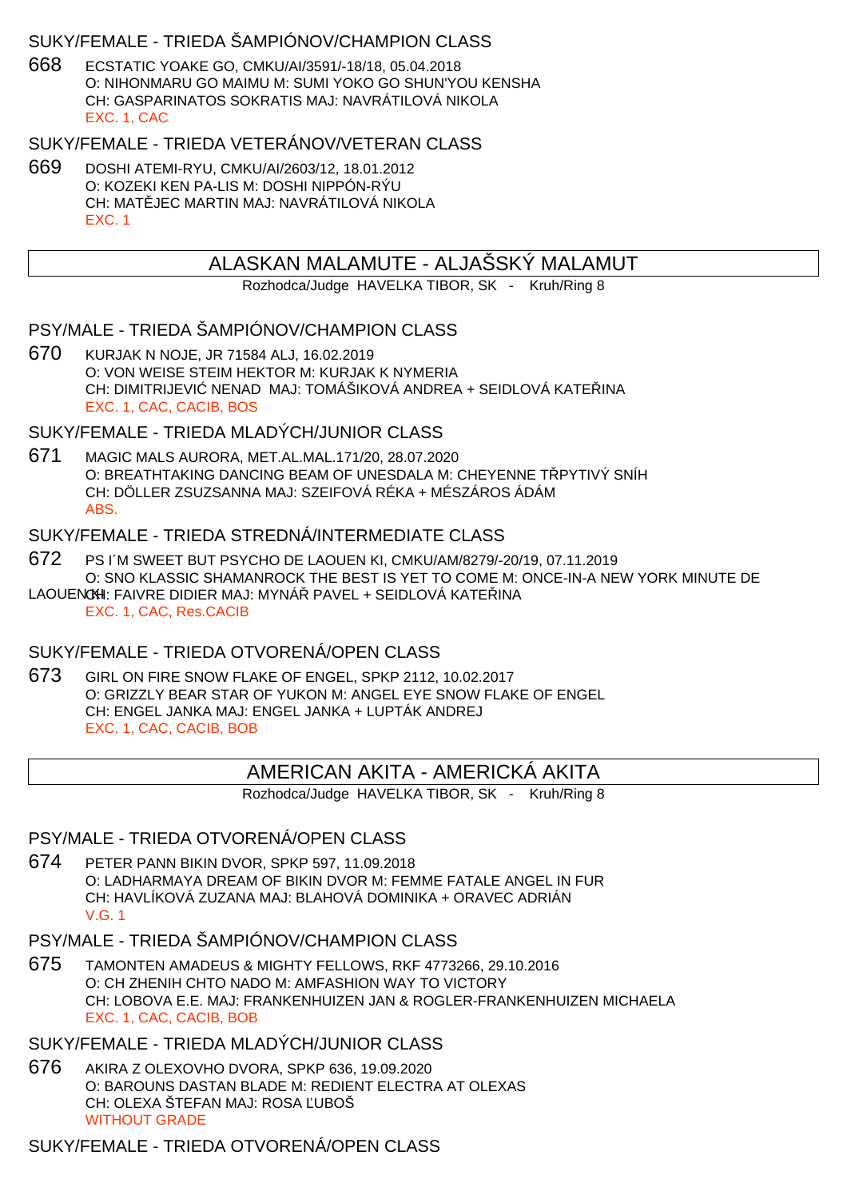### SUKY/FEMALE - TRIEDA ŠAMPIÓNOV/CHAMPION CLASS

668 ECSTATIC YOAKE GO, CMKU/AI/3591/-18/18, 05.04.2018
O: NIHONMARU GO MAIMU M: SUMI YOKO GO SHUN'YOU KENSHA
CH: GASPARINATOS SOKRATIS MAJ: NAVRÁTILOVÁ NIKOLA
EXC. 1, CAC

### SUKY/FEMALE - TRIEDA VETERÁNOV/VETERAN CLASS

669 DOSHI ATEMI-RYU, CMKU/AI/2603/12, 18.01.2012
O: KOZEKI KEN PA-LIS M: DOSHI NIPPÓN-RÝU
CH: MATĚJEC MARTIN MAJ: NAVRÁTILOVÁ NIKOLA
EXC. 1

## ALASKAN MALAMUTE - ALJAŠSKÝ MALAMUT

Rozhodca/Judge HAVELKA TIBOR, SK - Kruh/Ring 8

### PSY/MALE - TRIEDA ŠAMPIÓNOV/CHAMPION CLASS

670 KURJAK N NOJE, JR 71584 ALJ, 16.02.2019
O: VON WEISE STEIM HEKTOR M: KURJAK K NYMERIA
CH: DIMITRIJEVIĆ NENAD MAJ: TOMÁŠIKOVÁ ANDREA + SEIDLOVÁ KATEŘINA
EXC. 1, CAC, CACIB, BOS

### SUKY/FEMALE - TRIEDA MLADÝCH/JUNIOR CLASS

671 MAGIC MALS AURORA, MET.AL.MAL.171/20, 28.07.2020
O: BREATHTAKING DANCING BEAM OF UNESDALA M: CHEYENNE TŘPYTIVÝ SNÍH
CH: DÖLLER ZSUZSANNA MAJ: SZEIFOVÁ RÉKA + MÉSZÁROS ÁDÁM
ABS.

### SUKY/FEMALE - TRIEDA STREDNÁ/INTERMEDIATE CLASS

672 PS I´M SWEET BUT PSYCHO DE LAOUEN KI, CMKU/AM/8279/-20/19, 07.11.2019
O: SNO KLASSIC SHAMANROCK THE BEST IS YET TO COME M: ONCE-IN-A NEW YORK MINUTE DE LAOUEN KI
CH: FAIVRE DIDIER MAJ: MYNÁŘ PAVEL + SEIDLOVÁ KATEŘINA
EXC. 1, CAC, Res.CACIB

### SUKY/FEMALE - TRIEDA OTVORENÁ/OPEN CLASS

673 GIRL ON FIRE SNOW FLAKE OF ENGEL, SPKP 2112, 10.02.2017
O: GRIZZLY BEAR STAR OF YUKON M: ANGEL EYE SNOW FLAKE OF ENGEL
CH: ENGEL JANKA MAJ: ENGEL JANKA + LUPTÁK ANDREJ
EXC. 1, CAC, CACIB, BOB

## AMERICAN AKITA - AMERICKÁ AKITA

Rozhodca/Judge HAVELKA TIBOR, SK - Kruh/Ring 8

### PSY/MALE - TRIEDA OTVORENÁ/OPEN CLASS

674 PETER PANN BIKIN DVOR, SPKP 597, 11.09.2018
O: LADHARMAYA DREAM OF BIKIN DVOR M: FEMME FATALE ANGEL IN FUR
CH: HAVLÍKOVÁ ZUZANA MAJ: BLAHOVÁ DOMINIKA + ORAVEC ADRIÁN
V.G. 1

### PSY/MALE - TRIEDA ŠAMPIÓNOV/CHAMPION CLASS

675 TAMONTEN AMADEUS & MIGHTY FELLOWS, RKF 4773266, 29.10.2016
O: CH ZHENIH CHTO NADO M: AMFASHION WAY TO VICTORY
CH: LOBOVA E.E. MAJ: FRANKENHUIZEN JAN & ROGLER-FRANKENHUIZEN MICHAELA
EXC. 1, CAC, CACIB, BOB

### SUKY/FEMALE - TRIEDA MLADÝCH/JUNIOR CLASS

676 AKIRA Z OLEXOVHO DVORA, SPKP 636, 19.09.2020
O: BAROUNS DASTAN BLADE M: REDIENT ELECTRA AT OLEXAS
CH: OLEXA ŠTEFAN MAJ: ROSA ĽUBOŠ
WITHOUT GRADE

### SUKY/FEMALE - TRIEDA OTVORENÁ/OPEN CLASS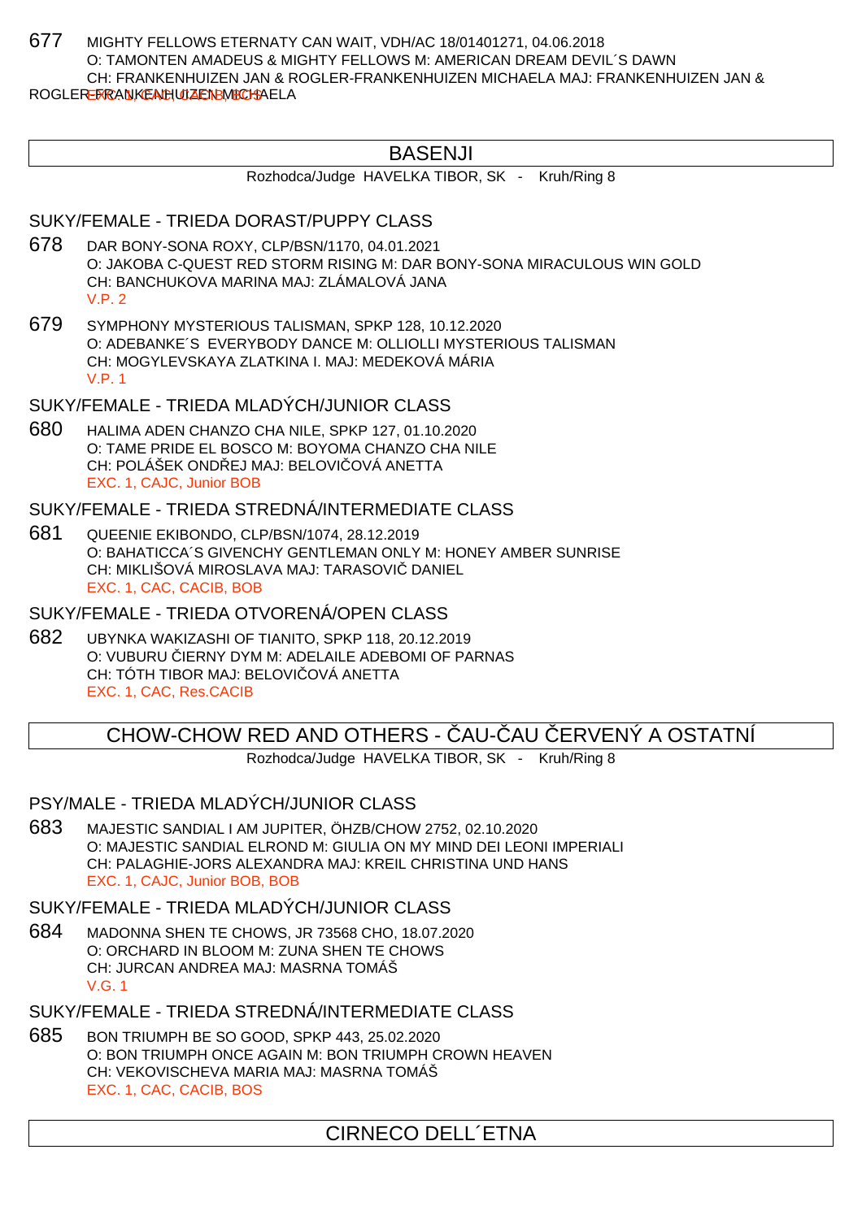677 MIGHTY FELLOWS ETERNATY CAN WAIT, VDH/AC 18/01401271, 04.06.2018
O: TAMONTEN AMADEUS & MIGHTY FELLOWS M: AMERICAN DREAM DEVIL´S DAWN
CH: FRANKENHUIZEN JAN & ROGLER-FRANKENHUIZEN MICHAELA MAJ: FRANKENHUIZEN JAN & ROGLER-FRANKENHUIZEN MICHAELA
EXC. 1, CAC, CACIB, BOS

## BASENJI

Rozhodca/Judge HAVELKA TIBOR, SK - Kruh/Ring 8

### SUKY/FEMALE - TRIEDA DORAST/PUPPY CLASS

678 DAR BONY-SONA ROXY, CLP/BSN/1170, 04.01.2021
O: JAKOBA C-QUEST RED STORM RISING M: DAR BONY-SONA MIRACULOUS WIN GOLD
CH: BANCHUKOVA MARINA MAJ: ZLÁMALOVÁ JANA
V.P. 2

679 SYMPHONY MYSTERIOUS TALISMAN, SPKP 128, 10.12.2020
O: ADEBANKE´S EVERYBODY DANCE M: OLLIOLLI MYSTERIOUS TALISMAN
CH: MOGYLEVSKAYA ZLATKINA I. MAJ: MEDEKOVÁ MÁRIA
V.P. 1

### SUKY/FEMALE - TRIEDA MLADÝCH/JUNIOR CLASS

680 HALIMA ADEN CHANZO CHA NILE, SPKP 127, 01.10.2020
O: TAME PRIDE EL BOSCO M: BOYOMA CHANZO CHA NILE
CH: POLÁŠEK ONDŘEJ MAJ: BELOVIČOVÁ ANETTA
EXC. 1, CAJC, Junior BOB

### SUKY/FEMALE - TRIEDA STREDNÁ/INTERMEDIATE CLASS

681 QUEENIE EKIBONDO, CLP/BSN/1074, 28.12.2019
O: BAHATICCA´S GIVENCHY GENTLEMAN ONLY M: HONEY AMBER SUNRISE
CH: MIKLIŠOVÁ MIROSLAVA MAJ: TARASOVIČ DANIEL
EXC. 1, CAC, CACIB, BOB

### SUKY/FEMALE - TRIEDA OTVORENÁ/OPEN CLASS

682 UBYNKA WAKIZASHI OF TIANITO, SPKP 118, 20.12.2019
O: VUBURU ČIERNY DYM M: ADELAILE ADEBOMI OF PARNAS
CH: TÓTH TIBOR MAJ: BELOVIČOVÁ ANETTA
EXC. 1, CAC, Res.CACIB

## CHOW-CHOW RED AND OTHERS - ČAU-ČAU ČERVENÝ A OSTATNÍ

Rozhodca/Judge HAVELKA TIBOR, SK - Kruh/Ring 8

### PSY/MALE - TRIEDA MLADÝCH/JUNIOR CLASS

683 MAJESTIC SANDIAL I AM JUPITER, ÖHZB/CHOW 2752, 02.10.2020
O: MAJESTIC SANDIAL ELROND M: GIULIA ON MY MIND DEI LEONI IMPERIALI
CH: PALAGHIE-JORS ALEXANDRA MAJ: KREIL CHRISTINA UND HANS
EXC. 1, CAJC, Junior BOB, BOB

### SUKY/FEMALE - TRIEDA MLADÝCH/JUNIOR CLASS

684 MADONNA SHEN TE CHOWS, JR 73568 CHO, 18.07.2020
O: ORCHARD IN BLOOM M: ZUNA SHEN TE CHOWS
CH: JURCAN ANDREA MAJ: MASRNA TOMÁŠ
V.G. 1

### SUKY/FEMALE - TRIEDA STREDNÁ/INTERMEDIATE CLASS

685 BON TRIUMPH BE SO GOOD, SPKP 443, 25.02.2020
O: BON TRIUMPH ONCE AGAIN M: BON TRIUMPH CROWN HEAVEN
CH: VEKOVISCHEVA MARIA MAJ: MASRNA TOMÁŠ
EXC. 1, CAC, CACIB, BOS

## CIRNECO DELL´ETNA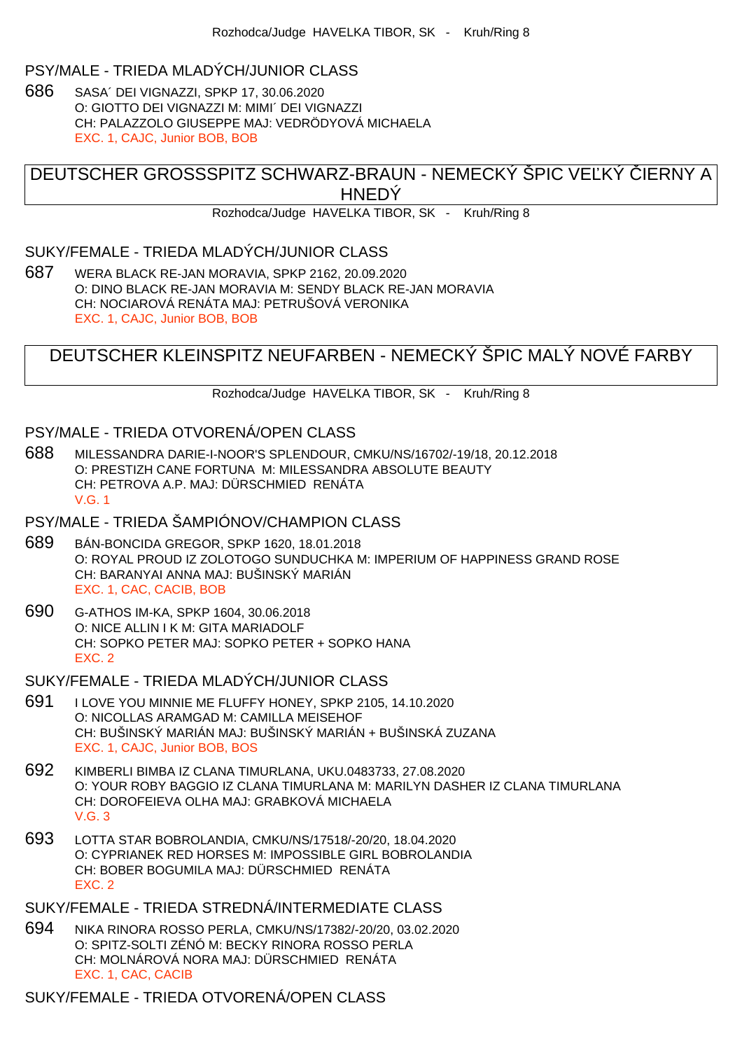Rozhodca/Judge HAVELKA TIBOR, SK - Kruh/Ring 8

### PSY/MALE - TRIEDA MLADÝCH/JUNIOR CLASS

686 SASA´ DEI VIGNAZZI, SPKP 17, 30.06.2020
O: GIOTTO DEI VIGNAZZI M: MIMI´ DEI VIGNAZZI
CH: PALAZZOLO GIUSEPPE MAJ: VEDRÖDYOVÁ MICHAELA
EXC. 1, CAJC, Junior BOB, BOB

## DEUTSCHER GROSSSPITZ SCHWARZ-BRAUN - NEMECKÝ ŠPIC VEĽKÝ ČIERNY A HNEDÝ

Rozhodca/Judge HAVELKA TIBOR, SK - Kruh/Ring 8

### SUKY/FEMALE - TRIEDA MLADÝCH/JUNIOR CLASS

687 WERA BLACK RE-JAN MORAVIA, SPKP 2162, 20.09.2020
O: DINO BLACK RE-JAN MORAVIA M: SENDY BLACK RE-JAN MORAVIA
CH: NOCIAROVÁ RENÁTA MAJ: PETRUŠOVÁ VERONIKA
EXC. 1, CAJC, Junior BOB, BOB

## DEUTSCHER KLEINSPITZ NEUFARBEN - NEMECKÝ ŠPIC MALÝ NOVÉ FARBY

Rozhodca/Judge HAVELKA TIBOR, SK - Kruh/Ring 8

### PSY/MALE - TRIEDA OTVORENÁ/OPEN CLASS

688 MILESSANDRA DARIE-I-NOOR'S SPLENDOUR, CMKU/NS/16702/-19/18, 20.12.2018
O: PRESTIZH CANE FORTUNA M: MILESSANDRA ABSOLUTE BEAUTY
CH: PETROVA A.P. MAJ: DÜRSCHMIED RENÁTA
V.G. 1

### PSY/MALE - TRIEDA ŠAMPIÓNOV/CHAMPION CLASS

689 BÁN-BONCIDA GREGOR, SPKP 1620, 18.01.2018
O: ROYAL PROUD IZ ZOLOTOGO SUNDUCHKA M: IMPERIUM OF HAPPINESS GRAND ROSE
CH: BARANYAI ANNA MAJ: BUŠINSKÝ MARIÁN
EXC. 1, CAC, CACIB, BOB

690 G-ATHOS IM-KA, SPKP 1604, 30.06.2018
O: NICE ALLIN I K M: GITA MARIADOLF
CH: SOPKO PETER MAJ: SOPKO PETER + SOPKO HANA
EXC. 2

### SUKY/FEMALE - TRIEDA MLADÝCH/JUNIOR CLASS

691 I LOVE YOU MINNIE ME FLUFFY HONEY, SPKP 2105, 14.10.2020
O: NICOLLAS ARAMGAD M: CAMILLA MEISEHOF
CH: BUŠINSKÝ MARIÁN MAJ: BUŠINSKÝ MARIÁN + BUŠINSKÁ ZUZANA
EXC. 1, CAJC, Junior BOB, BOS

692 KIMBERLI BIMBA IZ CLANA TIMURLANA, UKU.0483733, 27.08.2020
O: YOUR ROBY BAGGIO IZ CLANA TIMURLANA M: MARILYN DASHER IZ CLANA TIMURLANA
CH: DOROFEIEVA OLHA MAJ: GRABKOVÁ MICHAELA
V.G. 3

693 LOTTA STAR BOBROLANDIA, CMKU/NS/17518/-20/20, 18.04.2020
O: CYPRIANEK RED HORSES M: IMPOSSIBLE GIRL BOBROLANDIA
CH: BOBER BOGUMILA MAJ: DÜRSCHMIED RENÁTA
EXC. 2

### SUKY/FEMALE - TRIEDA STREDNÁ/INTERMEDIATE CLASS

694 NIKA RINORA ROSSO PERLA, CMKU/NS/17382/-20/20, 03.02.2020
O: SPITZ-SOLTI ZÉNÓ M: BECKY RINORA ROSSO PERLA
CH: MOLNÁROVÁ NORA MAJ: DÜRSCHMIED RENÁTA
EXC. 1, CAC, CACIB

### SUKY/FEMALE - TRIEDA OTVORENÁ/OPEN CLASS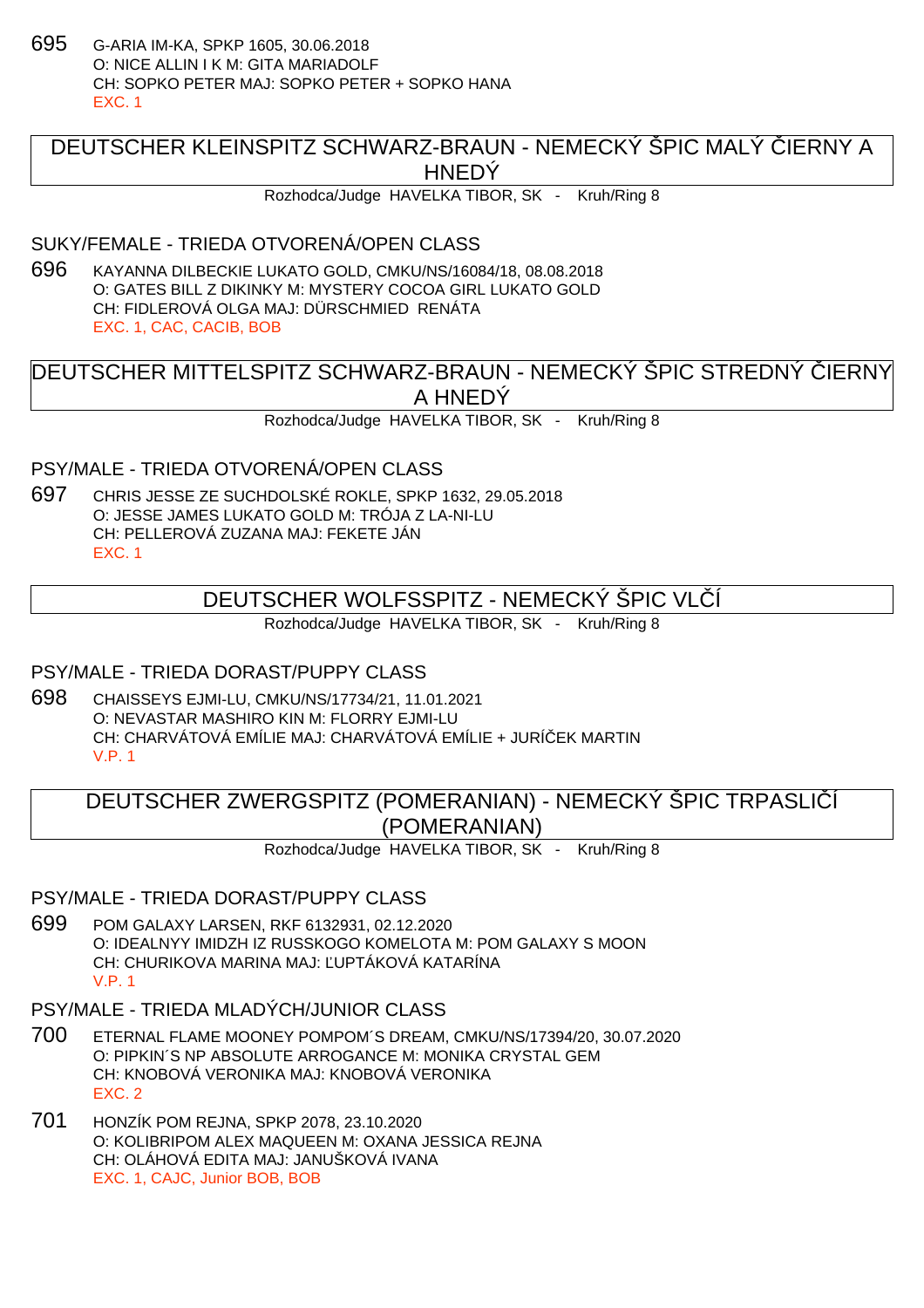695 G-ARIA IM-KA, SPKP 1605, 30.06.2018
O: NICE ALLIN I K M: GITA MARIADOLF
CH: SOPKO PETER MAJ: SOPKO PETER + SOPKO HANA
EXC. 1

## DEUTSCHER KLEINSPITZ SCHWARZ-BRAUN - NEMECKÝ ŠPIC MALÝ ČIERNY A HNEDÝ

Rozhodca/Judge HAVELKA TIBOR, SK - Kruh/Ring 8

### SUKY/FEMALE - TRIEDA OTVORENÁ/OPEN CLASS

696 KAYANNA DILBECKIE LUKATO GOLD, CMKU/NS/16084/18, 08.08.2018
O: GATES BILL Z DIKINKY M: MYSTERY COCOA GIRL LUKATO GOLD
CH: FIDLEROVÁ OLGA MAJ: DÜRSCHMIED RENÁTA
EXC. 1, CAC, CACIB, BOB

## DEUTSCHER MITTELSPITZ SCHWARZ-BRAUN - NEMECKÝ ŠPIC STREDNÝ ČIERNY A HNEDÝ

Rozhodca/Judge HAVELKA TIBOR, SK - Kruh/Ring 8

### PSY/MALE - TRIEDA OTVORENÁ/OPEN CLASS

697 CHRIS JESSE ZE SUCHDOLSKÉ ROKLE, SPKP 1632, 29.05.2018
O: JESSE JAMES LUKATO GOLD M: TRÓJA Z LA-NI-LU
CH: PELLEROVÁ ZUZANA MAJ: FEKETE JÁN
EXC. 1

## DEUTSCHER WOLFSSPITZ - NEMECKÝ ŠPIC VLČÍ

Rozhodca/Judge HAVELKA TIBOR, SK - Kruh/Ring 8

### PSY/MALE - TRIEDA DORAST/PUPPY CLASS

698 CHAISSEYS EJMI-LU, CMKU/NS/17734/21, 11.01.2021
O: NEVASTAR MASHIRO KIN M: FLORRY EJMI-LU
CH: CHARVÁTOVÁ EMÍLIE MAJ: CHARVÁTOVÁ EMÍLIE + JURÍČEK MARTIN
V.P. 1

## DEUTSCHER ZWERGSPITZ (POMERANIAN) - NEMECKÝ ŠPIC TRPASLIČÍ (POMERANIAN)

Rozhodca/Judge HAVELKA TIBOR, SK - Kruh/Ring 8

### PSY/MALE - TRIEDA DORAST/PUPPY CLASS

699 POM GALAXY LARSEN, RKF 6132931, 02.12.2020
O: IDEALNYY IMIDZH IZ RUSSKOGO KOMELOTA M: POM GALAXY S MOON
CH: CHURIKOVA MARINA MAJ: ĽUPTÁKOVÁ KATARÍNA
V.P. 1

### PSY/MALE - TRIEDA MLADÝCH/JUNIOR CLASS

700 ETERNAL FLAME MOONEY POMPOM´S DREAM, CMKU/NS/17394/20, 30.07.2020
O: PIPKIN´S NP ABSOLUTE ARROGANCE M: MONIKA CRYSTAL GEM
CH: KNOBOVÁ VERONIKA MAJ: KNOBOVÁ VERONIKA
EXC. 2

701 HONZÍK POM REJNA, SPKP 2078, 23.10.2020
O: KOLIBRIPOM ALEX MAQUEEN M: OXANA JESSICA REJNA
CH: OLÁHOVÁ EDITA MAJ: JANUŠKOVÁ IVANA
EXC. 1, CAJC, Junior BOB, BOB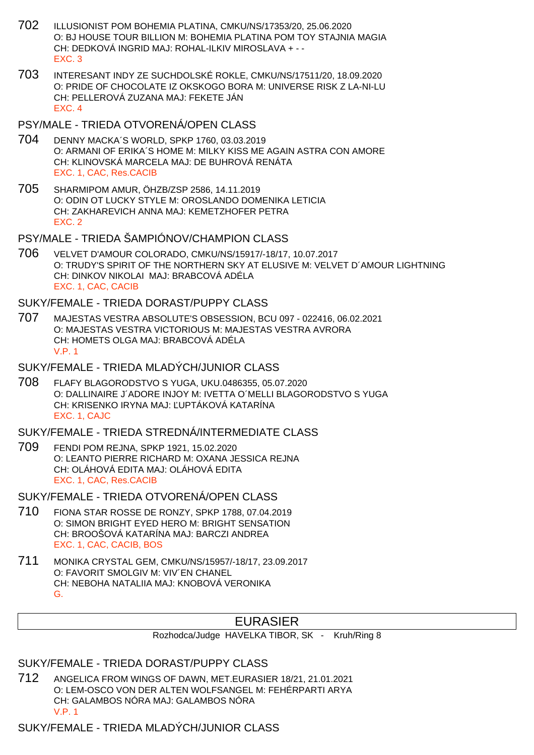702 ILLUSIONIST POM BOHEMIA PLATINA, CMKU/NS/17353/20, 25.06.2020
O: BJ HOUSE TOUR BILLION M: BOHEMIA PLATINA POM TOY STAJNIA MAGIA
CH: DEDKOVÁ INGRID MAJ: ROHAL-ILKIV MIROSLAVA + - -
EXC. 3

703 INTERESANT INDY ZE SUCHDOLSKÉ ROKLE, CMKU/NS/17511/20, 18.09.2020
O: PRIDE OF CHOCOLATE IZ OKSKOGO BORA M: UNIVERSE RISK Z LA-NI-LU
CH: PELLEROVÁ ZUZANA MAJ: FEKETE JÁN
EXC. 4

## PSY/MALE - TRIEDA OTVORENÁ/OPEN CLASS

704 DENNY MACKA´S WORLD, SPKP 1760, 03.03.2019
O: ARMANI OF ERIKA´S HOME M: MILKY KISS ME AGAIN ASTRA CON AMORE
CH: KLINOVSKÁ MARCELA MAJ: DE BUHROVÁ RENÁTA
EXC. 1, CAC, Res.CACIB

705 SHARMIPOM AMUR, ÖHZB/ZSP 2586, 14.11.2019
O: ODIN OT LUCKY STYLE M: OROSLANDO DOMENIKA LETICIA
CH: ZAKHAREVICH ANNA MAJ: KEMETZHOFER PETRA
EXC. 2

## PSY/MALE - TRIEDA ŠAMPIÓNOV/CHAMPION CLASS

706 VELVET D'AMOUR COLORADO, CMKU/NS/15917/-18/17, 10.07.2017
O: TRUDY'S SPIRIT OF THE NORTHERN SKY AT ELUSIVE M: VELVET D´AMOUR LIGHTNING
CH: DINKOV NIKOLAI MAJ: BRABCOVÁ ADÉLA
EXC. 1, CAC, CACIB

## SUKY/FEMALE - TRIEDA DORAST/PUPPY CLASS

707 MAJESTAS VESTRA ABSOLUTE'S OBSESSION, BCU 097 - 022416, 06.02.2021
O: MAJESTAS VESTRA VICTORIOUS M: MAJESTAS VESTRA AVRORA
CH: HOMETS OLGA MAJ: BRABCOVÁ ADÉLA
V.P. 1

## SUKY/FEMALE - TRIEDA MLADÝCH/JUNIOR CLASS

708 FLAFY BLAGORODSTVO S YUGA, UKU.0486355, 05.07.2020
O: DALLINAIRE J´ADORE INJOY M: IVETTA O´MELLI BLAGORODSTVO S YUGA
CH: KRISENKO IRYNA MAJ: ĽUPTÁKOVÁ KATARÍNA
EXC. 1, CAJC

## SUKY/FEMALE - TRIEDA STREDNÁ/INTERMEDIATE CLASS

709 FENDI POM REJNA, SPKP 1921, 15.02.2020
O: LEANTO PIERRE RICHARD M: OXANA JESSICA REJNA
CH: OLÁHOVÁ EDITA MAJ: OLÁHOVÁ EDITA
EXC. 1, CAC, Res.CACIB

## SUKY/FEMALE - TRIEDA OTVORENÁ/OPEN CLASS

710 FIONA STAR ROSSE DE RONZY, SPKP 1788, 07.04.2019
O: SIMON BRIGHT EYED HERO M: BRIGHT SENSATION
CH: BROOŠOVÁ KATARÍNA MAJ: BARCZI ANDREA
EXC. 1, CAC, CACIB, BOS

711 MONIKA CRYSTAL GEM, CMKU/NS/15957/-18/17, 23.09.2017
O: FAVORIT SMOLGIV M: VIV´EN CHANEL
CH: NEBOHA NATALIIA MAJ: KNOBOVÁ VERONIKA
G.

# EURASIER

Rozhodca/Judge HAVELKA TIBOR, SK - Kruh/Ring 8

## SUKY/FEMALE - TRIEDA DORAST/PUPPY CLASS

712 ANGELICA FROM WINGS OF DAWN, MET.EURASIER 18/21, 21.01.2021
O: LEM-OSCO VON DER ALTEN WOLFSANGEL M: FEHÉRPARTI ARYA
CH: GALAMBOS NÓRA MAJ: GALAMBOS NÓRA
V.P. 1

## SUKY/FEMALE - TRIEDA MLADÝCH/JUNIOR CLASS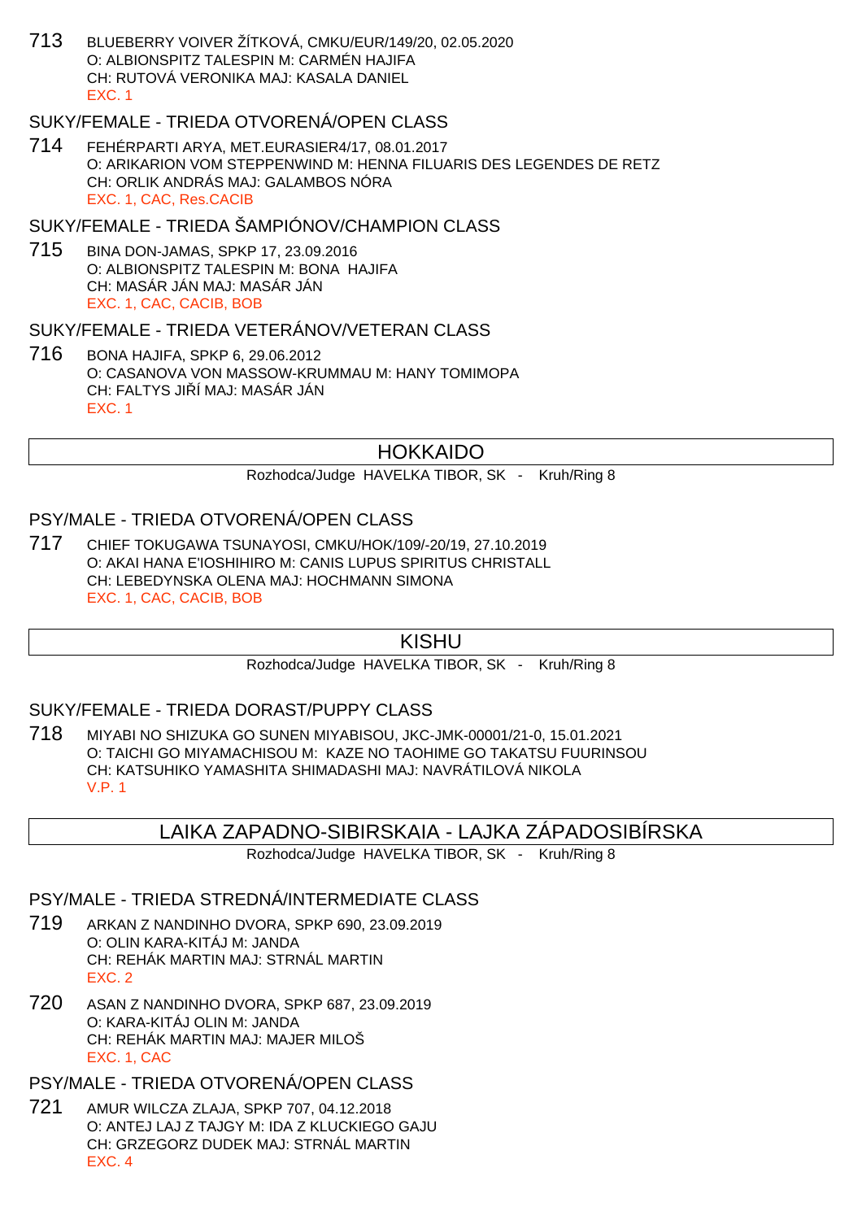713 BLUEBERRY VOIVER ŽÍTKOVÁ, CMKU/EUR/149/20, 02.05.2020
O: ALBIONSPITZ TALESPIN M: CARMÉN HAJIFA
CH: RUTOVÁ VERONIKA MAJ: KASALA DANIEL
EXC. 1

### SUKY/FEMALE - TRIEDA OTVORENÁ/OPEN CLASS

714 FEHÉRPARTI ARYA, MET.EURASIER4/17, 08.01.2017
O: ARIKARION VOM STEPPENWIND M: HENNA FILUARIS DES LEGENDES DE RETZ
CH: ORLIK ANDRÁS MAJ: GALAMBOS NÓRA
EXC. 1, CAC, Res.CACIB

### SUKY/FEMALE - TRIEDA ŠAMPIÓNOV/CHAMPION CLASS

715 BINA DON-JAMAS, SPKP 17, 23.09.2016
O: ALBIONSPITZ TALESPIN M: BONA HAJIFA
CH: MASÁR JÁN MAJ: MASÁR JÁN
EXC. 1, CAC, CACIB, BOB

### SUKY/FEMALE - TRIEDA VETERÁNOV/VETERAN CLASS

716 BONA HAJIFA, SPKP 6, 29.06.2012
O: CASANOVA VON MASSOW-KRUMMAU M: HANY TOMIMOPA
CH: FALTYS JIŘÍ MAJ: MASÁR JÁN
EXC. 1

## HOKKAIDO

Rozhodca/Judge HAVELKA TIBOR, SK - Kruh/Ring 8

### PSY/MALE - TRIEDA OTVORENÁ/OPEN CLASS

717 CHIEF TOKUGAWA TSUNAYOSI, CMKU/HOK/109/-20/19, 27.10.2019
O: AKAI HANA E'IOSHIHIRO M: CANIS LUPUS SPIRITUS CHRISTALL
CH: LEBEDYNSKA OLENA MAJ: HOCHMANN SIMONA
EXC. 1, CAC, CACIB, BOB

## KISHU

Rozhodca/Judge HAVELKA TIBOR, SK - Kruh/Ring 8

### SUKY/FEMALE - TRIEDA DORAST/PUPPY CLASS

718 MIYABI NO SHIZUKA GO SUNEN MIYABISOU, JKC-JMK-00001/21-0, 15.01.2021
O: TAICHI GO MIYAMACHISOU M: KAZE NO TAOHIME GO TAKATSU FUURINSOU
CH: KATSUHIKO YAMASHITA SHIMADASHI MAJ: NAVRÁTILOVÁ NIKOLA
V.P. 1

## LAIKA ZAPADNO-SIBIRSKAIA - LAJKA ZÁPADOSIBÍRSKA

Rozhodca/Judge HAVELKA TIBOR, SK - Kruh/Ring 8

### PSY/MALE - TRIEDA STREDNÁ/INTERMEDIATE CLASS

719 ARKAN Z NANDINHO DVORA, SPKP 690, 23.09.2019
O: OLIN KARA-KITÁJ M: JANDA
CH: REHÁK MARTIN MAJ: STRNÁL MARTIN
EXC. 2

720 ASAN Z NANDINHO DVORA, SPKP 687, 23.09.2019
O: KARA-KITÁJ OLIN M: JANDA
CH: REHÁK MARTIN MAJ: MAJER MILOŠ
EXC. 1, CAC

### PSY/MALE - TRIEDA OTVORENÁ/OPEN CLASS

721 AMUR WILCZA ZLAJA, SPKP 707, 04.12.2018
O: ANTEJ LAJ Z TAJGY M: IDA Z KLUCKIEGO GAJU
CH: GRZEGORZ DUDEK MAJ: STRNÁL MARTIN
EXC. 4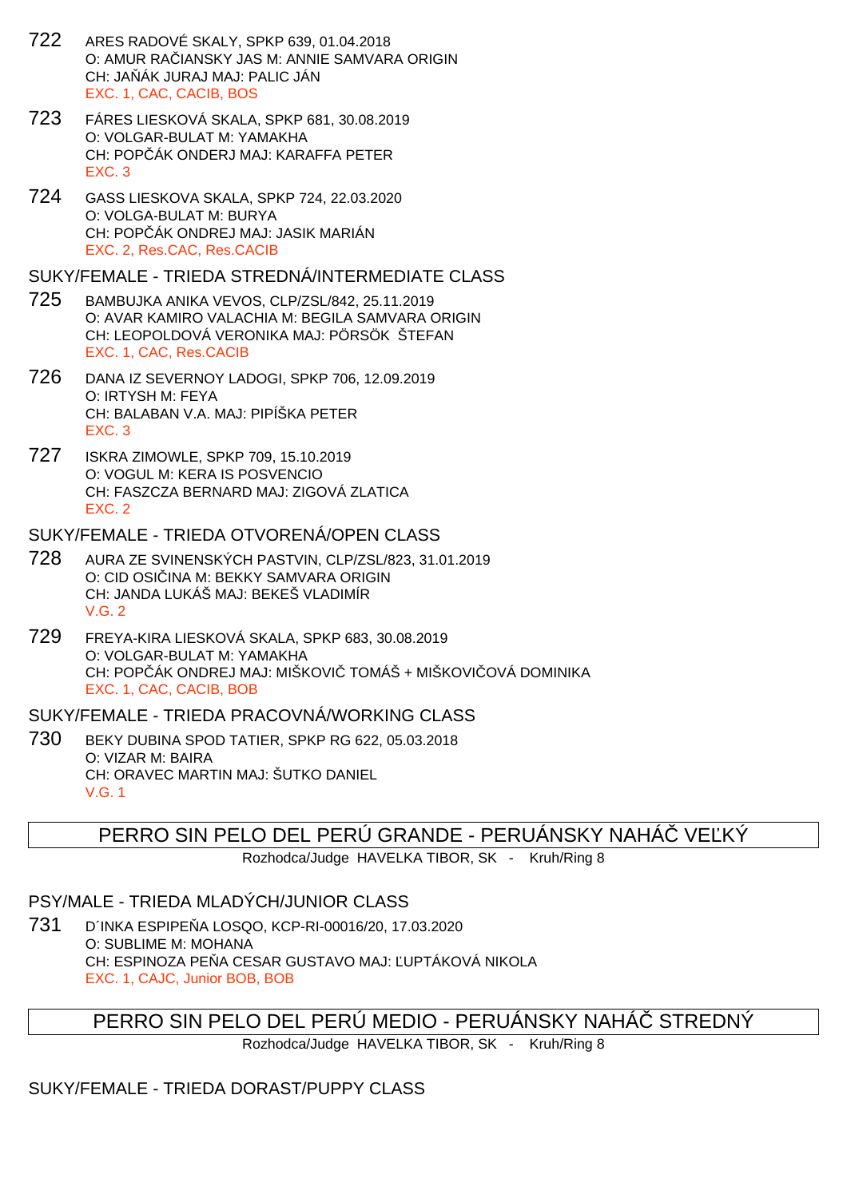722 ARES RADOVÉ SKALY, SPKP 639, 01.04.2018
O: AMUR RAČIANSKY JAS M: ANNIE SAMVARA ORIGIN
CH: JAŇÁK JURAJ MAJ: PALIC JÁN
EXC. 1, CAC, CACIB, BOS

723 FÁRES LIESKOVÁ SKALA, SPKP 681, 30.08.2019
O: VOLGAR-BULAT M: YAMAKHA
CH: POPČÁK ONDERJ MAJ: KARAFFA PETER
EXC. 3

724 GASS LIESKOVA SKALA, SPKP 724, 22.03.2020
O: VOLGA-BULAT M: BURYA
CH: POPČÁK ONDREJ MAJ: JASIK MARIÁN
EXC. 2, Res.CAC, Res.CACIB

SUKY/FEMALE - TRIEDA STREDNÁ/INTERMEDIATE CLASS

725 BAMBUJKA ANIKA VEVOS, CLP/ZSL/842, 25.11.2019
O: AVAR KAMIRO VALACHIA M: BEGILA SAMVARA ORIGIN
CH: LEOPOLDOVÁ VERONIKA MAJ: PÖRSÖK ŠTEFAN
EXC. 1, CAC, Res.CACIB

726 DANA IZ SEVERNOY LADOGI, SPKP 706, 12.09.2019
O: IRTYSH M: FEYA
CH: BALABAN V.A. MAJ: PIPÍŠKA PETER
EXC. 3

727 ISKRA ZIMOWLE, SPKP 709, 15.10.2019
O: VOGUL M: KERA IS POSVENCIO
CH: FASZCZA BERNARD MAJ: ZIGOVÁ ZLATICA
EXC. 2

SUKY/FEMALE - TRIEDA OTVORENÁ/OPEN CLASS

728 AURA ZE SVINENSKÝCH PASTVIN, CLP/ZSL/823, 31.01.2019
O: CID OSIČINA M: BEKKY SAMVARA ORIGIN
CH: JANDA LUKÁŠ MAJ: BEKEŠ VLADIMÍR
V.G. 2

729 FREYA-KIRA LIESKOVÁ SKALA, SPKP 683, 30.08.2019
O: VOLGAR-BULAT M: YAMAKHA
CH: POPČÁK ONDREJ MAJ: MIŠKOVIČ TOMÁŠ + MIŠKOVIČOVÁ DOMINIKA
EXC. 1, CAC, CACIB, BOB

SUKY/FEMALE - TRIEDA PRACOVNÁ/WORKING CLASS

730 BEKY DUBINA SPOD TATIER, SPKP RG 622, 05.03.2018
O: VIZAR M: BAIRA
CH: ORAVEC MARTIN MAJ: ŠUTKO DANIEL
V.G. 1

## PERRO SIN PELO DEL PERÚ GRANDE - PERUÁNSKY NAHÁČ VEĽKÝ

Rozhodca/Judge HAVELKA TIBOR, SK - Kruh/Ring 8

PSY/MALE - TRIEDA MLADÝCH/JUNIOR CLASS

731 D´INKA ESPIPEÑA LOSQO, KCP-RI-00016/20, 17.03.2020
O: SUBLIME M: MOHANA
CH: ESPINOZA PEÑA CESAR GUSTAVO MAJ: ĽUPTÁKOVÁ NIKOLA
EXC. 1, CAJC, Junior BOB, BOB

## PERRO SIN PELO DEL PERÚ MEDIO - PERUÁNSKY NAHÁČ STREDNÝ

Rozhodca/Judge HAVELKA TIBOR, SK - Kruh/Ring 8

SUKY/FEMALE - TRIEDA DORAST/PUPPY CLASS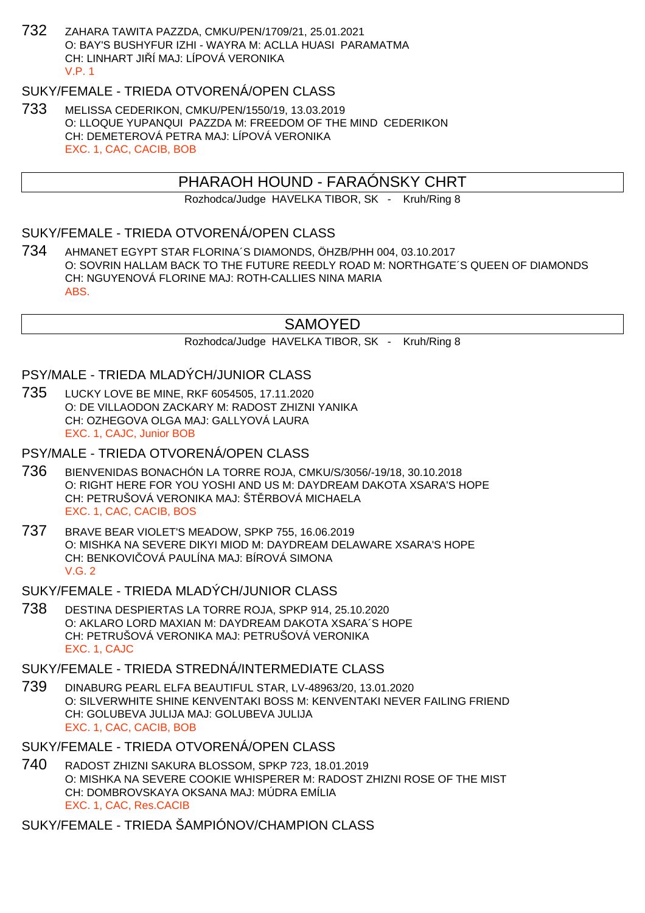732 ZAHARA TAWITA PAZZDA, CMKU/PEN/1709/21, 25.01.2021
O: BAY'S BUSHYFUR IZHI - WAYRA M: ACLLA HUASI PARAMATMA
CH: LINHART JIŘÍ MAJ: LÍPOVÁ VERONIKA
V.P. 1

SUKY/FEMALE - TRIEDA OTVORENÁ/OPEN CLASS

733 MELISSA CEDERIKON, CMKU/PEN/1550/19, 13.03.2019
O: LLOQUE YUPANQUI PAZZDA M: FREEDOM OF THE MIND CEDERIKON
CH: DEMETEROVÁ PETRA MAJ: LÍPOVÁ VERONIKA
EXC. 1, CAC, CACIB, BOB

## PHARAOH HOUND - FARAÓNSKY CHRT

Rozhodca/Judge HAVELKA TIBOR, SK - Kruh/Ring 8

SUKY/FEMALE - TRIEDA OTVORENÁ/OPEN CLASS

734 AHMANET EGYPT STAR FLORINA´S DIAMONDS, ÖHZB/PHH 004, 03.10.2017
O: SOVRIN HALLAM BACK TO THE FUTURE REEDLY ROAD M: NORTHGATE´S QUEEN OF DIAMONDS
CH: NGUYENOVÁ FLORINE MAJ: ROTH-CALLIES NINA MARIA
ABS.

## SAMOYED

Rozhodca/Judge HAVELKA TIBOR, SK - Kruh/Ring 8

PSY/MALE - TRIEDA MLADÝCH/JUNIOR CLASS

735 LUCKY LOVE BE MINE, RKF 6054505, 17.11.2020
O: DE VILLAODON ZACKARY M: RADOST ZHIZNI YANIKA
CH: OZHEGOVA OLGA MAJ: GALLYOVÁ LAURA
EXC. 1, CAJC, Junior BOB

PSY/MALE - TRIEDA OTVORENÁ/OPEN CLASS

736 BIENVENIDAS BONACHÓN LA TORRE ROJA, CMKU/S/3056/-19/18, 30.10.2018
O: RIGHT HERE FOR YOU YOSHI AND US M: DAYDREAM DAKOTA XSARA'S HOPE
CH: PETRUŠOVÁ VERONIKA MAJ: ŠTĚRBOVÁ MICHAELA
EXC. 1, CAC, CACIB, BOS

737 BRAVE BEAR VIOLET'S MEADOW, SPKP 755, 16.06.2019
O: MISHKA NA SEVERE DIKYI MIOD M: DAYDREAM DELAWARE XSARA'S HOPE
CH: BENKOVIČOVÁ PAULÍNA MAJ: BÍROVÁ SIMONA
V.G. 2

SUKY/FEMALE - TRIEDA MLADÝCH/JUNIOR CLASS

738 DESTINA DESPIERTAS LA TORRE ROJA, SPKP 914, 25.10.2020
O: AKLARO LORD MAXIAN M: DAYDREAM DAKOTA XSARA´S HOPE
CH: PETRUŠOVÁ VERONIKA MAJ: PETRUŠOVÁ VERONIKA
EXC. 1, CAJC

SUKY/FEMALE - TRIEDA STREDNÁ/INTERMEDIATE CLASS

739 DINABURG PEARL ELFA BEAUTIFUL STAR, LV-48963/20, 13.01.2020
O: SILVERWHITE SHINE KENVENTAKI BOSS M: KENVENTAKI NEVER FAILING FRIEND
CH: GOLUBEVA JULIJA MAJ: GOLUBEVA JULIJA
EXC. 1, CAC, CACIB, BOB

SUKY/FEMALE - TRIEDA OTVORENÁ/OPEN CLASS

740 RADOST ZHIZNI SAKURA BLOSSOM, SPKP 723, 18.01.2019
O: MISHKA NA SEVERE COOKIE WHISPERER M: RADOST ZHIZNI ROSE OF THE MIST
CH: DOMBROVSKAYA OKSANA MAJ: MÚDRA EMÍLIA
EXC. 1, CAC, Res.CACIB

SUKY/FEMALE - TRIEDA ŠAMPIÓNOV/CHAMPION CLASS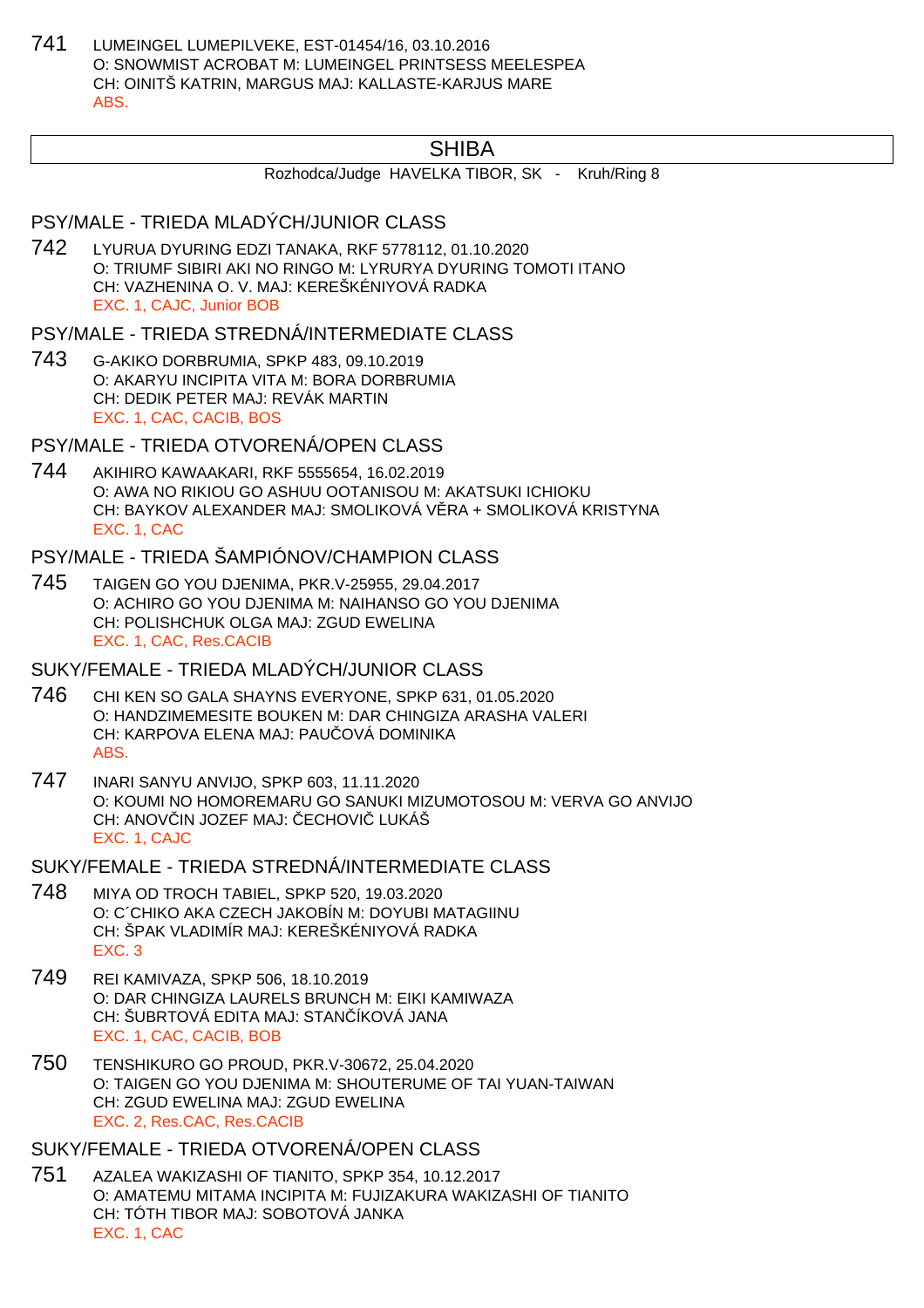741 LUMEINGEL LUMEPILVEKE, EST-01454/16, 03.10.2016
O: SNOWMIST ACROBAT M: LUMEINGEL PRINTSESS MEELESPEA
CH: OINITŠ KATRIN, MARGUS MAJ: KALLASTE-KARJUS MARE
ABS.

## SHIBA

Rozhodca/Judge HAVELKA TIBOR, SK - Kruh/Ring 8

### PSY/MALE - TRIEDA MLADÝCH/JUNIOR CLASS

742 LYURUA DYURING EDZI TANAKA, RKF 5778112, 01.10.2020
O: TRIUMF SIBIRI AKI NO RINGO M: LYRURYA DYURING TOMOTI ITANO
CH: VAZHENINA O. V. MAJ: KEREŠKÉNIYOVÁ RADKA
EXC. 1, CAJC, Junior BOB

### PSY/MALE - TRIEDA STREDNÁ/INTERMEDIATE CLASS

743 G-AKIKO DORBRUMIA, SPKP 483, 09.10.2019
O: AKARYU INCIPITA VITA M: BORA DORBRUMIA
CH: DEDIK PETER MAJ: REVÁK MARTIN
EXC. 1, CAC, CACIB, BOS

### PSY/MALE - TRIEDA OTVORENÁ/OPEN CLASS

744 AKIHIRO KAWAAKARI, RKF 5555654, 16.02.2019
O: AWA NO RIKIOU GO ASHUU OOTANISOU M: AKATSUKI ICHIOKU
CH: BAYKOV ALEXANDER MAJ: SMOLIKOVÁ VĚRA + SMOLIKOVÁ KRISTYNA
EXC. 1, CAC

### PSY/MALE - TRIEDA ŠAMPIÓNOV/CHAMPION CLASS

745 TAIGEN GO YOU DJENIMA, PKR.V-25955, 29.04.2017
O: ACHIRO GO YOU DJENIMA M: NAIHANSO GO YOU DJENIMA
CH: POLISHCHUK OLGA MAJ: ZGUD EWELINA
EXC. 1, CAC, Res.CACIB

### SUKY/FEMALE - TRIEDA MLADÝCH/JUNIOR CLASS

746 CHI KEN SO GALA SHAYNS EVERYONE, SPKP 631, 01.05.2020
O: HANDZIMEMESITE BOUKEN M: DAR CHINGIZA ARASHA VALERI
CH: KARPOVA ELENA MAJ: PAUČOVÁ DOMINIKA
ABS.

747 INARI SANYU ANVIJO, SPKP 603, 11.11.2020
O: KOUMI NO HOMOREMARU GO SANUKI MIZUMOTOSOU M: VERVA GO ANVIJO
CH: ANOVČIN JOZEF MAJ: ČECHOVIČ LUKÁŠ
EXC. 1, CAJC

### SUKY/FEMALE - TRIEDA STREDNÁ/INTERMEDIATE CLASS

748 MIYA OD TROCH TABIEL, SPKP 520, 19.03.2020
O: C´CHIKO AKA CZECH JAKOBÍN M: DOYUBI MATAGIINU
CH: ŠPAK VLADIMÍR MAJ: KEREŠKÉNIYOVÁ RADKA
EXC. 3

749 REI KAMIVAZA, SPKP 506, 18.10.2019
O: DAR CHINGIZA LAURELS BRUNCH M: EIKI KAMIWAZA
CH: ŠUBRTOVÁ EDITA MAJ: STANČÍKOVÁ JANA
EXC. 1, CAC, CACIB, BOB

750 TENSHIKURO GO PROUD, PKR.V-30672, 25.04.2020
O: TAIGEN GO YOU DJENIMA M: SHOUTERUME OF TAI YUAN-TAIWAN
CH: ZGUD EWELINA MAJ: ZGUD EWELINA
EXC. 2, Res.CAC, Res.CACIB

### SUKY/FEMALE - TRIEDA OTVORENÁ/OPEN CLASS

751 AZALEA WAKIZASHI OF TIANITO, SPKP 354, 10.12.2017
O: AMATEMU MITAMA INCIPITA M: FUJIZAKURA WAKIZASHI OF TIANITO
CH: TÓTH TIBOR MAJ: SOBOTOVÁ JANKA
EXC. 1, CAC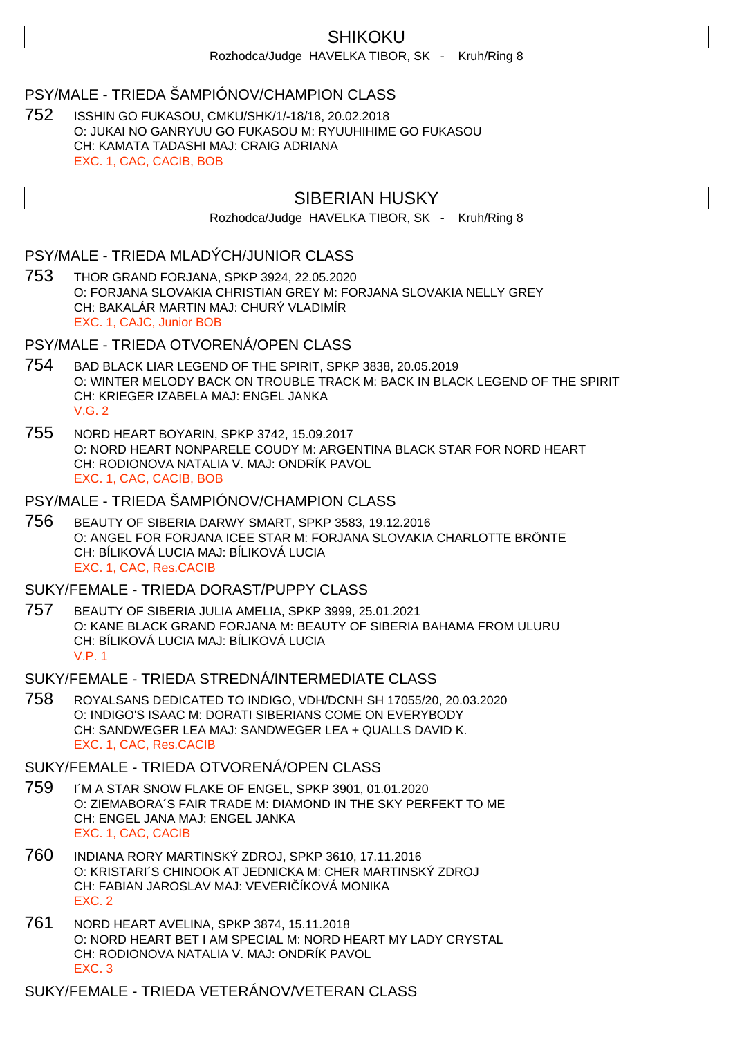# SHIKOKU

Rozhodca/Judge HAVELKA TIBOR, SK - Kruh/Ring 8

## PSY/MALE - TRIEDA ŠAMPIÓNOV/CHAMPION CLASS

752 ISSHIN GO FUKASOU, CMKU/SHK/1/-18/18, 20.02.2018
O: JUKAI NO GANRYUU GO FUKASOU M: RYUUHIHIME GO FUKASOU
CH: KAMATA TADASHI MAJ: CRAIG ADRIANA
EXC. 1, CAC, CACIB, BOB

# SIBERIAN HUSKY

Rozhodca/Judge HAVELKA TIBOR, SK - Kruh/Ring 8

## PSY/MALE - TRIEDA MLADÝCH/JUNIOR CLASS

753 THOR GRAND FORJANA, SPKP 3924, 22.05.2020
O: FORJANA SLOVAKIA CHRISTIAN GREY M: FORJANA SLOVAKIA NELLY GREY
CH: BAKALÁR MARTIN MAJ: CHURÝ VLADIMÍR
EXC. 1, CAJC, Junior BOB

## PSY/MALE - TRIEDA OTVORENÁ/OPEN CLASS

754 BAD BLACK LIAR LEGEND OF THE SPIRIT, SPKP 3838, 20.05.2019
O: WINTER MELODY BACK ON TROUBLE TRACK M: BACK IN BLACK LEGEND OF THE SPIRIT
CH: KRIEGER IZABELA MAJ: ENGEL JANKA
V.G. 2

755 NORD HEART BOYARIN, SPKP 3742, 15.09.2017
O: NORD HEART NONPARELE COUDY M: ARGENTINA BLACK STAR FOR NORD HEART
CH: RODIONOVA NATALIA V. MAJ: ONDRÍK PAVOL
EXC. 1, CAC, CACIB, BOB

## PSY/MALE - TRIEDA ŠAMPIÓNOV/CHAMPION CLASS

756 BEAUTY OF SIBERIA DARWY SMART, SPKP 3583, 19.12.2016
O: ANGEL FOR FORJANA ICEE STAR M: FORJANA SLOVAKIA CHARLOTTE BRÖNTE
CH: BÍLIKOVÁ LUCIA MAJ: BÍLIKOVÁ LUCIA
EXC. 1, CAC, Res.CACIB

## SUKY/FEMALE - TRIEDA DORAST/PUPPY CLASS

757 BEAUTY OF SIBERIA JULIA AMELIA, SPKP 3999, 25.01.2021
O: KANE BLACK GRAND FORJANA M: BEAUTY OF SIBERIA BAHAMA FROM ULURU
CH: BÍLIKOVÁ LUCIA MAJ: BÍLIKOVÁ LUCIA
V.P. 1

## SUKY/FEMALE - TRIEDA STREDNÁ/INTERMEDIATE CLASS

758 ROYALSANS DEDICATED TO INDIGO, VDH/DCNH SH 17055/20, 20.03.2020
O: INDIGO'S ISAAC M: DORATI SIBERIANS COME ON EVERYBODY
CH: SANDWEGER LEA MAJ: SANDWEGER LEA + QUALLS DAVID K.
EXC. 1, CAC, Res.CACIB

## SUKY/FEMALE - TRIEDA OTVORENÁ/OPEN CLASS

759 I´M A STAR SNOW FLAKE OF ENGEL, SPKP 3901, 01.01.2020
O: ZIEMABORA´S FAIR TRADE M: DIAMOND IN THE SKY PERFEKT TO ME
CH: ENGEL JANA MAJ: ENGEL JANKA
EXC. 1, CAC, CACIB

760 INDIANA RORY MARTINSKÝ ZDROJ, SPKP 3610, 17.11.2016
O: KRISTARI´S CHINOOK AT JEDNICKA M: CHER MARTINSKÝ ZDROJ
CH: FABIAN JAROSLAV MAJ: VEVERIČÍKOVÁ MONIKA
EXC. 2

761 NORD HEART AVELINA, SPKP 3874, 15.11.2018
O: NORD HEART BET I AM SPECIAL M: NORD HEART MY LADY CRYSTAL
CH: RODIONOVA NATALIA V. MAJ: ONDRÍK PAVOL
EXC. 3

## SUKY/FEMALE - TRIEDA VETERÁNOV/VETERAN CLASS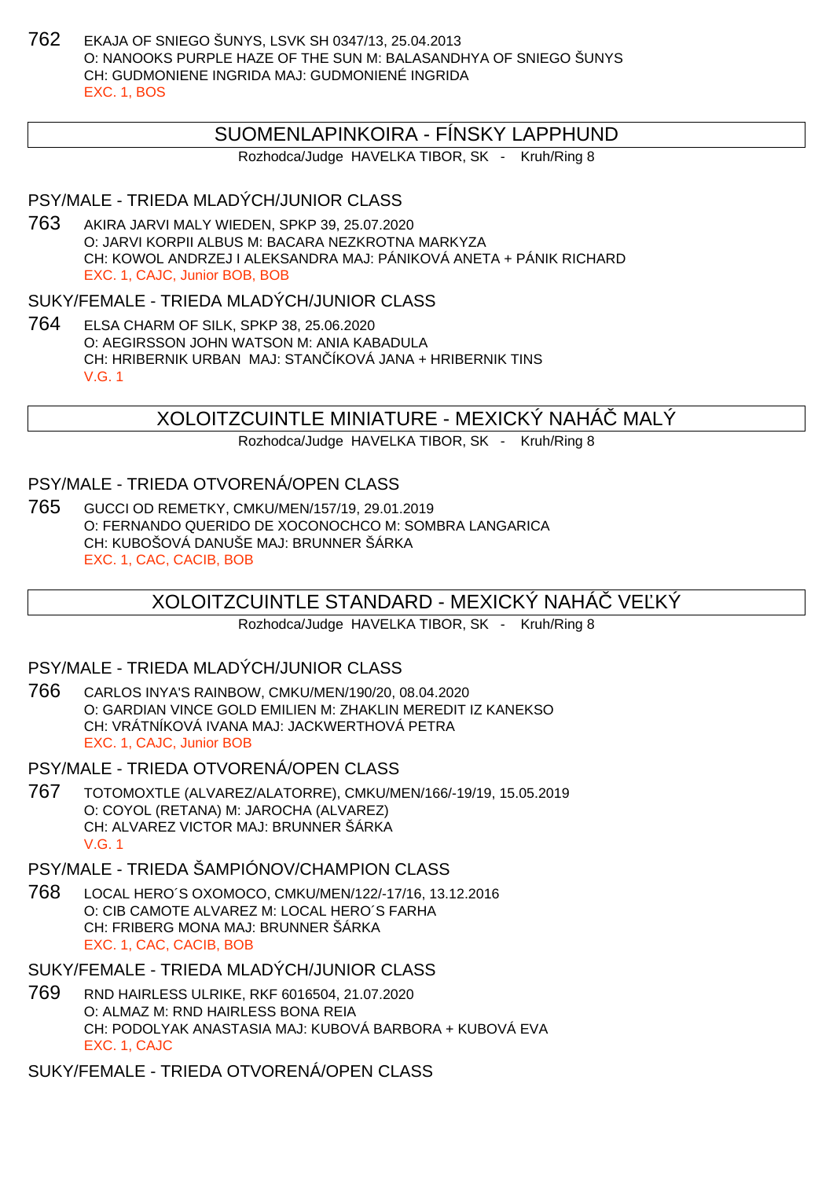762 EKAJA OF SNIEGO ŠUNYS, LSVK SH 0347/13, 25.04.2013
O: NANOOKS PURPLE HAZE OF THE SUN M: BALASANDHYA OF SNIEGO ŠUNYS
CH: GUDMONIENE INGRIDA MAJ: GUDMONIENÉ INGRIDA
EXC. 1, BOS

## SUOMENLAPINKOIRA - FÍNSKY LAPPHUND

Rozhodca/Judge HAVELKA TIBOR, SK - Kruh/Ring 8

### PSY/MALE - TRIEDA MLADÝCH/JUNIOR CLASS

763 AKIRA JARVI MALY WIEDEN, SPKP 39, 25.07.2020
O: JARVI KORPII ALBUS M: BACARA NEZKROTNA MARKYZA
CH: KOWOL ANDRZEJ I ALEKSANDRA MAJ: PÁNIKOVÁ ANETA + PÁNIK RICHARD
EXC. 1, CAJC, Junior BOB, BOB

### SUKY/FEMALE - TRIEDA MLADÝCH/JUNIOR CLASS

764 ELSA CHARM OF SILK, SPKP 38, 25.06.2020
O: AEGIRSSON JOHN WATSON M: ANIA KABADULA
CH: HRIBERNIK URBAN MAJ: STANČÍKOVÁ JANA + HRIBERNIK TINS
V.G. 1

## XOLOITZCUINTLE MINIATURE - MEXICKÝ NAHÁČ MALÝ

Rozhodca/Judge HAVELKA TIBOR, SK - Kruh/Ring 8

### PSY/MALE - TRIEDA OTVORENÁ/OPEN CLASS

765 GUCCI OD REMETKY, CMKU/MEN/157/19, 29.01.2019
O: FERNANDO QUERIDO DE XOCONOCHCO M: SOMBRA LANGARICA
CH: KUBOŠOVÁ DANUŠE MAJ: BRUNNER ŠÁRKA
EXC. 1, CAC, CACIB, BOB

## XOLOITZCUINTLE STANDARD - MEXICKÝ NAHÁČ VEĽKÝ

Rozhodca/Judge HAVELKA TIBOR, SK - Kruh/Ring 8

### PSY/MALE - TRIEDA MLADÝCH/JUNIOR CLASS

766 CARLOS INYA'S RAINBOW, CMKU/MEN/190/20, 08.04.2020
O: GARDIAN VINCE GOLD EMILIEN M: ZHAKLIN MEREDIT IZ KANEKSO
CH: VRÁTNÍKOVÁ IVANA MAJ: JACKWERTHOVÁ PETRA
EXC. 1, CAJC, Junior BOB

### PSY/MALE - TRIEDA OTVORENÁ/OPEN CLASS

767 TOTOMOXTLE (ALVAREZ/ALATORRE), CMKU/MEN/166/-19/19, 15.05.2019
O: COYOL (RETANA) M: JAROCHA (ALVAREZ)
CH: ALVAREZ VICTOR MAJ: BRUNNER ŠÁRKA
V.G. 1

### PSY/MALE - TRIEDA ŠAMPIÓNOV/CHAMPION CLASS

768 LOCAL HERO´S OXOMOCO, CMKU/MEN/122/-17/16, 13.12.2016
O: CIB CAMOTE ALVAREZ M: LOCAL HERO´S FARHA
CH: FRIBERG MONA MAJ: BRUNNER ŠÁRKA
EXC. 1, CAC, CACIB, BOB

### SUKY/FEMALE - TRIEDA MLADÝCH/JUNIOR CLASS

769 RND HAIRLESS ULRIKE, RKF 6016504, 21.07.2020
O: ALMAZ M: RND HAIRLESS BONA REIA
CH: PODOLYAK ANASTASIA MAJ: KUBOVÁ BARBORA + KUBOVÁ EVA
EXC. 1, CAJC

### SUKY/FEMALE - TRIEDA OTVORENÁ/OPEN CLASS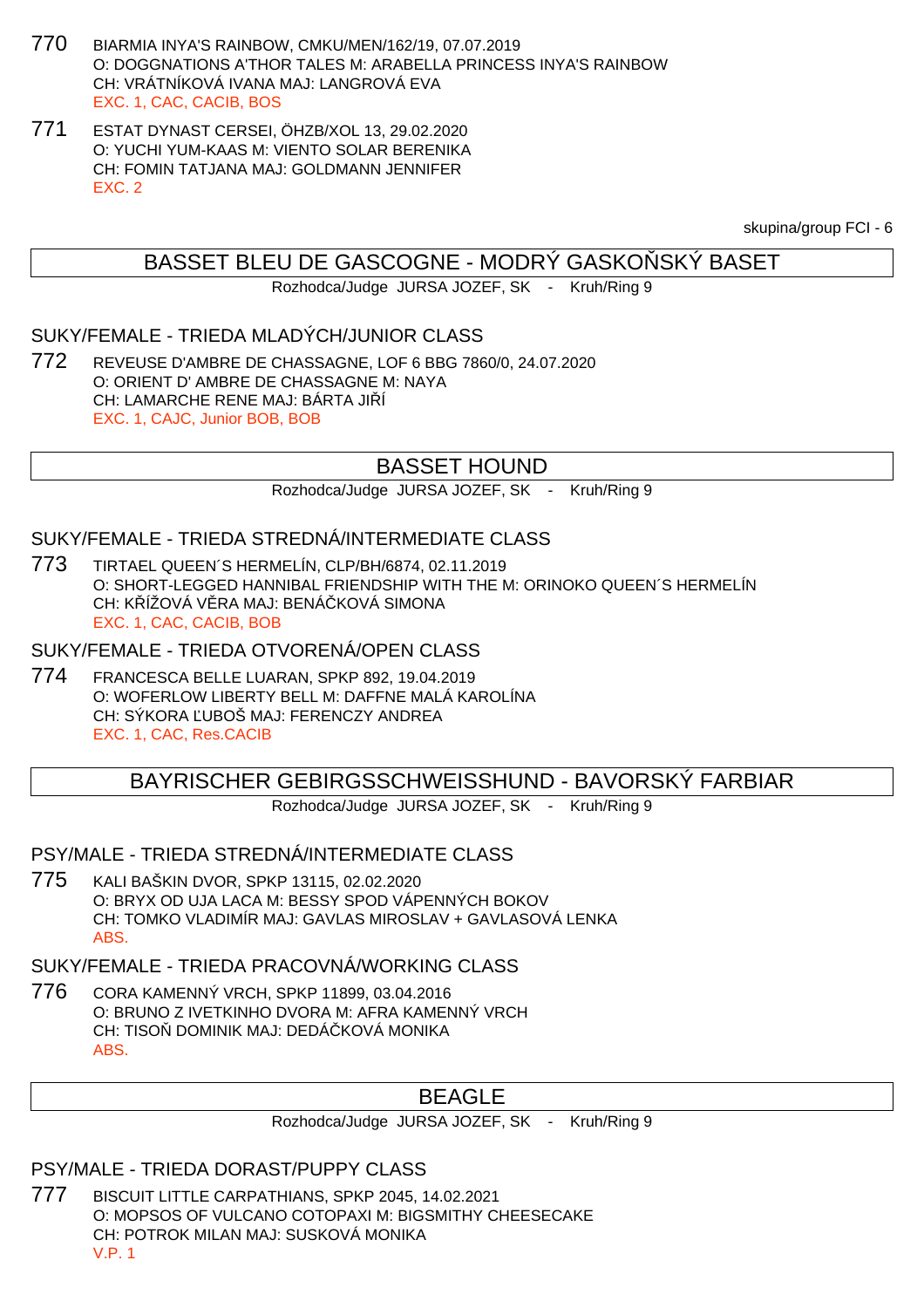770 BIARMIA INYA'S RAINBOW, CMKU/MEN/162/19, 07.07.2019
O: DOGGNATIONS A'THOR TALES M: ARABELLA PRINCESS INYA'S RAINBOW
CH: VRÁTNÍKOVÁ IVANA MAJ: LANGROVÁ EVA
EXC. 1, CAC, CACIB, BOS

771 ESTAT DYNAST CERSEI, ÖHZB/XOL 13, 29.02.2020
O: YUCHI YUM-KAAS M: VIENTO SOLAR BERENIKA
CH: FOMIN TATJANA MAJ: GOLDMANN JENNIFER
EXC. 2

skupina/group FCI - 6

## BASSET BLEU DE GASCOGNE - MODRÝ GASKOŇSKÝ BASET

Rozhodca/Judge JURSA JOZEF, SK - Kruh/Ring 9

### SUKY/FEMALE - TRIEDA MLADÝCH/JUNIOR CLASS

772 REVEUSE D'AMBRE DE CHASSAGNE, LOF 6 BBG 7860/0, 24.07.2020
O: ORIENT D' AMBRE DE CHASSAGNE M: NAYA
CH: LAMARCHE RENE MAJ: BÁRTA JIŘÍ
EXC. 1, CAJC, Junior BOB, BOB

## BASSET HOUND

Rozhodca/Judge JURSA JOZEF, SK - Kruh/Ring 9

### SUKY/FEMALE - TRIEDA STREDNÁ/INTERMEDIATE CLASS

773 TIRTAEL QUEEN´S HERMELÍN, CLP/BH/6874, 02.11.2019
O: SHORT-LEGGED HANNIBAL FRIENDSHIP WITH THE M: ORINOKO QUEEN´S HERMELÍN
CH: KŘÍŽOVÁ VĚRA MAJ: BENÁČKOVÁ SIMONA
EXC. 1, CAC, CACIB, BOB

### SUKY/FEMALE - TRIEDA OTVORENÁ/OPEN CLASS

774 FRANCESCA BELLE LUARAN, SPKP 892, 19.04.2019
O: WOFERLOW LIBERTY BELL M: DAFFNE MALÁ KAROLÍNA
CH: SÝKORA ĽUBOŠ MAJ: FERENCZY ANDREA
EXC. 1, CAC, Res.CACIB

## BAYRISCHER GEBIRGSSCHWEISSHUND - BAVORSKÝ FARBIAR

Rozhodca/Judge JURSA JOZEF, SK - Kruh/Ring 9

### PSY/MALE - TRIEDA STREDNÁ/INTERMEDIATE CLASS

775 KALI BAŠKIN DVOR, SPKP 13115, 02.02.2020
O: BRYX OD UJA LACA M: BESSY SPOD VÁPENNÝCH BOKOV
CH: TOMKO VLADIMÍR MAJ: GAVLAS MIROSLAV + GAVLASOVÁ LENKA
ABS.

### SUKY/FEMALE - TRIEDA PRACOVNÁ/WORKING CLASS

776 CORA KAMENNÝ VRCH, SPKP 11899, 03.04.2016
O: BRUNO Z IVETKINHO DVORA M: AFRA KAMENNÝ VRCH
CH: TISOŇ DOMINIK MAJ: DEDÁČKOVÁ MONIKA
ABS.

## BEAGLE

Rozhodca/Judge JURSA JOZEF, SK - Kruh/Ring 9

### PSY/MALE - TRIEDA DORAST/PUPPY CLASS

777 BISCUIT LITTLE CARPATHIANS, SPKP 2045, 14.02.2021
O: MOPSOS OF VULCANO COTOPAXI M: BIGSMITHY CHEESECAKE
CH: POTROK MILAN MAJ: SUSKOVÁ MONIKA
V.P. 1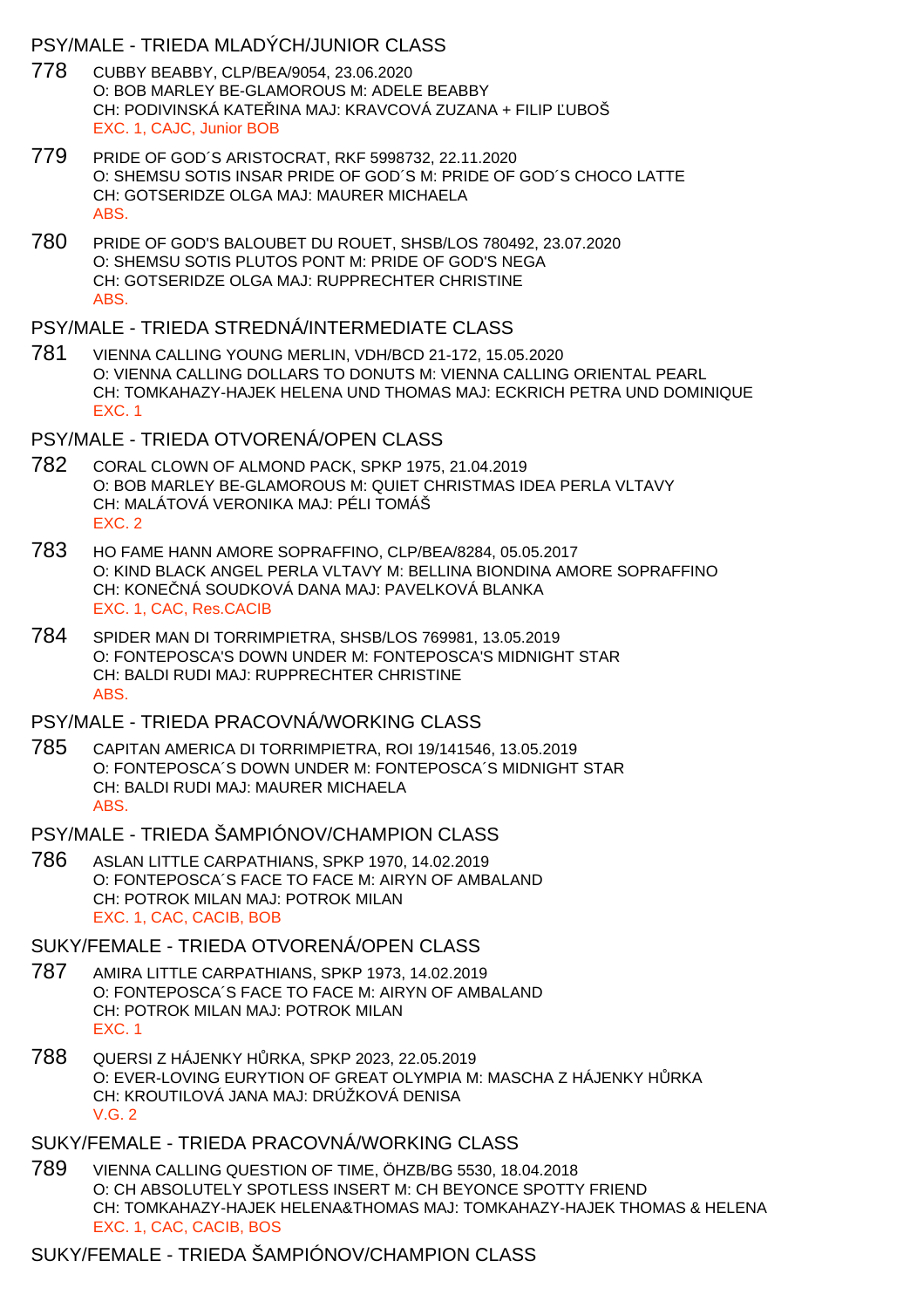## PSY/MALE - TRIEDA MLADÝCH/JUNIOR CLASS

778 CUBBY BEABBY, CLP/BEA/9054, 23.06.2020
O: BOB MARLEY BE-GLAMOROUS M: ADELE BEABBY
CH: PODIVINSKÁ KATEŘINA MAJ: KRAVCOVÁ ZUZANA + FILIP ĽUBOŠ
EXC. 1, CAJC, Junior BOB

779 PRIDE OF GOD´S ARISTOCRAT, RKF 5998732, 22.11.2020
O: SHEMSU SOTIS INSAR PRIDE OF GOD´S M: PRIDE OF GOD´S CHOCO LATTE
CH: GOTSERIDZE OLGA MAJ: MAURER MICHAELA
ABS.

780 PRIDE OF GOD'S BALOUBET DU ROUET, SHSB/LOS 780492, 23.07.2020
O: SHEMSU SOTIS PLUTOS PONT M: PRIDE OF GOD'S NEGA
CH: GOTSERIDZE OLGA MAJ: RUPPRECHTER CHRISTINE
ABS.

## PSY/MALE - TRIEDA STREDNÁ/INTERMEDIATE CLASS

781 VIENNA CALLING YOUNG MERLIN, VDH/BCD 21-172, 15.05.2020
O: VIENNA CALLING DOLLARS TO DONUTS M: VIENNA CALLING ORIENTAL PEARL
CH: TOMKAHAZY-HAJEK HELENA UND THOMAS MAJ: ECKRICH PETRA UND DOMINIQUE
EXC. 1

## PSY/MALE - TRIEDA OTVORENÁ/OPEN CLASS

782 CORAL CLOWN OF ALMOND PACK, SPKP 1975, 21.04.2019
O: BOB MARLEY BE-GLAMOROUS M: QUIET CHRISTMAS IDEA PERLA VLTAVY
CH: MALÁTOVÁ VERONIKA MAJ: PÉLI TOMÁŠ
EXC. 2

783 HO FAME HANN AMORE SOPRAFFINO, CLP/BEA/8284, 05.05.2017
O: KIND BLACK ANGEL PERLA VLTAVY M: BELLINA BIONDINA AMORE SOPRAFFINO
CH: KONEČNÁ SOUDKOVÁ DANA MAJ: PAVELKOVÁ BLANKA
EXC. 1, CAC, Res.CACIB

784 SPIDER MAN DI TORRIMPIETRA, SHSB/LOS 769981, 13.05.2019
O: FONTEPOSCA'S DOWN UNDER M: FONTEPOSCA'S MIDNIGHT STAR
CH: BALDI RUDI MAJ: RUPPRECHTER CHRISTINE
ABS.

## PSY/MALE - TRIEDA PRACOVNÁ/WORKING CLASS

785 CAPITAN AMERICA DI TORRIMPIETRA, ROI 19/141546, 13.05.2019
O: FONTEPOSCA´S DOWN UNDER M: FONTEPOSCA´S MIDNIGHT STAR
CH: BALDI RUDI MAJ: MAURER MICHAELA
ABS.

## PSY/MALE - TRIEDA ŠAMPIÓNOV/CHAMPION CLASS

786 ASLAN LITTLE CARPATHIANS, SPKP 1970, 14.02.2019
O: FONTEPOSCA´S FACE TO FACE M: AIRYN OF AMBALAND
CH: POTROK MILAN MAJ: POTROK MILAN
EXC. 1, CAC, CACIB, BOB

## SUKY/FEMALE - TRIEDA OTVORENÁ/OPEN CLASS

787 AMIRA LITTLE CARPATHIANS, SPKP 1973, 14.02.2019
O: FONTEPOSCA´S FACE TO FACE M: AIRYN OF AMBALAND
CH: POTROK MILAN MAJ: POTROK MILAN
EXC. 1

788 QUERSI Z HÁJENKY HŮRKA, SPKP 2023, 22.05.2019
O: EVER-LOVING EURYTION OF GREAT OLYMPIA M: MASCHA Z HÁJENKY HŮRKA
CH: KROUTILOVÁ JANA MAJ: DRÚŽKOVÁ DENISA
V.G. 2

## SUKY/FEMALE - TRIEDA PRACOVNÁ/WORKING CLASS

789 VIENNA CALLING QUESTION OF TIME, ÖHZB/BG 5530, 18.04.2018
O: CH ABSOLUTELY SPOTLESS INSERT M: CH BEYONCE SPOTTY FRIEND
CH: TOMKAHAZY-HAJEK HELENA&THOMAS MAJ: TOMKAHAZY-HAJEK THOMAS & HELENA
EXC. 1, CAC, CACIB, BOS

## SUKY/FEMALE - TRIEDA ŠAMPIÓNOV/CHAMPION CLASS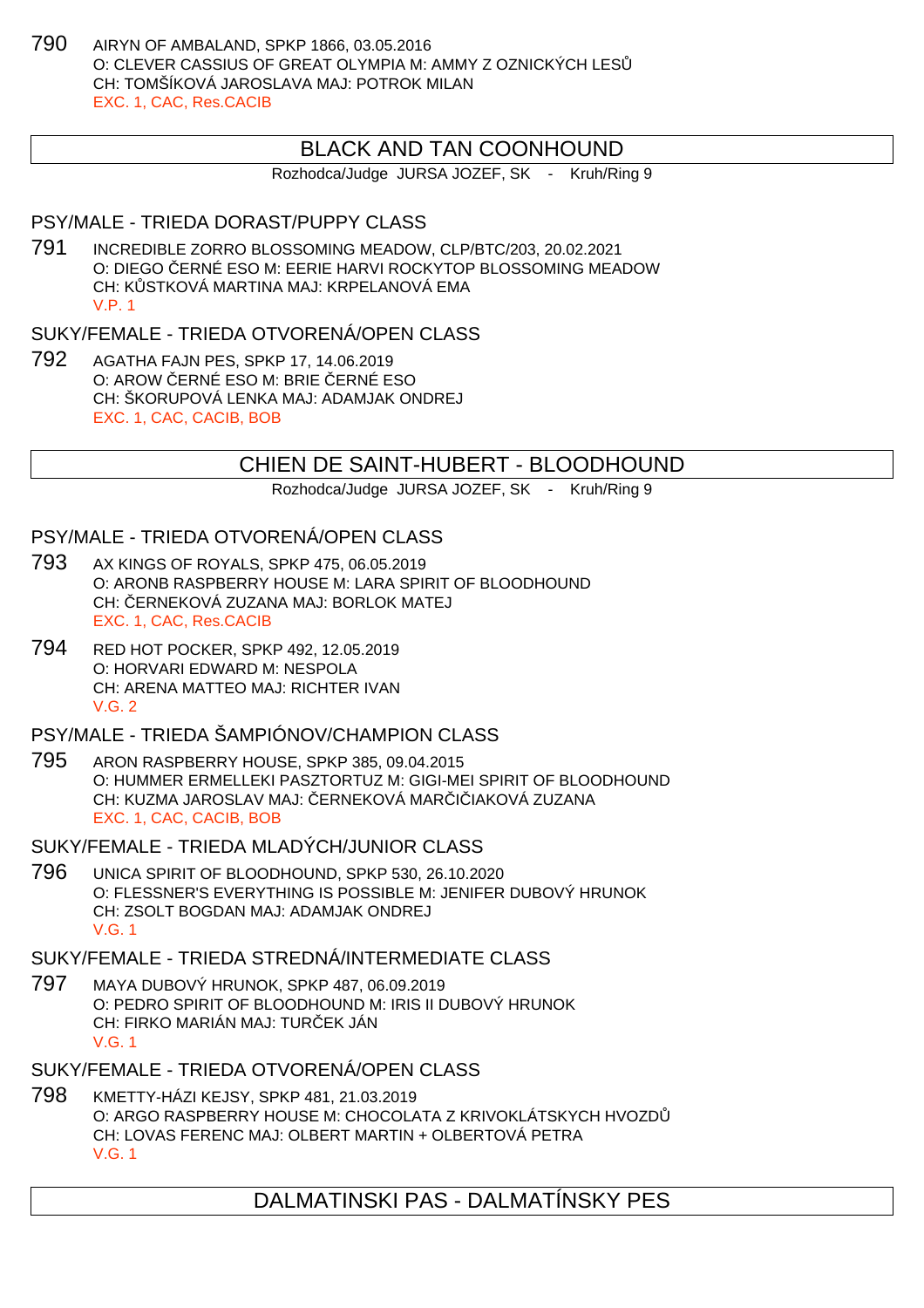790 AIRYN OF AMBALAND, SPKP 1866, 03.05.2016
O: CLEVER CASSIUS OF GREAT OLYMPIA M: AMMY Z OZNICKÝCH LESŮ
CH: TOMŠÍKOVÁ JAROSLAVA MAJ: POTROK MILAN
EXC. 1, CAC, Res.CACIB

## BLACK AND TAN COONHOUND

Rozhodca/Judge JURSA JOZEF, SK - Kruh/Ring 9

### PSY/MALE - TRIEDA DORAST/PUPPY CLASS

791 INCREDIBLE ZORRO BLOSSOMING MEADOW, CLP/BTC/203, 20.02.2021
O: DIEGO ČERNÉ ESO M: EERIE HARVI ROCKYTOP BLOSSOMING MEADOW
CH: KŮSTKOVÁ MARTINA MAJ: KRPELANOVÁ EMA
V.P. 1

### SUKY/FEMALE - TRIEDA OTVORENÁ/OPEN CLASS

792 AGATHA FAJN PES, SPKP 17, 14.06.2019
O: AROW ČERNÉ ESO M: BRIE ČERNÉ ESO
CH: ŠKORUPOVÁ LENKA MAJ: ADAMJAK ONDREJ
EXC. 1, CAC, CACIB, BOB

## CHIEN DE SAINT-HUBERT - BLOODHOUND

Rozhodca/Judge JURSA JOZEF, SK - Kruh/Ring 9

### PSY/MALE - TRIEDA OTVORENÁ/OPEN CLASS

793 AX KINGS OF ROYALS, SPKP 475, 06.05.2019
O: ARONB RASPBERRY HOUSE M: LARA SPIRIT OF BLOODHOUND
CH: ČERNEKOVÁ ZUZANA MAJ: BORLOK MATEJ
EXC. 1, CAC, Res.CACIB

794 RED HOT POCKER, SPKP 492, 12.05.2019
O: HORVARI EDWARD M: NESPOLA
CH: ARENA MATTEO MAJ: RICHTER IVAN
V.G. 2

### PSY/MALE - TRIEDA ŠAMPIÓNOV/CHAMPION CLASS

795 ARON RASPBERRY HOUSE, SPKP 385, 09.04.2015
O: HUMMER ERMELLEKI PASZTORTUZ M: GIGI-MEI SPIRIT OF BLOODHOUND
CH: KUZMA JAROSLAV MAJ: ČERNEKOVÁ MARČIČIAKOVÁ ZUZANA
EXC. 1, CAC, CACIB, BOB

### SUKY/FEMALE - TRIEDA MLADÝCH/JUNIOR CLASS

796 UNICA SPIRIT OF BLOODHOUND, SPKP 530, 26.10.2020
O: FLESSNER'S EVERYTHING IS POSSIBLE M: JENIFER DUBOVÝ HRUNOK
CH: ZSOLT BOGDAN MAJ: ADAMJAK ONDREJ
V.G. 1

### SUKY/FEMALE - TRIEDA STREDNÁ/INTERMEDIATE CLASS

797 MAYA DUBOVÝ HRUNOK, SPKP 487, 06.09.2019
O: PEDRO SPIRIT OF BLOODHOUND M: IRIS II DUBOVÝ HRUNOK
CH: FIRKO MARIÁN MAJ: TURČEK JÁN
V.G. 1

### SUKY/FEMALE - TRIEDA OTVORENÁ/OPEN CLASS

798 KMETTY-HÁZI KEJSY, SPKP 481, 21.03.2019
O: ARGO RASPBERRY HOUSE M: CHOCOLATA Z KRIVOKLÁTSKYCH HVOZDŮ
CH: LOVAS FERENC MAJ: OLBERT MARTIN + OLBERTOVÁ PETRA
V.G. 1

## DALMATINSKI PAS - DALMATÍNSKY PES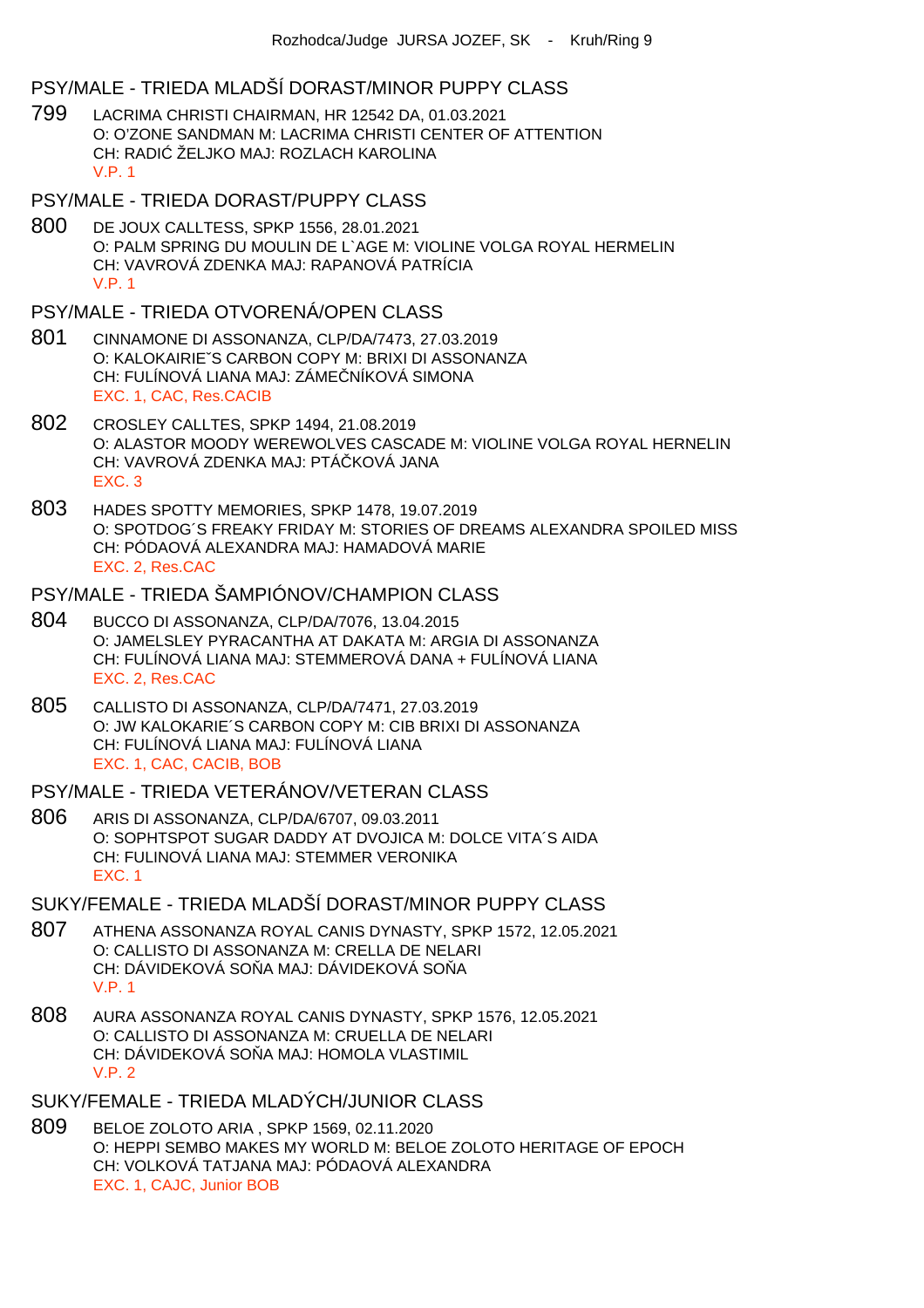Rozhodca/Judge JURSA JOZEF, SK - Kruh/Ring 9

## PSY/MALE - TRIEDA MLADŠÍ DORAST/MINOR PUPPY CLASS

799 LACRIMA CHRISTI CHAIRMAN, HR 12542 DA, 01.03.2021
O: O'ZONE SANDMAN M: LACRIMA CHRISTI CENTER OF ATTENTION
CH: RADIĆ ŽELJKO MAJ: ROZLACH KAROLINA
V.P. 1

## PSY/MALE - TRIEDA DORAST/PUPPY CLASS

800 DE JOUX CALLTESS, SPKP 1556, 28.01.2021
O: PALM SPRING DU MOULIN DE L`AGE M: VIOLINE VOLGA ROYAL HERMELIN
CH: VAVROVÁ ZDENKA MAJ: RAPANOVÁ PATRÍCIA
V.P. 1

## PSY/MALE - TRIEDA OTVORENÁ/OPEN CLASS

801 CINNAMONE DI ASSONANZA, CLP/DA/7473, 27.03.2019
O: KALOKAIRIE˝S CARBON COPY M: BRIXI DI ASSONANZA
CH: FULÍNOVÁ LIANA MAJ: ZÁMEČNÍKOVÁ SIMONA
EXC. 1, CAC, Res.CACIB

802 CROSLEY CALLTES, SPKP 1494, 21.08.2019
O: ALASTOR MOODY WEREWOLVES CASCADE M: VIOLINE VOLGA ROYAL HERNELIN
CH: VAVROVÁ ZDENKA MAJ: PTÁČKOVÁ JANA
EXC. 3

803 HADES SPOTTY MEMORIES, SPKP 1478, 19.07.2019
O: SPOTDOG´S FREAKY FRIDAY M: STORIES OF DREAMS ALEXANDRA SPOILED MISS
CH: PÓDAOVÁ ALEXANDRA MAJ: HAMADOVÁ MARIE
EXC. 2, Res.CAC

## PSY/MALE - TRIEDA ŠAMPIÓNOV/CHAMPION CLASS

804 BUCCO DI ASSONANZA, CLP/DA/7076, 13.04.2015
O: JAMELSLEY PYRACANTHA AT DAKATA M: ARGIA DI ASSONANZA
CH: FULÍNOVÁ LIANA MAJ: STEMMEROVÁ DANA + FULÍNOVÁ LIANA
EXC. 2, Res.CAC

805 CALLISTO DI ASSONANZA, CLP/DA/7471, 27.03.2019
O: JW KALOKARIE´S CARBON COPY M: CIB BRIXI DI ASSONANZA
CH: FULÍNOVÁ LIANA MAJ: FULÍNOVÁ LIANA
EXC. 1, CAC, CACIB, BOB

## PSY/MALE - TRIEDA VETERÁNOV/VETERAN CLASS

806 ARIS DI ASSONANZA, CLP/DA/6707, 09.03.2011
O: SOPHTSPOT SUGAR DADDY AT DVOJICA M: DOLCE VITA´S AIDA
CH: FULINOVÁ LIANA MAJ: STEMMER VERONIKA
EXC. 1

## SUKY/FEMALE - TRIEDA MLADŠÍ DORAST/MINOR PUPPY CLASS

807 ATHENA ASSONANZA ROYAL CANIS DYNASTY, SPKP 1572, 12.05.2021
O: CALLISTO DI ASSONANZA M: CRELLA DE NELARI
CH: DÁVIDEKOVÁ SOŇA MAJ: DÁVIDEKOVÁ SOŇA
V.P. 1

808 AURA ASSONANZA ROYAL CANIS DYNASTY, SPKP 1576, 12.05.2021
O: CALLISTO DI ASSONANZA M: CRUELLA DE NELARI
CH: DÁVIDEKOVÁ SOŇA MAJ: HOMOLA VLASTIMIL
V.P. 2

## SUKY/FEMALE - TRIEDA MLADÝCH/JUNIOR CLASS

809 BELOE ZOLOTO ARIA , SPKP 1569, 02.11.2020
O: HEPPI SEMBO MAKES MY WORLD M: BELOE ZOLOTO HERITAGE OF EPOCH
CH: VOLKOVÁ TATJANA MAJ: PÓDAOVÁ ALEXANDRA
EXC. 1, CAJC, Junior BOB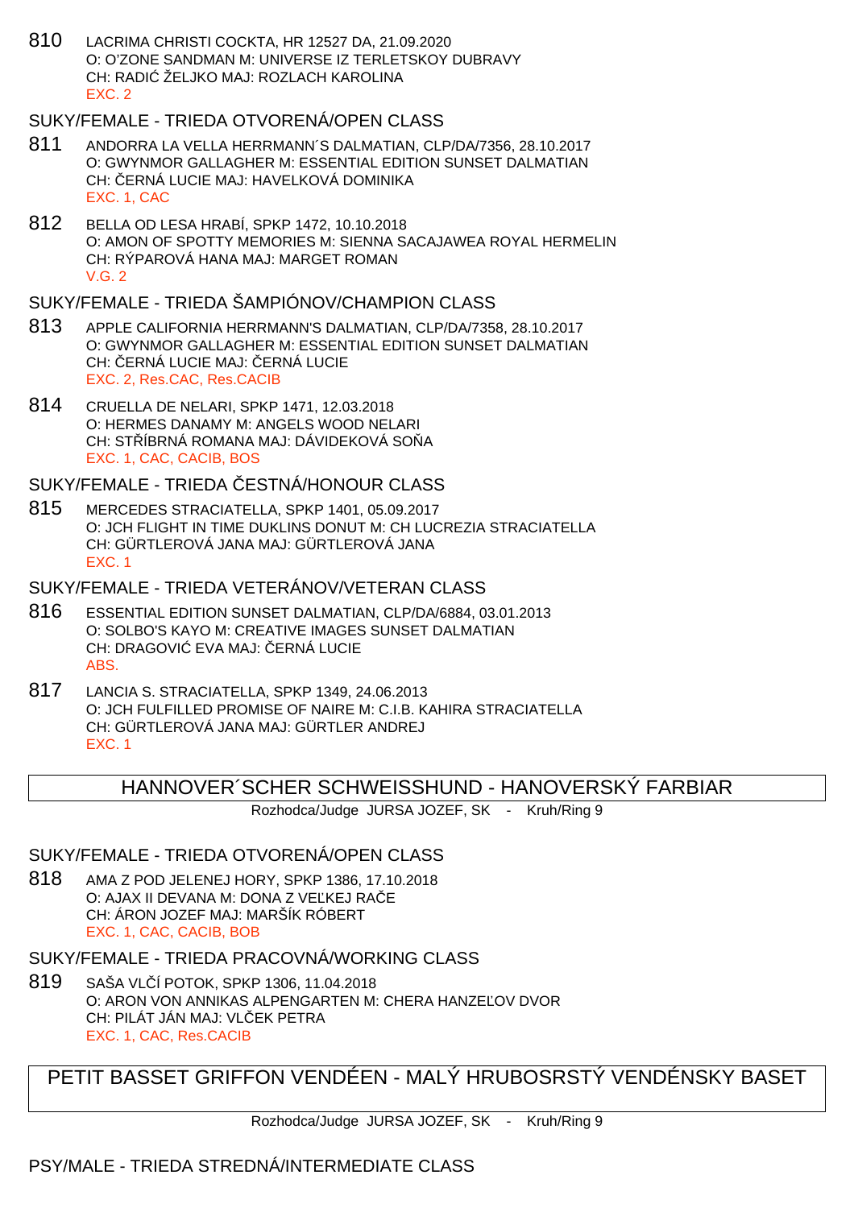810 LACRIMA CHRISTI COCKTA, HR 12527 DA, 21.09.2020
O: O'ZONE SANDMAN M: UNIVERSE IZ TERLETSKOY DUBRAVY
CH: RADIĆ ŽELJKO MAJ: ROZLACH KAROLINA
EXC. 2

### SUKY/FEMALE - TRIEDA OTVORENÁ/OPEN CLASS

811 ANDORRA LA VELLA HERRMANN´S DALMATIAN, CLP/DA/7356, 28.10.2017
O: GWYNMOR GALLAGHER M: ESSENTIAL EDITION SUNSET DALMATIAN
CH: ČERNÁ LUCIE MAJ: HAVELKOVÁ DOMINIKA
EXC. 1, CAC

812 BELLA OD LESA HRABÍ, SPKP 1472, 10.10.2018
O: AMON OF SPOTTY MEMORIES M: SIENNA SACAJAWEA ROYAL HERMELIN
CH: RÝPAROVÁ HANA MAJ: MARGET ROMAN
V.G. 2

### SUKY/FEMALE - TRIEDA ŠAMPIÓNOV/CHAMPION CLASS

813 APPLE CALIFORNIA HERRMANN'S DALMATIAN, CLP/DA/7358, 28.10.2017
O: GWYNMOR GALLAGHER M: ESSENTIAL EDITION SUNSET DALMATIAN
CH: ČERNÁ LUCIE MAJ: ČERNÁ LUCIE
EXC. 2, Res.CAC, Res.CACIB

814 CRUELLA DE NELARI, SPKP 1471, 12.03.2018
O: HERMES DANAMY M: ANGELS WOOD NELARI
CH: STŘÍBRNÁ ROMANA MAJ: DÁVIDEKOVÁ SOŇA
EXC. 1, CAC, CACIB, BOS

### SUKY/FEMALE - TRIEDA ČESTNÁ/HONOUR CLASS

815 MERCEDES STRACIATELLA, SPKP 1401, 05.09.2017
O: JCH FLIGHT IN TIME DUKLINS DONUT M: CH LUCREZIA STRACIATELLA
CH: GÜRTLEROVÁ JANA MAJ: GÜRTLEROVÁ JANA
EXC. 1

### SUKY/FEMALE - TRIEDA VETERÁNOV/VETERAN CLASS

816 ESSENTIAL EDITION SUNSET DALMATIAN, CLP/DA/6884, 03.01.2013
O: SOLBO'S KAYO M: CREATIVE IMAGES SUNSET DALMATIAN
CH: DRAGOVIĆ EVA MAJ: ČERNÁ LUCIE
ABS.

817 LANCIA S. STRACIATELLA, SPKP 1349, 24.06.2013
O: JCH FULFILLED PROMISE OF NAIRE M: C.I.B. KAHIRA STRACIATELLA
CH: GÜRTLEROVÁ JANA MAJ: GÜRTLER ANDREJ
EXC. 1

## HANNOVER´SCHER SCHWEISSHUND - HANOVERSKÝ FARBIAR

Rozhodca/Judge JURSA JOZEF, SK - Kruh/Ring 9

### SUKY/FEMALE - TRIEDA OTVORENÁ/OPEN CLASS

818 AMA Z POD JELENEJ HORY, SPKP 1386, 17.10.2018
O: AJAX II DEVANA M: DONA Z VEĽKEJ RAČE
CH: ÁRON JOZEF MAJ: MARŠÍK RÓBERT
EXC. 1, CAC, CACIB, BOB

### SUKY/FEMALE - TRIEDA PRACOVNÁ/WORKING CLASS

819 SAŠA VLČÍ POTOK, SPKP 1306, 11.04.2018
O: ARON VON ANNIKAS ALPENGARTEN M: CHERA HANZEĽOV DVOR
CH: PILÁT JÁN MAJ: VLČEK PETRA
EXC. 1, CAC, Res.CACIB

## PETIT BASSET GRIFFON VENDÉEN - MALÝ HRUBOSRSTÝ VENDÉNSKY BASET

Rozhodca/Judge JURSA JOZEF, SK - Kruh/Ring 9

### PSY/MALE - TRIEDA STREDNÁ/INTERMEDIATE CLASS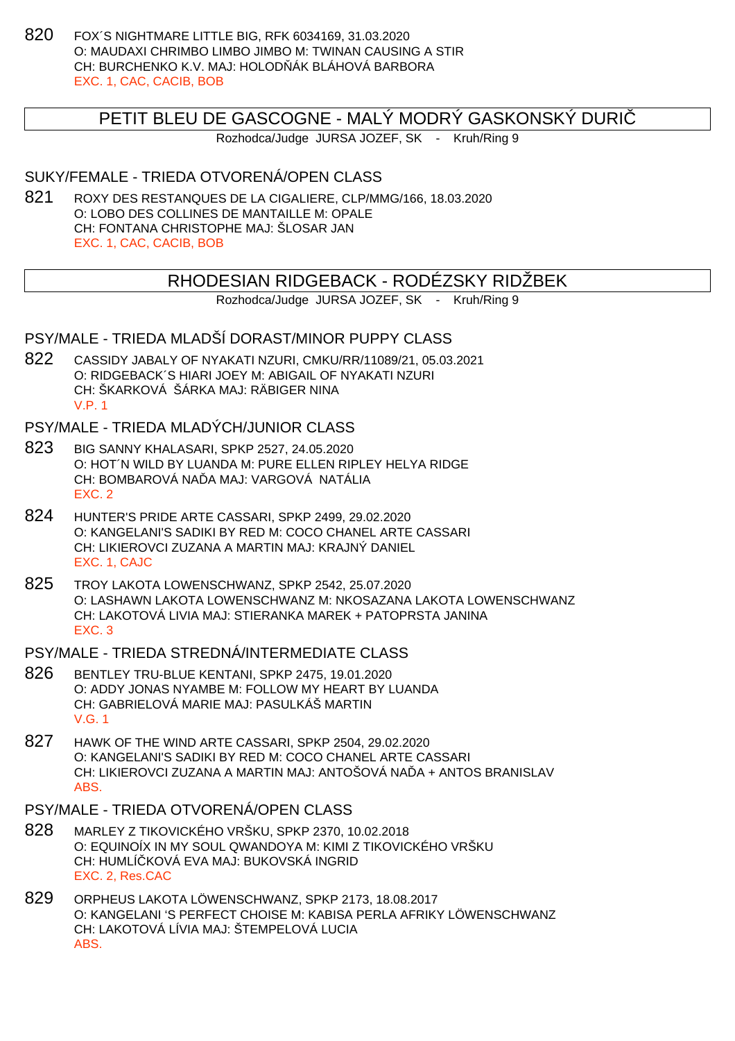820 FOX´S NIGHTMARE LITTLE BIG, RFK 6034169, 31.03.2020
O: MAUDAXI CHRIMBO LIMBO JIMBO M: TWINAN CAUSING A STIR
CH: BURCHENKO K.V. MAJ: HOLODŇÁK BLÁHOVÁ BARBORA
EXC. 1, CAC, CACIB, BOB

## PETIT BLEU DE GASCOGNE - MALÝ MODRÝ GASKONSKÝ DURIČ

Rozhodca/Judge JURSA JOZEF, SK - Kruh/Ring 9

### SUKY/FEMALE - TRIEDA OTVORENÁ/OPEN CLASS

821 ROXY DES RESTANQUES DE LA CIGALIERE, CLP/MMG/166, 18.03.2020
O: LOBO DES COLLINES DE MANTAILLE M: OPALE
CH: FONTANA CHRISTOPHE MAJ: ŠLOSAR JAN
EXC. 1, CAC, CACIB, BOB

## RHODESIAN RIDGEBACK - RODÉZSKY RIDŽBEK

Rozhodca/Judge JURSA JOZEF, SK - Kruh/Ring 9

### PSY/MALE - TRIEDA MLADŠÍ DORAST/MINOR PUPPY CLASS

822 CASSIDY JABALY OF NYAKATI NZURI, CMKU/RR/11089/21, 05.03.2021
O: RIDGEBACK´S HIARI JOEY M: ABIGAIL OF NYAKATI NZURI
CH: ŠKARKOVÁ ŠÁRKA MAJ: RÄBIGER NINA
V.P. 1

### PSY/MALE - TRIEDA MLADÝCH/JUNIOR CLASS

823 BIG SANNY KHALASARI, SPKP 2527, 24.05.2020
O: HOT´N WILD BY LUANDA M: PURE ELLEN RIPLEY HELYA RIDGE
CH: BOMBAROVÁ NAĎA MAJ: VARGOVÁ NATÁLIA
EXC. 2

824 HUNTER'S PRIDE ARTE CASSARI, SPKP 2499, 29.02.2020
O: KANGELANI'S SADIKI BY RED M: COCO CHANEL ARTE CASSARI
CH: LIKIEROVCI ZUZANA A MARTIN MAJ: KRAJNÝ DANIEL
EXC. 1, CAJC

825 TROY LAKOTA LOWENSCHWANZ, SPKP 2542, 25.07.2020
O: LASHAWN LAKOTA LOWENSCHWANZ M: NKOSAZANA LAKOTA LOWENSCHWANZ
CH: LAKOTOVÁ LIVIA MAJ: STIERANKA MAREK + PATOPRSTA JANINA
EXC. 3

### PSY/MALE - TRIEDA STREDNÁ/INTERMEDIATE CLASS

826 BENTLEY TRU-BLUE KENTANI, SPKP 2475, 19.01.2020
O: ADDY JONAS NYAMBE M: FOLLOW MY HEART BY LUANDA
CH: GABRIELOVÁ MARIE MAJ: PASULKÁŠ MARTIN
V.G. 1

827 HAWK OF THE WIND ARTE CASSARI, SPKP 2504, 29.02.2020
O: KANGELANI'S SADIKI BY RED M: COCO CHANEL ARTE CASSARI
CH: LIKIEROVCI ZUZANA A MARTIN MAJ: ANTOŠOVÁ NAĎA + ANTOS BRANISLAV
ABS.

### PSY/MALE - TRIEDA OTVORENÁ/OPEN CLASS

828 MARLEY Z TIKOVICKÉHO VRŠKU, SPKP 2370, 10.02.2018
O: EQUINOÍX IN MY SOUL QWANDOYA M: KIMI Z TIKOVICKÉHO VRŠKU
CH: HUMLÍČKOVÁ EVA MAJ: BUKOVSKÁ INGRID
EXC. 2, Res.CAC

829 ORPHEUS LAKOTA LÖWENSCHWANZ, SPKP 2173, 18.08.2017
O: KANGELANI 'S PERFECT CHOISE M: KABISA PERLA AFRIKY LÖWENSCHWANZ
CH: LAKOTOVÁ LÍVIA MAJ: ŠTEMPELOVÁ LUCIA
ABS.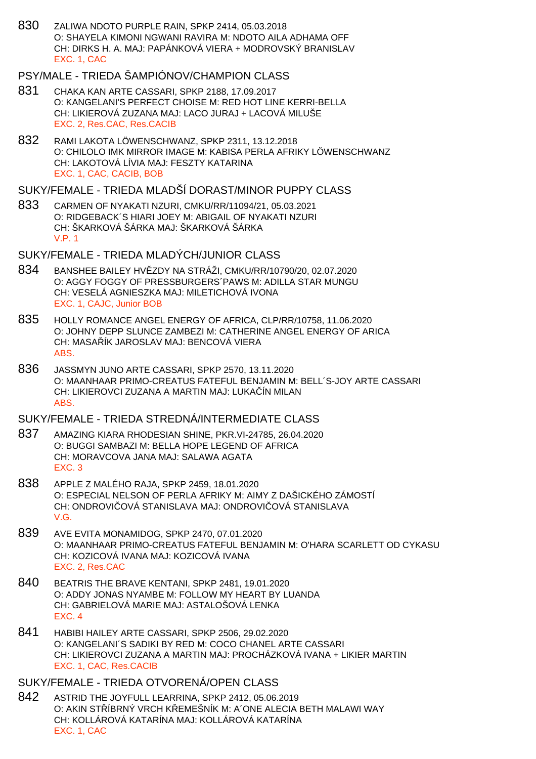830 ZALIWA NDOTO PURPLE RAIN, SPKP 2414, 05.03.2018
O: SHAYELA KIMONI NGWANI RAVIRA M: NDOTO AILA ADHAMA OFF
CH: DIRKS H. A. MAJ: PAPÁNKOVÁ VIERA + MODROVSKÝ BRANISLAV
EXC. 1, CAC

## PSY/MALE - TRIEDA ŠAMPIÓNOV/CHAMPION CLASS

831 CHAKA KAN ARTE CASSARI, SPKP 2188, 17.09.2017
O: KANGELANI'S PERFECT CHOISE M: RED HOT LINE KERRI-BELLA
CH: LIKIEROVÁ ZUZANA MAJ: LACO JURAJ + LACOVÁ MILUŠE
EXC. 2, Res.CAC, Res.CACIB

832 RAMI LAKOTA LÖWENSCHWANZ, SPKP 2311, 13.12.2018
O: CHILOLO IMK MIRROR IMAGE M: KABISA PERLA AFRIKY LÖWENSCHWANZ
CH: LAKOTOVÁ LÍVIA MAJ: FESZTY KATARINA
EXC. 1, CAC, CACIB, BOB

## SUKY/FEMALE - TRIEDA MLADŠÍ DORAST/MINOR PUPPY CLASS

833 CARMEN OF NYAKATI NZURI, CMKU/RR/11094/21, 05.03.2021
O: RIDGEBACK´S HIARI JOEY M: ABIGAIL OF NYAKATI NZURI
CH: ŠKARKOVÁ ŠÁRKA MAJ: ŠKARKOVÁ ŠÁRKA
V.P. 1

## SUKY/FEMALE - TRIEDA MLADÝCH/JUNIOR CLASS

834 BANSHEE BAILEY HVĚZDY NA STRÁŽI, CMKU/RR/10790/20, 02.07.2020
O: AGGY FOGGY OF PRESSBURGERS´PAWS M: ADILLA STAR MUNGU
CH: VESELÁ AGNIESZKA MAJ: MILETICHOVÁ IVONA
EXC. 1, CAJC, Junior BOB

835 HOLLY ROMANCE ANGEL ENERGY OF AFRICA, CLP/RR/10758, 11.06.2020
O: JOHNY DEPP SLUNCE ZAMBEZI M: CATHERINE ANGEL ENERGY OF ARICA
CH: MASAŘÍK JAROSLAV MAJ: BENCOVÁ VIERA
ABS.

836 JASSMYN JUNO ARTE CASSARI, SPKP 2570, 13.11.2020
O: MAANHAAR PRIMO-CREATUS FATEFUL BENJAMIN M: BELL´S-JOY ARTE CASSARI
CH: LIKIEROVCI ZUZANA A MARTIN MAJ: LUKAČÍN MILAN
ABS.

## SUKY/FEMALE - TRIEDA STREDNÁ/INTERMEDIATE CLASS

837 AMAZING KIARA RHODESIAN SHINE, PKR.VI-24785, 26.04.2020
O: BUGGI SAMBAZI M: BELLA HOPE LEGEND OF AFRICA
CH: MORAVCOVA JANA MAJ: SALAWA AGATA
EXC. 3

838 APPLE Z MALÉHO RAJA, SPKP 2459, 18.01.2020
O: ESPECIAL NELSON OF PERLA AFRIKY M: AIMY Z DAŠICKÉHO ZÁMOSTÍ
CH: ONDROVIČOVÁ STANISLAVA MAJ: ONDROVIČOVÁ STANISLAVA
V.G.

839 AVE EVITA MONAMIDOG, SPKP 2470, 07.01.2020
O: MAANHAAR PRIMO-CREATUS FATEFUL BENJAMIN M: O'HARA SCARLETT OD CYKASU
CH: KOZICOVÁ IVANA MAJ: KOZICOVÁ IVANA
EXC. 2, Res.CAC

840 BEATRIS THE BRAVE KENTANI, SPKP 2481, 19.01.2020
O: ADDY JONAS NYAMBE M: FOLLOW MY HEART BY LUANDA
CH: GABRIELOVÁ MARIE MAJ: ASTALOŠOVÁ LENKA
EXC. 4

841 HABIBI HAILEY ARTE CASSARI, SPKP 2506, 29.02.2020
O: KANGELANI´S SADIKI BY RED M: COCO CHANEL ARTE CASSARI
CH: LIKIEROVCI ZUZANA A MARTIN MAJ: PROCHÁZKOVÁ IVANA + LIKIER MARTIN
EXC. 1, CAC, Res.CACIB

## SUKY/FEMALE - TRIEDA OTVORENÁ/OPEN CLASS

842 ASTRID THE JOYFULL LEARRINA, SPKP 2412, 05.06.2019
O: AKIN STŘÍBRNÝ VRCH KŘEMEŠNÍK M: A´ONE ALECIA BETH MALAWI WAY
CH: KOLLÁROVÁ KATARÍNA MAJ: KOLLÁROVÁ KATARÍNA
EXC. 1, CAC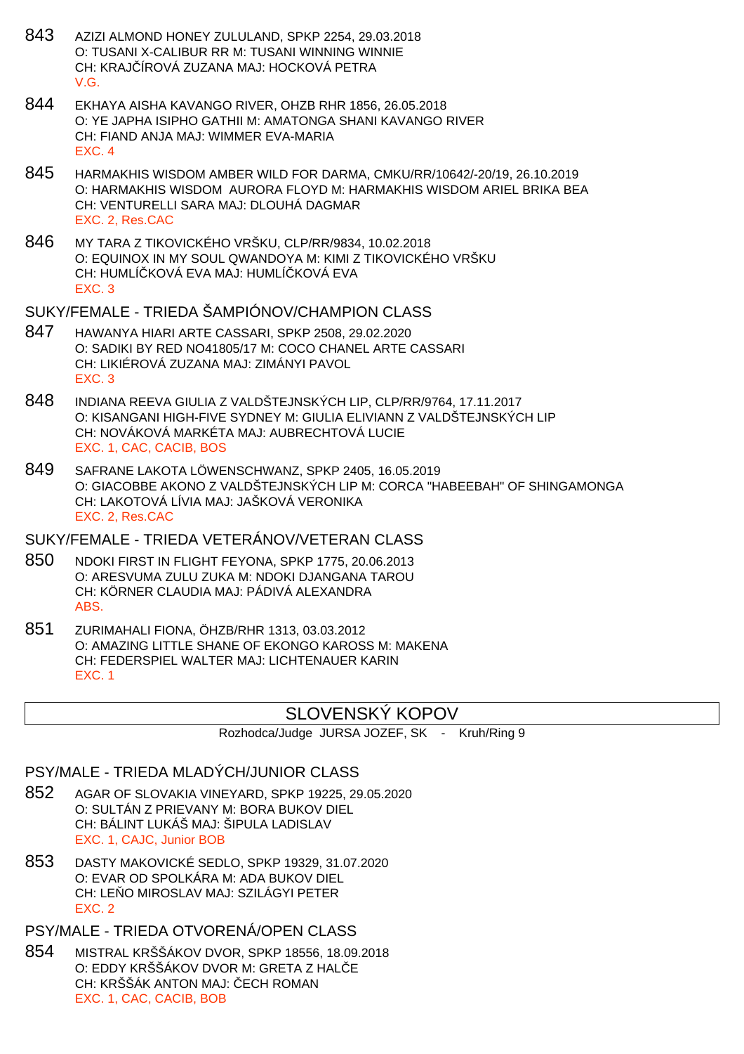843 AZIZI ALMOND HONEY ZULULAND, SPKP 2254, 29.03.2018
O: TUSANI X-CALIBUR RR M: TUSANI WINNING WINNIE
CH: KRAJČÍROVÁ ZUZANA MAJ: HOCKOVÁ PETRA
V.G.

844 EKHAYA AISHA KAVANGO RIVER, OHZB RHR 1856, 26.05.2018
O: YE JAPHA ISIPHO GATHII M: AMATONGA SHANI KAVANGO RIVER
CH: FIAND ANJA MAJ: WIMMER EVA-MARIA
EXC. 4

845 HARMAKHIS WISDOM AMBER WILD FOR DARMA, CMKU/RR/10642/-20/19, 26.10.2019
O: HARMAKHIS WISDOM AURORA FLOYD M: HARMAKHIS WISDOM ARIEL BRIKA BEA
CH: VENTURELLI SARA MAJ: DLOUHÁ DAGMAR
EXC. 2, Res.CAC

846 MY TARA Z TIKOVICKÉHO VRŠKU, CLP/RR/9834, 10.02.2018
O: EQUINOX IN MY SOUL QWANDOYA M: KIMI Z TIKOVICKÉHO VRŠKU
CH: HUMLÍČKOVÁ EVA MAJ: HUMLÍČKOVÁ EVA
EXC. 3

## SUKY/FEMALE - TRIEDA ŠAMPIÓNOV/CHAMPION CLASS

847 HAWANYA HIARI ARTE CASSARI, SPKP 2508, 29.02.2020
O: SADIKI BY RED NO41805/17 M: COCO CHANEL ARTE CASSARI
CH: LIKIÉROVÁ ZUZANA MAJ: ZIMÁNYI PAVOL
EXC. 3

848 INDIANA REEVA GIULIA Z VALDŠTEJNSKÝCH LIP, CLP/RR/9764, 17.11.2017
O: KISANGANI HIGH-FIVE SYDNEY M: GIULIA ELIVIANN Z VALDŠTEJNSKÝCH LIP
CH: NOVÁKOVÁ MARKÉTA MAJ: AUBRECHTOVÁ LUCIE
EXC. 1, CAC, CACIB, BOS

849 SAFRANE LAKOTA LÖWENSCHWANZ, SPKP 2405, 16.05.2019
O: GIACOBBE AKONO Z VALDŠTEJNSKÝCH LIP M: CORCA "HABEEBAH" OF SHINGAMONGA
CH: LAKOTOVÁ LÍVIA MAJ: JAŠKOVÁ VERONIKA
EXC. 2, Res.CAC

## SUKY/FEMALE - TRIEDA VETERÁNOV/VETERAN CLASS

850 NDOKI FIRST IN FLIGHT FEYONA, SPKP 1775, 20.06.2013
O: ARESVUMA ZULU ZUKA M: NDOKI DJANGANA TAROU
CH: KÖRNER CLAUDIA MAJ: PÁDIVÁ ALEXANDRA
ABS.

851 ZURIMAHALI FIONA, ÖHZB/RHR 1313, 03.03.2012
O: AMAZING LITTLE SHANE OF EKONGO KAROSS M: MAKENA
CH: FEDERSPIEL WALTER MAJ: LICHTENAUER KARIN
EXC. 1

# SLOVENSKÝ KOPOV

Rozhodca/Judge JURSA JOZEF, SK - Kruh/Ring 9

## PSY/MALE - TRIEDA MLADÝCH/JUNIOR CLASS

852 AGAR OF SLOVAKIA VINEYARD, SPKP 19225, 29.05.2020
O: SULTÁN Z PRIEVANY M: BORA BUKOV DIEL
CH: BÁLINT LUKÁŠ MAJ: ŠIPULA LADISLAV
EXC. 1, CAJC, Junior BOB

853 DASTY MAKOVICKÉ SEDLO, SPKP 19329, 31.07.2020
O: EVAR OD SPOLKÁRA M: ADA BUKOV DIEL
CH: LEŇO MIROSLAV MAJ: SZILÁGYI PETER
EXC. 2

## PSY/MALE - TRIEDA OTVORENÁ/OPEN CLASS

854 MISTRAL KRŠŠÁKOV DVOR, SPKP 18556, 18.09.2018
O: EDDY KRŠŠÁKOV DVOR M: GRETA Z HALČE
CH: KRŠŠÁK ANTON MAJ: ČECH ROMAN
EXC. 1, CAC, CACIB, BOB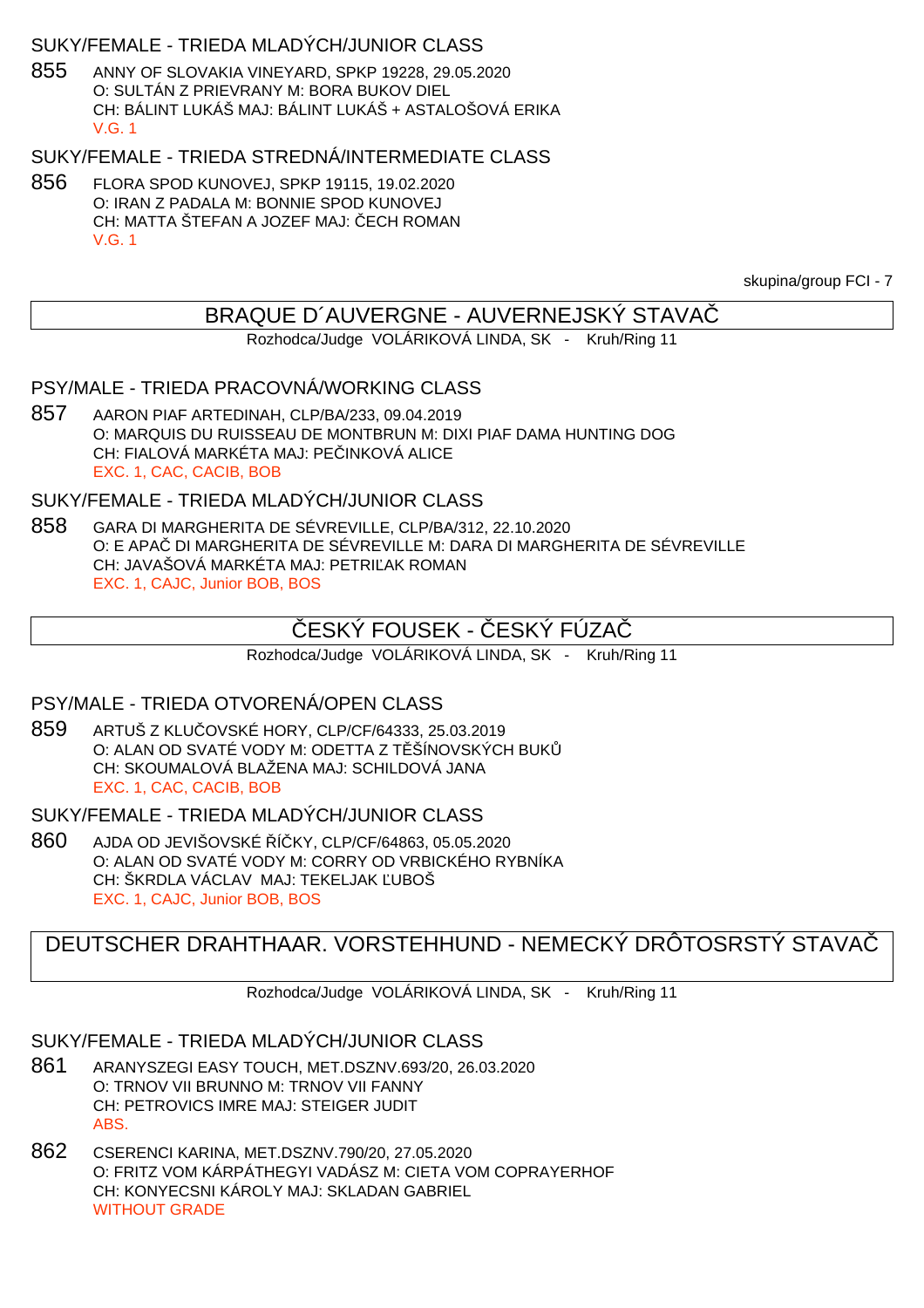### SUKY/FEMALE - TRIEDA MLADÝCH/JUNIOR CLASS

855 ANNY OF SLOVAKIA VINEYARD, SPKP 19228, 29.05.2020
O: SULTÁN Z PRIEVRANY M: BORA BUKOV DIEL
CH: BÁLINT LUKÁŠ MAJ: BÁLINT LUKÁŠ + ASTALOŠOVÁ ERIKA
V.G. 1

### SUKY/FEMALE - TRIEDA STREDNÁ/INTERMEDIATE CLASS

856 FLORA SPOD KUNOVEJ, SPKP 19115, 19.02.2020
O: IRAN Z PADALA M: BONNIE SPOD KUNOVEJ
CH: MATTA ŠTEFAN A JOZEF MAJ: ČECH ROMAN
V.G. 1

skupina/group FCI - 7

## BRAQUE D´AUVERGNE - AUVERNEJSKÝ STAVAČ

Rozhodca/Judge VOLÁRIKOVÁ LINDA, SK - Kruh/Ring 11

### PSY/MALE - TRIEDA PRACOVNÁ/WORKING CLASS

857 AARON PIAF ARTEDINAH, CLP/BA/233, 09.04.2019
O: MARQUIS DU RUISSEAU DE MONTBRUN M: DIXI PIAF DAMA HUNTING DOG
CH: FIALOVÁ MARKÉTA MAJ: PEČINKOVÁ ALICE
EXC. 1, CAC, CACIB, BOB

### SUKY/FEMALE - TRIEDA MLADÝCH/JUNIOR CLASS

858 GARA DI MARGHERITA DE SÉVREVILLE, CLP/BA/312, 22.10.2020
O: E APAČ DI MARGHERITA DE SÉVREVILLE M: DARA DI MARGHERITA DE SÉVREVILLE
CH: JAVAŠOVÁ MARKÉTA MAJ: PETRIĽAK ROMAN
EXC. 1, CAJC, Junior BOB, BOS

## ČESKÝ FOUSEK - ČESKÝ FÚZAČ

Rozhodca/Judge VOLÁRIKOVÁ LINDA, SK - Kruh/Ring 11

### PSY/MALE - TRIEDA OTVORENÁ/OPEN CLASS

859 ARTUŠ Z KLUČOVSKÉ HORY, CLP/CF/64333, 25.03.2019
O: ALAN OD SVATÉ VODY M: ODETTA Z TĚŠÍNOVSKÝCH BUKŮ
CH: SKOUMALOVÁ BLAŽENA MAJ: SCHILDOVÁ JANA
EXC. 1, CAC, CACIB, BOB

### SUKY/FEMALE - TRIEDA MLADÝCH/JUNIOR CLASS

860 AJDA OD JEVIŠOVSKÉ ŘÍČKY, CLP/CF/64863, 05.05.2020
O: ALAN OD SVATÉ VODY M: CORRY OD VRBICKÉHO RYBNÍKA
CH: ŠKRDLA VÁCLAV MAJ: TEKELJAK ĽUBOŠ
EXC. 1, CAJC, Junior BOB, BOS

## DEUTSCHER DRAHTHAAR. VORSTEHHUND - NEMECKÝ DRÔTOSRSTÝ STAVAČ

Rozhodca/Judge VOLÁRIKOVÁ LINDA, SK - Kruh/Ring 11

### SUKY/FEMALE - TRIEDA MLADÝCH/JUNIOR CLASS

861 ARANYSZEGI EASY TOUCH, MET.DSZNV.693/20, 26.03.2020
O: TRNOV VII BRUNNO M: TRNOV VII FANNY
CH: PETROVICS IMRE MAJ: STEIGER JUDIT
ABS.

862 CSERENCI KARINA, MET.DSZNV.790/20, 27.05.2020
O: FRITZ VOM KÁRPÁTHEGYI VADÁSZ M: CIETA VOM COPRAYERHOF
CH: KONYECSNI KÁROLY MAJ: SKLADAN GABRIEL
WITHOUT GRADE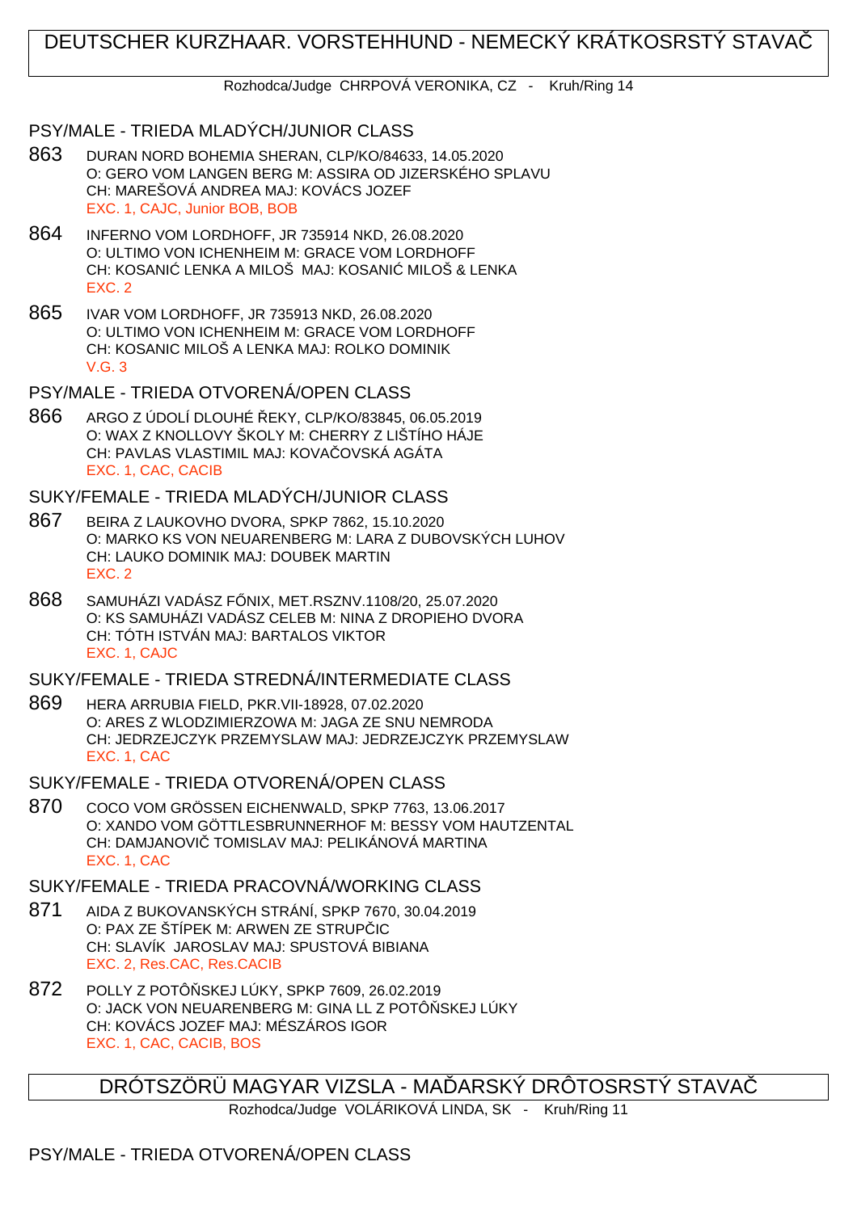# DEUTSCHER KURZHAAR. VORSTEHHUND - NEMECKÝ KRÁTKOSRSTÝ STAVAČ

Rozhodca/Judge CHRPOVÁ VERONIKA, CZ - Kruh/Ring 14

## PSY/MALE - TRIEDA MLADÝCH/JUNIOR CLASS

863 DURAN NORD BOHEMIA SHERAN, CLP/KO/84633, 14.05.2020
O: GERO VOM LANGEN BERG M: ASSIRA OD JIZERSKÉHO SPLAVU
CH: MAREŠOVÁ ANDREA MAJ: KOVÁCS JOZEF
EXC. 1, CAJC, Junior BOB, BOB

864 INFERNO VOM LORDHOFF, JR 735914 NKD, 26.08.2020
O: ULTIMO VON ICHENHEIM M: GRACE VOM LORDHOFF
CH: KOSANIĆ LENKA A MILOŠ MAJ: KOSANIĆ MILOŠ & LENKA
EXC. 2

865 IVAR VOM LORDHOFF, JR 735913 NKD, 26.08.2020
O: ULTIMO VON ICHENHEIM M: GRACE VOM LORDHOFF
CH: KOSANIC MILOŠ A LENKA MAJ: ROLKO DOMINIK
V.G. 3

## PSY/MALE - TRIEDA OTVORENÁ/OPEN CLASS

866 ARGO Z ÚDOLÍ DLOUHÉ ŘEKY, CLP/KO/83845, 06.05.2019
O: WAX Z KNOLLOVY ŠKOLY M: CHERRY Z LIŠTÍHO HÁJE
CH: PAVLAS VLASTIMIL MAJ: KOVAČOVSKÁ AGÁTA
EXC. 1, CAC, CACIB

## SUKY/FEMALE - TRIEDA MLADÝCH/JUNIOR CLASS

867 BEIRA Z LAUKOVHO DVORA, SPKP 7862, 15.10.2020
O: MARKO KS VON NEUARENBERG M: LARA Z DUBOVSKÝCH LUHOV
CH: LAUKO DOMINIK MAJ: DOUBEK MARTIN
EXC. 2

868 SAMUHÁZI VADÁSZ FŐNIX, MET.RSZNV.1108/20, 25.07.2020
O: KS SAMUHÁZI VADÁSZ CELEB M: NINA Z DROPIEHO DVORA
CH: TÓTH ISTVÁN MAJ: BARTALOS VIKTOR
EXC. 1, CAJC

## SUKY/FEMALE - TRIEDA STREDNÁ/INTERMEDIATE CLASS

869 HERA ARRUBIA FIELD, PKR.VII-18928, 07.02.2020
O: ARES Z WLODZIMIERZOWA M: JAGA ZE SNU NEMRODA
CH: JEDRZEJCZYK PRZEMYSLAW MAJ: JEDRZEJCZYK PRZEMYSLAW
EXC. 1, CAC

## SUKY/FEMALE - TRIEDA OTVORENÁ/OPEN CLASS

870 COCO VOM GRÖSSEN EICHENWALD, SPKP 7763, 13.06.2017
O: XANDO VOM GÖTTLESBRUNNERHOF M: BESSY VOM HAUTZENTAL
CH: DAMJANOVIČ TOMISLAV MAJ: PELIKÁNOVÁ MARTINA
EXC. 1, CAC

## SUKY/FEMALE - TRIEDA PRACOVNÁ/WORKING CLASS

871 AIDA Z BUKOVANSKÝCH STRÁNÍ, SPKP 7670, 30.04.2019
O: PAX ZE ŠTÍPEK M: ARWEN ZE STRUPČIC
CH: SLAVÍK JAROSLAV MAJ: SPUSTOVÁ BIBIANA
EXC. 2, Res.CAC, Res.CACIB

872 POLLY Z POTÔŇSKEJ LÚKY, SPKP 7609, 26.02.2019
O: JACK VON NEUARENBERG M: GINA LL Z POTÔŇSKEJ LÚKY
CH: KOVÁCS JOZEF MAJ: MÉSZÁROS IGOR
EXC. 1, CAC, CACIB, BOS

# DRÓTSZÖRÜ MAGYAR VIZSLA - MAĎARSKÝ DRÔTOSRSTÝ STAVAČ

Rozhodca/Judge VOLÁRIKOVÁ LINDA, SK - Kruh/Ring 11

## PSY/MALE - TRIEDA OTVORENÁ/OPEN CLASS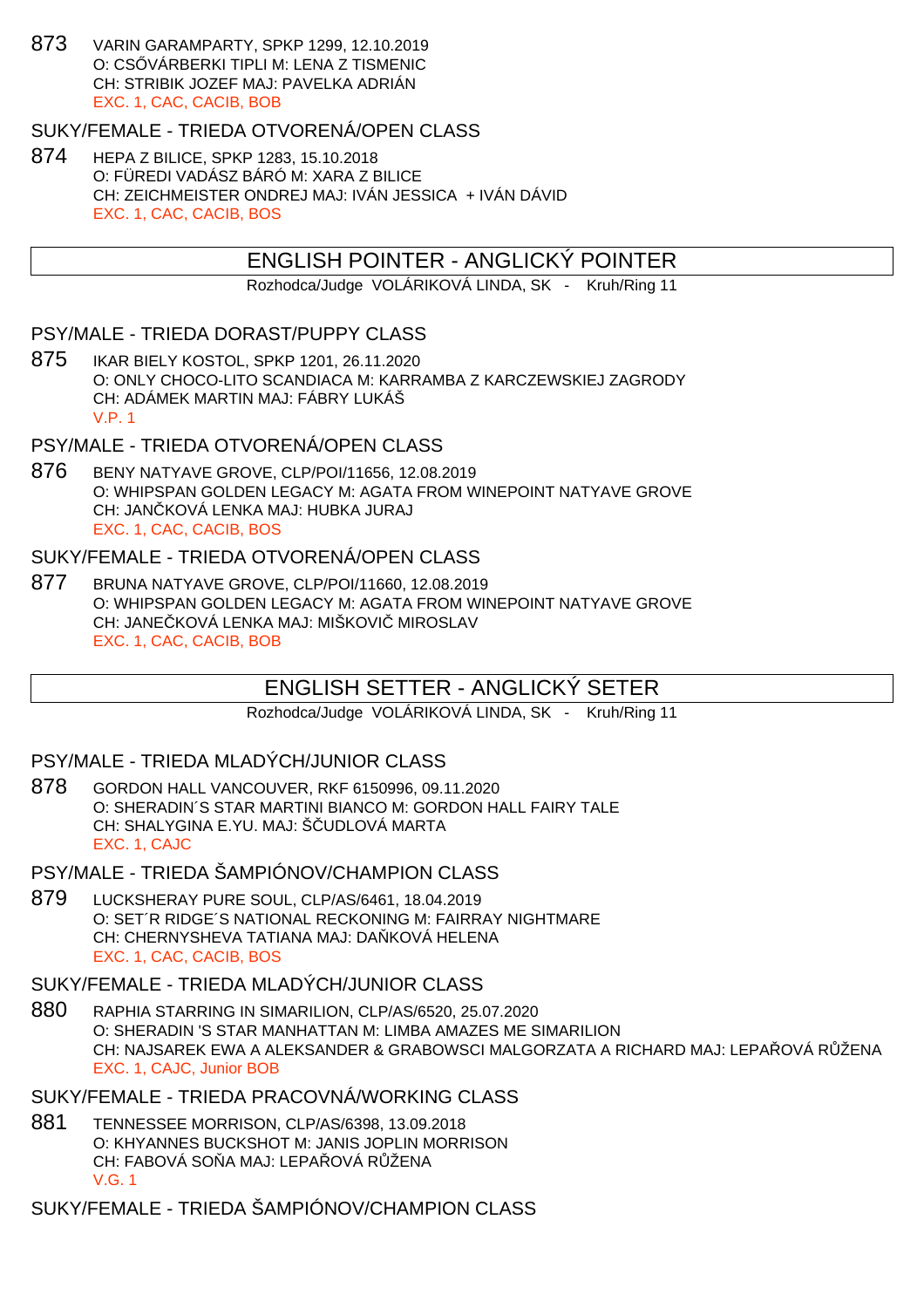873 VARIN GARAMPARTY, SPKP 1299, 12.10.2019
O: CSŐVÁRBERKI TIPLI M: LENA Z TISMENIC
CH: STRIBIK JOZEF MAJ: PAVELKA ADRIÁN
EXC. 1, CAC, CACIB, BOB

### SUKY/FEMALE - TRIEDA OTVORENÁ/OPEN CLASS

874 HEPA Z BILICE, SPKP 1283, 15.10.2018
O: FÜREDI VADÁSZ BÁRÓ M: XARA Z BILICE
CH: ZEICHMEISTER ONDREJ MAJ: IVÁN JESSICA + IVÁN DÁVID
EXC. 1, CAC, CACIB, BOS

## ENGLISH POINTER - ANGLICKÝ POINTER

Rozhodca/Judge VOLÁRIKOVÁ LINDA, SK - Kruh/Ring 11

### PSY/MALE - TRIEDA DORAST/PUPPY CLASS

875 IKAR BIELY KOSTOL, SPKP 1201, 26.11.2020
O: ONLY CHOCO-LITO SCANDIACA M: KARRAMBA Z KARCZEWSKIEJ ZAGRODY
CH: ADÁMEK MARTIN MAJ: FÁBRY LUKÁŠ
V.P. 1

### PSY/MALE - TRIEDA OTVORENÁ/OPEN CLASS

876 BENY NATYAVE GROVE, CLP/POI/11656, 12.08.2019
O: WHIPSPAN GOLDEN LEGACY M: AGATA FROM WINEPOINT NATYAVE GROVE
CH: JANČKOVÁ LENKA MAJ: HUBKA JURAJ
EXC. 1, CAC, CACIB, BOS

### SUKY/FEMALE - TRIEDA OTVORENÁ/OPEN CLASS

877 BRUNA NATYAVE GROVE, CLP/POI/11660, 12.08.2019
O: WHIPSPAN GOLDEN LEGACY M: AGATA FROM WINEPOINT NATYAVE GROVE
CH: JANEČKOVÁ LENKA MAJ: MIŠKOVIČ MIROSLAV
EXC. 1, CAC, CACIB, BOB

## ENGLISH SETTER - ANGLICKÝ SETER

Rozhodca/Judge VOLÁRIKOVÁ LINDA, SK - Kruh/Ring 11

### PSY/MALE - TRIEDA MLADÝCH/JUNIOR CLASS

878 GORDON HALL VANCOUVER, RKF 6150996, 09.11.2020
O: SHERADIN´S STAR MARTINI BIANCO M: GORDON HALL FAIRY TALE
CH: SHALYGINA E.YU. MAJ: ŠČUDLOVÁ MARTA
EXC. 1, CAJC

### PSY/MALE - TRIEDA ŠAMPIÓNOV/CHAMPION CLASS

879 LUCKSHERAY PURE SOUL, CLP/AS/6461, 18.04.2019
O: SET´R RIDGE´S NATIONAL RECKONING M: FAIRRAY NIGHTMARE
CH: CHERNYSHEVA TATIANA MAJ: DAŇKOVÁ HELENA
EXC. 1, CAC, CACIB, BOS

### SUKY/FEMALE - TRIEDA MLADÝCH/JUNIOR CLASS

880 RAPHIA STARRING IN SIMARILION, CLP/AS/6520, 25.07.2020
O: SHERADIN 'S STAR MANHATTAN M: LIMBA AMAZES ME SIMARILION
CH: NAJSAREK EWA A ALEKSANDER & GRABOWSCI MALGORZATA A RICHARD MAJ: LEPAŘOVÁ RŮŽENA
EXC. 1, CAJC, Junior BOB

### SUKY/FEMALE - TRIEDA PRACOVNÁ/WORKING CLASS

881 TENNESSEE MORRISON, CLP/AS/6398, 13.09.2018
O: KHYANNES BUCKSHOT M: JANIS JOPLIN MORRISON
CH: FABOVÁ SOŇA MAJ: LEPAŘOVÁ RŮŽENA
V.G. 1

### SUKY/FEMALE - TRIEDA ŠAMPIÓNOV/CHAMPION CLASS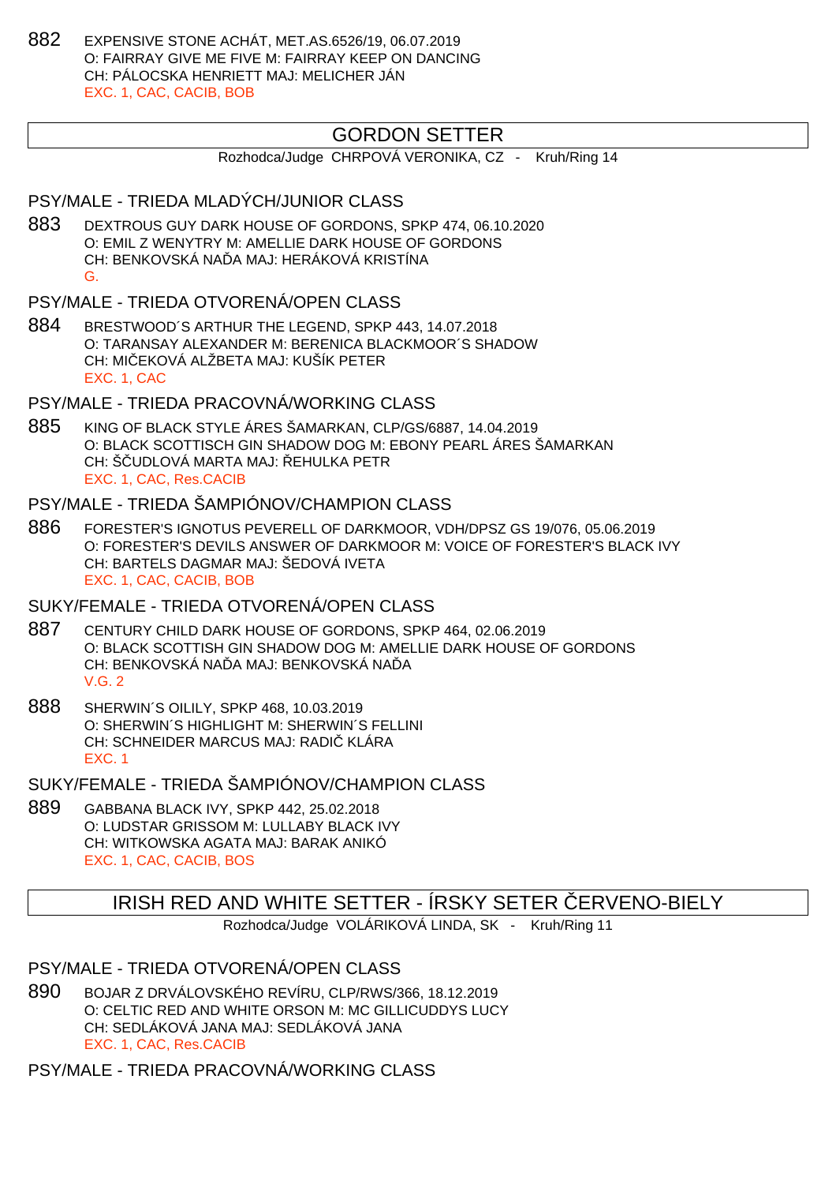882 EXPENSIVE STONE ACHÁT, MET.AS.6526/19, 06.07.2019
O: FAIRRAY GIVE ME FIVE M: FAIRRAY KEEP ON DANCING
CH: PÁLOCSKA HENRIETT MAJ: MELICHER JÁN
EXC. 1, CAC, CACIB, BOB

## GORDON SETTER

Rozhodca/Judge CHRPOVÁ VERONIKA, CZ - Kruh/Ring 14

### PSY/MALE - TRIEDA MLADÝCH/JUNIOR CLASS

883 DEXTROUS GUY DARK HOUSE OF GORDONS, SPKP 474, 06.10.2020
O: EMIL Z WENYTRY M: AMELLIE DARK HOUSE OF GORDONS
CH: BENKOVSKÁ NAĎA MAJ: HERÁKOVÁ KRISTÍNA
G.

### PSY/MALE - TRIEDA OTVORENÁ/OPEN CLASS

884 BRESTWOOD´S ARTHUR THE LEGEND, SPKP 443, 14.07.2018
O: TARANSAY ALEXANDER M: BERENICA BLACKMOOR´S SHADOW
CH: MIČEKOVÁ ALŽBETA MAJ: KUŠÍK PETER
EXC. 1, CAC

### PSY/MALE - TRIEDA PRACOVNÁ/WORKING CLASS

885 KING OF BLACK STYLE ÁRES ŠAMARKAN, CLP/GS/6887, 14.04.2019
O: BLACK SCOTTISCH GIN SHADOW DOG M: EBONY PEARL ÁRES ŠAMARKAN
CH: ŠČUDLOVÁ MARTA MAJ: ŘEHULKA PETR
EXC. 1, CAC, Res.CACIB

### PSY/MALE - TRIEDA ŠAMPIÓNOV/CHAMPION CLASS

886 FORESTER'S IGNOTUS PEVERELL OF DARKMOOR, VDH/DPSZ GS 19/076, 05.06.2019
O: FORESTER'S DEVILS ANSWER OF DARKMOOR M: VOICE OF FORESTER'S BLACK IVY
CH: BARTELS DAGMAR MAJ: ŠEDOVÁ IVETA
EXC. 1, CAC, CACIB, BOB

### SUKY/FEMALE - TRIEDA OTVORENÁ/OPEN CLASS

887 CENTURY CHILD DARK HOUSE OF GORDONS, SPKP 464, 02.06.2019
O: BLACK SCOTTISH GIN SHADOW DOG M: AMELLIE DARK HOUSE OF GORDONS
CH: BENKOVSKÁ NAĎA MAJ: BENKOVSKÁ NAĎA
V.G. 2

888 SHERWIN´S OILILY, SPKP 468, 10.03.2019
O: SHERWIN´S HIGHLIGHT M: SHERWIN´S FELLINI
CH: SCHNEIDER MARCUS MAJ: RADIČ KLÁRA
EXC. 1

### SUKY/FEMALE - TRIEDA ŠAMPIÓNOV/CHAMPION CLASS

889 GABBANA BLACK IVY, SPKP 442, 25.02.2018
O: LUDSTAR GRISSOM M: LULLABY BLACK IVY
CH: WITKOWSKA AGATA MAJ: BARAK ANIKÓ
EXC. 1, CAC, CACIB, BOS

## IRISH RED AND WHITE SETTER - ÍRSKY SETER ČERVENO-BIELY

Rozhodca/Judge VOLÁRIKOVÁ LINDA, SK - Kruh/Ring 11

### PSY/MALE - TRIEDA OTVORENÁ/OPEN CLASS

890 BOJAR Z DRVÁLOVSKÉHO REVÍRU, CLP/RWS/366, 18.12.2019
O: CELTIC RED AND WHITE ORSON M: MC GILLICUDDYS LUCY
CH: SEDLÁKOVÁ JANA MAJ: SEDLÁKOVÁ JANA
EXC. 1, CAC, Res.CACIB

### PSY/MALE - TRIEDA PRACOVNÁ/WORKING CLASS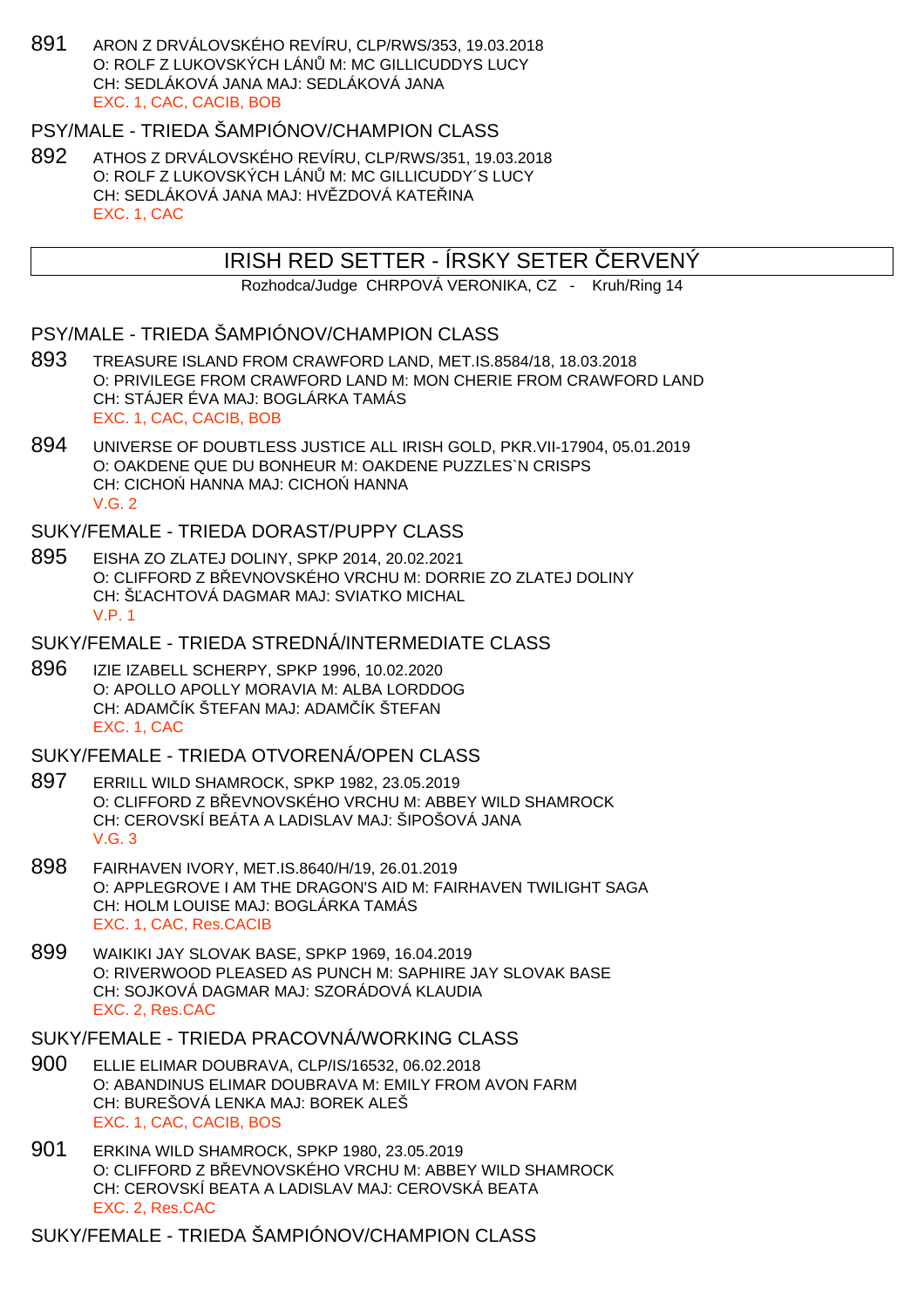891 ARON Z DRVÁLOVSKÉHO REVÍRU, CLP/RWS/353, 19.03.2018
O: ROLF Z LUKOVSKÝCH LÁNŮ M: MC GILLICUDDYS LUCY
CH: SEDLÁKOVÁ JANA MAJ: SEDLÁKOVÁ JANA
EXC. 1, CAC, CACIB, BOB

PSY/MALE - TRIEDA ŠAMPIÓNOV/CHAMPION CLASS

892 ATHOS Z DRVÁLOVSKÉHO REVÍRU, CLP/RWS/351, 19.03.2018
O: ROLF Z LUKOVSKÝCH LÁNŮ M: MC GILLICUDDY´S LUCY
CH: SEDLÁKOVÁ JANA MAJ: HVĚZDOVÁ KATEŘINA
EXC. 1, CAC

## IRISH RED SETTER - ÍRSKY SETER ČERVENÝ

Rozhodca/Judge CHRPOVÁ VERONIKA, CZ - Kruh/Ring 14

PSY/MALE - TRIEDA ŠAMPIÓNOV/CHAMPION CLASS

893 TREASURE ISLAND FROM CRAWFORD LAND, MET.IS.8584/18, 18.03.2018
O: PRIVILEGE FROM CRAWFORD LAND M: MON CHERIE FROM CRAWFORD LAND
CH: STÁJER ÉVA MAJ: BOGLÁRKA TAMÁS
EXC. 1, CAC, CACIB, BOB

894 UNIVERSE OF DOUBTLESS JUSTICE ALL IRISH GOLD, PKR.VII-17904, 05.01.2019
O: OAKDENE QUE DU BONHEUR M: OAKDENE PUZZLES`N CRISPS
CH: CICHOŃ HANNA MAJ: CICHOŃ HANNA
V.G. 2

SUKY/FEMALE - TRIEDA DORAST/PUPPY CLASS

895 EISHA ZO ZLATEJ DOLINY, SPKP 2014, 20.02.2021
O: CLIFFORD Z BŘEVNOVSKÉHO VRCHU M: DORRIE ZO ZLATEJ DOLINY
CH: ŠĽACHTOVÁ DAGMAR MAJ: SVIATKO MICHAL
V.P. 1

SUKY/FEMALE - TRIEDA STREDNÁ/INTERMEDIATE CLASS

896 IZIE IZABELL SCHERPY, SPKP 1996, 10.02.2020
O: APOLLO APOLLY MORAVIA M: ALBA LORDDOG
CH: ADAMČÍK ŠTEFAN MAJ: ADAMČÍK ŠTEFAN
EXC. 1, CAC

SUKY/FEMALE - TRIEDA OTVORENÁ/OPEN CLASS

897 ERRILL WILD SHAMROCK, SPKP 1982, 23.05.2019
O: CLIFFORD Z BŘEVNOVSKÉHO VRCHU M: ABBEY WILD SHAMROCK
CH: CEROVSKÍ BEÁTA A LADISLAV MAJ: ŠIPOŠOVÁ JANA
V.G. 3

898 FAIRHAVEN IVORY, MET.IS.8640/H/19, 26.01.2019
O: APPLEGROVE I AM THE DRAGON'S AID M: FAIRHAVEN TWILIGHT SAGA
CH: HOLM LOUISE MAJ: BOGLÁRKA TAMÁS
EXC. 1, CAC, Res.CACIB

899 WAIKIKI JAY SLOVAK BASE, SPKP 1969, 16.04.2019
O: RIVERWOOD PLEASED AS PUNCH M: SAPHIRE JAY SLOVAK BASE
CH: SOJKOVÁ DAGMAR MAJ: SZORÁDOVÁ KLAUDIA
EXC. 2, Res.CAC

SUKY/FEMALE - TRIEDA PRACOVNÁ/WORKING CLASS

900 ELLIE ELIMAR DOUBRAVA, CLP/IS/16532, 06.02.2018
O: ABANDINUS ELIMAR DOUBRAVA M: EMILY FROM AVON FARM
CH: BUREŠOVÁ LENKA MAJ: BOREK ALEŠ
EXC. 1, CAC, CACIB, BOS

901 ERKINA WILD SHAMROCK, SPKP 1980, 23.05.2019
O: CLIFFORD Z BŘEVNOVSKÉHO VRCHU M: ABBEY WILD SHAMROCK
CH: CEROVSKÍ BEATA A LADISLAV MAJ: CEROVSKÁ BEATA
EXC. 2, Res.CAC

SUKY/FEMALE - TRIEDA ŠAMPIÓNOV/CHAMPION CLASS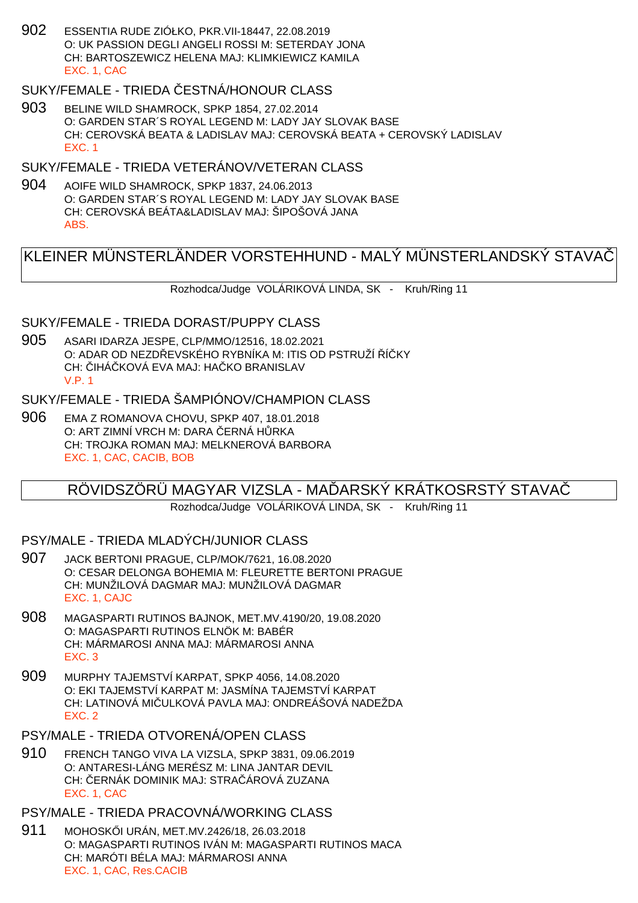902 ESSENTIA RUDE ZIÓŁKO, PKR.VII-18447, 22.08.2019
O: UK PASSION DEGLI ANGELI ROSSI M: SETERDAY JONA
CH: BARTOSZEWICZ HELENA MAJ: KLIMKIEWICZ KAMILA
EXC. 1, CAC

### SUKY/FEMALE - TRIEDA ČESTNÁ/HONOUR CLASS

903 BELINE WILD SHAMROCK, SPKP 1854, 27.02.2014
O: GARDEN STAR´S ROYAL LEGEND M: LADY JAY SLOVAK BASE
CH: CEROVSKÁ BEATA & LADISLAV MAJ: CEROVSKÁ BEATA + CEROVSKÝ LADISLAV
EXC. 1

### SUKY/FEMALE - TRIEDA VETERÁNOV/VETERAN CLASS

904 AOIFE WILD SHAMROCK, SPKP 1837, 24.06.2013
O: GARDEN STAR´S ROYAL LEGEND M: LADY JAY SLOVAK BASE
CH: CEROVSKÁ BEÁTA&LADISLAV MAJ: ŠIPOŠOVÁ JANA
ABS.

## KLEINER MÜNSTERLÄNDER VORSTEHHUND - MALÝ MÜNSTERLANDSKÝ STAVAČ

Rozhodca/Judge VOLÁRIKOVÁ LINDA, SK - Kruh/Ring 11

### SUKY/FEMALE - TRIEDA DORAST/PUPPY CLASS

905 ASARI IDARZA JESPE, CLP/MMO/12516, 18.02.2021
O: ADAR OD NEZDŘEVSKÉHO RYBNÍKA M: ITIS OD PSTRUŽÍ ŘÍČKY
CH: ČIHÁČKOVÁ EVA MAJ: HAČKO BRANISLAV
V.P. 1

### SUKY/FEMALE - TRIEDA ŠAMPIÓNOV/CHAMPION CLASS

906 EMA Z ROMANOVA CHOVU, SPKP 407, 18.01.2018
O: ART ZIMNÍ VRCH M: DARA ČERNÁ HŮRKA
CH: TROJKA ROMAN MAJ: MELKNEROVÁ BARBORA
EXC. 1, CAC, CACIB, BOB

## RÖVIDSZÖRÜ MAGYAR VIZSLA - MAĎARSKÝ KRÁTKOSRSTÝ STAVAČ

Rozhodca/Judge VOLÁRIKOVÁ LINDA, SK - Kruh/Ring 11

### PSY/MALE - TRIEDA MLADÝCH/JUNIOR CLASS

907 JACK BERTONI PRAGUE, CLP/MOK/7621, 16.08.2020
O: CESAR DELONGA BOHEMIA M: FLEURETTE BERTONI PRAGUE
CH: MUNŽILOVÁ DAGMAR MAJ: MUNŽILOVÁ DAGMAR
EXC. 1, CAJC

908 MAGASPARTI RUTINOS BAJNOK, MET.MV.4190/20, 19.08.2020
O: MAGASPARTI RUTINOS ELNÖK M: BABÉR
CH: MÁRMAROSI ANNA MAJ: MÁRMAROSI ANNA
EXC. 3

909 MURPHY TAJEMSTVÍ KARPAT, SPKP 4056, 14.08.2020
O: EKI TAJEMSTVÍ KARPAT M: JASMÍNA TAJEMSTVÍ KARPAT
CH: LATINOVÁ MIČULKOVÁ PAVLA MAJ: ONDREÁŠOVÁ NADEŽDA
EXC. 2

### PSY/MALE - TRIEDA OTVORENÁ/OPEN CLASS

910 FRENCH TANGO VIVA LA VIZSLA, SPKP 3831, 09.06.2019
O: ANTARESI-LÁNG MERÉSZ M: LINA JANTAR DEVIL
CH: ČERNÁK DOMINIK MAJ: STRAČÁROVÁ ZUZANA
EXC. 1, CAC

### PSY/MALE - TRIEDA PRACOVNÁ/WORKING CLASS

911 MOHOSKŐI URÁN, MET.MV.2426/18, 26.03.2018
O: MAGASPARTI RUTINOS IVÁN M: MAGASPARTI RUTINOS MACA
CH: MARÓTI BÉLA MAJ: MÁRMAROSI ANNA
EXC. 1, CAC, Res.CACIB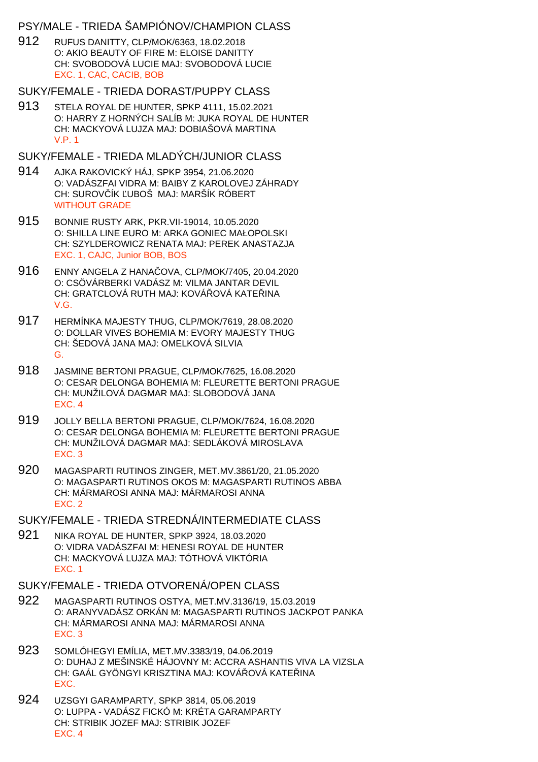## PSY/MALE - TRIEDA ŠAMPIÓNOV/CHAMPION CLASS

912 RUFUS DANITTY, CLP/MOK/6363, 18.02.2018
O: AKIO BEAUTY OF FIRE M: ELOISE DANITTY
CH: SVOBODOVÁ LUCIE MAJ: SVOBODOVÁ LUCIE
EXC. 1, CAC, CACIB, BOB

## SUKY/FEMALE - TRIEDA DORAST/PUPPY CLASS

913 STELA ROYAL DE HUNTER, SPKP 4111, 15.02.2021
O: HARRY Z HORNÝCH SALÍB M: JUKA ROYAL DE HUNTER
CH: MACKYOVÁ LUJZA MAJ: DOBIAŠOVÁ MARTINA
V.P. 1

## SUKY/FEMALE - TRIEDA MLADÝCH/JUNIOR CLASS

914 AJKA RAKOVICKÝ HÁJ, SPKP 3954, 21.06.2020
O: VADÁSZFAI VIDRA M: BAIBY Z KAROLOVEJ ZÁHRADY
CH: SUROVČÍK ĽUBOŠ MAJ: MARŠÍK RÓBERT
WITHOUT GRADE

915 BONNIE RUSTY ARK, PKR.VII-19014, 10.05.2020
O: SHILLA LINE EURO M: ARKA GONIEC MAŁOPOLSKI
CH: SZYLDEROWICZ RENATA MAJ: PEREK ANASTAZJA
EXC. 1, CAJC, Junior BOB, BOS

916 ENNY ANGELA Z HANAČOVA, CLP/MOK/7405, 20.04.2020
O: CSÖVÁRBERKI VADÁSZ M: VILMA JANTAR DEVIL
CH: GRATCLOVÁ RUTH MAJ: KOVÁŘOVÁ KATEŘINA
V.G.

917 HERMÍNKA MAJESTY THUG, CLP/MOK/7619, 28.08.2020
O: DOLLAR VIVES BOHEMIA M: EVORY MAJESTY THUG
CH: ŠEDOVÁ JANA MAJ: OMELKOVÁ SILVIA
G.

918 JASMINE BERTONI PRAGUE, CLP/MOK/7625, 16.08.2020
O: CESAR DELONGA BOHEMIA M: FLEURETTE BERTONI PRAGUE
CH: MUNŽILOVÁ DAGMAR MAJ: SLOBODOVÁ JANA
EXC. 4

919 JOLLY BELLA BERTONI PRAGUE, CLP/MOK/7624, 16.08.2020
O: CESAR DELONGA BOHEMIA M: FLEURETTE BERTONI PRAGUE
CH: MUNŽILOVÁ DAGMAR MAJ: SEDLÁKOVÁ MIROSLAVA
EXC. 3

920 MAGASPARTI RUTINOS ZINGER, MET.MV.3861/20, 21.05.2020
O: MAGASPARTI RUTINOS OKOS M: MAGASPARTI RUTINOS ABBA
CH: MÁRMAROSI ANNA MAJ: MÁRMAROSI ANNA
EXC. 2

## SUKY/FEMALE - TRIEDA STREDNÁ/INTERMEDIATE CLASS

921 NIKA ROYAL DE HUNTER, SPKP 3924, 18.03.2020
O: VIDRA VADÁSZFAI M: HENESI ROYAL DE HUNTER
CH: MACKYOVÁ LUJZA MAJ: TÓTHOVÁ VIKTÓRIA
EXC. 1

## SUKY/FEMALE - TRIEDA OTVORENÁ/OPEN CLASS

922 MAGASPARTI RUTINOS OSTYA, MET.MV.3136/19, 15.03.2019
O: ARANYVADÁSZ ORKÁN M: MAGASPARTI RUTINOS JACKPOT PANKA
CH: MÁRMAROSI ANNA MAJ: MÁRMAROSI ANNA
EXC. 3

923 SOMLÓHEGYI EMÍLIA, MET.MV.3383/19, 04.06.2019
O: DUHAJ Z MEŠINSKÉ HÁJOVNY M: ACCRA ASHANTIS VIVA LA VIZSLA
CH: GAÁL GYÖNGYI KRISZTINA MAJ: KOVÁŘOVÁ KATEŘINA
EXC.

924 UZSGYI GARAMPARTY, SPKP 3814, 05.06.2019
O: LUPPA - VADÁSZ FICKÓ M: KRÉTA GARAMPARTY
CH: STRIBIK JOZEF MAJ: STRIBIK JOZEF
EXC. 4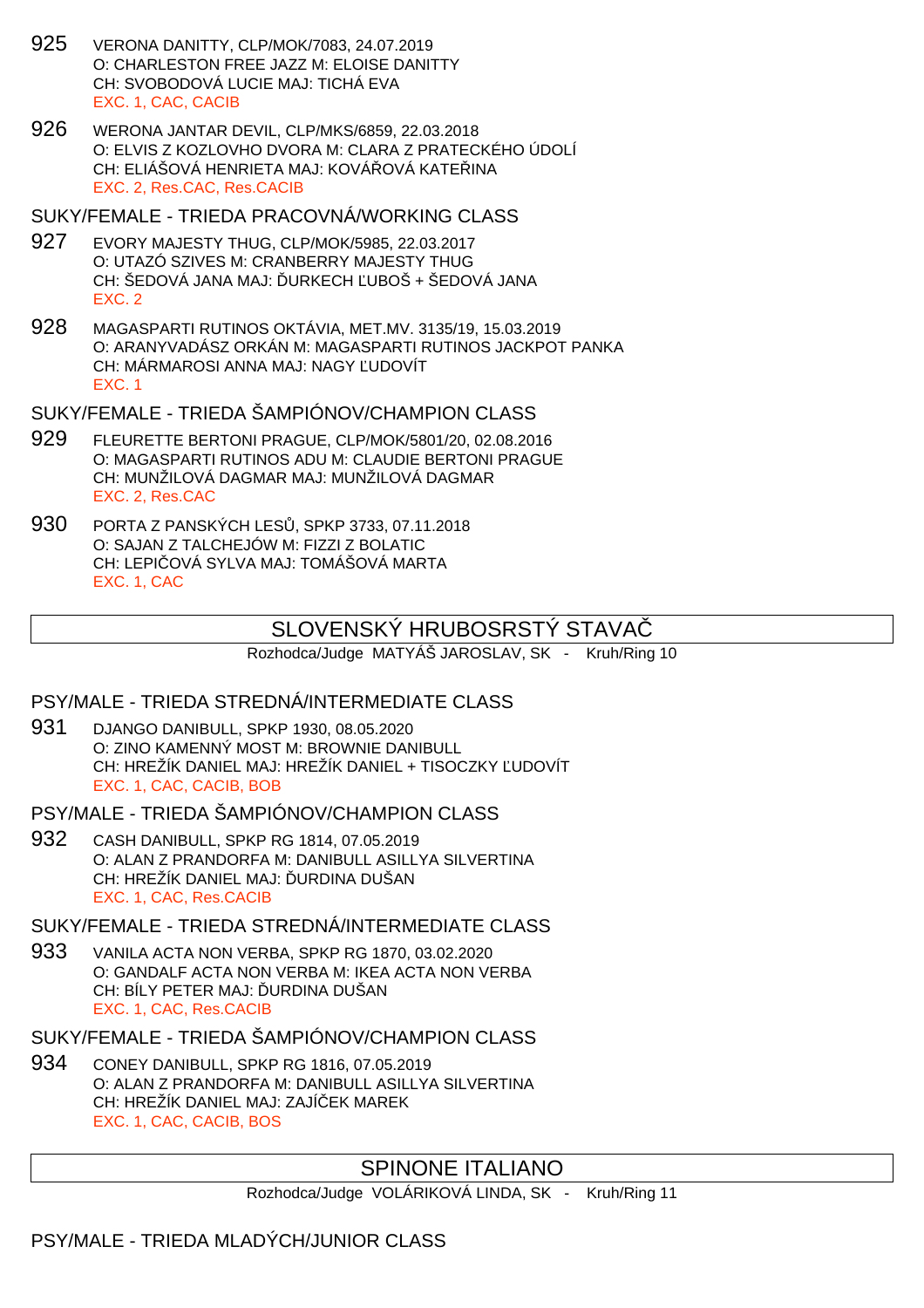925 VERONA DANITTY, CLP/MOK/7083, 24.07.2019
O: CHARLESTON FREE JAZZ M: ELOISE DANITTY
CH: SVOBODOVÁ LUCIE MAJ: TICHÁ EVA
EXC. 1, CAC, CACIB

926 WERONA JANTAR DEVIL, CLP/MKS/6859, 22.03.2018
O: ELVIS Z KOZLOVHO DVORA M: CLARA Z PRATECKÉHO ÚDOLÍ
CH: ELIÁŠOVÁ HENRIETA MAJ: KOVÁŘOVÁ KATEŘINA
EXC. 2, Res.CAC, Res.CACIB

### SUKY/FEMALE - TRIEDA PRACOVNÁ/WORKING CLASS

927 EVORY MAJESTY THUG, CLP/MOK/5985, 22.03.2017
O: UTAZÓ SZIVES M: CRANBERRY MAJESTY THUG
CH: ŠEDOVÁ JANA MAJ: ĎURKECH ĽUBOŠ + ŠEDOVÁ JANA
EXC. 2

928 MAGASPARTI RUTINOS OKTÁVIA, MET.MV. 3135/19, 15.03.2019
O: ARANYVADÁSZ ORKÁN M: MAGASPARTI RUTINOS JACKPOT PANKA
CH: MÁRMAROSI ANNA MAJ: NAGY ĽUDOVÍT
EXC. 1

### SUKY/FEMALE - TRIEDA ŠAMPIÓNOV/CHAMPION CLASS

929 FLEURETTE BERTONI PRAGUE, CLP/MOK/5801/20, 02.08.2016
O: MAGASPARTI RUTINOS ADU M: CLAUDIE BERTONI PRAGUE
CH: MUNŽILOVÁ DAGMAR MAJ: MUNŽILOVÁ DAGMAR
EXC. 2, Res.CAC

930 PORTA Z PANSKÝCH LESŮ, SPKP 3733, 07.11.2018
O: SAJAN Z TALCHEJÓW M: FIZZI Z BOLATIC
CH: LEPIČOVÁ SYLVA MAJ: TOMÁŠOVÁ MARTA
EXC. 1, CAC

## SLOVENSKÝ HRUBOSRSTÝ STAVAČ

Rozhodca/Judge MATYÁŠ JAROSLAV, SK - Kruh/Ring 10

### PSY/MALE - TRIEDA STREDNÁ/INTERMEDIATE CLASS

931 DJANGO DANIBULL, SPKP 1930, 08.05.2020
O: ZINO KAMENNÝ MOST M: BROWNIE DANIBULL
CH: HREŽÍK DANIEL MAJ: HREŽÍK DANIEL + TISOCZKY ĽUDOVÍT
EXC. 1, CAC, CACIB, BOB

### PSY/MALE - TRIEDA ŠAMPIÓNOV/CHAMPION CLASS

932 CASH DANIBULL, SPKP RG 1814, 07.05.2019
O: ALAN Z PRANDORFA M: DANIBULL ASILLYA SILVERTINA
CH: HREŽÍK DANIEL MAJ: ĎURDINA DUŠAN
EXC. 1, CAC, Res.CACIB

### SUKY/FEMALE - TRIEDA STREDNÁ/INTERMEDIATE CLASS

933 VANILA ACTA NON VERBA, SPKP RG 1870, 03.02.2020
O: GANDALF ACTA NON VERBA M: IKEA ACTA NON VERBA
CH: BÍLY PETER MAJ: ĎURDINA DUŠAN
EXC. 1, CAC, Res.CACIB

### SUKY/FEMALE - TRIEDA ŠAMPIÓNOV/CHAMPION CLASS

934 CONEY DANIBULL, SPKP RG 1816, 07.05.2019
O: ALAN Z PRANDORFA M: DANIBULL ASILLYA SILVERTINA
CH: HREŽÍK DANIEL MAJ: ZAJÍČEK MAREK
EXC. 1, CAC, CACIB, BOS

## SPINONE ITALIANO

Rozhodca/Judge VOLÁRIKOVÁ LINDA, SK - Kruh/Ring 11

### PSY/MALE - TRIEDA MLADÝCH/JUNIOR CLASS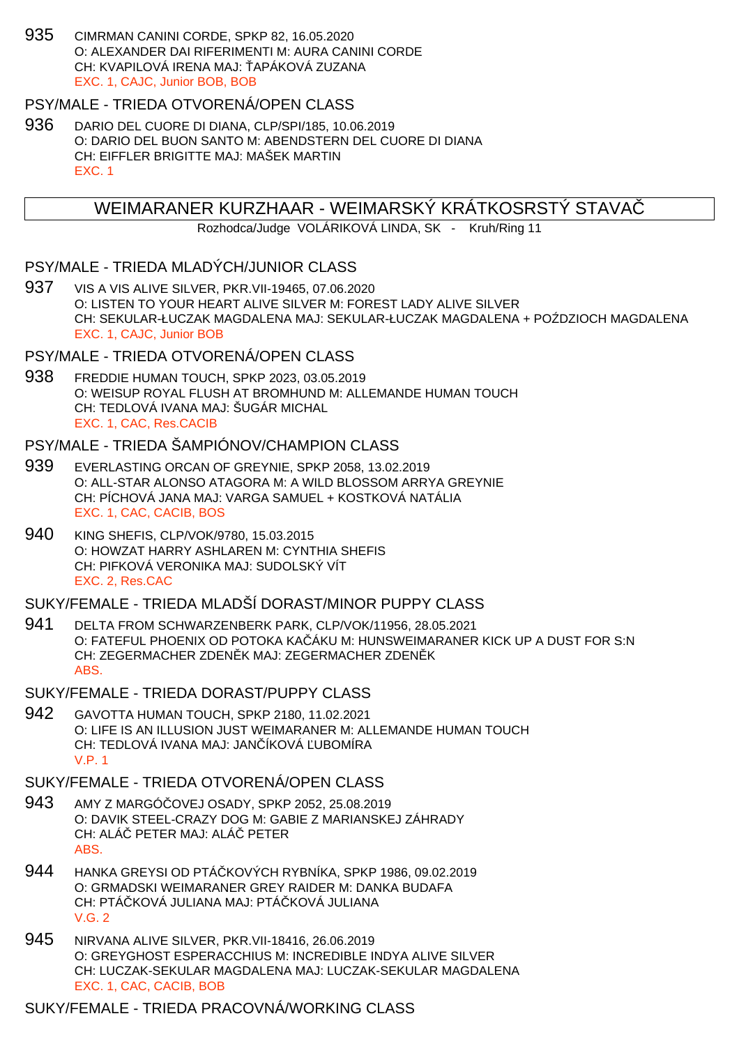935 CIMRMAN CANINI CORDE, SPKP 82, 16.05.2020
O: ALEXANDER DAI RIFERIMENTI M: AURA CANINI CORDE
CH: KVAPILOVÁ IRENA MAJ: ŤAPÁKOVÁ ZUZANA
EXC. 1, CAJC, Junior BOB, BOB

### PSY/MALE - TRIEDA OTVORENÁ/OPEN CLASS

936 DARIO DEL CUORE DI DIANA, CLP/SPI/185, 10.06.2019
O: DARIO DEL BUON SANTO M: ABENDSTERN DEL CUORE DI DIANA
CH: EIFFLER BRIGITTE MAJ: MAŠEK MARTIN
EXC. 1

## WEIMARANER KURZHAAR - WEIMARSKÝ KRÁTKOSRSTÝ STAVAČ

Rozhodca/Judge VOLÁRIKOVÁ LINDA, SK - Kruh/Ring 11

### PSY/MALE - TRIEDA MLADÝCH/JUNIOR CLASS

937 VIS A VIS ALIVE SILVER, PKR.VII-19465, 07.06.2020
O: LISTEN TO YOUR HEART ALIVE SILVER M: FOREST LADY ALIVE SILVER
CH: SEKULAR-ŁUCZAK MAGDALENA MAJ: SEKULAR-ŁUCZAK MAGDALENA + POŹDZIOCH MAGDALENA
EXC. 1, CAJC, Junior BOB

### PSY/MALE - TRIEDA OTVORENÁ/OPEN CLASS

938 FREDDIE HUMAN TOUCH, SPKP 2023, 03.05.2019
O: WEISUP ROYAL FLUSH AT BROMHUND M: ALLEMANDE HUMAN TOUCH
CH: TEDLOVÁ IVANA MAJ: ŠUGÁR MICHAL
EXC. 1, CAC, Res.CACIB

### PSY/MALE - TRIEDA ŠAMPIÓNOV/CHAMPION CLASS

939 EVERLASTING ORCAN OF GREYNIE, SPKP 2058, 13.02.2019
O: ALL-STAR ALONSO ATAGORA M: A WILD BLOSSOM ARRYA GREYNIE
CH: PÍCHOVÁ JANA MAJ: VARGA SAMUEL + KOSTKOVÁ NATÁLIA
EXC. 1, CAC, CACIB, BOS

940 KING SHEFIS, CLP/VOK/9780, 15.03.2015
O: HOWZAT HARRY ASHLAREN M: CYNTHIA SHEFIS
CH: PIFKOVÁ VERONIKA MAJ: SUDOLSKÝ VÍT
EXC. 2, Res.CAC

### SUKY/FEMALE - TRIEDA MLADŠÍ DORAST/MINOR PUPPY CLASS

941 DELTA FROM SCHWARZENBERK PARK, CLP/VOK/11956, 28.05.2021
O: FATEFUL PHOENIX OD POTOKA KAČÁKU M: HUNSWEIMARANER KICK UP A DUST FOR S:N
CH: ZEGERMACHER ZDENĚK MAJ: ZEGERMACHER ZDENĚK
ABS.

### SUKY/FEMALE - TRIEDA DORAST/PUPPY CLASS

942 GAVOTTA HUMAN TOUCH, SPKP 2180, 11.02.2021
O: LIFE IS AN ILLUSION JUST WEIMARANER M: ALLEMANDE HUMAN TOUCH
CH: TEDLOVÁ IVANA MAJ: JANČÍKOVÁ ĽUBOMÍRA
V.P. 1

### SUKY/FEMALE - TRIEDA OTVORENÁ/OPEN CLASS

943 AMY Z MARGÓČOVEJ OSADY, SPKP 2052, 25.08.2019
O: DAVIK STEEL-CRAZY DOG M: GABIE Z MARIANSKEJ ZÁHRADY
CH: ALÁČ PETER MAJ: ALÁČ PETER
ABS.

944 HANKA GREYSI OD PTÁČKOVÝCH RYBNÍKA, SPKP 1986, 09.02.2019
O: GRMADSKI WEIMARANER GREY RAIDER M: DANKA BUDAFA
CH: PTÁČKOVÁ JULIANA MAJ: PTÁČKOVÁ JULIANA
V.G. 2

945 NIRVANA ALIVE SILVER, PKR.VII-18416, 26.06.2019
O: GREYGHOST ESPERACCHIUS M: INCREDIBLE INDYA ALIVE SILVER
CH: LUCZAK-SEKULAR MAGDALENA MAJ: LUCZAK-SEKULAR MAGDALENA
EXC. 1, CAC, CACIB, BOB

### SUKY/FEMALE - TRIEDA PRACOVNÁ/WORKING CLASS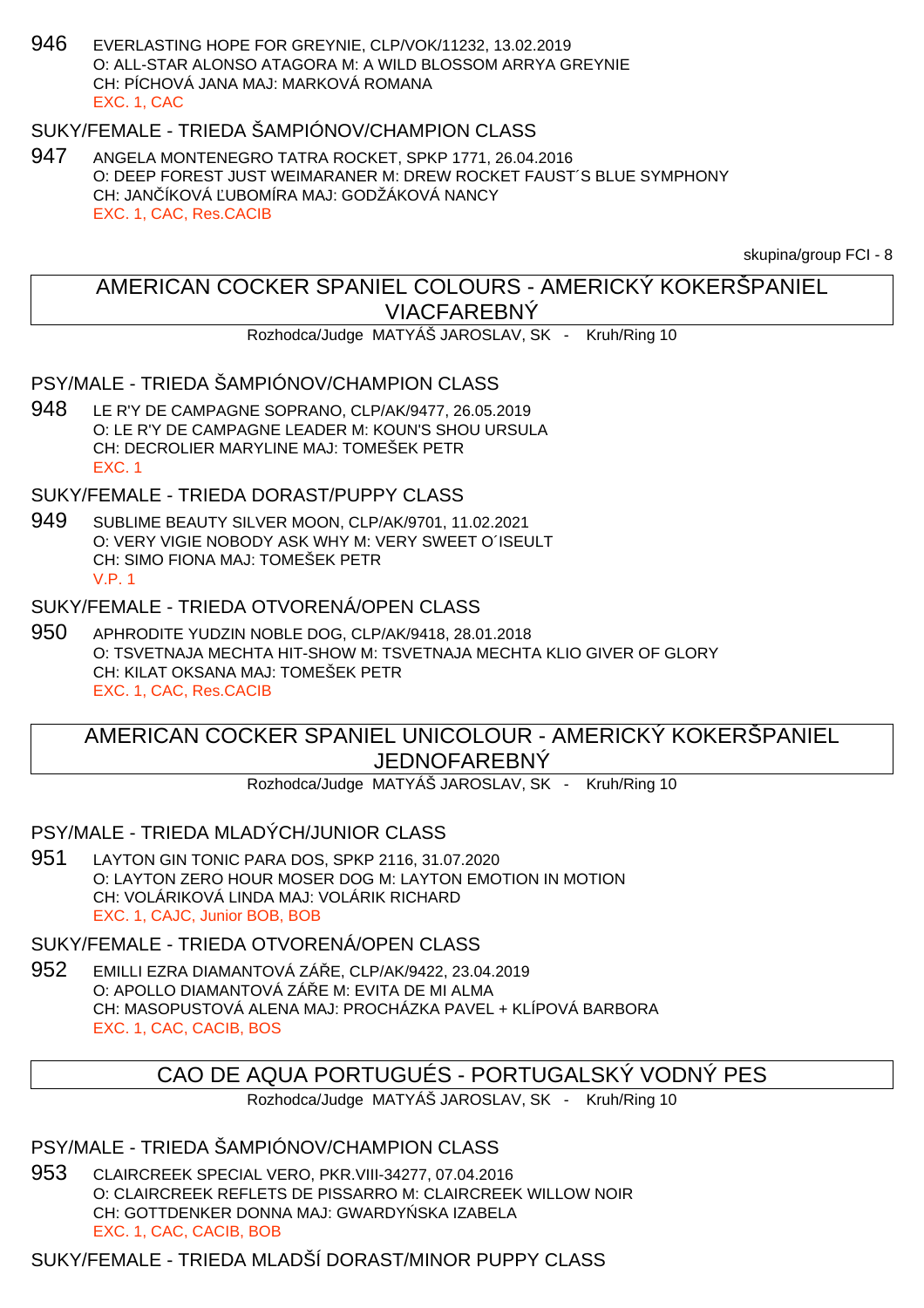946 EVERLASTING HOPE FOR GREYNIE, CLP/VOK/11232, 13.02.2019
O: ALL-STAR ALONSO ATAGORA M: A WILD BLOSSOM ARRYA GREYNIE
CH: PÍCHOVÁ JANA MAJ: MARKOVÁ ROMANA
EXC. 1, CAC

### SUKY/FEMALE - TRIEDA ŠAMPIÓNOV/CHAMPION CLASS

947 ANGELA MONTENEGRO TATRA ROCKET, SPKP 1771, 26.04.2016
O: DEEP FOREST JUST WEIMARANER M: DREW ROCKET FAUST´S BLUE SYMPHONY
CH: JANČÍKOVÁ ĽUBOMÍRA MAJ: GODŽÁKOVÁ NANCY
EXC. 1, CAC, Res.CACIB

skupina/group FCI - 8

## AMERICAN COCKER SPANIEL COLOURS - AMERICKÝ KOKERŠPANIEL VIACFAREBNÝ

Rozhodca/Judge MATYÁŠ JAROSLAV, SK - Kruh/Ring 10

### PSY/MALE - TRIEDA ŠAMPIÓNOV/CHAMPION CLASS

948 LE R'Y DE CAMPAGNE SOPRANO, CLP/AK/9477, 26.05.2019
O: LE R'Y DE CAMPAGNE LEADER M: KOUN'S SHOU URSULA
CH: DECROLIER MARYLINE MAJ: TOMEŠEK PETR
EXC. 1

### SUKY/FEMALE - TRIEDA DORAST/PUPPY CLASS

949 SUBLIME BEAUTY SILVER MOON, CLP/AK/9701, 11.02.2021
O: VERY VIGIE NOBODY ASK WHY M: VERY SWEET O´ISEULT
CH: SIMO FIONA MAJ: TOMEŠEK PETR
V.P. 1

### SUKY/FEMALE - TRIEDA OTVORENÁ/OPEN CLASS

950 APHRODITE YUDZIN NOBLE DOG, CLP/AK/9418, 28.01.2018
O: TSVETNAJA MECHTA HIT-SHOW M: TSVETNAJA MECHTA KLIO GIVER OF GLORY
CH: KILAT OKSANA MAJ: TOMEŠEK PETR
EXC. 1, CAC, Res.CACIB

## AMERICAN COCKER SPANIEL UNICOLOUR - AMERICKÝ KOKERŠPANIEL JEDNOFAREBNÝ

Rozhodca/Judge MATYÁŠ JAROSLAV, SK - Kruh/Ring 10

### PSY/MALE - TRIEDA MLADÝCH/JUNIOR CLASS

951 LAYTON GIN TONIC PARA DOS, SPKP 2116, 31.07.2020
O: LAYTON ZERO HOUR MOSER DOG M: LAYTON EMOTION IN MOTION
CH: VOLÁRIKOVÁ LINDA MAJ: VOLÁRIK RICHARD
EXC. 1, CAJC, Junior BOB, BOB

### SUKY/FEMALE - TRIEDA OTVORENÁ/OPEN CLASS

952 EMILLI EZRA DIAMANTOVÁ ZÁŘE, CLP/AK/9422, 23.04.2019
O: APOLLO DIAMANTOVÁ ZÁŘE M: EVITA DE MI ALMA
CH: MASOPUSTOVÁ ALENA MAJ: PROCHÁZKA PAVEL + KLÍPOVÁ BARBORA
EXC. 1, CAC, CACIB, BOS

## CAO DE AQUA PORTUGUÉS - PORTUGALSKÝ VODNÝ PES

Rozhodca/Judge MATYÁŠ JAROSLAV, SK - Kruh/Ring 10

### PSY/MALE - TRIEDA ŠAMPIÓNOV/CHAMPION CLASS

953 CLAIRCREEK SPECIAL VERO, PKR.VIII-34277, 07.04.2016
O: CLAIRCREEK REFLETS DE PISSARRO M: CLAIRCREEK WILLOW NOIR
CH: GOTTDENKER DONNA MAJ: GWARDYŃSKA IZABELA
EXC. 1, CAC, CACIB, BOB

### SUKY/FEMALE - TRIEDA MLADŠÍ DORAST/MINOR PUPPY CLASS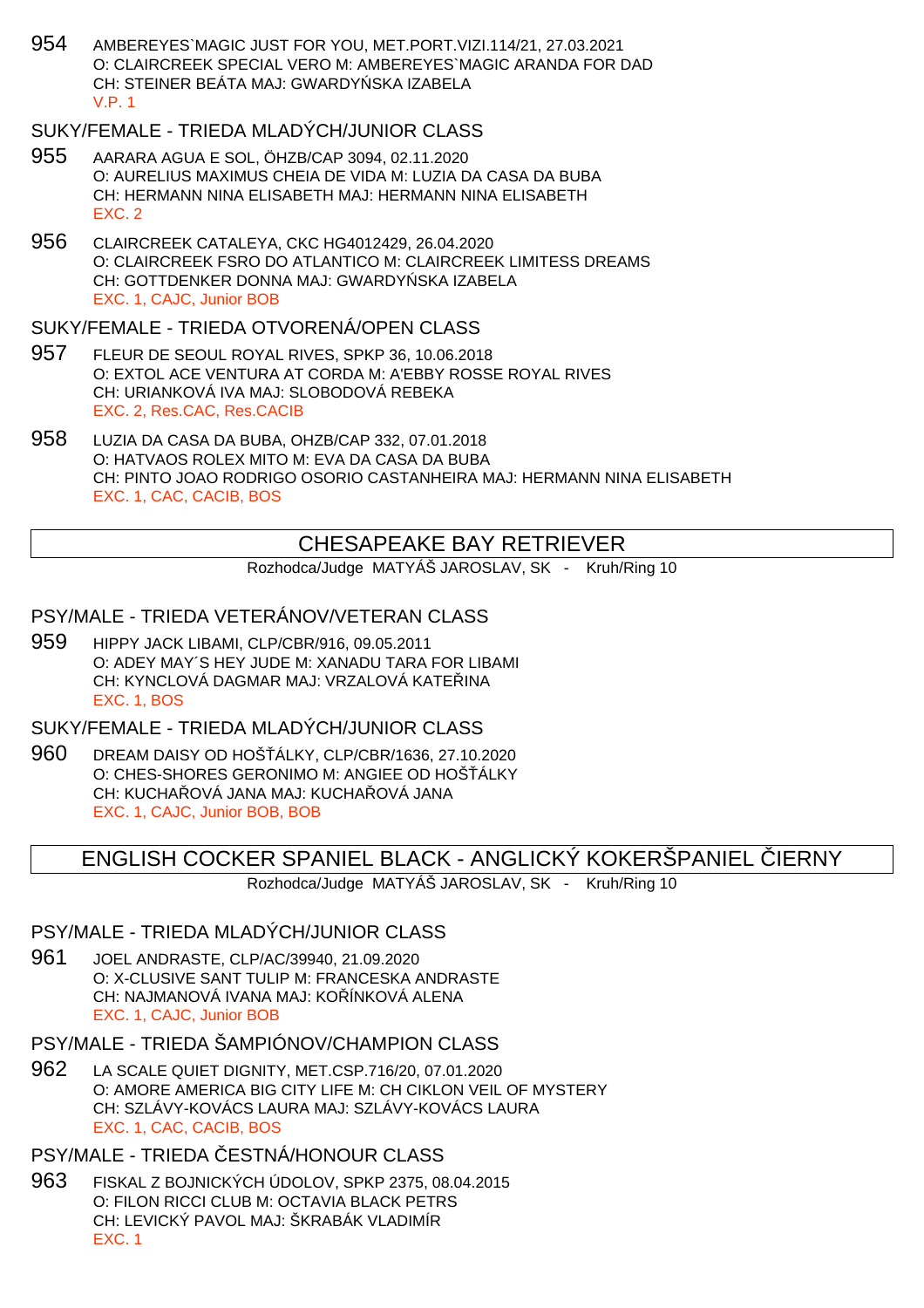954 AMBEREYES`MAGIC JUST FOR YOU, MET.PORT.VIZI.114/21, 27.03.2021
O: CLAIRCREEK SPECIAL VERO M: AMBEREYES`MAGIC ARANDA FOR DAD
CH: STEINER BEÁTA MAJ: GWARDYŃSKA IZABELA
V.P. 1

### SUKY/FEMALE - TRIEDA MLADÝCH/JUNIOR CLASS

955 AARARA AGUA E SOL, ÖHZB/CAP 3094, 02.11.2020
O: AURELIUS MAXIMUS CHEIA DE VIDA M: LUZIA DA CASA DA BUBA
CH: HERMANN NINA ELISABETH MAJ: HERMANN NINA ELISABETH
EXC. 2

956 CLAIRCREEK CATALEYA, CKC HG4012429, 26.04.2020
O: CLAIRCREEK FSRO DO ATLANTICO M: CLAIRCREEK LIMITESS DREAMS
CH: GOTTDENKER DONNA MAJ: GWARDYŃSKA IZABELA
EXC. 1, CAJC, Junior BOB

### SUKY/FEMALE - TRIEDA OTVORENÁ/OPEN CLASS

957 FLEUR DE SEOUL ROYAL RIVES, SPKP 36, 10.06.2018
O: EXTOL ACE VENTURA AT CORDA M: A'EBBY ROSSE ROYAL RIVES
CH: URIANKOVÁ IVA MAJ: SLOBODOVÁ REBEKA
EXC. 2, Res.CAC, Res.CACIB

958 LUZIA DA CASA DA BUBA, OHZB/CAP 332, 07.01.2018
O: HATVAOS ROLEX MITO M: EVA DA CASA DA BUBA
CH: PINTO JOAO RODRIGO OSORIO CASTANHEIRA MAJ: HERMANN NINA ELISABETH
EXC. 1, CAC, CACIB, BOS

## CHESAPEAKE BAY RETRIEVER

Rozhodca/Judge MATYÁŠ JAROSLAV, SK - Kruh/Ring 10

### PSY/MALE - TRIEDA VETERÁNOV/VETERAN CLASS

959 HIPPY JACK LIBAMI, CLP/CBR/916, 09.05.2011
O: ADEY MAY´S HEY JUDE M: XANADU TARA FOR LIBAMI
CH: KYNCLOVÁ DAGMAR MAJ: VRZALOVÁ KATEŘINA
EXC. 1, BOS

### SUKY/FEMALE - TRIEDA MLADÝCH/JUNIOR CLASS

960 DREAM DAISY OD HOŠŤÁLKY, CLP/CBR/1636, 27.10.2020
O: CHES-SHORES GERONIMO M: ANGIEE OD HOŠŤÁLKY
CH: KUCHAŘOVÁ JANA MAJ: KUCHAŘOVÁ JANA
EXC. 1, CAJC, Junior BOB, BOB

## ENGLISH COCKER SPANIEL BLACK - ANGLICKÝ KOKERŠPANIEL ČIERNY

Rozhodca/Judge MATYÁŠ JAROSLAV, SK - Kruh/Ring 10

### PSY/MALE - TRIEDA MLADÝCH/JUNIOR CLASS

961 JOEL ANDRASTE, CLP/AC/39940, 21.09.2020
O: X-CLUSIVE SANT TULIP M: FRANCESKA ANDRASTE
CH: NAJMANOVÁ IVANA MAJ: KOŘÍNKOVÁ ALENA
EXC. 1, CAJC, Junior BOB

### PSY/MALE - TRIEDA ŠAMPIÓNOV/CHAMPION CLASS

962 LA SCALE QUIET DIGNITY, MET.CSP.716/20, 07.01.2020
O: AMORE AMERICA BIG CITY LIFE M: CH CIKLON VEIL OF MYSTERY
CH: SZLÁVY-KOVÁCS LAURA MAJ: SZLÁVY-KOVÁCS LAURA
EXC. 1, CAC, CACIB, BOS

### PSY/MALE - TRIEDA ČESTNÁ/HONOUR CLASS

963 FISKAL Z BOJNICKÝCH ÚDOLOV, SPKP 2375, 08.04.2015
O: FILON RICCI CLUB M: OCTAVIA BLACK PETRS
CH: LEVICKÝ PAVOL MAJ: ŠKRABÁK VLADIMÍR
EXC. 1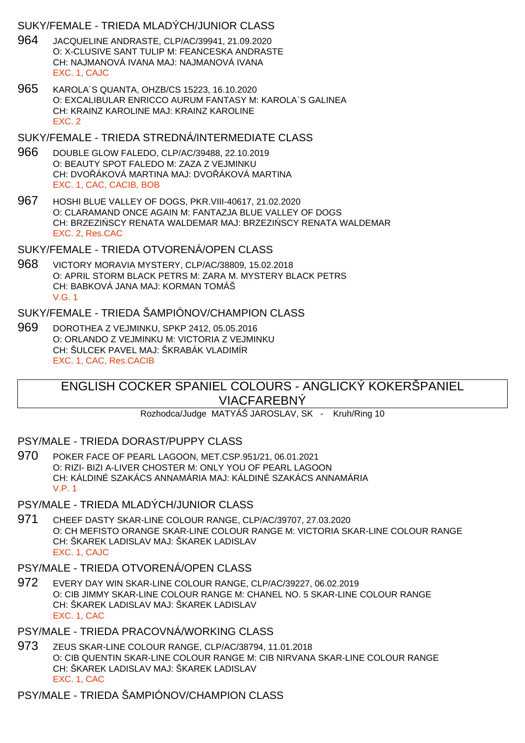### SUKY/FEMALE - TRIEDA MLADÝCH/JUNIOR CLASS

964 JACQUELINE ANDRASTE, CLP/AC/39941, 21.09.2020
O: X-CLUSIVE SANT TULIP M: FEANCESKA ANDRASTE
CH: NAJMANOVÁ IVANA MAJ: NAJMANOVÁ IVANA
EXC. 1, CAJC

965 KAROLA´S QUANTA, OHZB/CS 15223, 16.10.2020
O: EXCALIBULAR ENRICCO AURUM FANTASY M: KAROLA`S GALINEA
CH: KRAINZ KAROLINE MAJ: KRAINZ KAROLINE
EXC. 2

### SUKY/FEMALE - TRIEDA STREDNÁ/INTERMEDIATE CLASS

966 DOUBLE GLOW FALEDO, CLP/AC/39488, 22.10.2019
O: BEAUTY SPOT FALEDO M: ZAZA Z VEJMINKU
CH: DVOŘÁKOVÁ MARTINA MAJ: DVOŘÁKOVÁ MARTINA
EXC. 1, CAC, CACIB, BOB

967 HOSHI BLUE VALLEY OF DOGS, PKR.VIII-40617, 21.02.2020
O: CLARAMAND ONCE AGAIN M: FANTAZJA BLUE VALLEY OF DOGS
CH: BRZEZIŃSCY RENATA WALDEMAR MAJ: BRZEZIŃSCY RENATA WALDEMAR
EXC. 2, Res.CAC

### SUKY/FEMALE - TRIEDA OTVORENÁ/OPEN CLASS

968 VICTORY MORAVIA MYSTERY, CLP/AC/38809, 15.02.2018
O: APRIL STORM BLACK PETRS M: ZARA M. MYSTERY BLACK PETRS
CH: BABKOVÁ JANA MAJ: KORMAN TOMÁŠ
V.G. 1

### SUKY/FEMALE - TRIEDA ŠAMPIÓNOV/CHAMPION CLASS

969 DOROTHEA Z VEJMINKU, SPKP 2412, 05.05.2016
O: ORLANDO Z VEJMINKU M: VICTORIA Z VEJMINKU
CH: ŠULCEK PAVEL MAJ: ŠKRABÁK VLADIMÍR
EXC. 1, CAC, Res.CACIB

## ENGLISH COCKER SPANIEL COLOURS - ANGLICKÝ KOKERŠPANIEL VIACFAREBNÝ

Rozhodca/Judge MATYÁŠ JAROSLAV, SK - Kruh/Ring 10

### PSY/MALE - TRIEDA DORAST/PUPPY CLASS

970 POKER FACE OF PEARL LAGOON, MET.CSP.951/21, 06.01.2021
O: RIZI- BIZI A-LIVER CHOSTER M: ONLY YOU OF PEARL LAGOON
CH: KÁLDINÉ SZAKÁCS ANNAMÁRIA MAJ: KÁLDINÉ SZAKÁCS ANNAMÁRIA
V.P. 1

### PSY/MALE - TRIEDA MLADÝCH/JUNIOR CLASS

971 CHEEF DASTY SKAR-LINE COLOUR RANGE, CLP/AC/39707, 27.03.2020
O: CH MEFISTO ORANGE SKAR-LINE COLOUR RANGE M: VICTORIA SKAR-LINE COLOUR RANGE
CH: ŠKAREK LADISLAV MAJ: ŠKAREK LADISLAV
EXC. 1, CAJC

### PSY/MALE - TRIEDA OTVORENÁ/OPEN CLASS

972 EVERY DAY WIN SKAR-LINE COLOUR RANGE, CLP/AC/39227, 06.02.2019
O: CIB JIMMY SKAR-LINE COLOUR RANGE M: CHANEL NO. 5 SKAR-LINE COLOUR RANGE
CH: ŠKAREK LADISLAV MAJ: ŠKAREK LADISLAV
EXC. 1, CAC

### PSY/MALE - TRIEDA PRACOVNÁ/WORKING CLASS

973 ZEUS SKAR-LINE COLOUR RANGE, CLP/AC/38794, 11.01.2018
O: CIB QUENTIN SKAR-LINE COLOUR RANGE M: CIB NIRVANA SKAR-LINE COLOUR RANGE
CH: ŠKAREK LADISLAV MAJ: ŠKAREK LADISLAV
EXC. 1, CAC

### PSY/MALE - TRIEDA ŠAMPIÓNOV/CHAMPION CLASS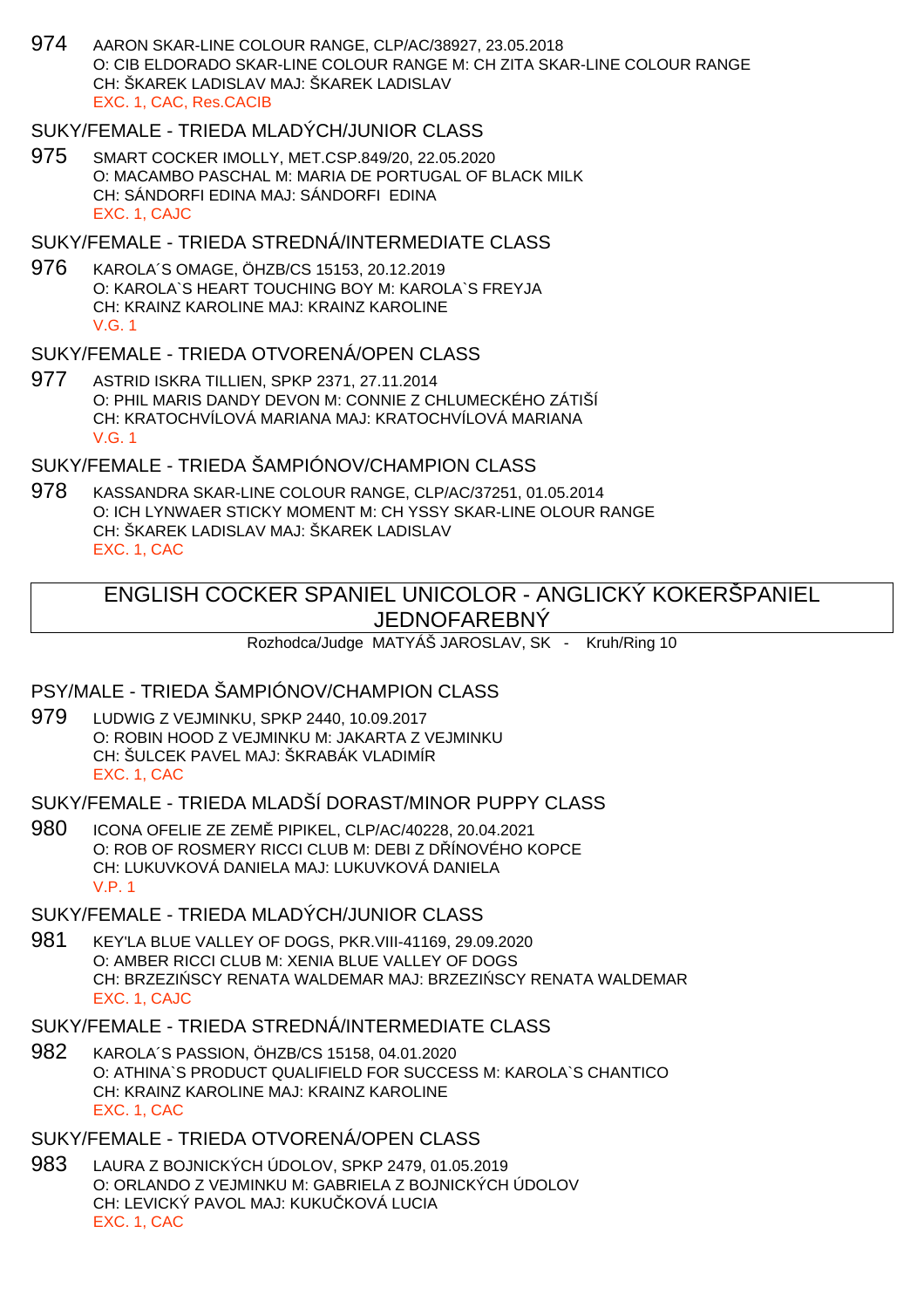974 AARON SKAR-LINE COLOUR RANGE, CLP/AC/38927, 23.05.2018
O: CIB ELDORADO SKAR-LINE COLOUR RANGE M: CH ZITA SKAR-LINE COLOUR RANGE
CH: ŠKAREK LADISLAV MAJ: ŠKAREK LADISLAV
EXC. 1, CAC, Res.CACIB

### SUKY/FEMALE - TRIEDA MLADÝCH/JUNIOR CLASS

975 SMART COCKER IMOLLY, MET.CSP.849/20, 22.05.2020
O: MACAMBO PASCHAL M: MARIA DE PORTUGAL OF BLACK MILK
CH: SÁNDORFI EDINA MAJ: SÁNDORFI EDINA
EXC. 1, CAJC

### SUKY/FEMALE - TRIEDA STREDNÁ/INTERMEDIATE CLASS

976 KAROLA´S OMAGE, ÖHZB/CS 15153, 20.12.2019
O: KAROLA`S HEART TOUCHING BOY M: KAROLA`S FREYJA
CH: KRAINZ KAROLINE MAJ: KRAINZ KAROLINE
V.G. 1

### SUKY/FEMALE - TRIEDA OTVORENÁ/OPEN CLASS

977 ASTRID ISKRA TILLIEN, SPKP 2371, 27.11.2014
O: PHIL MARIS DANDY DEVON M: CONNIE Z CHLUMECKÉHO ZÁTIŠÍ
CH: KRATOCHVÍLOVÁ MARIANA MAJ: KRATOCHVÍLOVÁ MARIANA
V.G. 1

### SUKY/FEMALE - TRIEDA ŠAMPIÓNOV/CHAMPION CLASS

978 KASSANDRA SKAR-LINE COLOUR RANGE, CLP/AC/37251, 01.05.2014
O: ICH LYNWAER STICKY MOMENT M: CH YSSY SKAR-LINE OLOUR RANGE
CH: ŠKAREK LADISLAV MAJ: ŠKAREK LADISLAV
EXC. 1, CAC

## ENGLISH COCKER SPANIEL UNICOLOR - ANGLICKÝ KOKERŠPANIEL JEDNOFAREBNÝ

Rozhodca/Judge MATYÁŠ JAROSLAV, SK - Kruh/Ring 10

### PSY/MALE - TRIEDA ŠAMPIÓNOV/CHAMPION CLASS

979 LUDWIG Z VEJMINKU, SPKP 2440, 10.09.2017
O: ROBIN HOOD Z VEJMINKU M: JAKARTA Z VEJMINKU
CH: ŠULCEK PAVEL MAJ: ŠKRABÁK VLADIMÍR
EXC. 1, CAC

### SUKY/FEMALE - TRIEDA MLADŠÍ DORAST/MINOR PUPPY CLASS

980 ICONA OFELIE ZE ZEMĚ PIPIKEL, CLP/AC/40228, 20.04.2021
O: ROB OF ROSMERY RICCI CLUB M: DEBI Z DŘÍNOVÉHO KOPCE
CH: LUKUVKOVÁ DANIELA MAJ: LUKUVKOVÁ DANIELA
V.P. 1

### SUKY/FEMALE - TRIEDA MLADÝCH/JUNIOR CLASS

981 KEY'LA BLUE VALLEY OF DOGS, PKR.VIII-41169, 29.09.2020
O: AMBER RICCI CLUB M: XENIA BLUE VALLEY OF DOGS
CH: BRZEZIŃSCY RENATA WALDEMAR MAJ: BRZEZIŃSCY RENATA WALDEMAR
EXC. 1, CAJC

### SUKY/FEMALE - TRIEDA STREDNÁ/INTERMEDIATE CLASS

982 KAROLA´S PASSION, ÖHZB/CS 15158, 04.01.2020
O: ATHINA`S PRODUCT QUALIFIELD FOR SUCCESS M: KAROLA`S CHANTICO
CH: KRAINZ KAROLINE MAJ: KRAINZ KAROLINE
EXC. 1, CAC

### SUKY/FEMALE - TRIEDA OTVORENÁ/OPEN CLASS

983 LAURA Z BOJNICKÝCH ÚDOLOV, SPKP 2479, 01.05.2019
O: ORLANDO Z VEJMINKU M: GABRIELA Z BOJNICKÝCH ÚDOLOV
CH: LEVICKÝ PAVOL MAJ: KUKUČKOVÁ LUCIA
EXC. 1, CAC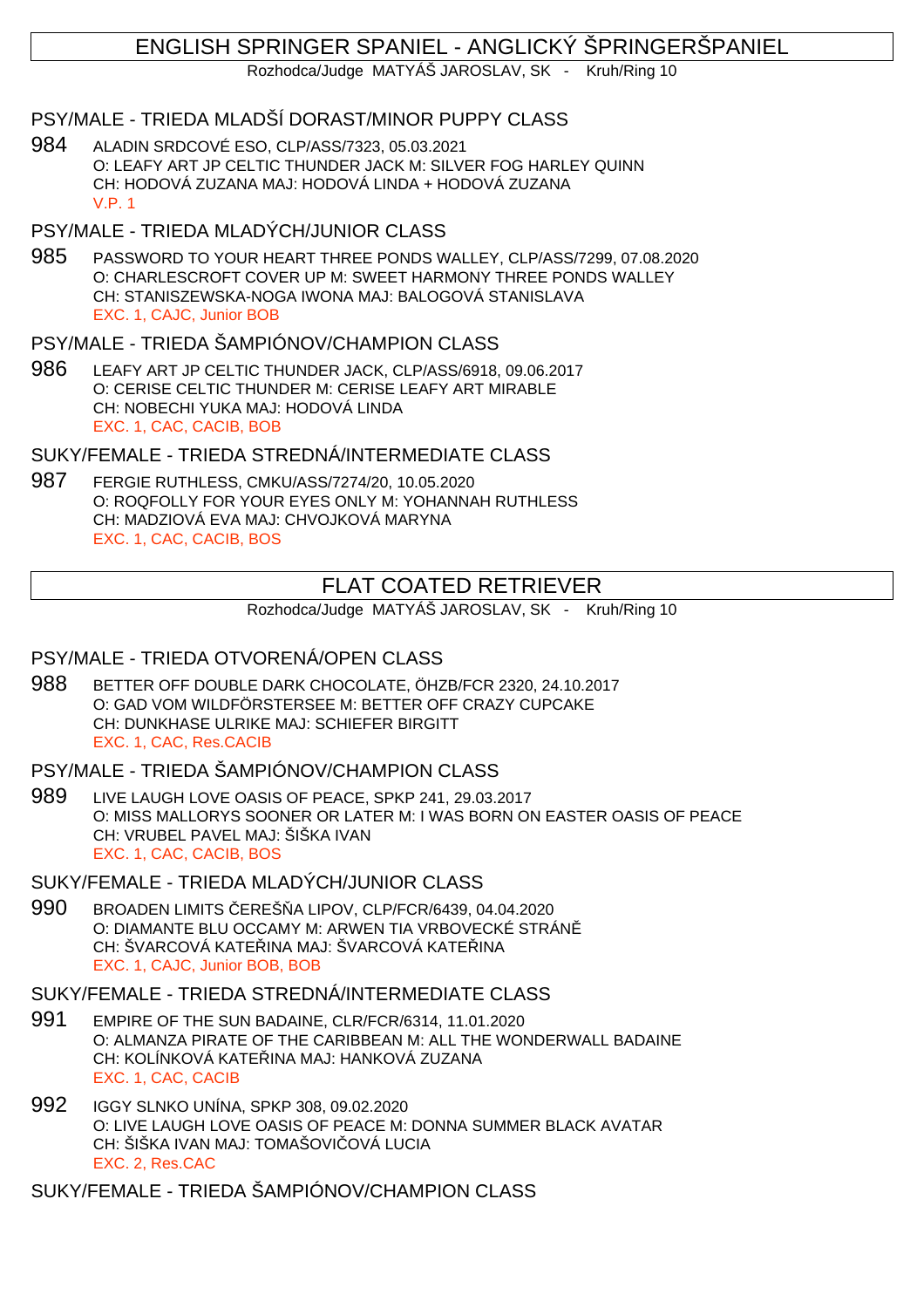## ENGLISH SPRINGER SPANIEL - ANGLICKÝ ŠPRINGERŠPANIEL

Rozhodca/Judge MATYÁŠ JAROSLAV, SK - Kruh/Ring 10

### PSY/MALE - TRIEDA MLADŠÍ DORAST/MINOR PUPPY CLASS

984 ALADIN SRDCOVÉ ESO, CLP/ASS/7323, 05.03.2021
O: LEAFY ART JP CELTIC THUNDER JACK M: SILVER FOG HARLEY QUINN
CH: HODOVÁ ZUZANA MAJ: HODOVÁ LINDA + HODOVÁ ZUZANA
V.P. 1

### PSY/MALE - TRIEDA MLADÝCH/JUNIOR CLASS

985 PASSWORD TO YOUR HEART THREE PONDS WALLEY, CLP/ASS/7299, 07.08.2020
O: CHARLESCROFT COVER UP M: SWEET HARMONY THREE PONDS WALLEY
CH: STANISZEWSKA-NOGA IWONA MAJ: BALOGOVÁ STANISLAVA
EXC. 1, CAJC, Junior BOB

### PSY/MALE - TRIEDA ŠAMPIÓNOV/CHAMPION CLASS

986 LEAFY ART JP CELTIC THUNDER JACK, CLP/ASS/6918, 09.06.2017
O: CERISE CELTIC THUNDER M: CERISE LEAFY ART MIRABLE
CH: NOBECHI YUKA MAJ: HODOVÁ LINDA
EXC. 1, CAC, CACIB, BOB

### SUKY/FEMALE - TRIEDA STREDNÁ/INTERMEDIATE CLASS

987 FERGIE RUTHLESS, CMKU/ASS/7274/20, 10.05.2020
O: ROQFOLLY FOR YOUR EYES ONLY M: YOHANNAH RUTHLESS
CH: MADZIOVÁ EVA MAJ: CHVOJKOVÁ MARYNA
EXC. 1, CAC, CACIB, BOS

## FLAT COATED RETRIEVER

Rozhodca/Judge MATYÁŠ JAROSLAV, SK - Kruh/Ring 10

### PSY/MALE - TRIEDA OTVORENÁ/OPEN CLASS

988 BETTER OFF DOUBLE DARK CHOCOLATE, ÖHZB/FCR 2320, 24.10.2017
O: GAD VOM WILDFÖRSTERSEE M: BETTER OFF CRAZY CUPCAKE
CH: DUNKHASE ULRIKE MAJ: SCHIEFER BIRGITT
EXC. 1, CAC, Res.CACIB

### PSY/MALE - TRIEDA ŠAMPIÓNOV/CHAMPION CLASS

989 LIVE LAUGH LOVE OASIS OF PEACE, SPKP 241, 29.03.2017
O: MISS MALLORYS SOONER OR LATER M: I WAS BORN ON EASTER OASIS OF PEACE
CH: VRUBEL PAVEL MAJ: ŠIŠKA IVAN
EXC. 1, CAC, CACIB, BOS

### SUKY/FEMALE - TRIEDA MLADÝCH/JUNIOR CLASS

990 BROADEN LIMITS ČEREŠŇA LIPOV, CLP/FCR/6439, 04.04.2020
O: DIAMANTE BLU OCCAMY M: ARWEN TIA VRBOVECKÉ STRÁNĚ
CH: ŠVARCOVÁ KATEŘINA MAJ: ŠVARCOVÁ KATEŘINA
EXC. 1, CAJC, Junior BOB, BOB

### SUKY/FEMALE - TRIEDA STREDNÁ/INTERMEDIATE CLASS

991 EMPIRE OF THE SUN BADAINE, CLR/FCR/6314, 11.01.2020
O: ALMANZA PIRATE OF THE CARIBBEAN M: ALL THE WONDERWALL BADAINE
CH: KOLÍNKOVÁ KATEŘINA MAJ: HANKOVÁ ZUZANA
EXC. 1, CAC, CACIB

992 IGGY SLNKO UNÍNA, SPKP 308, 09.02.2020
O: LIVE LAUGH LOVE OASIS OF PEACE M: DONNA SUMMER BLACK AVATAR
CH: ŠIŠKA IVAN MAJ: TOMAŠOVIČOVÁ LUCIA
EXC. 2, Res.CAC

### SUKY/FEMALE - TRIEDA ŠAMPIÓNOV/CHAMPION CLASS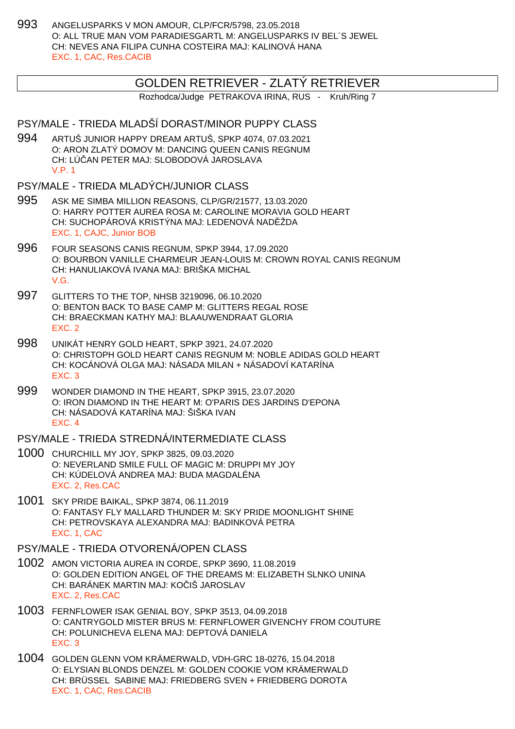993 ANGELUSPARKS V MON AMOUR, CLP/FCR/5798, 23.05.2018
O: ALL TRUE MAN VOM PARADIESGARTL M: ANGELUSPARKS IV BEL´S JEWEL
CH: NEVES ANA FILIPA CUNHA COSTEIRA MAJ: KALINOVÁ HANA
EXC. 1, CAC, Res.CACIB

## GOLDEN RETRIEVER - ZLATÝ RETRIEVER

Rozhodca/Judge PETRAKOVA IRINA, RUS - Kruh/Ring 7

### PSY/MALE - TRIEDA MLADŠÍ DORAST/MINOR PUPPY CLASS

994 ARTUŠ JUNIOR HAPPY DREAM ARTUŠ, SPKP 4074, 07.03.2021
O: ARON ZLATÝ DOMOV M: DANCING QUEEN CANIS REGNUM
CH: LÚČAN PETER MAJ: SLOBODOVÁ JAROSLAVA
V.P. 1

### PSY/MALE - TRIEDA MLADÝCH/JUNIOR CLASS

995 ASK ME SIMBA MILLION REASONS, CLP/GR/21577, 13.03.2020
O: HARRY POTTER AUREA ROSA M: CAROLINE MORAVIA GOLD HEART
CH: SUCHOPÁROVÁ KRISTÝNA MAJ: LEDENOVÁ NADĚŽDA
EXC. 1, CAJC, Junior BOB

996 FOUR SEASONS CANIS REGNUM, SPKP 3944, 17.09.2020
O: BOURBON VANILLE CHARMEUR JEAN-LOUIS M: CROWN ROYAL CANIS REGNUM
CH: HANULIAKOVÁ IVANA MAJ: BRIŠKA MICHAL
V.G.

997 GLITTERS TO THE TOP, NHSB 3219096, 06.10.2020
O: BENTON BACK TO BASE CAMP M: GLITTERS REGAL ROSE
CH: BRAECKMAN KATHY MAJ: BLAAUWENDRAAT GLORIA
EXC. 2

998 UNIKÁT HENRY GOLD HEART, SPKP 3921, 24.07.2020
O: CHRISTOPH GOLD HEART CANIS REGNUM M: NOBLE ADIDAS GOLD HEART
CH: KOCÁNOVÁ OLGA MAJ: NÁSADA MILAN + NÁSADOVÍ KATARÍNA
EXC. 3

999 WONDER DIAMOND IN THE HEART, SPKP 3915, 23.07.2020
O: IRON DIAMOND IN THE HEART M: O'PARIS DES JARDINS D'EPONA
CH: NÁSADOVÁ KATARÍNA MAJ: ŠIŠKA IVAN
EXC. 4

### PSY/MALE - TRIEDA STREDNÁ/INTERMEDIATE CLASS

1000 CHURCHILL MY JOY, SPKP 3825, 09.03.2020
O: NEVERLAND SMILE FULL OF MAGIC M: DRUPPI MY JOY
CH: KÚDELOVÁ ANDREA MAJ: BUDA MAGDALÉNA
EXC. 2, Res.CAC

1001 SKY PRIDE BAIKAL, SPKP 3874, 06.11.2019
O: FANTASY FLY MALLARD THUNDER M: SKY PRIDE MOONLIGHT SHINE
CH: PETROVSKAYA ALEXANDRA MAJ: BADINKOVÁ PETRA
EXC. 1, CAC

### PSY/MALE - TRIEDA OTVORENÁ/OPEN CLASS

1002 AMON VICTORIA AUREA IN CORDE, SPKP 3690, 11.08.2019
O: GOLDEN EDITION ANGEL OF THE DREAMS M: ELIZABETH SLNKO UNINA
CH: BARÁNEK MARTIN MAJ: KOČIŠ JAROSLAV
EXC. 2, Res.CAC

1003 FERNFLOWER ISAK GENIAL BOY, SPKP 3513, 04.09.2018
O: CANTRYGOLD MISTER BRUS M: FERNFLOWER GIVENCHY FROM COUTURE
CH: POLUNICHEVA ELENA MAJ: DEPTOVÁ DANIELA
EXC. 3

1004 GOLDEN GLENN VOM KRÄMERWALD, VDH-GRC 18-0276, 15.04.2018
O: ELYSIAN BLONDS DENZEL M: GOLDEN COOKIE VOM KRÄMERWALD
CH: BRÜSSEL SABINE MAJ: FRIEDBERG SVEN + FRIEDBERG DOROTA
EXC. 1, CAC, Res.CACIB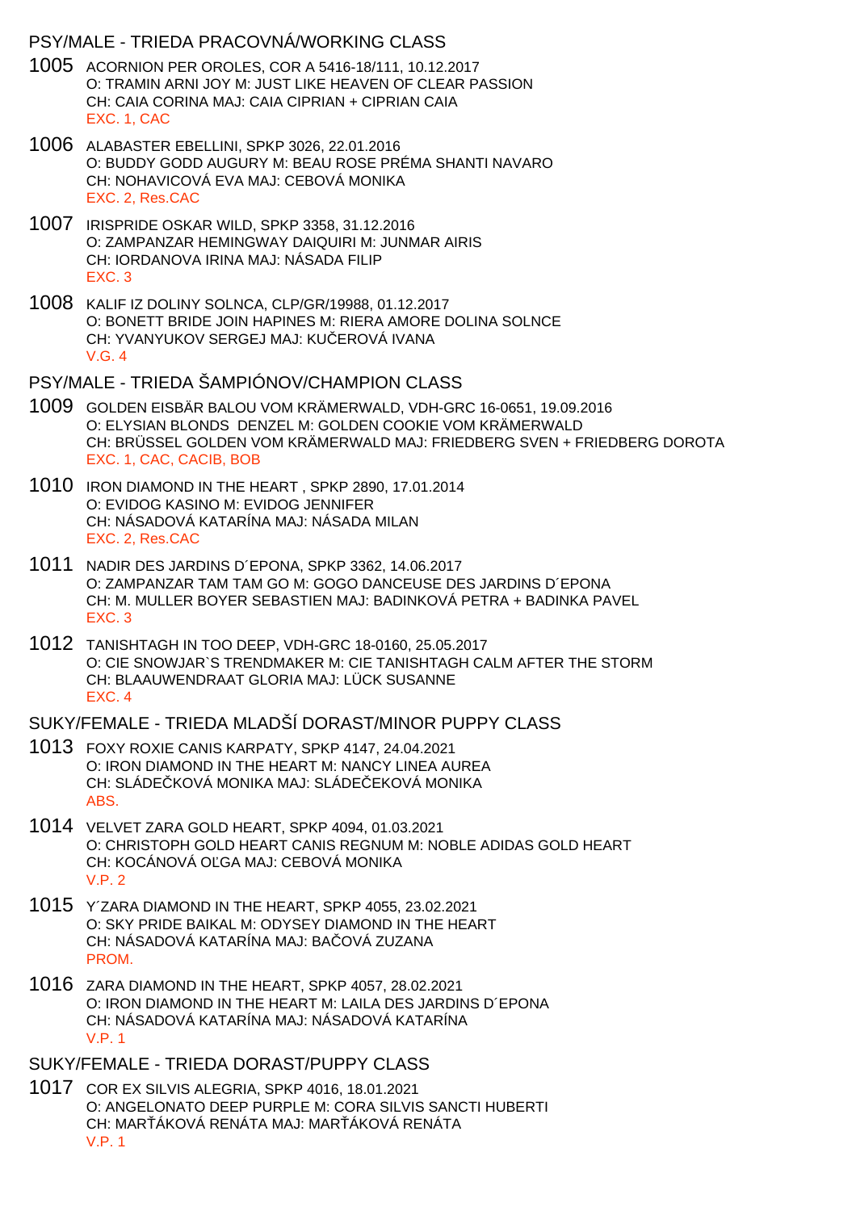## PSY/MALE - TRIEDA PRACOVNÁ/WORKING CLASS

**1005** ACORNION PER OROLES, COR A 5416-18/111, 10.12.2017
O: TRAMIN ARNI JOY M: JUST LIKE HEAVEN OF CLEAR PASSION
CH: CAIA CORINA MAJ: CAIA CIPRIAN + CIPRIAN CAIA
EXC. 1, CAC

**1006** ALABASTER EBELLINI, SPKP 3026, 22.01.2016
O: BUDDY GODD AUGURY M: BEAU ROSE PRÉMA SHANTI NAVARO
CH: NOHAVICOVÁ EVA MAJ: CEBOVÁ MONIKA
EXC. 2, Res.CAC

**1007** IRISPRIDE OSKAR WILD, SPKP 3358, 31.12.2016
O: ZAMPANZAR HEMINGWAY DAIQUIRI M: JUNMAR AIRIS
CH: IORDANOVA IRINA MAJ: NÁSADA FILIP
EXC. 3

**1008** KALIF IZ DOLINY SOLNCA, CLP/GR/19988, 01.12.2017
O: BONETT BRIDE JOIN HAPINES M: RIERA AMORE DOLINA SOLNCE
CH: YVANYUKOV SERGEJ MAJ: KUČEROVÁ IVANA
V.G. 4

## PSY/MALE - TRIEDA ŠAMPIÓNOV/CHAMPION CLASS

**1009** GOLDEN EISBÄR BALOU VOM KRÄMERWALD, VDH-GRC 16-0651, 19.09.2016
O: ELYSIAN BLONDS DENZEL M: GOLDEN COOKIE VOM KRÄMERWALD
CH: BRÜSSEL GOLDEN VOM KRÄMERWALD MAJ: FRIEDBERG SVEN + FRIEDBERG DOROTA
EXC. 1, CAC, CACIB, BOB

**1010** IRON DIAMOND IN THE HEART , SPKP 2890, 17.01.2014
O: EVIDOG KASINO M: EVIDOG JENNIFER
CH: NÁSADOVÁ KATARÍNA MAJ: NÁSADA MILAN
EXC. 2, Res.CAC

**1011** NADIR DES JARDINS D´EPONA, SPKP 3362, 14.06.2017
O: ZAMPANZAR TAM TAM GO M: GOGO DANCEUSE DES JARDINS D´EPONA
CH: M. MULLER BOYER SEBASTIEN MAJ: BADINKOVÁ PETRA + BADINKA PAVEL
EXC. 3

**1012** TANISHTAGH IN TOO DEEP, VDH-GRC 18-0160, 25.05.2017
O: CIE SNOWJAR`S TRENDMAKER M: CIE TANISHTAGH CALM AFTER THE STORM
CH: BLAAUWENDRAAT GLORIA MAJ: LÜCK SUSANNE
EXC. 4

## SUKY/FEMALE - TRIEDA MLADŠÍ DORAST/MINOR PUPPY CLASS

**1013** FOXY ROXIE CANIS KARPATY, SPKP 4147, 24.04.2021
O: IRON DIAMOND IN THE HEART M: NANCY LINEA AUREA
CH: SLÁDEČKOVÁ MONIKA MAJ: SLÁDEČEKOVÁ MONIKA
ABS.

**1014** VELVET ZARA GOLD HEART, SPKP 4094, 01.03.2021
O: CHRISTOPH GOLD HEART CANIS REGNUM M: NOBLE ADIDAS GOLD HEART
CH: KOCÁNOVÁ OĽGA MAJ: CEBOVÁ MONIKA
V.P. 2

**1015** Y´ZARA DIAMOND IN THE HEART, SPKP 4055, 23.02.2021
O: SKY PRIDE BAIKAL M: ODYSEY DIAMOND IN THE HEART
CH: NÁSADOVÁ KATARÍNA MAJ: BAČOVÁ ZUZANA
PROM.

**1016** ZARA DIAMOND IN THE HEART, SPKP 4057, 28.02.2021
O: IRON DIAMOND IN THE HEART M: LAILA DES JARDINS D´EPONA
CH: NÁSADOVÁ KATARÍNA MAJ: NÁSADOVÁ KATARÍNA
V.P. 1

## SUKY/FEMALE - TRIEDA DORAST/PUPPY CLASS

**1017** COR EX SILVIS ALEGRIA, SPKP 4016, 18.01.2021
O: ANGELONATO DEEP PURPLE M: CORA SILVIS SANCTI HUBERTI
CH: MARŤÁKOVÁ RENÁTA MAJ: MARŤÁKOVÁ RENÁTA
V.P. 1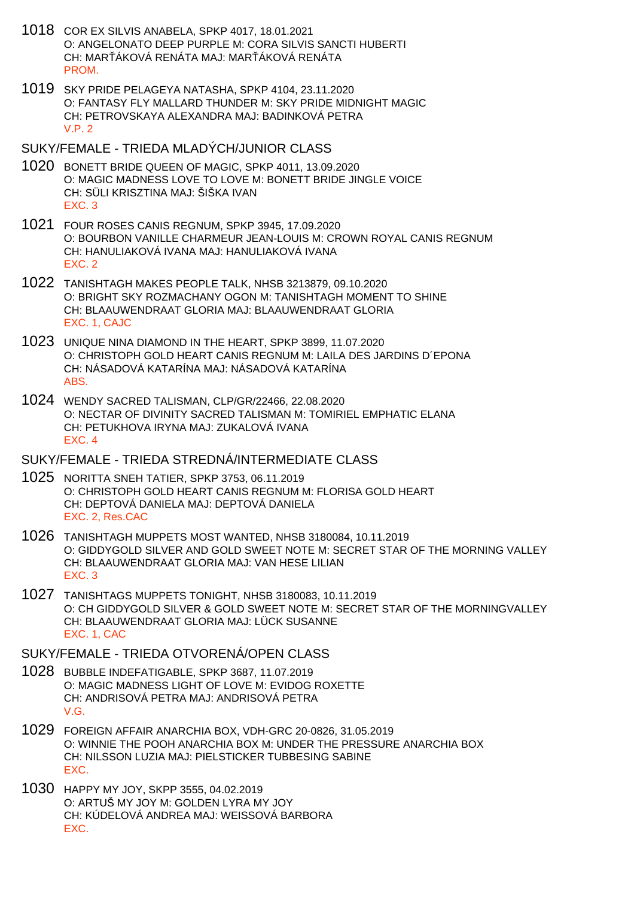1018 COR EX SILVIS ANABELA, SPKP 4017, 18.01.2021
O: ANGELONATO DEEP PURPLE M: CORA SILVIS SANCTI HUBERTI
CH: MARŤÁKOVÁ RENÁTA MAJ: MARŤÁKOVÁ RENÁTA
PROM.

1019 SKY PRIDE PELAGEYA NATASHA, SPKP 4104, 23.11.2020
O: FANTASY FLY MALLARD THUNDER M: SKY PRIDE MIDNIGHT MAGIC
CH: PETROVSKAYA ALEXANDRA MAJ: BADINKOVÁ PETRA
V.P. 2

## SUKY/FEMALE - TRIEDA MLADÝCH/JUNIOR CLASS

1020 BONETT BRIDE QUEEN OF MAGIC, SPKP 4011, 13.09.2020
O: MAGIC MADNESS LOVE TO LOVE M: BONETT BRIDE JINGLE VOICE
CH: SÜLI KRISZTINA MAJ: ŠIŠKA IVAN
EXC. 3

1021 FOUR ROSES CANIS REGNUM, SPKP 3945, 17.09.2020
O: BOURBON VANILLE CHARMEUR JEAN-LOUIS M: CROWN ROYAL CANIS REGNUM
CH: HANULIAKOVÁ IVANA MAJ: HANULIAKOVÁ IVANA
EXC. 2

1022 TANISHTAGH MAKES PEOPLE TALK, NHSB 3213879, 09.10.2020
O: BRIGHT SKY ROZMACHANY OGON M: TANISHTAGH MOMENT TO SHINE
CH: BLAAUWENDRAAT GLORIA MAJ: BLAAUWENDRAAT GLORIA
EXC. 1, CAJC

1023 UNIQUE NINA DIAMOND IN THE HEART, SPKP 3899, 11.07.2020
O: CHRISTOPH GOLD HEART CANIS REGNUM M: LAILA DES JARDINS D´EPONA
CH: NÁSADOVÁ KATARÍNA MAJ: NÁSADOVÁ KATARÍNA
ABS.

1024 WENDY SACRED TALISMAN, CLP/GR/22466, 22.08.2020
O: NECTAR OF DIVINITY SACRED TALISMAN M: TOMIRIEL EMPHATIC ELANA
CH: PETUKHOVA IRYNA MAJ: ZUKALOVÁ IVANA
EXC. 4

## SUKY/FEMALE - TRIEDA STREDNÁ/INTERMEDIATE CLASS

1025 NORITTA SNEH TATIER, SPKP 3753, 06.11.2019
O: CHRISTOPH GOLD HEART CANIS REGNUM M: FLORISA GOLD HEART
CH: DEPTOVÁ DANIELA MAJ: DEPTOVÁ DANIELA
EXC. 2, Res.CAC

1026 TANISHTAGH MUPPETS MOST WANTED, NHSB 3180084, 10.11.2019
O: GIDDYGOLD SILVER AND GOLD SWEET NOTE M: SECRET STAR OF THE MORNING VALLEY
CH: BLAAUWENDRAAT GLORIA MAJ: VAN HESE LILIAN
EXC. 3

1027 TANISHTAGS MUPPETS TONIGHT, NHSB 3180083, 10.11.2019
O: CH GIDDYGOLD SILVER & GOLD SWEET NOTE M: SECRET STAR OF THE MORNINGVALLEY
CH: BLAAUWENDRAAT GLORIA MAJ: LÜCK SUSANNE
EXC. 1, CAC

## SUKY/FEMALE - TRIEDA OTVORENÁ/OPEN CLASS

1028 BUBBLE INDEFATIGABLE, SPKP 3687, 11.07.2019
O: MAGIC MADNESS LIGHT OF LOVE M: EVIDOG ROXETTE
CH: ANDRISOVÁ PETRA MAJ: ANDRISOVÁ PETRA
V.G.

1029 FOREIGN AFFAIR ANARCHIA BOX, VDH-GRC 20-0826, 31.05.2019
O: WINNIE THE POOH ANARCHIA BOX M: UNDER THE PRESSURE ANARCHIA BOX
CH: NILSSON LUZIA MAJ: PIELSTICKER TUBBESING SABINE
EXC.

1030 HAPPY MY JOY, SKPP 3555, 04.02.2019
O: ARTUŠ MY JOY M: GOLDEN LYRA MY JOY
CH: KÚDELOVÁ ANDREA MAJ: WEISSOVÁ BARBORA
EXC.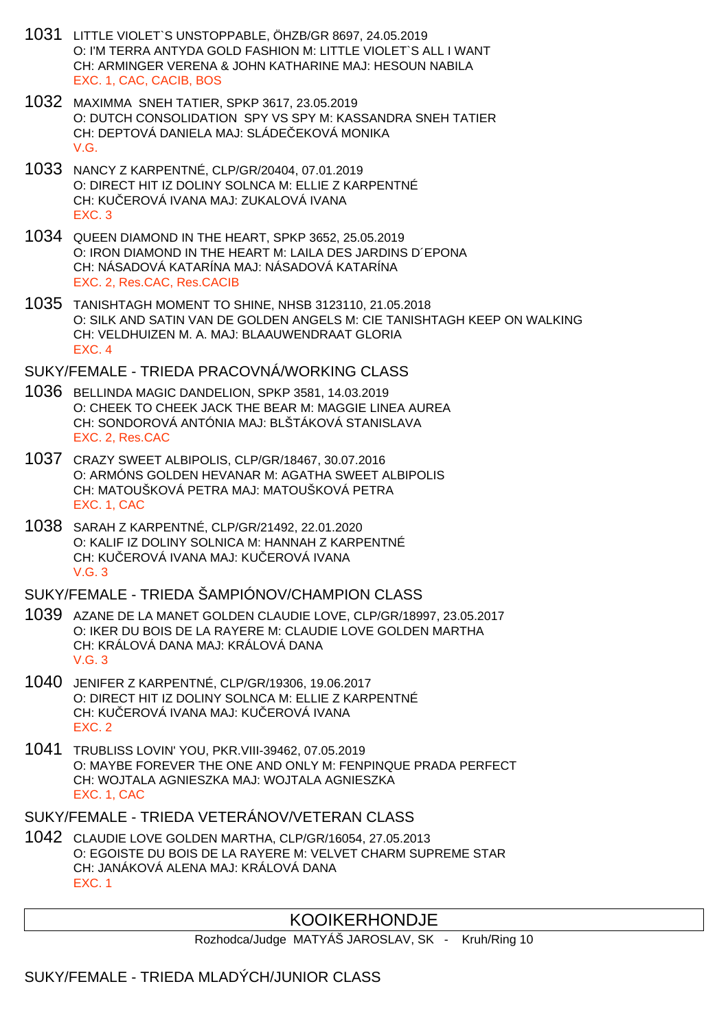1031 LITTLE VIOLET`S UNSTOPPABLE, ÖHZB/GR 8697, 24.05.2019
O: I'M TERRA ANTYDA GOLD FASHION M: LITTLE VIOLET`S ALL I WANT
CH: ARMINGER VERENA & JOHN KATHARINE MAJ: HESOUN NABILA
EXC. 1, CAC, CACIB, BOS

1032 MAXIMMA SNEH TATIER, SPKP 3617, 23.05.2019
O: DUTCH CONSOLIDATION SPY VS SPY M: KASSANDRA SNEH TATIER
CH: DEPTOVÁ DANIELA MAJ: SLÁDEČEKOVÁ MONIKA
V.G.

1033 NANCY Z KARPENTNÉ, CLP/GR/20404, 07.01.2019
O: DIRECT HIT IZ DOLINY SOLNCA M: ELLIE Z KARPENTNÉ
CH: KUČEROVÁ IVANA MAJ: ZUKALOVÁ IVANA
EXC. 3

1034 QUEEN DIAMOND IN THE HEART, SPKP 3652, 25.05.2019
O: IRON DIAMOND IN THE HEART M: LAILA DES JARDINS D´EPONA
CH: NÁSADOVÁ KATARÍNA MAJ: NÁSADOVÁ KATARÍNA
EXC. 2, Res.CAC, Res.CACIB

1035 TANISHTAGH MOMENT TO SHINE, NHSB 3123110, 21.05.2018
O: SILK AND SATIN VAN DE GOLDEN ANGELS M: CIE TANISHTAGH KEEP ON WALKING
CH: VELDHUIZEN M. A. MAJ: BLAAUWENDRAAT GLORIA
EXC. 4

## SUKY/FEMALE - TRIEDA PRACOVNÁ/WORKING CLASS

1036 BELLINDA MAGIC DANDELION, SPKP 3581, 14.03.2019
O: CHEEK TO CHEEK JACK THE BEAR M: MAGGIE LINEA AUREA
CH: SONDOROVÁ ANTÓNIA MAJ: BLŠTÁKOVÁ STANISLAVA
EXC. 2, Res.CAC

1037 CRAZY SWEET ALBIPOLIS, CLP/GR/18467, 30.07.2016
O: ARMÓNS GOLDEN HEVANAR M: AGATHA SWEET ALBIPOLIS
CH: MATOUŠKOVÁ PETRA MAJ: MATOUŠKOVÁ PETRA
EXC. 1, CAC

1038 SARAH Z KARPENTNÉ, CLP/GR/21492, 22.01.2020
O: KALIF IZ DOLINY SOLNICA M: HANNAH Z KARPENTNÉ
CH: KUČEROVÁ IVANA MAJ: KUČEROVÁ IVANA
V.G. 3

## SUKY/FEMALE - TRIEDA ŠAMPIÓNOV/CHAMPION CLASS

1039 AZANE DE LA MANET GOLDEN CLAUDIE LOVE, CLP/GR/18997, 23.05.2017
O: IKER DU BOIS DE LA RAYERE M: CLAUDIE LOVE GOLDEN MARTHA
CH: KRÁLOVÁ DANA MAJ: KRÁLOVÁ DANA
V.G. 3

1040 JENIFER Z KARPENTNÉ, CLP/GR/19306, 19.06.2017
O: DIRECT HIT IZ DOLINY SOLNCA M: ELLIE Z KARPENTNÉ
CH: KUČEROVÁ IVANA MAJ: KUČEROVÁ IVANA
EXC. 2

1041 TRUBLISS LOVIN' YOU, PKR.VIII-39462, 07.05.2019
O: MAYBE FOREVER THE ONE AND ONLY M: FENPINQUE PRADA PERFECT
CH: WOJTALA AGNIESZKA MAJ: WOJTALA AGNIESZKA
EXC. 1, CAC

## SUKY/FEMALE - TRIEDA VETERÁNOV/VETERAN CLASS

1042 CLAUDIE LOVE GOLDEN MARTHA, CLP/GR/16054, 27.05.2013
O: EGOISTE DU BOIS DE LA RAYERE M: VELVET CHARM SUPREME STAR
CH: JANÁKOVÁ ALENA MAJ: KRÁLOVÁ DANA
EXC. 1

# KOOIKERHONDJE

Rozhodca/Judge MATYÁŠ JAROSLAV, SK - Kruh/Ring 10

## SUKY/FEMALE - TRIEDA MLADÝCH/JUNIOR CLASS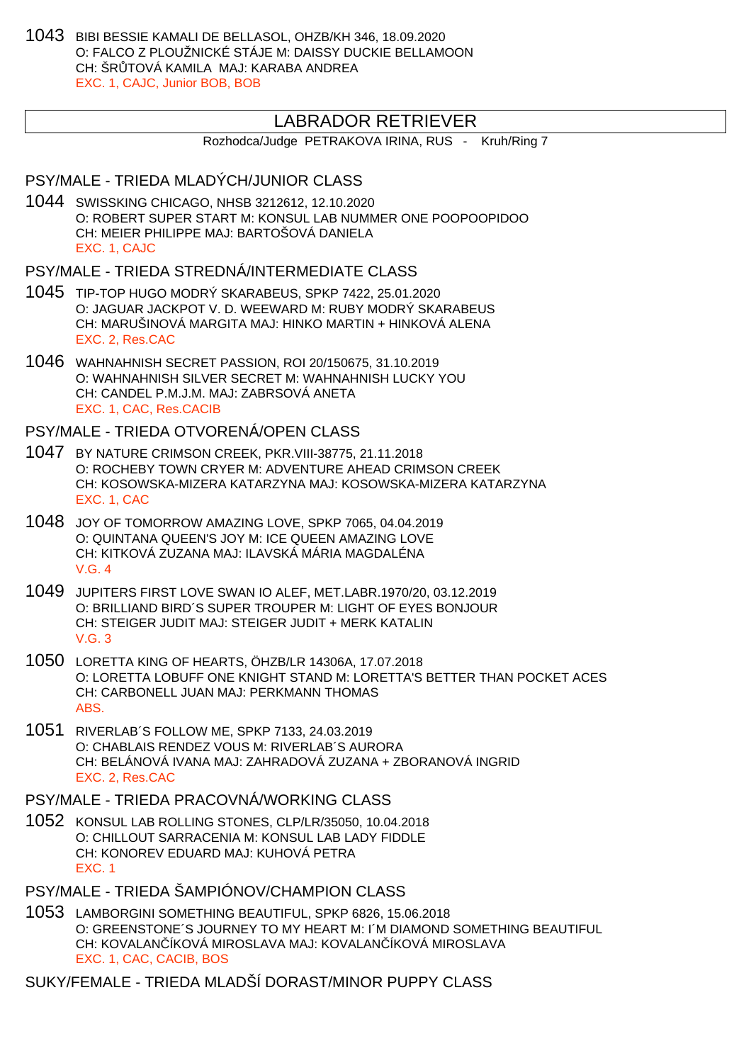1043 BIBI BESSIE KAMALI DE BELLASOL, OHZB/KH 346, 18.09.2020
O: FALCO Z PLOUŽNICKÉ STÁJE M: DAISSY DUCKIE BELLAMOON
CH: ŠRŮTOVÁ KAMILA MAJ: KARABA ANDREA
EXC. 1, CAJC, Junior BOB, BOB

## LABRADOR RETRIEVER

Rozhodca/Judge PETRAKOVA IRINA, RUS - Kruh/Ring 7

### PSY/MALE - TRIEDA MLADÝCH/JUNIOR CLASS

1044 SWISSKING CHICAGO, NHSB 3212612, 12.10.2020
O: ROBERT SUPER START M: KONSUL LAB NUMMER ONE POOPOOPIDOO
CH: MEIER PHILIPPE MAJ: BARTOŠOVÁ DANIELA
EXC. 1, CAJC

### PSY/MALE - TRIEDA STREDNÁ/INTERMEDIATE CLASS

1045 TIP-TOP HUGO MODRÝ SKARABEUS, SPKP 7422, 25.01.2020
O: JAGUAR JACKPOT V. D. WEEWARD M: RUBY MODRÝ SKARABEUS
CH: MARUŠINOVÁ MARGITA MAJ: HINKO MARTIN + HINKOVÁ ALENA
EXC. 2, Res.CAC

1046 WAHNAHNISH SECRET PASSION, ROI 20/150675, 31.10.2019
O: WAHNAHNISH SILVER SECRET M: WAHNAHNISH LUCKY YOU
CH: CANDEL P.M.J.M. MAJ: ZABRSOVÁ ANETA
EXC. 1, CAC, Res.CACIB

### PSY/MALE - TRIEDA OTVORENÁ/OPEN CLASS

1047 BY NATURE CRIMSON CREEK, PKR.VIII-38775, 21.11.2018
O: ROCHEBY TOWN CRYER M: ADVENTURE AHEAD CRIMSON CREEK
CH: KOSOWSKA-MIZERA KATARZYNA MAJ: KOSOWSKA-MIZERA KATARZYNA
EXC. 1, CAC

1048 JOY OF TOMORROW AMAZING LOVE, SPKP 7065, 04.04.2019
O: QUINTANA QUEEN'S JOY M: ICE QUEEN AMAZING LOVE
CH: KITKOVÁ ZUZANA MAJ: ILAVSKÁ MÁRIA MAGDALÉNA
V.G. 4

1049 JUPITERS FIRST LOVE SWAN IO ALEF, MET.LABR.1970/20, 03.12.2019
O: BRILLIAND BIRD´S SUPER TROUPER M: LIGHT OF EYES BONJOUR
CH: STEIGER JUDIT MAJ: STEIGER JUDIT + MERK KATALIN
V.G. 3

1050 LORETTA KING OF HEARTS, ÖHZB/LR 14306A, 17.07.2018
O: LORETTA LOBUFF ONE KNIGHT STAND M: LORETTA'S BETTER THAN POCKET ACES
CH: CARBONELL JUAN MAJ: PERKMANN THOMAS
ABS.

1051 RIVERLAB´S FOLLOW ME, SPKP 7133, 24.03.2019
O: CHABLAIS RENDEZ VOUS M: RIVERLAB´S AURORA
CH: BELÁNOVÁ IVANA MAJ: ZAHRADOVÁ ZUZANA + ZBORANOVÁ INGRID
EXC. 2, Res.CAC

### PSY/MALE - TRIEDA PRACOVNÁ/WORKING CLASS

1052 KONSUL LAB ROLLING STONES, CLP/LR/35050, 10.04.2018
O: CHILLOUT SARRACENIA M: KONSUL LAB LADY FIDDLE
CH: KONOREV EDUARD MAJ: KUHOVÁ PETRA
EXC. 1

### PSY/MALE - TRIEDA ŠAMPIÓNOV/CHAMPION CLASS

1053 LAMBORGINI SOMETHING BEAUTIFUL, SPKP 6826, 15.06.2018
O: GREENSTONE´S JOURNEY TO MY HEART M: I´M DIAMOND SOMETHING BEAUTIFUL
CH: KOVALANČÍKOVÁ MIROSLAVA MAJ: KOVALANČÍKOVÁ MIROSLAVA
EXC. 1, CAC, CACIB, BOS

### SUKY/FEMALE - TRIEDA MLADŠÍ DORAST/MINOR PUPPY CLASS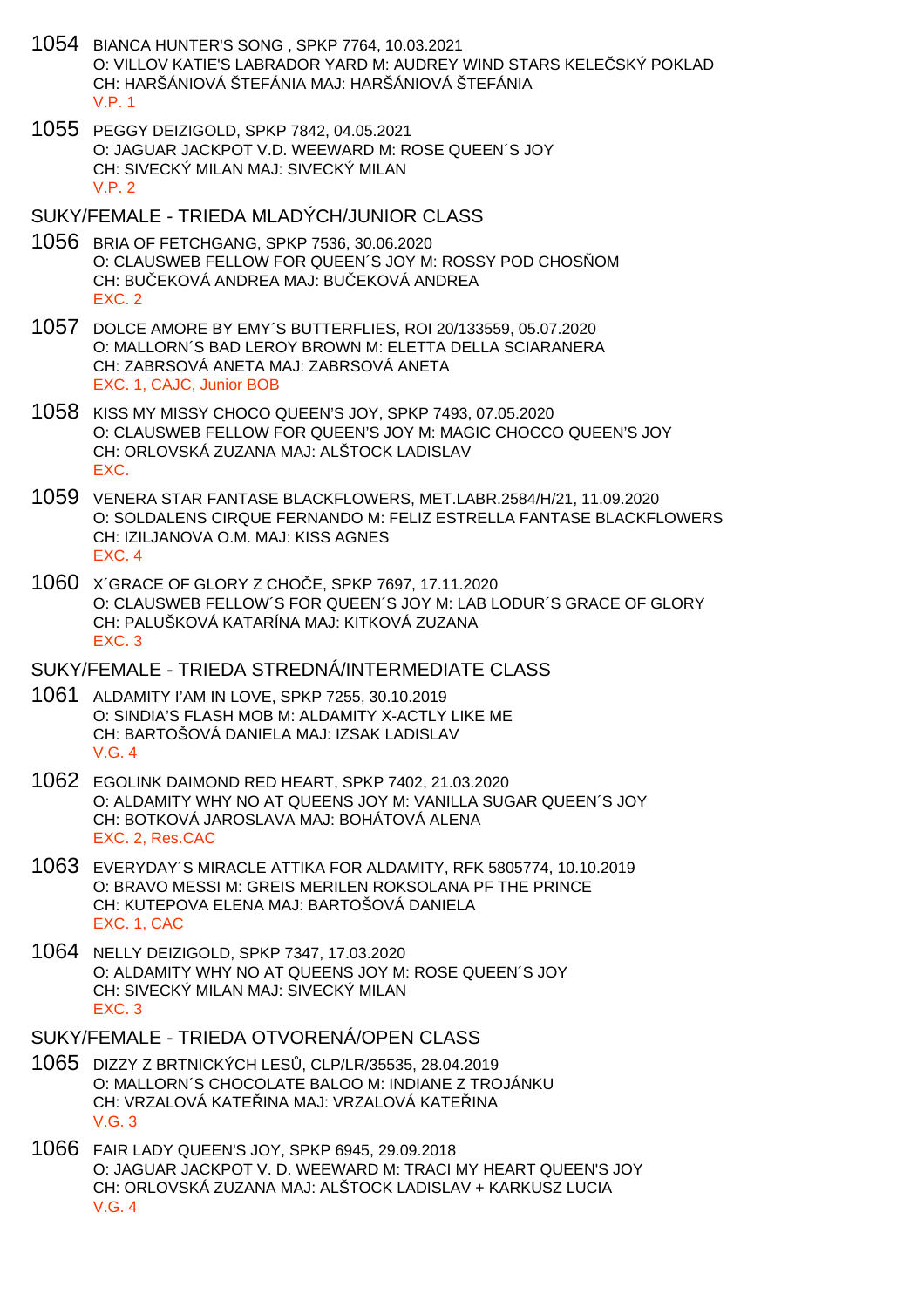1054 BIANCA HUNTER'S SONG , SPKP 7764, 10.03.2021
O: VILLOV KATIE'S LABRADOR YARD M: AUDREY WIND STARS KELEČSKÝ POKLAD
CH: HARŠÁNIOVÁ ŠTEFÁNIA MAJ: HARŠÁNIOVÁ ŠTEFÁNIA
V.P. 1

1055 PEGGY DEIZIGOLD, SPKP 7842, 04.05.2021
O: JAGUAR JACKPOT V.D. WEEWARD M: ROSE QUEEN´S JOY
CH: SIVECKÝ MILAN MAJ: SIVECKÝ MILAN
V.P. 2

## SUKY/FEMALE - TRIEDA MLADÝCH/JUNIOR CLASS

1056 BRIA OF FETCHGANG, SPKP 7536, 30.06.2020
O: CLAUSWEB FELLOW FOR QUEEN´S JOY M: ROSSY POD CHOSŇOM
CH: BUČEKOVÁ ANDREA MAJ: BUČEKOVÁ ANDREA
EXC. 2

1057 DOLCE AMORE BY EMY´S BUTTERFLIES, ROI 20/133559, 05.07.2020
O: MALLORN´S BAD LEROY BROWN M: ELETTA DELLA SCIARANERA
CH: ZABRSOVÁ ANETA MAJ: ZABRSOVÁ ANETA
EXC. 1, CAJC, Junior BOB

1058 KISS MY MISSY CHOCO QUEEN'S JOY, SPKP 7493, 07.05.2020
O: CLAUSWEB FELLOW FOR QUEEN'S JOY M: MAGIC CHOCCO QUEEN'S JOY
CH: ORLOVSKÁ ZUZANA MAJ: ALŠTOCK LADISLAV
EXC.

1059 VENERA STAR FANTASE BLACKFLOWERS, MET.LABR.2584/H/21, 11.09.2020
O: SOLDALENS CIRQUE FERNANDO M: FELIZ ESTRELLA FANTASE BLACKFLOWERS
CH: IZILJANOVA O.M. MAJ: KISS AGNES
EXC. 4

1060 X´GRACE OF GLORY Z CHOČE, SPKP 7697, 17.11.2020
O: CLAUSWEB FELLOW´S FOR QUEEN´S JOY M: LAB LODUR´S GRACE OF GLORY
CH: PALUŠKOVÁ KATARÍNA MAJ: KITKOVÁ ZUZANA
EXC. 3

## SUKY/FEMALE - TRIEDA STREDNÁ/INTERMEDIATE CLASS

1061 ALDAMITY I'AM IN LOVE, SPKP 7255, 30.10.2019
O: SINDIA'S FLASH MOB M: ALDAMITY X-ACTLY LIKE ME
CH: BARTOŠOVÁ DANIELA MAJ: IZSAK LADISLAV
V.G. 4

1062 EGOLINK DAIMOND RED HEART, SPKP 7402, 21.03.2020
O: ALDAMITY WHY NO AT QUEENS JOY M: VANILLA SUGAR QUEEN´S JOY
CH: BOTKOVÁ JAROSLAVA MAJ: BOHÁTOVÁ ALENA
EXC. 2, Res.CAC

1063 EVERYDAY´S MIRACLE ATTIKA FOR ALDAMITY, RFK 5805774, 10.10.2019
O: BRAVO MESSI M: GREIS MERILEN ROKSOLANA PF THE PRINCE
CH: KUTEPOVA ELENA MAJ: BARTOŠOVÁ DANIELA
EXC. 1, CAC

1064 NELLY DEIZIGOLD, SPKP 7347, 17.03.2020
O: ALDAMITY WHY NO AT QUEENS JOY M: ROSE QUEEN´S JOY
CH: SIVECKÝ MILAN MAJ: SIVECKÝ MILAN
EXC. 3

## SUKY/FEMALE - TRIEDA OTVORENÁ/OPEN CLASS

1065 DIZZY Z BRTNICKÝCH LESŮ, CLP/LR/35535, 28.04.2019
O: MALLORN´S CHOCOLATE BALOO M: INDIANE Z TROJÁNKU
CH: VRZALOVÁ KATEŘINA MAJ: VRZALOVÁ KATEŘINA
V.G. 3

1066 FAIR LADY QUEEN'S JOY, SPKP 6945, 29.09.2018
O: JAGUAR JACKPOT V. D. WEEWARD M: TRACI MY HEART QUEEN'S JOY
CH: ORLOVSKÁ ZUZANA MAJ: ALŠTOCK LADISLAV + KARKUSZ LUCIA
V.G. 4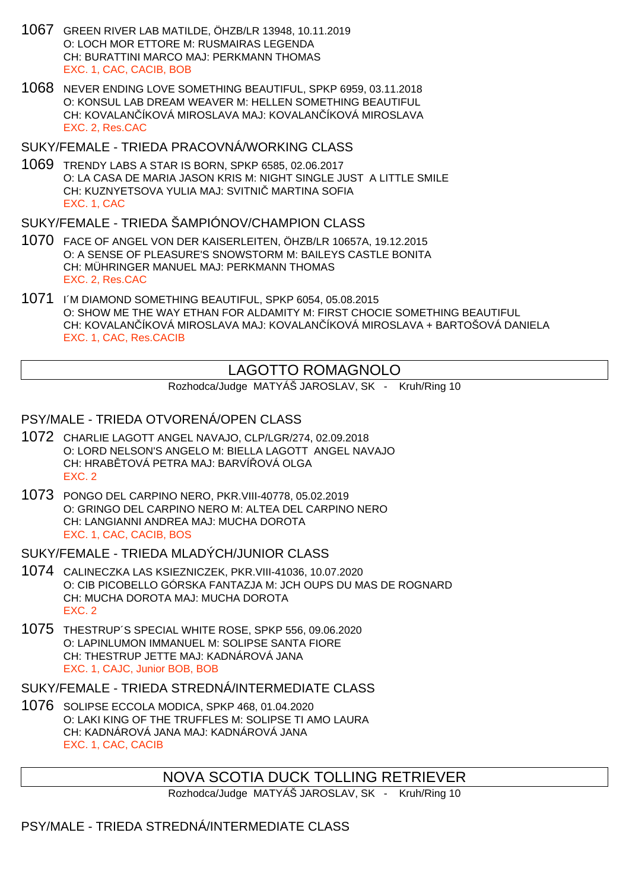1067 GREEN RIVER LAB MATILDE, ÖHZB/LR 13948, 10.11.2019
O: LOCH MOR ETTORE M: RUSMAIRAS LEGENDA
CH: BURATTINI MARCO MAJ: PERKMANN THOMAS
EXC. 1, CAC, CACIB, BOB

1068 NEVER ENDING LOVE SOMETHING BEAUTIFUL, SPKP 6959, 03.11.2018
O: KONSUL LAB DREAM WEAVER M: HELLEN SOMETHING BEAUTIFUL
CH: KOVALANČÍKOVÁ MIROSLAVA MAJ: KOVALANČÍKOVÁ MIROSLAVA
EXC. 2, Res.CAC

SUKY/FEMALE - TRIEDA PRACOVNÁ/WORKING CLASS

1069 TRENDY LABS A STAR IS BORN, SPKP 6585, 02.06.2017
O: LA CASA DE MARIA JASON KRIS M: NIGHT SINGLE JUST A LITTLE SMILE
CH: KUZNYETSOVA YULIA MAJ: SVITNIČ MARTINA SOFIA
EXC. 1, CAC

SUKY/FEMALE - TRIEDA ŠAMPIÓNOV/CHAMPION CLASS

1070 FACE OF ANGEL VON DER KAISERLEITEN, ÖHZB/LR 10657A, 19.12.2015
O: A SENSE OF PLEASURE'S SNOWSTORM M: BAILEYS CASTLE BONITA
CH: MÜHRINGER MANUEL MAJ: PERKMANN THOMAS
EXC. 2, Res.CAC

1071 I´M DIAMOND SOMETHING BEAUTIFUL, SPKP 6054, 05.08.2015
O: SHOW ME THE WAY ETHAN FOR ALDAMITY M: FIRST CHOCIE SOMETHING BEAUTIFUL
CH: KOVALANČÍKOVÁ MIROSLAVA MAJ: KOVALANČÍKOVÁ MIROSLAVA + BARTOŠOVÁ DANIELA
EXC. 1, CAC, Res.CACIB

## LAGOTTO ROMAGNOLO

Rozhodca/Judge MATYÁŠ JAROSLAV, SK - Kruh/Ring 10

PSY/MALE - TRIEDA OTVORENÁ/OPEN CLASS

1072 CHARLIE LAGOTT ANGEL NAVAJO, CLP/LGR/274, 02.09.2018
O: LORD NELSON'S ANGELO M: BIELLA LAGOTT ANGEL NAVAJO
CH: HRABĚTOVÁ PETRA MAJ: BARVÍŘOVÁ OLGA
EXC. 2

1073 PONGO DEL CARPINO NERO, PKR.VIII-40778, 05.02.2019
O: GRINGO DEL CARPINO NERO M: ALTEA DEL CARPINO NERO
CH: LANGIANNI ANDREA MAJ: MUCHA DOROTA
EXC. 1, CAC, CACIB, BOS

SUKY/FEMALE - TRIEDA MLADÝCH/JUNIOR CLASS

1074 CALINECZKA LAS KSIEZNICZEK, PKR.VIII-41036, 10.07.2020
O: CIB PICOBELLO GÓRSKA FANTAZJA M: JCH OUPS DU MAS DE ROGNARD
CH: MUCHA DOROTA MAJ: MUCHA DOROTA
EXC. 2

1075 THESTRUP´S SPECIAL WHITE ROSE, SPKP 556, 09.06.2020
O: LAPINLUMON IMMANUEL M: SOLIPSE SANTA FIORE
CH: THESTRUP JETTE MAJ: KADNÁROVÁ JANA
EXC. 1, CAJC, Junior BOB, BOB

SUKY/FEMALE - TRIEDA STREDNÁ/INTERMEDIATE CLASS

1076 SOLIPSE ECCOLA MODICA, SPKP 468, 01.04.2020
O: LAKI KING OF THE TRUFFLES M: SOLIPSE TI AMO LAURA
CH: KADNÁROVÁ JANA MAJ: KADNÁROVÁ JANA
EXC. 1, CAC, CACIB

## NOVA SCOTIA DUCK TOLLING RETRIEVER

Rozhodca/Judge MATYÁŠ JAROSLAV, SK - Kruh/Ring 10

PSY/MALE - TRIEDA STREDNÁ/INTERMEDIATE CLASS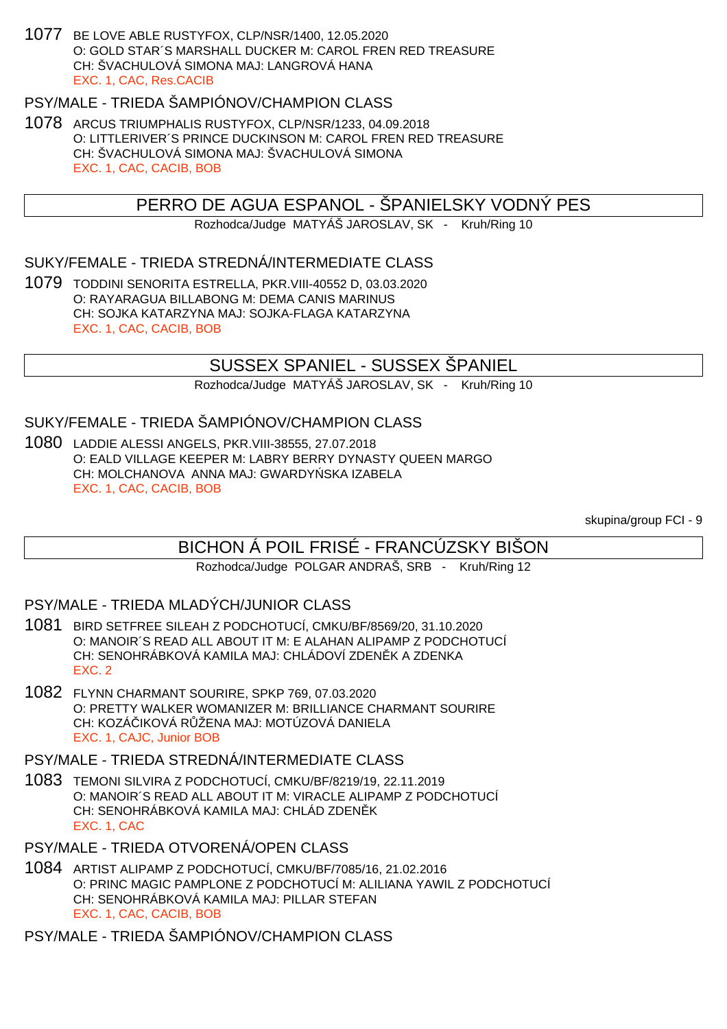1077 BE LOVE ABLE RUSTYFOX, CLP/NSR/1400, 12.05.2020
O: GOLD STAR´S MARSHALL DUCKER M: CAROL FREN RED TREASURE
CH: ŠVACHULOVÁ SIMONA MAJ: LANGROVÁ HANA
EXC. 1, CAC, Res.CACIB

### PSY/MALE - TRIEDA ŠAMPIÓNOV/CHAMPION CLASS

1078 ARCUS TRIUMPHALIS RUSTYFOX, CLP/NSR/1233, 04.09.2018
O: LITTLERIVER´S PRINCE DUCKINSON M: CAROL FREN RED TREASURE
CH: ŠVACHULOVÁ SIMONA MAJ: ŠVACHULOVÁ SIMONA
EXC. 1, CAC, CACIB, BOB

## PERRO DE AGUA ESPANOL - ŠPANIELSKY VODNÝ PES

Rozhodca/Judge MATYÁŠ JAROSLAV, SK - Kruh/Ring 10

### SUKY/FEMALE - TRIEDA STREDNÁ/INTERMEDIATE CLASS

1079 TODDINI SENORITA ESTRELLA, PKR.VIII-40552 D, 03.03.2020
O: RAYARAGUA BILLABONG M: DEMA CANIS MARINUS
CH: SOJKA KATARZYNA MAJ: SOJKA-FLAGA KATARZYNA
EXC. 1, CAC, CACIB, BOB

## SUSSEX SPANIEL - SUSSEX ŠPANIEL

Rozhodca/Judge MATYÁŠ JAROSLAV, SK - Kruh/Ring 10

### SUKY/FEMALE - TRIEDA ŠAMPIÓNOV/CHAMPION CLASS

1080 LADDIE ALESSI ANGELS, PKR.VIII-38555, 27.07.2018
O: EALD VILLAGE KEEPER M: LABRY BERRY DYNASTY QUEEN MARGO
CH: MOLCHANOVA ANNA MAJ: GWARDYŃSKA IZABELA
EXC. 1, CAC, CACIB, BOB

skupina/group FCI - 9

## BICHON Á POIL FRISÉ - FRANCÚZSKY BIŠON

Rozhodca/Judge POLGAR ANDRAŠ, SRB - Kruh/Ring 12

### PSY/MALE - TRIEDA MLADÝCH/JUNIOR CLASS

1081 BIRD SETFREE SILEAH Z PODCHOTUCÍ, CMKU/BF/8569/20, 31.10.2020
O: MANOIR´S READ ALL ABOUT IT M: E ALAHAN ALIPAMP Z PODCHOTUCÍ
CH: SENOHRÁBKOVÁ KAMILA MAJ: CHLÁDOVÍ ZDENĚK A ZDENKA
EXC. 2

1082 FLYNN CHARMANT SOURIRE, SPKP 769, 07.03.2020
O: PRETTY WALKER WOMANIZER M: BRILLIANCE CHARMANT SOURIRE
CH: KOZÁČIKOVÁ RŮŽENA MAJ: MOTÚZOVÁ DANIELA
EXC. 1, CAJC, Junior BOB

### PSY/MALE - TRIEDA STREDNÁ/INTERMEDIATE CLASS

1083 TEMONI SILVIRA Z PODCHOTUCÍ, CMKU/BF/8219/19, 22.11.2019
O: MANOIR´S READ ALL ABOUT IT M: VIRACLE ALIPAMP Z PODCHOTUCÍ
CH: SENOHRÁBKOVÁ KAMILA MAJ: CHLÁD ZDENĚK
EXC. 1, CAC

### PSY/MALE - TRIEDA OTVORENÁ/OPEN CLASS

1084 ARTIST ALIPAMP Z PODCHOTUCÍ, CMKU/BF/7085/16, 21.02.2016
O: PRINC MAGIC PAMPLONE Z PODCHOTUCÍ M: ALILIANA YAWIL Z PODCHOTUCÍ
CH: SENOHRÁBKOVÁ KAMILA MAJ: PILLAR STEFAN
EXC. 1, CAC, CACIB, BOB

### PSY/MALE - TRIEDA ŠAMPIÓNOV/CHAMPION CLASS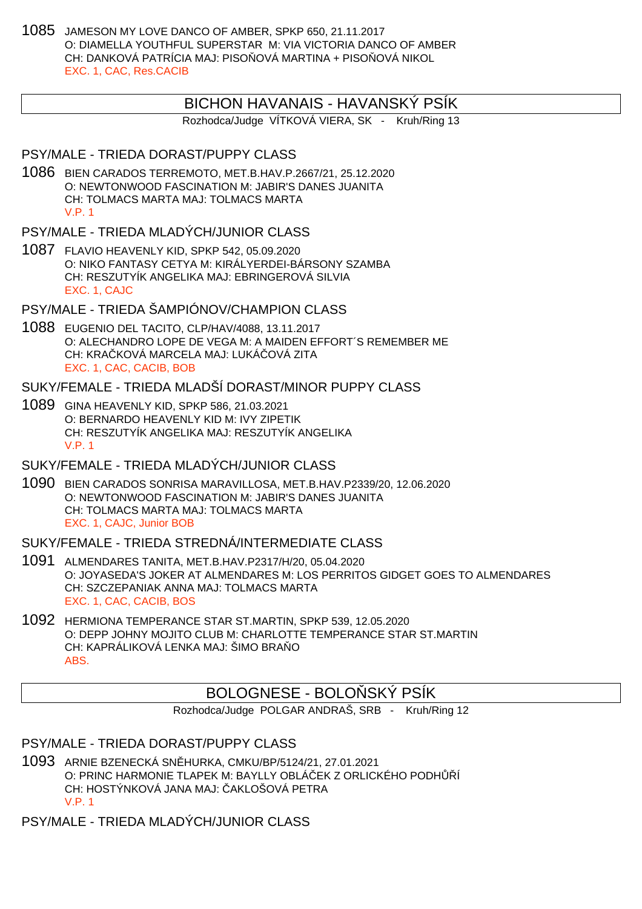1085 JAMESON MY LOVE DANCO OF AMBER, SPKP 650, 21.11.2017
O: DIAMELLA YOUTHFUL SUPERSTAR M: VIA VICTORIA DANCO OF AMBER
CH: DANKOVÁ PATRÍCIA MAJ: PISOŇOVÁ MARTINA + PISOŇOVÁ NIKOL
EXC. 1, CAC, Res.CACIB

## BICHON HAVANAIS - HAVANSKÝ PSÍK

Rozhodca/Judge VÍTKOVÁ VIERA, SK - Kruh/Ring 13

### PSY/MALE - TRIEDA DORAST/PUPPY CLASS

1086 BIEN CARADOS TERREMOTO, MET.B.HAV.P.2667/21, 25.12.2020
O: NEWTONWOOD FASCINATION M: JABIR'S DANES JUANITA
CH: TOLMACS MARTA MAJ: TOLMACS MARTA
V.P. 1

### PSY/MALE - TRIEDA MLADÝCH/JUNIOR CLASS

1087 FLAVIO HEAVENLY KID, SPKP 542, 05.09.2020
O: NIKO FANTASY CETYA M: KIRÁLYERDEI-BÁRSONY SZAMBA
CH: RESZUTYÍK ANGELIKA MAJ: EBRINGEROVÁ SILVIA
EXC. 1, CAJC

### PSY/MALE - TRIEDA ŠAMPIÓNOV/CHAMPION CLASS

1088 EUGENIO DEL TACITO, CLP/HAV/4088, 13.11.2017
O: ALECHANDRO LOPE DE VEGA M: A MAIDEN EFFORT´S REMEMBER ME
CH: KRAČKOVÁ MARCELA MAJ: LUKÁČOVÁ ZITA
EXC. 1, CAC, CACIB, BOB

### SUKY/FEMALE - TRIEDA MLADŠÍ DORAST/MINOR PUPPY CLASS

1089 GINA HEAVENLY KID, SPKP 586, 21.03.2021
O: BERNARDO HEAVENLY KID M: IVY ZIPETIK
CH: RESZUTYÍK ANGELIKA MAJ: RESZUTYÍK ANGELIKA
V.P. 1

### SUKY/FEMALE - TRIEDA MLADÝCH/JUNIOR CLASS

1090 BIEN CARADOS SONRISA MARAVILLOSA, MET.B.HAV.P2339/20, 12.06.2020
O: NEWTONWOOD FASCINATION M: JABIR'S DANES JUANITA
CH: TOLMACS MARTA MAJ: TOLMACS MARTA
EXC. 1, CAJC, Junior BOB

### SUKY/FEMALE - TRIEDA STREDNÁ/INTERMEDIATE CLASS

1091 ALMENDARES TANITA, MET.B.HAV.P2317/H/20, 05.04.2020
O: JOYASEDA'S JOKER AT ALMENDARES M: LOS PERRITOS GIDGET GOES TO ALMENDARES
CH: SZCZEPANIAK ANNA MAJ: TOLMACS MARTA
EXC. 1, CAC, CACIB, BOS

1092 HERMIONA TEMPERANCE STAR ST.MARTIN, SPKP 539, 12.05.2020
O: DEPP JOHNY MOJITO CLUB M: CHARLOTTE TEMPERANCE STAR ST.MARTIN
CH: KAPRÁLIKOVÁ LENKA MAJ: ŠIMO BRAŇO
ABS.

## BOLOGNESE - BOLOŇSKÝ PSÍK

Rozhodca/Judge POLGAR ANDRAŠ, SRB - Kruh/Ring 12

### PSY/MALE - TRIEDA DORAST/PUPPY CLASS

1093 ARNIE BZENECKÁ SNĚHURKA, CMKU/BP/5124/21, 27.01.2021
O: PRINC HARMONIE TLAPEK M: BAYLLY OBLÁČEK Z ORLICKÉHO PODHŮŘÍ
CH: HOSTÝNKOVÁ JANA MAJ: ČAKLOŠOVÁ PETRA
V.P. 1

### PSY/MALE - TRIEDA MLADÝCH/JUNIOR CLASS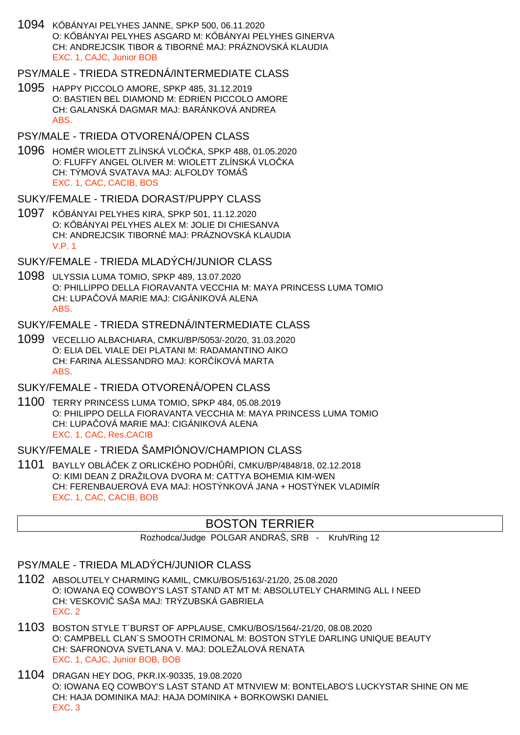1094 KŐBÁNYAI PELYHES JANNE, SPKP 500, 06.11.2020
O: KŐBÁNYAI PELYHES ASGARD M: KŐBÁNYAI PELYHES GINERVA
CH: ANDREJCSIK TIBOR & TIBORNÉ MAJ: PRÁZNOVSKÁ KLAUDIA
EXC. 1, CAJC, Junior BOB

### PSY/MALE - TRIEDA STREDNÁ/INTERMEDIATE CLASS

1095 HAPPY PICCOLO AMORE, SPKP 485, 31.12.2019
O: BASTIEN BEL DIAMOND M: EDRIEN PICCOLO AMORE
CH: GALANSKÁ DAGMAR MAJ: BARÁNKOVÁ ANDREA
ABS.

### PSY/MALE - TRIEDA OTVORENÁ/OPEN CLASS

1096 HOMÉR WIOLETT ZLÍNSKÁ VLOČKA, SPKP 488, 01.05.2020
O: FLUFFY ANGEL OLIVER M: WIOLETT ZLÍNSKÁ VLOČKA
CH: TÝMOVÁ SVATAVA MAJ: ALFOLDY TOMÁŠ
EXC. 1, CAC, CACIB, BOS

### SUKY/FEMALE - TRIEDA DORAST/PUPPY CLASS

1097 KŐBÁNYAI PELYHES KIRA, SPKP 501, 11.12.2020
O: KŐBÁNYAI PELYHES ALEX M: JOLIE DI CHIESANVA
CH: ANDREJCSIK TIBORNÉ MAJ: PRÁZNOVSKÁ KLAUDIA
V.P. 1

### SUKY/FEMALE - TRIEDA MLADÝCH/JUNIOR CLASS

1098 ULYSSIA LUMA TOMIO, SPKP 489, 13.07.2020
O: PHILLIPPO DELLA FIORAVANTA VECCHIA M: MAYA PRINCESS LUMA TOMIO
CH: LUPAČOVÁ MARIE MAJ: CIGÁNIKOVÁ ALENA
ABS.

### SUKY/FEMALE - TRIEDA STREDNÁ/INTERMEDIATE CLASS

1099 VECELLIO ALBACHIARA, CMKU/BP/5053/-20/20, 31.03.2020
O: ELIA DEL VIALE DEI PLATANI M: RADAMANTINO AIKO
CH: FARINA ALESSANDRO MAJ: KORČÍKOVÁ MARTA
ABS.

### SUKY/FEMALE - TRIEDA OTVORENÁ/OPEN CLASS

1100 TERRY PRINCESS LUMA TOMIO, SPKP 484, 05.08.2019
O: PHILIPPO DELLA FIORAVANTA VECCHIA M: MAYA PRINCESS LUMA TOMIO
CH: LUPAČOVÁ MARIE MAJ: CIGÁNIKOVÁ ALENA
EXC. 1, CAC, Res.CACIB

### SUKY/FEMALE - TRIEDA ŠAMPIÓNOV/CHAMPION CLASS

1101 BAYLLY OBLÁČEK Z ORLICKÉHO PODHŮŘÍ, CMKU/BP/4848/18, 02.12.2018
O: KIMI DEAN Z DRAŽILOVA DVORA M: CATTYA BOHEMIA KIM-WEN
CH: FERENBAUEROVÁ EVA MAJ: HOSTÝNKOVÁ JANA + HOSTÝNEK VLADIMÍR
EXC. 1, CAC, CACIB, BOB

## BOSTON TERRIER

Rozhodca/Judge POLGAR ANDRAŠ, SRB - Kruh/Ring 12

### PSY/MALE - TRIEDA MLADÝCH/JUNIOR CLASS

1102 ABSOLUTELY CHARMING KAMIL, CMKU/BOS/5163/-21/20, 25.08.2020
O: IOWANA EQ COWBOY'S LAST STAND AT MT M: ABSOLUTELY CHARMING ALL I NEED
CH: VESKOVIČ SAŠA MAJ: TRÝZUBSKÁ GABRIELA
EXC. 2

1103 BOSTON STYLE T´BURST OF APPLAUSE, CMKU/BOS/1564/-21/20, 08.08.2020
O: CAMPBELL CLAN´S SMOOTH CRIMONAL M: BOSTON STYLE DARLING UNIQUE BEAUTY
CH: SAFRONOVA SVETLANA V. MAJ: DOLEŽALOVÁ RENATA
EXC. 1, CAJC, Junior BOB, BOB

1104 DRAGAN HEY DOG, PKR.IX-90335, 19.08.2020
O: IOWANA EQ COWBOY'S LAST STAND AT MTNVIEW M: BONTELABO'S LUCKYSTAR SHINE ON ME
CH: HAJA DOMINIKA MAJ: HAJA DOMINIKA + BORKOWSKI DANIEL
EXC. 3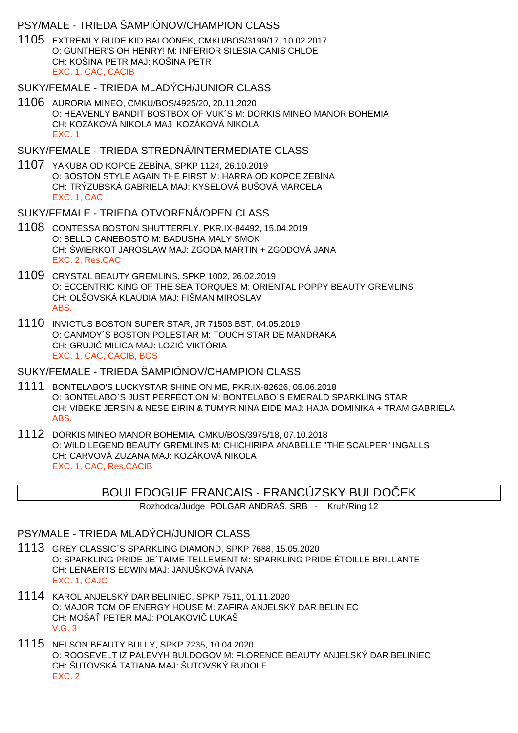### PSY/MALE - TRIEDA ŠAMPIÓNOV/CHAMPION CLASS

**1105** EXTREMLY RUDE KID BALOONEK, CMKU/BOS/3199/17, 10.02.2017
O: GUNTHER'S OH HENRY! M: INFERIOR SILESIA CANIS CHLOE
CH: KOŠINA PETR MAJ: KOŠINA PETR
EXC. 1, CAC, CACIB

### SUKY/FEMALE - TRIEDA MLADÝCH/JUNIOR CLASS

**1106** AURORIA MINEO, CMKU/BOS/4925/20, 20.11.2020
O: HEAVENLY BANDIT BOSTBOX OF VUK´S M: DORKIS MINEO MANOR BOHEMIA
CH: KOZÁKOVÁ NIKOLA MAJ: KOZÁKOVÁ NIKOLA
EXC. 1

### SUKY/FEMALE - TRIEDA STREDNÁ/INTERMEDIATE CLASS

**1107** YAKUBA OD KOPCE ZEBÍNA, SPKP 1124, 26.10.2019
O: BOSTON STYLE AGAIN THE FIRST M: HARRA OD KOPCE ZEBÍNA
CH: TRÝZUBSKÁ GABRIELA MAJ: KYSELOVÁ BUŠOVÁ MARCELA
EXC. 1, CAC

### SUKY/FEMALE - TRIEDA OTVORENÁ/OPEN CLASS

**1108** CONTESSA BOSTON SHUTTERFLY, PKR.IX-84492, 15.04.2019
O: BELLO CANEBOSTO M: BADUSHA MALY SMOK
CH: ŚWIERKOT JAROSLAW MAJ: ZGODA MARTIN + ZGODOVÁ JANA
EXC. 2, Res.CAC

**1109** CRYSTAL BEAUTY GREMLINS, SPKP 1002, 26.02.2019
O: ECCENTRIC KING OF THE SEA TORQUES M: ORIENTAL POPPY BEAUTY GREMLINS
CH: OLŠOVSKÁ KLAUDIA MAJ: FIŠMAN MIROSLAV
ABS.

**1110** INVICTUS BOSTON SUPER STAR, JR 71503 BST, 04.05.2019
O: CANMOY´S BOSTON POLESTAR M: TOUCH STAR DE MANDRAKA
CH: GRUJIĆ MILICA MAJ: LOZIĆ VIKTÓRIA
EXC. 1, CAC, CACIB, BOS

### SUKY/FEMALE - TRIEDA ŠAMPIÓNOV/CHAMPION CLASS

**1111** BONTELABO'S LUCKYSTAR SHINE ON ME, PKR.IX-82626, 05.06.2018
O: BONTELABO`S JUST PERFECTION M: BONTELABO`S EMERALD SPARKLING STAR
CH: VIBEKE JERSIN & NESE EIRIN & TUMYR NINA EIDE MAJ: HAJA DOMINIKA + TRAM GABRIELA
ABS.

**1112** DORKIS MINEO MANOR BOHEMIA, CMKU/BOS/3975/18, 07.10.2018
O: WILD LEGEND BEAUTY GREMLINS M: CHICHIRIPA ANABELLE "THE SCALPER" INGALLS
CH: CARVOVÁ ZUZANA MAJ: KOZÁKOVÁ NIKOLA
EXC. 1, CAC, Res.CACIB

## BOULEDOGUE FRANCAIS - FRANCÚZSKY BULDOČEK

Rozhodca/Judge POLGAR ANDRAŠ, SRB - Kruh/Ring 12

### PSY/MALE - TRIEDA MLADÝCH/JUNIOR CLASS

**1113** GREY CLASSIC´S SPARKLING DIAMOND, SPKP 7688, 15.05.2020
O: SPARKLING PRIDE JE´TAIME TELLEMENT M: SPARKLING PRIDE ÉTOILLE BRILLANTE
CH: LENAERTS EDWIN MAJ: JANUŠKOVÁ IVANA
EXC. 1, CAJC

**1114** KAROL ANJELSKÝ DAR BELINIEC, SPKP 7511, 01.11.2020
O: MAJOR TOM OF ENERGY HOUSE M: ZAFIRA ANJELSKÝ DAR BELINIEC
CH: MOŠAŤ PETER MAJ: POLAKOVIČ LUKAŠ
V.G. 3

**1115** NELSON BEAUTY BULLY, SPKP 7235, 10.04.2020
O: ROOSEVELT IZ PALEVYH BULDOGOV M: FLORENCE BEAUTY ANJELSKÝ DAR BELINIEC
CH: ŠUTOVSKÁ TATIANA MAJ: ŠUTOVSKÝ RUDOLF
EXC. 2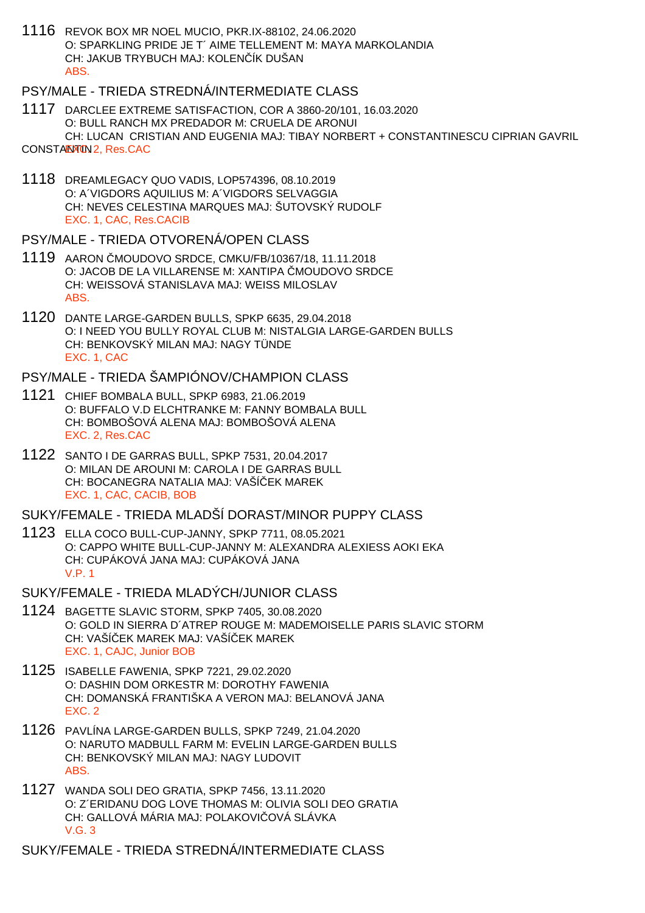1116 REVOK BOX MR NOEL MUCIO, PKR.IX-88102, 24.06.2020
O: SPARKLING PRIDE JE T´ AIME TELLEMENT M: MAYA MARKOLANDIA
CH: JAKUB TRYBUCH MAJ: KOLENČÍK DUŠAN
ABS.

## PSY/MALE - TRIEDA STREDNÁ/INTERMEDIATE CLASS

1117 DARCLEE EXTREME SATISFACTION, COR A 3860-20/101, 16.03.2020
O: BULL RANCH MX PREDADOR M: CRUELA DE ARONUI
CH: LUCAN CRISTIAN AND EUGENIA MAJ: TIBAY NORBERT + CONSTANTINESCU CIPRIAN GAVRIL CONSTANTIN
EXC. 2, Res.CAC

1118 DREAMLEGACY QUO VADIS, LOP574396, 08.10.2019
O: A´VIGDORS AQUILIUS M: A´VIGDORS SELVAGGIA
CH: NEVES CELESTINA MARQUES MAJ: ŠUTOVSKÝ RUDOLF
EXC. 1, CAC, Res.CACIB

## PSY/MALE - TRIEDA OTVORENÁ/OPEN CLASS

1119 AARON ČMOUDOVO SRDCE, CMKU/FB/10367/18, 11.11.2018
O: JACOB DE LA VILLARENSE M: XANTIPA ČMOUDOVO SRDCE
CH: WEISSOVÁ STANISLAVA MAJ: WEISS MILOSLAV
ABS.

1120 DANTE LARGE-GARDEN BULLS, SPKP 6635, 29.04.2018
O: I NEED YOU BULLY ROYAL CLUB M: NISTALGIA LARGE-GARDEN BULLS
CH: BENKOVSKÝ MILAN MAJ: NAGY TÜNDE
EXC. 1, CAC

## PSY/MALE - TRIEDA ŠAMPIÓNOV/CHAMPION CLASS

1121 CHIEF BOMBALA BULL, SPKP 6983, 21.06.2019
O: BUFFALO V.D ELCHTRANKE M: FANNY BOMBALA BULL
CH: BOMBOŠOVÁ ALENA MAJ: BOMBOŠOVÁ ALENA
EXC. 2, Res.CAC

1122 SANTO I DE GARRAS BULL, SPKP 7531, 20.04.2017
O: MILAN DE AROUNI M: CAROLA I DE GARRAS BULL
CH: BOCANEGRA NATALIA MAJ: VAŠÍČEK MAREK
EXC. 1, CAC, CACIB, BOB

## SUKY/FEMALE - TRIEDA MLADŠÍ DORAST/MINOR PUPPY CLASS

1123 ELLA COCO BULL-CUP-JANNY, SPKP 7711, 08.05.2021
O: CAPPO WHITE BULL-CUP-JANNY M: ALEXANDRA ALEXIESS AOKI EKA
CH: CUPÁKOVÁ JANA MAJ: CUPÁKOVÁ JANA
V.P. 1

## SUKY/FEMALE - TRIEDA MLADÝCH/JUNIOR CLASS

1124 BAGETTE SLAVIC STORM, SPKP 7405, 30.08.2020
O: GOLD IN SIERRA D´ATREP ROUGE M: MADEMOISELLE PARIS SLAVIC STORM
CH: VAŠÍČEK MAREK MAJ: VAŠÍČEK MAREK
EXC. 1, CAJC, Junior BOB

1125 ISABELLE FAWENIA, SPKP 7221, 29.02.2020
O: DASHIN DOM ORKESTR M: DOROTHY FAWENIA
CH: DOMANSKÁ FRANTIŠKA A VERON MAJ: BELANOVÁ JANA
EXC. 2

1126 PAVLÍNA LARGE-GARDEN BULLS, SPKP 7249, 21.04.2020
O: NARUTO MADBULL FARM M: EVELIN LARGE-GARDEN BULLS
CH: BENKOVSKÝ MILAN MAJ: NAGY LUDOVIT
ABS.

1127 WANDA SOLI DEO GRATIA, SPKP 7456, 13.11.2020
O: Z´ERIDANU DOG LOVE THOMAS M: OLIVIA SOLI DEO GRATIA
CH: GALLOVÁ MÁRIA MAJ: POLAKOVIČOVÁ SLÁVKA
V.G. 3

## SUKY/FEMALE - TRIEDA STREDNÁ/INTERMEDIATE CLASS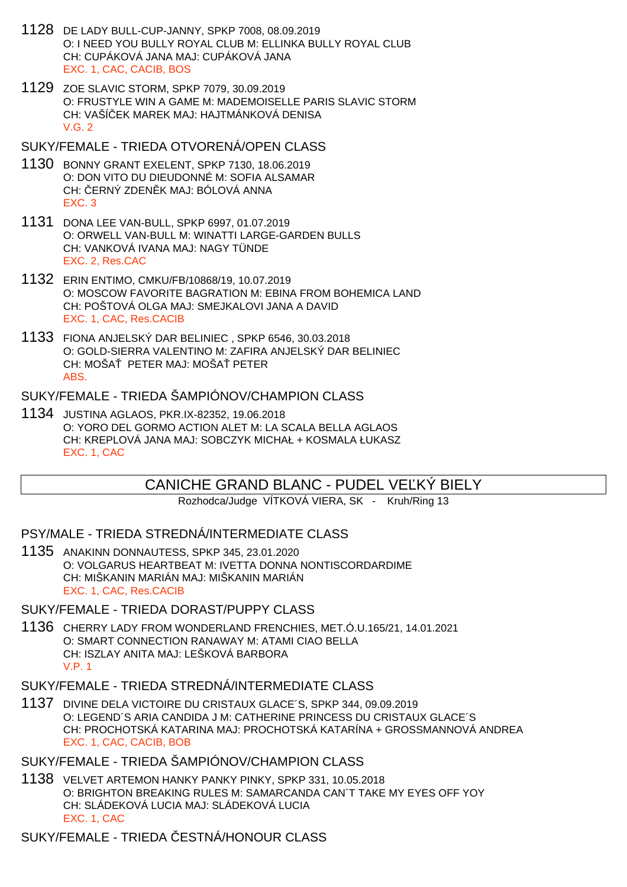1128 DE LADY BULL-CUP-JANNY, SPKP 7008, 08.09.2019
O: I NEED YOU BULLY ROYAL CLUB M: ELLINKA BULLY ROYAL CLUB
CH: CUPÁKOVÁ JANA MAJ: CUPÁKOVÁ JANA
EXC. 1, CAC, CACIB, BOS

1129 ZOE SLAVIC STORM, SPKP 7079, 30.09.2019
O: FRUSTYLE WIN A GAME M: MADEMOISELLE PARIS SLAVIC STORM
CH: VAŠÍČEK MAREK MAJ: HAJTMÁNKOVÁ DENISA
V.G. 2

SUKY/FEMALE - TRIEDA OTVORENÁ/OPEN CLASS

1130 BONNY GRANT EXELENT, SPKP 7130, 18.06.2019
O: DON VITO DU DIEUDONNÉ M: SOFIA ALSAMAR
CH: ČERNÝ ZDENĚK MAJ: BÓLOVÁ ANNA
EXC. 3

1131 DONA LEE VAN-BULL, SPKP 6997, 01.07.2019
O: ORWELL VAN-BULL M: WINATTI LARGE-GARDEN BULLS
CH: VANKOVÁ IVANA MAJ: NAGY TÜNDE
EXC. 2, Res.CAC

1132 ERIN ENTIMO, CMKU/FB/10868/19, 10.07.2019
O: MOSCOW FAVORITE BAGRATION M: EBINA FROM BOHEMICA LAND
CH: POŠTOVÁ OLGA MAJ: SMEJKALOVI JANA A DAVID
EXC. 1, CAC, Res.CACIB

1133 FIONA ANJELSKÝ DAR BELINIEC , SPKP 6546, 30.03.2018
O: GOLD-SIERRA VALENTINO M: ZAFIRA ANJELSKÝ DAR BELINIEC
CH: MOŠAŤ PETER MAJ: MOŠAŤ PETER
ABS.

SUKY/FEMALE - TRIEDA ŠAMPIÓNOV/CHAMPION CLASS

1134 JUSTINA AGLAOS, PKR.IX-82352, 19.06.2018
O: YORO DEL GORMO ACTION ALET M: LA SCALA BELLA AGLAOS
CH: KREPLOVÁ JANA MAJ: SOBCZYK MICHAŁ + KOSMALA ŁUKASZ
EXC. 1, CAC

## CANICHE GRAND BLANC - PUDEL VEĽKÝ BIELY

Rozhodca/Judge VÍTKOVÁ VIERA, SK - Kruh/Ring 13

PSY/MALE - TRIEDA STREDNÁ/INTERMEDIATE CLASS

1135 ANAKINN DONNAUTESS, SPKP 345, 23.01.2020
O: VOLGARUS HEARTBEAT M: IVETTA DONNA NONTISCORDARDIME
CH: MIŠKANIN MARIÁN MAJ: MIŠKANIN MARIÁN
EXC. 1, CAC, Res.CACIB

SUKY/FEMALE - TRIEDA DORAST/PUPPY CLASS

1136 CHERRY LADY FROM WONDERLAND FRENCHIES, MET.Ó.U.165/21, 14.01.2021
O: SMART CONNECTION RANAWAY M: ATAMI CIAO BELLA
CH: ISZLAY ANITA MAJ: LEŠKOVÁ BARBORA
V.P. 1

SUKY/FEMALE - TRIEDA STREDNÁ/INTERMEDIATE CLASS

1137 DIVINE DELA VICTOIRE DU CRISTAUX GLACE´S, SPKP 344, 09.09.2019
O: LEGEND´S ARIA CANDIDA J M: CATHERINE PRINCESS DU CRISTAUX GLACE´S
CH: PROCHOTSKÁ KATARINA MAJ: PROCHOTSKÁ KATARÍNA + GROSSMANNOVÁ ANDREA
EXC. 1, CAC, CACIB, BOB

SUKY/FEMALE - TRIEDA ŠAMPIÓNOV/CHAMPION CLASS

1138 VELVET ARTEMON HANKY PANKY PINKY, SPKP 331, 10.05.2018
O: BRIGHTON BREAKING RULES M: SAMARCANDA CAN´T TAKE MY EYES OFF YOY
CH: SLÁDEKOVÁ LUCIA MAJ: SLÁDEKOVÁ LUCIA
EXC. 1, CAC

SUKY/FEMALE - TRIEDA ČESTNÁ/HONOUR CLASS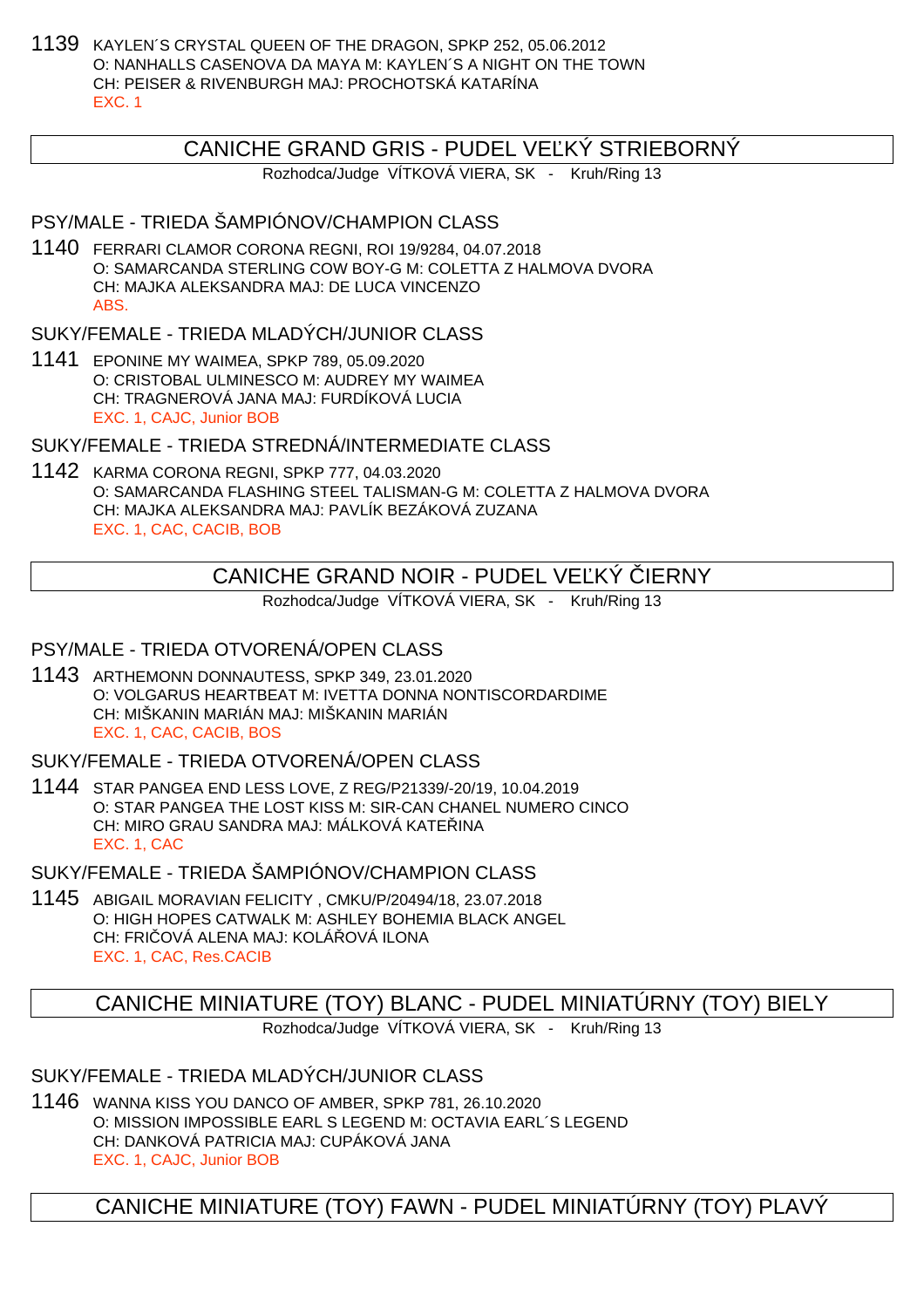1139 KAYLEN´S CRYSTAL QUEEN OF THE DRAGON, SPKP 252, 05.06.2012
O: NANHALLS CASENOVA DA MAYA M: KAYLEN´S A NIGHT ON THE TOWN
CH: PEISER & RIVENBURGH MAJ: PROCHOTSKÁ KATARÍNA
EXC. 1

## CANICHE GRAND GRIS - PUDEL VEĽKÝ STRIEBORNÝ

Rozhodca/Judge VÍTKOVÁ VIERA, SK - Kruh/Ring 13

### PSY/MALE - TRIEDA ŠAMPIÓNOV/CHAMPION CLASS

1140 FERRARI CLAMOR CORONA REGNI, ROI 19/9284, 04.07.2018
O: SAMARCANDA STERLING COW BOY-G M: COLETTA Z HALMOVA DVORA
CH: MAJKA ALEKSANDRA MAJ: DE LUCA VINCENZO
ABS.

### SUKY/FEMALE - TRIEDA MLADÝCH/JUNIOR CLASS

1141 EPONINE MY WAIMEA, SPKP 789, 05.09.2020
O: CRISTOBAL ULMINESCO M: AUDREY MY WAIMEA
CH: TRAGNEROVÁ JANA MAJ: FURDÍKOVÁ LUCIA
EXC. 1, CAJC, Junior BOB

### SUKY/FEMALE - TRIEDA STREDNÁ/INTERMEDIATE CLASS

1142 KARMA CORONA REGNI, SPKP 777, 04.03.2020
O: SAMARCANDA FLASHING STEEL TALISMAN-G M: COLETTA Z HALMOVA DVORA
CH: MAJKA ALEKSANDRA MAJ: PAVLÍK BEZÁKOVÁ ZUZANA
EXC. 1, CAC, CACIB, BOB

## CANICHE GRAND NOIR - PUDEL VEĽKÝ ČIERNY

Rozhodca/Judge VÍTKOVÁ VIERA, SK - Kruh/Ring 13

### PSY/MALE - TRIEDA OTVORENÁ/OPEN CLASS

1143 ARTHEMONN DONNAUTESS, SPKP 349, 23.01.2020
O: VOLGARUS HEARTBEAT M: IVETTA DONNA NONTISCORDARDIME
CH: MIŠKANIN MARIÁN MAJ: MIŠKANIN MARIÁN
EXC. 1, CAC, CACIB, BOS

### SUKY/FEMALE - TRIEDA OTVORENÁ/OPEN CLASS

1144 STAR PANGEA END LESS LOVE, Z REG/P21339/-20/19, 10.04.2019
O: STAR PANGEA THE LOST KISS M: SIR-CAN CHANEL NUMERO CINCO
CH: MIRO GRAU SANDRA MAJ: MÁLKOVÁ KATEŘINA
EXC. 1, CAC

### SUKY/FEMALE - TRIEDA ŠAMPIÓNOV/CHAMPION CLASS

1145 ABIGAIL MORAVIAN FELICITY , CMKU/P/20494/18, 23.07.2018
O: HIGH HOPES CATWALK M: ASHLEY BOHEMIA BLACK ANGEL
CH: FRIČOVÁ ALENA MAJ: KOLÁŘOVÁ ILONA
EXC. 1, CAC, Res.CACIB

## CANICHE MINIATURE (TOY) BLANC - PUDEL MINIATÚRNY (TOY) BIELY

Rozhodca/Judge VÍTKOVÁ VIERA, SK - Kruh/Ring 13

### SUKY/FEMALE - TRIEDA MLADÝCH/JUNIOR CLASS

1146 WANNA KISS YOU DANCO OF AMBER, SPKP 781, 26.10.2020
O: MISSION IMPOSSIBLE EARL S LEGEND M: OCTAVIA EARL´S LEGEND
CH: DANKOVÁ PATRICIA MAJ: CUPÁKOVÁ JANA
EXC. 1, CAJC, Junior BOB

## CANICHE MINIATURE (TOY) FAWN - PUDEL MINIATÚRNY (TOY) PLAVÝ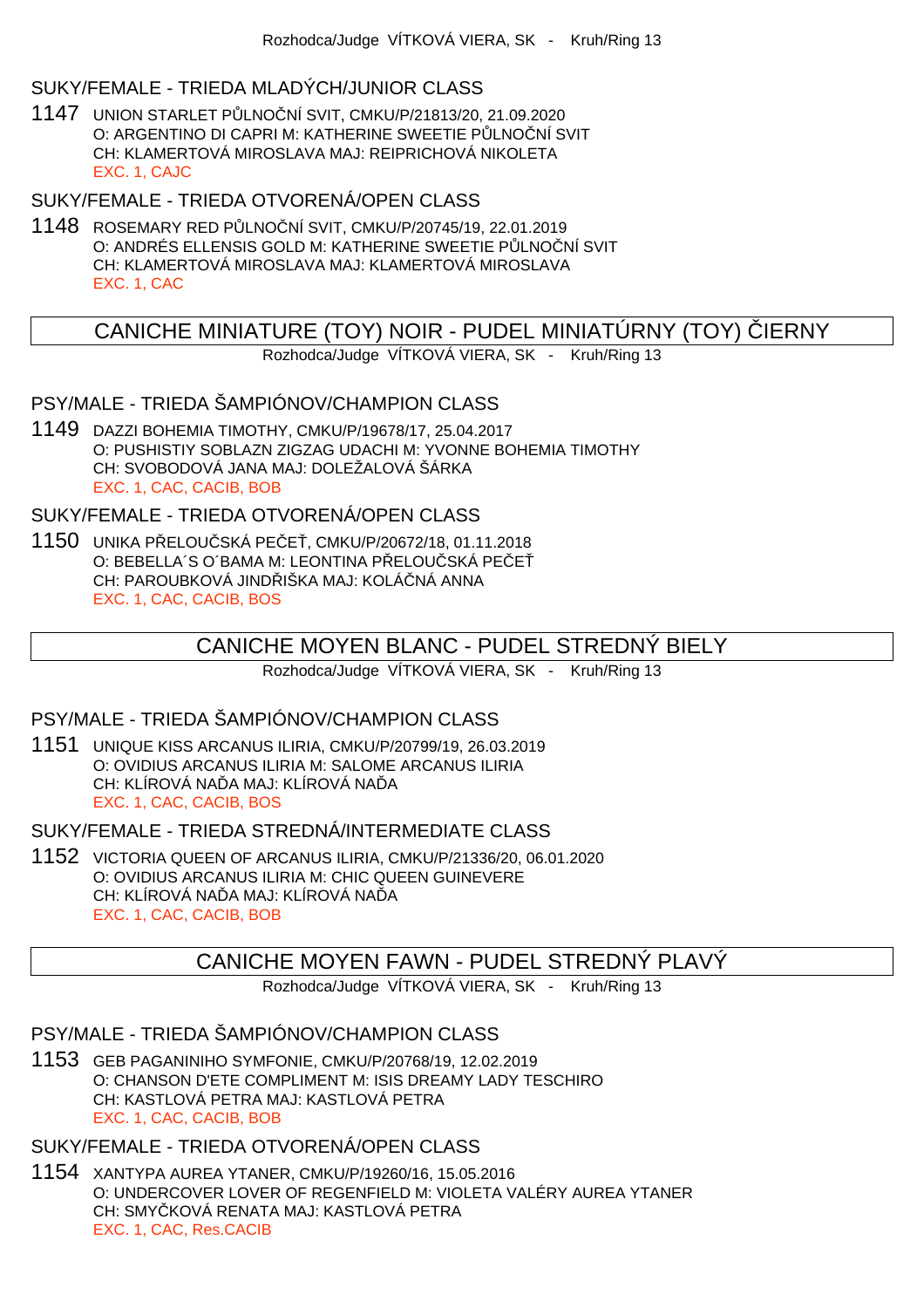### SUKY/FEMALE - TRIEDA MLADÝCH/JUNIOR CLASS

1147 UNION STARLET PŮLNOČNÍ SVIT, CMKU/P/21813/20, 21.09.2020
O: ARGENTINO DI CAPRI M: KATHERINE SWEETIE PŮLNOČNÍ SVIT
CH: KLAMERTOVÁ MIROSLAVA MAJ: REIPRICHOVÁ NIKOLETA
EXC. 1, CAJC

### SUKY/FEMALE - TRIEDA OTVORENÁ/OPEN CLASS

1148 ROSEMARY RED PŮLNOČNÍ SVIT, CMKU/P/20745/19, 22.01.2019
O: ANDRÉS ELLENSIS GOLD M: KATHERINE SWEETIE PŮLNOČNÍ SVIT
CH: KLAMERTOVÁ MIROSLAVA MAJ: KLAMERTOVÁ MIROSLAVA
EXC. 1, CAC

## CANICHE MINIATURE (TOY) NOIR - PUDEL MINIATÚRNY (TOY) ČIERNY

Rozhodca/Judge VÍTKOVÁ VIERA, SK - Kruh/Ring 13

### PSY/MALE - TRIEDA ŠAMPIÓNOV/CHAMPION CLASS

1149 DAZZI BOHEMIA TIMOTHY, CMKU/P/19678/17, 25.04.2017
O: PUSHISTIY SOBLAZN ZIGZAG UDACHI M: YVONNE BOHEMIA TIMOTHY
CH: SVOBODOVÁ JANA MAJ: DOLEŽALOVÁ ŠÁRKA
EXC. 1, CAC, CACIB, BOB

### SUKY/FEMALE - TRIEDA OTVORENÁ/OPEN CLASS

1150 UNIKA PŘELOUČSKÁ PEČEŤ, CMKU/P/20672/18, 01.11.2018
O: BEBELLA´S O´BAMA M: LEONTINA PŘELOUČSKÁ PEČEŤ
CH: PAROUBKOVÁ JINDŘIŠKA MAJ: KOLÁČNÁ ANNA
EXC. 1, CAC, CACIB, BOS

## CANICHE MOYEN BLANC - PUDEL STREDNÝ BIELY

Rozhodca/Judge VÍTKOVÁ VIERA, SK - Kruh/Ring 13

### PSY/MALE - TRIEDA ŠAMPIÓNOV/CHAMPION CLASS

1151 UNIQUE KISS ARCANUS ILIRIA, CMKU/P/20799/19, 26.03.2019
O: OVIDIUS ARCANUS ILIRIA M: SALOME ARCANUS ILIRIA
CH: KLÍROVÁ NAĎA MAJ: KLÍROVÁ NAĎA
EXC. 1, CAC, CACIB, BOS

### SUKY/FEMALE - TRIEDA STREDNÁ/INTERMEDIATE CLASS

1152 VICTORIA QUEEN OF ARCANUS ILIRIA, CMKU/P/21336/20, 06.01.2020
O: OVIDIUS ARCANUS ILIRIA M: CHIC QUEEN GUINEVERE
CH: KLÍROVÁ NAĎA MAJ: KLÍROVÁ NAĎA
EXC. 1, CAC, CACIB, BOB

## CANICHE MOYEN FAWN - PUDEL STREDNÝ PLAVÝ

Rozhodca/Judge VÍTKOVÁ VIERA, SK - Kruh/Ring 13

### PSY/MALE - TRIEDA ŠAMPIÓNOV/CHAMPION CLASS

1153 GEB PAGANINIHO SYMFONIE, CMKU/P/20768/19, 12.02.2019
O: CHANSON D'ETE COMPLIMENT M: ISIS DREAMY LADY TESCHIRO
CH: KASTLOVÁ PETRA MAJ: KASTLOVÁ PETRA
EXC. 1, CAC, CACIB, BOB

### SUKY/FEMALE - TRIEDA OTVORENÁ/OPEN CLASS

1154 XANTYPA AUREA YTANER, CMKU/P/19260/16, 15.05.2016
O: UNDERCOVER LOVER OF REGENFIELD M: VIOLETA VALÉRY AUREA YTANER
CH: SMYČKOVÁ RENATA MAJ: KASTLOVÁ PETRA
EXC. 1, CAC, Res.CACIB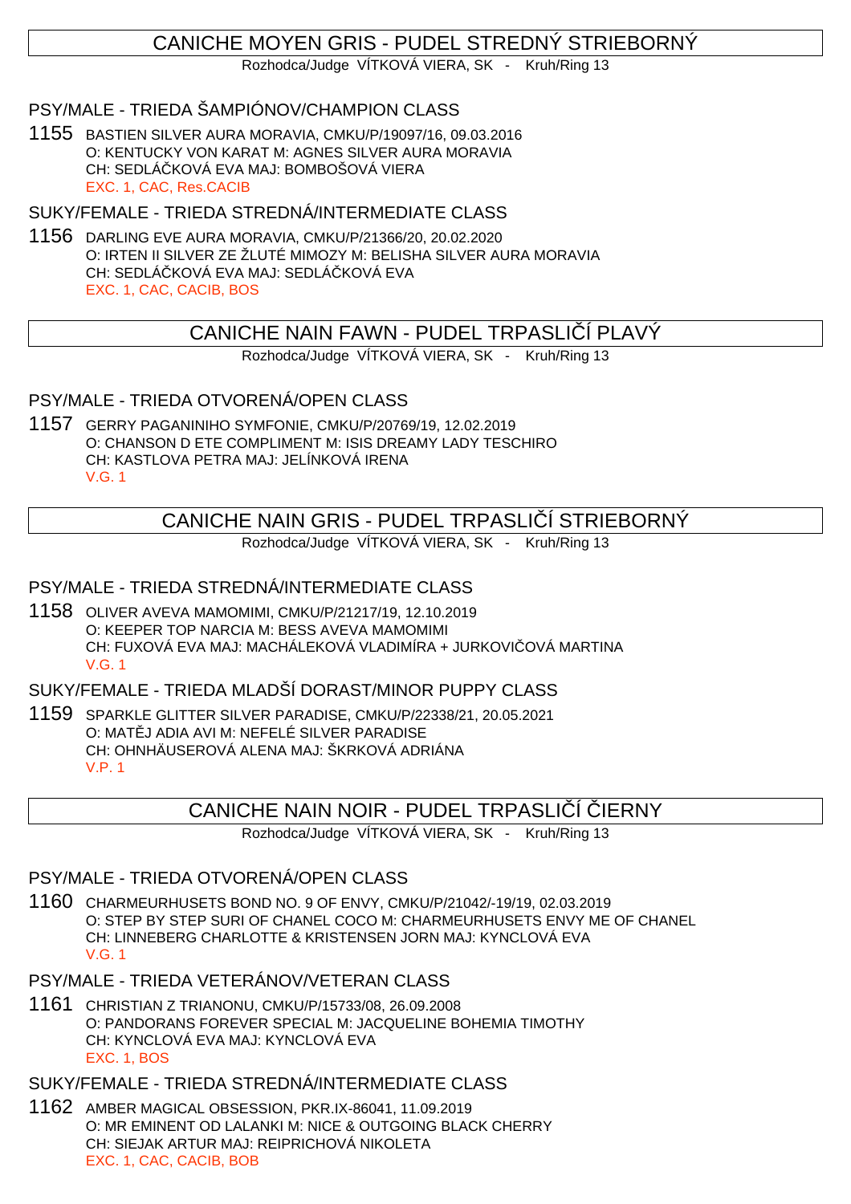## CANICHE MOYEN GRIS - PUDEL STREDNÝ STRIEBORNÝ

Rozhodca/Judge VÍTKOVÁ VIERA, SK - Kruh/Ring 13

### PSY/MALE - TRIEDA ŠAMPIÓNOV/CHAMPION CLASS

1155 BASTIEN SILVER AURA MORAVIA, CMKU/P/19097/16, 09.03.2016
O: KENTUCKY VON KARAT M: AGNES SILVER AURA MORAVIA
CH: SEDLÁČKOVÁ EVA MAJ: BOMBOŠOVÁ VIERA
EXC. 1, CAC, Res.CACIB

### SUKY/FEMALE - TRIEDA STREDNÁ/INTERMEDIATE CLASS

1156 DARLING EVE AURA MORAVIA, CMKU/P/21366/20, 20.02.2020
O: IRTEN II SILVER ZE ŽLUTÉ MIMOZY M: BELISHA SILVER AURA MORAVIA
CH: SEDLÁČKOVÁ EVA MAJ: SEDLÁČKOVÁ EVA
EXC. 1, CAC, CACIB, BOS

## CANICHE NAIN FAWN - PUDEL TRPASLIČÍ PLAVÝ

Rozhodca/Judge VÍTKOVÁ VIERA, SK - Kruh/Ring 13

### PSY/MALE - TRIEDA OTVORENÁ/OPEN CLASS

1157 GERRY PAGANINIHO SYMFONIE, CMKU/P/20769/19, 12.02.2019
O: CHANSON D ETE COMPLIMENT M: ISIS DREAMY LADY TESCHIRO
CH: KASTLOVA PETRA MAJ: JELÍNKOVÁ IRENA
V.G. 1

## CANICHE NAIN GRIS - PUDEL TRPASLIČÍ STRIEBORNÝ

Rozhodca/Judge VÍTKOVÁ VIERA, SK - Kruh/Ring 13

### PSY/MALE - TRIEDA STREDNÁ/INTERMEDIATE CLASS

1158 OLIVER AVEVA MAMOMIMI, CMKU/P/21217/19, 12.10.2019
O: KEEPER TOP NARCIA M: BESS AVEVA MAMOMIMI
CH: FUXOVÁ EVA MAJ: MACHÁLEKOVÁ VLADIMÍRA + JURKOVIČOVÁ MARTINA
V.G. 1

### SUKY/FEMALE - TRIEDA MLADŠÍ DORAST/MINOR PUPPY CLASS

1159 SPARKLE GLITTER SILVER PARADISE, CMKU/P/22338/21, 20.05.2021
O: MATĚJ ADIA AVI M: NEFELÉ SILVER PARADISE
CH: OHNHÄUSEROVÁ ALENA MAJ: ŠKRKOVÁ ADRIÁNA
V.P. 1

## CANICHE NAIN NOIR - PUDEL TRPASLIČÍ ČIERNY

Rozhodca/Judge VÍTKOVÁ VIERA, SK - Kruh/Ring 13

### PSY/MALE - TRIEDA OTVORENÁ/OPEN CLASS

1160 CHARMEURHUSETS BOND NO. 9 OF ENVY, CMKU/P/21042/-19/19, 02.03.2019
O: STEP BY STEP SURI OF CHANEL COCO M: CHARMEURHUSETS ENVY ME OF CHANEL
CH: LINNEBERG CHARLOTTE & KRISTENSEN JORN MAJ: KYNCLOVÁ EVA
V.G. 1

### PSY/MALE - TRIEDA VETERÁNOV/VETERAN CLASS

1161 CHRISTIAN Z TRIANONU, CMKU/P/15733/08, 26.09.2008
O: PANDORANS FOREVER SPECIAL M: JACQUELINE BOHEMIA TIMOTHY
CH: KYNCLOVÁ EVA MAJ: KYNCLOVÁ EVA
EXC. 1, BOS

### SUKY/FEMALE - TRIEDA STREDNÁ/INTERMEDIATE CLASS

1162 AMBER MAGICAL OBSESSION, PKR.IX-86041, 11.09.2019
O: MR EMINENT OD LALANKI M: NICE & OUTGOING BLACK CHERRY
CH: SIEJAK ARTUR MAJ: REIPRICHOVÁ NIKOLETA
EXC. 1, CAC, CACIB, BOB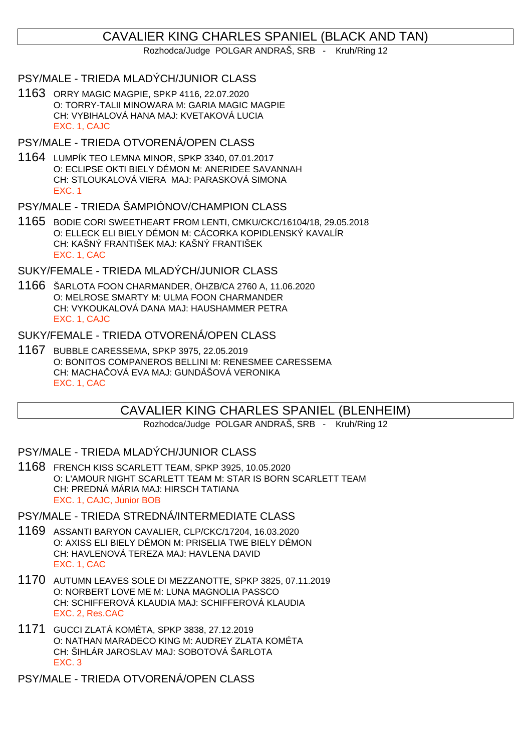## CAVALIER KING CHARLES SPANIEL (BLACK AND TAN)

Rozhodca/Judge POLGAR ANDRAŠ, SRB - Kruh/Ring 12

### PSY/MALE - TRIEDA MLADÝCH/JUNIOR CLASS

1163 ORRY MAGIC MAGPIE, SPKP 4116, 22.07.2020
O: TORRY-TALII MINOWARA M: GARIA MAGIC MAGPIE
CH: VYBIHALOVÁ HANA MAJ: KVETAKOVÁ LUCIA
EXC. 1, CAJC

### PSY/MALE - TRIEDA OTVORENÁ/OPEN CLASS

1164 LUMPÍK TEO LEMNA MINOR, SPKP 3340, 07.01.2017
O: ECLIPSE OKTI BIELY DÉMON M: ANERIDEE SAVANNAH
CH: STLOUKALOVÁ VIERA MAJ: PARASKOVÁ SIMONA
EXC. 1

### PSY/MALE - TRIEDA ŠAMPIÓNOV/CHAMPION CLASS

1165 BODIE CORI SWEETHEART FROM LENTI, CMKU/CKC/16104/18, 29.05.2018
O: ELLECK ELI BIELY DÉMON M: CÁCORKA KOPIDLENSKÝ KAVALÍR
CH: KAŠNÝ FRANTIŠEK MAJ: KAŠNÝ FRANTIŠEK
EXC. 1, CAC

### SUKY/FEMALE - TRIEDA MLADÝCH/JUNIOR CLASS

1166 ŠARLOTA FOON CHARMANDER, ÖHZB/CA 2760 A, 11.06.2020
O: MELROSE SMARTY M: ULMA FOON CHARMANDER
CH: VYKOUKALOVÁ DANA MAJ: HAUSHAMMER PETRA
EXC. 1, CAJC

### SUKY/FEMALE - TRIEDA OTVORENÁ/OPEN CLASS

1167 BUBBLE CARESSEMA, SPKP 3975, 22.05.2019
O: BONITOS COMPANEROS BELLINI M: RENESMEE CARESSEMA
CH: MACHAČOVÁ EVA MAJ: GUNDÁŠOVÁ VERONIKA
EXC. 1, CAC

## CAVALIER KING CHARLES SPANIEL (BLENHEIM)

Rozhodca/Judge POLGAR ANDRAŠ, SRB - Kruh/Ring 12

### PSY/MALE - TRIEDA MLADÝCH/JUNIOR CLASS

1168 FRENCH KISS SCARLETT TEAM, SPKP 3925, 10.05.2020
O: L'AMOUR NIGHT SCARLETT TEAM M: STAR IS BORN SCARLETT TEAM
CH: PREDNÁ MÁRIA MAJ: HIRSCH TATIANA
EXC. 1, CAJC, Junior BOB

### PSY/MALE - TRIEDA STREDNÁ/INTERMEDIATE CLASS

1169 ASSANTI BARYON CAVALIER, CLP/CKC/17204, 16.03.2020
O: AXISS ELI BIELY DÉMON M: PRISELIA TWE BIELY DÉMON
CH: HAVLENOVÁ TEREZA MAJ: HAVLENA DAVID
EXC. 1, CAC

1170 AUTUMN LEAVES SOLE DI MEZZANOTTE, SPKP 3825, 07.11.2019
O: NORBERT LOVE ME M: LUNA MAGNOLIA PASSCO
CH: SCHIFFEROVÁ KLAUDIA MAJ: SCHIFFEROVÁ KLAUDIA
EXC. 2, Res.CAC

1171 GUCCI ZLATÁ KOMÉTA, SPKP 3838, 27.12.2019
O: NATHAN MARADECO KING M: AUDREY ZLATA KOMÉTA
CH: ŠIHLÁR JAROSLAV MAJ: SOBOTOVÁ ŠARLOTA
EXC. 3

### PSY/MALE - TRIEDA OTVORENÁ/OPEN CLASS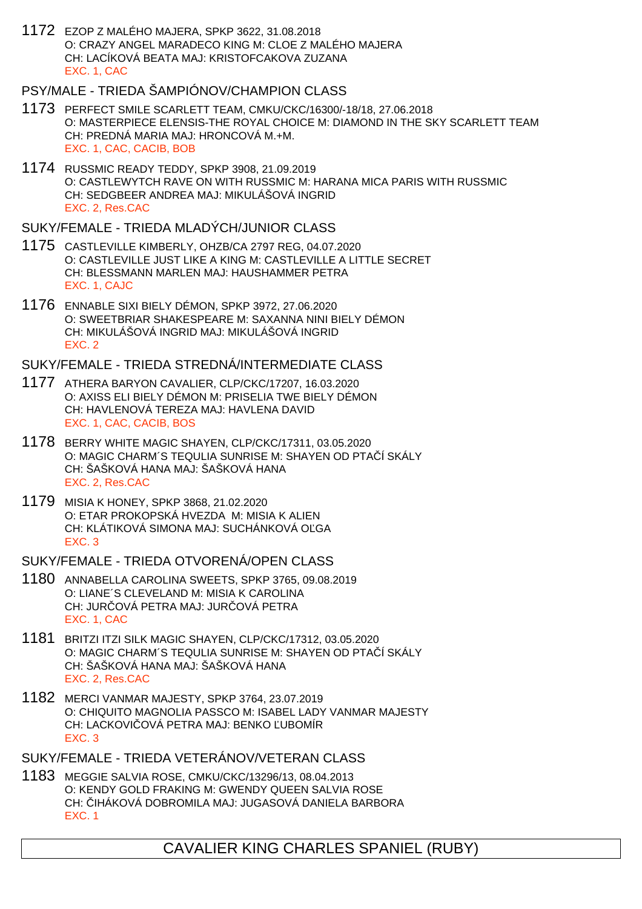1172 EZOP Z MALÉHO MAJERA, SPKP 3622, 31.08.2018
O: CRAZY ANGEL MARADECO KING M: CLOE Z MALÉHO MAJERA
CH: LACÍKOVÁ BEATA MAJ: KRISTOFCAKOVA ZUZANA
EXC. 1, CAC

## PSY/MALE - TRIEDA ŠAMPIÓNOV/CHAMPION CLASS

1173 PERFECT SMILE SCARLETT TEAM, CMKU/CKC/16300/-18/18, 27.06.2018
O: MASTERPIECE ELENSIS-THE ROYAL CHOICE M: DIAMOND IN THE SKY SCARLETT TEAM
CH: PREDNÁ MARIA MAJ: HRONCOVÁ M.+M.
EXC. 1, CAC, CACIB, BOB

1174 RUSSMIC READY TEDDY, SPKP 3908, 21.09.2019
O: CASTLEWYTCH RAVE ON WITH RUSSMIC M: HARANA MICA PARIS WITH RUSSMIC
CH: SEDGBEER ANDREA MAJ: MIKULÁŠOVÁ INGRID
EXC. 2, Res.CAC

## SUKY/FEMALE - TRIEDA MLADÝCH/JUNIOR CLASS

1175 CASTLEVILLE KIMBERLY, OHZB/CA 2797 REG, 04.07.2020
O: CASTLEVILLE JUST LIKE A KING M: CASTLEVILLE A LITTLE SECRET
CH: BLESSMANN MARLEN MAJ: HAUSHAMMER PETRA
EXC. 1, CAJC

1176 ENNABLE SIXI BIELY DÉMON, SPKP 3972, 27.06.2020
O: SWEETBRIAR SHAKESPEARE M: SAXANNA NINI BIELY DÉMON
CH: MIKULÁŠOVÁ INGRID MAJ: MIKULÁŠOVÁ INGRID
EXC. 2

## SUKY/FEMALE - TRIEDA STREDNÁ/INTERMEDIATE CLASS

1177 ATHERA BARYON CAVALIER, CLP/CKC/17207, 16.03.2020
O: AXISS ELI BIELY DÉMON M: PRISELIA TWE BIELY DÉMON
CH: HAVLENOVÁ TEREZA MAJ: HAVLENA DAVID
EXC. 1, CAC, CACIB, BOS

1178 BERRY WHITE MAGIC SHAYEN, CLP/CKC/17311, 03.05.2020
O: MAGIC CHARM´S TEQULIA SUNRISE M: SHAYEN OD PTAČÍ SKÁLY
CH: ŠAŠKOVÁ HANA MAJ: ŠAŠKOVÁ HANA
EXC. 2, Res.CAC

1179 MISIA K HONEY, SPKP 3868, 21.02.2020
O: ETAR PROKOPSKÁ HVEZDA M: MISIA K ALIEN
CH: KLÁTIKOVÁ SIMONA MAJ: SUCHÁNKOVÁ OĽGA
EXC. 3

## SUKY/FEMALE - TRIEDA OTVORENÁ/OPEN CLASS

1180 ANNABELLA CAROLINA SWEETS, SPKP 3765, 09.08.2019
O: LIANE´S CLEVELAND M: MISIA K CAROLINA
CH: JURČOVÁ PETRA MAJ: JURČOVÁ PETRA
EXC. 1, CAC

1181 BRITZI ITZI SILK MAGIC SHAYEN, CLP/CKC/17312, 03.05.2020
O: MAGIC CHARM´S TEQULIA SUNRISE M: SHAYEN OD PTAČÍ SKÁLY
CH: ŠAŠKOVÁ HANA MAJ: ŠAŠKOVÁ HANA
EXC. 2, Res.CAC

1182 MERCI VANMAR MAJESTY, SPKP 3764, 23.07.2019
O: CHIQUITO MAGNOLIA PASSCO M: ISABEL LADY VANMAR MAJESTY
CH: LACKOVIČOVÁ PETRA MAJ: BENKO ĽUBOMÍR
EXC. 3

## SUKY/FEMALE - TRIEDA VETERÁNOV/VETERAN CLASS

1183 MEGGIE SALVIA ROSE, CMKU/CKC/13296/13, 08.04.2013
O: KENDY GOLD FRAKING M: GWENDY QUEEN SALVIA ROSE
CH: ČIHÁKOVÁ DOBROMILA MAJ: JUGASOVÁ DANIELA BARBORA
EXC. 1

# CAVALIER KING CHARLES SPANIEL (RUBY)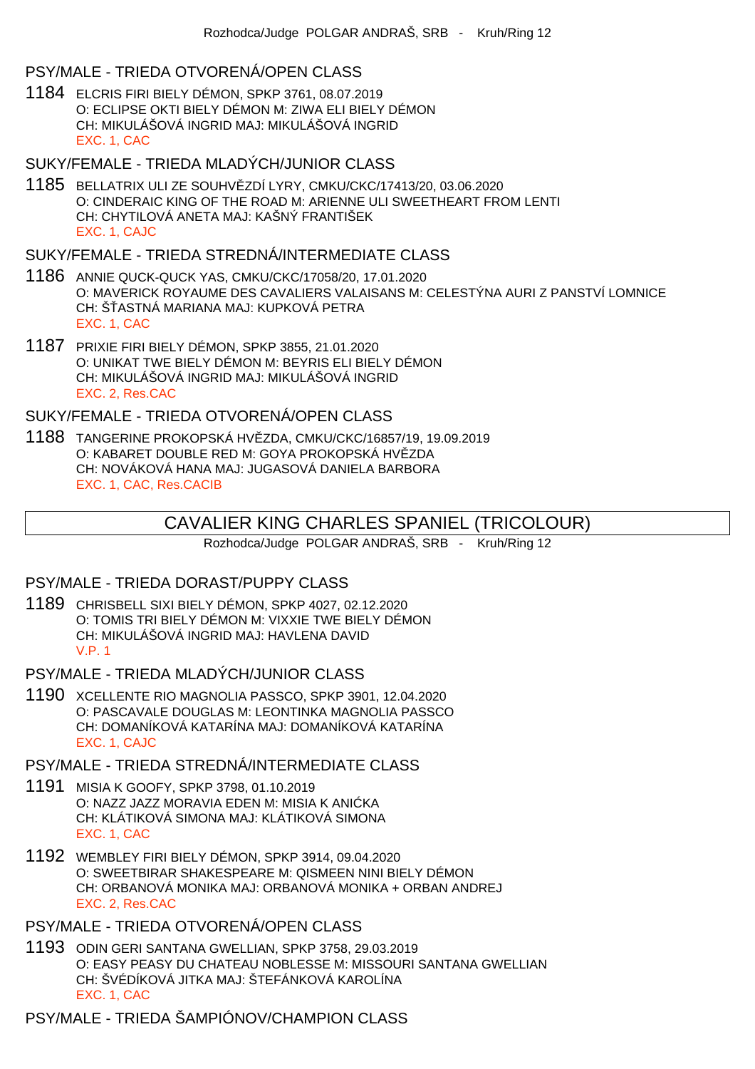Rozhodca/Judge POLGAR ANDRAŠ, SRB - Kruh/Ring 12

### PSY/MALE - TRIEDA OTVORENÁ/OPEN CLASS

1184 ELCRIS FIRI BIELY DÉMON, SPKP 3761, 08.07.2019
O: ECLIPSE OKTI BIELY DÉMON M: ZIWA ELI BIELY DÉMON
CH: MIKULÁŠOVÁ INGRID MAJ: MIKULÁŠOVÁ INGRID
EXC. 1, CAC

### SUKY/FEMALE - TRIEDA MLADÝCH/JUNIOR CLASS

1185 BELLATRIX ULI ZE SOUHVĚZDÍ LYRY, CMKU/CKC/17413/20, 03.06.2020
O: CINDERAIC KING OF THE ROAD M: ARIENNE ULI SWEETHEART FROM LENTI
CH: CHYTILOVÁ ANETA MAJ: KAŠNÝ FRANTIŠEK
EXC. 1, CAJC

### SUKY/FEMALE - TRIEDA STREDNÁ/INTERMEDIATE CLASS

1186 ANNIE QUCK-QUCK YAS, CMKU/CKC/17058/20, 17.01.2020
O: MAVERICK ROYAUME DES CAVALIERS VALAISANS M: CELESTÝNA AURI Z PANSTVÍ LOMNICE
CH: ŠŤASTNÁ MARIANA MAJ: KUPKOVÁ PETRA
EXC. 1, CAC

1187 PRIXIE FIRI BIELY DÉMON, SPKP 3855, 21.01.2020
O: UNIKAT TWE BIELY DÉMON M: BEYRIS ELI BIELY DÉMON
CH: MIKULÁŠOVÁ INGRID MAJ: MIKULÁŠOVÁ INGRID
EXC. 2, Res.CAC

### SUKY/FEMALE - TRIEDA OTVORENÁ/OPEN CLASS

1188 TANGERINE PROKOPSKÁ HVĚZDA, CMKU/CKC/16857/19, 19.09.2019
O: KABARET DOUBLE RED M: GOYA PROKOPSKÁ HVĚZDA
CH: NOVÁKOVÁ HANA MAJ: JUGASOVÁ DANIELA BARBORA
EXC. 1, CAC, Res.CACIB

## CAVALIER KING CHARLES SPANIEL (TRICOLOUR)

Rozhodca/Judge POLGAR ANDRAŠ, SRB - Kruh/Ring 12

### PSY/MALE - TRIEDA DORAST/PUPPY CLASS

1189 CHRISBELL SIXI BIELY DÉMON, SPKP 4027, 02.12.2020
O: TOMIS TRI BIELY DÉMON M: VIXXIE TWE BIELY DÉMON
CH: MIKULÁŠOVÁ INGRID MAJ: HAVLENA DAVID
V.P. 1

### PSY/MALE - TRIEDA MLADÝCH/JUNIOR CLASS

1190 XCELLENTE RIO MAGNOLIA PASSCO, SPKP 3901, 12.04.2020
O: PASCAVALE DOUGLAS M: LEONTINKA MAGNOLIA PASSCO
CH: DOMANÍKOVÁ KATARÍNA MAJ: DOMANÍKOVÁ KATARÍNA
EXC. 1, CAJC

### PSY/MALE - TRIEDA STREDNÁ/INTERMEDIATE CLASS

1191 MISIA K GOOFY, SPKP 3798, 01.10.2019
O: NAZZ JAZZ MORAVIA EDEN M: MISIA K ANIĆKA
CH: KLÁTIKOVÁ SIMONA MAJ: KLÁTIKOVÁ SIMONA
EXC. 1, CAC

1192 WEMBLEY FIRI BIELY DÉMON, SPKP 3914, 09.04.2020
O: SWEETBIRAR SHAKESPEARE M: QISMEEN NINI BIELY DÉMON
CH: ORBANOVÁ MONIKA MAJ: ORBANOVÁ MONIKA + ORBAN ANDREJ
EXC. 2, Res.CAC

### PSY/MALE - TRIEDA OTVORENÁ/OPEN CLASS

1193 ODIN GERI SANTANA GWELLIAN, SPKP 3758, 29.03.2019
O: EASY PEASY DU CHATEAU NOBLESSE M: MISSOURI SANTANA GWELLIAN
CH: ŠVÉDÍKOVÁ JITKA MAJ: ŠTEFÁNKOVÁ KAROLÍNA
EXC. 1, CAC

### PSY/MALE - TRIEDA ŠAMPIÓNOV/CHAMPION CLASS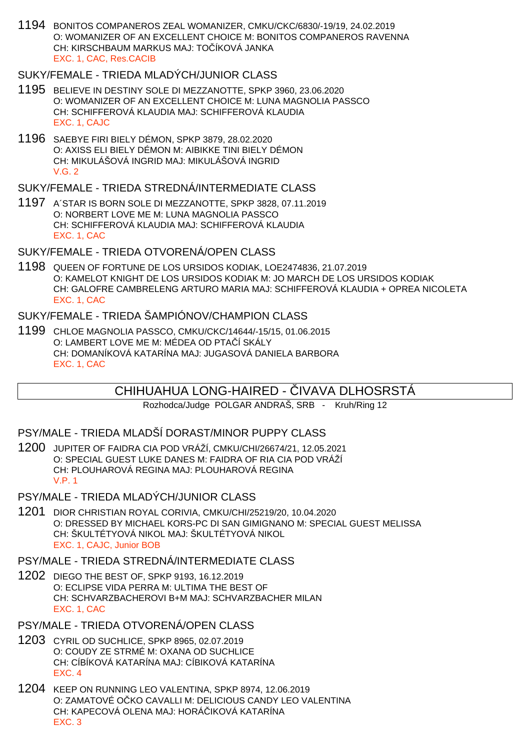1194 BONITOS COMPANEROS ZEAL WOMANIZER, CMKU/CKC/6830/-19/19, 24.02.2019
O: WOMANIZER OF AN EXCELLENT CHOICE M: BONITOS COMPANEROS RAVENNA
CH: KIRSCHBAUM MARKUS MAJ: TOČÍKOVÁ JANKA
EXC. 1, CAC, Res.CACIB

### SUKY/FEMALE - TRIEDA MLADÝCH/JUNIOR CLASS

1195 BELIEVE IN DESTINY SOLE DI MEZZANOTTE, SPKP 3960, 23.06.2020
O: WOMANIZER OF AN EXCELLENT CHOICE M: LUNA MAGNOLIA PASSCO
CH: SCHIFFEROVÁ KLAUDIA MAJ: SCHIFFEROVÁ KLAUDIA
EXC. 1, CAJC

1196 SAEBYE FIRI BIELY DÉMON, SPKP 3879, 28.02.2020
O: AXISS ELI BIELY DÉMON M: AIBIKKE TINI BIELY DÉMON
CH: MIKULÁŠOVÁ INGRID MAJ: MIKULÁŠOVÁ INGRID
V.G. 2

### SUKY/FEMALE - TRIEDA STREDNÁ/INTERMEDIATE CLASS

1197 A´STAR IS BORN SOLE DI MEZZANOTTE, SPKP 3828, 07.11.2019
O: NORBERT LOVE ME M: LUNA MAGNOLIA PASSCO
CH: SCHIFFEROVÁ KLAUDIA MAJ: SCHIFFEROVÁ KLAUDIA
EXC. 1, CAC

### SUKY/FEMALE - TRIEDA OTVORENÁ/OPEN CLASS

1198 QUEEN OF FORTUNE DE LOS URSIDOS KODIAK, LOE2474836, 21.07.2019
O: KAMELOT KNIGHT DE LOS URSIDOS KODIAK M: JO MARCH DE LOS URSIDOS KODIAK
CH: GALOFRE CAMBRELENG ARTURO MARIA MAJ: SCHIFFEROVÁ KLAUDIA + OPREA NICOLETA
EXC. 1, CAC

### SUKY/FEMALE - TRIEDA ŠAMPIÓNOV/CHAMPION CLASS

1199 CHLOE MAGNOLIA PASSCO, CMKU/CKC/14644/-15/15, 01.06.2015
O: LAMBERT LOVE ME M: MÉDEA OD PTAČÍ SKÁLY
CH: DOMANÍKOVÁ KATARÍNA MAJ: JUGASOVÁ DANIELA BARBORA
EXC. 1, CAC

## CHIHUAHUA LONG-HAIRED - ČIVAVA DLHOSRSTÁ

Rozhodca/Judge POLGAR ANDRAŠ, SRB - Kruh/Ring 12

### PSY/MALE - TRIEDA MLADŠÍ DORAST/MINOR PUPPY CLASS

1200 JUPITER OF FAIDRA CIA POD VRÁŽÍ, CMKU/CHI/26674/21, 12.05.2021
O: SPECIAL GUEST LUKE DANES M: FAIDRA OF RIA CIA POD VRÁŽÍ
CH: PLOUHAROVÁ REGINA MAJ: PLOUHAROVÁ REGINA
V.P. 1

### PSY/MALE - TRIEDA MLADÝCH/JUNIOR CLASS

1201 DIOR CHRISTIAN ROYAL CORIVIA, CMKU/CHI/25219/20, 10.04.2020
O: DRESSED BY MICHAEL KORS-PC DI SAN GIMIGNANO M: SPECIAL GUEST MELISSA
CH: ŠKULTÉTYOVÁ NIKOL MAJ: ŠKULTÉTYOVÁ NIKOL
EXC. 1, CAJC, Junior BOB

### PSY/MALE - TRIEDA STREDNÁ/INTERMEDIATE CLASS

1202 DIEGO THE BEST OF, SPKP 9193, 16.12.2019
O: ECLIPSE VIDA PERRA M: ULTIMA THE BEST OF
CH: SCHVARZBACHEROVI B+M MAJ: SCHVARZBACHER MILAN
EXC. 1, CAC

### PSY/MALE - TRIEDA OTVORENÁ/OPEN CLASS

1203 CYRIL OD SUCHLICE, SPKP 8965, 02.07.2019
O: COUDY ZE STRMÉ M: OXANA OD SUCHLICE
CH: CÍBÍKOVÁ KATARÍNA MAJ: CÍBIKOVÁ KATARÍNA
EXC. 4

1204 KEEP ON RUNNING LEO VALENTINA, SPKP 8974, 12.06.2019
O: ZAMATOVÉ OČKO CAVALLI M: DELICIOUS CANDY LEO VALENTINA
CH: KAPECOVÁ OLENA MAJ: HORÁČIKOVÁ KATARÍNA
EXC. 3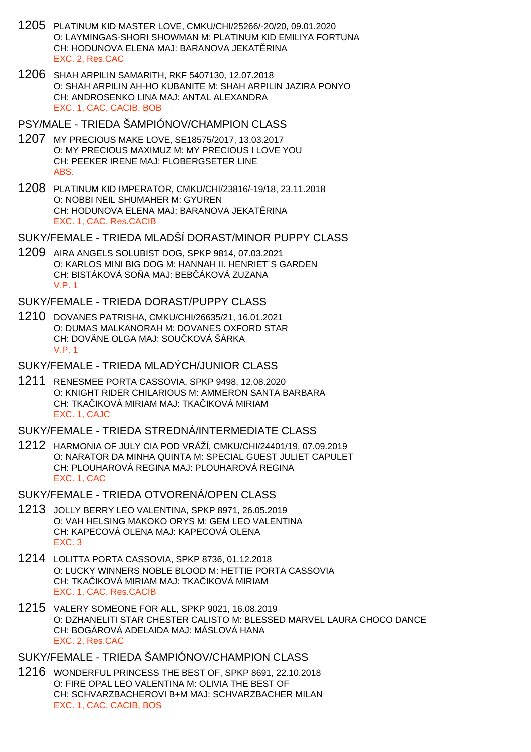1205 PLATINUM KID MASTER LOVE, CMKU/CHI/25266/-20/20, 09.01.2020
O: LAYMINGAS-SHORI SHOWMAN M: PLATINUM KID EMILIYA FORTUNA
CH: HODUNOVA ELENA MAJ: BARANOVA JEKATĚRINA
EXC. 2, Res.CAC

1206 SHAH ARPILIN SAMARITH, RKF 5407130, 12.07.2018
O: SHAH ARPILIN AH-HO KUBANITE M: SHAH ARPILIN JAZIRA PONYO
CH: ANDROSENKO LINA MAJ: ANTAL ALEXANDRA
EXC. 1, CAC, CACIB, BOB

## PSY/MALE - TRIEDA ŠAMPIÓNOV/CHAMPION CLASS

1207 MY PRECIOUS MAKE LOVE, SE18575/2017, 13.03.2017
O: MY PRECIOUS MAXIMUZ M: MY PRECIOUS I LOVE YOU
CH: PEEKER IRENE MAJ: FLOBERGSETER LINE
ABS.

1208 PLATINUM KID IMPERATOR, CMKU/CHI/23816/-19/18, 23.11.2018
O: NOBBI NEIL SHUMAHER M: GYUREN
CH: HODUNOVA ELENA MAJ: BARANOVA JEKATĚRINA
EXC. 1, CAC, Res.CACIB

## SUKY/FEMALE - TRIEDA MLADŠÍ DORAST/MINOR PUPPY CLASS

1209 AIRA ANGELS SOLUBIST DOG, SPKP 9814, 07.03.2021
O: KARLOS MINI BIG DOG M: HANNAH II. HENRIET´S GARDEN
CH: BISTÁKOVÁ SOŇA MAJ: BEBČÁKOVÁ ZUZANA
V.P. 1

## SUKY/FEMALE - TRIEDA DORAST/PUPPY CLASS

1210 DOVANES PATRISHA, CMKU/CHI/26635/21, 16.01.2021
O: DUMAS MALKANORAH M: DOVANES OXFORD STAR
CH: DOVÄNE OLGA MAJ: SOUČKOVÁ ŠÁRKA
V.P. 1

## SUKY/FEMALE - TRIEDA MLADÝCH/JUNIOR CLASS

1211 RENESMEE PORTA CASSOVIA, SPKP 9498, 12.08.2020
O: KNIGHT RIDER CHILARIOUS M: AMMERON SANTA BARBARA
CH: TKAČIKOVÁ MIRIAM MAJ: TKAČIKOVÁ MIRIAM
EXC. 1, CAJC

## SUKY/FEMALE - TRIEDA STREDNÁ/INTERMEDIATE CLASS

1212 HARMONIA OF JULY CIA POD VRÁŽÍ, CMKU/CHI/24401/19, 07.09.2019
O: NARATOR DA MINHA QUINTA M: SPECIAL GUEST JULIET CAPULET
CH: PLOUHAROVÁ REGINA MAJ: PLOUHAROVÁ REGINA
EXC. 1, CAC

## SUKY/FEMALE - TRIEDA OTVORENÁ/OPEN CLASS

1213 JOLLY BERRY LEO VALENTINA, SPKP 8971, 26.05.2019
O: VAH HELSING MAKOKO ORYS M: GEM LEO VALENTINA
CH: KAPECOVÁ OLENA MAJ: KAPECOVÁ OLENA
EXC. 3

1214 LOLITTA PORTA CASSOVIA, SPKP 8736, 01.12.2018
O: LUCKY WINNERS NOBLE BLOOD M: HETTIE PORTA CASSOVIA
CH: TKAČIKOVÁ MIRIAM MAJ: TKAČIKOVÁ MIRIAM
EXC. 1, CAC, Res.CACIB

1215 VALERY SOMEONE FOR ALL, SPKP 9021, 16.08.2019
O: DZHANELITI STAR CHESTER CALISTO M: BLESSED MARVEL LAURA CHOCO DANCE
CH: BOGÁROVÁ ADELAIDA MAJ: MÁSLOVÁ HANA
EXC. 2, Res.CAC

## SUKY/FEMALE - TRIEDA ŠAMPIÓNOV/CHAMPION CLASS

1216 WONDERFUL PRINCESS THE BEST OF, SPKP 8691, 22.10.2018
O: FIRE OPAL LEO VALENTINA M: OLIVIA THE BEST OF
CH: SCHVARZBACHEROVI B+M MAJ: SCHVARZBACHER MILAN
EXC. 1, CAC, CACIB, BOS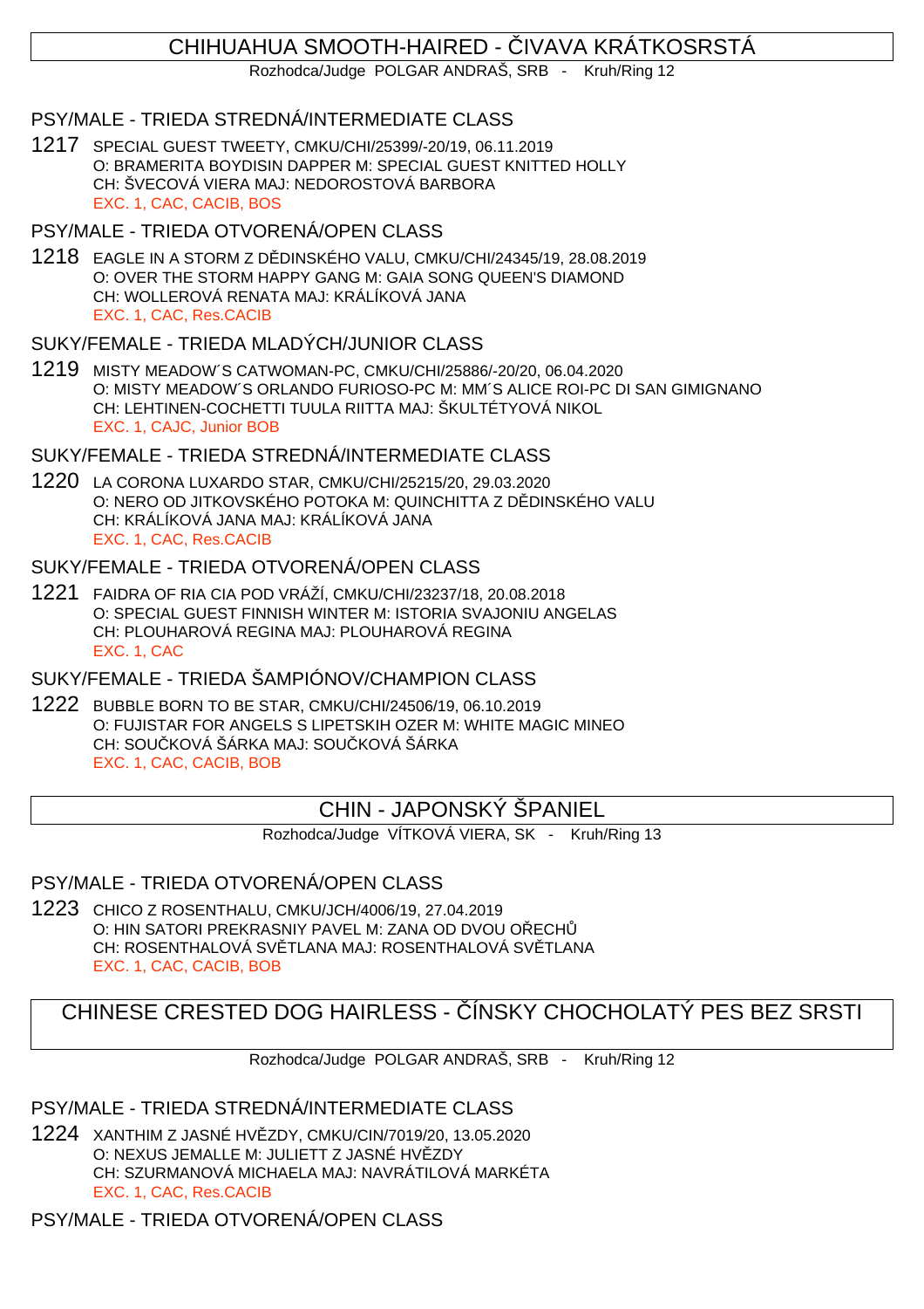## CHIHUAHUA SMOOTH-HAIRED - ČIVAVA KRÁTKOSRSTÁ

Rozhodca/Judge POLGAR ANDRAŠ, SRB - Kruh/Ring 12

### PSY/MALE - TRIEDA STREDNÁ/INTERMEDIATE CLASS

1217 SPECIAL GUEST TWEETY, CMKU/CHI/25399/-20/19, 06.11.2019
O: BRAMERITA BOYDISIN DAPPER M: SPECIAL GUEST KNITTED HOLLY
CH: ŠVECOVÁ VIERA MAJ: NEDOROSTOVÁ BARBORA
EXC. 1, CAC, CACIB, BOS

### PSY/MALE - TRIEDA OTVORENÁ/OPEN CLASS

1218 EAGLE IN A STORM Z DĚDINSKÉHO VALU, CMKU/CHI/24345/19, 28.08.2019
O: OVER THE STORM HAPPY GANG M: GAIA SONG QUEEN'S DIAMOND
CH: WOLLEROVÁ RENATA MAJ: KRÁLÍKOVÁ JANA
EXC. 1, CAC, Res.CACIB

### SUKY/FEMALE - TRIEDA MLADÝCH/JUNIOR CLASS

1219 MISTY MEADOW´S CATWOMAN-PC, CMKU/CHI/25886/-20/20, 06.04.2020
O: MISTY MEADOW´S ORLANDO FURIOSO-PC M: MM´S ALICE ROI-PC DI SAN GIMIGNANO
CH: LEHTINEN-COCHETTI TUULA RIITTA MAJ: ŠKULTÉTYOVÁ NIKOL
EXC. 1, CAJC, Junior BOB

### SUKY/FEMALE - TRIEDA STREDNÁ/INTERMEDIATE CLASS

1220 LA CORONA LUXARDO STAR, CMKU/CHI/25215/20, 29.03.2020
O: NERO OD JITKOVSKÉHO POTOKA M: QUINCHITTA Z DĚDINSKÉHO VALU
CH: KRÁLÍKOVÁ JANA MAJ: KRÁLÍKOVÁ JANA
EXC. 1, CAC, Res.CACIB

### SUKY/FEMALE - TRIEDA OTVORENÁ/OPEN CLASS

1221 FAIDRA OF RIA CIA POD VRÁŽÍ, CMKU/CHI/23237/18, 20.08.2018
O: SPECIAL GUEST FINNISH WINTER M: ISTORIA SVAJONIU ANGELAS
CH: PLOUHAROVÁ REGINA MAJ: PLOUHAROVÁ REGINA
EXC. 1, CAC

### SUKY/FEMALE - TRIEDA ŠAMPIÓNOV/CHAMPION CLASS

1222 BUBBLE BORN TO BE STAR, CMKU/CHI/24506/19, 06.10.2019
O: FUJISTAR FOR ANGELS S LIPETSKIH OZER M: WHITE MAGIC MINEO
CH: SOUČKOVÁ ŠÁRKA MAJ: SOUČKOVÁ ŠÁRKA
EXC. 1, CAC, CACIB, BOB

## CHIN - JAPONSKÝ ŠPANIEL

Rozhodca/Judge VÍTKOVÁ VIERA, SK - Kruh/Ring 13

### PSY/MALE - TRIEDA OTVORENÁ/OPEN CLASS

1223 CHICO Z ROSENTHALU, CMKU/JCH/4006/19, 27.04.2019
O: HIN SATORI PREKRASNIY PAVEL M: ZANA OD DVOU OŘECHŮ
CH: ROSENTHALOVÁ SVĚTLANA MAJ: ROSENTHALOVÁ SVĚTLANA
EXC. 1, CAC, CACIB, BOB

## CHINESE CRESTED DOG HAIRLESS - ČÍNSKY CHOCHOLATÝ PES BEZ SRSTI

Rozhodca/Judge POLGAR ANDRAŠ, SRB - Kruh/Ring 12

### PSY/MALE - TRIEDA STREDNÁ/INTERMEDIATE CLASS

1224 XANTHIM Z JASNÉ HVĚZDY, CMKU/CIN/7019/20, 13.05.2020
O: NEXUS JEMALLE M: JULIETT Z JASNÉ HVĚZDY
CH: SZURMANOVÁ MICHAELA MAJ: NAVRÁTILOVÁ MARKÉTA
EXC. 1, CAC, Res.CACIB

### PSY/MALE - TRIEDA OTVORENÁ/OPEN CLASS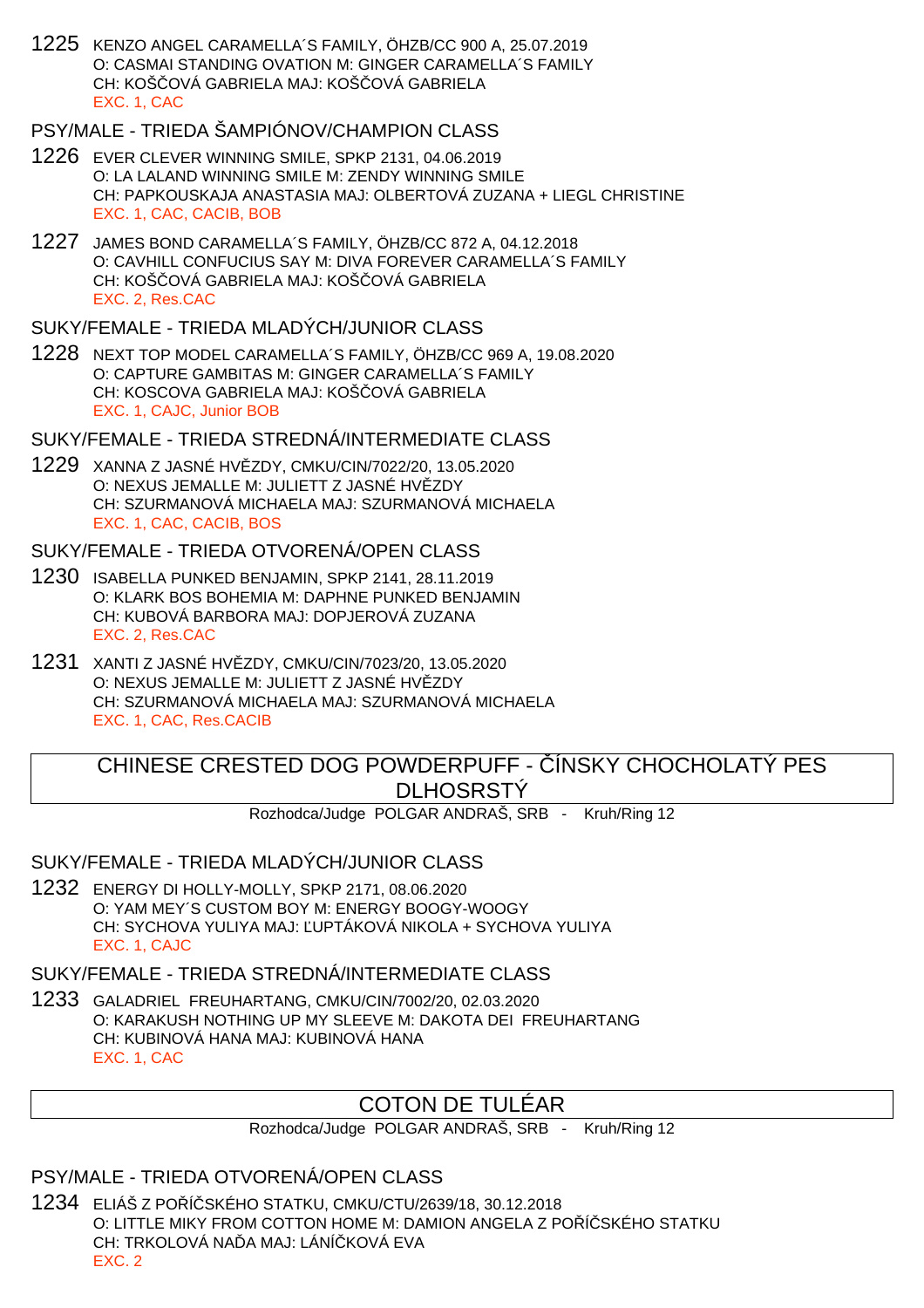1225 KENZO ANGEL CARAMELLA´S FAMILY, ÖHZB/CC 900 A, 25.07.2019
O: CASMAI STANDING OVATION M: GINGER CARAMELLA´S FAMILY
CH: KOŠČOVÁ GABRIELA MAJ: KOŠČOVÁ GABRIELA
EXC. 1, CAC

### PSY/MALE - TRIEDA ŠAMPIÓNOV/CHAMPION CLASS

1226 EVER CLEVER WINNING SMILE, SPKP 2131, 04.06.2019
O: LA LALAND WINNING SMILE M: ZENDY WINNING SMILE
CH: PAPKOUSKAJA ANASTASIA MAJ: OLBERTOVÁ ZUZANA + LIEGL CHRISTINE
EXC. 1, CAC, CACIB, BOB

1227 JAMES BOND CARAMELLA´S FAMILY, ÖHZB/CC 872 A, 04.12.2018
O: CAVHILL CONFUCIUS SAY M: DIVA FOREVER CARAMELLA´S FAMILY
CH: KOŠČOVÁ GABRIELA MAJ: KOŠČOVÁ GABRIELA
EXC. 2, Res.CAC

### SUKY/FEMALE - TRIEDA MLADÝCH/JUNIOR CLASS

1228 NEXT TOP MODEL CARAMELLA´S FAMILY, ÖHZB/CC 969 A, 19.08.2020
O: CAPTURE GAMBITAS M: GINGER CARAMELLA´S FAMILY
CH: KOSCOVA GABRIELA MAJ: KOŠČOVÁ GABRIELA
EXC. 1, CAJC, Junior BOB

### SUKY/FEMALE - TRIEDA STREDNÁ/INTERMEDIATE CLASS

1229 XANNA Z JASNÉ HVĚZDY, CMKU/CIN/7022/20, 13.05.2020
O: NEXUS JEMALLE M: JULIETT Z JASNÉ HVĚZDY
CH: SZURMANOVÁ MICHAELA MAJ: SZURMANOVÁ MICHAELA
EXC. 1, CAC, CACIB, BOS

### SUKY/FEMALE - TRIEDA OTVORENÁ/OPEN CLASS

1230 ISABELLA PUNKED BENJAMIN, SPKP 2141, 28.11.2019
O: KLARK BOS BOHEMIA M: DAPHNE PUNKED BENJAMIN
CH: KUBOVÁ BARBORA MAJ: DOPJEROVÁ ZUZANA
EXC. 2, Res.CAC

1231 XANTI Z JASNÉ HVĚZDY, CMKU/CIN/7023/20, 13.05.2020
O: NEXUS JEMALLE M: JULIETT Z JASNÉ HVĚZDY
CH: SZURMANOVÁ MICHAELA MAJ: SZURMANOVÁ MICHAELA
EXC. 1, CAC, Res.CACIB

## CHINESE CRESTED DOG POWDERPUFF - ČÍNSKY CHOCHOLATÝ PES DLHOSRSTÝ

Rozhodca/Judge POLGAR ANDRAŠ, SRB - Kruh/Ring 12

### SUKY/FEMALE - TRIEDA MLADÝCH/JUNIOR CLASS

1232 ENERGY DI HOLLY-MOLLY, SPKP 2171, 08.06.2020
O: YAM MEY´S CUSTOM BOY M: ENERGY BOOGY-WOOGY
CH: SYCHOVA YULIYA MAJ: ĽUPTÁKOVÁ NIKOLA + SYCHOVA YULIYA
EXC. 1, CAJC

### SUKY/FEMALE - TRIEDA STREDNÁ/INTERMEDIATE CLASS

1233 GALADRIEL FREUHARTANG, CMKU/CIN/7002/20, 02.03.2020
O: KARAKUSH NOTHING UP MY SLEEVE M: DAKOTA DEI FREUHARTANG
CH: KUBINOVÁ HANA MAJ: KUBINOVÁ HANA
EXC. 1, CAC

## COTON DE TULÉAR

Rozhodca/Judge POLGAR ANDRAŠ, SRB - Kruh/Ring 12

### PSY/MALE - TRIEDA OTVORENÁ/OPEN CLASS

1234 ELIÁŠ Z POŘÍČSKÉHO STATKU, CMKU/CTU/2639/18, 30.12.2018
O: LITTLE MIKY FROM COTTON HOME M: DAMION ANGELA Z POŘÍČSKÉHO STATKU
CH: TRKOLOVÁ NAĎA MAJ: LÁNÍČKOVÁ EVA
EXC. 2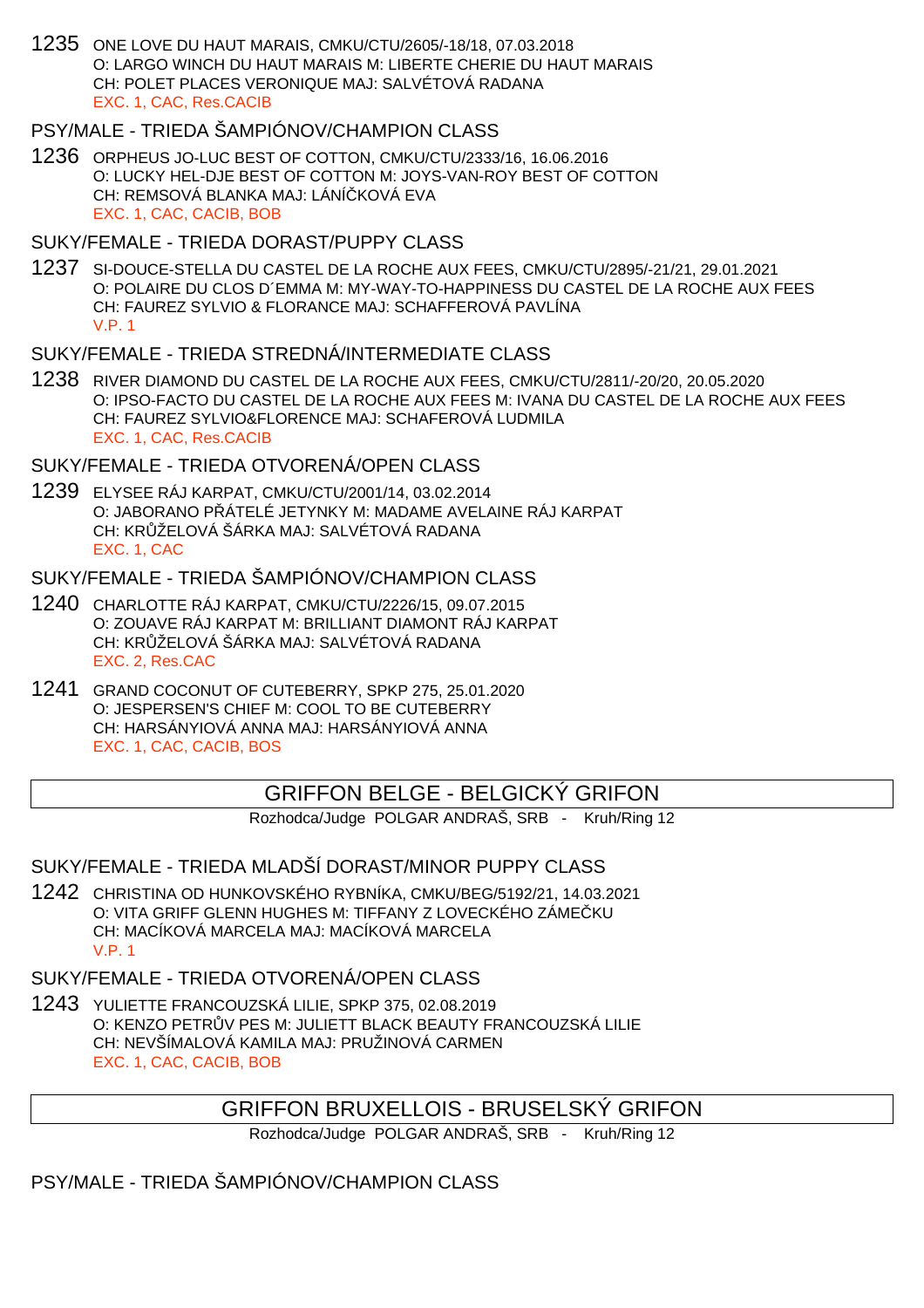1235 ONE LOVE DU HAUT MARAIS, CMKU/CTU/2605/-18/18, 07.03.2018
O: LARGO WINCH DU HAUT MARAIS M: LIBERTE CHERIE DU HAUT MARAIS
CH: POLET PLACES VERONIQUE MAJ: SALVÉTOVÁ RADANA
EXC. 1, CAC, Res.CACIB

### PSY/MALE - TRIEDA ŠAMPIÓNOV/CHAMPION CLASS

1236 ORPHEUS JO-LUC BEST OF COTTON, CMKU/CTU/2333/16, 16.06.2016
O: LUCKY HEL-DJE BEST OF COTTON M: JOYS-VAN-ROY BEST OF COTTON
CH: REMSOVÁ BLANKA MAJ: LÁNÍČKOVÁ EVA
EXC. 1, CAC, CACIB, BOB

### SUKY/FEMALE - TRIEDA DORAST/PUPPY CLASS

1237 SI-DOUCE-STELLA DU CASTEL DE LA ROCHE AUX FEES, CMKU/CTU/2895/-21/21, 29.01.2021
O: POLAIRE DU CLOS D´EMMA M: MY-WAY-TO-HAPPINESS DU CASTEL DE LA ROCHE AUX FEES
CH: FAUREZ SYLVIO & FLORANCE MAJ: SCHAFFEROVÁ PAVLÍNA
V.P. 1

### SUKY/FEMALE - TRIEDA STREDNÁ/INTERMEDIATE CLASS

1238 RIVER DIAMOND DU CASTEL DE LA ROCHE AUX FEES, CMKU/CTU/2811/-20/20, 20.05.2020
O: IPSO-FACTO DU CASTEL DE LA ROCHE AUX FEES M: IVANA DU CASTEL DE LA ROCHE AUX FEES
CH: FAUREZ SYLVIO&FLORENCE MAJ: SCHAFEROVÁ LUDMILA
EXC. 1, CAC, Res.CACIB

### SUKY/FEMALE - TRIEDA OTVORENÁ/OPEN CLASS

1239 ELYSEE RÁJ KARPAT, CMKU/CTU/2001/14, 03.02.2014
O: JABORANO PŘÁTELÉ JETYNKY M: MADAME AVELAINE RÁJ KARPAT
CH: KRŮŽELOVÁ ŠÁRKA MAJ: SALVÉTOVÁ RADANA
EXC. 1, CAC

### SUKY/FEMALE - TRIEDA ŠAMPIÓNOV/CHAMPION CLASS

1240 CHARLOTTE RÁJ KARPAT, CMKU/CTU/2226/15, 09.07.2015
O: ZOUAVE RÁJ KARPAT M: BRILLIANT DIAMONT RÁJ KARPAT
CH: KRŮŽELOVÁ ŠÁRKA MAJ: SALVÉTOVÁ RADANA
EXC. 2, Res.CAC

1241 GRAND COCONUT OF CUTEBERRY, SPKP 275, 25.01.2020
O: JESPERSEN'S CHIEF M: COOL TO BE CUTEBERRY
CH: HARSÁNYIOVÁ ANNA MAJ: HARSÁNYIOVÁ ANNA
EXC. 1, CAC, CACIB, BOS

## GRIFFON BELGE - BELGICKÝ GRIFON

Rozhodca/Judge POLGAR ANDRAŠ, SRB - Kruh/Ring 12

### SUKY/FEMALE - TRIEDA MLADŠÍ DORAST/MINOR PUPPY CLASS

1242 CHRISTINA OD HUNKOVSKÉHO RYBNÍKA, CMKU/BEG/5192/21, 14.03.2021
O: VITA GRIFF GLENN HUGHES M: TIFFANY Z LOVECKÉHO ZÁMEČKU
CH: MACÍKOVÁ MARCELA MAJ: MACÍKOVÁ MARCELA
V.P. 1

### SUKY/FEMALE - TRIEDA OTVORENÁ/OPEN CLASS

1243 YULIETTE FRANCOUZSKÁ LILIE, SPKP 375, 02.08.2019
O: KENZO PETRŮV PES M: JULIETT BLACK BEAUTY FRANCOUZSKÁ LILIE
CH: NEVŠÍMALOVÁ KAMILA MAJ: PRUŽINOVÁ CARMEN
EXC. 1, CAC, CACIB, BOB

## GRIFFON BRUXELLOIS - BRUSELSKÝ GRIFON

Rozhodca/Judge POLGAR ANDRAŠ, SRB - Kruh/Ring 12

### PSY/MALE - TRIEDA ŠAMPIÓNOV/CHAMPION CLASS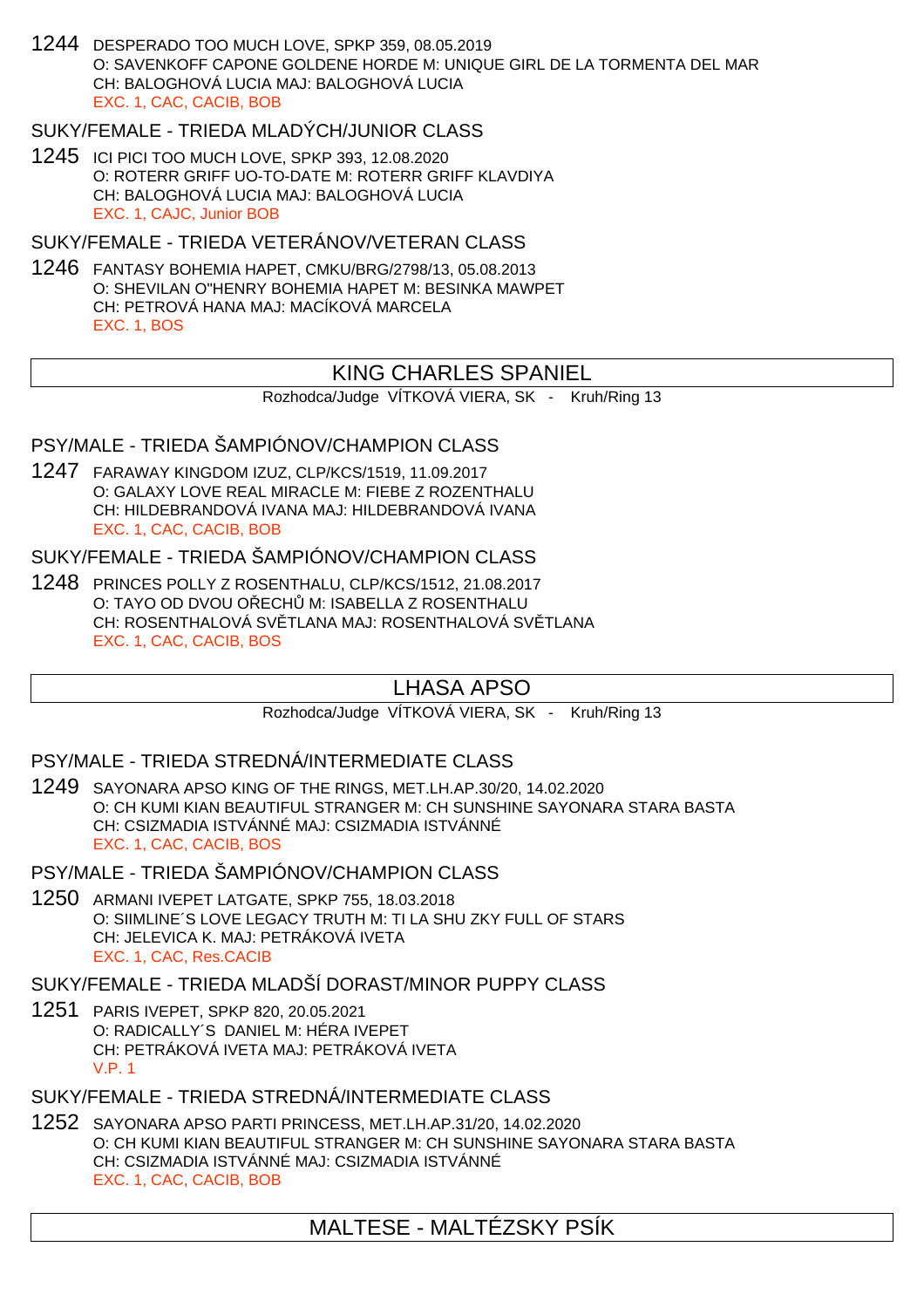1244 DESPERADO TOO MUCH LOVE, SPKP 359, 08.05.2019
O: SAVENKOFF CAPONE GOLDENE HORDE M: UNIQUE GIRL DE LA TORMENTA DEL MAR
CH: BALOGHOVÁ LUCIA MAJ: BALOGHOVÁ LUCIA
EXC. 1, CAC, CACIB, BOB

SUKY/FEMALE - TRIEDA MLADÝCH/JUNIOR CLASS

1245 ICI PICI TOO MUCH LOVE, SPKP 393, 12.08.2020
O: ROTERR GRIFF UO-TO-DATE M: ROTERR GRIFF KLAVDIYA
CH: BALOGHOVÁ LUCIA MAJ: BALOGHOVÁ LUCIA
EXC. 1, CAJC, Junior BOB

SUKY/FEMALE - TRIEDA VETERÁNOV/VETERAN CLASS

1246 FANTASY BOHEMIA HAPET, CMKU/BRG/2798/13, 05.08.2013
O: SHEVILAN O"HENRY BOHEMIA HAPET M: BESINKA MAWPET
CH: PETROVÁ HANA MAJ: MACÍKOVÁ MARCELA
EXC. 1, BOS

## KING CHARLES SPANIEL

Rozhodca/Judge VÍTKOVÁ VIERA, SK - Kruh/Ring 13

PSY/MALE - TRIEDA ŠAMPIÓNOV/CHAMPION CLASS

1247 FARAWAY KINGDOM IZUZ, CLP/KCS/1519, 11.09.2017
O: GALAXY LOVE REAL MIRACLE M: FIEBE Z ROZENTHALU
CH: HILDEBRANDOVÁ IVANA MAJ: HILDEBRANDOVÁ IVANA
EXC. 1, CAC, CACIB, BOB

SUKY/FEMALE - TRIEDA ŠAMPIÓNOV/CHAMPION CLASS

1248 PRINCES POLLY Z ROSENTHALU, CLP/KCS/1512, 21.08.2017
O: TAYO OD DVOU OŘECHŮ M: ISABELLA Z ROSENTHALU
CH: ROSENTHALOVÁ SVĚTLANA MAJ: ROSENTHALOVÁ SVĚTLANA
EXC. 1, CAC, CACIB, BOS

## LHASA APSO

Rozhodca/Judge VÍTKOVÁ VIERA, SK - Kruh/Ring 13

PSY/MALE - TRIEDA STREDNÁ/INTERMEDIATE CLASS

1249 SAYONARA APSO KING OF THE RINGS, MET.LH.AP.30/20, 14.02.2020
O: CH KUMI KIAN BEAUTIFUL STRANGER M: CH SUNSHINE SAYONARA STARA BASTA
CH: CSIZMADIA ISTVÁNNÉ MAJ: CSIZMADIA ISTVÁNNÉ
EXC. 1, CAC, CACIB, BOS

PSY/MALE - TRIEDA ŠAMPIÓNOV/CHAMPION CLASS

1250 ARMANI IVEPET LATGATE, SPKP 755, 18.03.2018
O: SIIMLINE´S LOVE LEGACY TRUTH M: TI LA SHU ZKY FULL OF STARS
CH: JELEVICA K. MAJ: PETRÁKOVÁ IVETA
EXC. 1, CAC, Res.CACIB

SUKY/FEMALE - TRIEDA MLADŠÍ DORAST/MINOR PUPPY CLASS

1251 PARIS IVEPET, SPKP 820, 20.05.2021
O: RADICALLY´S DANIEL M: HÉRA IVEPET
CH: PETRÁKOVÁ IVETA MAJ: PETRÁKOVÁ IVETA
V.P. 1

SUKY/FEMALE - TRIEDA STREDNÁ/INTERMEDIATE CLASS

1252 SAYONARA APSO PARTI PRINCESS, MET.LH.AP.31/20, 14.02.2020
O: CH KUMI KIAN BEAUTIFUL STRANGER M: CH SUNSHINE SAYONARA STARA BASTA
CH: CSIZMADIA ISTVÁNNÉ MAJ: CSIZMADIA ISTVÁNNÉ
EXC. 1, CAC, CACIB, BOB

## MALTESE - MALTÉZSKY PSÍK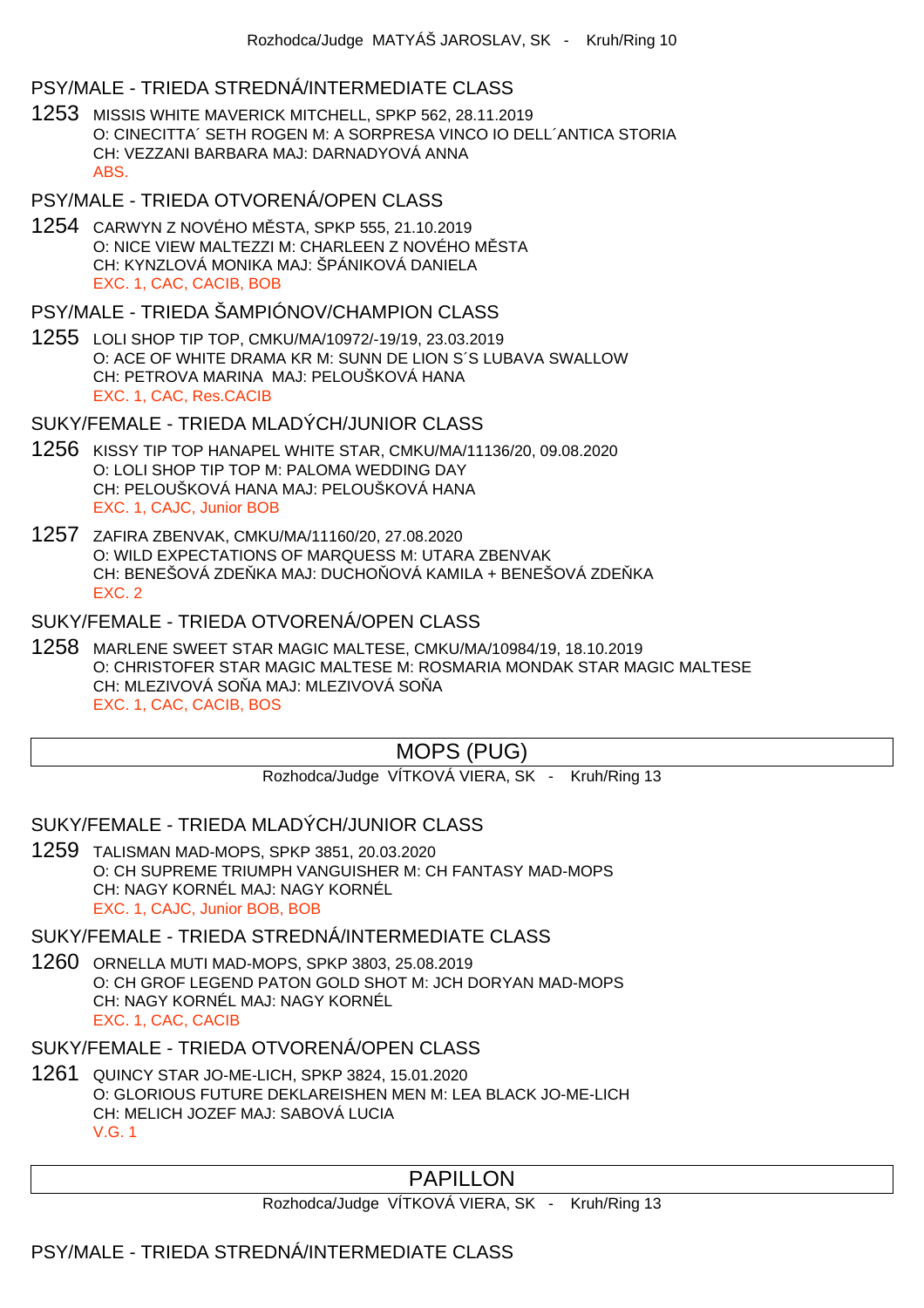Rozhodca/Judge MATYÁŠ JAROSLAV, SK - Kruh/Ring 10

### PSY/MALE - TRIEDA STREDNÁ/INTERMEDIATE CLASS

**1253** MISSIS WHITE MAVERICK MITCHELL, SPKP 562, 28.11.2019
O: CINECITTA´ SETH ROGEN M: A SORPRESA VINCO IO DELL´ANTICA STORIA
CH: VEZZANI BARBARA MAJ: DARNADYOVÁ ANNA
ABS.

### PSY/MALE - TRIEDA OTVORENÁ/OPEN CLASS

**1254** CARWYN Z NOVÉHO MĚSTA, SPKP 555, 21.10.2019
O: NICE VIEW MALTEZZI M: CHARLEEN Z NOVÉHO MĚSTA
CH: KYNZLOVÁ MONIKA MAJ: ŠPÁNIKOVÁ DANIELA
EXC. 1, CAC, CACIB, BOB

### PSY/MALE - TRIEDA ŠAMPIÓNOV/CHAMPION CLASS

**1255** LOLI SHOP TIP TOP, CMKU/MA/10972/-19/19, 23.03.2019
O: ACE OF WHITE DRAMA KR M: SUNN DE LION S´S LUBAVA SWALLOW
CH: PETROVA MARINA MAJ: PELOUŠKOVÁ HANA
EXC. 1, CAC, Res.CACIB

### SUKY/FEMALE - TRIEDA MLADÝCH/JUNIOR CLASS

**1256** KISSY TIP TOP HANAPEL WHITE STAR, CMKU/MA/11136/20, 09.08.2020
O: LOLI SHOP TIP TOP M: PALOMA WEDDING DAY
CH: PELOUŠKOVÁ HANA MAJ: PELOUŠKOVÁ HANA
EXC. 1, CAJC, Junior BOB

**1257** ZAFIRA ZBENVAK, CMKU/MA/11160/20, 27.08.2020
O: WILD EXPECTATIONS OF MARQUESS M: UTARA ZBENVAK
CH: BENEŠOVÁ ZDEŇKA MAJ: DUCHOŇOVÁ KAMILA + BENEŠOVÁ ZDEŇKA
EXC. 2

### SUKY/FEMALE - TRIEDA OTVORENÁ/OPEN CLASS

**1258** MARLENE SWEET STAR MAGIC MALTESE, CMKU/MA/10984/19, 18.10.2019
O: CHRISTOFER STAR MAGIC MALTESE M: ROSMARIA MONDAK STAR MAGIC MALTESE
CH: MLEZIVOVÁ SOŇA MAJ: MLEZIVOVÁ SOŇA
EXC. 1, CAC, CACIB, BOS

## MOPS (PUG)

Rozhodca/Judge VÍTKOVÁ VIERA, SK - Kruh/Ring 13

### SUKY/FEMALE - TRIEDA MLADÝCH/JUNIOR CLASS

**1259** TALISMAN MAD-MOPS, SPKP 3851, 20.03.2020
O: CH SUPREME TRIUMPH VANGUISHER M: CH FANTASY MAD-MOPS
CH: NAGY KORNÉL MAJ: NAGY KORNÉL
EXC. 1, CAJC, Junior BOB, BOB

### SUKY/FEMALE - TRIEDA STREDNÁ/INTERMEDIATE CLASS

**1260** ORNELLA MUTI MAD-MOPS, SPKP 3803, 25.08.2019
O: CH GROF LEGEND PATON GOLD SHOT M: JCH DORYAN MAD-MOPS
CH: NAGY KORNÉL MAJ: NAGY KORNÉL
EXC. 1, CAC, CACIB

### SUKY/FEMALE - TRIEDA OTVORENÁ/OPEN CLASS

**1261** QUINCY STAR JO-ME-LICH, SPKP 3824, 15.01.2020
O: GLORIOUS FUTURE DEKLAREISHEN MEN M: LEA BLACK JO-ME-LICH
CH: MELICH JOZEF MAJ: SABOVÁ LUCIA
V.G. 1

## PAPILLON

Rozhodca/Judge VÍTKOVÁ VIERA, SK - Kruh/Ring 13

### PSY/MALE - TRIEDA STREDNÁ/INTERMEDIATE CLASS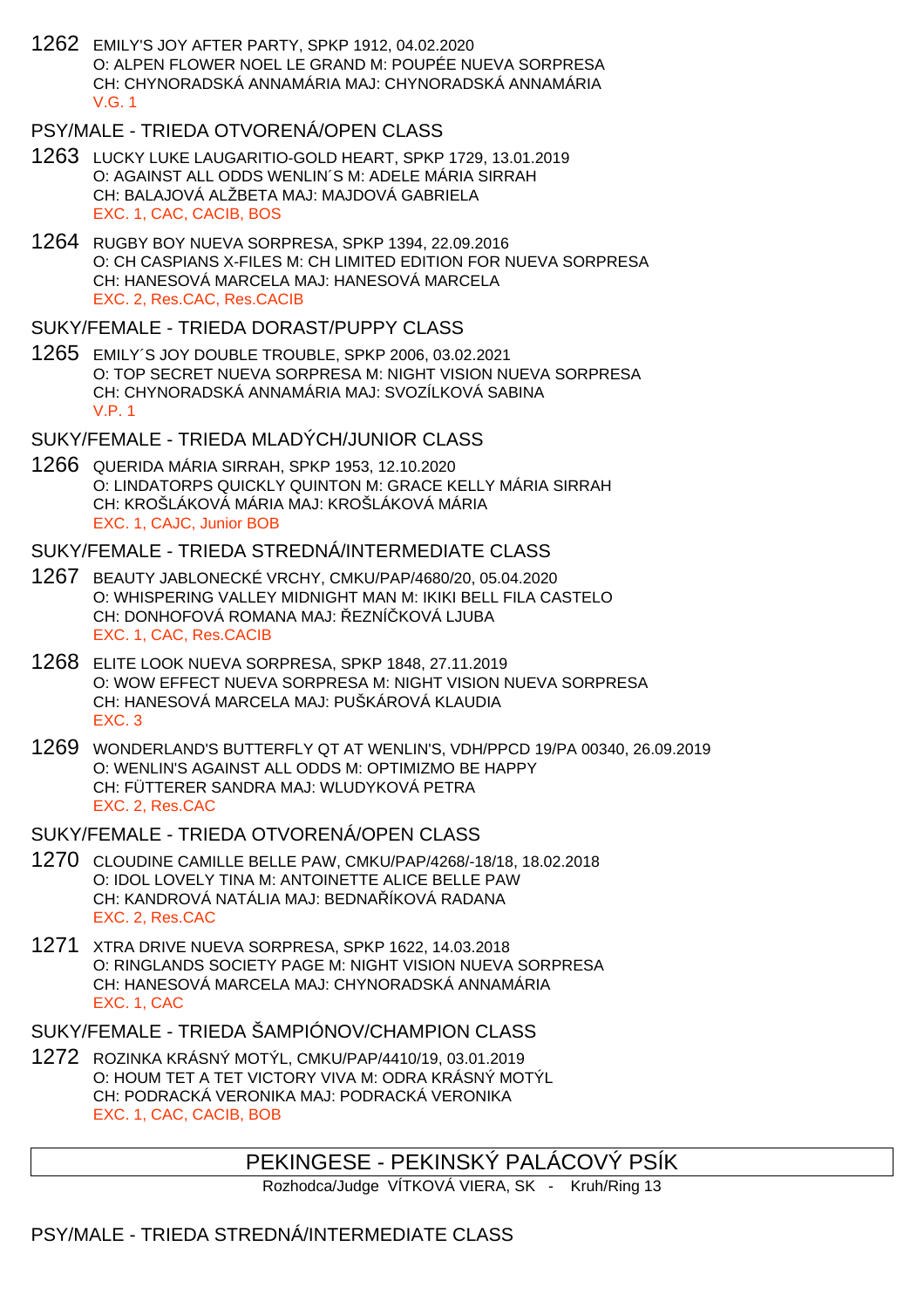1262 EMILY'S JOY AFTER PARTY, SPKP 1912, 04.02.2020
O: ALPEN FLOWER NOEL LE GRAND M: POUPÉE NUEVA SORPRESA
CH: CHYNORADSKÁ ANNAMÁRIA MAJ: CHYNORADSKÁ ANNAMÁRIA
V.G. 1

## PSY/MALE - TRIEDA OTVORENÁ/OPEN CLASS

1263 LUCKY LUKE LAUGARITIO-GOLD HEART, SPKP 1729, 13.01.2019
O: AGAINST ALL ODDS WENLIN´S M: ADELE MÁRIA SIRRAH
CH: BALAJOVÁ ALŽBETA MAJ: MAJDOVÁ GABRIELA
EXC. 1, CAC, CACIB, BOS

1264 RUGBY BOY NUEVA SORPRESA, SPKP 1394, 22.09.2016
O: CH CASPIANS X-FILES M: CH LIMITED EDITION FOR NUEVA SORPRESA
CH: HANESOVÁ MARCELA MAJ: HANESOVÁ MARCELA
EXC. 2, Res.CAC, Res.CACIB

## SUKY/FEMALE - TRIEDA DORAST/PUPPY CLASS

1265 EMILY´S JOY DOUBLE TROUBLE, SPKP 2006, 03.02.2021
O: TOP SECRET NUEVA SORPRESA M: NIGHT VISION NUEVA SORPRESA
CH: CHYNORADSKÁ ANNAMÁRIA MAJ: SVOZÍLKOVÁ SABINA
V.P. 1

## SUKY/FEMALE - TRIEDA MLADÝCH/JUNIOR CLASS

1266 QUERIDA MÁRIA SIRRAH, SPKP 1953, 12.10.2020
O: LINDATORPS QUICKLY QUINTON M: GRACE KELLY MÁRIA SIRRAH
CH: KROŠLÁKOVÁ MÁRIA MAJ: KROŠLÁKOVÁ MÁRIA
EXC. 1, CAJC, Junior BOB

## SUKY/FEMALE - TRIEDA STREDNÁ/INTERMEDIATE CLASS

1267 BEAUTY JABLONECKÉ VRCHY, CMKU/PAP/4680/20, 05.04.2020
O: WHISPERING VALLEY MIDNIGHT MAN M: IKIKI BELL FILA CASTELO
CH: DONHOFOVÁ ROMANA MAJ: ŘEZNÍČKOVÁ LJUBA
EXC. 1, CAC, Res.CACIB

1268 ELITE LOOK NUEVA SORPRESA, SPKP 1848, 27.11.2019
O: WOW EFFECT NUEVA SORPRESA M: NIGHT VISION NUEVA SORPRESA
CH: HANESOVÁ MARCELA MAJ: PUŠKÁROVÁ KLAUDIA
EXC. 3

1269 WONDERLAND'S BUTTERFLY QT AT WENLIN'S, VDH/PPCD 19/PA 00340, 26.09.2019
O: WENLIN'S AGAINST ALL ODDS M: OPTIMIZMO BE HAPPY
CH: FÜTTERER SANDRA MAJ: WLUDYKOVÁ PETRA
EXC. 2, Res.CAC

## SUKY/FEMALE - TRIEDA OTVORENÁ/OPEN CLASS

1270 CLOUDINE CAMILLE BELLE PAW, CMKU/PAP/4268/-18/18, 18.02.2018
O: IDOL LOVELY TINA M: ANTOINETTE ALICE BELLE PAW
CH: KANDROVÁ NATÁLIA MAJ: BEDNAŘÍKOVÁ RADANA
EXC. 2, Res.CAC

1271 XTRA DRIVE NUEVA SORPRESA, SPKP 1622, 14.03.2018
O: RINGLANDS SOCIETY PAGE M: NIGHT VISION NUEVA SORPRESA
CH: HANESOVÁ MARCELA MAJ: CHYNORADSKÁ ANNAMÁRIA
EXC. 1, CAC

## SUKY/FEMALE - TRIEDA ŠAMPIÓNOV/CHAMPION CLASS

1272 ROZINKA KRÁSNÝ MOTÝL, CMKU/PAP/4410/19, 03.01.2019
O: HOUM TET A TET VICTORY VIVA M: ODRA KRÁSNÝ MOTÝL
CH: PODRACKÁ VERONIKA MAJ: PODRACKÁ VERONIKA
EXC. 1, CAC, CACIB, BOB

# PEKINGESE - PEKINSKÝ PALÁCOVÝ PSÍK

Rozhodca/Judge VÍTKOVÁ VIERA, SK - Kruh/Ring 13

## PSY/MALE - TRIEDA STREDNÁ/INTERMEDIATE CLASS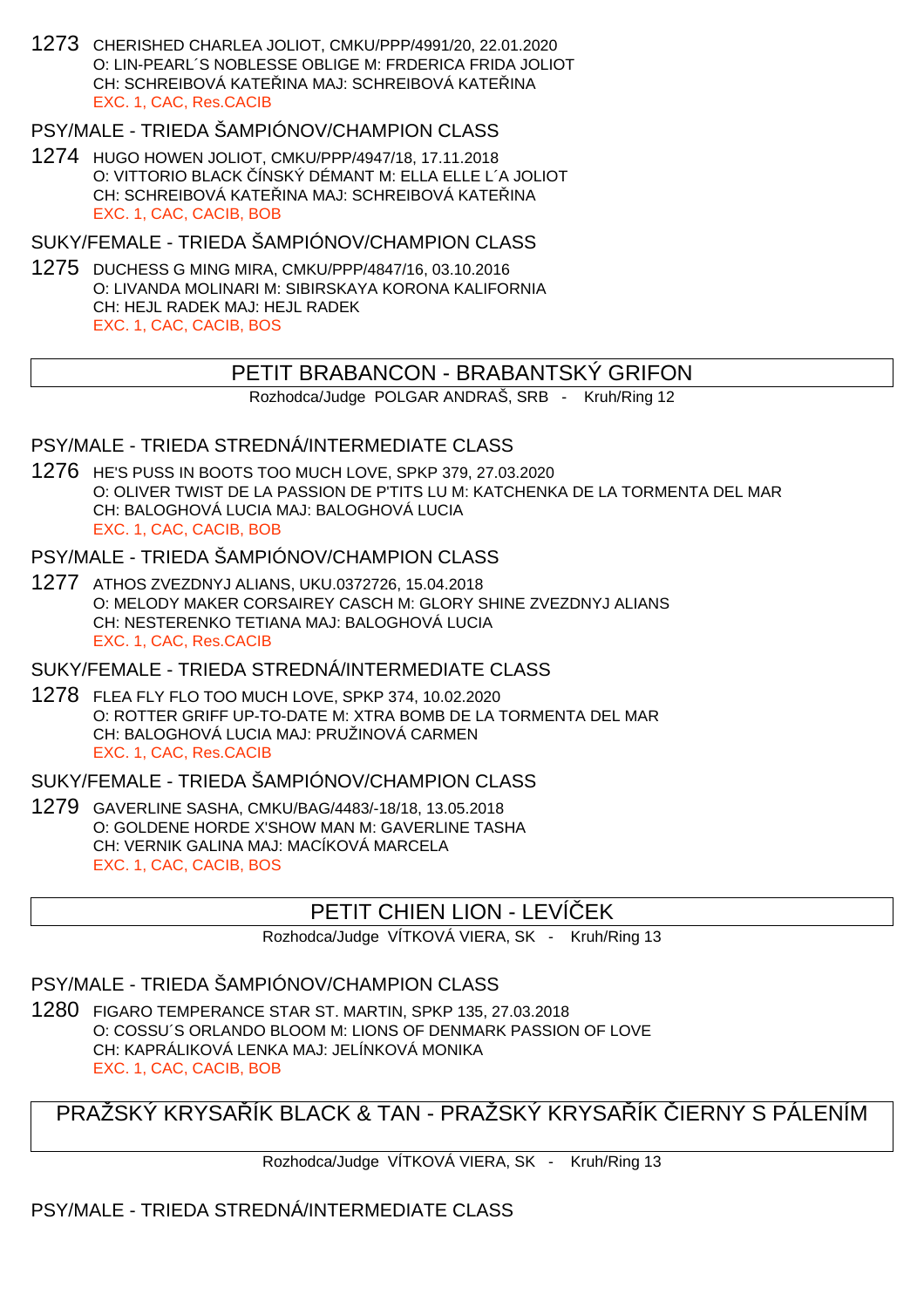1273 CHERISHED CHARLEA JOLIOT, CMKU/PPP/4991/20, 22.01.2020
O: LIN-PEARL´S NOBLESSE OBLIGE M: FRDERICA FRIDA JOLIOT
CH: SCHREIBOVÁ KATE​ŘINA MAJ: SCHREIBOVÁ KATEŘINA
EXC. 1, CAC, Res.CACIB

### PSY/MALE - TRIEDA ŠAMPIÓNOV/CHAMPION CLASS

1274 HUGO HOWEN JOLIOT, CMKU/PPP/4947/18, 17.11.2018
O: VITTORIO BLACK ČÍNSKÝ DÉMANT M: ELLA ELLE L´A JOLIOT
CH: SCHREIBOVÁ KATEŘINA MAJ: SCHREIBOVÁ KATEŘINA
EXC. 1, CAC, CACIB, BOB

### SUKY/FEMALE - TRIEDA ŠAMPIÓNOV/CHAMPION CLASS

1275 DUCHESS G MING MIRA, CMKU/PPP/4847/16, 03.10.2016
O: LIVANDA MOLINARI M: SIBIRSKAYA KORONA KALIFORNIA
CH: HEJL RADEK MAJ: HEJL RADEK
EXC. 1, CAC, CACIB, BOS

## PETIT BRABANCON - BRABANTSKÝ GRIFON

Rozhodca/Judge POLGAR ANDRAŠ, SRB - Kruh/Ring 12

### PSY/MALE - TRIEDA STREDNÁ/INTERMEDIATE CLASS

1276 HE'S PUSS IN BOOTS TOO MUCH LOVE, SPKP 379, 27.03.2020
O: OLIVER TWIST DE LA PASSION DE P'TITS LU M: KATCHENKA DE LA TORMENTA DEL MAR
CH: BALOGHOVÁ LUCIA MAJ: BALOGHOVÁ LUCIA
EXC. 1, CAC, CACIB, BOB

### PSY/MALE - TRIEDA ŠAMPIÓNOV/CHAMPION CLASS

1277 ATHOS ZVEZDNYJ ALIANS, UKU.0372726, 15.04.2018
O: MELODY MAKER CORSAIREY CASCH M: GLORY SHINE ZVEZDNYJ ALIANS
CH: NESTERENKO TETIANA MAJ: BALOGHOVÁ LUCIA
EXC. 1, CAC, Res.CACIB

### SUKY/FEMALE - TRIEDA STREDNÁ/INTERMEDIATE CLASS

1278 FLEA FLY FLO TOO MUCH LOVE, SPKP 374, 10.02.2020
O: ROTTER GRIFF UP-TO-DATE M: XTRA BOMB DE LA TORMENTA DEL MAR
CH: BALOGHOVÁ LUCIA MAJ: PRUŽINOVÁ CARMEN
EXC. 1, CAC, Res.CACIB

### SUKY/FEMALE - TRIEDA ŠAMPIÓNOV/CHAMPION CLASS

1279 GAVERLINE SASHA, CMKU/BAG/4483/-18/18, 13.05.2018
O: GOLDENE HORDE X'SHOW MAN M: GAVERLINE TASHA
CH: VERNIK GALINA MAJ: MACÍKOVÁ MARCELA
EXC. 1, CAC, CACIB, BOS

## PETIT CHIEN LION - LEVÍČEK

Rozhodca/Judge VÍTKOVÁ VIERA, SK - Kruh/Ring 13

### PSY/MALE - TRIEDA ŠAMPIÓNOV/CHAMPION CLASS

1280 FIGARO TEMPERANCE STAR ST. MARTIN, SPKP 135, 27.03.2018
O: COSSU´S ORLANDO BLOOM M: LIONS OF DENMARK PASSION OF LOVE
CH: KAPRÁLIKOVÁ LENKA MAJ: JELÍNKOVÁ MONIKA
EXC. 1, CAC, CACIB, BOB

## PRAŽSKÝ KRYSAŘÍK BLACK & TAN - PRAŽSKÝ KRYSAŘÍK ČIERNY S PÁLENÍM

Rozhodca/Judge VÍTKOVÁ VIERA, SK - Kruh/Ring 13

### PSY/MALE - TRIEDA STREDNÁ/INTERMEDIATE CLASS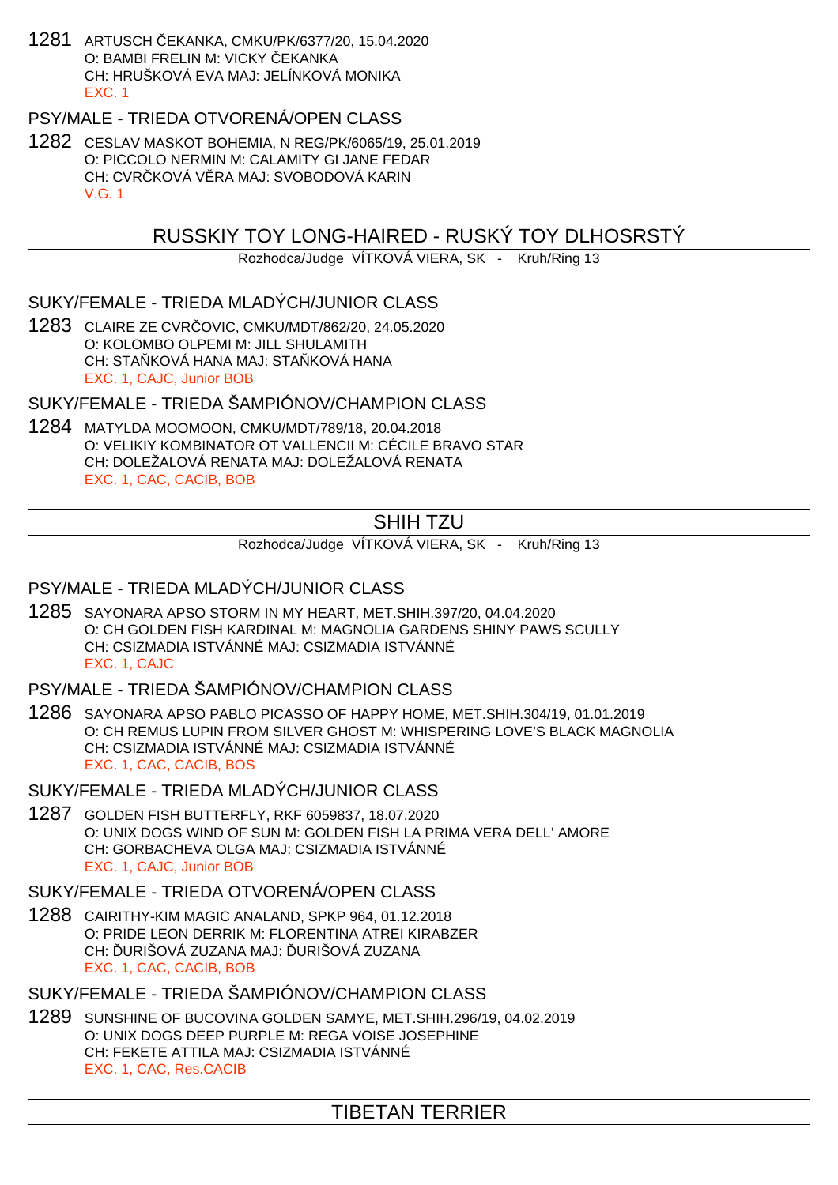1281 ARTUSCH ČEKANKA, CMKU/PK/6377/20, 15.04.2020
O: BAMBI FRELIN M: VICKY ČEKANKA
CH: HRUŠKOVÁ EVA MAJ: JELÍNKOVÁ MONIKA
EXC. 1

PSY/MALE - TRIEDA OTVORENÁ/OPEN CLASS

1282 CESLAV MASKOT BOHEMIA, N REG/PK/6065/19, 25.01.2019
O: PICCOLO NERMIN M: CALAMITY GI JANE FEDAR
CH: CVRČKOVÁ VĚRA MAJ: SVOBODOVÁ KARIN
V.G. 1

## RUSSKIY TOY LONG-HAIRED - RUSKÝ TOY DLHOSRSTÝ

Rozhodca/Judge VÍTKOVÁ VIERA, SK - Kruh/Ring 13

SUKY/FEMALE - TRIEDA MLADÝCH/JUNIOR CLASS

1283 CLAIRE ZE CVRČOVIC, CMKU/MDT/862/20, 24.05.2020
O: KOLOMBO OLPEMI M: JILL SHULAMITH
CH: STAŇKOVÁ HANA MAJ: STAŇKOVÁ HANA
EXC. 1, CAJC, Junior BOB

SUKY/FEMALE - TRIEDA ŠAMPIÓNOV/CHAMPION CLASS

1284 MATYLDA MOOMOON, CMKU/MDT/789/18, 20.04.2018
O: VELIKIY KOMBINATOR OT VALLENCII M: CÉCILE BRAVO STAR
CH: DOLEŽALOVÁ RENATA MAJ: DOLEŽALOVÁ RENATA
EXC. 1, CAC, CACIB, BOB

## SHIH TZU

Rozhodca/Judge VÍTKOVÁ VIERA, SK - Kruh/Ring 13

PSY/MALE - TRIEDA MLADÝCH/JUNIOR CLASS

1285 SAYONARA APSO STORM IN MY HEART, MET.SHIH.397/20, 04.04.2020
O: CH GOLDEN FISH KARDINAL M: MAGNOLIA GARDENS SHINY PAWS SCULLY
CH: CSIZMADIA ISTVÁNNÉ MAJ: CSIZMADIA ISTVÁNNÉ
EXC. 1, CAJC

PSY/MALE - TRIEDA ŠAMPIÓNOV/CHAMPION CLASS

1286 SAYONARA APSO PABLO PICASSO OF HAPPY HOME, MET.SHIH.304/19, 01.01.2019
O: CH REMUS LUPIN FROM SILVER GHOST M: WHISPERING LOVE'S BLACK MAGNOLIA
CH: CSIZMADIA ISTVÁNNÉ MAJ: CSIZMADIA ISTVÁNNÉ
EXC. 1, CAC, CACIB, BOS

SUKY/FEMALE - TRIEDA MLADÝCH/JUNIOR CLASS

1287 GOLDEN FISH BUTTERFLY, RKF 6059837, 18.07.2020
O: UNIX DOGS WIND OF SUN M: GOLDEN FISH LA PRIMA VERA DELL' AMORE
CH: GORBACHEVA OLGA MAJ: CSIZMADIA ISTVÁNNÉ
EXC. 1, CAJC, Junior BOB

SUKY/FEMALE - TRIEDA OTVORENÁ/OPEN CLASS

1288 CAIRITHY-KIM MAGIC ANALAND, SPKP 964, 01.12.2018
O: PRIDE LEON DERRIK M: FLORENTINA ATREI KIRABZER
CH: ĎURIŠOVÁ ZUZANA MAJ: ĎURIŠOVÁ ZUZANA
EXC. 1, CAC, CACIB, BOB

SUKY/FEMALE - TRIEDA ŠAMPIÓNOV/CHAMPION CLASS

1289 SUNSHINE OF BUCOVINA GOLDEN SAMYE, MET.SHIH.296/19, 04.02.2019
O: UNIX DOGS DEEP PURPLE M: REGA VOISE JOSEPHINE
CH: FEKETE ATTILA MAJ: CSIZMADIA ISTVÁNNÉ
EXC. 1, CAC, Res.CACIB

## TIBETAN TERRIER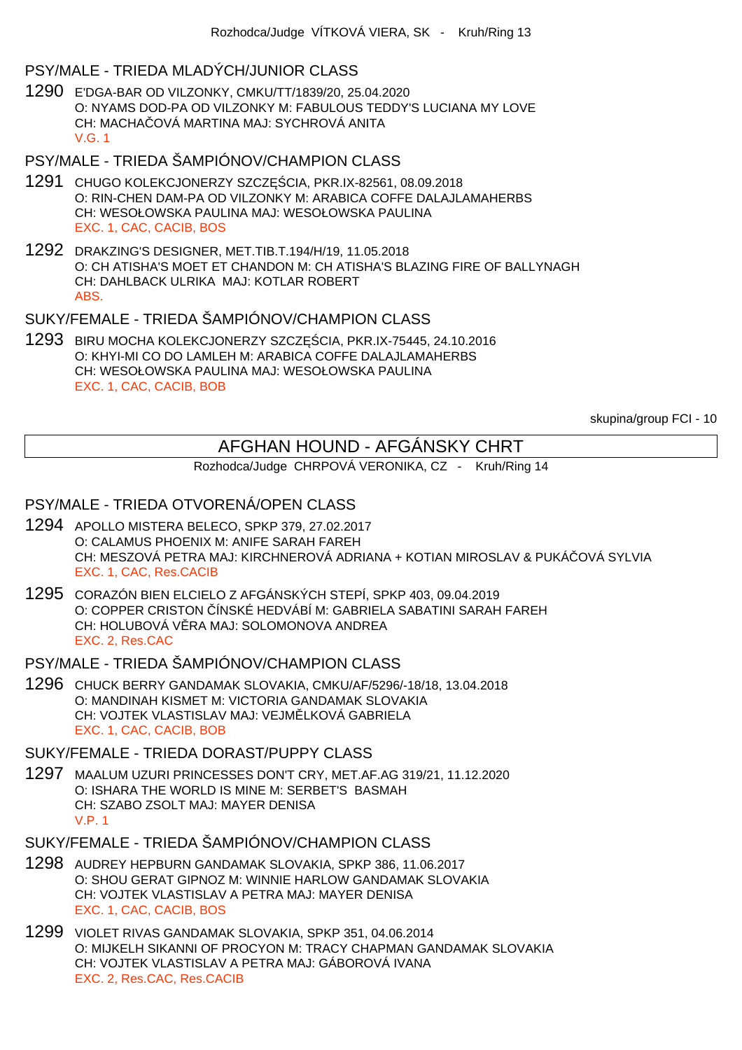Rozhodca/Judge VÍTKOVÁ VIERA, SK - Kruh/Ring 13

### PSY/MALE - TRIEDA MLADÝCH/JUNIOR CLASS

1290 E'DGA-BAR OD VILZONKY, CMKU/TT/1839/20, 25.04.2020
O: NYAMS DOD-PA OD VILZONKY M: FABULOUS TEDDY'S LUCIANA MY LOVE
CH: MACHAČOVÁ MARTINA MAJ: SYCHROVÁ ANITA
V.G. 1

### PSY/MALE - TRIEDA ŠAMPIÓNOV/CHAMPION CLASS

1291 CHUGO KOLEKCJONERZY SZCZĘŚCIA, PKR.IX-82561, 08.09.2018
O: RIN-CHEN DAM-PA OD VILZONKY M: ARABICA COFFE DALAJLAMAHERBS
CH: WESOŁOWSKA PAULINA MAJ: WESOŁOWSKA PAULINA
EXC. 1, CAC, CACIB, BOS

1292 DRAKZING'S DESIGNER, MET.TIB.T.194/H/19, 11.05.2018
O: CH ATISHA'S MOET ET CHANDON M: CH ATISHA'S BLAZING FIRE OF BALLYNAGH
CH: DAHLBACK ULRIKA MAJ: KOTLAR ROBERT
ABS.

### SUKY/FEMALE - TRIEDA ŠAMPIÓNOV/CHAMPION CLASS

1293 BIRU MOCHA KOLEKCJONERZY SZCZĘŚCIA, PKR.IX-75445, 24.10.2016
O: KHYI-MI CO DO LAMLEH M: ARABICA COFFE DALAJLAMAHERBS
CH: WESOŁOWSKA PAULINA MAJ: WESOŁOWSKA PAULINA
EXC. 1, CAC, CACIB, BOB

skupina/group FCI - 10

## AFGHAN HOUND - AFGÁNSKY CHRT

Rozhodca/Judge CHRPOVÁ VERONIKA, CZ - Kruh/Ring 14

### PSY/MALE - TRIEDA OTVORENÁ/OPEN CLASS

1294 APOLLO MISTERA BELECO, SPKP 379, 27.02.2017
O: CALAMUS PHOENIX M: ANIFE SARAH FAREH
CH: MESZOVÁ PETRA MAJ: KIRCHNEROVÁ ADRIANA + KOTIAN MIROSLAV & PUKÁČOVÁ SYLVIA
EXC. 1, CAC, Res.CACIB

1295 CORAZÓN BIEN ELCIELO Z AFGÁNSKÝCH STEPÍ, SPKP 403, 09.04.2019
O: COPPER CRISTON ČÍNSKÉ HEDVÁBÍ M: GABRIELA SABATINI SARAH FAREH
CH: HOLUBOVÁ VĚRA MAJ: SOLOMONOVA ANDREA
EXC. 2, Res.CAC

### PSY/MALE - TRIEDA ŠAMPIÓNOV/CHAMPION CLASS

1296 CHUCK BERRY GANDAMAK SLOVAKIA, CMKU/AF/5296/-18/18, 13.04.2018
O: MANDINAH KISMET M: VICTORIA GANDAMAK SLOVAKIA
CH: VOJTEK VLASTISLAV MAJ: VEJMĚLKOVÁ GABRIELA
EXC. 1, CAC, CACIB, BOB

### SUKY/FEMALE - TRIEDA DORAST/PUPPY CLASS

1297 MAALUM UZURI PRINCESSES DON'T CRY, MET.AF.AG 319/21, 11.12.2020
O: ISHARA THE WORLD IS MINE M: SERBET'S BASMAH
CH: SZABO ZSOLT MAJ: MAYER DENISA
V.P. 1

### SUKY/FEMALE - TRIEDA ŠAMPIÓNOV/CHAMPION CLASS

1298 AUDREY HEPBURN GANDAMAK SLOVAKIA, SPKP 386, 11.06.2017
O: SHOU GERAT GIPNOZ M: WINNIE HARLOW GANDAMAK SLOVAKIA
CH: VOJTEK VLASTISLAV A PETRA MAJ: MAYER DENISA
EXC. 1, CAC, CACIB, BOS

1299 VIOLET RIVAS GANDAMAK SLOVAKIA, SPKP 351, 04.06.2014
O: MIJKELH SIKANNI OF PROCYON M: TRACY CHAPMAN GANDAMAK SLOVAKIA
CH: VOJTEK VLASTISLAV A PETRA MAJ: GÁBOROVÁ IVANA
EXC. 2, Res.CAC, Res.CACIB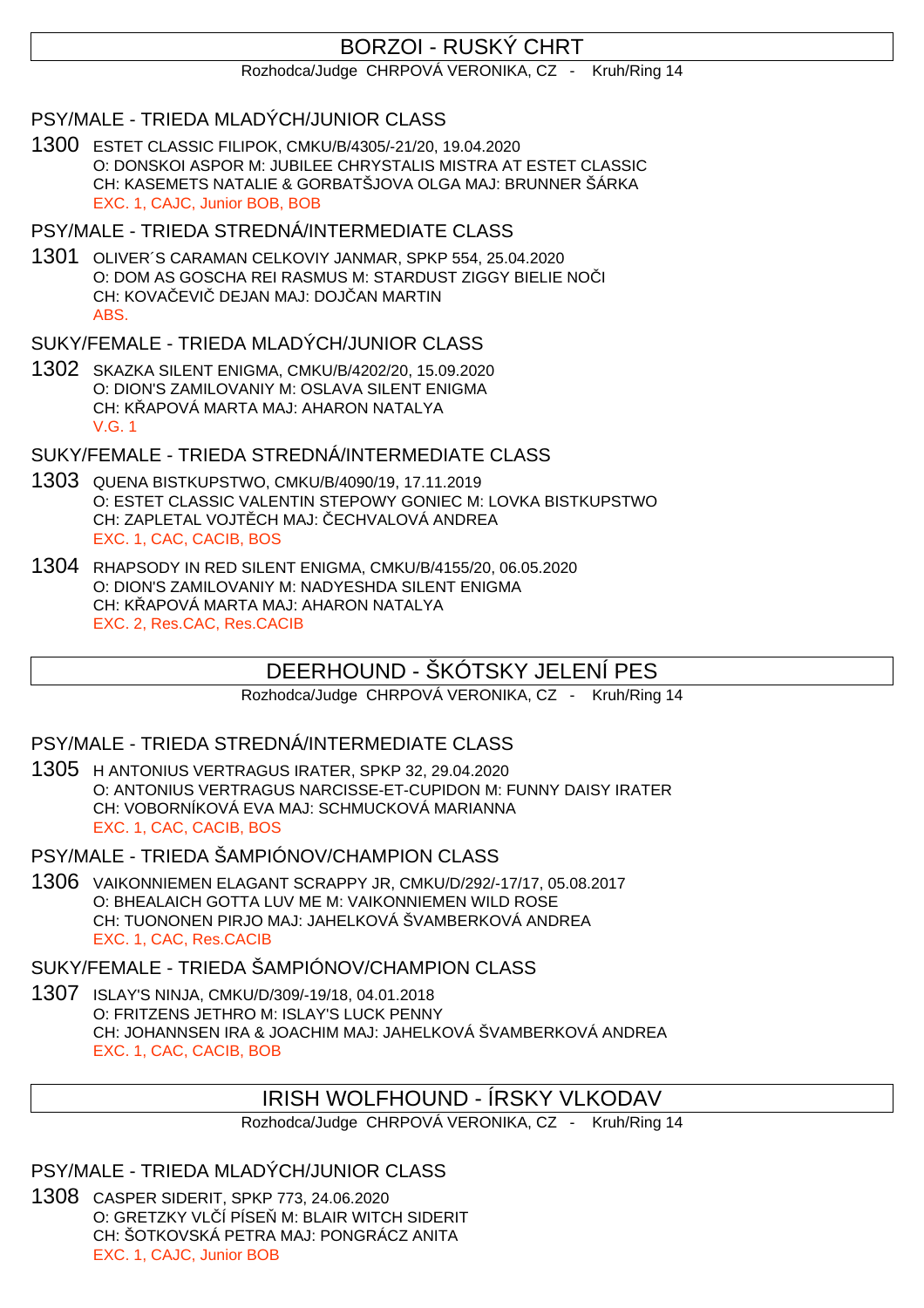## BORZOI - RUSKÝ CHRT

Rozhodca/Judge CHRPOVÁ VERONIKA, CZ - Kruh/Ring 14

### PSY/MALE - TRIEDA MLADÝCH/JUNIOR CLASS

1300 ESTET CLASSIC FILIPOK, CMKU/B/4305/-21/20, 19.04.2020
O: DONSKOI ASPOR M: JUBILEE CHRYSTALIS MISTRA AT ESTET CLASSIC
CH: KASEMETS NATALIE & GORBATŠJOVA OLGA MAJ: BRUNNER ŠÁRKA
EXC. 1, CAJC, Junior BOB, BOB

### PSY/MALE - TRIEDA STREDNÁ/INTERMEDIATE CLASS

1301 OLIVER´S CARAMAN CELKOVIY JANMAR, SPKP 554, 25.04.2020
O: DOM AS GOSCHA REI RASMUS M: STARDUST ZIGGY BIELIE NOČI
CH: KOVAČEVIČ DEJAN MAJ: DOJČAN MARTIN
ABS.

### SUKY/FEMALE - TRIEDA MLADÝCH/JUNIOR CLASS

1302 SKAZKA SILENT ENIGMA, CMKU/B/4202/20, 15.09.2020
O: DION'S ZAMILOVANIY M: OSLAVA SILENT ENIGMA
CH: KŘAPOVÁ MARTA MAJ: AHARON NATALYA
V.G. 1

### SUKY/FEMALE - TRIEDA STREDNÁ/INTERMEDIATE CLASS

1303 QUENA BISTKUPSTWO, CMKU/B/4090/19, 17.11.2019
O: ESTET CLASSIC VALENTIN STEPOWY GONIEC M: LOVKA BISTKUPSTWO
CH: ZAPLETAL VOJTĚCH MAJ: ČECHVALOVÁ ANDREA
EXC. 1, CAC, CACIB, BOS

1304 RHAPSODY IN RED SILENT ENIGMA, CMKU/B/4155/20, 06.05.2020
O: DION'S ZAMILOVANIY M: NADYESHDA SILENT ENIGMA
CH: KŘAPOVÁ MARTA MAJ: AHARON NATALYA
EXC. 2, Res.CAC, Res.CACIB

## DEERHOUND - ŠKÓTSKY JELENÍ PES

Rozhodca/Judge CHRPOVÁ VERONIKA, CZ - Kruh/Ring 14

### PSY/MALE - TRIEDA STREDNÁ/INTERMEDIATE CLASS

1305 H ANTONIUS VERTRAGUS IRATER, SPKP 32, 29.04.2020
O: ANTONIUS VERTRAGUS NARCISSE-ET-CUPIDON M: FUNNY DAISY IRATER
CH: VOBORNÍKOVÁ EVA MAJ: SCHMUCKOVÁ MARIANNA
EXC. 1, CAC, CACIB, BOS

### PSY/MALE - TRIEDA ŠAMPIÓNOV/CHAMPION CLASS

1306 VAIKONNIEMEN ELAGANT SCRAPPY JR, CMKU/D/292/-17/17, 05.08.2017
O: BHEALAICH GOTTA LUV ME M: VAIKONNIEMEN WILD ROSE
CH: TUONONEN PIRJO MAJ: JAHELKOVÁ ŠVAMBERKOVÁ ANDREA
EXC. 1, CAC, Res.CACIB

### SUKY/FEMALE - TRIEDA ŠAMPIÓNOV/CHAMPION CLASS

1307 ISLAY'S NINJA, CMKU/D/309/-19/18, 04.01.2018
O: FRITZENS JETHRO M: ISLAY'S LUCK PENNY
CH: JOHANNSEN IRA & JOACHIM MAJ: JAHELKOVÁ ŠVAMBERKOVÁ ANDREA
EXC. 1, CAC, CACIB, BOB

## IRISH WOLFHOUND - ÍRSKY VLKODAV

Rozhodca/Judge CHRPOVÁ VERONIKA, CZ - Kruh/Ring 14

### PSY/MALE - TRIEDA MLADÝCH/JUNIOR CLASS

1308 CASPER SIDERIT, SPKP 773, 24.06.2020
O: GRETZKY VLČÍ PÍSEŇ M: BLAIR WITCH SIDERIT
CH: ŠOTKOVSKÁ PETRA MAJ: PONGRÁCZ ANITA
EXC. 1, CAJC, Junior BOB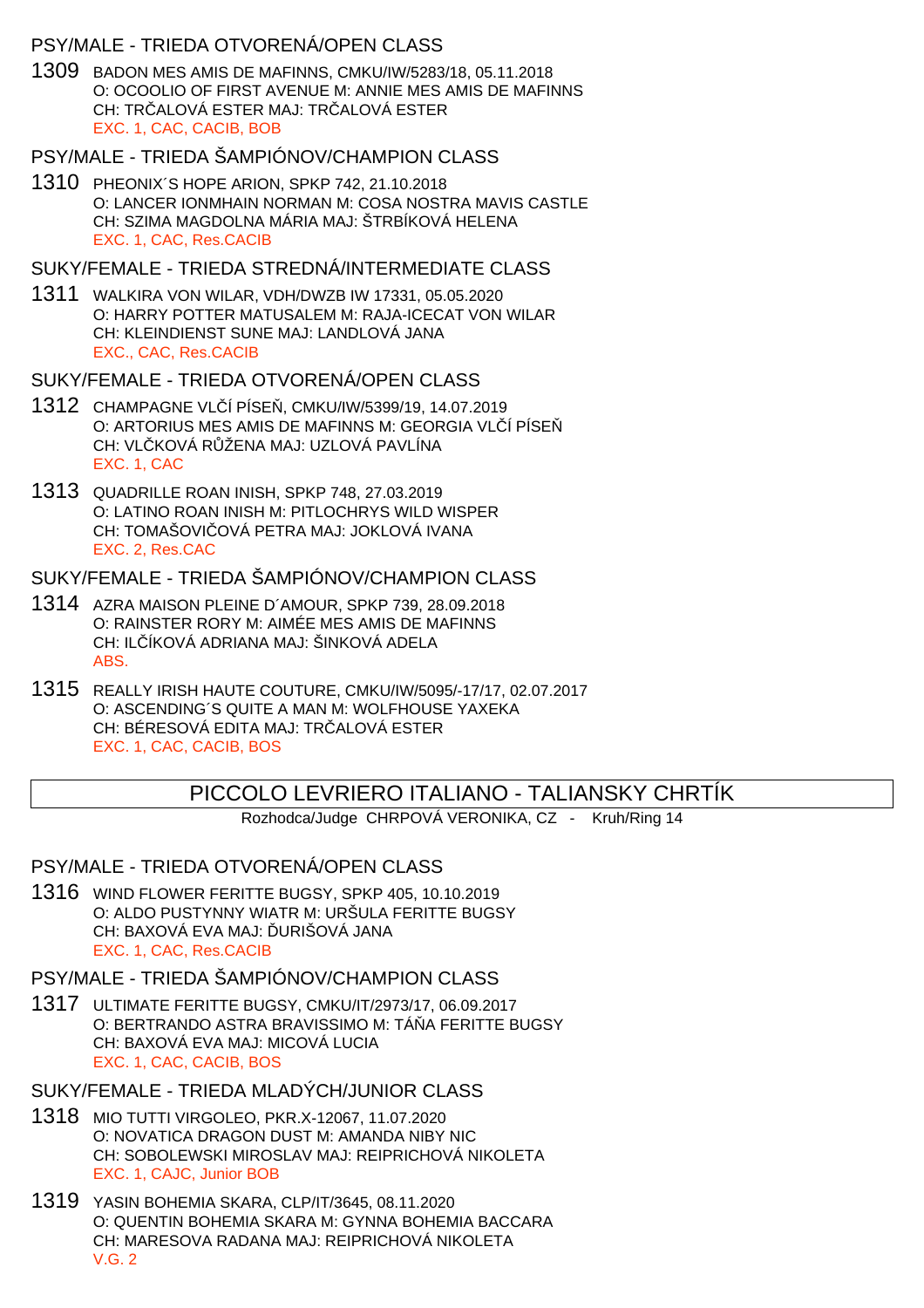## PSY/MALE - TRIEDA OTVORENÁ/OPEN CLASS

1309 BADON MES AMIS DE MAFINNS, CMKU/IW/5283/18, 05.11.2018
O: OCOOLIO OF FIRST AVENUE M: ANNIE MES AMIS DE MAFINNS
CH: TRČALOVÁ ESTER MAJ: TRČALOVÁ ESTER
EXC. 1, CAC, CACIB, BOB

## PSY/MALE - TRIEDA ŠAMPIÓNOV/CHAMPION CLASS

1310 PHEONIX´S HOPE ARION, SPKP 742, 21.10.2018
O: LANCER IONMHAIN NORMAN M: COSA NOSTRA MAVIS CASTLE
CH: SZIMA MAGDOLNA MÁRIA MAJ: ŠTRBÍKOVÁ HELENA
EXC. 1, CAC, Res.CACIB

## SUKY/FEMALE - TRIEDA STREDNÁ/INTERMEDIATE CLASS

1311 WALKIRA VON WILAR, VDH/DWZB IW 17331, 05.05.2020
O: HARRY POTTER MATUSALEM M: RAJA-ICECAT VON WILAR
CH: KLEINDIENST SUNE MAJ: LANDLOVÁ JANA
EXC., CAC, Res.CACIB

## SUKY/FEMALE - TRIEDA OTVORENÁ/OPEN CLASS

1312 CHAMPAGNE VLČÍ PÍSEŇ, CMKU/IW/5399/19, 14.07.2019
O: ARTORIUS MES AMIS DE MAFINNS M: GEORGIA VLČÍ PÍSEŇ
CH: VLČKOVÁ RŮŽENA MAJ: UZLOVÁ PAVLÍNA
EXC. 1, CAC

1313 QUADRILLE ROAN INISH, SPKP 748, 27.03.2019
O: LATINO ROAN INISH M: PITLOCHRYS WILD WISPER
CH: TOMAŠOVIČOVÁ PETRA MAJ: JOKLOVÁ IVANA
EXC. 2, Res.CAC

## SUKY/FEMALE - TRIEDA ŠAMPIÓNOV/CHAMPION CLASS

1314 AZRA MAISON PLEINE D´AMOUR, SPKP 739, 28.09.2018
O: RAINSTER RORY M: AIMÉE MES AMIS DE MAFINNS
CH: ILČÍKOVÁ ADRIANA MAJ: ŠINKOVÁ ADELA
ABS.

1315 REALLY IRISH HAUTE COUTURE, CMKU/IW/5095/-17/17, 02.07.2017
O: ASCENDING´S QUITE A MAN M: WOLFHOUSE YAXEKA
CH: BÉRESOVÁ EDITA MAJ: TRČALOVÁ ESTER
EXC. 1, CAC, CACIB, BOS

# PICCOLO LEVRIERO ITALIANO - TALIANSKY CHRTÍK

Rozhodca/Judge CHRPOVÁ VERONIKA, CZ - Kruh/Ring 14

## PSY/MALE - TRIEDA OTVORENÁ/OPEN CLASS

1316 WIND FLOWER FERITTE BUGSY, SPKP 405, 10.10.2019
O: ALDO PUSTYNNY WIATR M: URŠULA FERITTE BUGSY
CH: BAXOVÁ EVA MAJ: ĎURIŠOVÁ JANA
EXC. 1, CAC, Res.CACIB

## PSY/MALE - TRIEDA ŠAMPIÓNOV/CHAMPION CLASS

1317 ULTIMATE FERITTE BUGSY, CMKU/IT/2973/17, 06.09.2017
O: BERTRANDO ASTRA BRAVISSIMO M: TÁŇA FERITTE BUGSY
CH: BAXOVÁ EVA MAJ: MICOVÁ LUCIA
EXC. 1, CAC, CACIB, BOS

## SUKY/FEMALE - TRIEDA MLADÝCH/JUNIOR CLASS

1318 MIO TUTTI VIRGOLEO, PKR.X-12067, 11.07.2020
O: NOVATICA DRAGON DUST M: AMANDA NIBY NIC
CH: SOBOLEWSKI MIROSLAV MAJ: REIPRICHOVÁ NIKOLETA
EXC. 1, CAJC, Junior BOB

1319 YASIN BOHEMIA SKARA, CLP/IT/3645, 08.11.2020
O: QUENTIN BOHEMIA SKARA M: GYNNA BOHEMIA BACCARA
CH: MARESOVA RADANA MAJ: REIPRICHOVÁ NIKOLETA
V.G. 2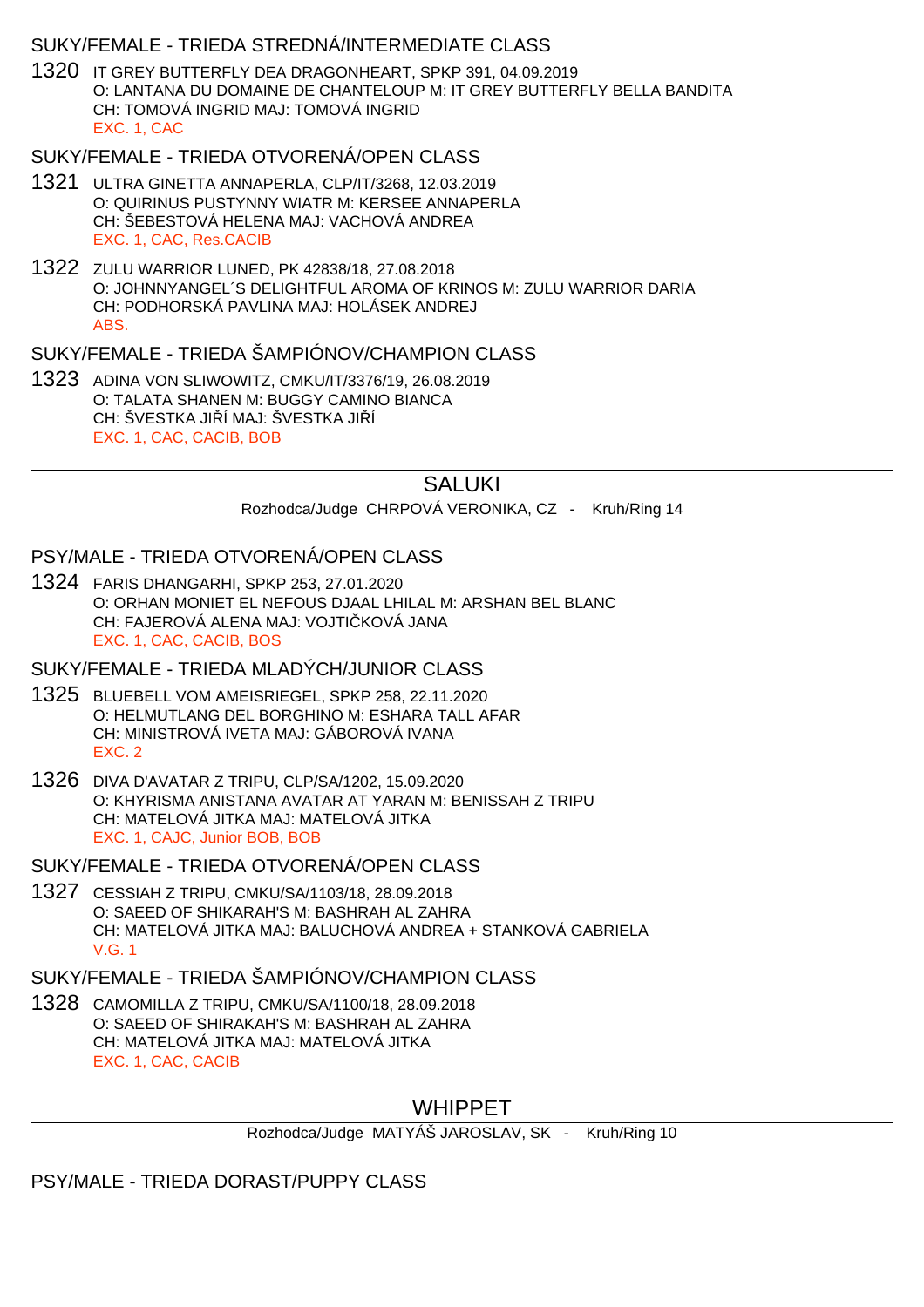### SUKY/FEMALE - TRIEDA STREDNÁ/INTERMEDIATE CLASS

1320 IT GREY BUTTERFLY DEA DRAGONHEART, SPKP 391, 04.09.2019
O: LANTANA DU DOMAINE DE CHANTELOUP M: IT GREY BUTTERFLY BELLA BANDITA
CH: TOMOVÁ INGRID MAJ: TOMOVÁ INGRID
EXC. 1, CAC

### SUKY/FEMALE - TRIEDA OTVORENÁ/OPEN CLASS

1321 ULTRA GINETTA ANNAPERLA, CLP/IT/3268, 12.03.2019
O: QUIRINUS PUSTYNNY WIATR M: KERSEE ANNAPERLA
CH: ŠEBESTOVÁ HELENA MAJ: VACHOVÁ ANDREA
EXC. 1, CAC, Res.CACIB

1322 ZULU WARRIOR LUNED, PK 42838/18, 27.08.2018
O: JOHNNYANGEL´S DELIGHTFUL AROMA OF KRINOS M: ZULU WARRIOR DARIA
CH: PODHORSKÁ PAVLINA MAJ: HOLÁSEK ANDREJ
ABS.

### SUKY/FEMALE - TRIEDA ŠAMPIÓNOV/CHAMPION CLASS

1323 ADINA VON SLIWOWITZ, CMKU/IT/3376/19, 26.08.2019
O: TALATA SHANEN M: BUGGY CAMINO BIANCA
CH: ŠVESTKA JIŘÍ MAJ: ŠVESTKA JIŘÍ
EXC. 1, CAC, CACIB, BOB

## SALUKI

Rozhodca/Judge CHRPOVÁ VERONIKA, CZ - Kruh/Ring 14

### PSY/MALE - TRIEDA OTVORENÁ/OPEN CLASS

1324 FARIS DHANGARHI, SPKP 253, 27.01.2020
O: ORHAN MONIET EL NEFOUS DJAAL LHILAL M: ARSHAN BEL BLANC
CH: FAJEROVÁ ALENA MAJ: VOJTIČKOVÁ JANA
EXC. 1, CAC, CACIB, BOS

### SUKY/FEMALE - TRIEDA MLADÝCH/JUNIOR CLASS

1325 BLUEBELL VOM AMEISRIEGEL, SPKP 258, 22.11.2020
O: HELMUTLANG DEL BORGHINO M: ESHARA TALL AFAR
CH: MINISTROVÁ IVETA MAJ: GÁBOROVÁ IVANA
EXC. 2

1326 DIVA D'AVATAR Z TRIPU, CLP/SA/1202, 15.09.2020
O: KHYRISMA ANISTANA AVATAR AT YARAN M: BENISSAH Z TRIPU
CH: MATELOVÁ JITKA MAJ: MATELOVÁ JITKA
EXC. 1, CAJC, Junior BOB, BOB

### SUKY/FEMALE - TRIEDA OTVORENÁ/OPEN CLASS

1327 CESSIAH Z TRIPU, CMKU/SA/1103/18, 28.09.2018
O: SAEED OF SHIKARAH'S M: BASHRAH AL ZAHRA
CH: MATELOVÁ JITKA MAJ: BALUCHOVÁ ANDREA + STANKOVÁ GABRIELA
V.G. 1

### SUKY/FEMALE - TRIEDA ŠAMPIÓNOV/CHAMPION CLASS

1328 CAMOMILLA Z TRIPU, CMKU/SA/1100/18, 28.09.2018
O: SAEED OF SHIRAKAH'S M: BASHRAH AL ZAHRA
CH: MATELOVÁ JITKA MAJ: MATELOVÁ JITKA
EXC. 1, CAC, CACIB

## WHIPPET

Rozhodca/Judge MATYÁŠ JAROSLAV, SK - Kruh/Ring 10

### PSY/MALE - TRIEDA DORAST/PUPPY CLASS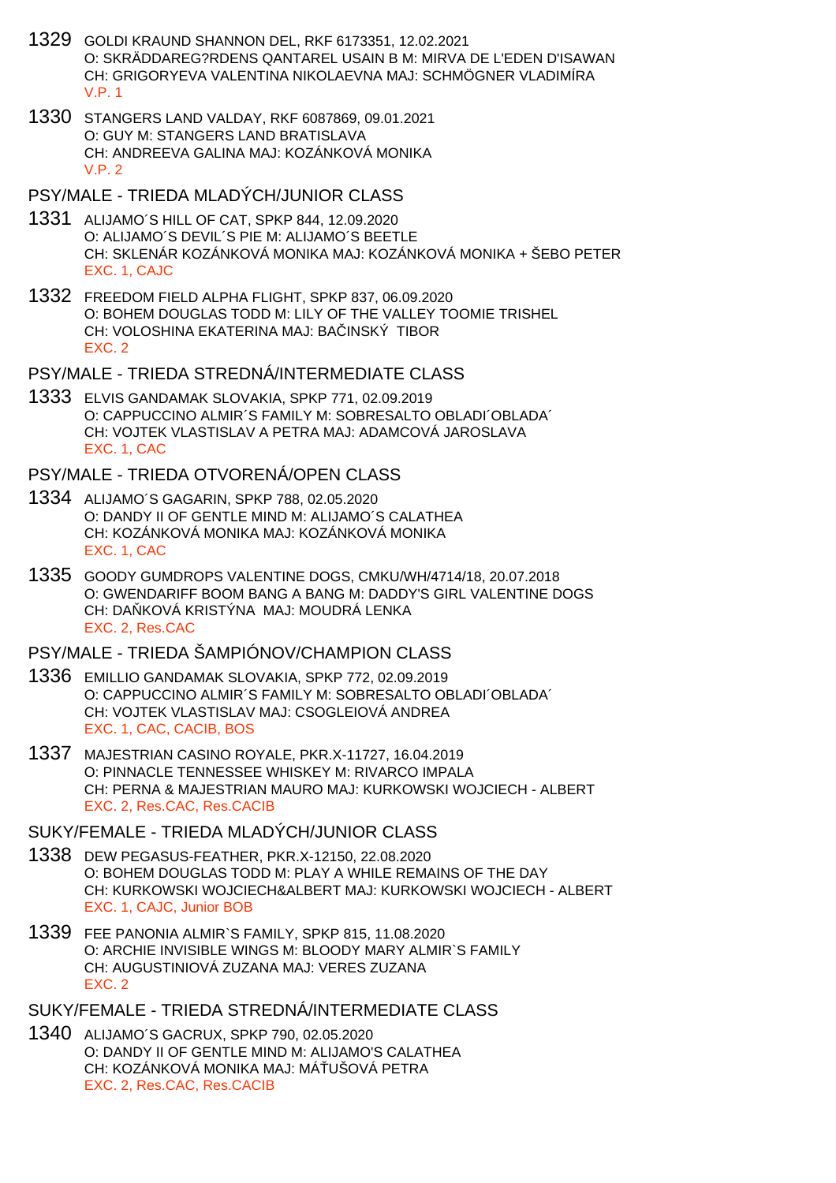1329 GOLDI KRAUND SHANNON DEL, RKF 6173351, 12.02.2021
O: SKRÄDDAREG?RDENS QANTAREL USAIN B M: MIRVA DE L'EDEN D'ISAWAN
CH: GRIGORYEVA VALENTINA NIKOLAEVNA MAJ: SCHMÖGNER VLADIMÍRA
V.P. 1

1330 STANGERS LAND VALDAY, RKF 6087869, 09.01.2021
O: GUY M: STANGERS LAND BRATISLAVA
CH: ANDREEVA GALINA MAJ: KOZÁNKOVÁ MONIKA
V.P. 2

## PSY/MALE - TRIEDA MLADÝCH/JUNIOR CLASS

1331 ALIJAMO´S HILL OF CAT, SPKP 844, 12.09.2020
O: ALIJAMO´S DEVIL´S PIE M: ALIJAMO´S BEETLE
CH: SKLENÁR KOZÁNKOVÁ MONIKA MAJ: KOZÁNKOVÁ MONIKA + ŠEBO PETER
EXC. 1, CAJC

1332 FREEDOM FIELD ALPHA FLIGHT, SPKP 837, 06.09.2020
O: BOHEM DOUGLAS TODD M: LILY OF THE VALLEY TOOMIE TRISHEL
CH: VOLOSHINA EKATERINA MAJ: BAČINSKÝ TIBOR
EXC. 2

## PSY/MALE - TRIEDA STREDNÁ/INTERMEDIATE CLASS

1333 ELVIS GANDAMAK SLOVAKIA, SPKP 771, 02.09.2019
O: CAPPUCCINO ALMIR´S FAMILY M: SOBRESALTO OBLADI´OBLADA´
CH: VOJTEK VLASTISLAV A PETRA MAJ: ADAMCOVÁ JAROSLAVA
EXC. 1, CAC

## PSY/MALE - TRIEDA OTVORENÁ/OPEN CLASS

1334 ALIJAMO´S GAGARIN, SPKP 788, 02.05.2020
O: DANDY II OF GENTLE MIND M: ALIJAMO´S CALATHEA
CH: KOZÁNKOVÁ MONIKA MAJ: KOZÁNKOVÁ MONIKA
EXC. 1, CAC

1335 GOODY GUMDROPS VALENTINE DOGS, CMKU/WH/4714/18, 20.07.2018
O: GWENDARIFF BOOM BANG A BANG M: DADDY'S GIRL VALENTINE DOGS
CH: DAŇKOVÁ KRISTÝNA MAJ: MOUDRÁ LENKA
EXC. 2, Res.CAC

## PSY/MALE - TRIEDA ŠAMPIÓNOV/CHAMPION CLASS

1336 EMILLIO GANDAMAK SLOVAKIA, SPKP 772, 02.09.2019
O: CAPPUCCINO ALMIR´S FAMILY M: SOBRESALTO OBLADI´OBLADA´
CH: VOJTEK VLASTISLAV MAJ: CSOGLEIOVÁ ANDREA
EXC. 1, CAC, CACIB, BOS

1337 MAJESTRIAN CASINO ROYALE, PKR.X-11727, 16.04.2019
O: PINNACLE TENNESSEE WHISKEY M: RIVARCO IMPALA
CH: PERNA & MAJESTRIAN MAURO MAJ: KURKOWSKI WOJCIECH - ALBERT
EXC. 2, Res.CAC, Res.CACIB

## SUKY/FEMALE - TRIEDA MLADÝCH/JUNIOR CLASS

1338 DEW PEGASUS-FEATHER, PKR.X-12150, 22.08.2020
O: BOHEM DOUGLAS TODD M: PLAY A WHILE REMAINS OF THE DAY
CH: KURKOWSKI WOJCIECH&ALBERT MAJ: KURKOWSKI WOJCIECH - ALBERT
EXC. 1, CAJC, Junior BOB

1339 FEE PANONIA ALMIR`S FAMILY, SPKP 815, 11.08.2020
O: ARCHIE INVISIBLE WINGS M: BLOODY MARY ALMIR`S FAMILY
CH: AUGUSTINIOVÁ ZUZANA MAJ: VERES ZUZANA
EXC. 2

## SUKY/FEMALE - TRIEDA STREDNÁ/INTERMEDIATE CLASS

1340 ALIJAMO´S GACRUX, SPKP 790, 02.05.2020
O: DANDY II OF GENTLE MIND M: ALIJAMO'S CALATHEA
CH: KOZÁNKOVÁ MONIKA MAJ: MÁŤUŠOVÁ PETRA
EXC. 2, Res.CAC, Res.CACIB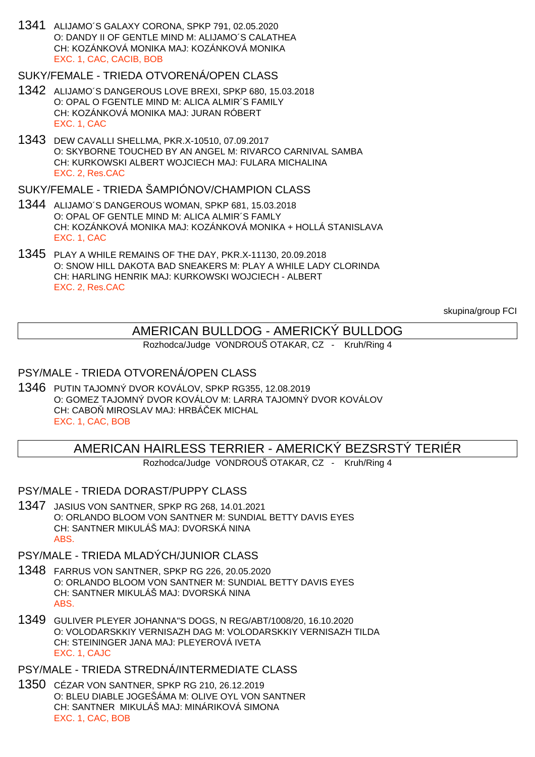1341 ALIJAMO´S GALAXY CORONA, SPKP 791, 02.05.2020
O: DANDY II OF GENTLE MIND M: ALIJAMO´S CALATHEA
CH: KOZÁNKOVÁ MONIKA MAJ: KOZÁNKOVÁ MONIKA
EXC. 1, CAC, CACIB, BOB

SUKY/FEMALE - TRIEDA OTVORENÁ/OPEN CLASS

1342 ALIJAMO´S DANGEROUS LOVE BREXI, SPKP 680, 15.03.2018
O: OPAL O FGENTLE MIND M: ALICA ALMIR´S FAMILY
CH: KOZÁNKOVÁ MONIKA MAJ: JURAN RÓBERT
EXC. 1, CAC

1343 DEW CAVALLI SHELLMA, PKR.X-10510, 07.09.2017
O: SKYBORNE TOUCHED BY AN ANGEL M: RIVARCO CARNIVAL SAMBA
CH: KURKOWSKI ALBERT WOJCIECH MAJ: FULARA MICHALINA
EXC. 2, Res.CAC

SUKY/FEMALE - TRIEDA ŠAMPIÓNOV/CHAMPION CLASS

1344 ALIJAMO´S DANGEROUS WOMAN, SPKP 681, 15.03.2018
O: OPAL OF GENTLE MIND M: ALICA ALMIR´S FAMLY
CH: KOZÁNKOVÁ MONIKA MAJ: KOZÁNKOVÁ MONIKA + HOLLÁ STANISLAVA
EXC. 1, CAC

1345 PLAY A WHILE REMAINS OF THE DAY, PKR.X-11130, 20.09.2018
O: SNOW HILL DAKOTA BAD SNEAKERS M: PLAY A WHILE LADY CLORINDA
CH: HARLING HENRIK MAJ: KURKOWSKI WOJCIECH - ALBERT
EXC. 2, Res.CAC

skupina/group FCI

## AMERICAN BULLDOG - AMERICKÝ BULLDOG

Rozhodca/Judge VONDROUŠ OTAKAR, CZ - Kruh/Ring 4

PSY/MALE - TRIEDA OTVORENÁ/OPEN CLASS

1346 PUTIN TAJOMNÝ DVOR KOVÁLOV, SPKP RG355, 12.08.2019
O: GOMEZ TAJOMNÝ DVOR KOVÁLOV M: LARRA TAJOMNÝ DVOR KOVÁLOV
CH: CABOŇ MIROSLAV MAJ: HRBÁČEK MICHAL
EXC. 1, CAC, BOB

## AMERICAN HAIRLESS TERRIER - AMERICKÝ BEZSRSTÝ TERIÉR

Rozhodca/Judge VONDROUŠ OTAKAR, CZ - Kruh/Ring 4

PSY/MALE - TRIEDA DORAST/PUPPY CLASS

1347 JASIUS VON SANTNER, SPKP RG 268, 14.01.2021
O: ORLANDO BLOOM VON SANTNER M: SUNDIAL BETTY DAVIS EYES
CH: SANTNER MIKULÁŠ MAJ: DVORSKÁ NINA
ABS.

PSY/MALE - TRIEDA MLADÝCH/JUNIOR CLASS

1348 FARRUS VON SANTNER, SPKP RG 226, 20.05.2020
O: ORLANDO BLOOM VON SANTNER M: SUNDIAL BETTY DAVIS EYES
CH: SANTNER MIKULÁŠ MAJ: DVORSKÁ NINA
ABS.

1349 GULIVER PLEYER JOHANNA"S DOGS, N REG/ABT/1008/20, 16.10.2020
O: VOLODARSKKIY VERNISAZH DAG M: VOLODARSKKIY VERNISAZH TILDA
CH: STEININGER JANA MAJ: PLEYEROVÁ IVETA
EXC. 1, CAJC

PSY/MALE - TRIEDA STREDNÁ/INTERMEDIATE CLASS

1350 CÉZAR VON SANTNER, SPKP RG 210, 26.12.2019
O: BLEU DIABLE JOGEŠÁMA M: OLIVE OYL VON SANTNER
CH: SANTNER MIKULÁŠ MAJ: MINÁRIKOVÁ SIMONA
EXC. 1, CAC, BOB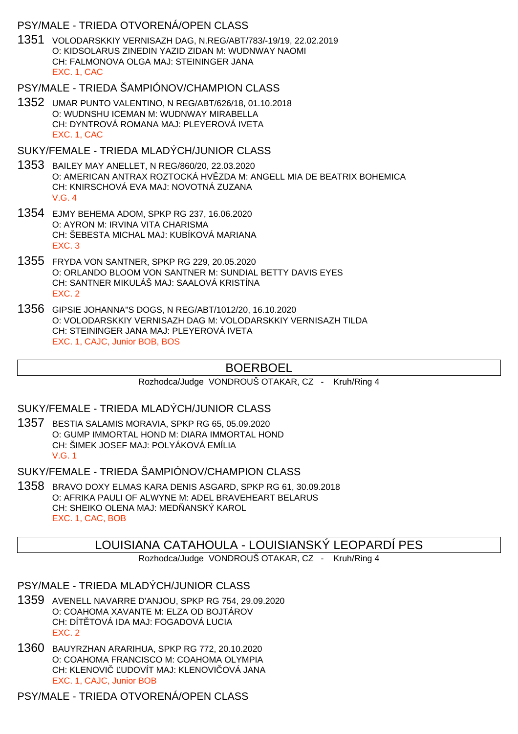PSY/MALE - TRIEDA OTVORENÁ/OPEN CLASS

1351 VOLODARSKKIY VERNISAZH DAG, N.REG/ABT/783/-19/19, 22.02.2019
O: KIDSOLARUS ZINEDIN YAZID ZIDAN M: WUDNWAY NAOMI
CH: FALMONOVA OLGA MAJ: STEININGER JANA
EXC. 1, CAC

PSY/MALE - TRIEDA ŠAMPIÓNOV/CHAMPION CLASS

1352 UMAR PUNTO VALENTINO, N REG/ABT/626/18, 01.10.2018
O: WUDNSHU ICEMAN M: WUDNWAY MIRABELLA
CH: DYNTROVÁ ROMANA MAJ: PLEYEROVÁ IVETA
EXC. 1, CAC

SUKY/FEMALE - TRIEDA MLADÝCH/JUNIOR CLASS

1353 BAILEY MAY ANELLET, N REG/860/20, 22.03.2020
O: AMERICAN ANTRAX ROZTOCKÁ HVĚZDA M: ANGELL MIA DE BEATRIX BOHEMICA
CH: KNIRSCHOVÁ EVA MAJ: NOVOTNÁ ZUZANA
V.G. 4

1354 EJMY BEHEMA ADOM, SPKP RG 237, 16.06.2020
O: AYRON M: IRVINA VITA CHARISMA
CH: ŠEBESTA MICHAL MAJ: KUBÍKOVÁ MARIANA
EXC. 3

1355 FRYDA VON SANTNER, SPKP RG 229, 20.05.2020
O: ORLANDO BLOOM VON SANTNER M: SUNDIAL BETTY DAVIS EYES
CH: SANTNER MIKULÁŠ MAJ: SAALOVÁ KRISTÍNA
EXC. 2

1356 GIPSIE JOHANNA"S DOGS, N REG/ABT/1012/20, 16.10.2020
O: VOLODARSKKIY VERNISAZH DAG M: VOLODARSKKIY VERNISAZH TILDA
CH: STEININGER JANA MAJ: PLEYEROVÁ IVETA
EXC. 1, CAJC, Junior BOB, BOS

## BOERBOEL

Rozhodca/Judge VONDROUŠ OTAKAR, CZ - Kruh/Ring 4

SUKY/FEMALE - TRIEDA MLADÝCH/JUNIOR CLASS

1357 BESTIA SALAMIS MORAVIA, SPKP RG 65, 05.09.2020
O: GUMP IMMORTAL HOND M: DIARA IMMORTAL HOND
CH: ŠIMEK JOSEF MAJ: POLYÁKOVÁ EMÍLIA
V.G. 1

SUKY/FEMALE - TRIEDA ŠAMPIÓNOV/CHAMPION CLASS

1358 BRAVO DOXY ELMAS KARA DENIS ASGARD, SPKP RG 61, 30.09.2018
O: AFRIKA PAULI OF ALWYNE M: ADEL BRAVEHEART BELARUS
CH: SHEIKO OLENA MAJ: MEDŇANSKÝ KAROL
EXC. 1, CAC, BOB

## LOUISIANA CATAHOULA - LOUISIANSKÝ LEOPARDÍ PES

Rozhodca/Judge VONDROUŠ OTAKAR, CZ - Kruh/Ring 4

PSY/MALE - TRIEDA MLADÝCH/JUNIOR CLASS

1359 AVENELL NAVARRE D'ANJOU, SPKP RG 754, 29.09.2020
O: COAHOMA XAVANTE M: ELZA OD BOJTÁROV
CH: DÍTĚTOVÁ IDA MAJ: FOGADOVÁ LUCIA
EXC. 2

1360 BAUYRZHAN ARARIHUA, SPKP RG 772, 20.10.2020
O: COAHOMA FRANCISCO M: COAHOMA OLYMPIA
CH: KLENOVIČ ĽUDOVÍT MAJ: KLENOVIČOVÁ JANA
EXC. 1, CAJC, Junior BOB

PSY/MALE - TRIEDA OTVORENÁ/OPEN CLASS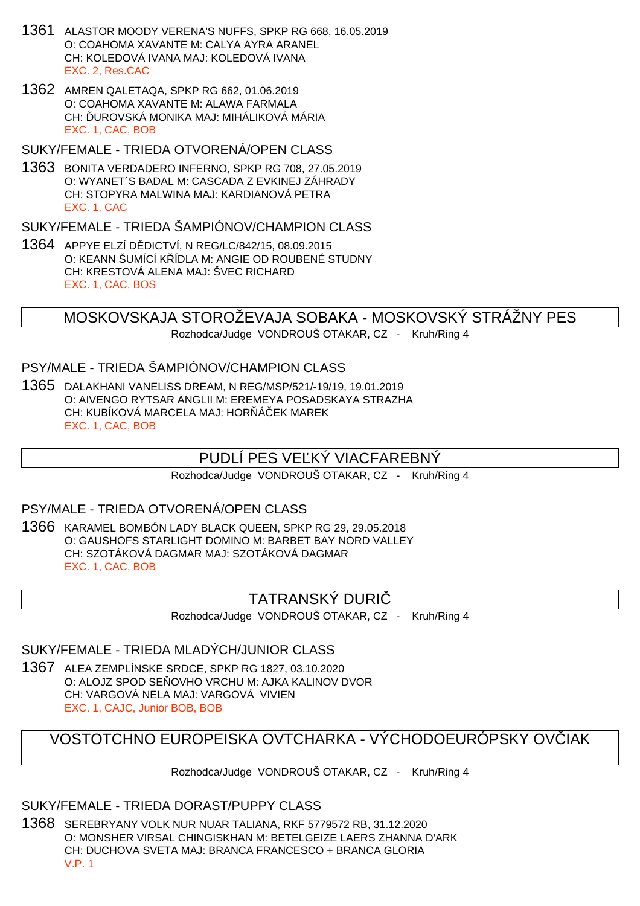1361 ALASTOR MOODY VERENA'S NUFFS, SPKP RG 668, 16.05.2019
O: COAHOMA XAVANTE M: CALYA AYRA ARANEL
CH: KOLEDOVÁ IVANA MAJ: KOLEDOVÁ IVANA
EXC. 2, Res.CAC

1362 AMREN QALETAQA, SPKP RG 662, 01.06.2019
O: COAHOMA XAVANTE M: ALAWA FARMALA
CH: ĎUROVSKÁ MONIKA MAJ: MIHÁLIKOVÁ MÁRIA
EXC. 1, CAC, BOB

### SUKY/FEMALE - TRIEDA OTVORENÁ/OPEN CLASS

1363 BONITA VERDADERO INFERNO, SPKP RG 708, 27.05.2019
O: WYANET´S BADAL M: CASCADA Z EVKINEJ ZÁHRADY
CH: STOPYRA MALWINA MAJ: KARDIANOVÁ PETRA
EXC. 1, CAC

### SUKY/FEMALE - TRIEDA ŠAMPIÓNOV/CHAMPION CLASS

1364 APPYE ELZÍ DĚDICTVÍ, N REG/LC/842/15, 08.09.2015
O: KEANN ŠUMÍCÍ KŘÍDLA M: ANGIE OD ROUBENÉ STUDNY
CH: KRESTOVÁ ALENA MAJ: ŠVEC RICHARD
EXC. 1, CAC, BOS

## MOSKOVSKAJA STOROŽEVAJA SOBAKA - MOSKOVSKÝ STRÁŽNY PES

Rozhodca/Judge VONDROUŠ OTAKAR, CZ - Kruh/Ring 4

### PSY/MALE - TRIEDA ŠAMPIÓNOV/CHAMPION CLASS

1365 DALAKHANI VANELISS DREAM, N REG/MSP/521/-19/19, 19.01.2019
O: AIVENGO RYTSAR ANGLII M: EREMEYA POSADSKAYA STRAZHA
CH: KUBÍKOVÁ MARCELA MAJ: HORŇÁČEK MAREK
EXC. 1, CAC, BOB

## PUDLÍ PES VEĽKÝ VIACFAREBNÝ

Rozhodca/Judge VONDROUŠ OTAKAR, CZ - Kruh/Ring 4

### PSY/MALE - TRIEDA OTVORENÁ/OPEN CLASS

1366 KARAMEL BOMBÓN LADY BLACK QUEEN, SPKP RG 29, 29.05.2018
O: GAUSHOFS STARLIGHT DOMINO M: BARBET BAY NORD VALLEY
CH: SZOTÁKOVÁ DAGMAR MAJ: SZOTÁKOVÁ DAGMAR
EXC. 1, CAC, BOB

## TATRANSKÝ DURIČ

Rozhodca/Judge VONDROUŠ OTAKAR, CZ - Kruh/Ring 4

### SUKY/FEMALE - TRIEDA MLADÝCH/JUNIOR CLASS

1367 ALEA ZEMPLÍNSKE SRDCE, SPKP RG 1827, 03.10.2020
O: ALOJZ SPOD SEŇOVHO VRCHU M: AJKA KALINOV DVOR
CH: VARGOVÁ NELA MAJ: VARGOVÁ VIVIEN
EXC. 1, CAJC, Junior BOB, BOB

## VOSTOTCHNO EUROPEISKA OVTCHARKA - VÝCHODOEURÓPSKY OVČIAK

Rozhodca/Judge VONDROUŠ OTAKAR, CZ - Kruh/Ring 4

### SUKY/FEMALE - TRIEDA DORAST/PUPPY CLASS

1368 SEREBRYANY VOLK NUR NUAR TALIANA, RKF 5779572 RB, 31.12.2020
O: MONSHER VIRSAL CHINGISKHAN M: BETELGEIZE LAERS ZHANNA D'ARK
CH: DUCHOVA SVETA MAJ: BRANCA FRANCESCO + BRANCA GLORIA
V.P. 1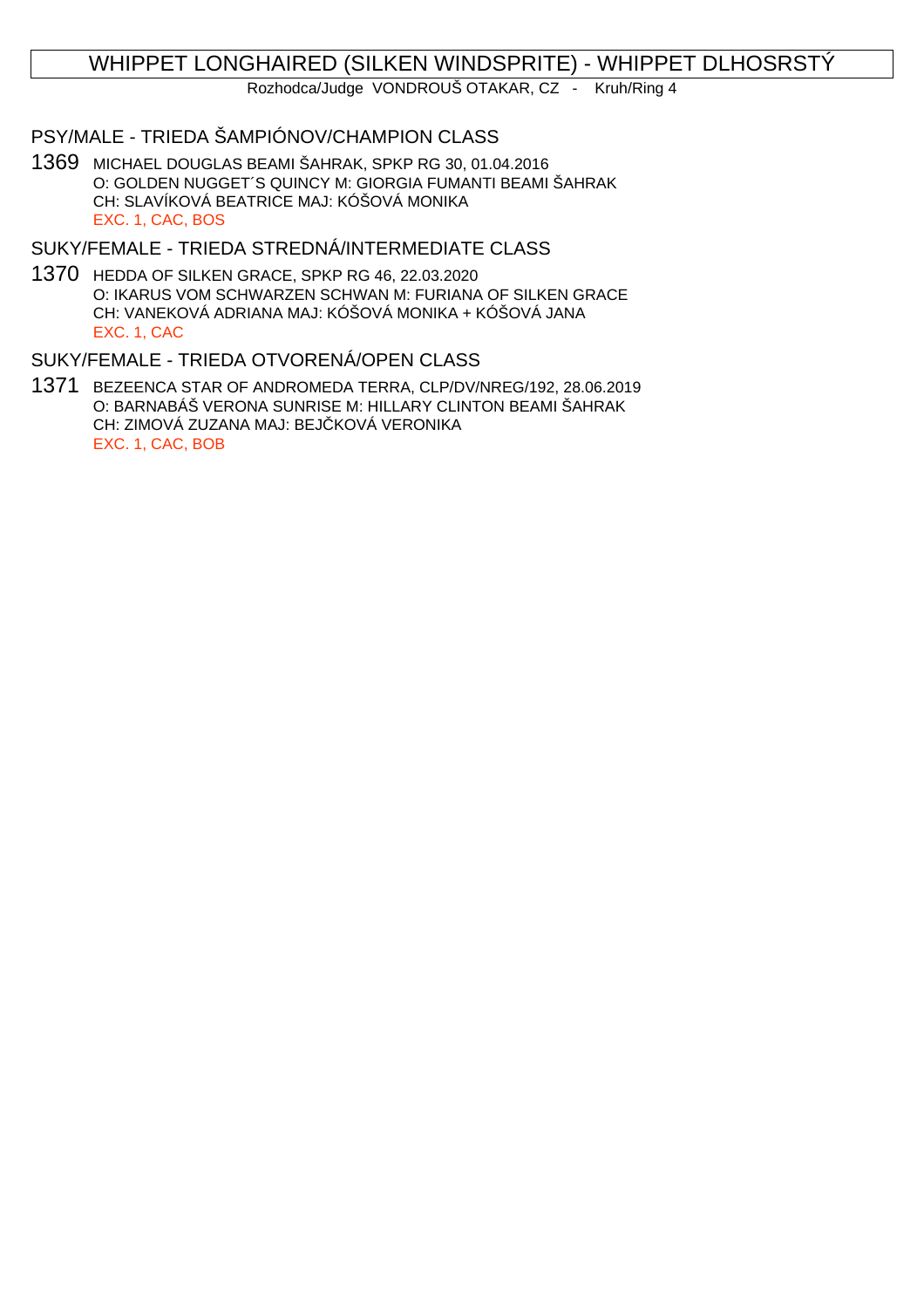# WHIPPET LONGHAIRED (SILKEN WINDSPRITE) - WHIPPET DLHOSRSTÝ

Rozhodca/Judge VONDROUŠ OTAKAR, CZ - Kruh/Ring 4

## PSY/MALE - TRIEDA ŠAMPIÓNOV/CHAMPION CLASS

1369 MICHAEL DOUGLAS BEAMI ŠAHRAK, SPKP RG 30, 01.04.2016
O: GOLDEN NUGGET´S QUINCY M: GIORGIA FUMANTI BEAMI ŠAHRAK
CH: SLAVÍKOVÁ BEATRICE MAJ: KÓŠOVÁ MONIKA
EXC. 1, CAC, BOS

## SUKY/FEMALE - TRIEDA STREDNÁ/INTERMEDIATE CLASS

1370 HEDDA OF SILKEN GRACE, SPKP RG 46, 22.03.2020
O: IKARUS VOM SCHWARZEN SCHWAN M: FURIANA OF SILKEN GRACE
CH: VANEKOVÁ ADRIANA MAJ: KÓŠOVÁ MONIKA + KÓŠOVÁ JANA
EXC. 1, CAC

## SUKY/FEMALE - TRIEDA OTVORENÁ/OPEN CLASS

1371 BEZEENCA STAR OF ANDROMEDA TERRA, CLP/DV/NREG/192, 28.06.2019
O: BARNABÁŠ VERONA SUNRISE M: HILLARY CLINTON BEAMI ŠAHRAK
CH: ZIMOVÁ ZUZANA MAJ: BEJČKOVÁ VERONIKA
EXC. 1, CAC, BOB